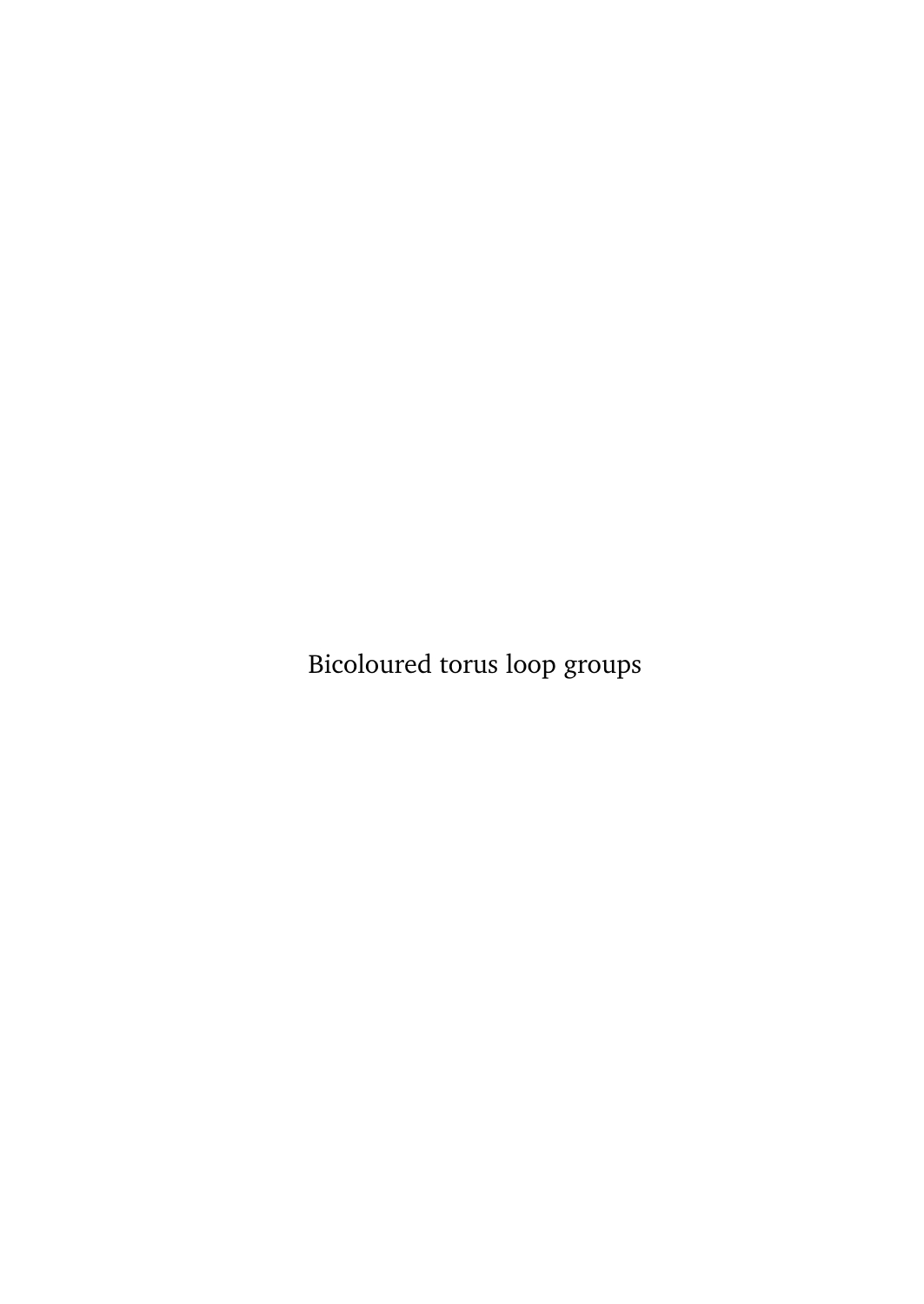Bicoloured torus loop groups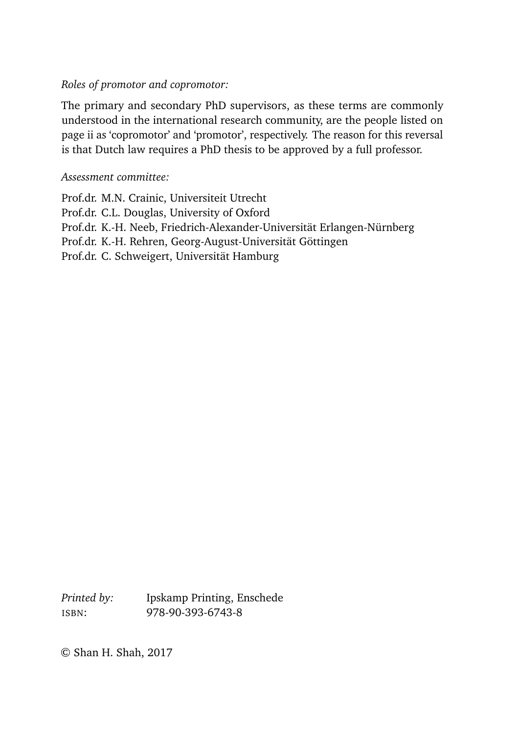*Roles of promotor and copromotor:*

The primary and secondary PhD supervisors, as these terms are commonly understood in the international research community, are the people listed on page ii as 'copromotor' and 'promotor', respectively. The reason for this reversal is that Dutch law requires a PhD thesis to be approved by a full professor.

*Assessment committee:*

Prof.dr. M.N. Crainic, Universiteit Utrecht
Prof.dr. C.L. Douglas, University of Oxford
Prof.dr. K.-H. Neeb, Friedrich-Alexander-Universität Erlangen-Nürnberg
Prof.dr. K.-H. Rehren, Georg-August-Universität Göttingen
Prof.dr. C. Schweigert, Universität Hamburg

*Printed by:* Ipskamp Printing, Enschede
ISBN: 978-90-393-6743-8

© Shan H. Shah, 2017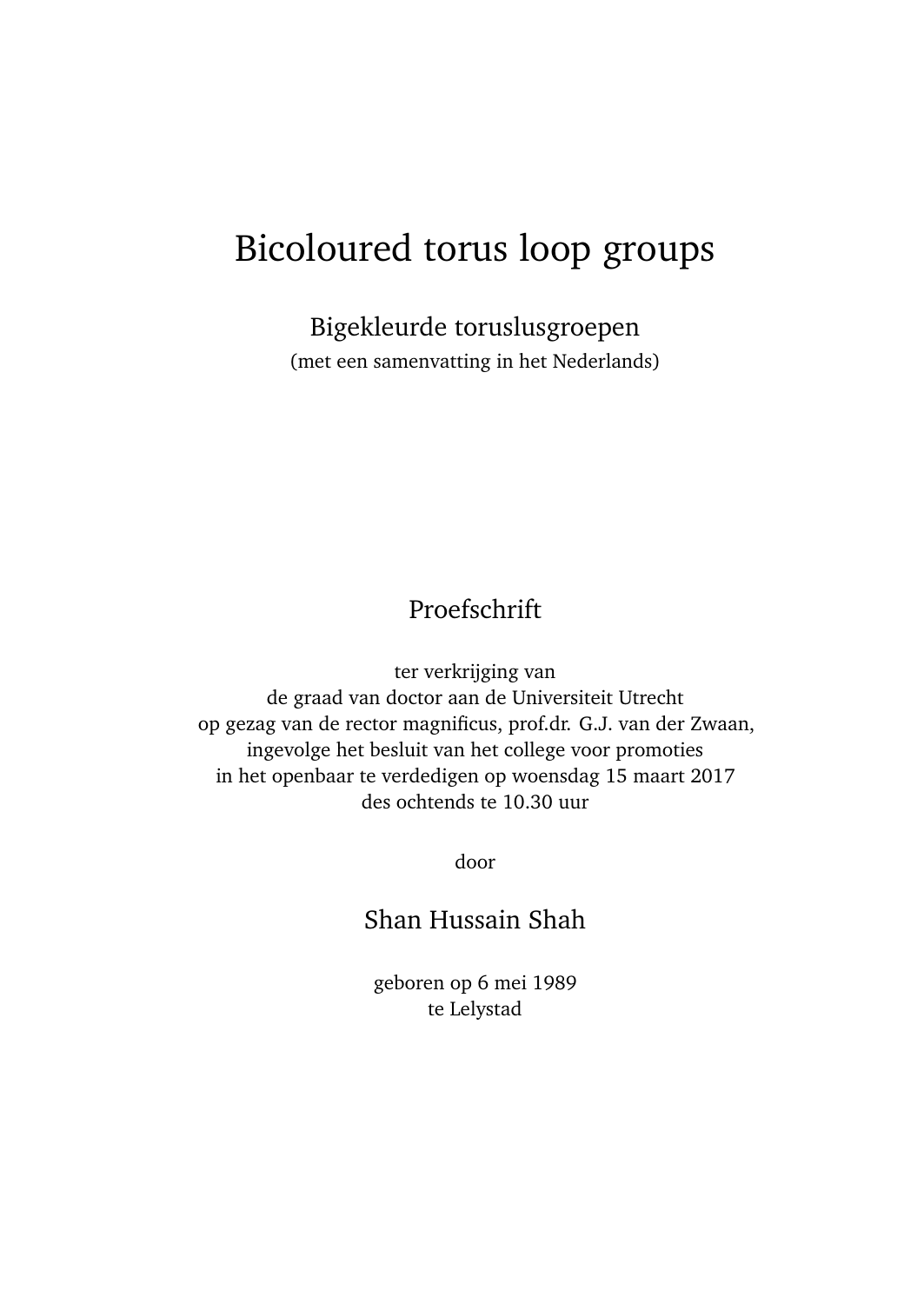# Bicoloured torus loop groups

## Bigekleurde toruslusgroepen

(met een samenvatting in het Nederlands)

## Proefschrift

ter verkrijging van
de graad van doctor aan de Universiteit Utrecht
op gezag van de rector magnificus, prof.dr. G.J. van der Zwaan,
ingevolge het besluit van het college voor promoties
in het openbaar te verdedigen op woensdag 15 maart 2017
des ochtends te 10.30 uur

door

## Shan Hussain Shah

geboren op 6 mei 1989
te Lelystad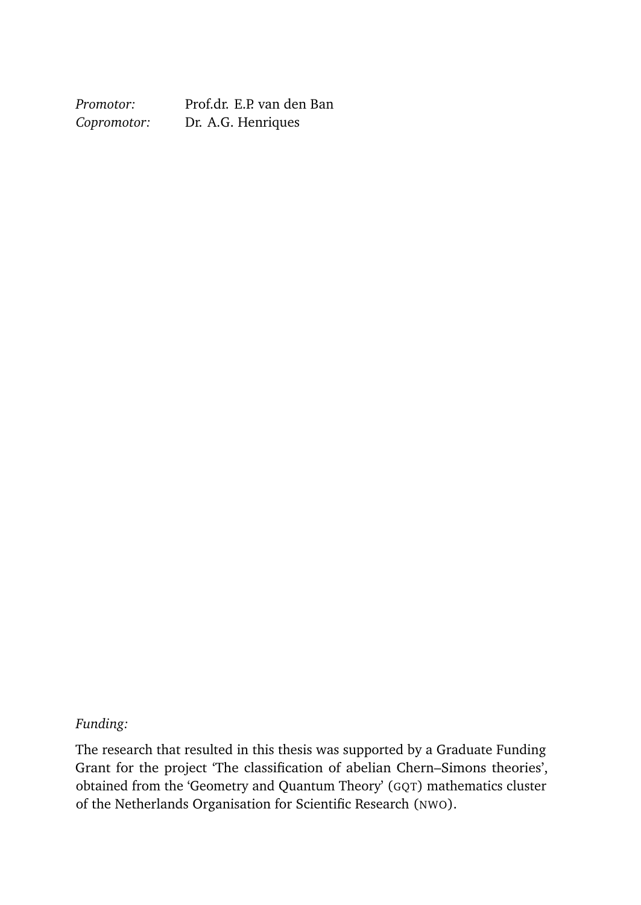| *Promotor:* | Prof.dr. E.P. van den Ban |
| --- | --- |
| *Copromotor:* | Dr. A.G. Henriques |

*Funding:*

The research that resulted in this thesis was supported by a Graduate Funding Grant for the project 'The classification of abelian Chern–Simons theories', obtained from the 'Geometry and Quantum Theory' (GQT) mathematics cluster of the Netherlands Organisation for Scientific Research (NWO).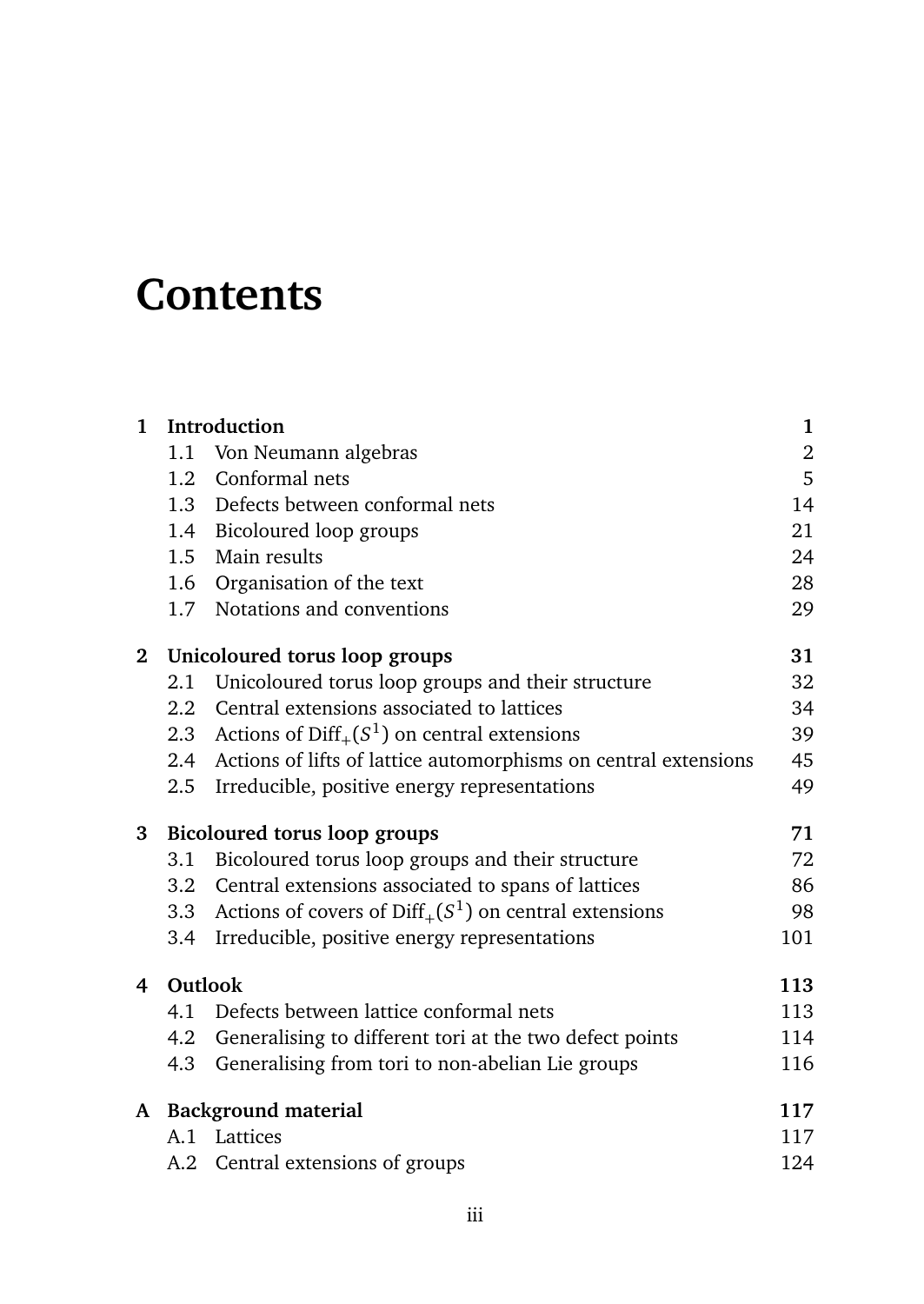# Contents

| | | |
|---|---|---|
| **1** | **Introduction** | **1** |
| 1.1 | Von Neumann algebras | 2 |
| 1.2 | Conformal nets | 5 |
| 1.3 | Defects between conformal nets | 14 |
| 1.4 | Bicoloured loop groups | 21 |
| 1.5 | Main results | 24 |
| 1.6 | Organisation of the text | 28 |
| 1.7 | Notations and conventions | 29 |
| **2** | **Unicoloured torus loop groups** | **31** |
| 2.1 | Unicoloured torus loop groups and their structure | 32 |
| 2.2 | Central extensions associated to lattices | 34 |
| 2.3 | Actions of $\mathrm{Diff}_+(S^1)$ on central extensions | 39 |
| 2.4 | Actions of lifts of lattice automorphisms on central extensions | 45 |
| 2.5 | Irreducible, positive energy representations | 49 |
| **3** | **Bicoloured torus loop groups** | **71** |
| 3.1 | Bicoloured torus loop groups and their structure | 72 |
| 3.2 | Central extensions associated to spans of lattices | 86 |
| 3.3 | Actions of covers of $\mathrm{Diff}_+(S^1)$ on central extensions | 98 |
| 3.4 | Irreducible, positive energy representations | 101 |
| **4** | **Outlook** | **113** |
| 4.1 | Defects between lattice conformal nets | 113 |
| 4.2 | Generalising to different tori at the two defect points | 114 |
| 4.3 | Generalising from tori to non-abelian Lie groups | 116 |
| **A** | **Background material** | **117** |
| A.1 | Lattices | 117 |
| A.2 | Central extensions of groups | 124 |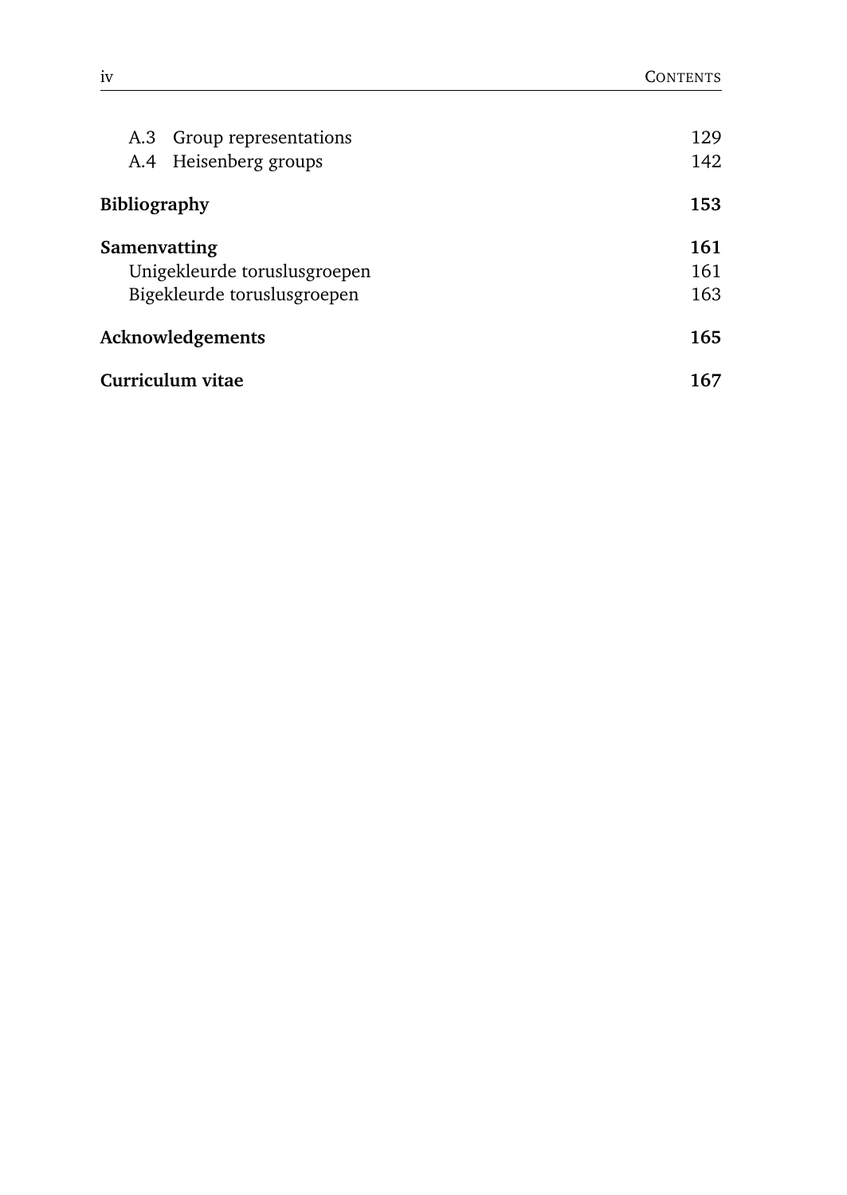A.3 Group representations 129
A.4 Heisenberg groups 142

**Bibliography** **153**

**Samenvatting** **161**
Unigekleurde toruslusgroepen 161
Bigekleurde toruslusgroepen 163

**Acknowledgements** **165**

**Curriculum vitae** **167**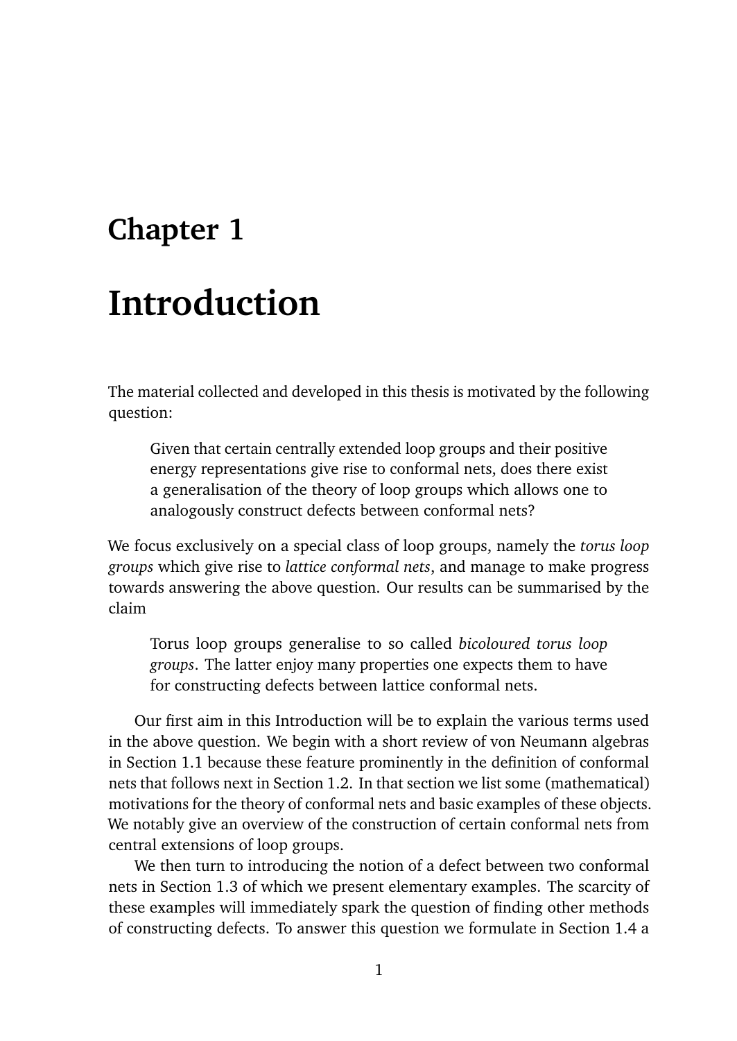# Chapter 1

# Introduction

The material collected and developed in this thesis is motivated by the following question:

> Given that certain centrally extended loop groups and their positive energy representations give rise to conformal nets, does there exist a generalisation of the theory of loop groups which allows one to analogously construct defects between conformal nets?

We focus exclusively on a special class of loop groups, namely the *torus loop groups* which give rise to *lattice conformal nets*, and manage to make progress towards answering the above question. Our results can be summarised by the claim

> Torus loop groups generalise to so called *bicoloured torus loop groups*. The latter enjoy many properties one expects them to have for constructing defects between lattice conformal nets.

Our first aim in this Introduction will be to explain the various terms used in the above question. We begin with a short review of von Neumann algebras in Section 1.1 because these feature prominently in the definition of conformal nets that follows next in Section 1.2. In that section we list some (mathematical) motivations for the theory of conformal nets and basic examples of these objects. We notably give an overview of the construction of certain conformal nets from central extensions of loop groups.

We then turn to introducing the notion of a defect between two conformal nets in Section 1.3 of which we present elementary examples. The scarcity of these examples will immediately spark the question of finding other methods of constructing defects. To answer this question we formulate in Section 1.4 a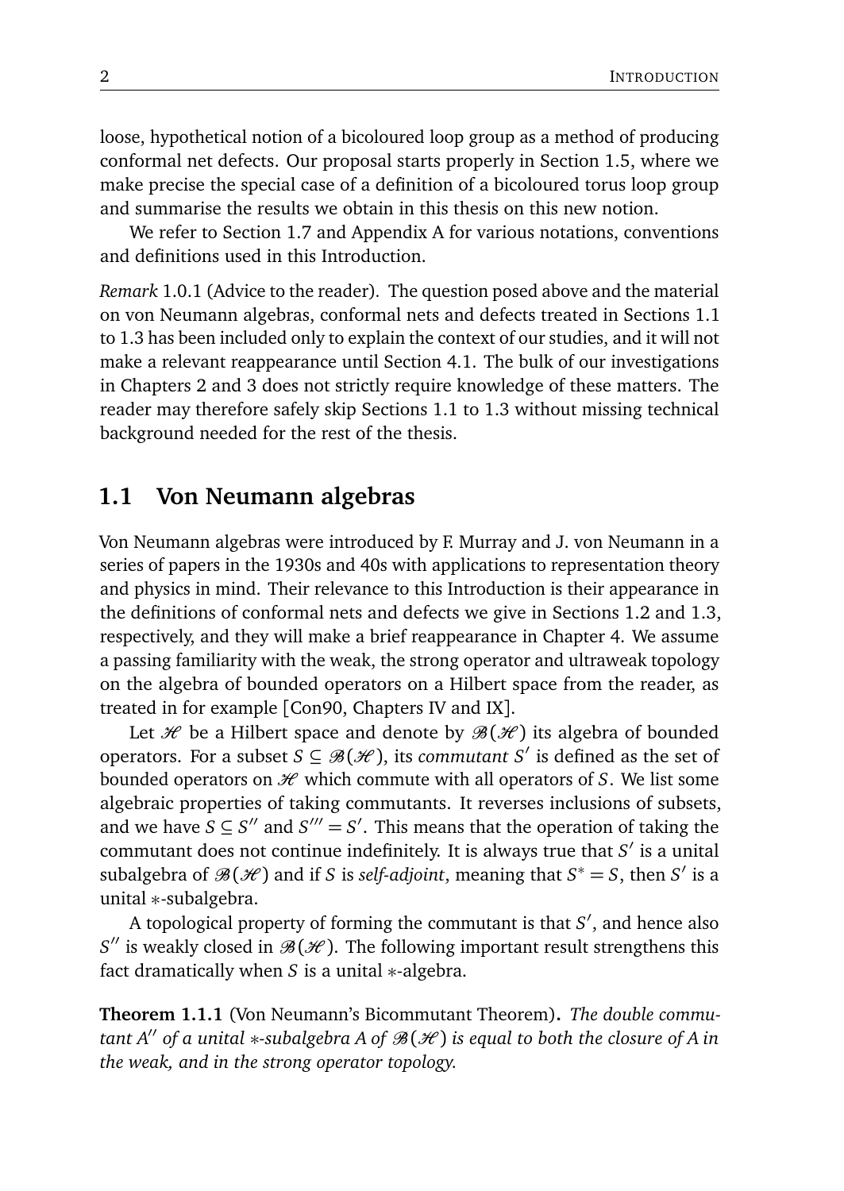loose, hypothetical notion of a bicoloured loop group as a method of producing conformal net defects. Our proposal starts properly in Section 1.5, where we make precise the special case of a definition of a bicoloured torus loop group and summarise the results we obtain in this thesis on this new notion.

We refer to Section 1.7 and Appendix A for various notations, conventions and definitions used in this Introduction.

*Remark* 1.0.1 (Advice to the reader). The question posed above and the material on von Neumann algebras, conformal nets and defects treated in Sections 1.1 to 1.3 has been included only to explain the context of our studies, and it will not make a relevant reappearance until Section 4.1. The bulk of our investigations in Chapters 2 and 3 does not strictly require knowledge of these matters. The reader may therefore safely skip Sections 1.1 to 1.3 without missing technical background needed for the rest of the thesis.

## 1.1 Von Neumann algebras

Von Neumann algebras were introduced by F. Murray and J. von Neumann in a series of papers in the 1930s and 40s with applications to representation theory and physics in mind. Their relevance to this Introduction is their appearance in the definitions of conformal nets and defects we give in Sections 1.2 and 1.3, respectively, and they will make a brief reappearance in Chapter 4. We assume a passing familiarity with the weak, the strong operator and ultraweak topology on the algebra of bounded operators on a Hilbert space from the reader, as treated in for example [Con90, Chapters IV and IX].

Let $\mathscr{H}$ be a Hilbert space and denote by $\mathscr{B}(\mathscr{H})$ its algebra of bounded operators. For a subset $S \subseteq \mathscr{B}(\mathscr{H})$, its *commutant* $S'$ is defined as the set of bounded operators on $\mathscr{H}$ which commute with all operators of $S$. We list some algebraic properties of taking commutants. It reverses inclusions of subsets, and we have $S \subseteq S''$ and $S''' = S'$. This means that the operation of taking the commutant does not continue indefinitely. It is always true that $S'$ is a unital subalgebra of $\mathscr{B}(\mathscr{H})$ and if $S$ is *self-adjoint*, meaning that $S^* = S$, then $S'$ is a unital $*$-subalgebra.

A topological property of forming the commutant is that $S'$, and hence also $S''$ is weakly closed in $\mathscr{B}(\mathscr{H})$. The following important result strengthens this fact dramatically when $S$ is a unital $*$-algebra.

**Theorem 1.1.1** (Von Neumann's Bicommutant Theorem)**.** *The double commutant $A''$ of a unital $*$-subalgebra $A$ of $\mathscr{B}(\mathscr{H})$ is equal to both the closure of $A$ in the weak, and in the strong operator topology.*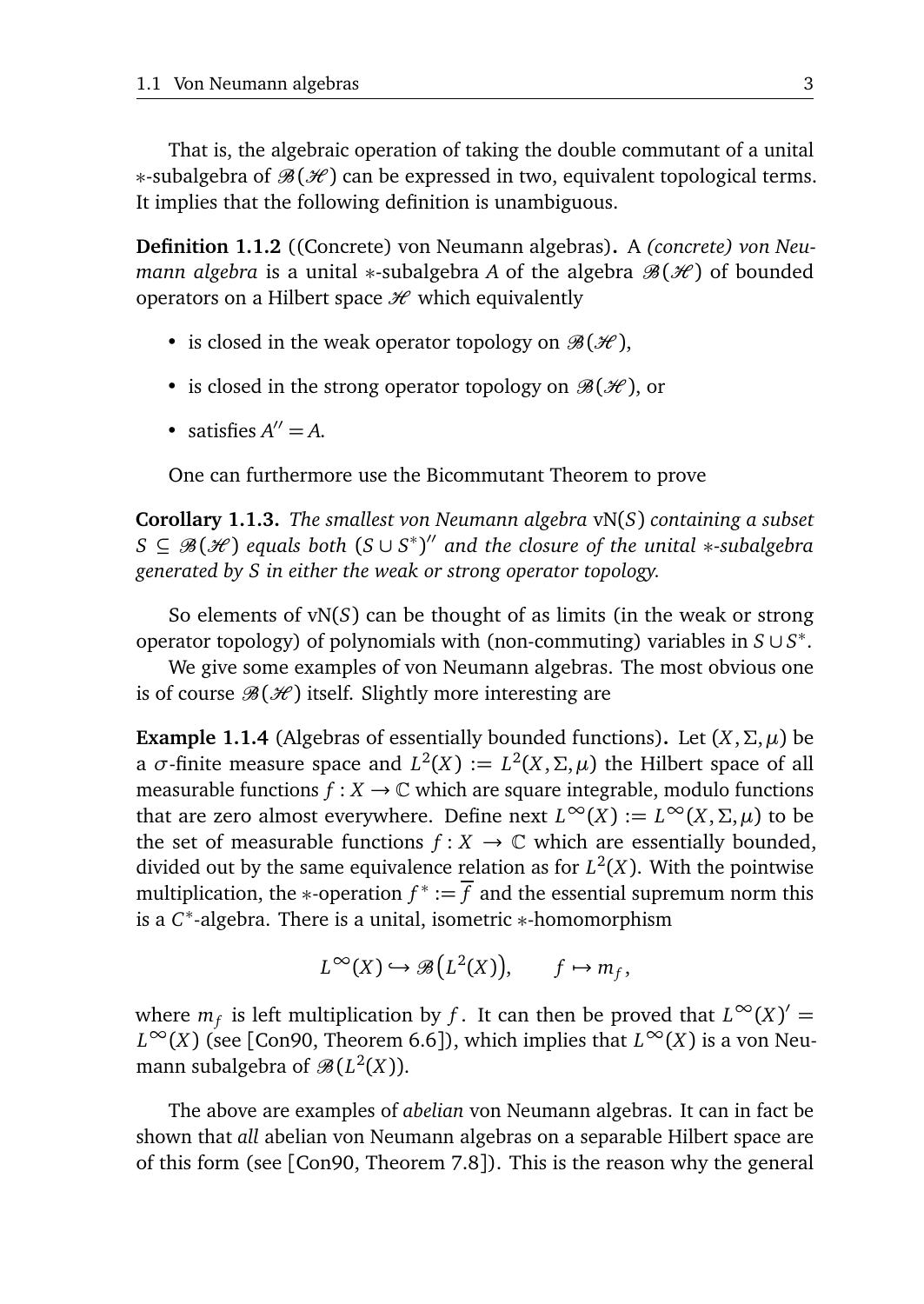That is, the algebraic operation of taking the double commutant of a unital $*$-subalgebra of $\mathscr{B}(\mathscr{H})$ can be expressed in two, equivalent topological terms. It implies that the following definition is unambiguous.

**Definition 1.1.2** ((Concrete) von Neumann algebras)**.** A *(concrete) von Neumann algebra* is a unital $*$-subalgebra $A$ of the algebra $\mathscr{B}(\mathscr{H})$ of bounded operators on a Hilbert space $\mathscr{H}$ which equivalently

- is closed in the weak operator topology on $\mathscr{B}(\mathscr{H})$,
- is closed in the strong operator topology on $\mathscr{B}(\mathscr{H})$, or
- satisfies $A'' = A$.

One can furthermore use the Bicommutant Theorem to prove

**Corollary 1.1.3.** *The smallest von Neumann algebra* $\mathrm{vN}(S)$ *containing a subset* $S \subseteq \mathscr{B}(\mathscr{H})$ *equals both* $(S \cup S^*)''$ *and the closure of the unital* $*$*-subalgebra generated by* $S$ *in either the weak or strong operator topology.*

So elements of $\mathrm{vN}(S)$ can be thought of as limits (in the weak or strong operator topology) of polynomials with (non-commuting) variables in $S \cup S^*$.

We give some examples of von Neumann algebras. The most obvious one is of course $\mathscr{B}(\mathscr{H})$ itself. Slightly more interesting are

**Example 1.1.4** (Algebras of essentially bounded functions)**.** Let $(X, \Sigma, \mu)$ be a $\sigma$-finite measure space and $L^2(X) := L^2(X, \Sigma, \mu)$ the Hilbert space of all measurable functions $f : X \to \mathbb{C}$ which are square integrable, modulo functions that are zero almost everywhere. Define next $L^\infty(X) := L^\infty(X, \Sigma, \mu)$ to be the set of measurable functions $f : X \to \mathbb{C}$ which are essentially bounded, divided out by the same equivalence relation as for $L^2(X)$. With the pointwise multiplication, the $*$-operation $f^* := \overline{f}$ and the essential supremum norm this is a $C^*$-algebra. There is a unital, isometric $*$-homomorphism

$$L^\infty(X) \hookrightarrow \mathscr{B}\big(L^2(X)\big), \qquad f \mapsto m_f,$$

where $m_f$ is left multiplication by $f$. It can then be proved that $L^\infty(X)' = L^\infty(X)$ (see [Con90, Theorem 6.6]), which implies that $L^\infty(X)$ is a von Neumann subalgebra of $\mathscr{B}(L^2(X))$.

The above are examples of *abelian* von Neumann algebras. It can in fact be shown that *all* abelian von Neumann algebras on a separable Hilbert space are of this form (see [Con90, Theorem 7.8]). This is the reason why the general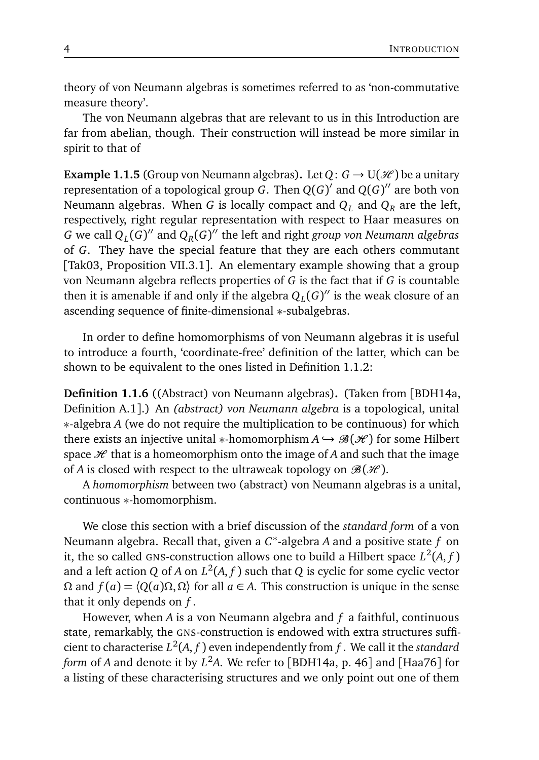theory of von Neumann algebras is sometimes referred to as 'non-commutative measure theory'.

The von Neumann algebras that are relevant to us in this Introduction are far from abelian, though. Their construction will instead be more similar in spirit to that of

**Example 1.1.5** (Group von Neumann algebras)**.** Let $Q\colon G \to \mathrm{U}(\mathscr{H})$ be a unitary representation of a topological group $G$. Then $Q(G)'$ and $Q(G)''$ are both von Neumann algebras. When $G$ is locally compact and $Q_L$ and $Q_R$ are the left, respectively, right regular representation with respect to Haar measures on $G$ we call $Q_L(G)''$ and $Q_R(G)''$ the left and right *group von Neumann algebras* of $G$. They have the special feature that they are each others commutant [Tak03, Proposition VII.3.1]. An elementary example showing that a group von Neumann algebra reflects properties of $G$ is the fact that if $G$ is countable then it is amenable if and only if the algebra $Q_L(G)''$ is the weak closure of an ascending sequence of finite-dimensional $*$-subalgebras.

In order to define homomorphisms of von Neumann algebras it is useful to introduce a fourth, 'coordinate-free' definition of the latter, which can be shown to be equivalent to the ones listed in Definition 1.1.2:

**Definition 1.1.6** ((Abstract) von Neumann algebras)**.** (Taken from [BDH14a, Definition A.1].) An *(abstract) von Neumann algebra* is a topological, unital $*$-algebra $A$ (we do not require the multiplication to be continuous) for which there exists an injective unital $*$-homomorphism $A \hookrightarrow \mathscr{B}(\mathscr{H})$ for some Hilbert space $\mathscr{H}$ that is a homeomorphism onto the image of $A$ and such that the image of $A$ is closed with respect to the ultraweak topology on $\mathscr{B}(\mathscr{H})$.

A *homomorphism* between two (abstract) von Neumann algebras is a unital, continuous $*$-homomorphism.

We close this section with a brief discussion of the *standard form* of a von Neumann algebra. Recall that, given a $C^*$-algebra $A$ and a positive state $f$ on it, the so called GNS-construction allows one to build a Hilbert space $L^2(A, f)$ and a left action $Q$ of $A$ on $L^2(A, f)$ such that $Q$ is cyclic for some cyclic vector $\Omega$ and $f(a) = \langle Q(a)\Omega, \Omega\rangle$ for all $a \in A$. This construction is unique in the sense that it only depends on $f$.

However, when $A$ is a von Neumann algebra and $f$ a faithful, continuous state, remarkably, the GNS-construction is endowed with extra structures sufficient to characterise $L^2(A, f)$ even independently from $f$. We call it the *standard form* of $A$ and denote it by $L^2A$. We refer to [BDH14a, p. 46] and [Haa76] for a listing of these characterising structures and we only point out one of them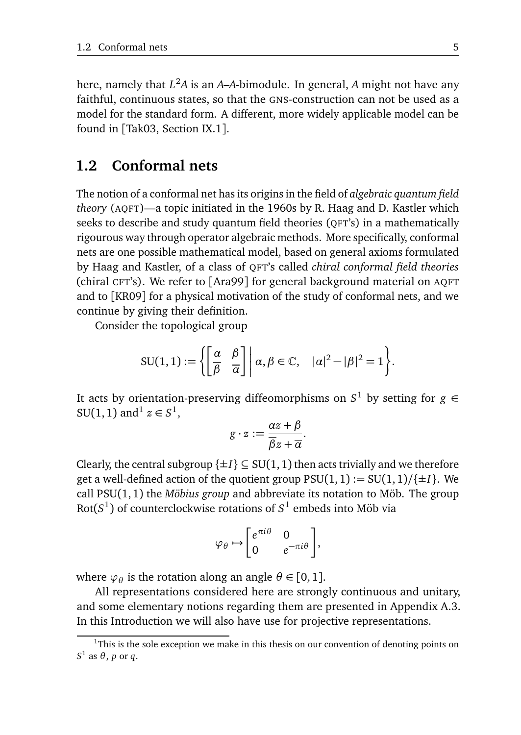here, namely that $L^2A$ is an $A$–$A$-bimodule. In general, $A$ might not have any faithful, continuous states, so that the GNS-construction can not be used as a model for the standard form. A different, more widely applicable model can be found in [Tak03, Section IX.1].

## 1.2 Conformal nets

The notion of a conformal net has its origins in the field of *algebraic quantum field theory* (AQFT)—a topic initiated in the 1960s by R. Haag and D. Kastler which seeks to describe and study quantum field theories (QFT's) in a mathematically rigourous way through operator algebraic methods. More specifically, conformal nets are one possible mathematical model, based on general axioms formulated by Haag and Kastler, of a class of QFT's called *chiral conformal field theories* (chiral CFT's). We refer to [Ara99] for general background material on AQFT and to [KR09] for a physical motivation of the study of conformal nets, and we continue by giving their definition.

Consider the topological group

$$\mathrm{SU}(1,1) := \left\{ \begin{bmatrix} \alpha & \beta \\ \overline{\beta} & \overline{\alpha} \end{bmatrix} \middle| \; \alpha, \beta \in \mathbb{C}, \quad |\alpha|^2 - |\beta|^2 = 1 \right\}.$$

It acts by orientation-preserving diffeomorphisms on $S^1$ by setting for $g \in \mathrm{SU}(1,1)$ and[1] $z \in S^1$,

$$g \cdot z := \frac{\alpha z + \beta}{\overline{\beta} z + \overline{\alpha}}.$$

Clearly, the central subgroup $\{\pm I\} \subseteq \mathrm{SU}(1,1)$ then acts trivially and we therefore get a well-defined action of the quotient group $\mathrm{PSU}(1,1) := \mathrm{SU}(1,1)/\{\pm I\}$. We call $\mathrm{PSU}(1,1)$ the *Möbius group* and abbreviate its notation to Möb. The group $\mathrm{Rot}(S^1)$ of counterclockwise rotations of $S^1$ embeds into Möb via

$$\varphi_\theta \mapsto \begin{bmatrix} e^{\pi i \theta} & 0 \\ 0 & e^{-\pi i \theta} \end{bmatrix},$$

where $\varphi_\theta$ is the rotation along an angle $\theta \in [0,1]$.

All representations considered here are strongly continuous and unitary, and some elementary notions regarding them are presented in Appendix A.3. In this Introduction we will also have use for projective representations.

[1] This is the sole exception we make in this thesis on our convention of denoting points on $S^1$ as $\theta$, $p$ or $q$.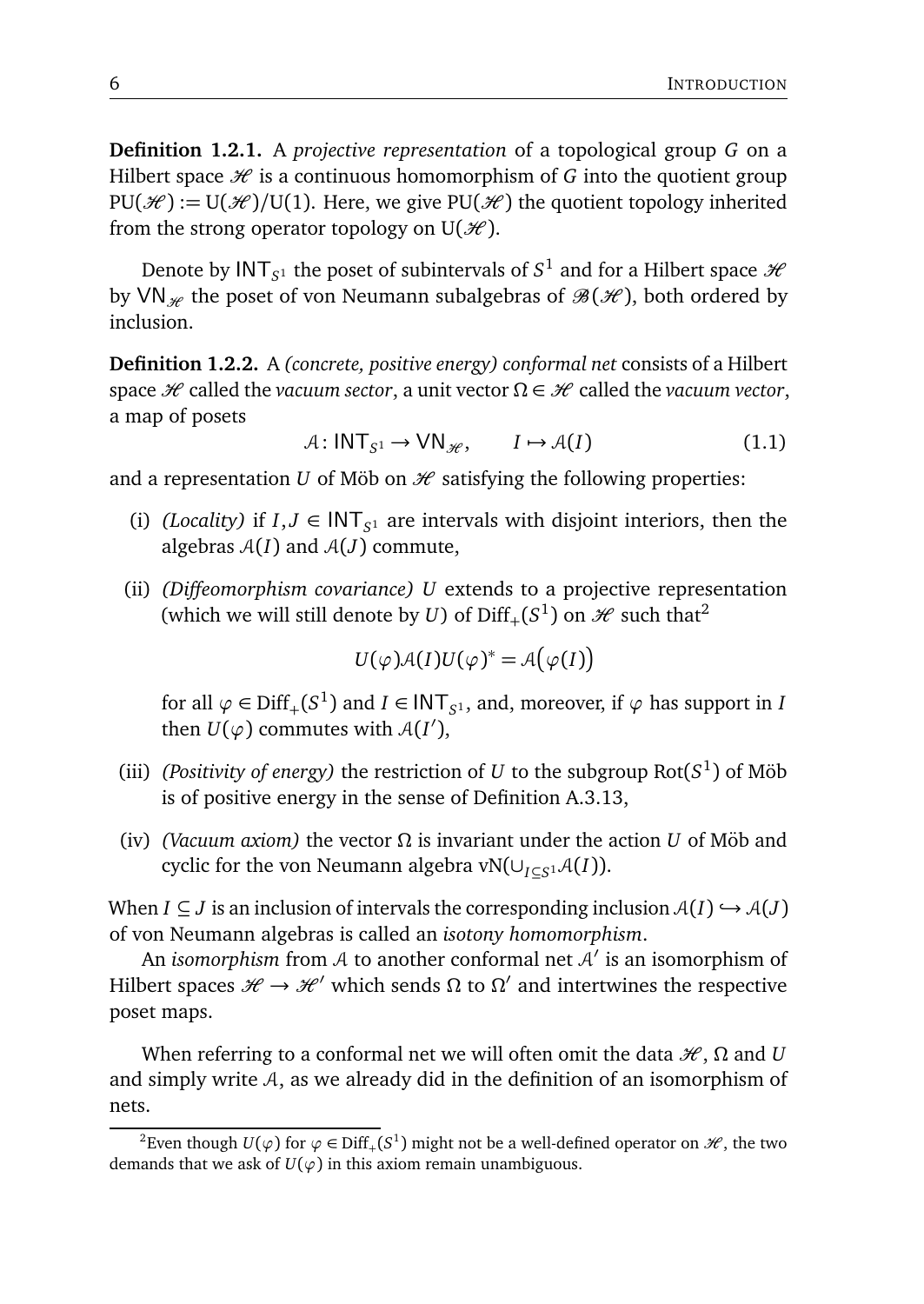**Definition 1.2.1.** A *projective representation* of a topological group $G$ on a Hilbert space $\mathscr{H}$ is a continuous homomorphism of $G$ into the quotient group $\mathrm{PU}(\mathscr{H}) := \mathrm{U}(\mathscr{H})/\mathrm{U}(1)$. Here, we give $\mathrm{PU}(\mathscr{H})$ the quotient topology inherited from the strong operator topology on $\mathrm{U}(\mathscr{H})$.

Denote by $\mathsf{INT}_{S^1}$ the poset of subintervals of $S^1$ and for a Hilbert space $\mathscr{H}$ by $\mathsf{VN}_{\mathscr{H}}$ the poset of von Neumann subalgebras of $\mathscr{B}(\mathscr{H})$, both ordered by inclusion.

**Definition 1.2.2.** A *(concrete, positive energy) conformal net* consists of a Hilbert space $\mathscr{H}$ called the *vacuum sector*, a unit vector $\Omega \in \mathscr{H}$ called the *vacuum vector*, a map of posets

$$\mathcal{A} \colon \mathsf{INT}_{S^1} \to \mathsf{VN}_{\mathscr{H}}, \qquad I \mapsto \mathcal{A}(I) \tag{1.1}$$

and a representation $U$ of Möb on $\mathscr{H}$ satisfying the following properties:

(i) *(Locality)* if $I, J \in \mathsf{INT}_{S^1}$ are intervals with disjoint interiors, then the algebras $\mathcal{A}(I)$ and $\mathcal{A}(J)$ commute,

(ii) *(Diffeomorphism covariance)* $U$ extends to a projective representation (which we will still denote by $U$) of $\mathrm{Diff}_+(S^1)$ on $\mathscr{H}$ such that[2]

$$U(\varphi)\mathcal{A}(I)U(\varphi)^* = \mathcal{A}\big(\varphi(I)\big)$$

for all $\varphi \in \mathrm{Diff}_+(S^1)$ and $I \in \mathsf{INT}_{S^1}$, and, moreover, if $\varphi$ has support in $I$ then $U(\varphi)$ commutes with $\mathcal{A}(I')$,

(iii) *(Positivity of energy)* the restriction of $U$ to the subgroup $\mathrm{Rot}(S^1)$ of Möb is of positive energy in the sense of Definition A.3.13,

(iv) *(Vacuum axiom)* the vector $\Omega$ is invariant under the action $U$ of Möb and cyclic for the von Neumann algebra $\mathrm{vN}(\cup_{I \subseteq S^1} \mathcal{A}(I))$.

When $I \subseteq J$ is an inclusion of intervals the corresponding inclusion $\mathcal{A}(I) \hookrightarrow \mathcal{A}(J)$ of von Neumann algebras is called an *isotony homomorphism*.

An *isomorphism* from $\mathcal{A}$ to another conformal net $\mathcal{A}'$ is an isomorphism of Hilbert spaces $\mathscr{H} \to \mathscr{H}'$ which sends $\Omega$ to $\Omega'$ and intertwines the respective poset maps.

When referring to a conformal net we will often omit the data $\mathscr{H}$, $\Omega$ and $U$ and simply write $\mathcal{A}$, as we already did in the definition of an isomorphism of nets.

[2]Even though $U(\varphi)$ for $\varphi \in \mathrm{Diff}_+(S^1)$ might not be a well-defined operator on $\mathscr{H}$, the two demands that we ask of $U(\varphi)$ in this axiom remain unambiguous.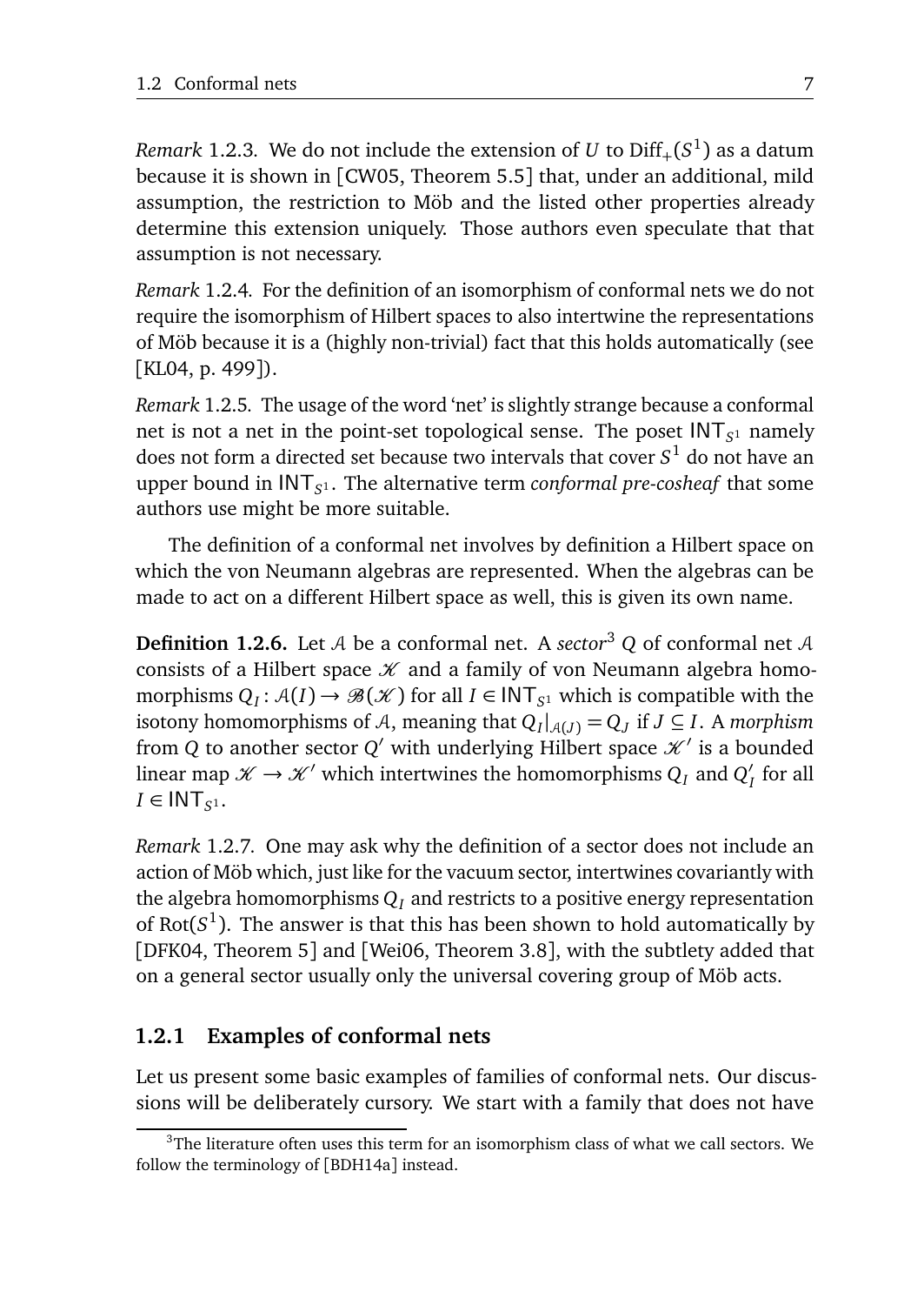*Remark* 1.2.3. We do not include the extension of $U$ to $\mathrm{Diff}_+(S^1)$ as a datum because it is shown in [CW05, Theorem 5.5] that, under an additional, mild assumption, the restriction to Möb and the listed other properties already determine this extension uniquely. Those authors even speculate that that assumption is not necessary.

*Remark* 1.2.4. For the definition of an isomorphism of conformal nets we do not require the isomorphism of Hilbert spaces to also intertwine the representations of Möb because it is a (highly non-trivial) fact that this holds automatically (see [KL04, p. 499]).

*Remark* 1.2.5. The usage of the word 'net' is slightly strange because a conformal net is not a net in the point-set topological sense. The poset $\mathsf{INT}_{S^1}$ namely does not form a directed set because two intervals that cover $S^1$ do not have an upper bound in $\mathsf{INT}_{S^1}$. The alternative term *conformal pre-cosheaf* that some authors use might be more suitable.

The definition of a conformal net involves by definition a Hilbert space on which the von Neumann algebras are represented. When the algebras can be made to act on a different Hilbert space as well, this is given its own name.

**Definition 1.2.6.** Let $\mathcal{A}$ be a conformal net. A *sector*[3] $Q$ of conformal net $\mathcal{A}$ consists of a Hilbert space $\mathscr{K}$ and a family of von Neumann algebra homomorphisms $Q_I : \mathcal{A}(I) \to \mathscr{B}(\mathscr{K})$ for all $I \in \mathsf{INT}_{S^1}$ which is compatible with the isotony homomorphisms of $\mathcal{A}$, meaning that $Q_I|_{\mathcal{A}(J)} = Q_J$ if $J \subseteq I$. A *morphism* from $Q$ to another sector $Q'$ with underlying Hilbert space $\mathscr{K}'$ is a bounded linear map $\mathscr{K} \to \mathscr{K}'$ which intertwines the homomorphisms $Q_I$ and $Q'_I$ for all $I \in \mathsf{INT}_{S^1}$.

*Remark* 1.2.7. One may ask why the definition of a sector does not include an action of Möb which, just like for the vacuum sector, intertwines covariantly with the algebra homomorphisms $Q_I$ and restricts to a positive energy representation of $\mathrm{Rot}(S^1)$. The answer is that this has been shown to hold automatically by [DFK04, Theorem 5] and [Wei06, Theorem 3.8], with the subtlety added that on a general sector usually only the universal covering group of Möb acts.

### 1.2.1 Examples of conformal nets

Let us present some basic examples of families of conformal nets. Our discussions will be deliberately cursory. We start with a family that does not have

---

[3] The literature often uses this term for an isomorphism class of what we call sectors. We follow the terminology of [BDH14a] instead.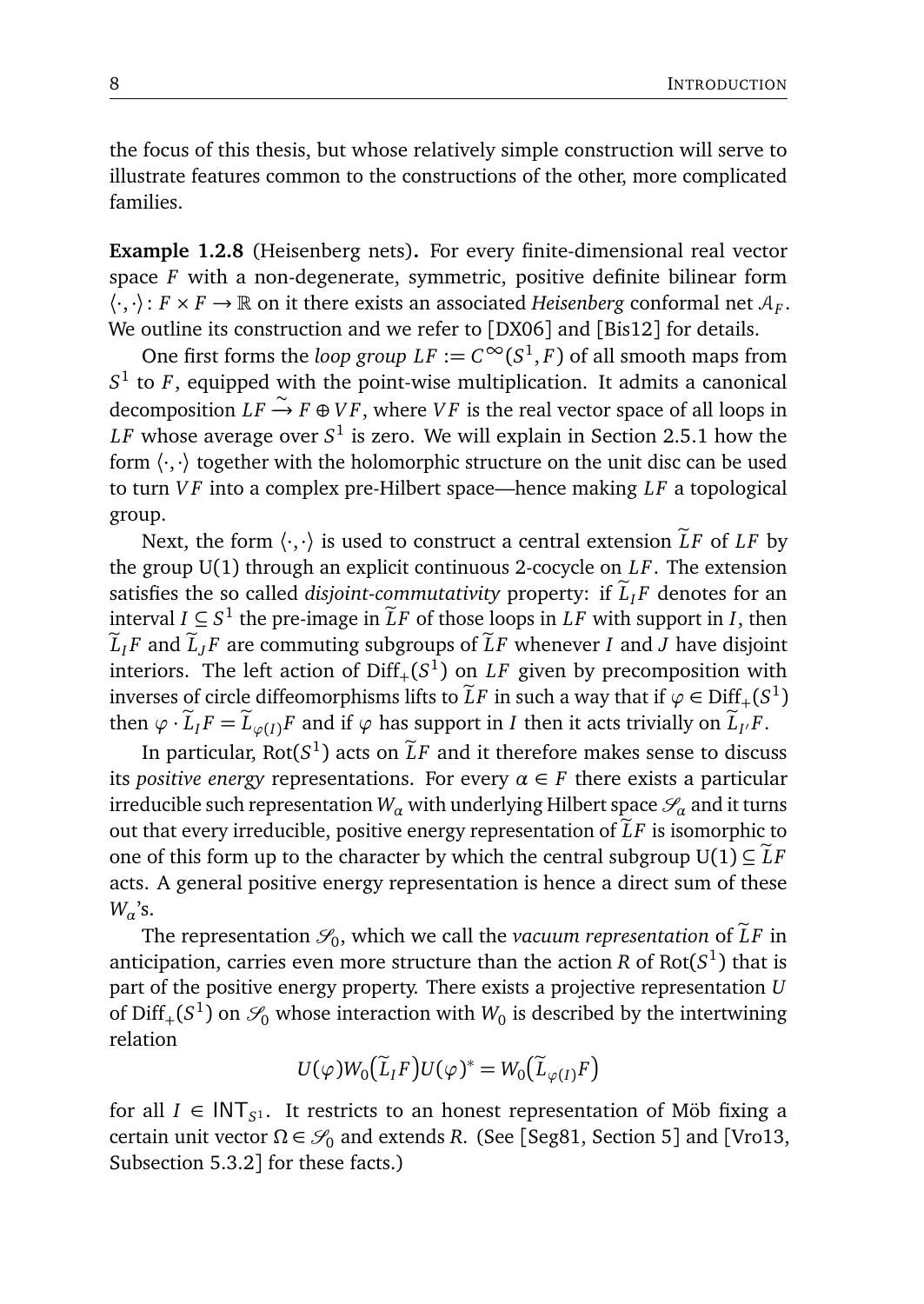the focus of this thesis, but whose relatively simple construction will serve to illustrate features common to the constructions of the other, more complicated families.

**Example 1.2.8** (Heisenberg nets)**.** For every finite-dimensional real vector space $F$ with a non-degenerate, symmetric, positive definite bilinear form $\langle \cdot, \cdot \rangle \colon F \times F \to \mathbb{R}$ on it there exists an associated *Heisenberg* conformal net $\mathcal{A}_F$. We outline its construction and we refer to [DX06] and [Bis12] for details.

One first forms the *loop group* $LF := C^\infty(S^1, F)$ of all smooth maps from $S^1$ to $F$, equipped with the point-wise multiplication. It admits a canonical decomposition $LF \xrightarrow{\sim} F \oplus VF$, where $VF$ is the real vector space of all loops in $LF$ whose average over $S^1$ is zero. We will explain in Section 2.5.1 how the form $\langle \cdot, \cdot \rangle$ together with the holomorphic structure on the unit disc can be used to turn $VF$ into a complex pre-Hilbert space—hence making $LF$ a topological group.

Next, the form $\langle \cdot, \cdot \rangle$ is used to construct a central extension $\widetilde{L}F$ of $LF$ by the group $\mathrm{U}(1)$ through an explicit continuous 2-cocycle on $LF$. The extension satisfies the so called *disjoint-commutativity* property: if $\widetilde{L}_I F$ denotes for an interval $I \subseteq S^1$ the pre-image in $\widetilde{L}F$ of those loops in $LF$ with support in $I$, then $\widetilde{L}_I F$ and $\widetilde{L}_J F$ are commuting subgroups of $\widetilde{L}F$ whenever $I$ and $J$ have disjoint interiors. The left action of $\mathrm{Diff}_+(S^1)$ on $LF$ given by precomposition with inverses of circle diffeomorphisms lifts to $\widetilde{L}F$ in such a way that if $\varphi \in \mathrm{Diff}_+(S^1)$ then $\varphi \cdot \widetilde{L}_I F = \widetilde{L}_{\varphi(I)} F$ and if $\varphi$ has support in $I$ then it acts trivially on $\widetilde{L}_{I'} F$.

In particular, $\mathrm{Rot}(S^1)$ acts on $\widetilde{L}F$ and it therefore makes sense to discuss its *positive energy* representations. For every $\alpha \in F$ there exists a particular irreducible such representation $W_\alpha$ with underlying Hilbert space $\mathscr{S}_\alpha$ and it turns out that every irreducible, positive energy representation of $\widetilde{L}F$ is isomorphic to one of this form up to the character by which the central subgroup $\mathrm{U}(1) \subseteq \widetilde{L}F$ acts. A general positive energy representation is hence a direct sum of these $W_\alpha$'s.

The representation $\mathscr{S}_0$, which we call the *vacuum representation* of $\widetilde{L}F$ in anticipation, carries even more structure than the action $R$ of $\mathrm{Rot}(S^1)$ that is part of the positive energy property. There exists a projective representation $U$ of $\mathrm{Diff}_+(S^1)$ on $\mathscr{S}_0$ whose interaction with $W_0$ is described by the intertwining relation

$$U(\varphi) W_0\big(\widetilde{L}_I F\big) U(\varphi)^* = W_0\big(\widetilde{L}_{\varphi(I)} F\big)$$

for all $I \in \mathsf{INT}_{S^1}$. It restricts to an honest representation of Möb fixing a certain unit vector $\Omega \in \mathscr{S}_0$ and extends $R$. (See [Seg81, Section 5] and [Vro13, Subsection 5.3.2] for these facts.)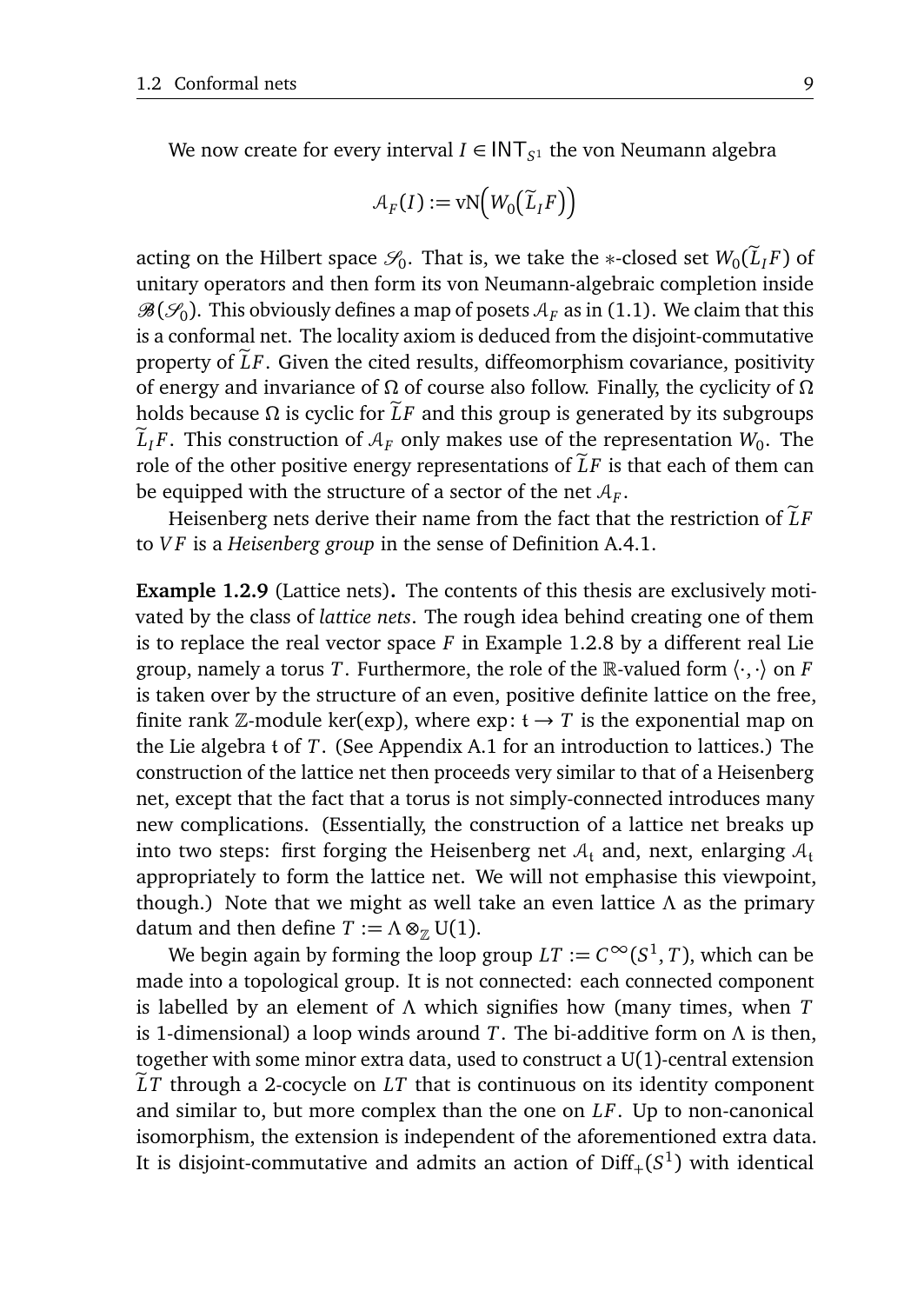We now create for every interval $I \in \mathsf{INT}_{S^1}$ the von Neumann algebra

$$\mathcal{A}_F(I) := \mathrm{vN}\Big(W_0\big(\widetilde{L}_I F\big)\Big)$$

acting on the Hilbert space $\mathscr{S}_0$. That is, we take the $*$-closed set $W_0(\widetilde{L}_I F)$ of unitary operators and then form its von Neumann-algebraic completion inside $\mathscr{B}(\mathscr{S}_0)$. This obviously defines a map of posets $\mathcal{A}_F$ as in (1.1). We claim that this is a conformal net. The locality axiom is deduced from the disjoint-commutative property of $\widetilde{L}F$. Given the cited results, diffeomorphism covariance, positivity of energy and invariance of $\Omega$ of course also follow. Finally, the cyclicity of $\Omega$ holds because $\Omega$ is cyclic for $\widetilde{L}F$ and this group is generated by its subgroups $\widetilde{L}_I F$. This construction of $\mathcal{A}_F$ only makes use of the representation $W_0$. The role of the other positive energy representations of $\widetilde{L}F$ is that each of them can be equipped with the structure of a sector of the net $\mathcal{A}_F$.

Heisenberg nets derive their name from the fact that the restriction of $\widetilde{L}F$ to $VF$ is a *Heisenberg group* in the sense of Definition A.4.1.

**Example 1.2.9** (Lattice nets)**.** The contents of this thesis are exclusively motivated by the class of *lattice nets*. The rough idea behind creating one of them is to replace the real vector space $F$ in Example 1.2.8 by a different real Lie group, namely a torus $T$. Furthermore, the role of the $\mathbb{R}$-valued form $\langle\cdot,\cdot\rangle$ on $F$ is taken over by the structure of an even, positive definite lattice on the free, finite rank $\mathbb{Z}$-module ker(exp), where $\exp\colon \mathfrak{t} \to T$ is the exponential map on the Lie algebra $\mathfrak{t}$ of $T$. (See Appendix A.1 for an introduction to lattices.) The construction of the lattice net then proceeds very similar to that of a Heisenberg net, except that the fact that a torus is not simply-connected introduces many new complications. (Essentially, the construction of a lattice net breaks up into two steps: first forging the Heisenberg net $\mathcal{A}_{\mathfrak{t}}$ and, next, enlarging $\mathcal{A}_{\mathfrak{t}}$ appropriately to form the lattice net. We will not emphasise this viewpoint, though.) Note that we might as well take an even lattice $\Lambda$ as the primary datum and then define $T := \Lambda \otimes_{\mathbb{Z}} \mathrm{U}(1)$.

We begin again by forming the loop group $LT := C^\infty(S^1, T)$, which can be made into a topological group. It is not connected: each connected component is labelled by an element of $\Lambda$ which signifies how (many times, when $T$ is 1-dimensional) a loop winds around $T$. The bi-additive form on $\Lambda$ is then, together with some minor extra data, used to construct a $\mathrm{U}(1)$-central extension $\widetilde{L}T$ through a 2-cocycle on $LT$ that is continuous on its identity component and similar to, but more complex than the one on $LF$. Up to non-canonical isomorphism, the extension is independent of the aforementioned extra data. It is disjoint-commutative and admits an action of $\mathrm{Diff}_+(S^1)$ with identical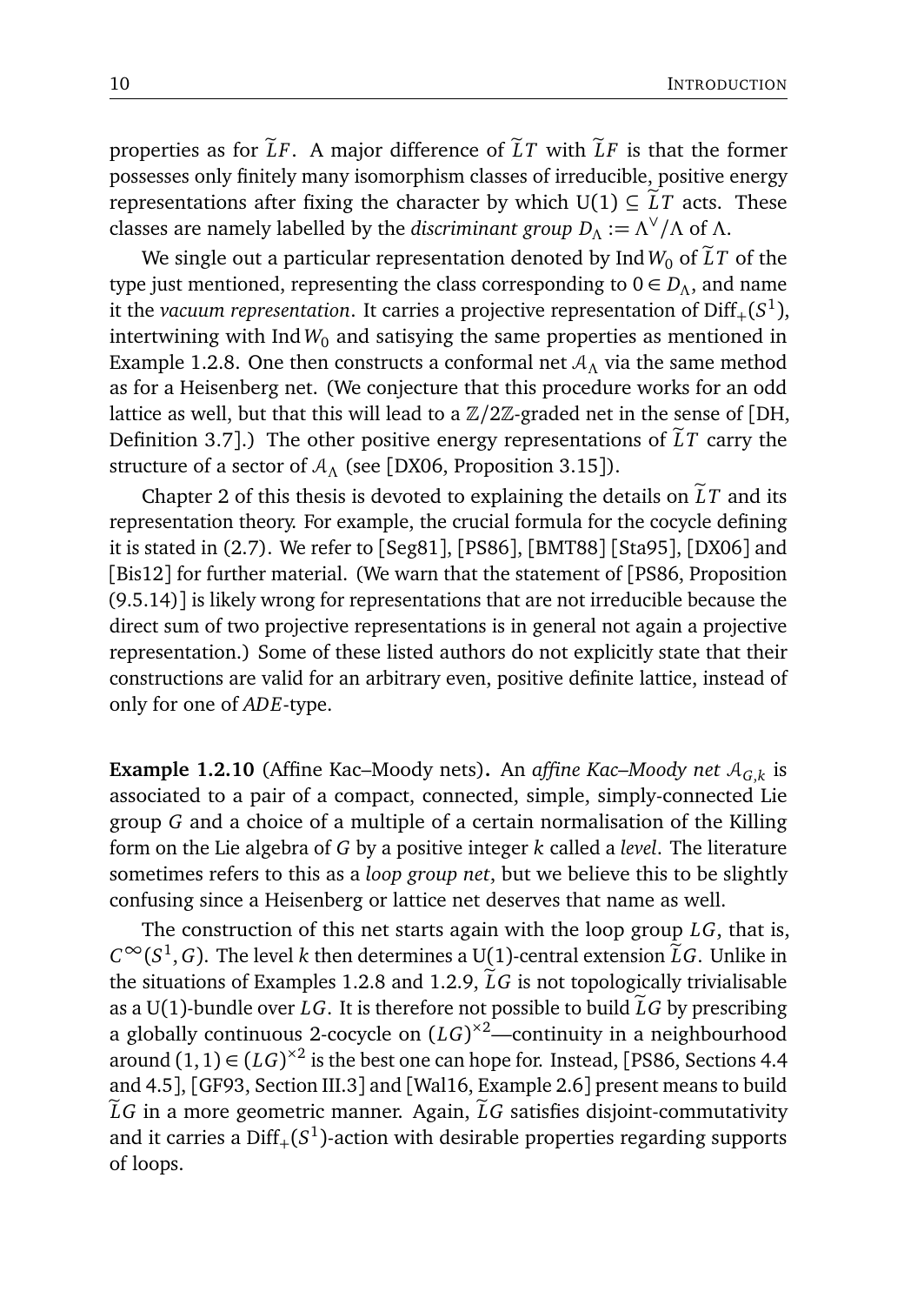properties as for $\widetilde{L}F$. A major difference of $\widetilde{L}T$ with $\widetilde{L}F$ is that the former possesses only finitely many isomorphism classes of irreducible, positive energy representations after fixing the character by which $\mathrm{U}(1) \subseteq \widetilde{L}T$ acts. These classes are namely labelled by the *discriminant group* $D_\Lambda := \Lambda^\vee/\Lambda$ of $\Lambda$.

We single out a particular representation denoted by $\operatorname{Ind} W_0$ of $\widetilde{L}T$ of the type just mentioned, representing the class corresponding to $0 \in D_\Lambda$, and name it the *vacuum representation*. It carries a projective representation of $\mathrm{Diff}_+(S^1)$, intertwining with $\operatorname{Ind} W_0$ and satisying the same properties as mentioned in Example 1.2.8. One then constructs a conformal net $\mathcal{A}_\Lambda$ via the same method as for a Heisenberg net. (We conjecture that this procedure works for an odd lattice as well, but that this will lead to a $\mathbb{Z}/2\mathbb{Z}$-graded net in the sense of [DH, Definition 3.7].) The other positive energy representations of $\widetilde{L}T$ carry the structure of a sector of $\mathcal{A}_\Lambda$ (see [DX06, Proposition 3.15]).

Chapter 2 of this thesis is devoted to explaining the details on $\widetilde{L}T$ and its representation theory. For example, the crucial formula for the cocycle defining it is stated in (2.7). We refer to [Seg81], [PS86], [BMT88] [Sta95], [DX06] and [Bis12] for further material. (We warn that the statement of [PS86, Proposition (9.5.14)] is likely wrong for representations that are not irreducible because the direct sum of two projective representations is in general not again a projective representation.) Some of these listed authors do not explicitly state that their constructions are valid for an arbitrary even, positive definite lattice, instead of only for one of *ADE*-type.

**Example 1.2.10** (Affine Kac–Moody nets)**.** An *affine Kac–Moody net* $\mathcal{A}_{G,k}$ is associated to a pair of a compact, connected, simple, simply-connected Lie group $G$ and a choice of a multiple of a certain normalisation of the Killing form on the Lie algebra of $G$ by a positive integer $k$ called a *level*. The literature sometimes refers to this as a *loop group net*, but we believe this to be slightly confusing since a Heisenberg or lattice net deserves that name as well.

The construction of this net starts again with the loop group $LG$, that is, $C^\infty(S^1, G)$. The level $k$ then determines a $\mathrm{U}(1)$-central extension $\widetilde{L}G$. Unlike in the situations of Examples 1.2.8 and 1.2.9, $\widetilde{L}G$ is not topologically trivialisable as a $\mathrm{U}(1)$-bundle over $LG$. It is therefore not possible to build $\widetilde{L}G$ by prescribing a globally continuous 2-cocycle on $(LG)^{\times 2}$—continuity in a neighbourhood around $(1,1) \in (LG)^{\times 2}$ is the best one can hope for. Instead, [PS86, Sections 4.4 and 4.5], [GF93, Section III.3] and [Wal16, Example 2.6] present means to build $\widetilde{L}G$ in a more geometric manner. Again, $\widetilde{L}G$ satisfies disjoint-commutativity and it carries a $\mathrm{Diff}_+(S^1)$-action with desirable properties regarding supports of loops.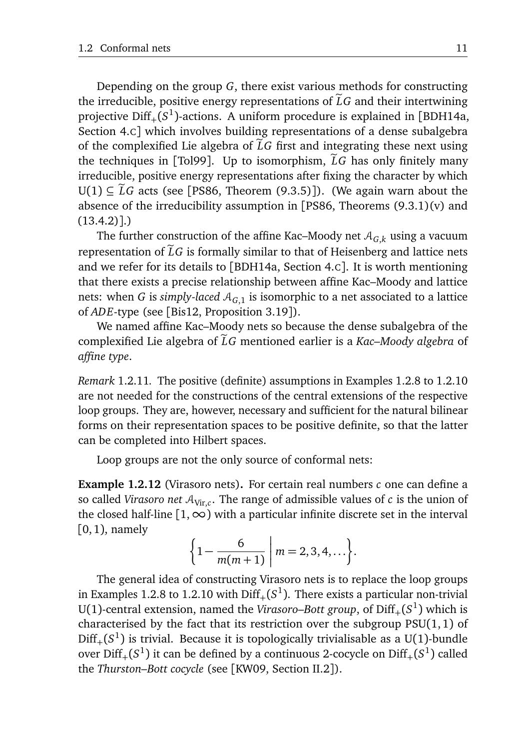Depending on the group $G$, there exist various methods for constructing the irreducible, positive energy representations of $\widetilde{L}G$ and their intertwining projective $\mathrm{Diff}_+(S^1)$-actions. A uniform procedure is explained in [BDH14a, Section 4.C] which involves building representations of a dense subalgebra of the complexified Lie algebra of $\widetilde{L}G$ first and integrating these next using the techniques in [Tol99]. Up to isomorphism, $\widetilde{L}G$ has only finitely many irreducible, positive energy representations after fixing the character by which $\mathrm{U}(1) \subseteq \widetilde{L}G$ acts (see [PS86, Theorem (9.3.5)]). (We again warn about the absence of the irreducibility assumption in [PS86, Theorems (9.3.1)(v) and (13.4.2)].)

The further construction of the affine Kac–Moody net $\mathcal{A}_{G,k}$ using a vacuum representation of $\widetilde{L}G$ is formally similar to that of Heisenberg and lattice nets and we refer for its details to [BDH14a, Section 4.C]. It is worth mentioning that there exists a precise relationship between affine Kac–Moody and lattice nets: when $G$ is *simply-laced* $\mathcal{A}_{G,1}$ is isomorphic to a net associated to a lattice of *ADE*-type (see [Bis12, Proposition 3.19]).

We named affine Kac–Moody nets so because the dense subalgebra of the complexified Lie algebra of $\widetilde{L}G$ mentioned earlier is a *Kac–Moody algebra* of *affine type*.

*Remark* 1.2.11. The positive (definite) assumptions in Examples 1.2.8 to 1.2.10 are not needed for the constructions of the central extensions of the respective loop groups. They are, however, necessary and sufficient for the natural bilinear forms on their representation spaces to be positive definite, so that the latter can be completed into Hilbert spaces.

Loop groups are not the only source of conformal nets:

**Example 1.2.12** (Virasoro nets)**.** For certain real numbers $c$ one can define a so called *Virasoro net* $\mathcal{A}_{\mathrm{Vir},c}$. The range of admissible values of $c$ is the union of the closed half-line $[1,\infty)$ with a particular infinite discrete set in the interval $[0,1)$, namely

$$\left\{1-\frac{6}{m(m+1)} \,\middle|\, m=2,3,4,\dots\right\}.$$

The general idea of constructing Virasoro nets is to replace the loop groups in Examples 1.2.8 to 1.2.10 with $\mathrm{Diff}_+(S^1)$. There exists a particular non-trivial $\mathrm{U}(1)$-central extension, named the *Virasoro–Bott group*, of $\mathrm{Diff}_+(S^1)$ which is characterised by the fact that its restriction over the subgroup $\mathrm{PSU}(1,1)$ of $\mathrm{Diff}_+(S^1)$ is trivial. Because it is topologically trivialisable as a $\mathrm{U}(1)$-bundle over $\mathrm{Diff}_+(S^1)$ it can be defined by a continuous 2-cocycle on $\mathrm{Diff}_+(S^1)$ called the *Thurston–Bott cocycle* (see [KW09, Section II.2]).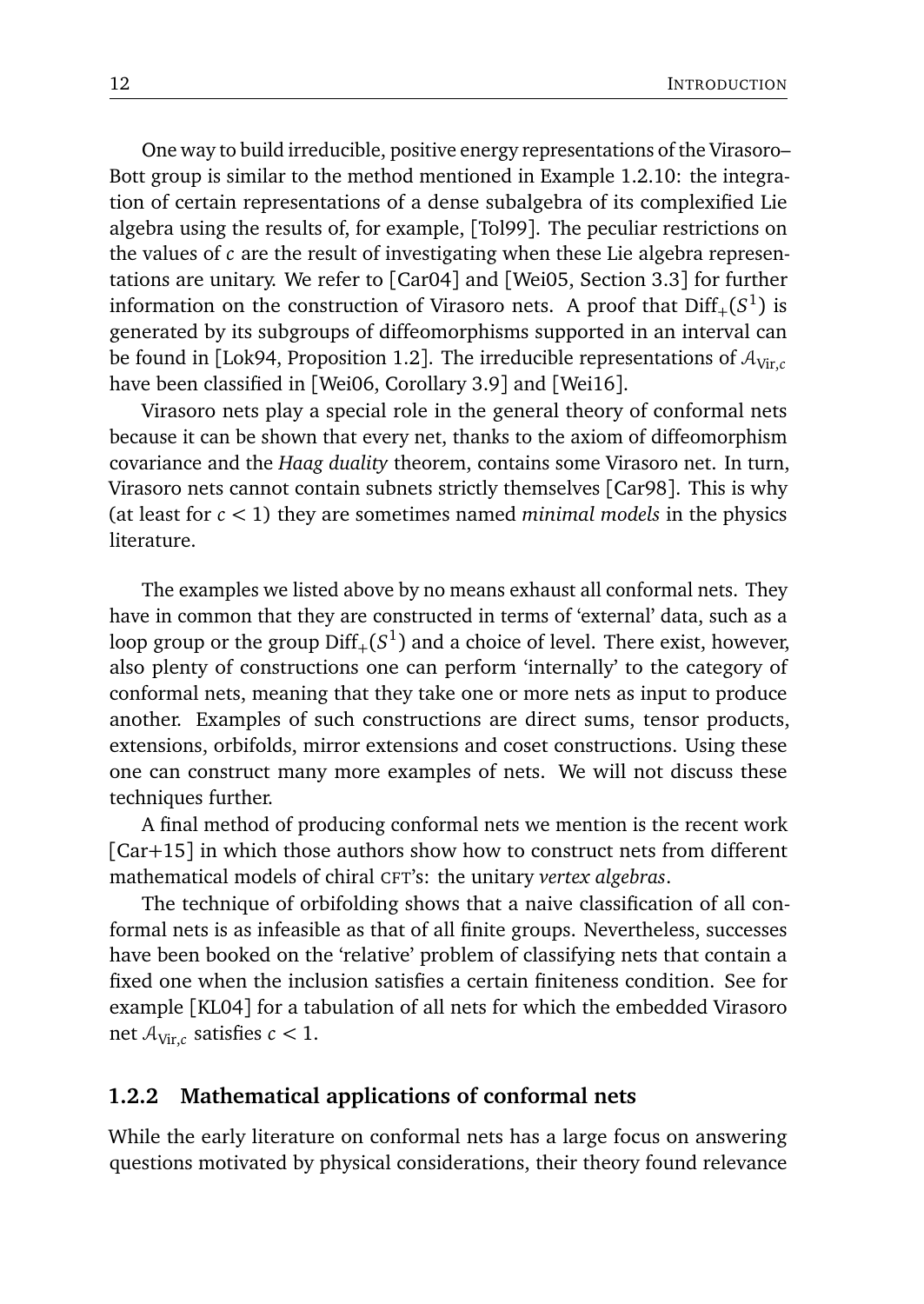One way to build irreducible, positive energy representations of the Virasoro–Bott group is similar to the method mentioned in Example 1.2.10: the integration of certain representations of a dense subalgebra of its complexified Lie algebra using the results of, for example, [Tol99]. The peculiar restrictions on the values of $c$ are the result of investigating when these Lie algebra representations are unitary. We refer to [Car04] and [Wei05, Section 3.3] for further information on the construction of Virasoro nets. A proof that $\mathrm{Diff}_+(S^1)$ is generated by its subgroups of diffeomorphisms supported in an interval can be found in [Lok94, Proposition 1.2]. The irreducible representations of $\mathcal{A}_{\mathrm{Vir},c}$ have been classified in [Wei06, Corollary 3.9] and [Wei16].

Virasoro nets play a special role in the general theory of conformal nets because it can be shown that every net, thanks to the axiom of diffeomorphism covariance and the *Haag duality* theorem, contains some Virasoro net. In turn, Virasoro nets cannot contain subnets strictly themselves [Car98]. This is why (at least for $c < 1$) they are sometimes named *minimal models* in the physics literature.

The examples we listed above by no means exhaust all conformal nets. They have in common that they are constructed in terms of 'external' data, such as a loop group or the group $\mathrm{Diff}_+(S^1)$ and a choice of level. There exist, however, also plenty of constructions one can perform 'internally' to the category of conformal nets, meaning that they take one or more nets as input to produce another. Examples of such constructions are direct sums, tensor products, extensions, orbifolds, mirror extensions and coset constructions. Using these one can construct many more examples of nets. We will not discuss these techniques further.

A final method of producing conformal nets we mention is the recent work [Car+15] in which those authors show how to construct nets from different mathematical models of chiral CFT's: the unitary *vertex algebras*.

The technique of orbifolding shows that a naive classification of all conformal nets is as infeasible as that of all finite groups. Nevertheless, successes have been booked on the 'relative' problem of classifying nets that contain a fixed one when the inclusion satisfies a certain finiteness condition. See for example [KL04] for a tabulation of all nets for which the embedded Virasoro net $\mathcal{A}_{\mathrm{Vir},c}$ satisfies $c < 1$.

### 1.2.2 Mathematical applications of conformal nets

While the early literature on conformal nets has a large focus on answering questions motivated by physical considerations, their theory found relevance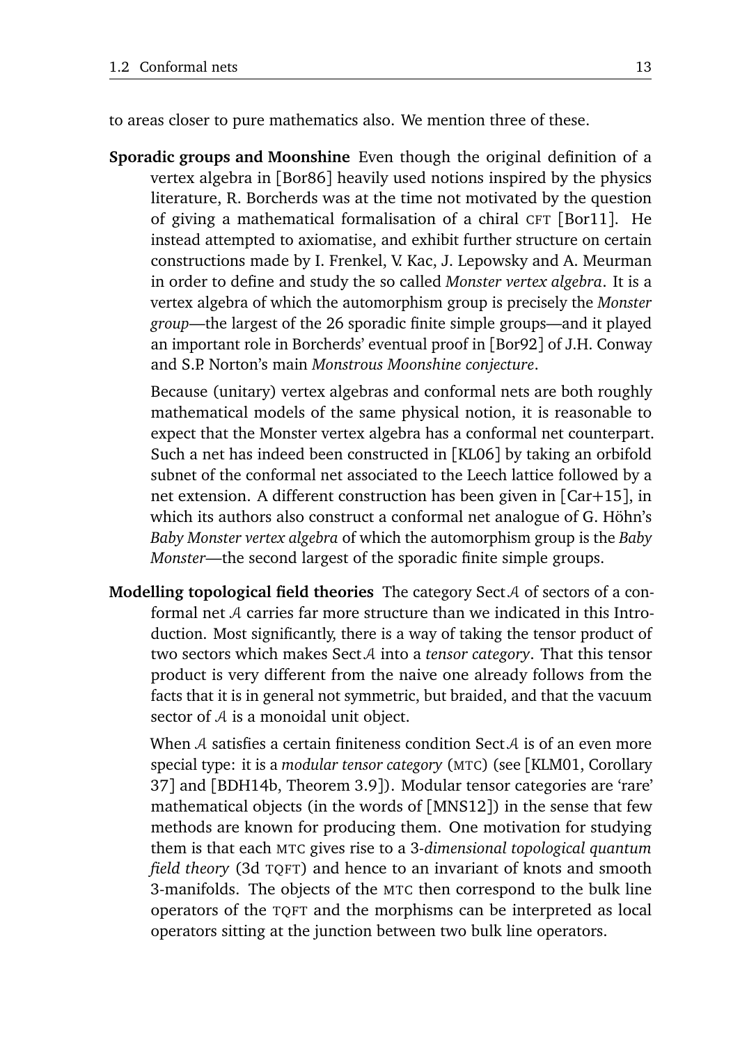to areas closer to pure mathematics also. We mention three of these.

**Sporadic groups and Moonshine** Even though the original definition of a vertex algebra in [Bor86] heavily used notions inspired by the physics literature, R. Borcherds was at the time not motivated by the question of giving a mathematical formalisation of a chiral CFT [Bor11]. He instead attempted to axiomatise, and exhibit further structure on certain constructions made by I. Frenkel, V. Kac, J. Lepowsky and A. Meurman in order to define and study the so called *Monster vertex algebra*. It is a vertex algebra of which the automorphism group is precisely the *Monster group*—the largest of the 26 sporadic finite simple groups—and it played an important role in Borcherds' eventual proof in [Bor92] of J.H. Conway and S.P. Norton's main *Monstrous Moonshine conjecture*.

Because (unitary) vertex algebras and conformal nets are both roughly mathematical models of the same physical notion, it is reasonable to expect that the Monster vertex algebra has a conformal net counterpart. Such a net has indeed been constructed in [KL06] by taking an orbifold subnet of the conformal net associated to the Leech lattice followed by a net extension. A different construction has been given in [Car+15], in which its authors also construct a conformal net analogue of G. Höhn's *Baby Monster vertex algebra* of which the automorphism group is the *Baby Monster*—the second largest of the sporadic finite simple groups.

**Modelling topological field theories** The category Sect $\mathcal{A}$ of sectors of a conformal net $\mathcal{A}$ carries far more structure than we indicated in this Introduction. Most significantly, there is a way of taking the tensor product of two sectors which makes Sect $\mathcal{A}$ into a *tensor category*. That this tensor product is very different from the naive one already follows from the facts that it is in general not symmetric, but braided, and that the vacuum sector of $\mathcal{A}$ is a monoidal unit object.

When $\mathcal{A}$ satisfies a certain finiteness condition Sect $\mathcal{A}$ is of an even more special type: it is a *modular tensor category* (MTC) (see [KLM01, Corollary 37] and [BDH14b, Theorem 3.9]). Modular tensor categories are 'rare' mathematical objects (in the words of [MNS12]) in the sense that few methods are known for producing them. One motivation for studying them is that each MTC gives rise to a 3-*dimensional topological quantum field theory* (3d TQFT) and hence to an invariant of knots and smooth 3-manifolds. The objects of the MTC then correspond to the bulk line operators of the TQFT and the morphisms can be interpreted as local operators sitting at the junction between two bulk line operators.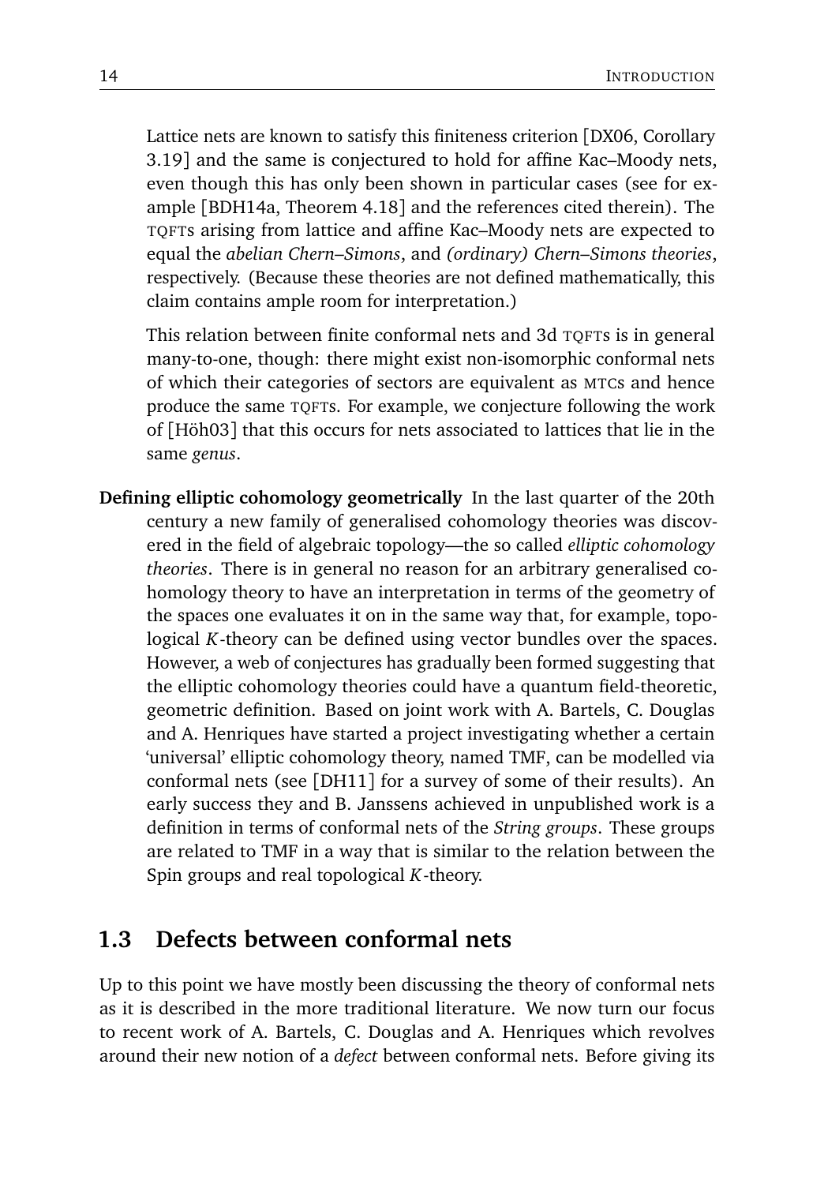Lattice nets are known to satisfy this finiteness criterion [DX06, Corollary 3.19] and the same is conjectured to hold for affine Kac–Moody nets, even though this has only been shown in particular cases (see for example [BDH14a, Theorem 4.18] and the references cited therein). The TQFTs arising from lattice and affine Kac–Moody nets are expected to equal the *abelian Chern–Simons*, and *(ordinary) Chern–Simons theories*, respectively. (Because these theories are not defined mathematically, this claim contains ample room for interpretation.)

This relation between finite conformal nets and 3d TQFTs is in general many-to-one, though: there might exist non-isomorphic conformal nets of which their categories of sectors are equivalent as MTCs and hence produce the same TQFTs. For example, we conjecture following the work of [Höh03] that this occurs for nets associated to lattices that lie in the same *genus*.

**Defining elliptic cohomology geometrically** In the last quarter of the 20th century a new family of generalised cohomology theories was discovered in the field of algebraic topology—the so called *elliptic cohomology theories*. There is in general no reason for an arbitrary generalised cohomology theory to have an interpretation in terms of the geometry of the spaces one evaluates it on in the same way that, for example, topological $K$-theory can be defined using vector bundles over the spaces. However, a web of conjectures has gradually been formed suggesting that the elliptic cohomology theories could have a quantum field-theoretic, geometric definition. Based on joint work with A. Bartels, C. Douglas and A. Henriques have started a project investigating whether a certain 'universal' elliptic cohomology theory, named TMF, can be modelled via conformal nets (see [DH11] for a survey of some of their results). An early success they and B. Janssens achieved in unpublished work is a definition in terms of conformal nets of the *String groups*. These groups are related to TMF in a way that is similar to the relation between the Spin groups and real topological $K$-theory.

## 1.3 Defects between conformal nets

Up to this point we have mostly been discussing the theory of conformal nets as it is described in the more traditional literature. We now turn our focus to recent work of A. Bartels, C. Douglas and A. Henriques which revolves around their new notion of a *defect* between conformal nets. Before giving its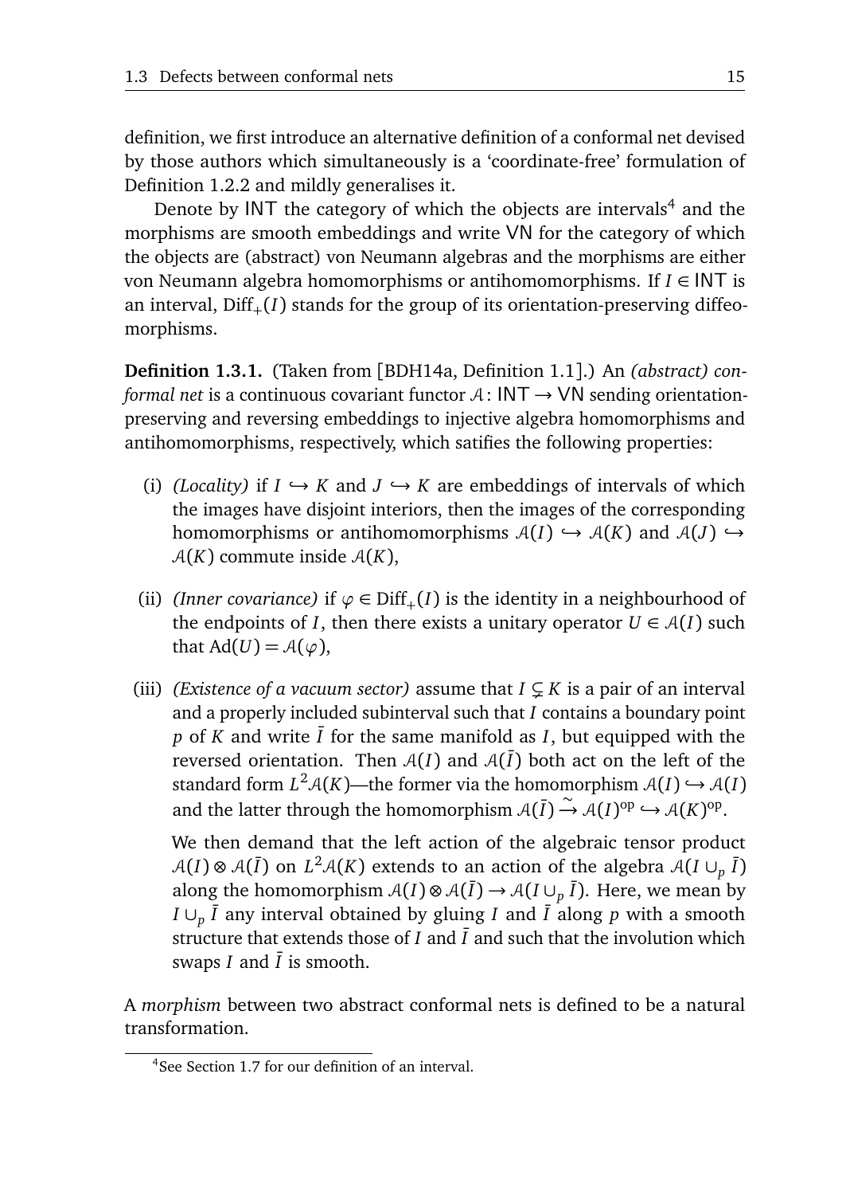definition, we first introduce an alternative definition of a conformal net devised by those authors which simultaneously is a 'coordinate-free' formulation of Definition 1.2.2 and mildly generalises it.

Denote by $\mathsf{INT}$ the category of which the objects are intervals[4] and the morphisms are smooth embeddings and write $\mathsf{VN}$ for the category of which the objects are (abstract) von Neumann algebras and the morphisms are either von Neumann algebra homomorphisms or antihomomorphisms. If $I \in \mathsf{INT}$ is an interval, $\mathrm{Diff}_+(I)$ stands for the group of its orientation-preserving diffeomorphisms.

**Definition 1.3.1.** (Taken from [BDH14a, Definition 1.1].) An *(abstract) conformal net* is a continuous covariant functor $\mathcal{A} \colon \mathsf{INT} \to \mathsf{VN}$ sending orientation-preserving and reversing embeddings to injective algebra homomorphisms and antihomomorphisms, respectively, which satifies the following properties:

(i) *(Locality)* if $I \hookrightarrow K$ and $J \hookrightarrow K$ are embeddings of intervals of which the images have disjoint interiors, then the images of the corresponding homomorphisms or antihomomorphisms $\mathcal{A}(I) \hookrightarrow \mathcal{A}(K)$ and $\mathcal{A}(J) \hookrightarrow \mathcal{A}(K)$ commute inside $\mathcal{A}(K)$,

(ii) *(Inner covariance)* if $\varphi \in \mathrm{Diff}_+(I)$ is the identity in a neighbourhood of the endpoints of $I$, then there exists a unitary operator $U \in \mathcal{A}(I)$ such that $\mathrm{Ad}(U) = \mathcal{A}(\varphi)$,

(iii) *(Existence of a vacuum sector)* assume that $I \subsetneq K$ is a pair of an interval and a properly included subinterval such that $I$ contains a boundary point $p$ of $K$ and write $\bar{I}$ for the same manifold as $I$, but equipped with the reversed orientation. Then $\mathcal{A}(I)$ and $\mathcal{A}(\bar{I})$ both act on the left of the standard form $L^2\mathcal{A}(K)$—the former via the homomorphism $\mathcal{A}(I) \hookrightarrow \mathcal{A}(I)$ and the latter through the homomorphism $\mathcal{A}(\bar{I}) \xrightarrow{\sim} \mathcal{A}(I)^{\mathrm{op}} \hookrightarrow \mathcal{A}(K)^{\mathrm{op}}$.

We then demand that the left action of the algebraic tensor product $\mathcal{A}(I) \otimes \mathcal{A}(\bar{I})$ on $L^2\mathcal{A}(K)$ extends to an action of the algebra $\mathcal{A}(I \cup_p \bar{I})$ along the homomorphism $\mathcal{A}(I) \otimes \mathcal{A}(\bar{I}) \to \mathcal{A}(I \cup_p \bar{I})$. Here, we mean by $I \cup_p \bar{I}$ any interval obtained by gluing $I$ and $\bar{I}$ along $p$ with a smooth structure that extends those of $I$ and $\bar{I}$ and such that the involution which swaps $I$ and $\bar{I}$ is smooth.

A *morphism* between two abstract conformal nets is defined to be a natural transformation.

[4] See Section 1.7 for our definition of an interval.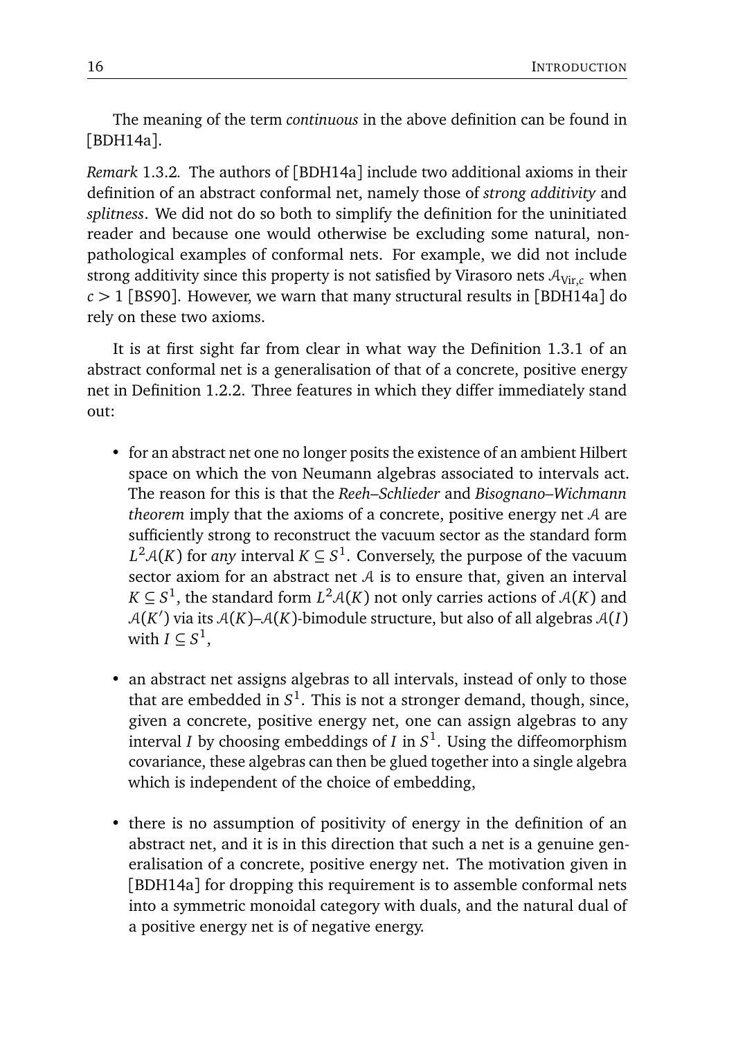The meaning of the term *continuous* in the above definition can be found in [BDH14a].

*Remark* 1.3.2. The authors of [BDH14a] include two additional axioms in their definition of an abstract conformal net, namely those of *strong additivity* and *splitness*. We did not do so both to simplify the definition for the uninitiated reader and because one would otherwise be excluding some natural, non-pathological examples of conformal nets. For example, we did not include strong additivity since this property is not satisfied by Virasoro nets $\mathcal{A}_{\mathrm{Vir},c}$ when $c > 1$ [BS90]. However, we warn that many structural results in [BDH14a] do rely on these two axioms.

It is at first sight far from clear in what way the Definition 1.3.1 of an abstract conformal net is a generalisation of that of a concrete, positive energy net in Definition 1.2.2. Three features in which they differ immediately stand out:

- for an abstract net one no longer posits the existence of an ambient Hilbert space on which the von Neumann algebras associated to intervals act. The reason for this is that the *Reeh–Schlieder* and *Bisognano–Wichmann theorem* imply that the axioms of a concrete, positive energy net $\mathcal{A}$ are sufficiently strong to reconstruct the vacuum sector as the standard form $L^2\mathcal{A}(K)$ for *any* interval $K \subseteq S^1$. Conversely, the purpose of the vacuum sector axiom for an abstract net $\mathcal{A}$ is to ensure that, given an interval $K \subseteq S^1$, the standard form $L^2\mathcal{A}(K)$ not only carries actions of $\mathcal{A}(K)$ and $\mathcal{A}(K')$ via its $\mathcal{A}(K)$–$\mathcal{A}(K)$-bimodule structure, but also of all algebras $\mathcal{A}(I)$ with $I \subseteq S^1$,

- an abstract net assigns algebras to all intervals, instead of only to those that are embedded in $S^1$. This is not a stronger demand, though, since, given a concrete, positive energy net, one can assign algebras to any interval $I$ by choosing embeddings of $I$ in $S^1$. Using the diffeomorphism covariance, these algebras can then be glued together into a single algebra which is independent of the choice of embedding,

- there is no assumption of positivity of energy in the definition of an abstract net, and it is in this direction that such a net is a genuine generalisation of a concrete, positive energy net. The motivation given in [BDH14a] for dropping this requirement is to assemble conformal nets into a symmetric monoidal category with duals, and the natural dual of a positive energy net is of negative energy.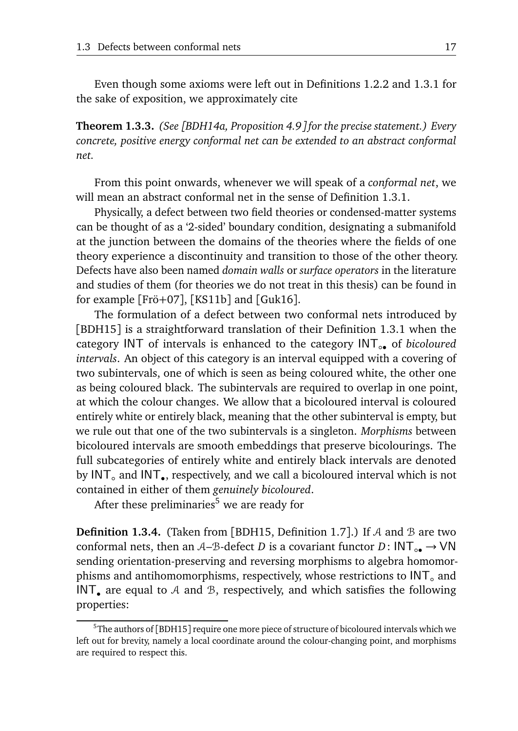Even though some axioms were left out in Definitions 1.2.2 and 1.3.1 for the sake of exposition, we approximately cite

**Theorem 1.3.3.** *(See [BDH14a, Proposition 4.9] for the precise statement.) Every concrete, positive energy conformal net can be extended to an abstract conformal net.*

From this point onwards, whenever we will speak of a *conformal net*, we will mean an abstract conformal net in the sense of Definition 1.3.1.

Physically, a defect between two field theories or condensed-matter systems can be thought of as a '2-sided' boundary condition, designating a submanifold at the junction between the domains of the theories where the fields of one theory experience a discontinuity and transition to those of the other theory. Defects have also been named *domain walls* or *surface operators* in the literature and studies of them (for theories we do not treat in this thesis) can be found in for example [Frö+07], [KS11b] and [Guk16].

The formulation of a defect between two conformal nets introduced by [BDH15] is a straightforward translation of their Definition 1.3.1 when the category $\mathsf{INT}$ of intervals is enhanced to the category $\mathsf{INT}_{\circ\bullet}$ of *bicoloured intervals*. An object of this category is an interval equipped with a covering of two subintervals, one of which is seen as being coloured white, the other one as being coloured black. The subintervals are required to overlap in one point, at which the colour changes. We allow that a bicoloured interval is coloured entirely white or entirely black, meaning that the other subinterval is empty, but we rule out that one of the two subintervals is a singleton. *Morphisms* between bicoloured intervals are smooth embeddings that preserve bicolourings. The full subcategories of entirely white and entirely black intervals are denoted by $\mathsf{INT}_{\circ}$ and $\mathsf{INT}_{\bullet}$, respectively, and we call a bicoloured interval which is not contained in either of them *genuinely bicoloured*.

After these preliminaries[5] we are ready for

**Definition 1.3.4.** (Taken from [BDH15, Definition 1.7].) If $\mathcal{A}$ and $\mathcal{B}$ are two conformal nets, then an $\mathcal{A}$–$\mathcal{B}$-defect $D$ is a covariant functor $D\colon \mathsf{INT}_{\circ\bullet} \to \mathsf{VN}$ sending orientation-preserving and reversing morphisms to algebra homomorphisms and antihomomorphisms, respectively, whose restrictions to $\mathsf{INT}_{\circ}$ and $\mathsf{INT}_{\bullet}$ are equal to $\mathcal{A}$ and $\mathcal{B}$, respectively, and which satisfies the following properties:

[5] The authors of [BDH15] require one more piece of structure of bicoloured intervals which we left out for brevity, namely a local coordinate around the colour-changing point, and morphisms are required to respect this.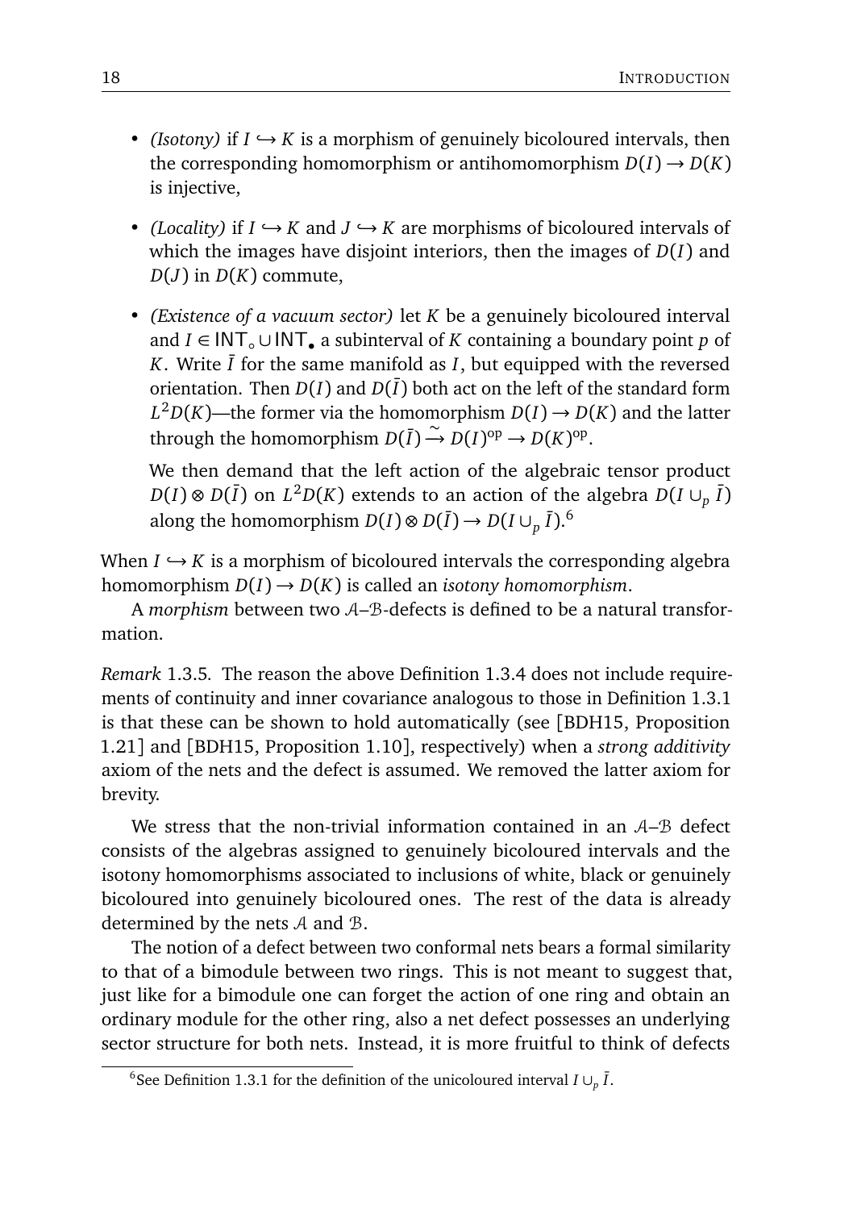- *(Isotony)* if $I \hookrightarrow K$ is a morphism of genuinely bicoloured intervals, then the corresponding homomorphism or antihomomorphism $D(I) \to D(K)$ is injective,
- *(Locality)* if $I \hookrightarrow K$ and $J \hookrightarrow K$ are morphisms of bicoloured intervals of which the images have disjoint interiors, then the images of $D(I)$ and $D(J)$ in $D(K)$ commute,
- *(Existence of a vacuum sector)* let $K$ be a genuinely bicoloured interval and $I \in \mathsf{INT}_\circ \cup \mathsf{INT}_\bullet$ a subinterval of $K$ containing a boundary point $p$ of $K$. Write $\bar{I}$ for the same manifold as $I$, but equipped with the reversed orientation. Then $D(I)$ and $D(\bar{I})$ both act on the left of the standard form $L^2D(K)$—the former via the homomorphism $D(I) \to D(K)$ and the latter through the homomorphism $D(\bar{I}) \xrightarrow{\sim} D(I)^{\mathrm{op}} \to D(K)^{\mathrm{op}}$.

  We then demand that the left action of the algebraic tensor product $D(I) \otimes D(\bar{I})$ on $L^2D(K)$ extends to an action of the algebra $D(I \cup_p \bar{I})$ along the homomorphism $D(I) \otimes D(\bar{I}) \to D(I \cup_p \bar{I})$.[6]

When $I \hookrightarrow K$ is a morphism of bicoloured intervals the corresponding algebra homomorphism $D(I) \to D(K)$ is called an *isotony homomorphism*.

A *morphism* between two $\mathcal{A}$–$\mathcal{B}$-defects is defined to be a natural transformation.

*Remark* 1.3.5. The reason the above Definition 1.3.4 does not include requirements of continuity and inner covariance analogous to those in Definition 1.3.1 is that these can be shown to hold automatically (see [BDH15, Proposition 1.21] and [BDH15, Proposition 1.10], respectively) when a *strong additivity* axiom of the nets and the defect is assumed. We removed the latter axiom for brevity.

We stress that the non-trivial information contained in an $\mathcal{A}$–$\mathcal{B}$ defect consists of the algebras assigned to genuinely bicoloured intervals and the isotony homomorphisms associated to inclusions of white, black or genuinely bicoloured into genuinely bicoloured ones. The rest of the data is already determined by the nets $\mathcal{A}$ and $\mathcal{B}$.

The notion of a defect between two conformal nets bears a formal similarity to that of a bimodule between two rings. This is not meant to suggest that, just like for a bimodule one can forget the action of one ring and obtain an ordinary module for the other ring, also a net defect possesses an underlying sector structure for both nets. Instead, it is more fruitful to think of defects

[6] See Definition 1.3.1 for the definition of the unicoloured interval $I \cup_p \bar{I}$.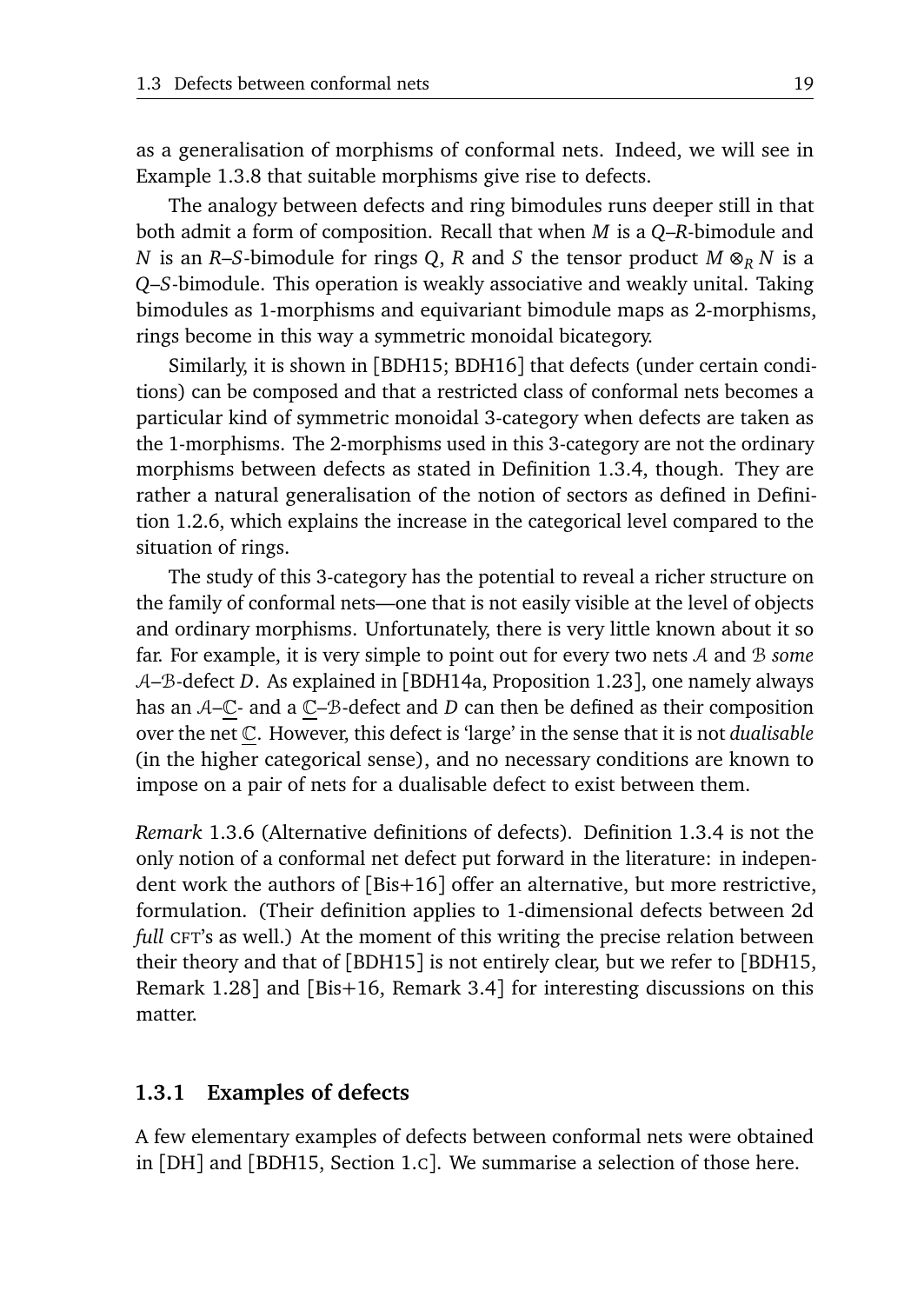as a generalisation of morphisms of conformal nets. Indeed, we will see in Example 1.3.8 that suitable morphisms give rise to defects.

The analogy between defects and ring bimodules runs deeper still in that both admit a form of composition. Recall that when $M$ is a $Q$–$R$-bimodule and $N$ is an $R$–$S$-bimodule for rings $Q$, $R$ and $S$ the tensor product $M \otimes_R N$ is a $Q$–$S$-bimodule. This operation is weakly associative and weakly unital. Taking bimodules as 1-morphisms and equivariant bimodule maps as 2-morphisms, rings become in this way a symmetric monoidal bicategory.

Similarly, it is shown in [BDH15; BDH16] that defects (under certain conditions) can be composed and that a restricted class of conformal nets becomes a particular kind of symmetric monoidal 3-category when defects are taken as the 1-morphisms. The 2-morphisms used in this 3-category are not the ordinary morphisms between defects as stated in Definition 1.3.4, though. They are rather a natural generalisation of the notion of sectors as defined in Definition 1.2.6, which explains the increase in the categorical level compared to the situation of rings.

The study of this 3-category has the potential to reveal a richer structure on the family of conformal nets—one that is not easily visible at the level of objects and ordinary morphisms. Unfortunately, there is very little known about it so far. For example, it is very simple to point out for every two nets $\mathcal{A}$ and $\mathcal{B}$ *some* $\mathcal{A}$–$\mathcal{B}$-defect $D$. As explained in [BDH14a, Proposition 1.23], one namely always has an $\mathcal{A}$–$\underline{\mathbb{C}}$- and a $\underline{\mathbb{C}}$–$\mathcal{B}$-defect and $D$ can then be defined as their composition over the net $\underline{\mathbb{C}}$. However, this defect is 'large' in the sense that it is not *dualisable* (in the higher categorical sense), and no necessary conditions are known to impose on a pair of nets for a dualisable defect to exist between them.

*Remark* 1.3.6 (Alternative definitions of defects). Definition 1.3.4 is not the only notion of a conformal net defect put forward in the literature: in independent work the authors of [Bis+16] offer an alternative, but more restrictive, formulation. (Their definition applies to 1-dimensional defects between 2d *full* CFT's as well.) At the moment of this writing the precise relation between their theory and that of [BDH15] is not entirely clear, but we refer to [BDH15, Remark 1.28] and [Bis+16, Remark 3.4] for interesting discussions on this matter.

### 1.3.1 Examples of defects

A few elementary examples of defects between conformal nets were obtained in [DH] and [BDH15, Section 1.C]. We summarise a selection of those here.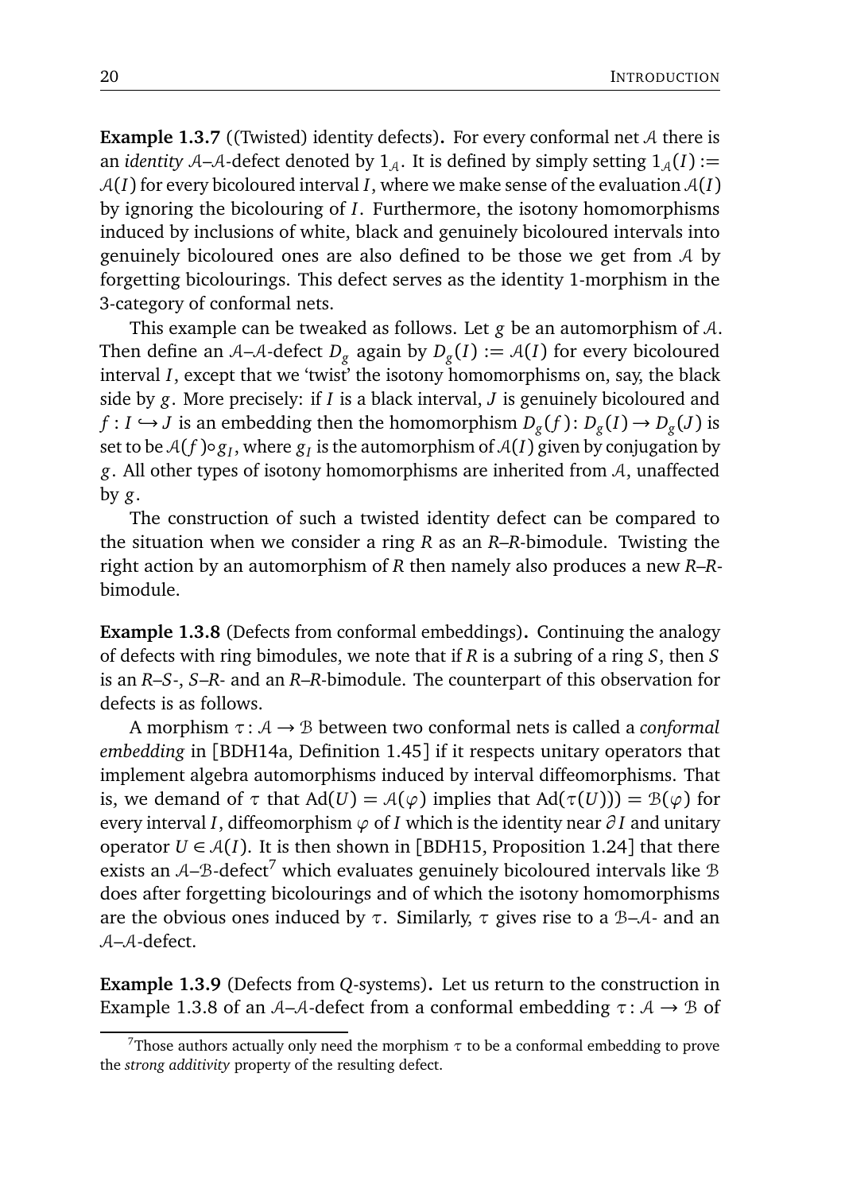**Example 1.3.7** ((Twisted) identity defects)**.** For every conformal net $\mathcal{A}$ there is an *identity* $\mathcal{A}$–$\mathcal{A}$-defect denoted by $1_{\mathcal{A}}$. It is defined by simply setting $1_{\mathcal{A}}(I) := \mathcal{A}(I)$ for every bicoloured interval $I$, where we make sense of the evaluation $\mathcal{A}(I)$ by ignoring the bicolouring of $I$. Furthermore, the isotony homomorphisms induced by inclusions of white, black and genuinely bicoloured intervals into genuinely bicoloured ones are also defined to be those we get from $\mathcal{A}$ by forgetting bicolourings. This defect serves as the identity 1-morphism in the 3-category of conformal nets.

This example can be tweaked as follows. Let $g$ be an automorphism of $\mathcal{A}$. Then define an $\mathcal{A}$–$\mathcal{A}$-defect $D_g$ again by $D_g(I) := \mathcal{A}(I)$ for every bicoloured interval $I$, except that we 'twist' the isotony homomorphisms on, say, the black side by $g$. More precisely: if $I$ is a black interval, $J$ is genuinely bicoloured and $f : I \hookrightarrow J$ is an embedding then the homomorphism $D_g(f) : D_g(I) \to D_g(J)$ is set to be $\mathcal{A}(f) \circ g_I$, where $g_I$ is the automorphism of $\mathcal{A}(I)$ given by conjugation by $g$. All other types of isotony homomorphisms are inherited from $\mathcal{A}$, unaffected by $g$.

The construction of such a twisted identity defect can be compared to the situation when we consider a ring $R$ as an $R$–$R$-bimodule. Twisting the right action by an automorphism of $R$ then namely also produces a new $R$–$R$-bimodule.

**Example 1.3.8** (Defects from conformal embeddings)**.** Continuing the analogy of defects with ring bimodules, we note that if $R$ is a subring of a ring $S$, then $S$ is an $R$–$S$-, $S$–$R$- and an $R$–$R$-bimodule. The counterpart of this observation for defects is as follows.

A morphism $\tau : \mathcal{A} \to \mathcal{B}$ between two conformal nets is called a *conformal embedding* in [BDH14a, Definition 1.45] if it respects unitary operators that implement algebra automorphisms induced by interval diffeomorphisms. That is, we demand of $\tau$ that $\mathrm{Ad}(U) = \mathcal{A}(\varphi)$ implies that $\mathrm{Ad}(\tau(U)) = \mathcal{B}(\varphi)$ for every interval $I$, diffeomorphism $\varphi$ of $I$ which is the identity near $\partial I$ and unitary operator $U \in \mathcal{A}(I)$. It is then shown in [BDH15, Proposition 1.24] that there exists an $\mathcal{A}$–$\mathcal{B}$-defect[7] which evaluates genuinely bicoloured intervals like $\mathcal{B}$ does after forgetting bicolourings and of which the isotony homomorphisms are the obvious ones induced by $\tau$. Similarly, $\tau$ gives rise to a $\mathcal{B}$–$\mathcal{A}$- and an $\mathcal{A}$–$\mathcal{A}$-defect.

**Example 1.3.9** (Defects from $Q$-systems)**.** Let us return to the construction in Example 1.3.8 of an $\mathcal{A}$–$\mathcal{A}$-defect from a conformal embedding $\tau : \mathcal{A} \to \mathcal{B}$ of

[7] Those authors actually only need the morphism $\tau$ to be a conformal embedding to prove the *strong additivity* property of the resulting defect.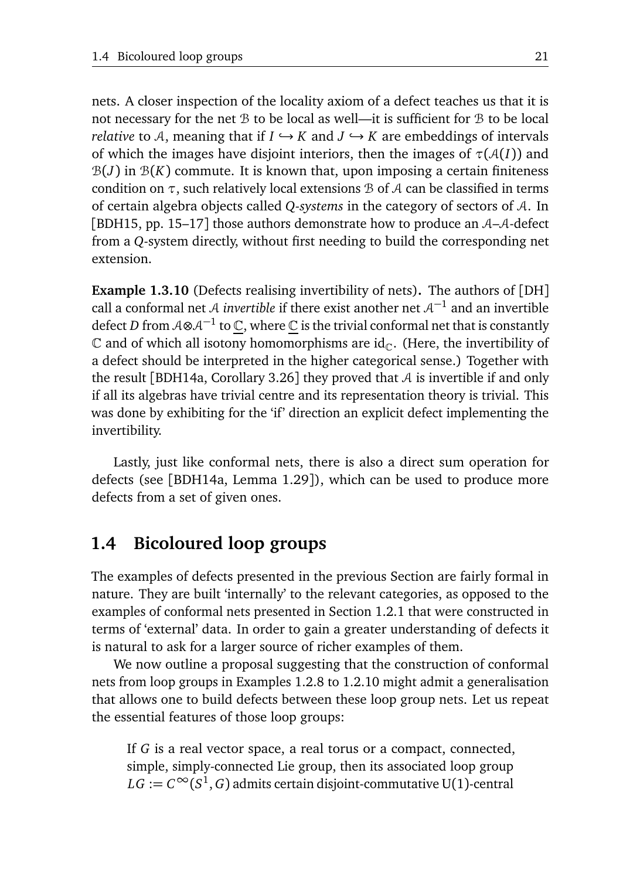nets. A closer inspection of the locality axiom of a defect teaches us that it is not necessary for the net $\mathcal{B}$ to be local as well—it is sufficient for $\mathcal{B}$ to be local *relative* to $\mathcal{A}$, meaning that if $I \hookrightarrow K$ and $J \hookrightarrow K$ are embeddings of intervals of which the images have disjoint interiors, then the images of $\tau(\mathcal{A}(I))$ and $\mathcal{B}(J)$ in $\mathcal{B}(K)$ commute. It is known that, upon imposing a certain finiteness condition on $\tau$, such relatively local extensions $\mathcal{B}$ of $\mathcal{A}$ can be classified in terms of certain algebra objects called *Q-systems* in the category of sectors of $\mathcal{A}$. In [BDH15, pp. 15–17] those authors demonstrate how to produce an $\mathcal{A}$–$\mathcal{A}$-defect from a $Q$-system directly, without first needing to build the corresponding net extension.

**Example 1.3.10** (Defects realising invertibility of nets)**.** The authors of [DH] call a conformal net $\mathcal{A}$ *invertible* if there exist another net $\mathcal{A}^{-1}$ and an invertible defect $D$ from $\mathcal{A} \otimes \mathcal{A}^{-1}$ to $\underline{\mathbb{C}}$, where $\underline{\mathbb{C}}$ is the trivial conformal net that is constantly $\mathbb{C}$ and of which all isotony homomorphisms are $\mathrm{id}_{\mathbb{C}}$. (Here, the invertibility of a defect should be interpreted in the higher categorical sense.) Together with the result [BDH14a, Corollary 3.26] they proved that $\mathcal{A}$ is invertible if and only if all its algebras have trivial centre and its representation theory is trivial. This was done by exhibiting for the 'if' direction an explicit defect implementing the invertibility.

Lastly, just like conformal nets, there is also a direct sum operation for defects (see [BDH14a, Lemma 1.29]), which can be used to produce more defects from a set of given ones.

## 1.4 Bicoloured loop groups

The examples of defects presented in the previous Section are fairly formal in nature. They are built 'internally' to the relevant categories, as opposed to the examples of conformal nets presented in Section 1.2.1 that were constructed in terms of 'external' data. In order to gain a greater understanding of defects it is natural to ask for a larger source of richer examples of them.

We now outline a proposal suggesting that the construction of conformal nets from loop groups in Examples 1.2.8 to 1.2.10 might admit a generalisation that allows one to build defects between these loop group nets. Let us repeat the essential features of those loop groups:

> If $G$ is a real vector space, a real torus or a compact, connected, simple, simply-connected Lie group, then its associated loop group $LG := C^\infty(S^1, G)$ admits certain disjoint-commutative U(1)-central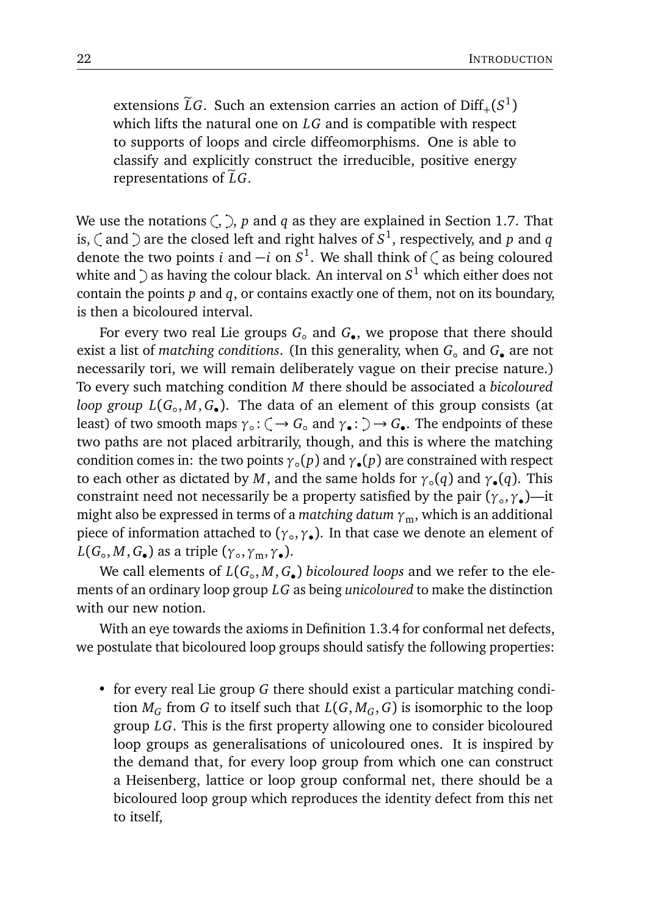extensions $\widetilde{L}G$. Such an extension carries an action of $\mathrm{Diff}_+(S^1)$ which lifts the natural one on $LG$ and is compatible with respect to supports of loops and circle diffeomorphisms. One is able to classify and explicitly construct the irreducible, positive energy representations of $\widetilde{L}G$.

We use the notations $\mathbin{\text{(}}$, $\mathbin{\text{)}}$, $p$ and $q$ as they are explained in Section 1.7. That is, $\mathbin{\text{(}}$ and $\mathbin{\text{)}}$ are the closed left and right halves of $S^1$, respectively, and $p$ and $q$ denote the two points $i$ and $-i$ on $S^1$. We shall think of $\mathbin{\text{(}}$ as being coloured white and $\mathbin{\text{)}}$ as having the colour black. An interval on $S^1$ which either does not contain the points $p$ and $q$, or contains exactly one of them, not on its boundary, is then a bicoloured interval.

For every two real Lie groups $G_\circ$ and $G_\bullet$, we propose that there should exist a list of *matching conditions*. (In this generality, when $G_\circ$ and $G_\bullet$ are not necessarily tori, we will remain deliberately vague on their precise nature.) To every such matching condition $M$ there should be associated a *bicoloured loop group* $L(G_\circ, M, G_\bullet)$. The data of an element of this group consists (at least) of two smooth maps $\gamma_\circ \colon \mathbin{\text{(}} \to G_\circ$ and $\gamma_\bullet \colon \mathbin{\text{)}} \to G_\bullet$. The endpoints of these two paths are not placed arbitrarily, though, and this is where the matching condition comes in: the two points $\gamma_\circ(p)$ and $\gamma_\bullet(p)$ are constrained with respect to each other as dictated by $M$, and the same holds for $\gamma_\circ(q)$ and $\gamma_\bullet(q)$. This constraint need not necessarily be a property satisfied by the pair $(\gamma_\circ, \gamma_\bullet)$—it might also be expressed in terms of a *matching datum* $\gamma_{\mathrm{m}}$, which is an additional piece of information attached to $(\gamma_\circ, \gamma_\bullet)$. In that case we denote an element of $L(G_\circ, M, G_\bullet)$ as a triple $(\gamma_\circ, \gamma_{\mathrm{m}}, \gamma_\bullet)$.

We call elements of $L(G_\circ, M, G_\bullet)$ *bicoloured loops* and we refer to the elements of an ordinary loop group $LG$ as being *unicoloured* to make the distinction with our new notion.

With an eye towards the axioms in Definition 1.3.4 for conformal net defects, we postulate that bicoloured loop groups should satisfy the following properties:

- for every real Lie group $G$ there should exist a particular matching condition $M_G$ from $G$ to itself such that $L(G, M_G, G)$ is isomorphic to the loop group $LG$. This is the first property allowing one to consider bicoloured loop groups as generalisations of unicoloured ones. It is inspired by the demand that, for every loop group from which one can construct a Heisenberg, lattice or loop group conformal net, there should be a bicoloured loop group which reproduces the identity defect from this net to itself,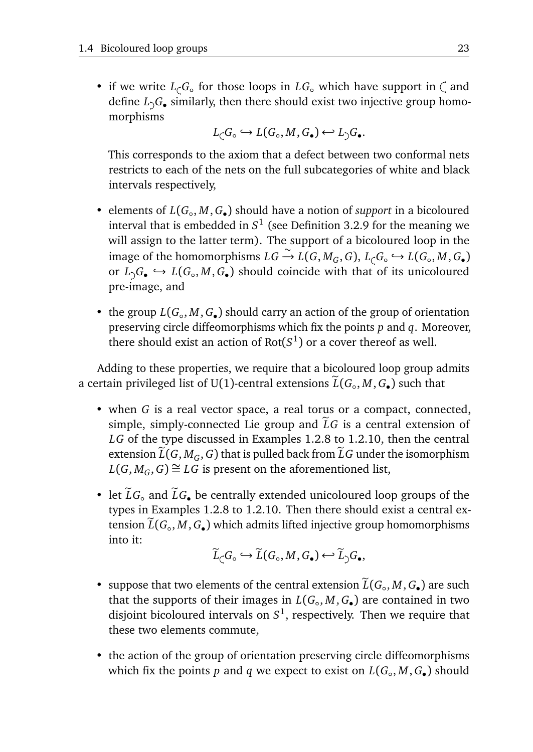- if we write $L_{\subset}G_{\circ}$ for those loops in $LG_{\circ}$ which have support in $\subset$ and define $L_{\supset}G_{\bullet}$ similarly, then there should exist two injective group homomorphisms

$$L_{\subset}G_{\circ} \hookrightarrow L(G_{\circ}, M, G_{\bullet}) \hookleftarrow L_{\supset}G_{\bullet}.$$

  This corresponds to the axiom that a defect between two conformal nets restricts to each of the nets on the full subcategories of white and black intervals respectively,

- elements of $L(G_{\circ}, M, G_{\bullet})$ should have a notion of *support* in a bicoloured interval that is embedded in $S^1$ (see Definition 3.2.9 for the meaning we will assign to the latter term). The support of a bicoloured loop in the image of the homomorphisms $LG \xrightarrow{\sim} L(G, M_G, G)$, $L_{\subset}G_{\circ} \hookrightarrow L(G_{\circ}, M, G_{\bullet})$ or $L_{\supset}G_{\bullet} \hookrightarrow L(G_{\circ}, M, G_{\bullet})$ should coincide with that of its unicoloured pre-image, and

- the group $L(G_{\circ}, M, G_{\bullet})$ should carry an action of the group of orientation preserving circle diffeomorphisms which fix the points $p$ and $q$. Moreover, there should exist an action of $\mathrm{Rot}(S^1)$ or a cover thereof as well.

Adding to these properties, we require that a bicoloured loop group admits a certain privileged list of U(1)-central extensions $\widetilde{L}(G_{\circ}, M, G_{\bullet})$ such that

- when $G$ is a real vector space, a real torus or a compact, connected, simple, simply-connected Lie group and $\widetilde{L}G$ is a central extension of $LG$ of the type discussed in Examples 1.2.8 to 1.2.10, then the central extension $\widetilde{L}(G, M_G, G)$ that is pulled back from $\widetilde{L}G$ under the isomorphism $L(G, M_G, G) \cong LG$ is present on the aforementioned list,

- let $\widetilde{L}G_{\circ}$ and $\widetilde{L}G_{\bullet}$ be centrally extended unicoloured loop groups of the types in Examples 1.2.8 to 1.2.10. Then there should exist a central extension $\widetilde{L}(G_{\circ}, M, G_{\bullet})$ which admits lifted injective group homomorphisms into it:

$$\widetilde{L}_{\subset}G_{\circ} \hookrightarrow \widetilde{L}(G_{\circ}, M, G_{\bullet}) \hookleftarrow \widetilde{L}_{\supset}G_{\bullet},$$

- suppose that two elements of the central extension $\widetilde{L}(G_{\circ}, M, G_{\bullet})$ are such that the supports of their images in $L(G_{\circ}, M, G_{\bullet})$ are contained in two disjoint bicoloured intervals on $S^1$, respectively. Then we require that these two elements commute,

- the action of the group of orientation preserving circle diffeomorphisms which fix the points $p$ and $q$ we expect to exist on $L(G_{\circ}, M, G_{\bullet})$ should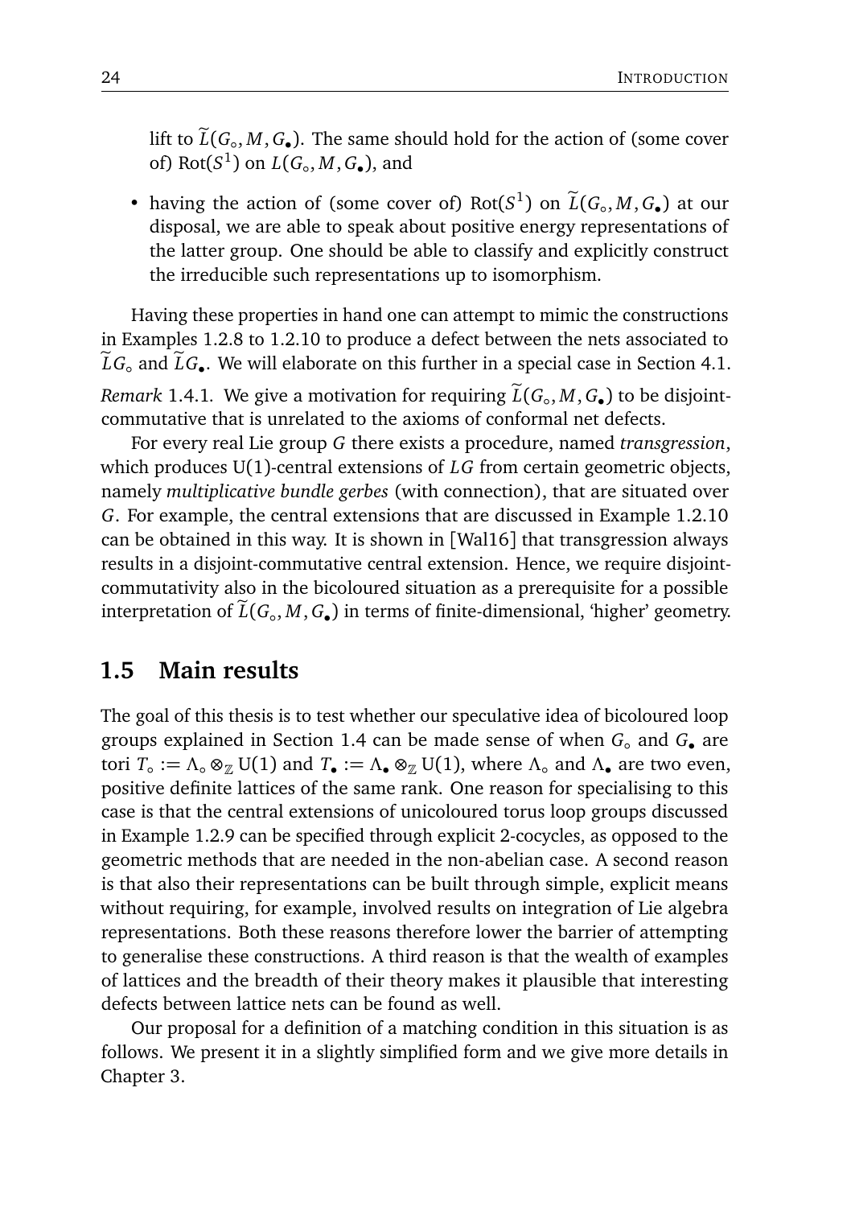lift to $\widetilde{L}(G_\circ, M, G_\bullet)$. The same should hold for the action of (some cover of) $\mathrm{Rot}(S^1)$ on $L(G_\circ, M, G_\bullet)$, and

- having the action of (some cover of) $\mathrm{Rot}(S^1)$ on $\widetilde{L}(G_\circ, M, G_\bullet)$ at our disposal, we are able to speak about positive energy representations of the latter group. One should be able to classify and explicitly construct the irreducible such representations up to isomorphism.

Having these properties in hand one can attempt to mimic the constructions in Examples 1.2.8 to 1.2.10 to produce a defect between the nets associated to $\widetilde{L}G_\circ$ and $\widetilde{L}G_\bullet$. We will elaborate on this further in a special case in Section 4.1.

*Remark* 1.4.1. We give a motivation for requiring $\widetilde{L}(G_\circ, M, G_\bullet)$ to be disjoint-commutative that is unrelated to the axioms of conformal net defects.

For every real Lie group $G$ there exists a procedure, named *transgression*, which produces $\mathrm{U}(1)$-central extensions of $LG$ from certain geometric objects, namely *multiplicative bundle gerbes* (with connection), that are situated over $G$. For example, the central extensions that are discussed in Example 1.2.10 can be obtained in this way. It is shown in [Wal16] that transgression always results in a disjoint-commutative central extension. Hence, we require disjoint-commutativity also in the bicoloured situation as a prerequisite for a possible interpretation of $\widetilde{L}(G_\circ, M, G_\bullet)$ in terms of finite-dimensional, 'higher' geometry.

## 1.5 Main results

The goal of this thesis is to test whether our speculative idea of bicoloured loop groups explained in Section 1.4 can be made sense of when $G_\circ$ and $G_\bullet$ are tori $T_\circ := \Lambda_\circ \otimes_{\mathbb{Z}} \mathrm{U}(1)$ and $T_\bullet := \Lambda_\bullet \otimes_{\mathbb{Z}} \mathrm{U}(1)$, where $\Lambda_\circ$ and $\Lambda_\bullet$ are two even, positive definite lattices of the same rank. One reason for specialising to this case is that the central extensions of unicoloured torus loop groups discussed in Example 1.2.9 can be specified through explicit 2-cocycles, as opposed to the geometric methods that are needed in the non-abelian case. A second reason is that also their representations can be built through simple, explicit means without requiring, for example, involved results on integration of Lie algebra representations. Both these reasons therefore lower the barrier of attempting to generalise these constructions. A third reason is that the wealth of examples of lattices and the breadth of their theory makes it plausible that interesting defects between lattice nets can be found as well.

Our proposal for a definition of a matching condition in this situation is as follows. We present it in a slightly simplified form and we give more details in Chapter 3.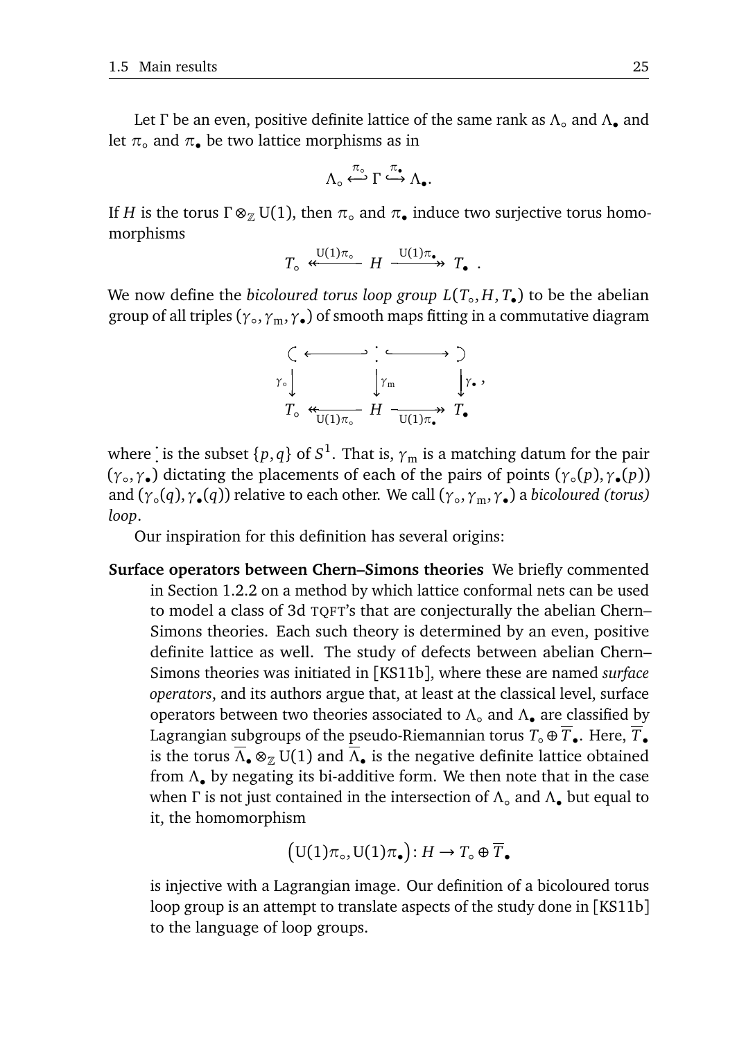Let $\Gamma$ be an even, positive definite lattice of the same rank as $\Lambda_\circ$ and $\Lambda_\bullet$ and let $\pi_\circ$ and $\pi_\bullet$ be two lattice morphisms as in

$$\Lambda_\circ \overset{\pi_\circ}{\hookleftarrow} \Gamma \overset{\pi_\bullet}{\hookrightarrow} \Lambda_\bullet.$$

If $H$ is the torus $\Gamma \otimes_{\mathbb{Z}} \mathrm{U}(1)$, then $\pi_\circ$ and $\pi_\bullet$ induce two surjective torus homomorphisms

$$T_\circ \xleftarrow{\mathrm{U}(1)\pi_\circ} H \xrightarrow{\mathrm{U}(1)\pi_\bullet} T_\bullet \ .$$

We now define the *bicoloured torus loop group* $L(T_\circ, H, T_\bullet)$ to be the abelian group of all triples $(\gamma_\circ, \gamma_{\mathrm{m}}, \gamma_\bullet)$ of smooth maps fitting in a commutative diagram

$$\begin{array}{ccccc}
\text{(} & \longleftarrow & \vdots & \longrightarrow & \text{)} \\
\big\downarrow \gamma_\circ & & \big\downarrow \gamma_{\mathrm{m}} & & \big\downarrow \gamma_\bullet \\
T_\circ & \underset{\mathrm{U}(1)\pi_\circ}{\twoheadleftarrow} & H & \underset{\mathrm{U}(1)\pi_\bullet}{\twoheadrightarrow} & T_\bullet
\end{array},$$

where $\vdots$ is the subset $\{p, q\}$ of $S^1$. That is, $\gamma_{\mathrm{m}}$ is a matching datum for the pair $(\gamma_\circ, \gamma_\bullet)$ dictating the placements of each of the pairs of points $(\gamma_\circ(p), \gamma_\bullet(p))$ and $(\gamma_\circ(q), \gamma_\bullet(q))$ relative to each other. We call $(\gamma_\circ, \gamma_{\mathrm{m}}, \gamma_\bullet)$ a *bicoloured (torus) loop*.

Our inspiration for this definition has several origins:

**Surface operators between Chern–Simons theories** We briefly commented in Section 1.2.2 on a method by which lattice conformal nets can be used to model a class of 3d TQFT's that are conjecturally the abelian Chern–Simons theories. Each such theory is determined by an even, positive definite lattice as well. The study of defects between abelian Chern–Simons theories was initiated in [KS11b], where these are named *surface operators*, and its authors argue that, at least at the classical level, surface operators between two theories associated to $\Lambda_\circ$ and $\Lambda_\bullet$ are classified by Lagrangian subgroups of the pseudo-Riemannian torus $T_\circ \oplus \overline{T}_\bullet$. Here, $\overline{T}_\bullet$ is the torus $\overline{\Lambda}_\bullet \otimes_{\mathbb{Z}} \mathrm{U}(1)$ and $\overline{\Lambda}_\bullet$ is the negative definite lattice obtained from $\Lambda_\bullet$ by negating its bi-additive form. We then note that in the case when $\Gamma$ is not just contained in the intersection of $\Lambda_\circ$ and $\Lambda_\bullet$ but equal to it, the homomorphism

$$\big(\mathrm{U}(1)\pi_\circ, \mathrm{U}(1)\pi_\bullet\big) \colon H \to T_\circ \oplus \overline{T}_\bullet$$

is injective with a Lagrangian image. Our definition of a bicoloured torus loop group is an attempt to translate aspects of the study done in [KS11b] to the language of loop groups.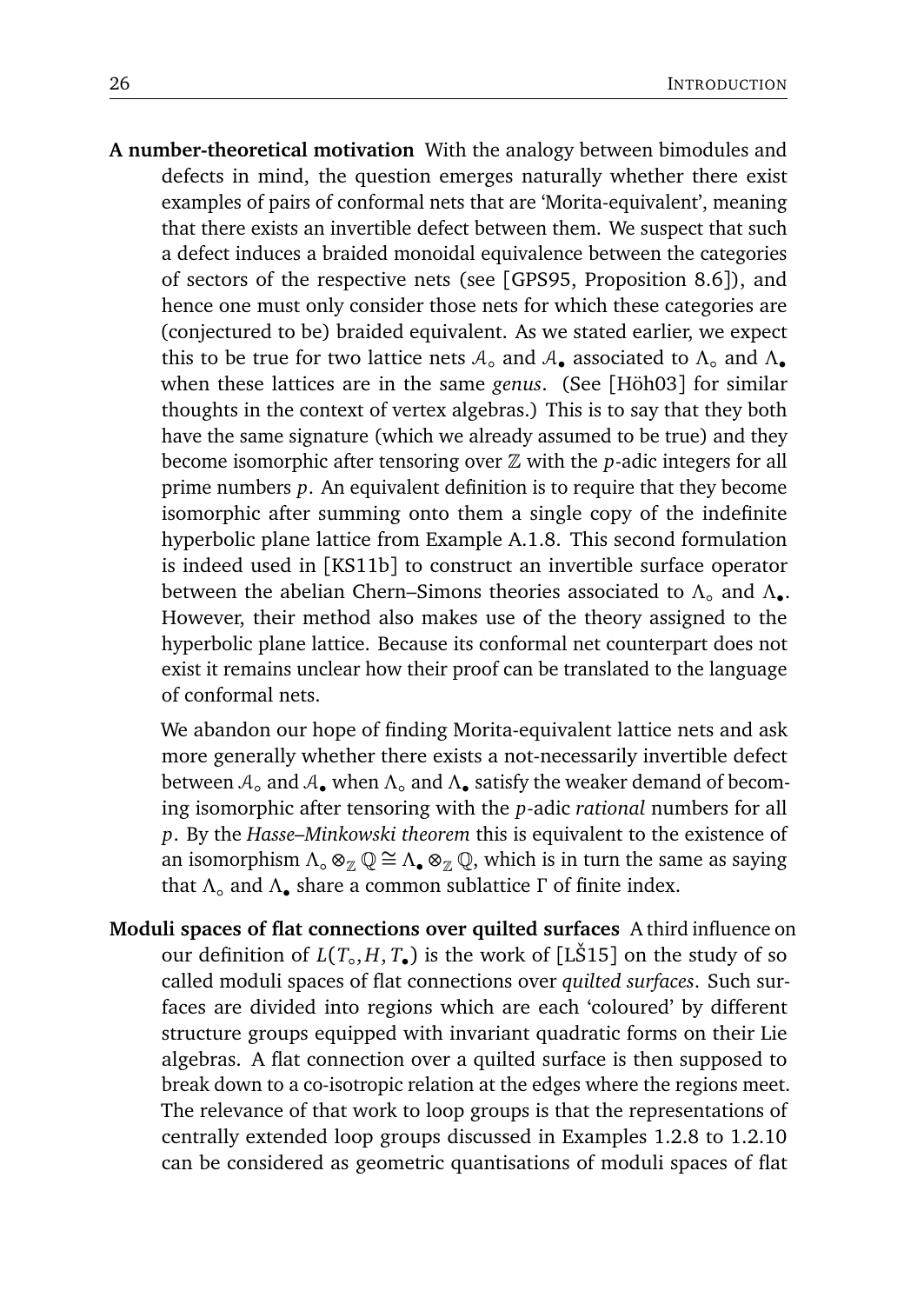**A number-theoretical motivation** With the analogy between bimodules and defects in mind, the question emerges naturally whether there exist examples of pairs of conformal nets that are 'Morita-equivalent', meaning that there exists an invertible defect between them. We suspect that such a defect induces a braided monoidal equivalence between the categories of sectors of the respective nets (see [GPS95, Proposition 8.6]), and hence one must only consider those nets for which these categories are (conjectured to be) braided equivalent. As we stated earlier, we expect this to be true for two lattice nets $\mathcal{A}_\circ$ and $\mathcal{A}_\bullet$ associated to $\Lambda_\circ$ and $\Lambda_\bullet$ when these lattices are in the same *genus*. (See [Höh03] for similar thoughts in the context of vertex algebras.) This is to say that they both have the same signature (which we already assumed to be true) and they become isomorphic after tensoring over $\mathbb{Z}$ with the $p$-adic integers for all prime numbers $p$. An equivalent definition is to require that they become isomorphic after summing onto them a single copy of the indefinite hyperbolic plane lattice from Example A.1.8. This second formulation is indeed used in [KS11b] to construct an invertible surface operator between the abelian Chern–Simons theories associated to $\Lambda_\circ$ and $\Lambda_\bullet$. However, their method also makes use of the theory assigned to the hyperbolic plane lattice. Because its conformal net counterpart does not exist it remains unclear how their proof can be translated to the language of conformal nets.

We abandon our hope of finding Morita-equivalent lattice nets and ask more generally whether there exists a not-necessarily invertible defect between $\mathcal{A}_\circ$ and $\mathcal{A}_\bullet$ when $\Lambda_\circ$ and $\Lambda_\bullet$ satisfy the weaker demand of becoming isomorphic after tensoring with the $p$-adic *rational* numbers for all $p$. By the *Hasse–Minkowski theorem* this is equivalent to the existence of an isomorphism $\Lambda_\circ \otimes_{\mathbb{Z}} \mathbb{Q} \cong \Lambda_\bullet \otimes_{\mathbb{Z}} \mathbb{Q}$, which is in turn the same as saying that $\Lambda_\circ$ and $\Lambda_\bullet$ share a common sublattice $\Gamma$ of finite index.

**Moduli spaces of flat connections over quilted surfaces** A third influence on our definition of $L(T_\circ, H, T_\bullet)$ is the work of [LŠ15] on the study of so called moduli spaces of flat connections over *quilted surfaces*. Such surfaces are divided into regions which are each 'coloured' by different structure groups equipped with invariant quadratic forms on their Lie algebras. A flat connection over a quilted surface is then supposed to break down to a co-isotropic relation at the edges where the regions meet. The relevance of that work to loop groups is that the representations of centrally extended loop groups discussed in Examples 1.2.8 to 1.2.10 can be considered as geometric quantisations of moduli spaces of flat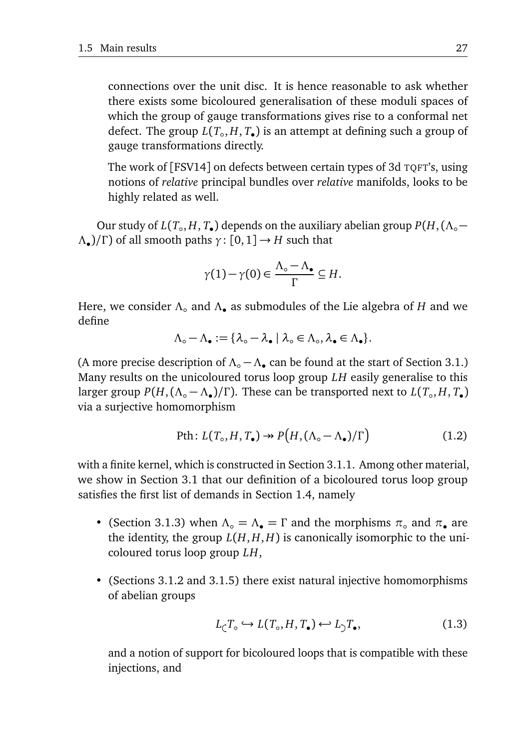connections over the unit disc. It is hence reasonable to ask whether there exists some bicoloured generalisation of these moduli spaces of which the group of gauge transformations gives rise to a conformal net defect. The group $L(T_\circ, H, T_\bullet)$ is an attempt at defining such a group of gauge transformations directly.

The work of [FSV14] on defects between certain types of 3d TQFT's, using notions of *relative* principal bundles over *relative* manifolds, looks to be highly related as well.

Our study of $L(T_\circ, H, T_\bullet)$ depends on the auxiliary abelian group $P(H, (\Lambda_\circ - \Lambda_\bullet)/\Gamma)$ of all smooth paths $\gamma\colon [0,1] \to H$ such that

$$\gamma(1) - \gamma(0) \in \frac{\Lambda_\circ - \Lambda_\bullet}{\Gamma} \subseteq H.$$

Here, we consider $\Lambda_\circ$ and $\Lambda_\bullet$ as submodules of the Lie algebra of $H$ and we define

$$\Lambda_\circ - \Lambda_\bullet := \{\lambda_\circ - \lambda_\bullet \mid \lambda_\circ \in \Lambda_\circ, \lambda_\bullet \in \Lambda_\bullet\}.$$

(A more precise description of $\Lambda_\circ - \Lambda_\bullet$ can be found at the start of Section 3.1.) Many results on the unicoloured torus loop group $LH$ easily generalise to this larger group $P(H, (\Lambda_\circ - \Lambda_\bullet)/\Gamma)$. These can be transported next to $L(T_\circ, H, T_\bullet)$ via a surjective homomorphism

$$\mathrm{Pth}\colon L(T_\circ, H, T_\bullet) \twoheadrightarrow P\big(H, (\Lambda_\circ - \Lambda_\bullet)/\Gamma\big) \tag{1.2}$$

with a finite kernel, which is constructed in Section 3.1.1. Among other material, we show in Section 3.1 that our definition of a bicoloured torus loop group satisfies the first list of demands in Section 1.4, namely

- (Section 3.1.3) when $\Lambda_\circ = \Lambda_\bullet = \Gamma$ and the morphisms $\pi_\circ$ and $\pi_\bullet$ are the identity, the group $L(H, H, H)$ is canonically isomorphic to the unicoloured torus loop group $LH$,
- (Sections 3.1.2 and 3.1.5) there exist natural injective homomorphisms of abelian groups

$$L_{\subset} T_\circ \hookrightarrow L(T_\circ, H, T_\bullet) \hookleftarrow L_{\supset} T_\bullet, \tag{1.3}$$

and a notion of support for bicoloured loops that is compatible with these injections, and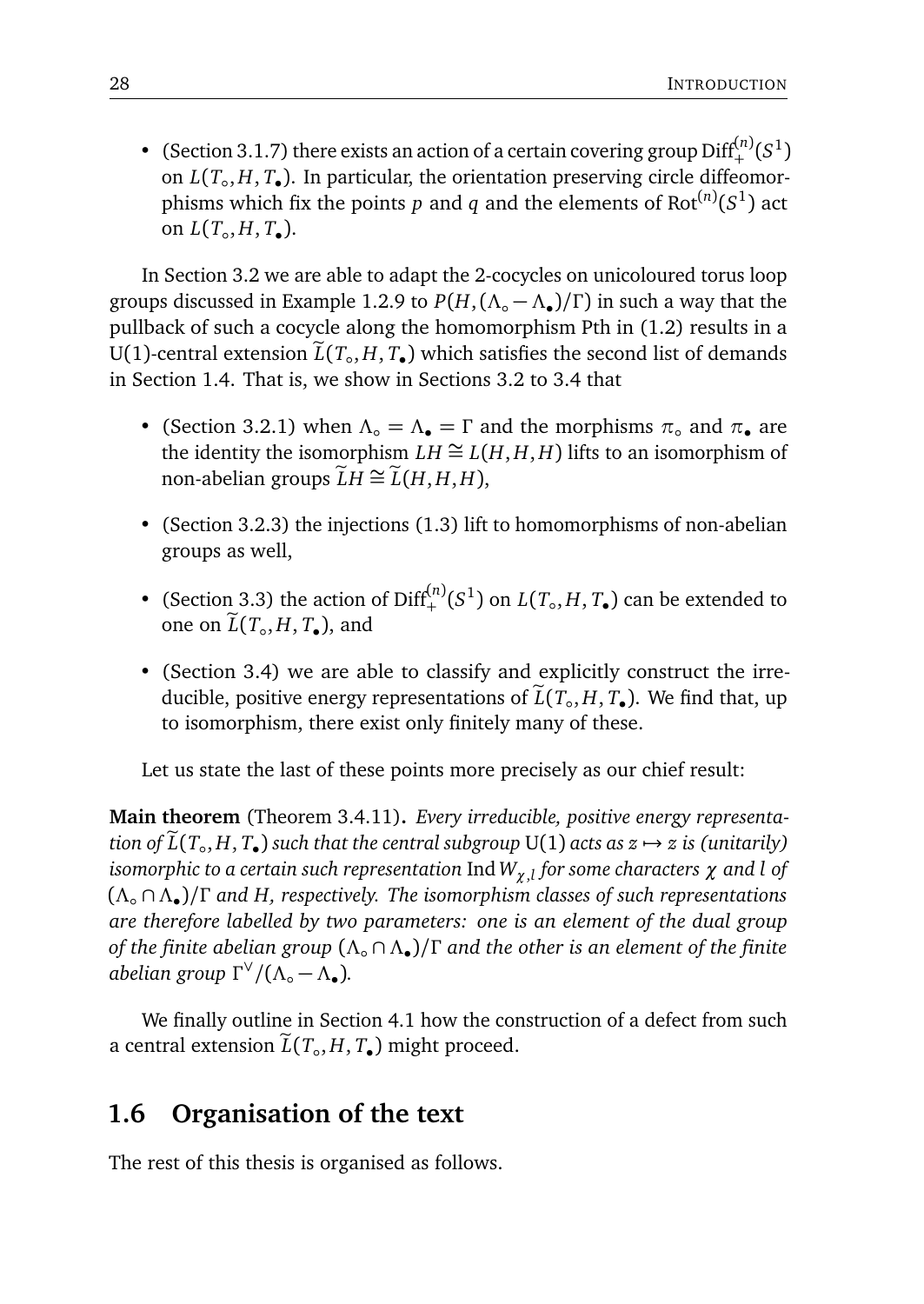- (Section 3.1.7) there exists an action of a certain covering group $\mathrm{Diff}_+^{(n)}(S^1)$ on $L(T_\circ, H, T_\bullet)$. In particular, the orientation preserving circle diffeomorphisms which fix the points $p$ and $q$ and the elements of $\mathrm{Rot}^{(n)}(S^1)$ act on $L(T_\circ, H, T_\bullet)$.

In Section 3.2 we are able to adapt the 2-cocycles on unicoloured torus loop groups discussed in Example 1.2.9 to $P(H, (\Lambda_\circ - \Lambda_\bullet)/\Gamma)$ in such a way that the pullback of such a cocycle along the homomorphism Pth in (1.2) results in a U(1)-central extension $\widetilde{L}(T_\circ, H, T_\bullet)$ which satisfies the second list of demands in Section 1.4. That is, we show in Sections 3.2 to 3.4 that

- (Section 3.2.1) when $\Lambda_\circ = \Lambda_\bullet = \Gamma$ and the morphisms $\pi_\circ$ and $\pi_\bullet$ are the identity the isomorphism $LH \cong L(H, H, H)$ lifts to an isomorphism of non-abelian groups $\widetilde{L}H \cong \widetilde{L}(H, H, H)$,
- (Section 3.2.3) the injections (1.3) lift to homomorphisms of non-abelian groups as well,
- (Section 3.3) the action of $\mathrm{Diff}_+^{(n)}(S^1)$ on $L(T_\circ, H, T_\bullet)$ can be extended to one on $\widetilde{L}(T_\circ, H, T_\bullet)$, and
- (Section 3.4) we are able to classify and explicitly construct the irreducible, positive energy representations of $\widetilde{L}(T_\circ, H, T_\bullet)$. We find that, up to isomorphism, there exist only finitely many of these.

Let us state the last of these points more precisely as our chief result:

**Main theorem** (Theorem 3.4.11)**.** *Every irreducible, positive energy representation of $\widetilde{L}(T_\circ, H, T_\bullet)$ such that the central subgroup* U(1) *acts as $z \mapsto z$ is (unitarily) isomorphic to a certain such representation* $\mathrm{Ind}\, W_{\chi,l}$ *for some characters $\chi$ and $l$ of $(\Lambda_\circ \cap \Lambda_\bullet)/\Gamma$ and $H$, respectively. The isomorphism classes of such representations are therefore labelled by two parameters: one is an element of the dual group of the finite abelian group $(\Lambda_\circ \cap \Lambda_\bullet)/\Gamma$ and the other is an element of the finite abelian group $\Gamma^\vee/(\Lambda_\circ - \Lambda_\bullet)$.*

We finally outline in Section 4.1 how the construction of a defect from such a central extension $\widetilde{L}(T_\circ, H, T_\bullet)$ might proceed.

## 1.6 Organisation of the text

The rest of this thesis is organised as follows.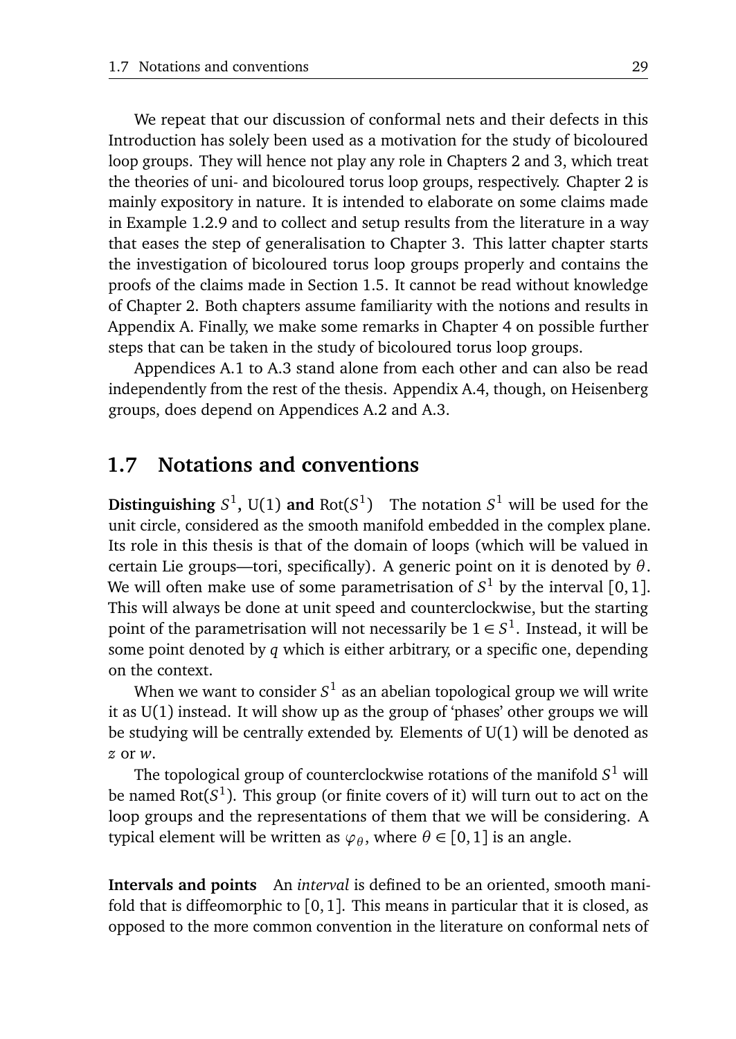We repeat that our discussion of conformal nets and their defects in this Introduction has solely been used as a motivation for the study of bicoloured loop groups. They will hence not play any role in Chapters 2 and 3, which treat the theories of uni- and bicoloured torus loop groups, respectively. Chapter 2 is mainly expository in nature. It is intended to elaborate on some claims made in Example 1.2.9 and to collect and setup results from the literature in a way that eases the step of generalisation to Chapter 3. This latter chapter starts the investigation of bicoloured torus loop groups properly and contains the proofs of the claims made in Section 1.5. It cannot be read without knowledge of Chapter 2. Both chapters assume familiarity with the notions and results in Appendix A. Finally, we make some remarks in Chapter 4 on possible further steps that can be taken in the study of bicoloured torus loop groups.

Appendices A.1 to A.3 stand alone from each other and can also be read independently from the rest of the thesis. Appendix A.4, though, on Heisenberg groups, does depend on Appendices A.2 and A.3.

## 1.7 Notations and conventions

**Distinguishing $S^1$, U(1) and $\mathrm{Rot}(S^1)$** The notation $S^1$ will be used for the unit circle, considered as the smooth manifold embedded in the complex plane. Its role in this thesis is that of the domain of loops (which will be valued in certain Lie groups—tori, specifically). A generic point on it is denoted by $\theta$. We will often make use of some parametrisation of $S^1$ by the interval $[0,1]$. This will always be done at unit speed and counterclockwise, but the starting point of the parametrisation will not necessarily be $1 \in S^1$. Instead, it will be some point denoted by $q$ which is either arbitrary, or a specific one, depending on the context.

When we want to consider $S^1$ as an abelian topological group we will write it as U(1) instead. It will show up as the group of 'phases' other groups we will be studying will be centrally extended by. Elements of U(1) will be denoted as $z$ or $w$.

The topological group of counterclockwise rotations of the manifold $S^1$ will be named $\mathrm{Rot}(S^1)$. This group (or finite covers of it) will turn out to act on the loop groups and the representations of them that we will be considering. A typical element will be written as $\varphi_\theta$, where $\theta \in [0,1]$ is an angle.

**Intervals and points** An *interval* is defined to be an oriented, smooth manifold that is diffeomorphic to $[0,1]$. This means in particular that it is closed, as opposed to the more common convention in the literature on conformal nets of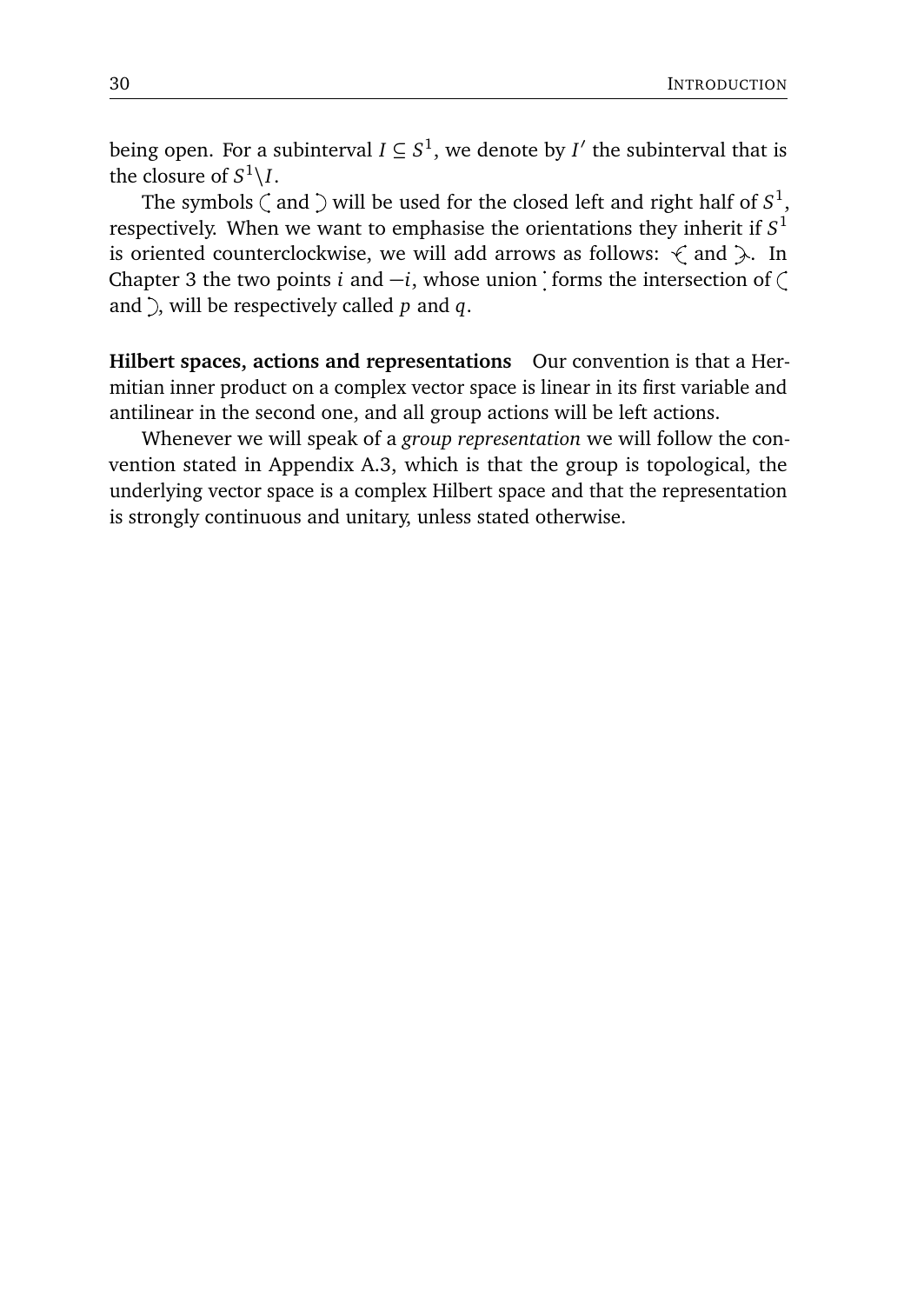being open. For a subinterval $I \subseteq S^1$, we denote by $I'$ the subinterval that is the closure of $S^1 \backslash I$.

The symbols ◟ and ◞ will be used for the closed left and right half of $S^1$, respectively. When we want to emphasise the orientations they inherit if $S^1$ is oriented counterclockwise, we will add arrows as follows: ↺ and ↻. In Chapter 3 the two points $i$ and $-i$, whose union ⁚ forms the intersection of ◟ and ◞, will be respectively called $p$ and $q$.

**Hilbert spaces, actions and representations** Our convention is that a Hermitian inner product on a complex vector space is linear in its first variable and antilinear in the second one, and all group actions will be left actions.

Whenever we will speak of a *group representation* we will follow the convention stated in Appendix A.3, which is that the group is topological, the underlying vector space is a complex Hilbert space and that the representation is strongly continuous and unitary, unless stated otherwise.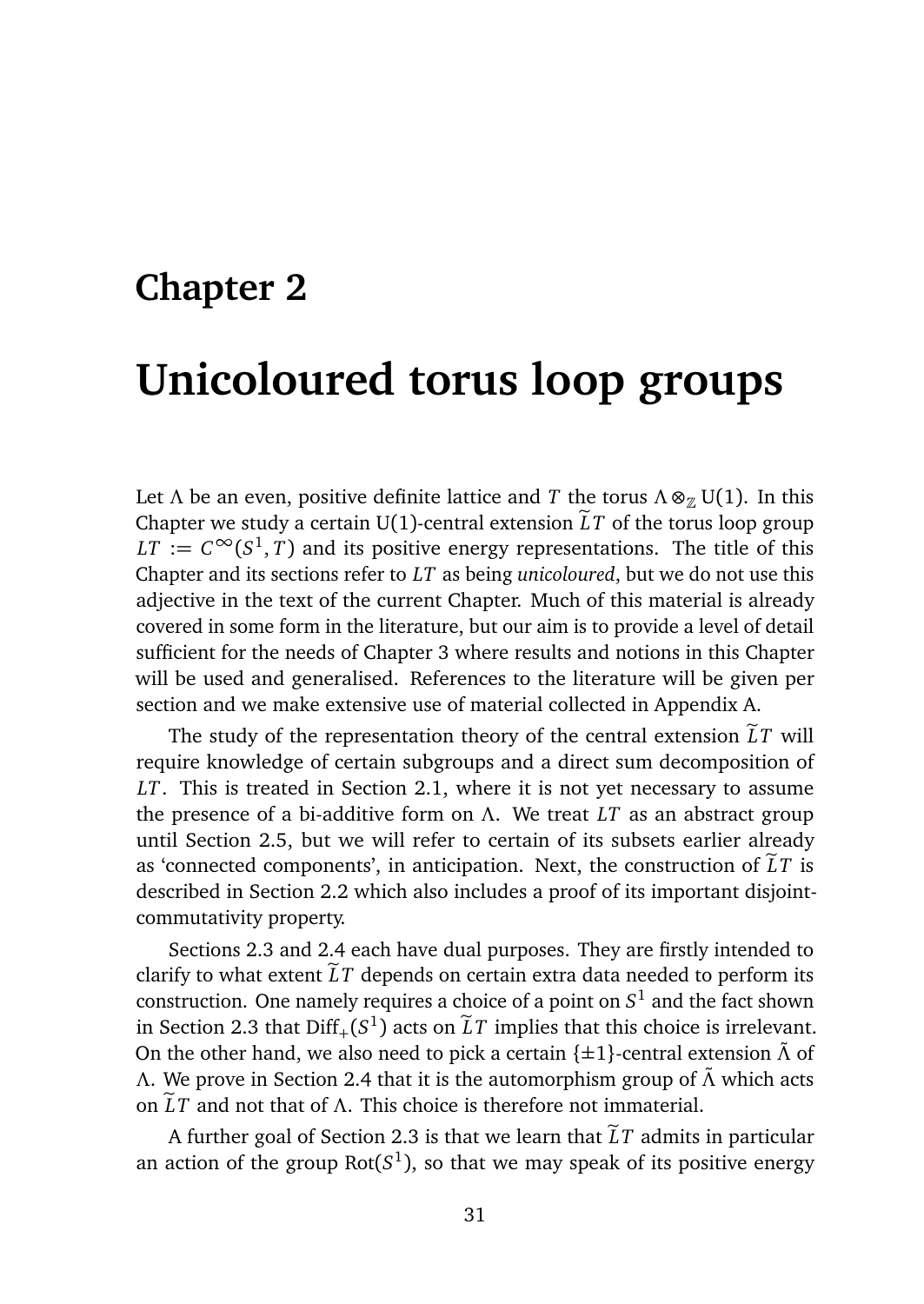# Chapter 2

# Unicoloured torus loop groups

Let $\Lambda$ be an even, positive definite lattice and $T$ the torus $\Lambda \otimes_{\mathbb{Z}} \mathrm{U}(1)$. In this Chapter we study a certain U(1)-central extension $\widetilde{L}T$ of the torus loop group $LT := C^{\infty}(S^1, T)$ and its positive energy representations. The title of this Chapter and its sections refer to $LT$ as being *unicoloured*, but we do not use this adjective in the text of the current Chapter. Much of this material is already covered in some form in the literature, but our aim is to provide a level of detail sufficient for the needs of Chapter 3 where results and notions in this Chapter will be used and generalised. References to the literature will be given per section and we make extensive use of material collected in Appendix A.

The study of the representation theory of the central extension $\widetilde{L}T$ will require knowledge of certain subgroups and a direct sum decomposition of $LT$. This is treated in Section 2.1, where it is not yet necessary to assume the presence of a bi-additive form on $\Lambda$. We treat $LT$ as an abstract group until Section 2.5, but we will refer to certain of its subsets earlier already as 'connected components', in anticipation. Next, the construction of $\widetilde{L}T$ is described in Section 2.2 which also includes a proof of its important disjoint-commutativity property.

Sections 2.3 and 2.4 each have dual purposes. They are firstly intended to clarify to what extent $\widetilde{L}T$ depends on certain extra data needed to perform its construction. One namely requires a choice of a point on $S^1$ and the fact shown in Section 2.3 that $\mathrm{Diff}_+(S^1)$ acts on $\widetilde{L}T$ implies that this choice is irrelevant. On the other hand, we also need to pick a certain $\{\pm 1\}$-central extension $\tilde{\Lambda}$ of $\Lambda$. We prove in Section 2.4 that it is the automorphism group of $\tilde{\Lambda}$ which acts on $\widetilde{L}T$ and not that of $\Lambda$. This choice is therefore not immaterial.

A further goal of Section 2.3 is that we learn that $\widetilde{L}T$ admits in particular an action of the group $\mathrm{Rot}(S^1)$, so that we may speak of its positive energy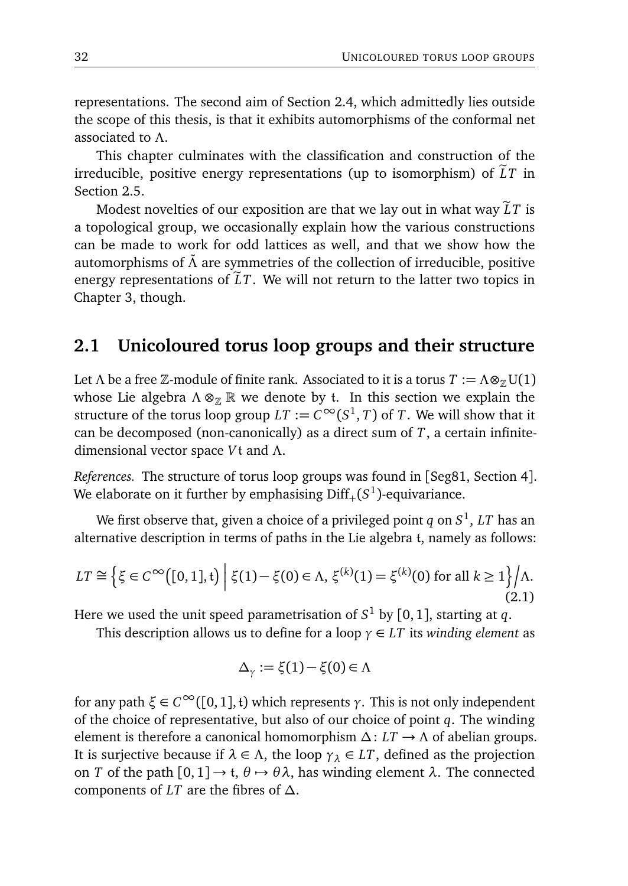representations. The second aim of Section 2.4, which admittedly lies outside the scope of this thesis, is that it exhibits automorphisms of the conformal net associated to $\Lambda$.

This chapter culminates with the classification and construction of the irreducible, positive energy representations (up to isomorphism) of $\widetilde{L}T$ in Section 2.5.

Modest novelties of our exposition are that we lay out in what way $\widetilde{L}T$ is a topological group, we occasionally explain how the various constructions can be made to work for odd lattices as well, and that we show how the automorphisms of $\tilde{\Lambda}$ are symmetries of the collection of irreducible, positive energy representations of $\widetilde{L}T$. We will not return to the latter two topics in Chapter 3, though.

## 2.1 Unicoloured torus loop groups and their structure

Let $\Lambda$ be a free $\mathbb{Z}$-module of finite rank. Associated to it is a torus $T := \Lambda \otimes_{\mathbb{Z}} \mathrm{U}(1)$ whose Lie algebra $\Lambda \otimes_{\mathbb{Z}} \mathbb{R}$ we denote by $\mathfrak{t}$. In this section we explain the structure of the torus loop group $LT := C^{\infty}(S^1, T)$ of $T$. We will show that it can be decomposed (non-canonically) as a direct sum of $T$, a certain infinite-dimensional vector space $V\mathfrak{t}$ and $\Lambda$.

*References.* The structure of torus loop groups was found in [Seg81, Section 4]. We elaborate on it further by emphasising $\mathrm{Diff}_+(S^1)$-equivariance.

We first observe that, given a choice of a privileged point $q$ on $S^1$, $LT$ has an alternative description in terms of paths in the Lie algebra $\mathfrak{t}$, namely as follows:

$$LT \cong \Big\{ \xi \in C^{\infty}\big([0,1], \mathfrak{t}\big) \;\Big|\; \xi(1) - \xi(0) \in \Lambda,\ \xi^{(k)}(1) = \xi^{(k)}(0) \text{ for all } k \geq 1 \Big\} \Big/ \Lambda. \tag{2.1}$$

Here we used the unit speed parametrisation of $S^1$ by $[0,1]$, starting at $q$.

This description allows us to define for a loop $\gamma \in LT$ its *winding element* as

$$\Delta_{\gamma} := \xi(1) - \xi(0) \in \Lambda$$

for any path $\xi \in C^{\infty}([0,1], \mathfrak{t})$ which represents $\gamma$. This is not only independent of the choice of representative, but also of our choice of point $q$. The winding element is therefore a canonical homomorphism $\Delta \colon LT \to \Lambda$ of abelian groups. It is surjective because if $\lambda \in \Lambda$, the loop $\gamma_{\lambda} \in LT$, defined as the projection on $T$ of the path $[0,1] \to \mathfrak{t}$, $\theta \mapsto \theta\lambda$, has winding element $\lambda$. The connected components of $LT$ are the fibres of $\Delta$.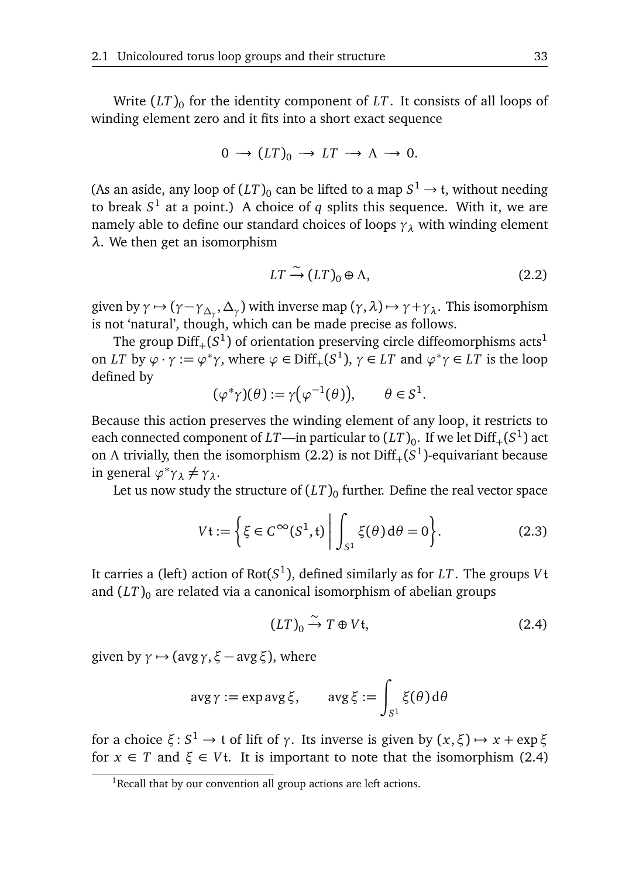Write $(LT)_0$ for the identity component of $LT$. It consists of all loops of winding element zero and it fits into a short exact sequence

$$0 \longrightarrow (LT)_0 \longrightarrow LT \longrightarrow \Lambda \longrightarrow 0.$$

(As an aside, any loop of $(LT)_0$ can be lifted to a map $S^1 \to \mathfrak{t}$, without needing to break $S^1$ at a point.) A choice of $q$ splits this sequence. With it, we are namely able to define our standard choices of loops $\gamma_\lambda$ with winding element $\lambda$. We then get an isomorphism

$$LT \xrightarrow{\sim} (LT)_0 \oplus \Lambda, \tag{2.2}$$

given by $\gamma \mapsto (\gamma - \gamma_{\Delta_\gamma}, \Delta_\gamma)$ with inverse map $(\gamma, \lambda) \mapsto \gamma + \gamma_\lambda$. This isomorphism is not 'natural', though, which can be made precise as follows.

The group $\mathrm{Diff}_+(S^1)$ of orientation preserving circle diffeomorphisms acts[1] on $LT$ by $\varphi \cdot \gamma := \varphi^* \gamma$, where $\varphi \in \mathrm{Diff}_+(S^1)$, $\gamma \in LT$ and $\varphi^*\gamma \in LT$ is the loop defined by

$$(\varphi^*\gamma)(\theta) := \gamma\big(\varphi^{-1}(\theta)\big), \qquad \theta \in S^1.$$

Because this action preserves the winding element of any loop, it restricts to each connected component of $LT$—in particular to $(LT)_0$. If we let $\mathrm{Diff}_+(S^1)$ act on $\Lambda$ trivially, then the isomorphism (2.2) is not $\mathrm{Diff}_+(S^1)$-equivariant because in general $\varphi^*\gamma_\lambda \neq \gamma_\lambda$.

Let us now study the structure of $(LT)_0$ further. Define the real vector space

$$V\mathfrak{t} := \left\{ \xi \in C^\infty(S^1, \mathfrak{t}) \;\middle|\; \int_{S^1} \xi(\theta)\, \mathrm{d}\theta = 0 \right\}. \tag{2.3}$$

It carries a (left) action of $\mathrm{Rot}(S^1)$, defined similarly as for $LT$. The groups $V\mathfrak{t}$ and $(LT)_0$ are related via a canonical isomorphism of abelian groups

$$(LT)_0 \xrightarrow{\sim} T \oplus V\mathfrak{t}, \tag{2.4}$$

given by $\gamma \mapsto (\operatorname{avg}\gamma, \xi - \operatorname{avg}\xi)$, where

$$\operatorname{avg}\gamma := \exp \operatorname{avg}\xi, \qquad \operatorname{avg}\xi := \int_{S^1} \xi(\theta)\, \mathrm{d}\theta$$

for a choice $\xi \colon S^1 \to \mathfrak{t}$ of lift of $\gamma$. Its inverse is given by $(x, \xi) \mapsto x + \exp\xi$ for $x \in T$ and $\xi \in V\mathfrak{t}$. It is important to note that the isomorphism (2.4)

[1] Recall that by our convention all group actions are left actions.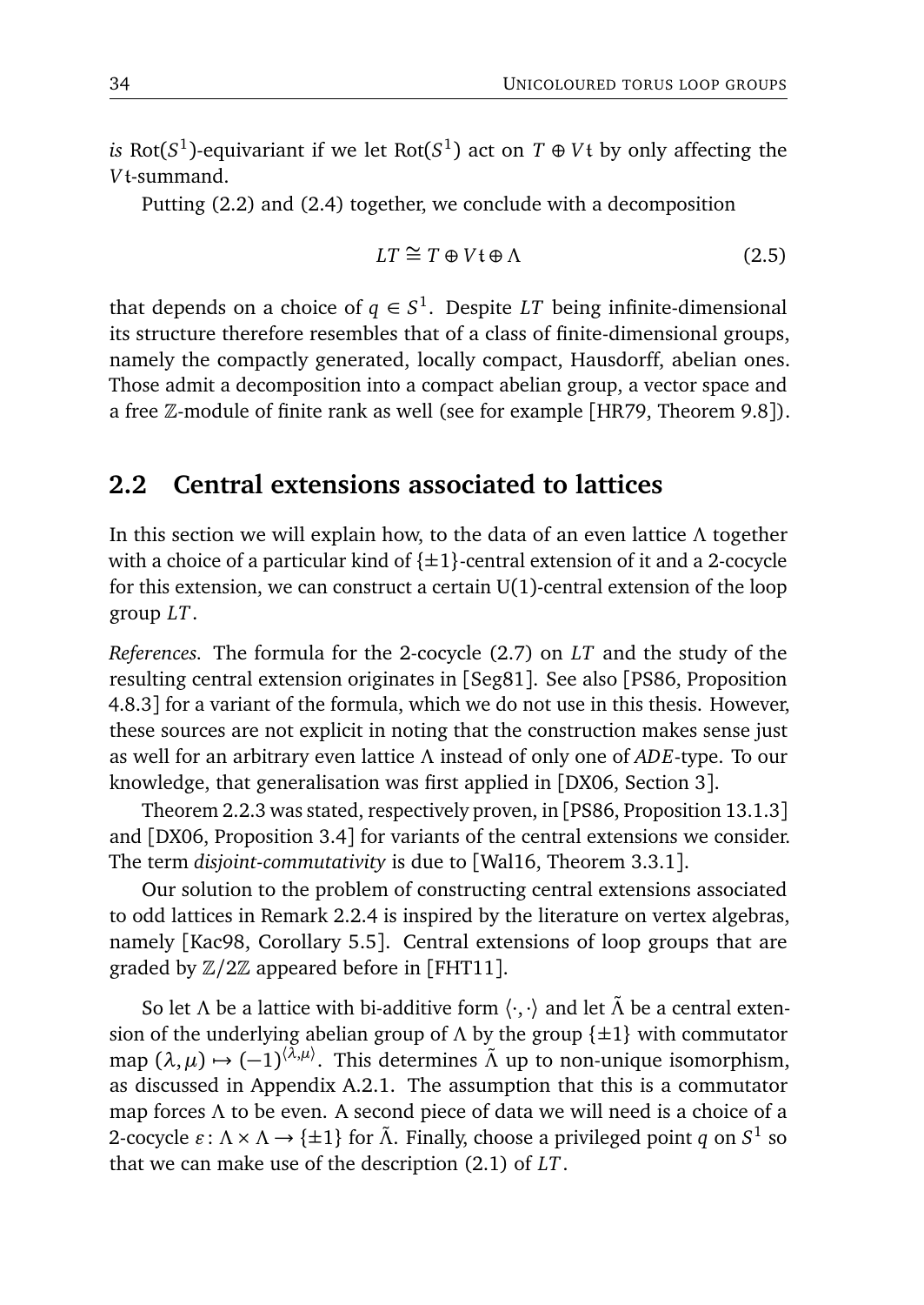*is* $\mathrm{Rot}(S^1)$-equivariant if we let $\mathrm{Rot}(S^1)$ act on $T \oplus V\mathfrak{t}$ by only affecting the $V\mathfrak{t}$-summand.

Putting (2.2) and (2.4) together, we conclude with a decomposition

$$LT \cong T \oplus V\mathfrak{t} \oplus \Lambda \tag{2.5}$$

that depends on a choice of $q \in S^1$. Despite $LT$ being infinite-dimensional its structure therefore resembles that of a class of finite-dimensional groups, namely the compactly generated, locally compact, Hausdorff, abelian ones. Those admit a decomposition into a compact abelian group, a vector space and a free $\mathbb{Z}$-module of finite rank as well (see for example [HR79, Theorem 9.8]).

## 2.2 Central extensions associated to lattices

In this section we will explain how, to the data of an even lattice $\Lambda$ together with a choice of a particular kind of $\{\pm 1\}$-central extension of it and a 2-cocycle for this extension, we can construct a certain $\mathrm{U}(1)$-central extension of the loop group $LT$.

*References.* The formula for the 2-cocycle (2.7) on $LT$ and the study of the resulting central extension originates in [Seg81]. See also [PS86, Proposition 4.8.3] for a variant of the formula, which we do not use in this thesis. However, these sources are not explicit in noting that the construction makes sense just as well for an arbitrary even lattice $\Lambda$ instead of only one of *ADE*-type. To our knowledge, that generalisation was first applied in [DX06, Section 3].

Theorem 2.2.3 was stated, respectively proven, in [PS86, Proposition 13.1.3] and [DX06, Proposition 3.4] for variants of the central extensions we consider. The term *disjoint-commutativity* is due to [Wal16, Theorem 3.3.1].

Our solution to the problem of constructing central extensions associated to odd lattices in Remark 2.2.4 is inspired by the literature on vertex algebras, namely [Kac98, Corollary 5.5]. Central extensions of loop groups that are graded by $\mathbb{Z}/2\mathbb{Z}$ appeared before in [FHT11].

So let $\Lambda$ be a lattice with bi-additive form $\langle \cdot, \cdot \rangle$ and let $\tilde{\Lambda}$ be a central extension of the underlying abelian group of $\Lambda$ by the group $\{\pm 1\}$ with commutator map $(\lambda, \mu) \mapsto (-1)^{\langle \lambda, \mu \rangle}$. This determines $\tilde{\Lambda}$ up to non-unique isomorphism, as discussed in Appendix A.2.1. The assumption that this is a commutator map forces $\Lambda$ to be even. A second piece of data we will need is a choice of a 2-cocycle $\varepsilon \colon \Lambda \times \Lambda \to \{\pm 1\}$ for $\tilde{\Lambda}$. Finally, choose a privileged point $q$ on $S^1$ so that we can make use of the description (2.1) of $LT$.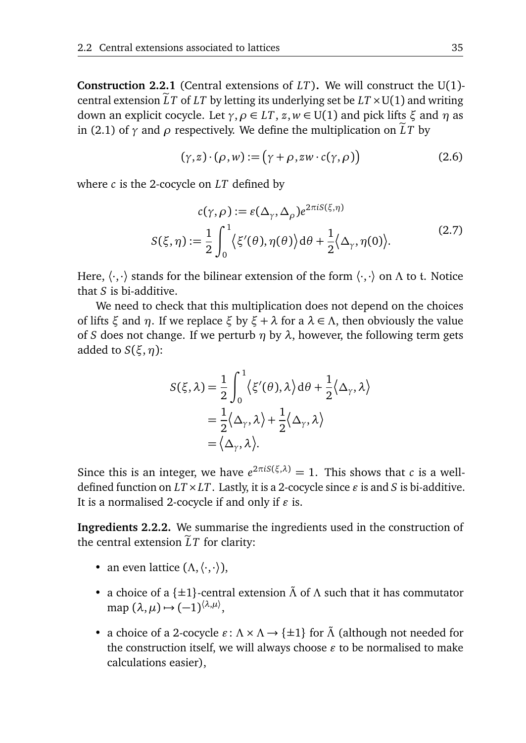**Construction 2.2.1** (Central extensions of $LT$)**.** We will construct the U(1)-central extension $\widetilde{L}T$ of $LT$ by letting its underlying set be $LT \times \mathrm{U}(1)$ and writing down an explicit cocycle. Let $\gamma, \rho \in LT$, $z, w \in \mathrm{U}(1)$ and pick lifts $\xi$ and $\eta$ as in (2.1) of $\gamma$ and $\rho$ respectively. We define the multiplication on $\widetilde{L}T$ by

$$(\gamma, z) \cdot (\rho, w) := \big(\gamma + \rho, zw \cdot c(\gamma, \rho)\big) \tag{2.6}$$

where $c$ is the 2-cocycle on $LT$ defined by

$$\begin{aligned} c(\gamma, \rho) &:= \varepsilon(\Delta_\gamma, \Delta_\rho) e^{2\pi i S(\xi, \eta)} \\ S(\xi, \eta) &:= \frac{1}{2}\int_0^1 \big\langle \xi'(\theta), \eta(\theta)\big\rangle \mathrm{d}\theta + \frac{1}{2}\big\langle \Delta_\gamma, \eta(0)\big\rangle. \end{aligned} \tag{2.7}$$

Here, $\langle\cdot,\cdot\rangle$ stands for the bilinear extension of the form $\langle\cdot,\cdot\rangle$ on $\Lambda$ to $\mathfrak{t}$. Notice that $S$ is bi-additive.

We need to check that this multiplication does not depend on the choices of lifts $\xi$ and $\eta$. If we replace $\xi$ by $\xi + \lambda$ for a $\lambda \in \Lambda$, then obviously the value of $S$ does not change. If we perturb $\eta$ by $\lambda$, however, the following term gets added to $S(\xi, \eta)$:

$$\begin{aligned} S(\xi, \lambda) &= \frac{1}{2}\int_0^1 \big\langle \xi'(\theta), \lambda\big\rangle \mathrm{d}\theta + \frac{1}{2}\big\langle \Delta_\gamma, \lambda\big\rangle \\ &= \frac{1}{2}\big\langle \Delta_\gamma, \lambda\big\rangle + \frac{1}{2}\big\langle \Delta_\gamma, \lambda\big\rangle \\ &= \big\langle \Delta_\gamma, \lambda\big\rangle. \end{aligned}$$

Since this is an integer, we have $e^{2\pi i S(\xi,\lambda)} = 1$. This shows that $c$ is a well-defined function on $LT \times LT$. Lastly, it is a 2-cocycle since $\varepsilon$ is and $S$ is bi-additive. It is a normalised 2-cocycle if and only if $\varepsilon$ is.

**Ingredients 2.2.2.** We summarise the ingredients used in the construction of the central extension $\widetilde{L}T$ for clarity:

- an even lattice $(\Lambda, \langle\cdot,\cdot\rangle)$,
- a choice of a $\{\pm 1\}$-central extension $\tilde{\Lambda}$ of $\Lambda$ such that it has commutator map $(\lambda, \mu) \mapsto (-1)^{\langle \lambda, \mu\rangle}$,
- a choice of a 2-cocycle $\varepsilon \colon \Lambda \times \Lambda \to \{\pm 1\}$ for $\tilde{\Lambda}$ (although not needed for the construction itself, we will always choose $\varepsilon$ to be normalised to make calculations easier),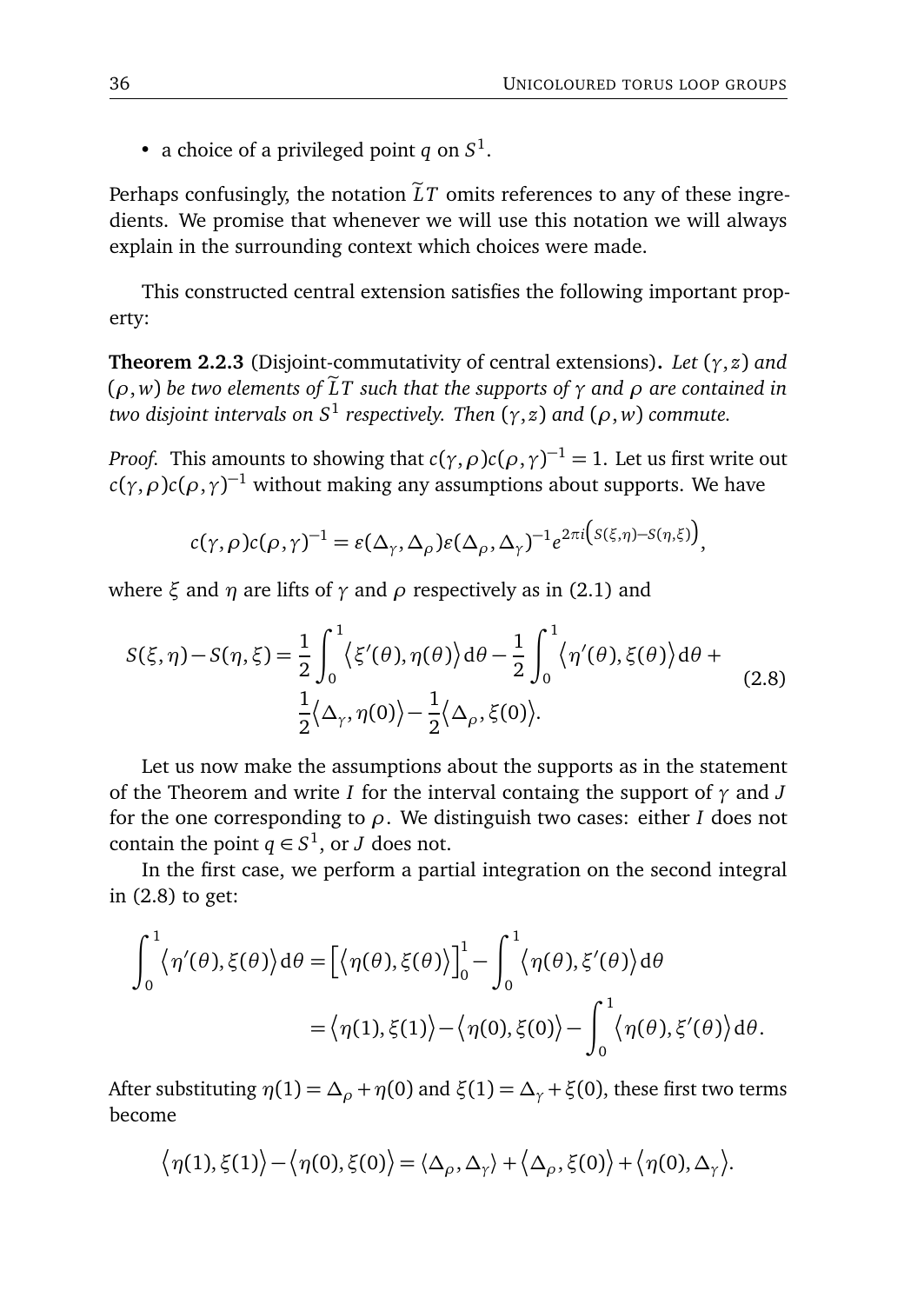- a choice of a privileged point $q$ on $S^1$.

Perhaps confusingly, the notation $\widetilde{L}T$ omits references to any of these ingredients. We promise that whenever we will use this notation we will always explain in the surrounding context which choices were made.

This constructed central extension satisfies the following important property:

**Theorem 2.2.3** (Disjoint-commutativity of central extensions)**.** *Let $(\gamma, z)$ and $(\rho, w)$ be two elements of $\widetilde{L}T$ such that the supports of $\gamma$ and $\rho$ are contained in two disjoint intervals on $S^1$ respectively. Then $(\gamma, z)$ and $(\rho, w)$ commute.*

*Proof.* This amounts to showing that $c(\gamma,\rho)c(\rho,\gamma)^{-1} = 1$. Let us first write out $c(\gamma,\rho)c(\rho,\gamma)^{-1}$ without making any assumptions about supports. We have

$$c(\gamma,\rho)c(\rho,\gamma)^{-1} = \varepsilon(\Delta_\gamma, \Delta_\rho)\varepsilon(\Delta_\rho, \Delta_\gamma)^{-1} e^{2\pi i\left(S(\xi,\eta) - S(\eta,\xi)\right)},$$

where $\xi$ and $\eta$ are lifts of $\gamma$ and $\rho$ respectively as in (2.1) and

$$\begin{aligned} S(\xi,\eta) - S(\eta,\xi) = \frac{1}{2}\int_0^1 \big\langle \xi'(\theta), \eta(\theta)\big\rangle \mathrm{d}\theta - \frac{1}{2}\int_0^1 \big\langle \eta'(\theta), \xi(\theta)\big\rangle \mathrm{d}\theta + \\ \frac{1}{2}\big\langle \Delta_\gamma, \eta(0)\big\rangle - \frac{1}{2}\big\langle \Delta_\rho, \xi(0)\big\rangle. \end{aligned} \tag{2.8}$$

Let us now make the assumptions about the supports as in the statement of the Theorem and write $I$ for the interval containg the support of $\gamma$ and $J$ for the one corresponding to $\rho$. We distinguish two cases: either $I$ does not contain the point $q \in S^1$, or $J$ does not.

In the first case, we perform a partial integration on the second integral in (2.8) to get:

$$\begin{aligned} \int_0^1 \big\langle \eta'(\theta), \xi(\theta)\big\rangle \mathrm{d}\theta &= \Big[\big\langle \eta(\theta), \xi(\theta)\big\rangle\Big]_0^1 - \int_0^1 \big\langle \eta(\theta), \xi'(\theta)\big\rangle \mathrm{d}\theta \\ &= \big\langle \eta(1), \xi(1)\big\rangle - \big\langle \eta(0), \xi(0)\big\rangle - \int_0^1 \big\langle \eta(\theta), \xi'(\theta)\big\rangle \mathrm{d}\theta. \end{aligned}$$

After substituting $\eta(1) = \Delta_\rho + \eta(0)$ and $\xi(1) = \Delta_\gamma + \xi(0)$, these first two terms become

$$\big\langle \eta(1), \xi(1)\big\rangle - \big\langle \eta(0), \xi(0)\big\rangle = \langle \Delta_\rho, \Delta_\gamma\rangle + \big\langle \Delta_\rho, \xi(0)\big\rangle + \big\langle \eta(0), \Delta_\gamma\big\rangle.$$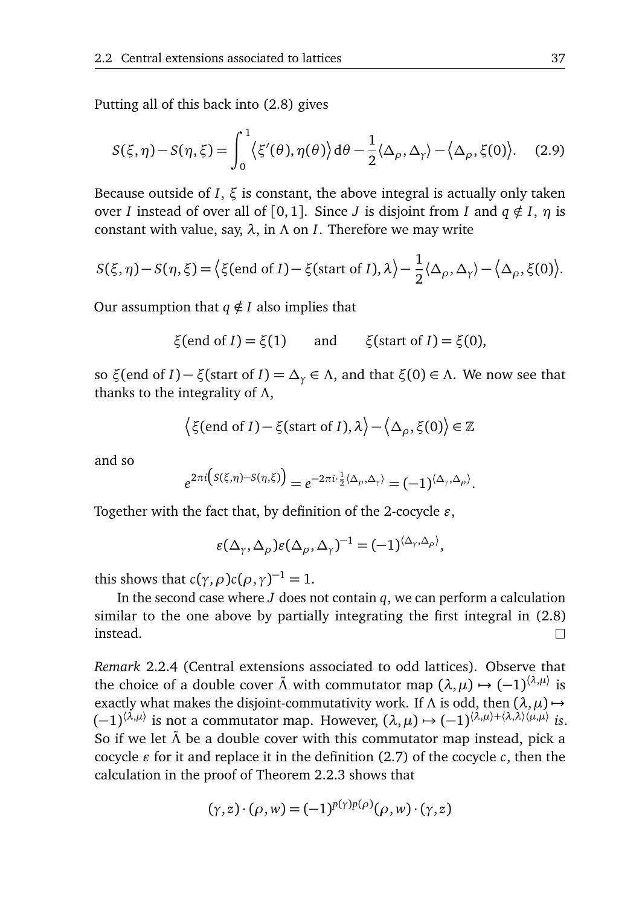Putting all of this back into (2.8) gives

$$S(\xi,\eta) - S(\eta,\xi) = \int_0^1 \big\langle \xi'(\theta), \eta(\theta)\big\rangle \,\mathrm{d}\theta - \frac{1}{2}\langle \Delta_\rho, \Delta_\gamma\rangle - \big\langle \Delta_\rho, \xi(0)\big\rangle. \quad (2.9)$$

Because outside of $I$, $\xi$ is constant, the above integral is actually only taken over $I$ instead of over all of $[0,1]$. Since $J$ is disjoint from $I$ and $q \notin I$, $\eta$ is constant with value, say, $\lambda$, in $\Lambda$ on $I$. Therefore we may write

$$S(\xi,\eta) - S(\eta,\xi) = \big\langle \xi(\text{end of } I) - \xi(\text{start of } I), \lambda\big\rangle - \frac{1}{2}\langle \Delta_\rho, \Delta_\gamma\rangle - \big\langle \Delta_\rho, \xi(0)\big\rangle.$$

Our assumption that $q \notin I$ also implies that

$$\xi(\text{end of } I) = \xi(1) \qquad \text{and} \qquad \xi(\text{start of } I) = \xi(0),$$

so $\xi(\text{end of } I) - \xi(\text{start of } I) = \Delta_\gamma \in \Lambda$, and that $\xi(0) \in \Lambda$. We now see that thanks to the integrality of $\Lambda$,

$$\big\langle \xi(\text{end of } I) - \xi(\text{start of } I), \lambda\big\rangle - \big\langle \Delta_\rho, \xi(0)\big\rangle \in \mathbb{Z}$$

and so

$$e^{2\pi i\left(S(\xi,\eta)-S(\eta,\xi)\right)} = e^{-2\pi i\cdot\frac{1}{2}\langle \Delta_\rho,\Delta_\gamma\rangle} = (-1)^{\langle \Delta_\gamma,\Delta_\rho\rangle}.$$

Together with the fact that, by definition of the 2-cocycle $\varepsilon$,

$$\varepsilon(\Delta_\gamma, \Delta_\rho)\varepsilon(\Delta_\rho, \Delta_\gamma)^{-1} = (-1)^{\langle \Delta_\gamma,\Delta_\rho\rangle},$$

this shows that $c(\gamma,\rho)c(\rho,\gamma)^{-1} = 1$.

In the second case where $J$ does not contain $q$, we can perform a calculation similar to the one above by partially integrating the first integral in (2.8) instead. □

*Remark* 2.2.4 (Central extensions associated to odd lattices). Observe that the choice of a double cover $\tilde{\Lambda}$ with commutator map $(\lambda,\mu) \mapsto (-1)^{\langle\lambda,\mu\rangle}$ is exactly what makes the disjoint-commutativity work. If $\Lambda$ is odd, then $(\lambda,\mu) \mapsto (-1)^{\langle\lambda,\mu\rangle}$ is not a commutator map. However, $(\lambda,\mu) \mapsto (-1)^{\langle\lambda,\mu\rangle + \langle\lambda,\lambda\rangle\langle\mu,\mu\rangle}$ *is*. So if we let $\tilde{\Lambda}$ be a double cover with this commutator map instead, pick a cocycle $\varepsilon$ for it and replace it in the definition (2.7) of the cocycle $c$, then the calculation in the proof of Theorem 2.2.3 shows that

$$(\gamma, z)\cdot(\rho, w) = (-1)^{p(\gamma)p(\rho)}(\rho, w)\cdot(\gamma, z)$$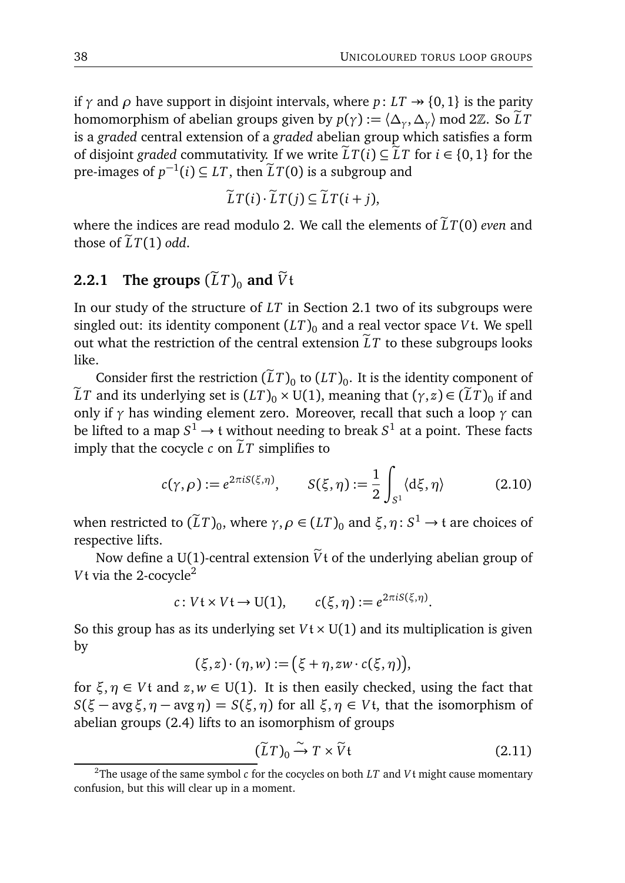if $\gamma$ and $\rho$ have support in disjoint intervals, where $p\colon LT \twoheadrightarrow \{0,1\}$ is the parity homomorphism of abelian groups given by $p(\gamma) := \langle \Delta_\gamma, \Delta_\gamma\rangle \bmod 2\mathbb{Z}$. So $\widetilde{L}T$ is a *graded* central extension of a *graded* abelian group which satisfies a form of disjoint *graded* commutativity. If we write $\widetilde{L}T(i) \subseteq \widetilde{L}T$ for $i \in \{0,1\}$ for the pre-images of $p^{-1}(i) \subseteq LT$, then $\widetilde{L}T(0)$ is a subgroup and

$$\widetilde{L}T(i) \cdot \widetilde{L}T(j) \subseteq \widetilde{L}T(i+j),$$

where the indices are read modulo 2. We call the elements of $\widetilde{L}T(0)$ *even* and those of $\widetilde{L}T(1)$ *odd*.

### 2.2.1 The groups $(\widetilde{L}T)_0$ and $\widetilde{V}\mathfrak{t}$

In our study of the structure of $LT$ in Section 2.1 two of its subgroups were singled out: its identity component $(LT)_0$ and a real vector space $V\mathfrak{t}$. We spell out what the restriction of the central extension $\widetilde{L}T$ to these subgroups looks like.

Consider first the restriction $(\widetilde{L}T)_0$ to $(LT)_0$. It is the identity component of $\widetilde{L}T$ and its underlying set is $(LT)_0 \times \mathrm{U}(1)$, meaning that $(\gamma, z) \in (\widetilde{L}T)_0$ if and only if $\gamma$ has winding element zero. Moreover, recall that such a loop $\gamma$ can be lifted to a map $S^1 \to \mathfrak{t}$ without needing to break $S^1$ at a point. These facts imply that the cocycle $c$ on $\widetilde{L}T$ simplifies to

$$c(\gamma,\rho) := e^{2\pi i S(\xi,\eta)}, \qquad S(\xi,\eta) := \frac{1}{2}\int_{S^1} \langle \mathrm{d}\xi, \eta\rangle \tag{2.10}$$

when restricted to $(\widetilde{L}T)_0$, where $\gamma, \rho \in (LT)_0$ and $\xi, \eta\colon S^1 \to \mathfrak{t}$ are choices of respective lifts.

Now define a U(1)-central extension $\widetilde{V}\mathfrak{t}$ of the underlying abelian group of $V\mathfrak{t}$ via the 2-cocycle[2]

$$c\colon V\mathfrak{t} \times V\mathfrak{t} \to \mathrm{U}(1), \qquad c(\xi,\eta) := e^{2\pi i S(\xi,\eta)}.$$

So this group has as its underlying set $V\mathfrak{t} \times \mathrm{U}(1)$ and its multiplication is given by

$$(\xi, z)\cdot(\eta, w) := \big(\xi + \eta, zw\cdot c(\xi,\eta)\big),$$

for $\xi, \eta \in V\mathfrak{t}$ and $z, w \in \mathrm{U}(1)$. It is then easily checked, using the fact that $S(\xi - \operatorname{avg}\xi, \eta - \operatorname{avg}\eta) = S(\xi,\eta)$ for all $\xi,\eta \in V\mathfrak{t}$, that the isomorphism of abelian groups (2.4) lifts to an isomorphism of groups

$$(\widetilde{L}T)_0 \xrightarrow{\sim} T \times \widetilde{V}\mathfrak{t} \tag{2.11}$$

[2] The usage of the same symbol $c$ for the cocycles on both $LT$ and $V\mathfrak{t}$ might cause momentary confusion, but this will clear up in a moment.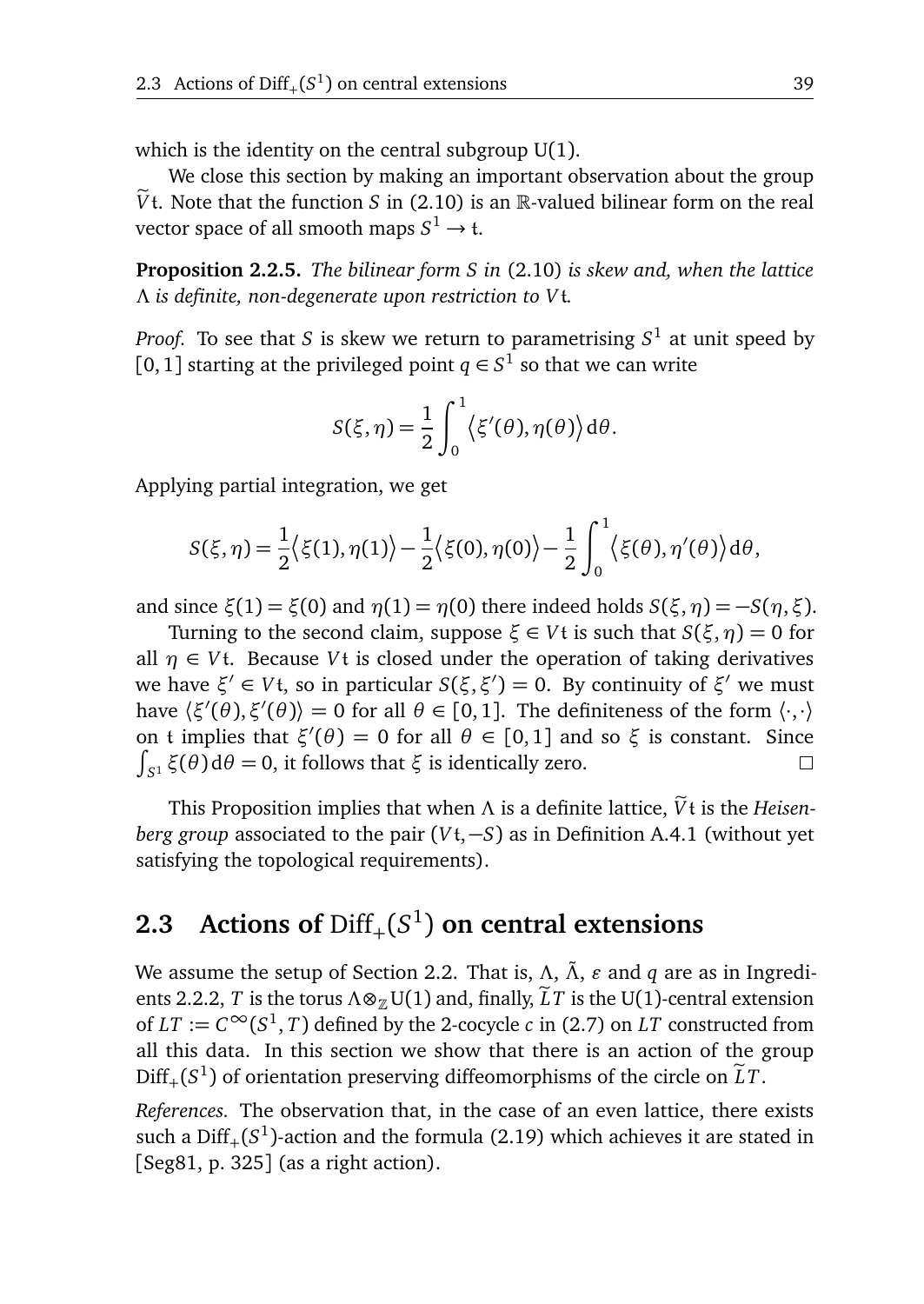which is the identity on the central subgroup $\mathrm{U}(1)$.

We close this section by making an important observation about the group $\widetilde{V}\mathfrak{t}$. Note that the function $S$ in (2.10) is an $\mathbb{R}$-valued bilinear form on the real vector space of all smooth maps $S^1 \to \mathfrak{t}$.

**Proposition 2.2.5.** *The bilinear form $S$ in* (2.10) *is skew and, when the lattice $\Lambda$ is definite, non-degenerate upon restriction to $V\mathfrak{t}$.*

*Proof.* To see that $S$ is skew we return to parametrising $S^1$ at unit speed by $[0,1]$ starting at the privileged point $q \in S^1$ so that we can write

$$S(\xi,\eta) = \frac{1}{2}\int_0^1 \big\langle \xi'(\theta), \eta(\theta)\big\rangle \,\mathrm{d}\theta.$$

Applying partial integration, we get

$$S(\xi,\eta) = \frac{1}{2}\big\langle \xi(1),\eta(1)\big\rangle - \frac{1}{2}\big\langle \xi(0),\eta(0)\big\rangle - \frac{1}{2}\int_0^1 \big\langle \xi(\theta),\eta'(\theta)\big\rangle \,\mathrm{d}\theta,$$

and since $\xi(1) = \xi(0)$ and $\eta(1) = \eta(0)$ there indeed holds $S(\xi,\eta) = -S(\eta,\xi)$.

Turning to the second claim, suppose $\xi \in V\mathfrak{t}$ is such that $S(\xi,\eta) = 0$ for all $\eta \in V\mathfrak{t}$. Because $V\mathfrak{t}$ is closed under the operation of taking derivatives we have $\xi' \in V\mathfrak{t}$, so in particular $S(\xi,\xi') = 0$. By continuity of $\xi'$ we must have $\langle \xi'(\theta), \xi'(\theta)\rangle = 0$ for all $\theta \in [0,1]$. The definiteness of the form $\langle \cdot,\cdot \rangle$ on $\mathfrak{t}$ implies that $\xi'(\theta) = 0$ for all $\theta \in [0,1]$ and so $\xi$ is constant. Since $\int_{S^1} \xi(\theta)\,\mathrm{d}\theta = 0$, it follows that $\xi$ is identically zero. □

This Proposition implies that when $\Lambda$ is a definite lattice, $\widetilde{V}\mathfrak{t}$ is the *Heisenberg group* associated to the pair $(V\mathfrak{t}, -S)$ as in Definition A.4.1 (without yet satisfying the topological requirements).

## 2.3 Actions of $\mathrm{Diff}_+(S^1)$ on central extensions

We assume the setup of Section 2.2. That is, $\Lambda$, $\tilde{\Lambda}$, $\varepsilon$ and $q$ are as in Ingredients 2.2.2, $T$ is the torus $\Lambda \otimes_{\mathbb{Z}} \mathrm{U}(1)$ and, finally, $\widetilde{L}T$ is the $\mathrm{U}(1)$-central extension of $LT := C^\infty(S^1, T)$ defined by the 2-cocycle $c$ in (2.7) on $LT$ constructed from all this data. In this section we show that there is an action of the group $\mathrm{Diff}_+(S^1)$ of orientation preserving diffeomorphisms of the circle on $\widetilde{L}T$.

*References.* The observation that, in the case of an even lattice, there exists such a $\mathrm{Diff}_+(S^1)$-action and the formula (2.19) which achieves it are stated in [Seg81, p. 325] (as a right action).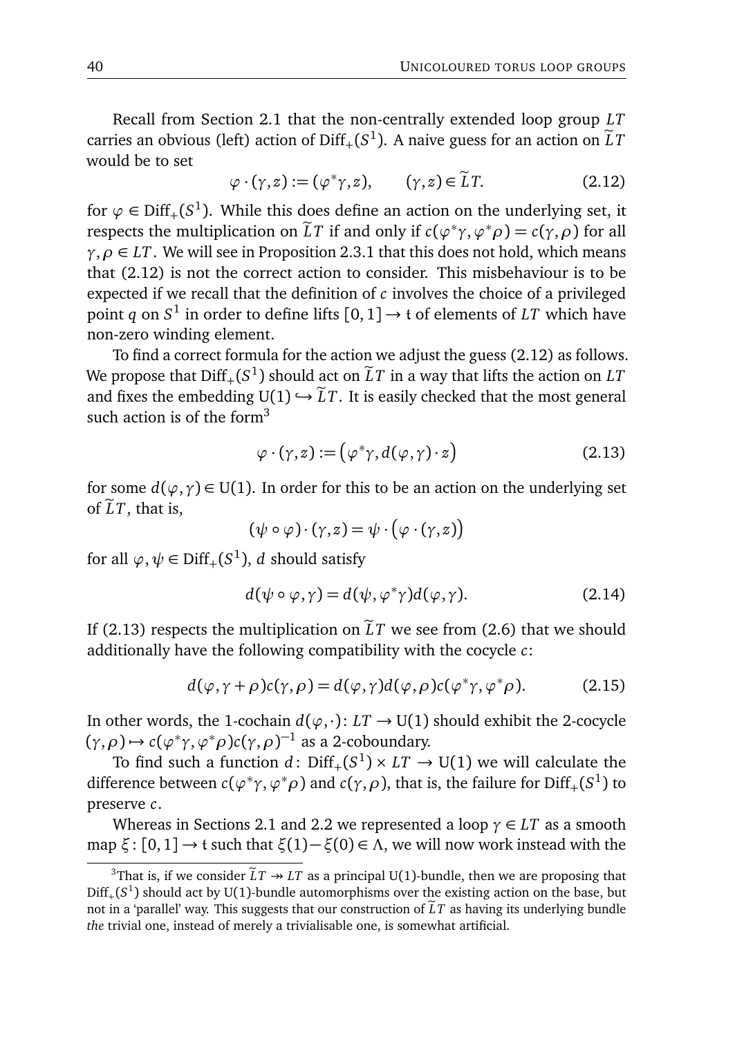Recall from Section 2.1 that the non-centrally extended loop group $LT$ carries an obvious (left) action of $\mathrm{Diff}_+(S^1)$. A naive guess for an action on $\widetilde{L}T$ would be to set

$$\varphi \cdot (\gamma, z) := (\varphi^* \gamma, z), \qquad (\gamma, z) \in \widetilde{L}T. \tag{2.12}$$

for $\varphi \in \mathrm{Diff}_+(S^1)$. While this does define an action on the underlying set, it respects the multiplication on $\widetilde{L}T$ if and only if $c(\varphi^*\gamma, \varphi^*\rho) = c(\gamma, \rho)$ for all $\gamma, \rho \in LT$. We will see in Proposition 2.3.1 that this does not hold, which means that (2.12) is not the correct action to consider. This misbehaviour is to be expected if we recall that the definition of $c$ involves the choice of a privileged point $q$ on $S^1$ in order to define lifts $[0,1] \to \mathfrak{t}$ of elements of $LT$ which have non-zero winding element.

To find a correct formula for the action we adjust the guess (2.12) as follows. We propose that $\mathrm{Diff}_+(S^1)$ should act on $\widetilde{L}T$ in a way that lifts the action on $LT$ and fixes the embedding $\mathrm{U}(1) \hookrightarrow \widetilde{L}T$. It is easily checked that the most general such action is of the form[3]

$$\varphi \cdot (\gamma, z) := \big(\varphi^* \gamma, d(\varphi, \gamma) \cdot z\big) \tag{2.13}$$

for some $d(\varphi, \gamma) \in \mathrm{U}(1)$. In order for this to be an action on the underlying set of $\widetilde{L}T$, that is,

$$(\psi \circ \varphi) \cdot (\gamma, z) = \psi \cdot \big(\varphi \cdot (\gamma, z)\big)$$

for all $\varphi, \psi \in \mathrm{Diff}_+(S^1)$, $d$ should satisfy

$$d(\psi \circ \varphi, \gamma) = d(\psi, \varphi^*\gamma) d(\varphi, \gamma). \tag{2.14}$$

If (2.13) respects the multiplication on $\widetilde{L}T$ we see from (2.6) that we should additionally have the following compatibility with the cocycle $c$:

$$d(\varphi, \gamma + \rho) c(\gamma, \rho) = d(\varphi, \gamma) d(\varphi, \rho) c(\varphi^*\gamma, \varphi^*\rho). \tag{2.15}$$

In other words, the 1-cochain $d(\varphi, \cdot) \colon LT \to \mathrm{U}(1)$ should exhibit the 2-cocycle $(\gamma, \rho) \mapsto c(\varphi^*\gamma, \varphi^*\rho) c(\gamma, \rho)^{-1}$ as a 2-coboundary.

To find such a function $d \colon \mathrm{Diff}_+(S^1) \times LT \to \mathrm{U}(1)$ we will calculate the difference between $c(\varphi^*\gamma, \varphi^*\rho)$ and $c(\gamma, \rho)$, that is, the failure for $\mathrm{Diff}_+(S^1)$ to preserve $c$.

Whereas in Sections 2.1 and 2.2 we represented a loop $\gamma \in LT$ as a smooth map $\xi \colon [0,1] \to \mathfrak{t}$ such that $\xi(1) - \xi(0) \in \Lambda$, we will now work instead with the

---

[3] That is, if we consider $\widetilde{L}T \twoheadrightarrow LT$ as a principal $\mathrm{U}(1)$-bundle, then we are proposing that $\mathrm{Diff}_+(S^1)$ should act by $\mathrm{U}(1)$-bundle automorphisms over the existing action on the base, but not in a 'parallel' way. This suggests that our construction of $\widetilde{L}T$ as having its underlying bundle *the* trivial one, instead of merely a trivialisable one, is somewhat artificial.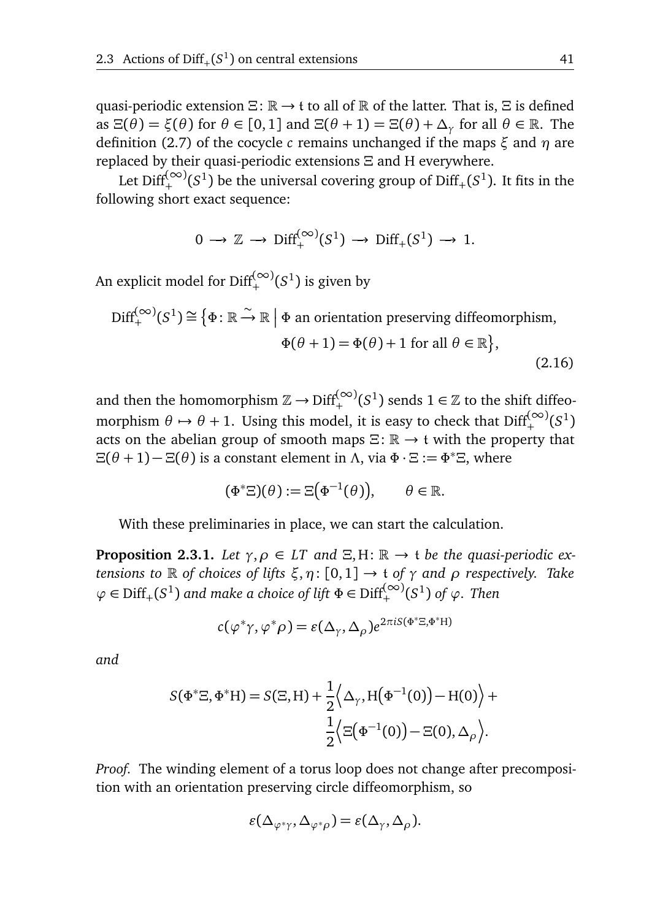quasi-periodic extension $\Xi\colon \mathbb{R} \to \mathfrak{t}$ to all of $\mathbb{R}$ of the latter. That is, $\Xi$ is defined as $\Xi(\theta) = \xi(\theta)$ for $\theta \in [0,1]$ and $\Xi(\theta+1) = \Xi(\theta) + \Delta_\gamma$ for all $\theta \in \mathbb{R}$. The definition (2.7) of the cocycle $c$ remains unchanged if the maps $\xi$ and $\eta$ are replaced by their quasi-periodic extensions $\Xi$ and $\mathrm{H}$ everywhere.

Let $\mathrm{Diff}_+^{(\infty)}(S^1)$ be the universal covering group of $\mathrm{Diff}_+(S^1)$. It fits in the following short exact sequence:

$$0 \longrightarrow \mathbb{Z} \longrightarrow \mathrm{Diff}_+^{(\infty)}(S^1) \longrightarrow \mathrm{Diff}_+(S^1) \longrightarrow 1.$$

An explicit model for $\mathrm{Diff}_+^{(\infty)}(S^1)$ is given by

$$\begin{aligned}\mathrm{Diff}_+^{(\infty)}(S^1) \cong \big\{\Phi\colon \mathbb{R} \xrightarrow{\sim} \mathbb{R} \;\big|\; &\Phi \text{ an orientation preserving diffeomorphism,}\\ &\Phi(\theta+1) = \Phi(\theta) + 1 \text{ for all } \theta \in \mathbb{R}\big\},\end{aligned} \tag{2.16}$$

and then the homomorphism $\mathbb{Z} \to \mathrm{Diff}_+^{(\infty)}(S^1)$ sends $1 \in \mathbb{Z}$ to the shift diffeomorphism $\theta \mapsto \theta + 1$. Using this model, it is easy to check that $\mathrm{Diff}_+^{(\infty)}(S^1)$ acts on the abelian group of smooth maps $\Xi\colon \mathbb{R} \to \mathfrak{t}$ with the property that $\Xi(\theta+1) - \Xi(\theta)$ is a constant element in $\Lambda$, via $\Phi \cdot \Xi := \Phi^*\Xi$, where

$$(\Phi^*\Xi)(\theta) := \Xi\big(\Phi^{-1}(\theta)\big), \qquad \theta \in \mathbb{R}.$$

With these preliminaries in place, we can start the calculation.

**Proposition 2.3.1.** *Let $\gamma, \rho \in LT$ and $\Xi, \mathrm{H}\colon \mathbb{R} \to \mathfrak{t}$ be the quasi-periodic extensions to $\mathbb{R}$ of choices of lifts $\xi, \eta\colon [0,1] \to \mathfrak{t}$ of $\gamma$ and $\rho$ respectively. Take $\varphi \in \mathrm{Diff}_+(S^1)$ and make a choice of lift $\Phi \in \mathrm{Diff}_+^{(\infty)}(S^1)$ of $\varphi$. Then*

$$c(\varphi^*\gamma, \varphi^*\rho) = \varepsilon(\Delta_\gamma, \Delta_\rho) e^{2\pi i S(\Phi^*\Xi, \Phi^*\mathrm{H})}$$

*and*

$$\begin{aligned}S(\Phi^*\Xi, \Phi^*\mathrm{H}) = S(\Xi, \mathrm{H}) + \frac{1}{2}\Big\langle \Delta_\gamma, \mathrm{H}\big(\Phi^{-1}(0)\big) - \mathrm{H}(0)\Big\rangle +{}\\ \frac{1}{2}\Big\langle \Xi\big(\Phi^{-1}(0)\big) - \Xi(0), \Delta_\rho\Big\rangle.\end{aligned}$$

*Proof.* The winding element of a torus loop does not change after precomposition with an orientation preserving circle diffeomorphism, so

$$\varepsilon(\Delta_{\varphi^*\gamma}, \Delta_{\varphi^*\rho}) = \varepsilon(\Delta_\gamma, \Delta_\rho).$$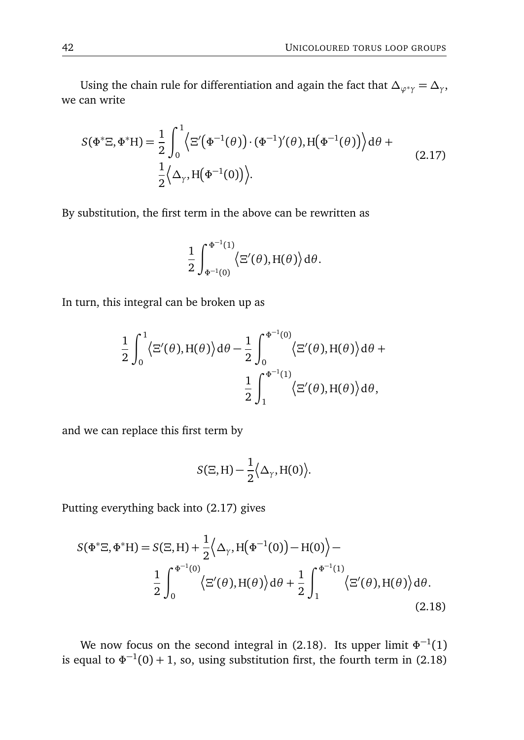Using the chain rule for differentiation and again the fact that $\Delta_{\varphi^*\gamma} = \Delta_\gamma$, we can write

$$S(\Phi^*\Xi, \Phi^*\mathrm{H}) = \frac{1}{2}\int_0^1 \Big\langle \Xi'\big(\Phi^{-1}(\theta)\big)\cdot(\Phi^{-1})'(\theta), \mathrm{H}\big(\Phi^{-1}(\theta)\big)\Big\rangle\,\mathrm{d}\theta + \frac{1}{2}\Big\langle \Delta_\gamma, \mathrm{H}\big(\Phi^{-1}(0)\big)\Big\rangle. \tag{2.17}$$

By substitution, the first term in the above can be rewritten as

$$\frac{1}{2}\int_{\Phi^{-1}(0)}^{\Phi^{-1}(1)} \Big\langle \Xi'(\theta), \mathrm{H}(\theta)\Big\rangle\,\mathrm{d}\theta.$$

In turn, this integral can be broken up as

$$\frac{1}{2}\int_0^1 \Big\langle \Xi'(\theta), \mathrm{H}(\theta)\Big\rangle\,\mathrm{d}\theta - \frac{1}{2}\int_0^{\Phi^{-1}(0)} \Big\langle \Xi'(\theta), \mathrm{H}(\theta)\Big\rangle\,\mathrm{d}\theta + \frac{1}{2}\int_1^{\Phi^{-1}(1)} \Big\langle \Xi'(\theta), \mathrm{H}(\theta)\Big\rangle\,\mathrm{d}\theta,$$

and we can replace this first term by

$$S(\Xi, \mathrm{H}) - \frac{1}{2}\Big\langle \Delta_\gamma, \mathrm{H}(0)\Big\rangle.$$

Putting everything back into (2.17) gives

$$S(\Phi^*\Xi, \Phi^*\mathrm{H}) = S(\Xi, \mathrm{H}) + \frac{1}{2}\Big\langle \Delta_\gamma, \mathrm{H}\big(\Phi^{-1}(0)\big) - \mathrm{H}(0)\Big\rangle - \frac{1}{2}\int_0^{\Phi^{-1}(0)} \Big\langle \Xi'(\theta), \mathrm{H}(\theta)\Big\rangle\,\mathrm{d}\theta + \frac{1}{2}\int_1^{\Phi^{-1}(1)} \Big\langle \Xi'(\theta), \mathrm{H}(\theta)\Big\rangle\,\mathrm{d}\theta. \tag{2.18}$$

We now focus on the second integral in (2.18). Its upper limit $\Phi^{-1}(1)$ is equal to $\Phi^{-1}(0) + 1$, so, using substitution first, the fourth term in (2.18)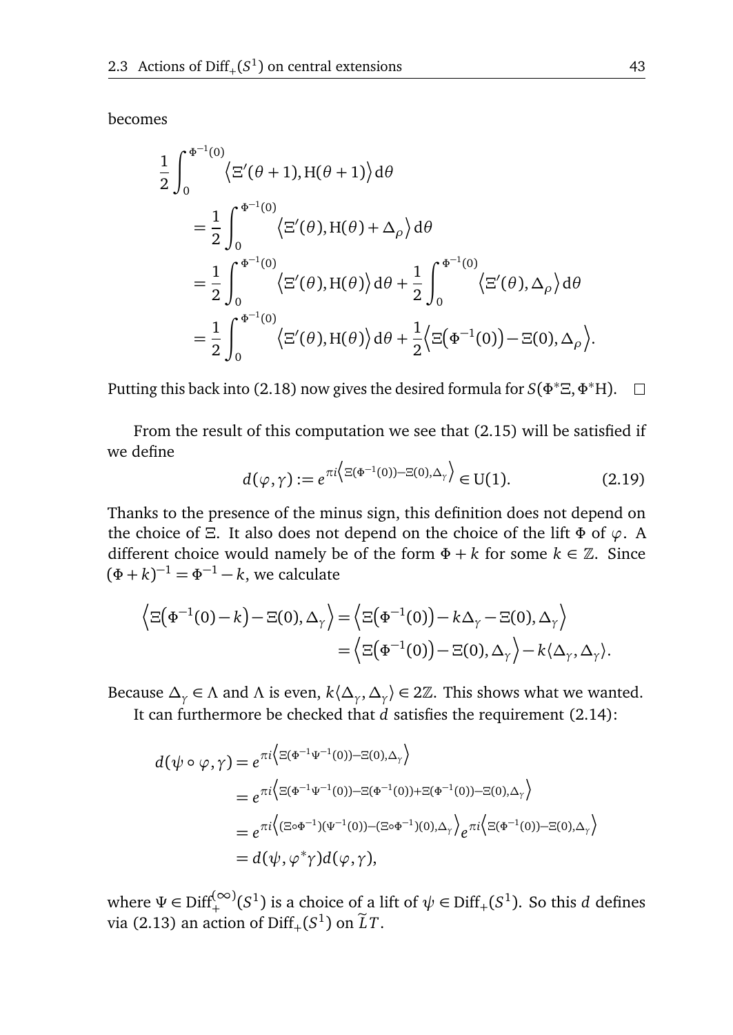becomes

$$
\begin{aligned}
\frac{1}{2}\int_0^{\Phi^{-1}(0)} & \Big\langle \Xi'(\theta+1), \mathrm{H}(\theta+1)\Big\rangle \,\mathrm{d}\theta \\
&= \frac{1}{2}\int_0^{\Phi^{-1}(0)} \Big\langle \Xi'(\theta), \mathrm{H}(\theta)+\Delta_\rho\Big\rangle \,\mathrm{d}\theta \\
&= \frac{1}{2}\int_0^{\Phi^{-1}(0)} \Big\langle \Xi'(\theta), \mathrm{H}(\theta)\Big\rangle \,\mathrm{d}\theta + \frac{1}{2}\int_0^{\Phi^{-1}(0)} \Big\langle \Xi'(\theta), \Delta_\rho\Big\rangle \,\mathrm{d}\theta \\
&= \frac{1}{2}\int_0^{\Phi^{-1}(0)} \Big\langle \Xi'(\theta), \mathrm{H}(\theta)\Big\rangle \,\mathrm{d}\theta + \frac{1}{2}\Big\langle \Xi\big(\Phi^{-1}(0)\big) - \Xi(0), \Delta_\rho\Big\rangle.
\end{aligned}
$$

Putting this back into (2.18) now gives the desired formula for $S(\Phi^*\Xi, \Phi^*\mathrm{H})$. $\square$

From the result of this computation we see that (2.15) will be satisfied if we define

$$
d(\varphi, \gamma) := e^{\pi i \left\langle \Xi(\Phi^{-1}(0)) - \Xi(0), \Delta_\gamma \right\rangle} \in \mathrm{U}(1). \tag{2.19}
$$

Thanks to the presence of the minus sign, this definition does not depend on the choice of $\Xi$. It also does not depend on the choice of the lift $\Phi$ of $\varphi$. A different choice would namely be of the form $\Phi + k$ for some $k \in \mathbb{Z}$. Since $(\Phi+k)^{-1} = \Phi^{-1} - k$, we calculate

$$
\begin{aligned}
\Big\langle \Xi\big(\Phi^{-1}(0) - k\big) - \Xi(0), \Delta_\gamma \Big\rangle &= \Big\langle \Xi\big(\Phi^{-1}(0)\big) - k\Delta_\gamma - \Xi(0), \Delta_\gamma \Big\rangle \\
&= \Big\langle \Xi\big(\Phi^{-1}(0)\big) - \Xi(0), \Delta_\gamma \Big\rangle - k\langle \Delta_\gamma, \Delta_\gamma \rangle.
\end{aligned}
$$

Because $\Delta_\gamma \in \Lambda$ and $\Lambda$ is even, $k\langle \Delta_\gamma, \Delta_\gamma\rangle \in 2\mathbb{Z}$. This shows what we wanted.

It can furthermore be checked that $d$ satisfies the requirement (2.14):

$$
\begin{aligned}
d(\psi \circ \varphi, \gamma) &= e^{\pi i \left\langle \Xi(\Phi^{-1}\Psi^{-1}(0)) - \Xi(0), \Delta_\gamma \right\rangle} \\
&= e^{\pi i \left\langle \Xi(\Phi^{-1}\Psi^{-1}(0)) - \Xi(\Phi^{-1}(0)) + \Xi(\Phi^{-1}(0)) - \Xi(0), \Delta_\gamma \right\rangle} \\
&= e^{\pi i \left\langle (\Xi\circ\Phi^{-1})(\Psi^{-1}(0)) - (\Xi\circ\Phi^{-1})(0), \Delta_\gamma \right\rangle} e^{\pi i \left\langle \Xi(\Phi^{-1}(0)) - \Xi(0), \Delta_\gamma \right\rangle} \\
&= d(\psi, \varphi^*\gamma) d(\varphi, \gamma),
\end{aligned}
$$

where $\Psi \in \mathrm{Diff}_+^{(\infty)}(S^1)$ is a choice of a lift of $\psi \in \mathrm{Diff}_+(S^1)$. So this $d$ defines via (2.13) an action of $\mathrm{Diff}_+(S^1)$ on $\widetilde{L}T$.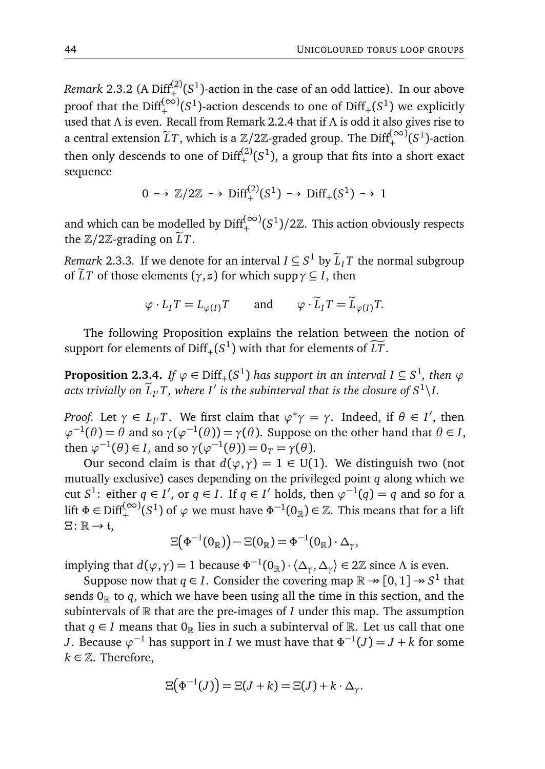*Remark* 2.3.2 (A $\mathrm{Diff}_+^{(2)}(S^1)$-action in the case of an odd lattice). In our above proof that the $\mathrm{Diff}_+^{(\infty)}(S^1)$-action descends to one of $\mathrm{Diff}_+(S^1)$ we explicitly used that $\Lambda$ is even. Recall from Remark 2.2.4 that if $\Lambda$ is odd it also gives rise to a central extension $\widetilde{L}T$, which is a $\mathbb{Z}/2\mathbb{Z}$-graded group. The $\mathrm{Diff}_+^{(\infty)}(S^1)$-action then only descends to one of $\mathrm{Diff}_+^{(2)}(S^1)$, a group that fits into a short exact sequence

$$0 \longrightarrow \mathbb{Z}/2\mathbb{Z} \longrightarrow \mathrm{Diff}_+^{(2)}(S^1) \longrightarrow \mathrm{Diff}_+(S^1) \longrightarrow 1$$

and which can be modelled by $\mathrm{Diff}_+^{(\infty)}(S^1)/2\mathbb{Z}$. This action obviously respects the $\mathbb{Z}/2\mathbb{Z}$-grading on $\widetilde{L}T$.

*Remark* 2.3.3. If we denote for an interval $I \subseteq S^1$ by $\widetilde{L}_I T$ the normal subgroup of $\widetilde{L}T$ of those elements $(\gamma, z)$ for which $\operatorname{supp}\gamma \subseteq I$, then

$$\varphi \cdot L_I T = L_{\varphi(I)} T \qquad \text{and} \qquad \varphi \cdot \widetilde{L}_I T = \widetilde{L}_{\varphi(I)} T.$$

The following Proposition explains the relation between the notion of support for elements of $\mathrm{Diff}_+(S^1)$ with that for elements of $\widetilde{LT}$.

**Proposition 2.3.4.** *If $\varphi \in \mathrm{Diff}_+(S^1)$ has support in an interval $I \subseteq S^1$, then $\varphi$ acts trivially on $\widetilde{L}_{I'} T$, where $I'$ is the subinterval that is the closure of $S^1 \backslash I$.*

*Proof.* Let $\gamma \in L_{I'}T$. We first claim that $\varphi^*\gamma = \gamma$. Indeed, if $\theta \in I'$, then $\varphi^{-1}(\theta) = \theta$ and so $\gamma(\varphi^{-1}(\theta)) = \gamma(\theta)$. Suppose on the other hand that $\theta \in I$, then $\varphi^{-1}(\theta) \in I$, and so $\gamma(\varphi^{-1}(\theta)) = 0_T = \gamma(\theta)$.

Our second claim is that $d(\varphi, \gamma) = 1 \in \mathrm{U}(1)$. We distinguish two (not mutually exclusive) cases depending on the privileged point $q$ along which we cut $S^1$: either $q \in I'$, or $q \in I$. If $q \in I'$ holds, then $\varphi^{-1}(q) = q$ and so for a lift $\Phi \in \mathrm{Diff}_+^{(\infty)}(S^1)$ of $\varphi$ we must have $\Phi^{-1}(0_\mathbb{R}) \in \mathbb{Z}$. This means that for a lift $\Xi \colon \mathbb{R} \to \mathfrak{t}$,

$$\Xi\big(\Phi^{-1}(0_\mathbb{R})\big) - \Xi(0_\mathbb{R}) = \Phi^{-1}(0_\mathbb{R}) \cdot \Delta_\gamma,$$

implying that $d(\varphi, \gamma) = 1$ because $\Phi^{-1}(0_\mathbb{R}) \cdot \langle \Delta_\gamma, \Delta_\gamma \rangle \in 2\mathbb{Z}$ since $\Lambda$ is even.

Suppose now that $q \in I$. Consider the covering map $\mathbb{R} \twoheadrightarrow [0,1] \twoheadrightarrow S^1$ that sends $0_\mathbb{R}$ to $q$, which we have been using all the time in this section, and the subintervals of $\mathbb{R}$ that are the pre-images of $I$ under this map. The assumption that $q \in I$ means that $0_\mathbb{R}$ lies in such a subinterval of $\mathbb{R}$. Let us call that one $J$. Because $\varphi^{-1}$ has support in $I$ we must have that $\Phi^{-1}(J) = J + k$ for some $k \in \mathbb{Z}$. Therefore,

$$\Xi\big(\Phi^{-1}(J)\big) = \Xi(J + k) = \Xi(J) + k \cdot \Delta_\gamma.$$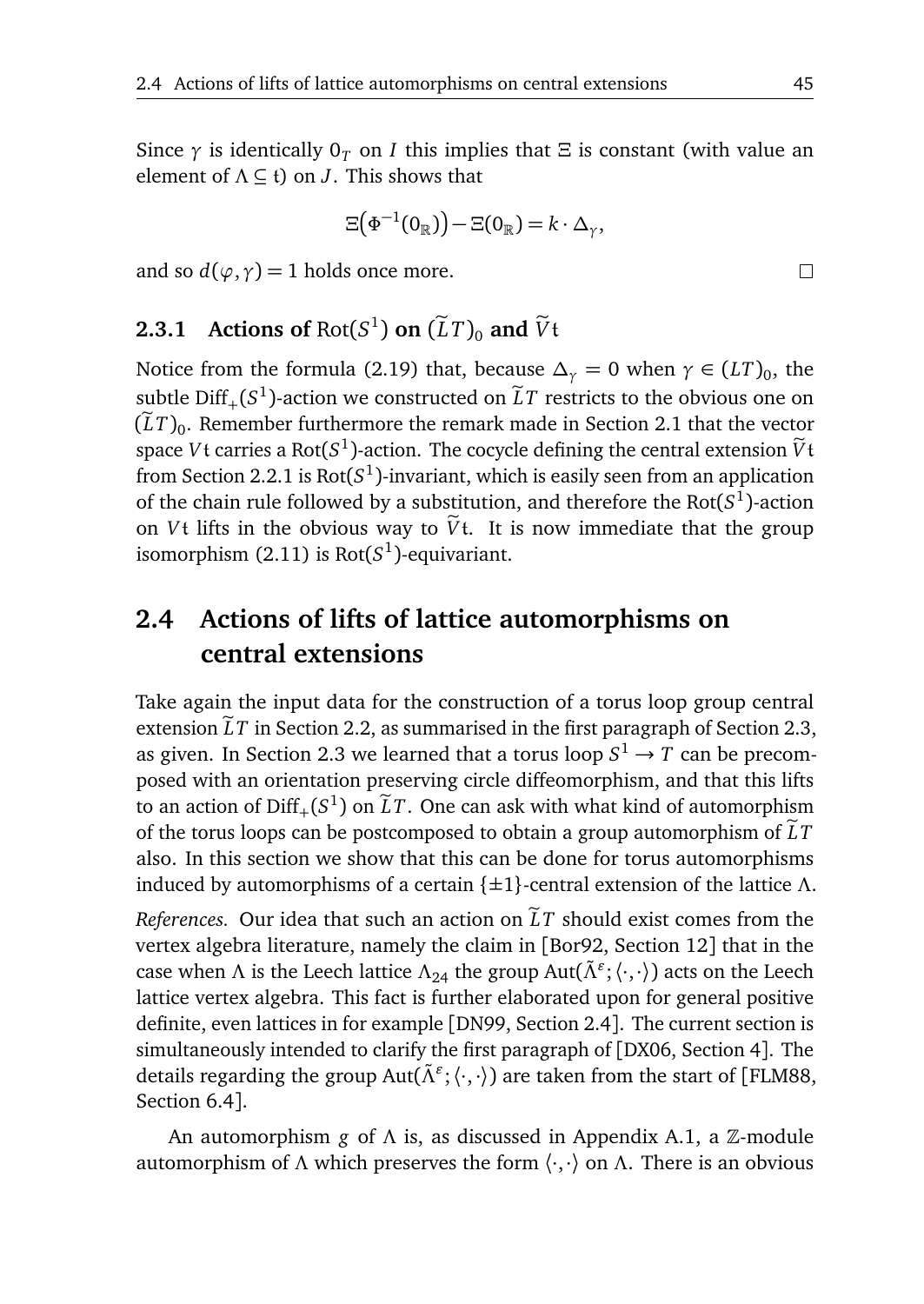Since $\gamma$ is identically $0_T$ on $I$ this implies that $\Xi$ is constant (with value an element of $\Lambda \subseteq \mathfrak{t}$) on $J$. This shows that

$$\Xi\big(\Phi^{-1}(0_{\mathbb{R}})\big) - \Xi(0_{\mathbb{R}}) = k \cdot \Delta_{\gamma},$$

and so $d(\varphi, \gamma) = 1$ holds once more. $\square$

### 2.3.1 Actions of $\mathrm{Rot}(S^1)$ on $(\widetilde{L}T)_0$ and $\widetilde{V}\mathfrak{t}$

Notice from the formula (2.19) that, because $\Delta_{\gamma} = 0$ when $\gamma \in (LT)_0$, the subtle $\mathrm{Diff}_+(S^1)$-action we constructed on $\widetilde{L}T$ restricts to the obvious one on $(\widetilde{L}T)_0$. Remember furthermore the remark made in Section 2.1 that the vector space $V\mathfrak{t}$ carries a $\mathrm{Rot}(S^1)$-action. The cocycle defining the central extension $\widetilde{V}\mathfrak{t}$ from Section 2.2.1 is $\mathrm{Rot}(S^1)$-invariant, which is easily seen from an application of the chain rule followed by a substitution, and therefore the $\mathrm{Rot}(S^1)$-action on $V\mathfrak{t}$ lifts in the obvious way to $\widetilde{V}\mathfrak{t}$. It is now immediate that the group isomorphism (2.11) is $\mathrm{Rot}(S^1)$-equivariant.

## 2.4 Actions of lifts of lattice automorphisms on central extensions

Take again the input data for the construction of a torus loop group central extension $\widetilde{L}T$ in Section 2.2, as summarised in the first paragraph of Section 2.3, as given. In Section 2.3 we learned that a torus loop $S^1 \to T$ can be precomposed with an orientation preserving circle diffeomorphism, and that this lifts to an action of $\mathrm{Diff}_+(S^1)$ on $\widetilde{L}T$. One can ask with what kind of automorphism of the torus loops can be postcomposed to obtain a group automorphism of $\widetilde{L}T$ also. In this section we show that this can be done for torus automorphisms induced by automorphisms of a certain $\{\pm 1\}$-central extension of the lattice $\Lambda$.

*References.* Our idea that such an action on $\widetilde{L}T$ should exist comes from the vertex algebra literature, namely the claim in [Bor92, Section 12] that in the case when $\Lambda$ is the Leech lattice $\Lambda_{24}$ the group $\mathrm{Aut}(\tilde{\Lambda}^{\varepsilon}; \langle\cdot,\cdot\rangle)$ acts on the Leech lattice vertex algebra. This fact is further elaborated upon for general positive definite, even lattices in for example [DN99, Section 2.4]. The current section is simultaneously intended to clarify the first paragraph of [DX06, Section 4]. The details regarding the group $\mathrm{Aut}(\tilde{\Lambda}^{\varepsilon}; \langle\cdot,\cdot\rangle)$ are taken from the start of [FLM88, Section 6.4].

An automorphism $g$ of $\Lambda$ is, as discussed in Appendix A.1, a $\mathbb{Z}$-module automorphism of $\Lambda$ which preserves the form $\langle\cdot,\cdot\rangle$ on $\Lambda$. There is an obvious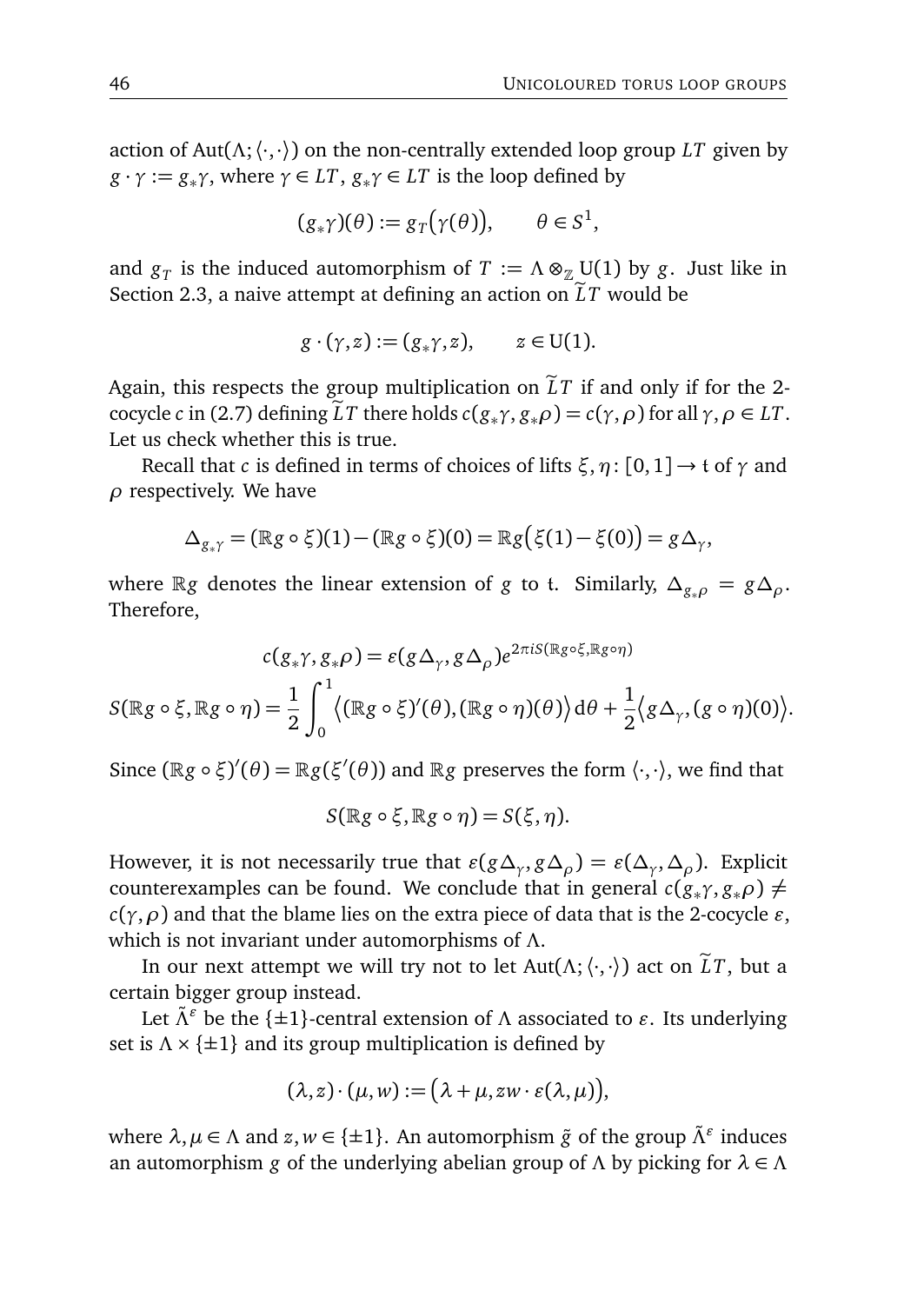action of $\operatorname{Aut}(\Lambda; \langle\cdot,\cdot\rangle)$ on the non-centrally extended loop group $LT$ given by $g \cdot \gamma := g_*\gamma$, where $\gamma \in LT$, $g_*\gamma \in LT$ is the loop defined by

$$(g_*\gamma)(\theta) := g_T\big(\gamma(\theta)\big), \qquad \theta \in S^1,$$

and $g_T$ is the induced automorphism of $T := \Lambda \otimes_{\mathbb{Z}} \mathrm{U}(1)$ by $g$. Just like in Section 2.3, a naive attempt at defining an action on $\widetilde{L}T$ would be

$$g \cdot (\gamma, z) := (g_*\gamma, z), \qquad z \in \mathrm{U}(1).$$

Again, this respects the group multiplication on $\widetilde{L}T$ if and only if for the 2-cocycle $c$ in (2.7) defining $\widetilde{L}T$ there holds $c(g_*\gamma, g_*\rho) = c(\gamma, \rho)$ for all $\gamma, \rho \in LT$. Let us check whether this is true.

Recall that $c$ is defined in terms of choices of lifts $\xi, \eta \colon [0,1] \to \mathfrak{t}$ of $\gamma$ and $\rho$ respectively. We have

$$\Delta_{g_*\gamma} = (\mathbb{R}g \circ \xi)(1) - (\mathbb{R}g \circ \xi)(0) = \mathbb{R}g\big(\xi(1) - \xi(0)\big) = g\Delta_\gamma,$$

where $\mathbb{R}g$ denotes the linear extension of $g$ to $\mathfrak{t}$. Similarly, $\Delta_{g_*\rho} = g\Delta_\rho$. Therefore,

$$c(g_*\gamma, g_*\rho) = \varepsilon(g\Delta_\gamma, g\Delta_\rho)e^{2\pi i S(\mathbb{R}g\circ\xi, \mathbb{R}g\circ\eta)}$$

$$S(\mathbb{R}g \circ \xi, \mathbb{R}g \circ \eta) = \frac{1}{2}\int_0^1 \big\langle (\mathbb{R}g \circ \xi)'(\theta), (\mathbb{R}g \circ \eta)(\theta)\big\rangle \,\mathrm{d}\theta + \frac{1}{2}\big\langle g\Delta_\gamma, (g \circ \eta)(0)\big\rangle.$$

Since $(\mathbb{R}g \circ \xi)'(\theta) = \mathbb{R}g(\xi'(\theta))$ and $\mathbb{R}g$ preserves the form $\langle\cdot,\cdot\rangle$, we find that

$$S(\mathbb{R}g \circ \xi, \mathbb{R}g \circ \eta) = S(\xi, \eta).$$

However, it is not necessarily true that $\varepsilon(g\Delta_\gamma, g\Delta_\rho) = \varepsilon(\Delta_\gamma, \Delta_\rho)$. Explicit counterexamples can be found. We conclude that in general $c(g_*\gamma, g_*\rho) \neq c(\gamma, \rho)$ and that the blame lies on the extra piece of data that is the 2-cocycle $\varepsilon$, which is not invariant under automorphisms of $\Lambda$.

In our next attempt we will try not to let $\operatorname{Aut}(\Lambda; \langle\cdot,\cdot\rangle)$ act on $\widetilde{L}T$, but a certain bigger group instead.

Let $\tilde{\Lambda}^\varepsilon$ be the $\{\pm 1\}$-central extension of $\Lambda$ associated to $\varepsilon$. Its underlying set is $\Lambda \times \{\pm 1\}$ and its group multiplication is defined by

$$(\lambda, z) \cdot (\mu, w) := \big(\lambda + \mu, zw \cdot \varepsilon(\lambda, \mu)\big),$$

where $\lambda, \mu \in \Lambda$ and $z, w \in \{\pm 1\}$. An automorphism $\tilde{g}$ of the group $\tilde{\Lambda}^\varepsilon$ induces an automorphism $g$ of the underlying abelian group of $\Lambda$ by picking for $\lambda \in \Lambda$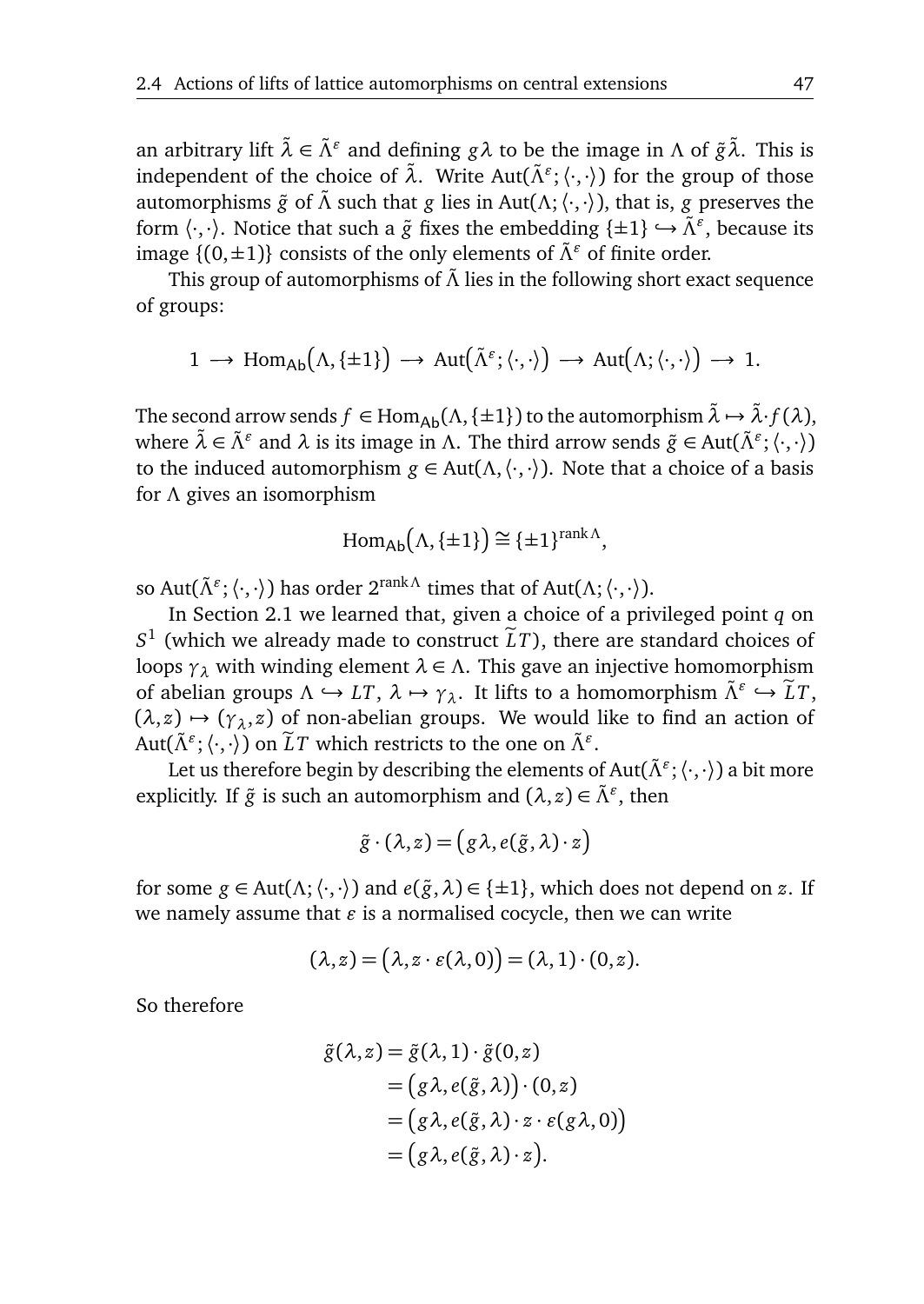an arbitrary lift $\tilde{\lambda} \in \tilde{\Lambda}^\varepsilon$ and defining $g\lambda$ to be the image in $\Lambda$ of $\tilde{g}\tilde{\lambda}$. This is independent of the choice of $\tilde{\lambda}$. Write $\mathrm{Aut}(\tilde{\Lambda}^\varepsilon; \langle\cdot,\cdot\rangle)$ for the group of those automorphisms $\tilde{g}$ of $\tilde{\Lambda}$ such that $g$ lies in $\mathrm{Aut}(\Lambda; \langle\cdot,\cdot\rangle)$, that is, $g$ preserves the form $\langle\cdot,\cdot\rangle$. Notice that such a $\tilde{g}$ fixes the embedding $\{\pm 1\} \hookrightarrow \tilde{\Lambda}^\varepsilon$, because its image $\{(0, \pm 1)\}$ consists of the only elements of $\tilde{\Lambda}^\varepsilon$ of finite order.

This group of automorphisms of $\tilde{\Lambda}$ lies in the following short exact sequence of groups:

$$1 \longrightarrow \mathrm{Hom}_{\mathsf{Ab}}\big(\Lambda, \{\pm 1\}\big) \longrightarrow \mathrm{Aut}\big(\tilde{\Lambda}^\varepsilon; \langle\cdot,\cdot\rangle\big) \longrightarrow \mathrm{Aut}\big(\Lambda; \langle\cdot,\cdot\rangle\big) \longrightarrow 1.$$

The second arrow sends $f \in \mathrm{Hom}_{\mathsf{Ab}}(\Lambda, \{\pm 1\})$ to the automorphism $\tilde{\lambda} \mapsto \tilde{\lambda} \cdot f(\lambda)$, where $\tilde{\lambda} \in \tilde{\Lambda}^\varepsilon$ and $\lambda$ is its image in $\Lambda$. The third arrow sends $\tilde{g} \in \mathrm{Aut}(\tilde{\Lambda}^\varepsilon; \langle\cdot,\cdot\rangle)$ to the induced automorphism $g \in \mathrm{Aut}(\Lambda, \langle\cdot,\cdot\rangle)$. Note that a choice of a basis for $\Lambda$ gives an isomorphism

$$\mathrm{Hom}_{\mathsf{Ab}}\big(\Lambda, \{\pm 1\}\big) \cong \{\pm 1\}^{\mathrm{rank}\,\Lambda},$$

so $\mathrm{Aut}(\tilde{\Lambda}^\varepsilon; \langle\cdot,\cdot\rangle)$ has order $2^{\mathrm{rank}\,\Lambda}$ times that of $\mathrm{Aut}(\Lambda; \langle\cdot,\cdot\rangle)$.

In Section 2.1 we learned that, given a choice of a privileged point $q$ on $S^1$ (which we already made to construct $\widetilde{L}T$), there are standard choices of loops $\gamma_\lambda$ with winding element $\lambda \in \Lambda$. This gave an injective homomorphism of abelian groups $\Lambda \hookrightarrow LT$, $\lambda \mapsto \gamma_\lambda$. It lifts to a homomorphism $\tilde{\Lambda}^\varepsilon \hookrightarrow \widetilde{L}T$, $(\lambda, z) \mapsto (\gamma_\lambda, z)$ of non-abelian groups. We would like to find an action of $\mathrm{Aut}(\tilde{\Lambda}^\varepsilon; \langle\cdot,\cdot\rangle)$ on $\widetilde{L}T$ which restricts to the one on $\tilde{\Lambda}^\varepsilon$.

Let us therefore begin by describing the elements of $\mathrm{Aut}(\tilde{\Lambda}^\varepsilon; \langle\cdot,\cdot\rangle)$ a bit more explicitly. If $\tilde{g}$ is such an automorphism and $(\lambda, z) \in \tilde{\Lambda}^\varepsilon$, then

$$\tilde{g} \cdot (\lambda, z) = \big(g\lambda, e(\tilde{g}, \lambda) \cdot z\big)$$

for some $g \in \mathrm{Aut}(\Lambda; \langle\cdot,\cdot\rangle)$ and $e(\tilde{g}, \lambda) \in \{\pm 1\}$, which does not depend on $z$. If we namely assume that $\varepsilon$ is a normalised cocycle, then we can write

$$(\lambda, z) = \big(\lambda, z \cdot \varepsilon(\lambda, 0)\big) = (\lambda, 1) \cdot (0, z).$$

So therefore

$$\begin{aligned}
\tilde{g}(\lambda, z) &= \tilde{g}(\lambda, 1) \cdot \tilde{g}(0, z) \\
&= \big(g\lambda, e(\tilde{g}, \lambda)\big) \cdot (0, z) \\
&= \big(g\lambda, e(\tilde{g}, \lambda) \cdot z \cdot \varepsilon(g\lambda, 0)\big) \\
&= \big(g\lambda, e(\tilde{g}, \lambda) \cdot z\big).
\end{aligned}$$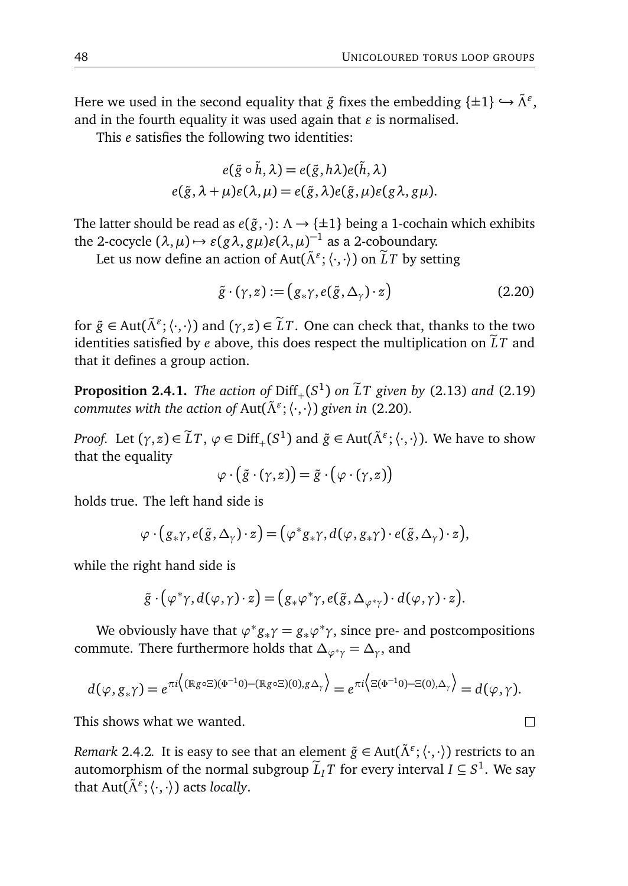Here we used in the second equality that $\tilde{g}$ fixes the embedding $\{\pm 1\} \hookrightarrow \tilde{\Lambda}^\varepsilon$, and in the fourth equality it was used again that $\varepsilon$ is normalised.

This $e$ satisfies the following two identities:

$$
\begin{aligned}
e(\tilde{g} \circ \tilde{h}, \lambda) &= e(\tilde{g}, h\lambda) e(\tilde{h}, \lambda) \\
e(\tilde{g}, \lambda + \mu)\varepsilon(\lambda, \mu) &= e(\tilde{g}, \lambda) e(\tilde{g}, \mu) \varepsilon(g\lambda, g\mu).
\end{aligned}
$$

The latter should be read as $e(\tilde{g}, \cdot) \colon \Lambda \to \{\pm 1\}$ being a 1-cochain which exhibits the 2-cocycle $(\lambda, \mu) \mapsto \varepsilon(g\lambda, g\mu)\varepsilon(\lambda, \mu)^{-1}$ as a 2-coboundary.

Let us now define an action of $\mathrm{Aut}(\tilde{\Lambda}^\varepsilon; \langle \cdot, \cdot \rangle)$ on $\widetilde{L}T$ by setting

$$
\tilde{g} \cdot (\gamma, z) := \big( g_* \gamma, e(\tilde{g}, \Delta_\gamma) \cdot z \big) \tag{2.20}
$$

for $\tilde{g} \in \mathrm{Aut}(\tilde{\Lambda}^\varepsilon; \langle \cdot, \cdot \rangle)$ and $(\gamma, z) \in \widetilde{L}T$. One can check that, thanks to the two identities satisfied by $e$ above, this does respect the multiplication on $\widetilde{L}T$ and that it defines a group action.

**Proposition 2.4.1.** *The action of* $\mathrm{Diff}_+(S^1)$ *on* $\widetilde{L}T$ *given by* (2.13) *and* (2.19) *commutes with the action of* $\mathrm{Aut}(\tilde{\Lambda}^\varepsilon; \langle \cdot, \cdot \rangle)$ *given in* (2.20)*.*

*Proof.* Let $(\gamma, z) \in \widetilde{L}T$, $\varphi \in \mathrm{Diff}_+(S^1)$ and $\tilde{g} \in \mathrm{Aut}(\tilde{\Lambda}^\varepsilon; \langle \cdot, \cdot \rangle)$. We have to show that the equality

$$
\varphi \cdot \big( \tilde{g} \cdot (\gamma, z) \big) = \tilde{g} \cdot \big( \varphi \cdot (\gamma, z) \big)
$$

holds true. The left hand side is

$$
\varphi \cdot \big( g_* \gamma, e(\tilde{g}, \Delta_\gamma) \cdot z \big) = \big( \varphi^* g_* \gamma, d(\varphi, g_* \gamma) \cdot e(\tilde{g}, \Delta_\gamma) \cdot z \big),
$$

while the right hand side is

$$
\tilde{g} \cdot \big( \varphi^* \gamma, d(\varphi, \gamma) \cdot z \big) = \big( g_* \varphi^* \gamma, e(\tilde{g}, \Delta_{\varphi^* \gamma}) \cdot d(\varphi, \gamma) \cdot z \big).
$$

We obviously have that $\varphi^* g_* \gamma = g_* \varphi^* \gamma$, since pre- and postcompositions commute. There furthermore holds that $\Delta_{\varphi^* \gamma} = \Delta_\gamma$, and

$$
d(\varphi, g_* \gamma) = e^{\pi i \left\langle (\mathbb{R}g \circ \Xi)(\Phi^{-1} 0) - (\mathbb{R}g \circ \Xi)(0), g \Delta_\gamma \right\rangle} = e^{\pi i \left\langle \Xi(\Phi^{-1} 0) - \Xi(0), \Delta_\gamma \right\rangle} = d(\varphi, \gamma).
$$

This shows what we wanted. $\square$

*Remark* 2.4.2. It is easy to see that an element $\tilde{g} \in \mathrm{Aut}(\tilde{\Lambda}^\varepsilon; \langle \cdot, \cdot \rangle)$ restricts to an automorphism of the normal subgroup $\widetilde{L}_I T$ for every interval $I \subseteq S^1$. We say that $\mathrm{Aut}(\tilde{\Lambda}^\varepsilon; \langle \cdot, \cdot \rangle)$ acts *locally*.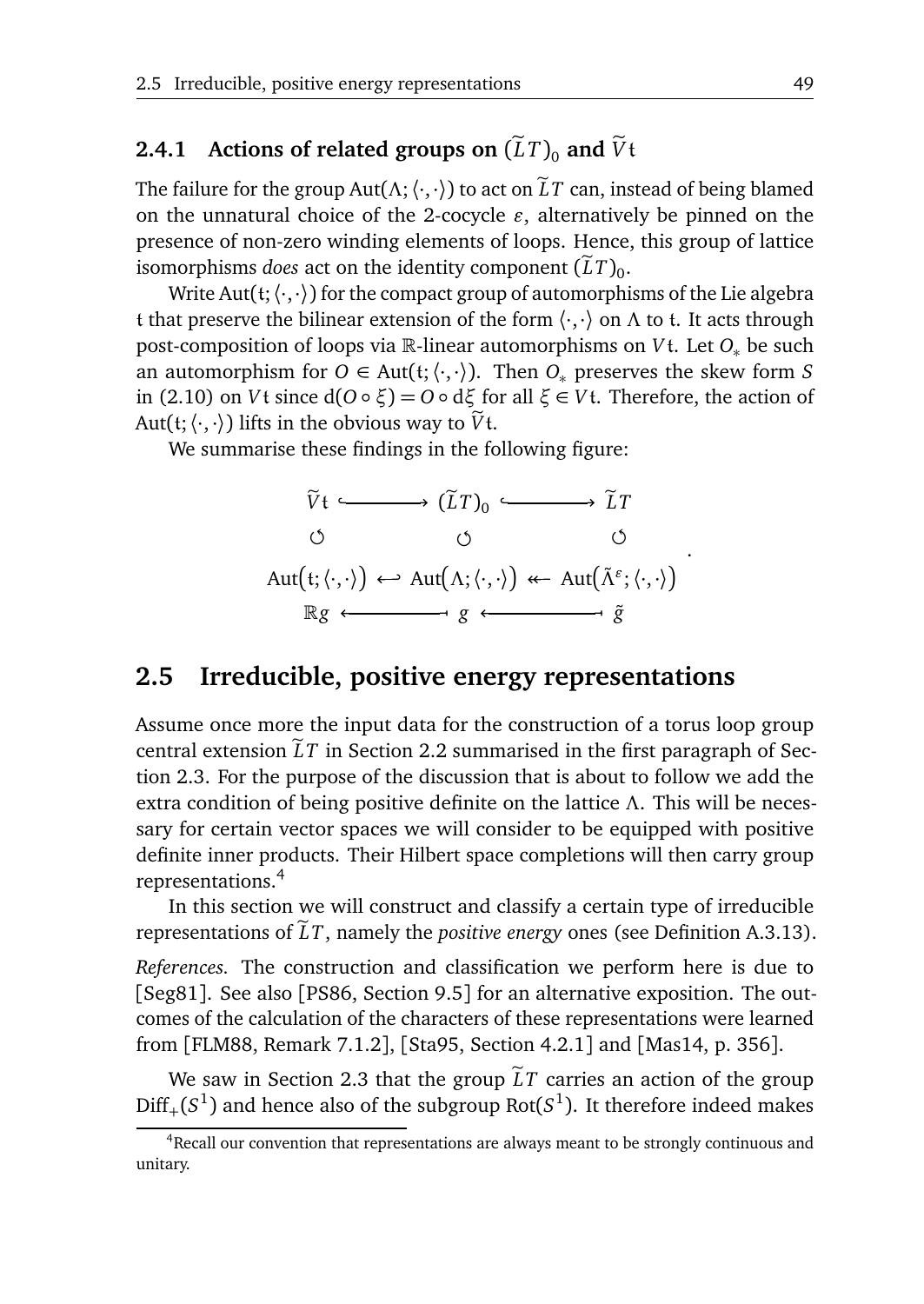### 2.4.1 Actions of related groups on $(\widetilde{L}T)_0$ and $\widetilde{V}\mathfrak{t}$

The failure for the group $\mathrm{Aut}(\Lambda; \langle\cdot,\cdot\rangle)$ to act on $\widetilde{L}T$ can, instead of being blamed on the unnatural choice of the 2-cocycle $\varepsilon$, alternatively be pinned on the presence of non-zero winding elements of loops. Hence, this group of lattice isomorphisms *does* act on the identity component $(\widetilde{L}T)_0$.

Write $\mathrm{Aut}(\mathfrak{t}; \langle\cdot,\cdot\rangle)$ for the compact group of automorphisms of the Lie algebra $\mathfrak{t}$ that preserve the bilinear extension of the form $\langle\cdot,\cdot\rangle$ on $\Lambda$ to $\mathfrak{t}$. It acts through post-composition of loops via $\mathbb{R}$-linear automorphisms on $V\mathfrak{t}$. Let $O_*$ be such an automorphism for $O \in \mathrm{Aut}(\mathfrak{t}; \langle\cdot,\cdot\rangle)$. Then $O_*$ preserves the skew form $S$ in (2.10) on $V\mathfrak{t}$ since $\mathrm{d}(O \circ \xi) = O \circ \mathrm{d}\xi$ for all $\xi \in V\mathfrak{t}$. Therefore, the action of $\mathrm{Aut}(\mathfrak{t}; \langle\cdot,\cdot\rangle)$ lifts in the obvious way to $\widetilde{V}\mathfrak{t}$.

We summarise these findings in the following figure:

$$
\begin{array}{ccccc}
\widetilde{V}\mathfrak{t} & \hookrightarrow & (\widetilde{L}T)_0 & \hookrightarrow & \widetilde{L}T \\
\circlearrowleft & & \circlearrowleft & & \circlearrowleft \\
\mathrm{Aut}\big(\mathfrak{t}; \langle\cdot,\cdot\rangle\big) & \hookleftarrow & \mathrm{Aut}\big(\Lambda; \langle\cdot,\cdot\rangle\big) & \twoheadleftarrow & \mathrm{Aut}\big(\tilde{\Lambda}^{\varepsilon}; \langle\cdot,\cdot\rangle\big) \\
\mathbb{R}g & \longleftarrow & g & \longleftarrow & \tilde{g}
\end{array}
.
$$

## 2.5 Irreducible, positive energy representations

Assume once more the input data for the construction of a torus loop group central extension $\widetilde{L}T$ in Section 2.2 summarised in the first paragraph of Section 2.3. For the purpose of the discussion that is about to follow we add the extra condition of being positive definite on the lattice $\Lambda$. This will be necessary for certain vector spaces we will consider to be equipped with positive definite inner products. Their Hilbert space completions will then carry group representations.[4]

In this section we will construct and classify a certain type of irreducible representations of $\widetilde{L}T$, namely the *positive energy* ones (see Definition A.3.13).

*References.* The construction and classification we perform here is due to [Seg81]. See also [PS86, Section 9.5] for an alternative exposition. The outcomes of the calculation of the characters of these representations were learned from [FLM88, Remark 7.1.2], [Sta95, Section 4.2.1] and [Mas14, p. 356].

We saw in Section 2.3 that the group $\widetilde{L}T$ carries an action of the group $\mathrm{Diff}_+(S^1)$ and hence also of the subgroup $\mathrm{Rot}(S^1)$. It therefore indeed makes

[4] Recall our convention that representations are always meant to be strongly continuous and unitary.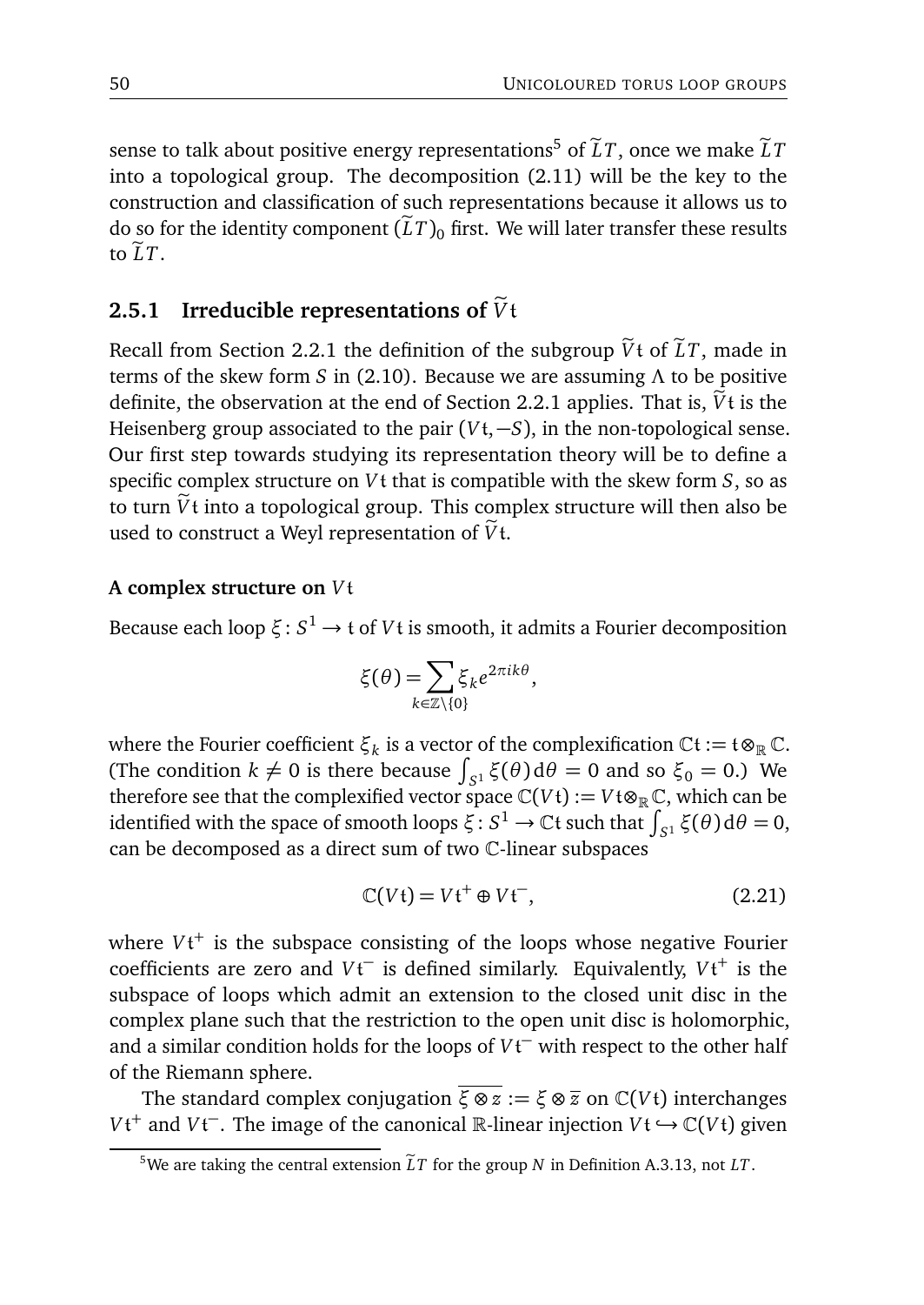sense to talk about positive energy representations[5] of $\widetilde{L}T$, once we make $\widetilde{L}T$ into a topological group. The decomposition (2.11) will be the key to the construction and classification of such representations because it allows us to do so for the identity component $(\widetilde{L}T)_0$ first. We will later transfer these results to $\widetilde{L}T$.

### 2.5.1 Irreducible representations of $\widetilde{V}\mathfrak{t}$

Recall from Section 2.2.1 the definition of the subgroup $\widetilde{V}\mathfrak{t}$ of $\widetilde{L}T$, made in terms of the skew form $S$ in (2.10). Because we are assuming $\Lambda$ to be positive definite, the observation at the end of Section 2.2.1 applies. That is, $\widetilde{V}\mathfrak{t}$ is the Heisenberg group associated to the pair $(V\mathfrak{t}, -S)$, in the non-topological sense. Our first step towards studying its representation theory will be to define a specific complex structure on $V\mathfrak{t}$ that is compatible with the skew form $S$, so as to turn $\widetilde{V}\mathfrak{t}$ into a topological group. This complex structure will then also be used to construct a Weyl representation of $\widetilde{V}\mathfrak{t}$.

#### A complex structure on $V\mathfrak{t}$

Because each loop $\xi\colon S^1 \to \mathfrak{t}$ of $V\mathfrak{t}$ is smooth, it admits a Fourier decomposition

$$\xi(\theta) = \sum_{k\in\mathbb{Z}\setminus\{0\}} \xi_k e^{2\pi i k\theta},$$

where the Fourier coefficient $\xi_k$ is a vector of the complexification $\mathbb{C}\mathfrak{t} := \mathfrak{t}\otimes_{\mathbb{R}}\mathbb{C}$. (The condition $k \neq 0$ is there because $\int_{S^1}\xi(\theta)\,\mathrm{d}\theta = 0$ and so $\xi_0 = 0$.) We therefore see that the complexified vector space $\mathbb{C}(V\mathfrak{t}) := V\mathfrak{t}\otimes_{\mathbb{R}}\mathbb{C}$, which can be identified with the space of smooth loops $\xi\colon S^1 \to \mathbb{C}\mathfrak{t}$ such that $\int_{S^1}\xi(\theta)\,\mathrm{d}\theta = 0$, can be decomposed as a direct sum of two $\mathbb{C}$-linear subspaces

$$\mathbb{C}(V\mathfrak{t}) = V\mathfrak{t}^{+} \oplus V\mathfrak{t}^{-}, \tag{2.21}$$

where $V\mathfrak{t}^{+}$ is the subspace consisting of the loops whose negative Fourier coefficients are zero and $V\mathfrak{t}^{-}$ is defined similarly. Equivalently, $V\mathfrak{t}^{+}$ is the subspace of loops which admit an extension to the closed unit disc in the complex plane such that the restriction to the open unit disc is holomorphic, and a similar condition holds for the loops of $V\mathfrak{t}^{-}$ with respect to the other half of the Riemann sphere.

The standard complex conjugation $\overline{\xi\otimes z} := \xi\otimes\overline{z}$ on $\mathbb{C}(V\mathfrak{t})$ interchanges $V\mathfrak{t}^{+}$ and $V\mathfrak{t}^{-}$. The image of the canonical $\mathbb{R}$-linear injection $V\mathfrak{t}\hookrightarrow\mathbb{C}(V\mathfrak{t})$ given

[5] We are taking the central extension $\widetilde{L}T$ for the group $N$ in Definition A.3.13, not $LT$.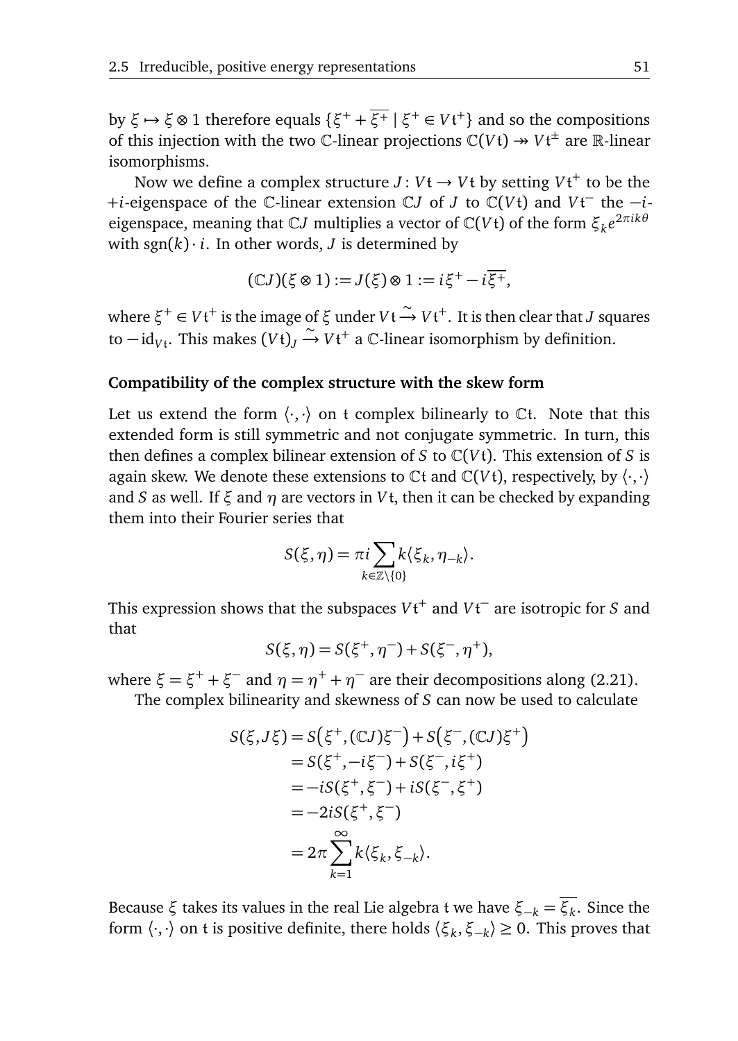by $\xi \mapsto \xi \otimes 1$ therefore equals $\{\xi^+ + \overline{\xi^+} \mid \xi^+ \in V\mathfrak{t}^+\}$ and so the compositions of this injection with the two $\mathbb{C}$-linear projections $\mathbb{C}(V\mathfrak{t}) \twoheadrightarrow V\mathfrak{t}^\pm$ are $\mathbb{R}$-linear isomorphisms.

Now we define a complex structure $J \colon V\mathfrak{t} \to V\mathfrak{t}$ by setting $V\mathfrak{t}^+$ to be the $+i$-eigenspace of the $\mathbb{C}$-linear extension $\mathbb{C}J$ of $J$ to $\mathbb{C}(V\mathfrak{t})$ and $V\mathfrak{t}^-$ the $-i$-eigenspace, meaning that $\mathbb{C}J$ multiplies a vector of $\mathbb{C}(V\mathfrak{t})$ of the form $\xi_k e^{2\pi i k\theta}$ with $\operatorname{sgn}(k)\cdot i$. In other words, $J$ is determined by

$$(\mathbb{C}J)(\xi \otimes 1) := J(\xi) \otimes 1 := i\xi^+ - i\overline{\xi^+},$$

where $\xi^+ \in V\mathfrak{t}^+$ is the image of $\xi$ under $V\mathfrak{t} \xrightarrow{\sim} V\mathfrak{t}^+$. It is then clear that $J$ squares to $-\mathrm{id}_{V\mathfrak{t}}$. This makes $(V\mathfrak{t})_J \xrightarrow{\sim} V\mathfrak{t}^+$ a $\mathbb{C}$-linear isomorphism by definition.

**Compatibility of the complex structure with the skew form**

Let us extend the form $\langle\cdot,\cdot\rangle$ on $\mathfrak{t}$ complex bilinearly to $\mathbb{C}\mathfrak{t}$. Note that this extended form is still symmetric and not conjugate symmetric. In turn, this then defines a complex bilinear extension of $S$ to $\mathbb{C}(V\mathfrak{t})$. This extension of $S$ is again skew. We denote these extensions to $\mathbb{C}\mathfrak{t}$ and $\mathbb{C}(V\mathfrak{t})$, respectively, by $\langle\cdot,\cdot\rangle$ and $S$ as well. If $\xi$ and $\eta$ are vectors in $V\mathfrak{t}$, then it can be checked by expanding them into their Fourier series that

$$S(\xi,\eta) = \pi i \sum_{k\in\mathbb{Z}\setminus\{0\}} k\langle \xi_k, \eta_{-k}\rangle.$$

This expression shows that the subspaces $V\mathfrak{t}^+$ and $V\mathfrak{t}^-$ are isotropic for $S$ and that

$$S(\xi,\eta) = S(\xi^+,\eta^-) + S(\xi^-,\eta^+),$$

where $\xi = \xi^+ + \xi^-$ and $\eta = \eta^+ + \eta^-$ are their decompositions along (2.21).

The complex bilinearity and skewness of $S$ can now be used to calculate

$$\begin{aligned}
S(\xi, J\xi) &= S\big(\xi^+, (\mathbb{C}J)\xi^-\big) + S\big(\xi^-, (\mathbb{C}J)\xi^+\big) \\
&= S(\xi^+, -i\xi^-) + S(\xi^-, i\xi^+) \\
&= -iS(\xi^+,\xi^-) + iS(\xi^-,\xi^+) \\
&= -2iS(\xi^+,\xi^-) \\
&= 2\pi \sum_{k=1}^{\infty} k\langle \xi_k, \xi_{-k}\rangle.
\end{aligned}$$

Because $\xi$ takes its values in the real Lie algebra $\mathfrak{t}$ we have $\xi_{-k} = \overline{\xi_k}$. Since the form $\langle\cdot,\cdot\rangle$ on $\mathfrak{t}$ is positive definite, there holds $\langle \xi_k, \xi_{-k}\rangle \geq 0$. This proves that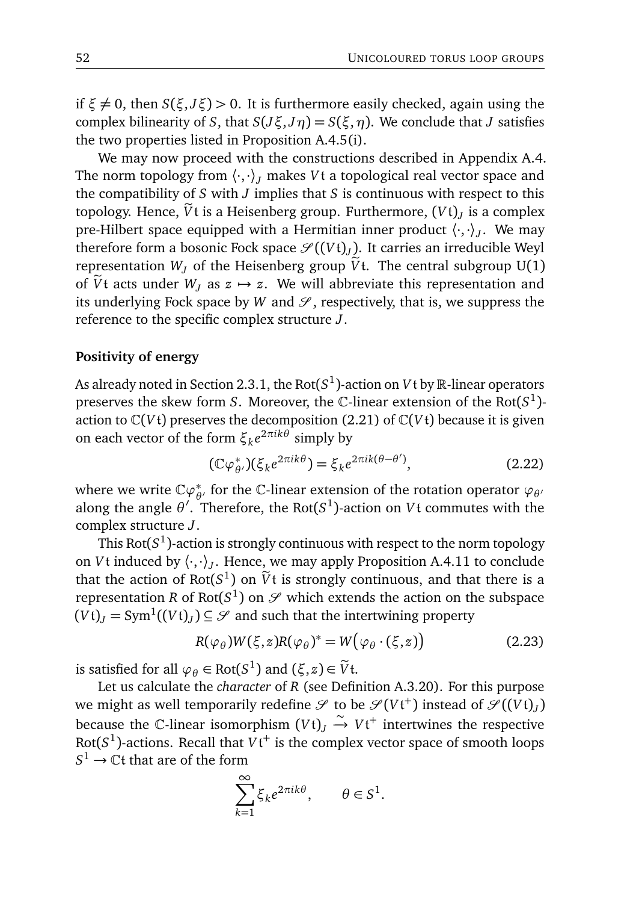if $\xi \neq 0$, then $S(\xi, J\xi) > 0$. It is furthermore easily checked, again using the complex bilinearity of $S$, that $S(J\xi, J\eta) = S(\xi, \eta)$. We conclude that $J$ satisfies the two properties listed in Proposition A.4.5(i).

We may now proceed with the constructions described in Appendix A.4. The norm topology from $\langle \cdot, \cdot \rangle_J$ makes $V\mathfrak{t}$ a topological real vector space and the compatibility of $S$ with $J$ implies that $S$ is continuous with respect to this topology. Hence, $\widetilde{V}\mathfrak{t}$ is a Heisenberg group. Furthermore, $(V\mathfrak{t})_J$ is a complex pre-Hilbert space equipped with a Hermitian inner product $\langle \cdot, \cdot \rangle_J$. We may therefore form a bosonic Fock space $\mathscr{S}((V\mathfrak{t})_J)$. It carries an irreducible Weyl representation $W_J$ of the Heisenberg group $\widetilde{V}\mathfrak{t}$. The central subgroup $\mathrm{U}(1)$ of $\widetilde{V}\mathfrak{t}$ acts under $W_J$ as $z \mapsto z$. We will abbreviate this representation and its underlying Fock space by $W$ and $\mathscr{S}$, respectively, that is, we suppress the reference to the specific complex structure $J$.

**Positivity of energy**

As already noted in Section 2.3.1, the $\mathrm{Rot}(S^1)$-action on $V\mathfrak{t}$ by $\mathbb{R}$-linear operators preserves the skew form $S$. Moreover, the $\mathbb{C}$-linear extension of the $\mathrm{Rot}(S^1)$-action to $\mathbb{C}(V\mathfrak{t})$ preserves the decomposition (2.21) of $\mathbb{C}(V\mathfrak{t})$ because it is given on each vector of the form $\xi_k e^{2\pi i k\theta}$ simply by

$$(\mathbb{C}\varphi^*_{\theta'})(\xi_k e^{2\pi i k\theta}) = \xi_k e^{2\pi i k(\theta - \theta')}, \tag{2.22}$$

where we write $\mathbb{C}\varphi^*_{\theta'}$ for the $\mathbb{C}$-linear extension of the rotation operator $\varphi_{\theta'}$ along the angle $\theta'$. Therefore, the $\mathrm{Rot}(S^1)$-action on $V\mathfrak{t}$ commutes with the complex structure $J$.

This $\mathrm{Rot}(S^1)$-action is strongly continuous with respect to the norm topology on $V\mathfrak{t}$ induced by $\langle \cdot, \cdot \rangle_J$. Hence, we may apply Proposition A.4.11 to conclude that the action of $\mathrm{Rot}(S^1)$ on $\widetilde{V}\mathfrak{t}$ is strongly continuous, and that there is a representation $R$ of $\mathrm{Rot}(S^1)$ on $\mathscr{S}$ which extends the action on the subspace $(V\mathfrak{t})_J = \mathrm{Sym}^1((V\mathfrak{t})_J) \subseteq \mathscr{S}$ and such that the intertwining property

$$R(\varphi_\theta) W(\xi, z) R(\varphi_\theta)^* = W\big(\varphi_\theta \cdot (\xi, z)\big) \tag{2.23}$$

is satisfied for all $\varphi_\theta \in \mathrm{Rot}(S^1)$ and $(\xi, z) \in \widetilde{V}\mathfrak{t}$.

Let us calculate the *character* of $R$ (see Definition A.3.20). For this purpose we might as well temporarily redefine $\mathscr{S}$ to be $\mathscr{S}(V\mathfrak{t}^+)$ instead of $\mathscr{S}((V\mathfrak{t})_J)$ because the $\mathbb{C}$-linear isomorphism $(V\mathfrak{t})_J \xrightarrow{\sim} V\mathfrak{t}^+$ intertwines the respective $\mathrm{Rot}(S^1)$-actions. Recall that $V\mathfrak{t}^+$ is the complex vector space of smooth loops $S^1 \to \mathbb{C}\mathfrak{t}$ that are of the form

$$\sum_{k=1}^{\infty} \xi_k e^{2\pi i k\theta}, \qquad \theta \in S^1.$$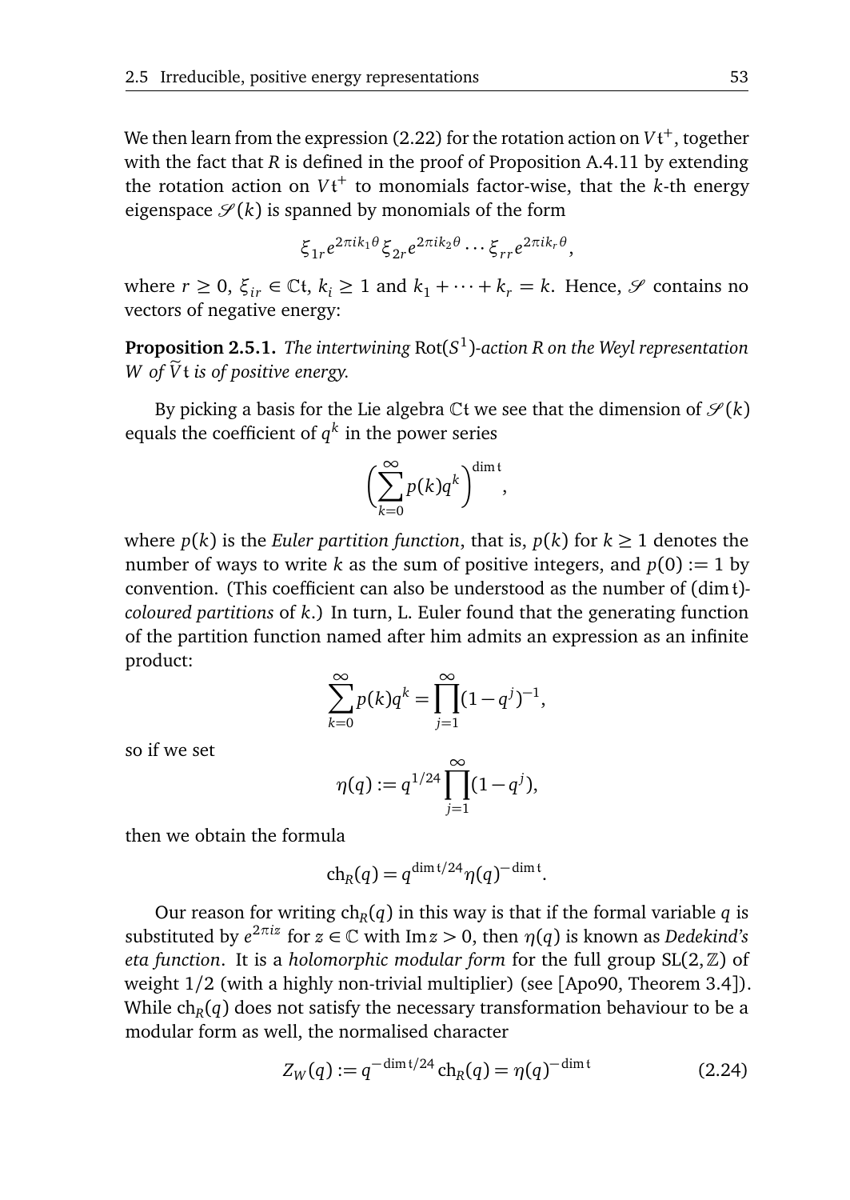We then learn from the expression (2.22) for the rotation action on $V\mathfrak{t}^+$, together with the fact that $R$ is defined in the proof of Proposition A.4.11 by extending the rotation action on $V\mathfrak{t}^+$ to monomials factor-wise, that the $k$-th energy eigenspace $\mathscr{S}(k)$ is spanned by monomials of the form

$$\xi_{1r}e^{2\pi i k_1\theta}\xi_{2r}e^{2\pi i k_2\theta}\cdots\xi_{rr}e^{2\pi i k_r\theta},$$

where $r \geq 0$, $\xi_{ir} \in \mathbb{C}\mathfrak{t}$, $k_i \geq 1$ and $k_1 + \cdots + k_r = k$. Hence, $\mathscr{S}$ contains no vectors of negative energy:

**Proposition 2.5.1.** *The intertwining* $\mathrm{Rot}(S^1)$*-action $R$ on the Weyl representation $W$ of $\widetilde{V}\mathfrak{t}$ is of positive energy.*

By picking a basis for the Lie algebra $\mathbb{C}\mathfrak{t}$ we see that the dimension of $\mathscr{S}(k)$ equals the coefficient of $q^k$ in the power series

$$\left(\sum_{k=0}^{\infty} p(k)q^k\right)^{\dim\mathfrak{t}},$$

where $p(k)$ is the *Euler partition function*, that is, $p(k)$ for $k \geq 1$ denotes the number of ways to write $k$ as the sum of positive integers, and $p(0) := 1$ by convention. (This coefficient can also be understood as the number of $(\dim\mathfrak{t})$-*coloured partitions* of $k$.) In turn, L. Euler found that the generating function of the partition function named after him admits an expression as an infinite product:

$$\sum_{k=0}^{\infty} p(k)q^k = \prod_{j=1}^{\infty}(1-q^j)^{-1},$$

so if we set

$$\eta(q) := q^{1/24}\prod_{j=1}^{\infty}(1-q^j),$$

then we obtain the formula

$$\mathrm{ch}_R(q) = q^{\dim\mathfrak{t}/24}\eta(q)^{-\dim\mathfrak{t}}.$$

Our reason for writing $\mathrm{ch}_R(q)$ in this way is that if the formal variable $q$ is substituted by $e^{2\pi i z}$ for $z \in \mathbb{C}$ with $\mathrm{Im}\, z > 0$, then $\eta(q)$ is known as *Dedekind's eta function*. It is a *holomorphic modular form* for the full group $\mathrm{SL}(2,\mathbb{Z})$ of weight $1/2$ (with a highly non-trivial multiplier) (see [Apo90, Theorem 3.4]). While $\mathrm{ch}_R(q)$ does not satisfy the necessary transformation behaviour to be a modular form as well, the normalised character

$$Z_W(q) := q^{-\dim\mathfrak{t}/24}\,\mathrm{ch}_R(q) = \eta(q)^{-\dim\mathfrak{t}} \tag{2.24}$$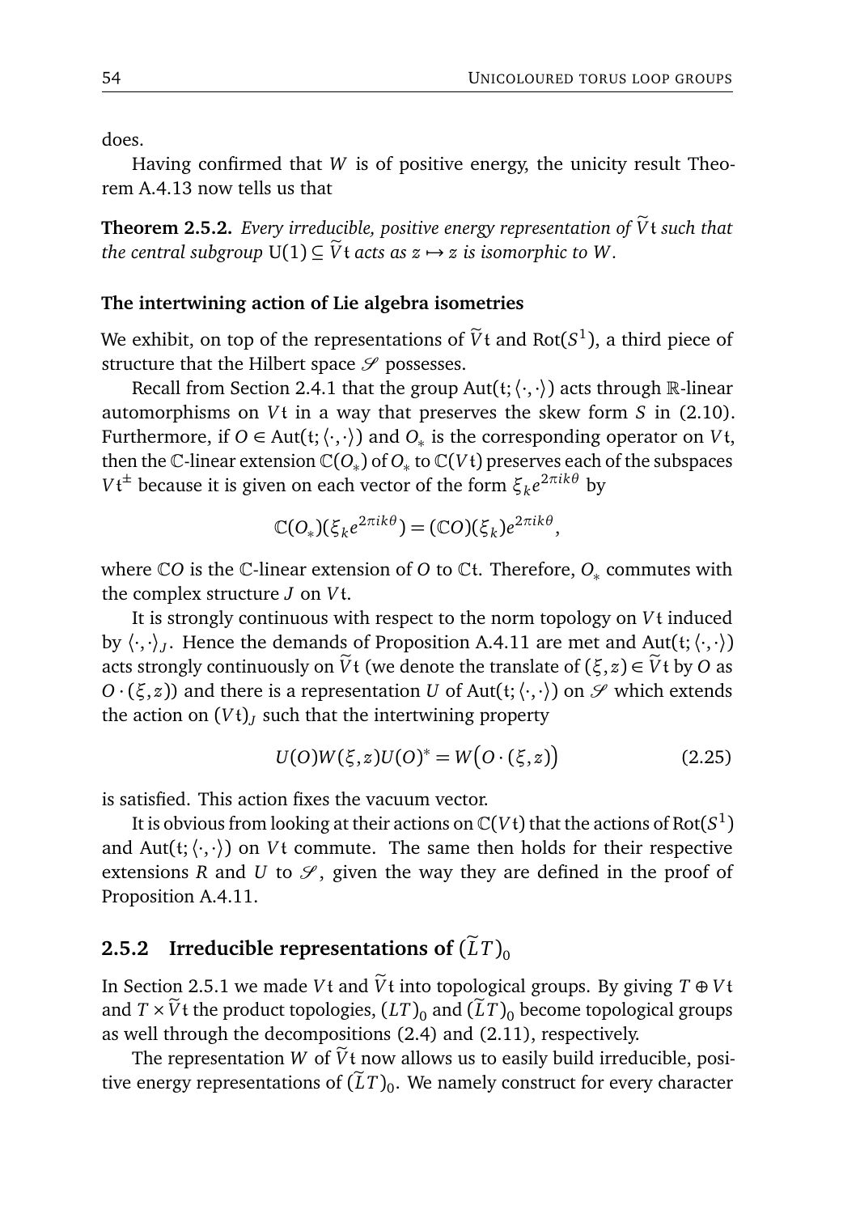does.

Having confirmed that $W$ is of positive energy, the unicity result Theorem A.4.13 now tells us that

**Theorem 2.5.2.** *Every irreducible, positive energy representation of $\widetilde{V}\mathfrak{t}$ such that the central subgroup $\mathrm{U}(1) \subseteq \widetilde{V}\mathfrak{t}$ acts as $z \mapsto z$ is isomorphic to $W$.*

#### The intertwining action of Lie algebra isometries

We exhibit, on top of the representations of $\widetilde{V}\mathfrak{t}$ and $\mathrm{Rot}(S^1)$, a third piece of structure that the Hilbert space $\mathscr{S}$ possesses.

Recall from Section 2.4.1 that the group $\mathrm{Aut}(\mathfrak{t}; \langle\cdot,\cdot\rangle)$ acts through $\mathbb{R}$-linear automorphisms on $V\mathfrak{t}$ in a way that preserves the skew form $S$ in (2.10). Furthermore, if $O \in \mathrm{Aut}(\mathfrak{t}; \langle\cdot,\cdot\rangle)$ and $O_*$ is the corresponding operator on $V\mathfrak{t}$, then the $\mathbb{C}$-linear extension $\mathbb{C}(O_*)$ of $O_*$ to $\mathbb{C}(V\mathfrak{t})$ preserves each of the subspaces $V\mathfrak{t}^{\pm}$ because it is given on each vector of the form $\xi_k e^{2\pi i k\theta}$ by

$$\mathbb{C}(O_*)(\xi_k e^{2\pi i k\theta}) = (\mathbb{C}O)(\xi_k)e^{2\pi i k\theta},$$

where $\mathbb{C}O$ is the $\mathbb{C}$-linear extension of $O$ to $\mathbb{C}\mathfrak{t}$. Therefore, $O_*$ commutes with the complex structure $J$ on $V\mathfrak{t}$.

It is strongly continuous with respect to the norm topology on $V\mathfrak{t}$ induced by $\langle\cdot,\cdot\rangle_J$. Hence the demands of Proposition A.4.11 are met and $\mathrm{Aut}(\mathfrak{t}; \langle\cdot,\cdot\rangle)$ acts strongly continuously on $\widetilde{V}\mathfrak{t}$ (we denote the translate of $(\xi, z) \in \widetilde{V}\mathfrak{t}$ by $O$ as $O \cdot (\xi, z)$) and there is a representation $U$ of $\mathrm{Aut}(\mathfrak{t}; \langle\cdot,\cdot\rangle)$ on $\mathscr{S}$ which extends the action on $(V\mathfrak{t})_J$ such that the intertwining property

$$U(O)W(\xi, z)U(O)^* = W\big(O \cdot (\xi, z)\big) \tag{2.25}$$

is satisfied. This action fixes the vacuum vector.

It is obvious from looking at their actions on $\mathbb{C}(V\mathfrak{t})$ that the actions of $\mathrm{Rot}(S^1)$ and $\mathrm{Aut}(\mathfrak{t}; \langle\cdot,\cdot\rangle)$ on $V\mathfrak{t}$ commute. The same then holds for their respective extensions $R$ and $U$ to $\mathscr{S}$, given the way they are defined in the proof of Proposition A.4.11.

### 2.5.2 Irreducible representations of $(\widetilde{L}T)_0$

In Section 2.5.1 we made $V\mathfrak{t}$ and $\widetilde{V}\mathfrak{t}$ into topological groups. By giving $T \oplus V\mathfrak{t}$ and $T \times \widetilde{V}\mathfrak{t}$ the product topologies, $(LT)_0$ and $(\widetilde{L}T)_0$ become topological groups as well through the decompositions (2.4) and (2.11), respectively.

The representation $W$ of $\widetilde{V}\mathfrak{t}$ now allows us to easily build irreducible, positive energy representations of $(\widetilde{L}T)_0$. We namely construct for every character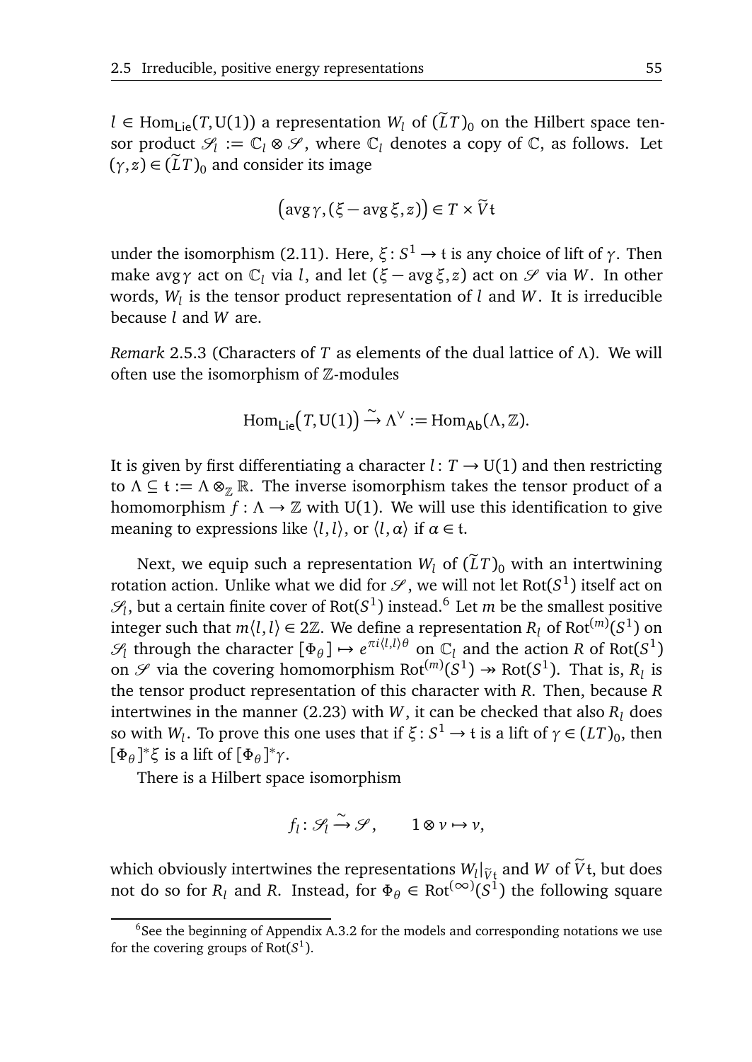$l \in \operatorname{Hom}_{\mathsf{Lie}}(T, \mathrm{U}(1))$ a representation $W_l$ of $(\widetilde{L}T)_0$ on the Hilbert space tensor product $\mathscr{S}_l := \mathbb{C}_l \otimes \mathscr{S}$, where $\mathbb{C}_l$ denotes a copy of $\mathbb{C}$, as follows. Let $(\gamma, z) \in (\widetilde{L}T)_0$ and consider its image

$$\big(\operatorname{avg}\gamma, (\xi - \operatorname{avg}\xi, z)\big) \in T \times \widetilde{V}\mathfrak{t}$$

under the isomorphism (2.11). Here, $\xi \colon S^1 \to \mathfrak{t}$ is any choice of lift of $\gamma$. Then make $\operatorname{avg}\gamma$ act on $\mathbb{C}_l$ via $l$, and let $(\xi - \operatorname{avg}\xi, z)$ act on $\mathscr{S}$ via $W$. In other words, $W_l$ is the tensor product representation of $l$ and $W$. It is irreducible because $l$ and $W$ are.

*Remark* 2.5.3 (Characters of $T$ as elements of the dual lattice of $\Lambda$). We will often use the isomorphism of $\mathbb{Z}$-modules

$$\operatorname{Hom}_{\mathsf{Lie}}\big(T, \mathrm{U}(1)\big) \xrightarrow{\sim} \Lambda^\vee := \operatorname{Hom}_{\mathsf{Ab}}(\Lambda, \mathbb{Z}).$$

It is given by first differentiating a character $l \colon T \to \mathrm{U}(1)$ and then restricting to $\Lambda \subseteq \mathfrak{t} := \Lambda \otimes_{\mathbb{Z}} \mathbb{R}$. The inverse isomorphism takes the tensor product of a homomorphism $f : \Lambda \to \mathbb{Z}$ with $\mathrm{U}(1)$. We will use this identification to give meaning to expressions like $\langle l, l\rangle$, or $\langle l, \alpha\rangle$ if $\alpha \in \mathfrak{t}$.

Next, we equip such a representation $W_l$ of $(\widetilde{L}T)_0$ with an intertwining rotation action. Unlike what we did for $\mathscr{S}$, we will not let $\operatorname{Rot}(S^1)$ itself act on $\mathscr{S}_l$, but a certain finite cover of $\operatorname{Rot}(S^1)$ instead.[6] Let $m$ be the smallest positive integer such that $m\langle l, l\rangle \in 2\mathbb{Z}$. We define a representation $R_l$ of $\operatorname{Rot}^{(m)}(S^1)$ on $\mathscr{S}_l$ through the character $[\Phi_\theta] \mapsto e^{\pi i \langle l, l\rangle \theta}$ on $\mathbb{C}_l$ and the action $R$ of $\operatorname{Rot}(S^1)$ on $\mathscr{S}$ via the covering homomorphism $\operatorname{Rot}^{(m)}(S^1) \twoheadrightarrow \operatorname{Rot}(S^1)$. That is, $R_l$ is the tensor product representation of this character with $R$. Then, because $R$ intertwines in the manner (2.23) with $W$, it can be checked that also $R_l$ does so with $W_l$. To prove this one uses that if $\xi \colon S^1 \to \mathfrak{t}$ is a lift of $\gamma \in (LT)_0$, then $[\Phi_\theta]^*\xi$ is a lift of $[\Phi_\theta]^*\gamma$.

There is a Hilbert space isomorphism

$$f_l \colon \mathscr{S}_l \xrightarrow{\sim} \mathscr{S}, \qquad 1 \otimes v \mapsto v,$$

which obviously intertwines the representations $W_l|_{\widetilde{V}\mathfrak{t}}$ and $W$ of $\widetilde{V}\mathfrak{t}$, but does not do so for $R_l$ and $R$. Instead, for $\Phi_\theta \in \operatorname{Rot}^{(\infty)}(S^1)$ the following square

[6] See the beginning of Appendix A.3.2 for the models and corresponding notations we use for the covering groups of $\operatorname{Rot}(S^1)$.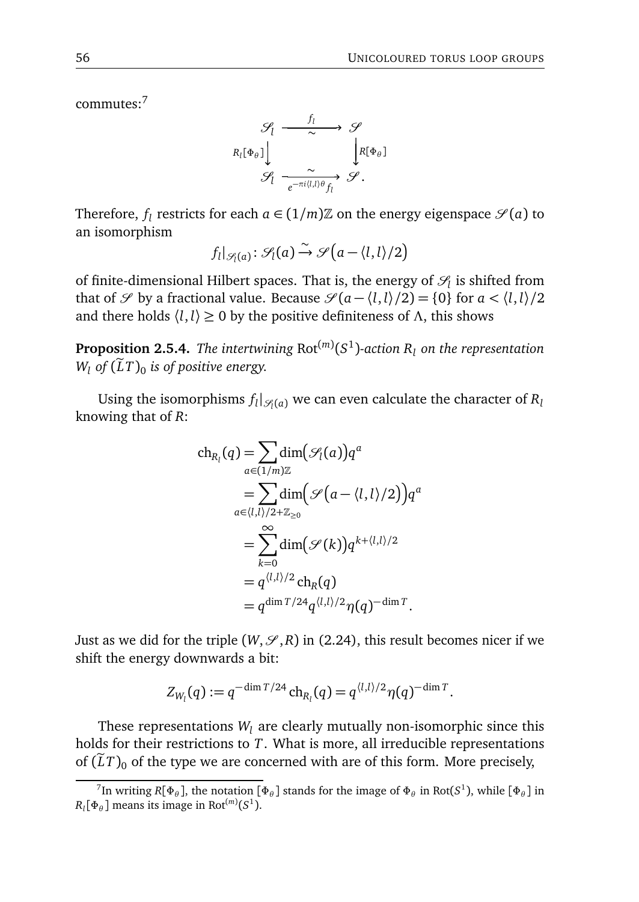commutes:[7]

$$\begin{array}{ccc} \mathscr{S}_l & \xrightarrow[\sim]{f_l} & \mathscr{S} \\ {\scriptstyle R_l[\Phi_\theta]}\downarrow & & \downarrow{\scriptstyle R[\Phi_\theta]} \\ \mathscr{S}_l & \xrightarrow[e^{-\pi i \langle l,l\rangle\theta} f_l]{\sim} & \mathscr{S}. \end{array}$$

Therefore, $f_l$ restricts for each $a \in (1/m)\mathbb{Z}$ on the energy eigenspace $\mathscr{S}(a)$ to an isomorphism

$$f_l|_{\mathscr{S}_l(a)} \colon \mathscr{S}_l(a) \xrightarrow{\sim} \mathscr{S}\big(a - \langle l,l\rangle/2\big)$$

of finite-dimensional Hilbert spaces. That is, the energy of $\mathscr{S}_l$ is shifted from that of $\mathscr{S}$ by a fractional value. Because $\mathscr{S}(a - \langle l,l\rangle/2) = \{0\}$ for $a < \langle l,l\rangle/2$ and there holds $\langle l,l\rangle \geq 0$ by the positive definiteness of $\Lambda$, this shows

**Proposition 2.5.4.** *The intertwining $\mathrm{Rot}^{(m)}(S^1)$-action $R_l$ on the representation $W_l$ of $(\widetilde{L}T)_0$ is of positive energy.*

Using the isomorphisms $f_l|_{\mathscr{S}_l(a)}$ we can even calculate the character of $R_l$ knowing that of $R$:

$$\begin{aligned} \mathrm{ch}_{R_l}(q) &= \sum_{a \in (1/m)\mathbb{Z}} \dim\big(\mathscr{S}_l(a)\big) q^a \\ &= \sum_{a \in \langle l,l\rangle/2 + \mathbb{Z}_{\geq 0}} \dim\Big(\mathscr{S}\big(a - \langle l,l\rangle/2\big)\Big) q^a \\ &= \sum_{k=0}^{\infty} \dim\big(\mathscr{S}(k)\big) q^{k + \langle l,l\rangle/2} \\ &= q^{\langle l,l\rangle/2}\, \mathrm{ch}_R(q) \\ &= q^{\dim T/24} q^{\langle l,l\rangle/2} \eta(q)^{-\dim T}. \end{aligned}$$

Just as we did for the triple $(W, \mathscr{S}, R)$ in (2.24), this result becomes nicer if we shift the energy downwards a bit:

$$Z_{W_l}(q) := q^{-\dim T/24} \mathrm{ch}_{R_l}(q) = q^{\langle l,l\rangle/2} \eta(q)^{-\dim T}.$$

These representations $W_l$ are clearly mutually non-isomorphic since this holds for their restrictions to $T$. What is more, all irreducible representations of $(\widetilde{L}T)_0$ of the type we are concerned with are of this form. More precisely,

[7] In writing $R[\Phi_\theta]$, the notation $[\Phi_\theta]$ stands for the image of $\Phi_\theta$ in $\mathrm{Rot}(S^1)$, while $[\Phi_\theta]$ in $R_l[\Phi_\theta]$ means its image in $\mathrm{Rot}^{(m)}(S^1)$.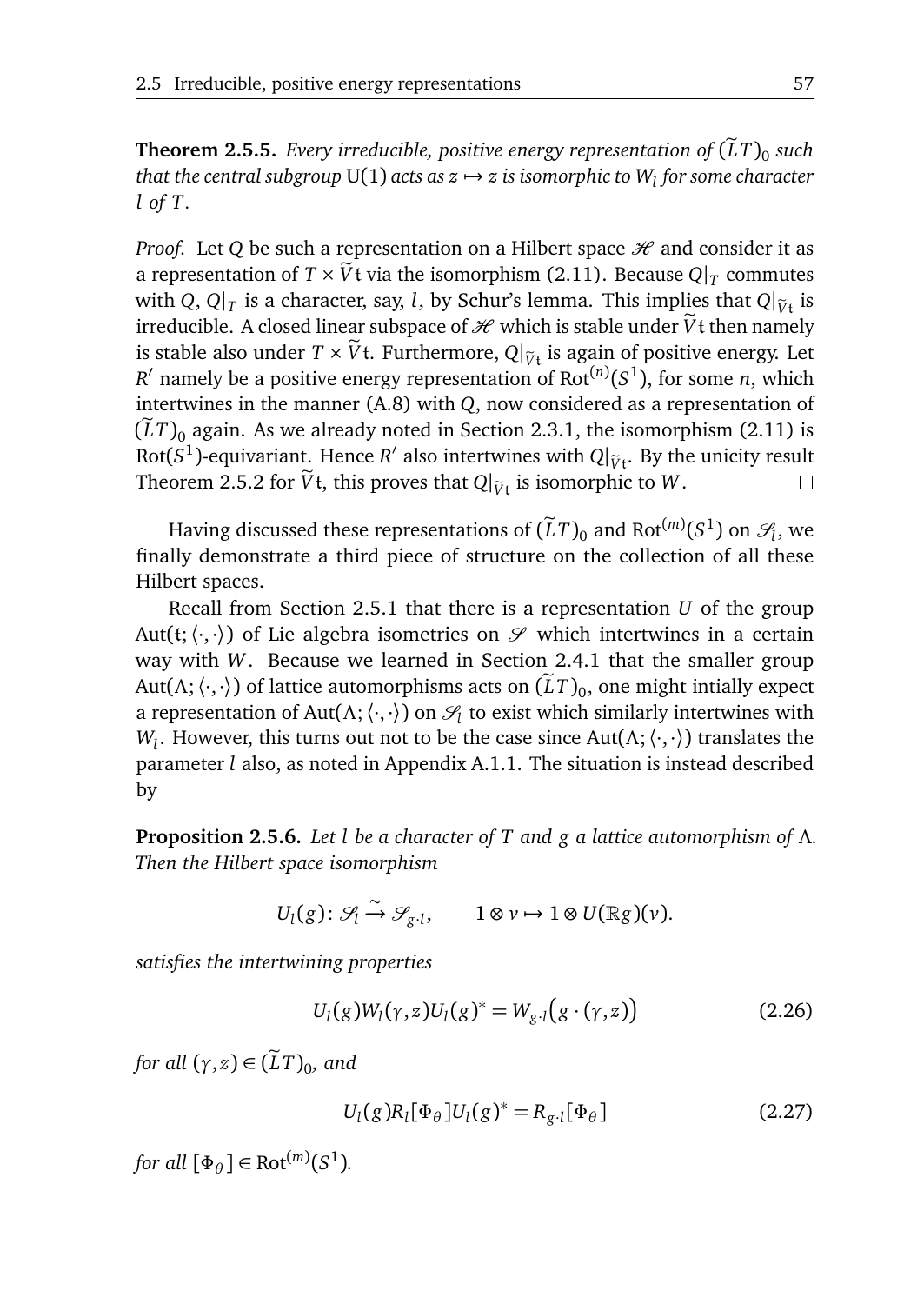**Theorem 2.5.5.** *Every irreducible, positive energy representation of $(\widetilde{L}T)_0$ such that the central subgroup* $\mathrm{U}(1)$ *acts as $z \mapsto z$ is isomorphic to $W_l$ for some character $l$ of $T$.*

*Proof.* Let $Q$ be such a representation on a Hilbert space $\mathscr{H}$ and consider it as a representation of $T \times \widetilde{V}\mathfrak{t}$ via the isomorphism (2.11). Because $Q|_T$ commutes with $Q$, $Q|_T$ is a character, say, $l$, by Schur's lemma. This implies that $Q|_{\widetilde{V}\mathfrak{t}}$ is irreducible. A closed linear subspace of $\mathscr{H}$ which is stable under $\widetilde{V}\mathfrak{t}$ then namely is stable also under $T \times \widetilde{V}\mathfrak{t}$. Furthermore, $Q|_{\widetilde{V}\mathfrak{t}}$ is again of positive energy. Let $R'$ namely be a positive energy representation of $\mathrm{Rot}^{(n)}(S^1)$, for some $n$, which intertwines in the manner (A.8) with $Q$, now considered as a representation of $(\widetilde{L}T)_0$ again. As we already noted in Section 2.3.1, the isomorphism (2.11) is $\mathrm{Rot}(S^1)$-equivariant. Hence $R'$ also intertwines with $Q|_{\widetilde{V}\mathfrak{t}}$. By the unicity result Theorem 2.5.2 for $\widetilde{V}\mathfrak{t}$, this proves that $Q|_{\widetilde{V}\mathfrak{t}}$ is isomorphic to $W$. $\square$

Having discussed these representations of $(\widetilde{L}T)_0$ and $\mathrm{Rot}^{(m)}(S^1)$ on $\mathscr{S}_l$, we finally demonstrate a third piece of structure on the collection of all these Hilbert spaces.

Recall from Section 2.5.1 that there is a representation $U$ of the group $\mathrm{Aut}(\mathfrak{t};\langle\cdot,\cdot\rangle)$ of Lie algebra isometries on $\mathscr{S}$ which intertwines in a certain way with $W$. Because we learned in Section 2.4.1 that the smaller group $\mathrm{Aut}(\Lambda;\langle\cdot,\cdot\rangle)$ of lattice automorphisms acts on $(\widetilde{L}T)_0$, one might intially expect a representation of $\mathrm{Aut}(\Lambda;\langle\cdot,\cdot\rangle)$ on $\mathscr{S}_l$ to exist which similarly intertwines with $W_l$. However, this turns out not to be the case since $\mathrm{Aut}(\Lambda;\langle\cdot,\cdot\rangle)$ translates the parameter $l$ also, as noted in Appendix A.1.1. The situation is instead described by

**Proposition 2.5.6.** *Let $l$ be a character of $T$ and $g$ a lattice automorphism of $\Lambda$. Then the Hilbert space isomorphism*

$$U_l(g)\colon \mathscr{S}_l \xrightarrow{\sim} \mathscr{S}_{g\cdot l}, \qquad 1 \otimes v \mapsto 1 \otimes U(\mathbb{R}g)(v).$$

*satisfies the intertwining properties*

$$U_l(g) W_l(\gamma, z) U_l(g)^* = W_{g\cdot l}\big(g \cdot (\gamma, z)\big) \tag{2.26}$$

*for all $(\gamma, z) \in (\widetilde{L}T)_0$, and*

$$U_l(g) R_l[\Phi_\theta] U_l(g)^* = R_{g\cdot l}[\Phi_\theta] \tag{2.27}$$

*for all $[\Phi_\theta] \in \mathrm{Rot}^{(m)}(S^1)$.*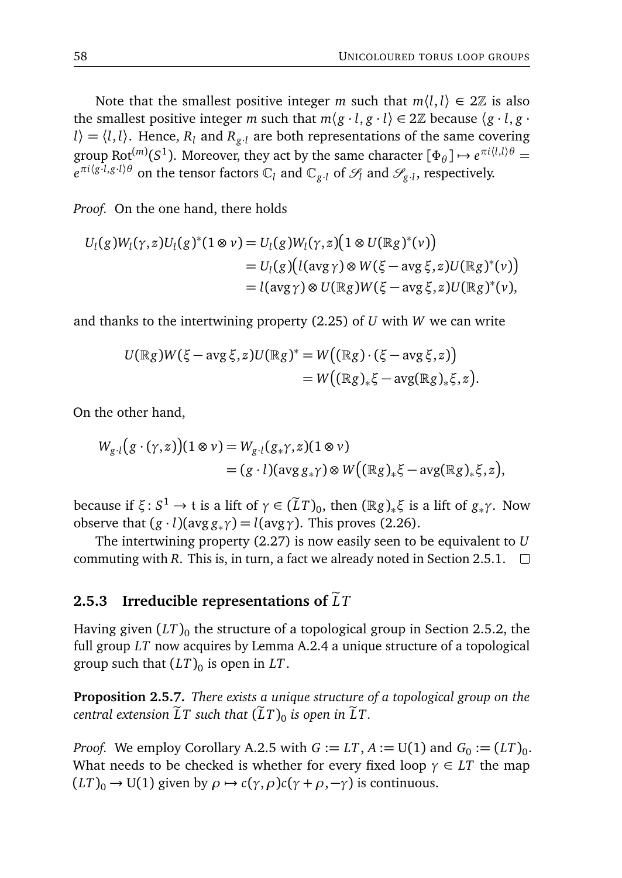Note that the smallest positive integer $m$ such that $m\langle l,l\rangle \in 2\mathbb{Z}$ is also the smallest positive integer $m$ such that $m\langle g\cdot l, g\cdot l\rangle \in 2\mathbb{Z}$ because $\langle g\cdot l, g\cdot l\rangle = \langle l,l\rangle$. Hence, $R_l$ and $R_{g\cdot l}$ are both representations of the same covering group $\mathrm{Rot}^{(m)}(S^1)$. Moreover, they act by the same character $[\Phi_\theta] \mapsto e^{\pi i\langle l,l\rangle\theta} = e^{\pi i\langle g\cdot l, g\cdot l\rangle\theta}$ on the tensor factors $\mathbb{C}_l$ and $\mathbb{C}_{g\cdot l}$ of $\mathscr{S}_l$ and $\mathscr{S}_{g\cdot l}$, respectively.

*Proof.* On the one hand, there holds

$$
\begin{aligned}
U_l(g)W_l(\gamma,z)U_l(g)^*(1\otimes v) &= U_l(g)W_l(\gamma,z)\big(1\otimes U(\mathbb{R}g)^*(v)\big)\\
&= U_l(g)\big(l(\operatorname{avg}\gamma)\otimes W(\xi-\operatorname{avg}\xi,z)U(\mathbb{R}g)^*(v)\big)\\
&= l(\operatorname{avg}\gamma)\otimes U(\mathbb{R}g)W(\xi-\operatorname{avg}\xi,z)U(\mathbb{R}g)^*(v),
\end{aligned}
$$

and thanks to the intertwining property (2.25) of $U$ with $W$ we can write

$$
\begin{aligned}
U(\mathbb{R}g)W(\xi-\operatorname{avg}\xi,z)U(\mathbb{R}g)^* &= W\big((\mathbb{R}g)\cdot(\xi-\operatorname{avg}\xi,z)\big)\\
&= W\big((\mathbb{R}g)_*\xi-\operatorname{avg}(\mathbb{R}g)_*\xi,z\big).
\end{aligned}
$$

On the other hand,

$$
\begin{aligned}
W_{g\cdot l}\big(g\cdot(\gamma,z)\big)(1\otimes v) &= W_{g\cdot l}(g_*\gamma,z)(1\otimes v)\\
&= (g\cdot l)(\operatorname{avg} g_*\gamma)\otimes W\big((\mathbb{R}g)_*\xi-\operatorname{avg}(\mathbb{R}g)_*\xi,z\big),
\end{aligned}
$$

because if $\xi\colon S^1\to\mathfrak{t}$ is a lift of $\gamma\in(\widetilde{L}T)_0$, then $(\mathbb{R}g)_*\xi$ is a lift of $g_*\gamma$. Now observe that $(g\cdot l)(\operatorname{avg} g_*\gamma) = l(\operatorname{avg}\gamma)$. This proves (2.26).

The intertwining property (2.27) is now easily seen to be equivalent to $U$ commuting with $R$. This is, in turn, a fact we already noted in Section 2.5.1. $\square$

### 2.5.3 Irreducible representations of $\widetilde{L}T$

Having given $(LT)_0$ the structure of a topological group in Section 2.5.2, the full group $LT$ now acquires by Lemma A.2.4 a unique structure of a topological group such that $(LT)_0$ is open in $LT$.

**Proposition 2.5.7.** *There exists a unique structure of a topological group on the central extension $\widetilde{L}T$ such that $(\widetilde{L}T)_0$ is open in $\widetilde{L}T$.*

*Proof.* We employ Corollary A.2.5 with $G := LT$, $A := \mathrm{U}(1)$ and $G_0 := (LT)_0$. What needs to be checked is whether for every fixed loop $\gamma\in LT$ the map $(LT)_0\to\mathrm{U}(1)$ given by $\rho\mapsto c(\gamma,\rho)c(\gamma+\rho,-\gamma)$ is continuous.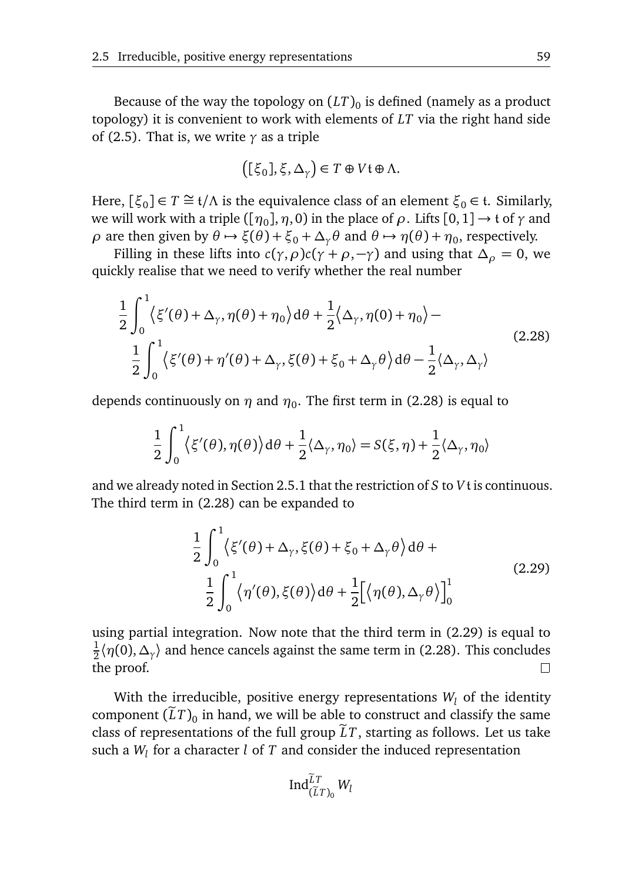Because of the way the topology on $(LT)_0$ is defined (namely as a product topology) it is convenient to work with elements of $LT$ via the right hand side of (2.5). That is, we write $\gamma$ as a triple

$$\big([\xi_0], \xi, \Delta_\gamma\big) \in T \oplus V\mathfrak{t} \oplus \Lambda.$$

Here, $[\xi_0] \in T \cong \mathfrak{t}/\Lambda$ is the equivalence class of an element $\xi_0 \in \mathfrak{t}$. Similarly, we will work with a triple $([\eta_0], \eta, 0)$ in the place of $\rho$. Lifts $[0,1] \to \mathfrak{t}$ of $\gamma$ and $\rho$ are then given by $\theta \mapsto \xi(\theta) + \xi_0 + \Delta_\gamma \theta$ and $\theta \mapsto \eta(\theta) + \eta_0$, respectively.

Filling in these lifts into $c(\gamma, \rho)c(\gamma + \rho, -\gamma)$ and using that $\Delta_\rho = 0$, we quickly realise that we need to verify whether the real number

$$\begin{aligned} &\frac{1}{2}\int_0^1 \big\langle \xi'(\theta) + \Delta_\gamma, \eta(\theta) + \eta_0 \big\rangle \, \mathrm{d}\theta + \frac{1}{2}\big\langle \Delta_\gamma, \eta(0) + \eta_0 \big\rangle - \\ &\quad \frac{1}{2}\int_0^1 \big\langle \xi'(\theta) + \eta'(\theta) + \Delta_\gamma, \xi(\theta) + \xi_0 + \Delta_\gamma \theta \big\rangle \, \mathrm{d}\theta - \frac{1}{2}\langle \Delta_\gamma, \Delta_\gamma \rangle \end{aligned} \tag{2.28}$$

depends continuously on $\eta$ and $\eta_0$. The first term in (2.28) is equal to

$$\frac{1}{2}\int_0^1 \big\langle \xi'(\theta), \eta(\theta) \big\rangle \, \mathrm{d}\theta + \frac{1}{2}\langle \Delta_\gamma, \eta_0 \rangle = S(\xi, \eta) + \frac{1}{2}\langle \Delta_\gamma, \eta_0 \rangle$$

and we already noted in Section 2.5.1 that the restriction of $S$ to $V\mathfrak{t}$ is continuous. The third term in (2.28) can be expanded to

$$\begin{aligned} &\frac{1}{2}\int_0^1 \big\langle \xi'(\theta) + \Delta_\gamma, \xi(\theta) + \xi_0 + \Delta_\gamma \theta \big\rangle \, \mathrm{d}\theta + \\ &\quad \frac{1}{2}\int_0^1 \big\langle \eta'(\theta), \xi(\theta) \big\rangle \, \mathrm{d}\theta + \frac{1}{2}\Big[\big\langle \eta(\theta), \Delta_\gamma \theta \big\rangle\Big]_0^1 \end{aligned} \tag{2.29}$$

using partial integration. Now note that the third term in (2.29) is equal to $\frac{1}{2}\langle \eta(0), \Delta_\gamma \rangle$ and hence cancels against the same term in (2.28). This concludes the proof. $\square$

With the irreducible, positive energy representations $W_l$ of the identity component $(\widetilde{L}T)_0$ in hand, we will be able to construct and classify the same class of representations of the full group $\widetilde{L}T$, starting as follows. Let us take such a $W_l$ for a character $l$ of $T$ and consider the induced representation

$$\operatorname{Ind}_{(\widetilde{L}T)_0}^{\widetilde{L}T} W_l$$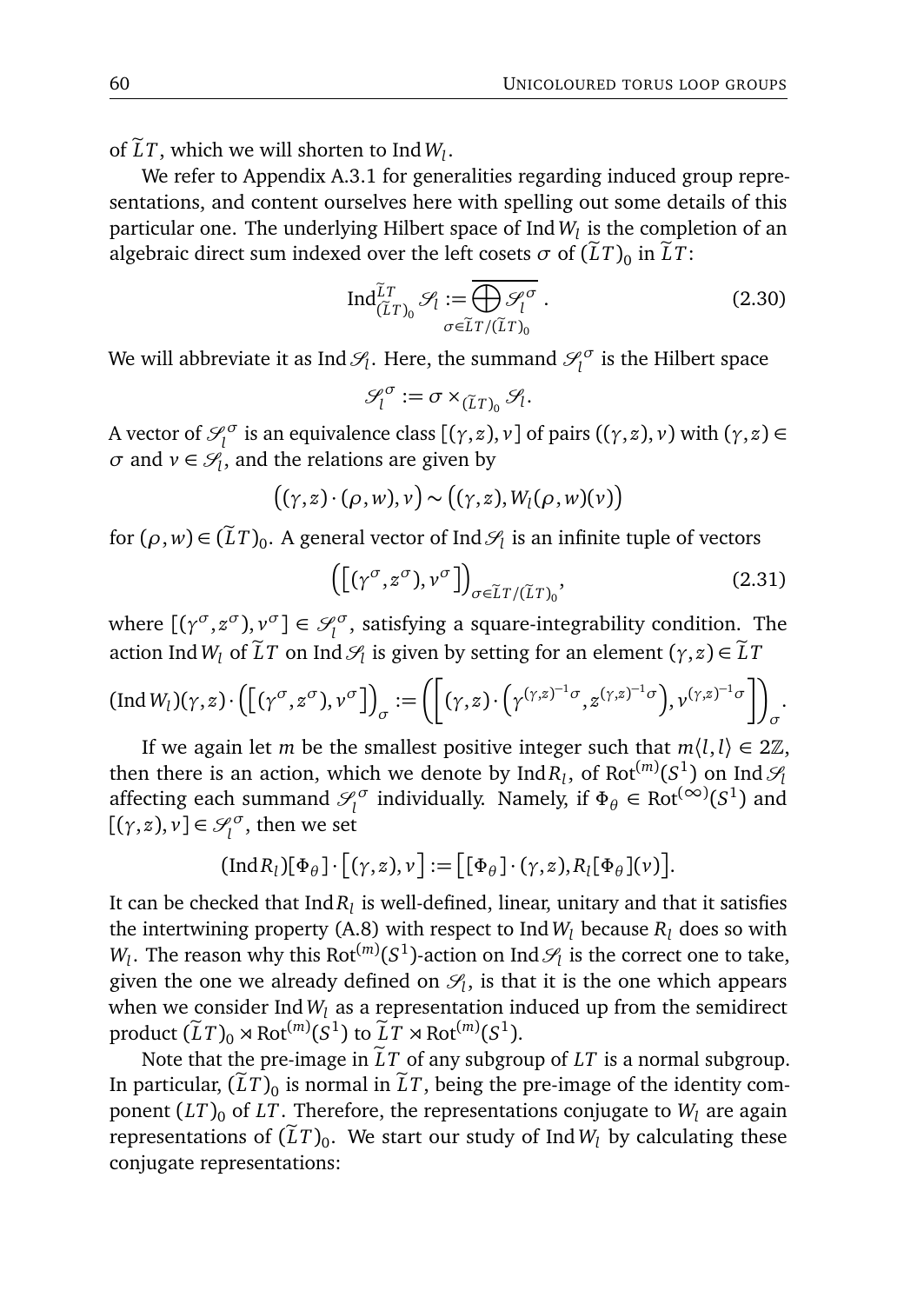of $\widetilde{L}T$, which we will shorten to $\operatorname{Ind} W_l$.

We refer to Appendix A.3.1 for generalities regarding induced group representations, and content ourselves here with spelling out some details of this particular one. The underlying Hilbert space of $\operatorname{Ind} W_l$ is the completion of an algebraic direct sum indexed over the left cosets $\sigma$ of $(\widetilde{L}T)_0$ in $\widetilde{L}T$:

$$\operatorname{Ind}_{(\widetilde{L}T)_0}^{\widetilde{L}T} \mathscr{S}_l := \overline{\bigoplus_{\sigma \in \widetilde{L}T/(\widetilde{L}T)_0} \mathscr{S}_l^{\sigma}}\,. \tag{2.30}$$

We will abbreviate it as $\operatorname{Ind} \mathscr{S}_l$. Here, the summand $\mathscr{S}_l^{\sigma}$ is the Hilbert space

$$\mathscr{S}_l^{\sigma} := \sigma \times_{(\widetilde{L}T)_0} \mathscr{S}_l.$$

A vector of $\mathscr{S}_l^{\sigma}$ is an equivalence class $[(\gamma,z),v]$ of pairs $((\gamma,z),v)$ with $(\gamma,z) \in \sigma$ and $v \in \mathscr{S}_l$, and the relations are given by

$$\big((\gamma,z)\cdot(\rho,w),v\big) \sim \big((\gamma,z),W_l(\rho,w)(v)\big)$$

for $(\rho,w) \in (\widetilde{L}T)_0$. A general vector of $\operatorname{Ind} \mathscr{S}_l$ is an infinite tuple of vectors

$$\Big(\big[(\gamma^{\sigma},z^{\sigma}),v^{\sigma}\big]\Big)_{\sigma \in \widetilde{L}T/(\widetilde{L}T)_0}, \tag{2.31}$$

where $[(\gamma^{\sigma},z^{\sigma}),v^{\sigma}] \in \mathscr{S}_l^{\sigma}$, satisfying a square-integrability condition. The action $\operatorname{Ind} W_l$ of $\widetilde{L}T$ on $\operatorname{Ind} \mathscr{S}_l$ is given by setting for an element $(\gamma,z) \in \widetilde{L}T$

$$(\operatorname{Ind} W_l)(\gamma,z)\cdot\Big(\big[(\gamma^{\sigma},z^{\sigma}),v^{\sigma}\big]\Big)_{\sigma} := \Big(\Big[(\gamma,z)\cdot\Big(\gamma^{(\gamma,z)^{-1}\sigma},z^{(\gamma,z)^{-1}\sigma}\Big),v^{(\gamma,z)^{-1}\sigma}\Big]\Big)_{\sigma}.$$

If we again let $m$ be the smallest positive integer such that $m\langle l,l\rangle \in 2\mathbb{Z}$, then there is an action, which we denote by $\operatorname{Ind} R_l$, of $\operatorname{Rot}^{(m)}(S^1)$ on $\operatorname{Ind} \mathscr{S}_l$ affecting each summand $\mathscr{S}_l^{\sigma}$ individually. Namely, if $\Phi_{\theta} \in \operatorname{Rot}^{(\infty)}(S^1)$ and $[(\gamma,z),v] \in \mathscr{S}_l^{\sigma}$, then we set

$$(\operatorname{Ind} R_l)[\Phi_{\theta}]\cdot\big[(\gamma,z),v\big] := \big[[\Phi_{\theta}]\cdot(\gamma,z),R_l[\Phi_{\theta}](v)\big].$$

It can be checked that $\operatorname{Ind} R_l$ is well-defined, linear, unitary and that it satisfies the intertwining property (A.8) with respect to $\operatorname{Ind} W_l$ because $R_l$ does so with $W_l$. The reason why this $\operatorname{Rot}^{(m)}(S^1)$-action on $\operatorname{Ind} \mathscr{S}_l$ is the correct one to take, given the one we already defined on $\mathscr{S}_l$, is that it is the one which appears when we consider $\operatorname{Ind} W_l$ as a representation induced up from the semidirect product $(\widetilde{L}T)_0 \rtimes \operatorname{Rot}^{(m)}(S^1)$ to $\widetilde{L}T \rtimes \operatorname{Rot}^{(m)}(S^1)$.

Note that the pre-image in $\widetilde{L}T$ of any subgroup of $LT$ is a normal subgroup. In particular, $(\widetilde{L}T)_0$ is normal in $\widetilde{L}T$, being the pre-image of the identity component $(LT)_0$ of $LT$. Therefore, the representations conjugate to $W_l$ are again representations of $(\widetilde{L}T)_0$. We start our study of $\operatorname{Ind} W_l$ by calculating these conjugate representations: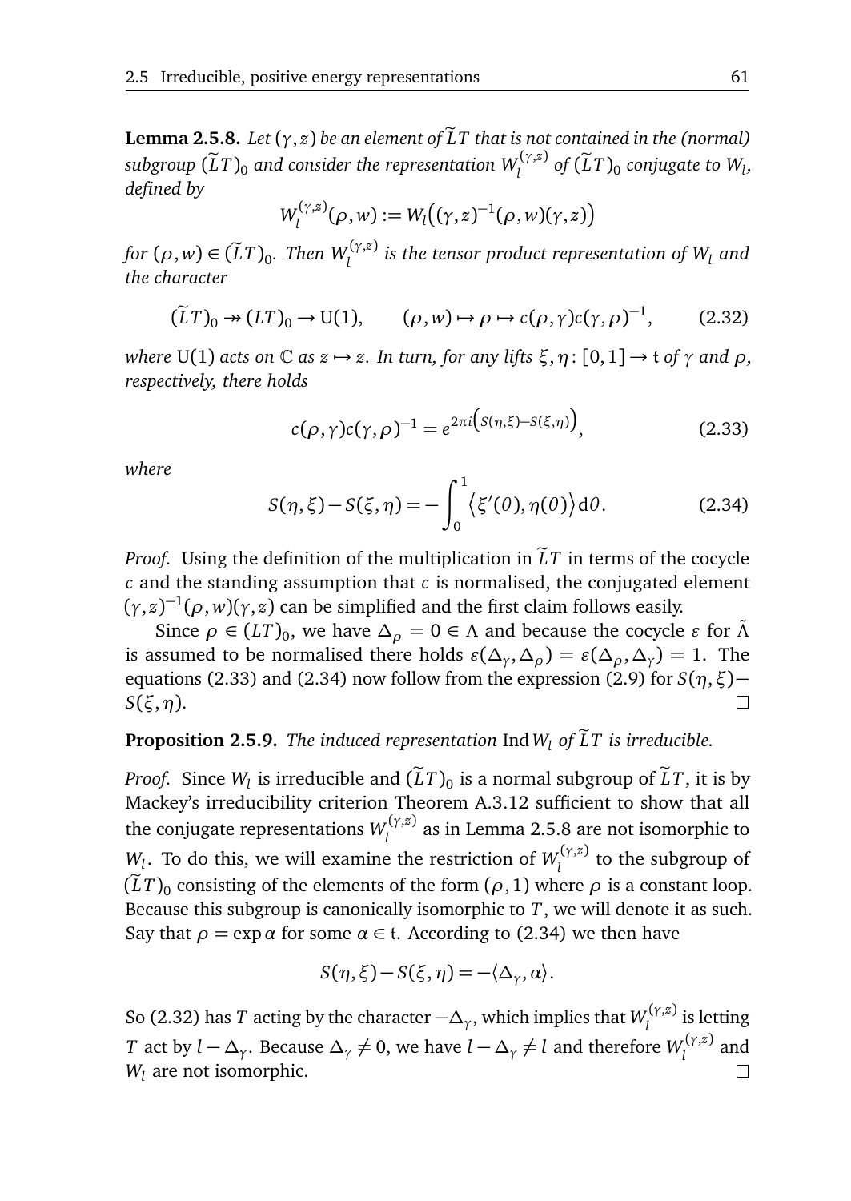**Lemma 2.5.8.** *Let $(\gamma, z)$ be an element of $\widetilde{L}T$ that is not contained in the (normal) subgroup $(\widetilde{L}T)_0$ and consider the representation $W_l^{(\gamma,z)}$ of $(\widetilde{L}T)_0$ conjugate to $W_l$, defined by*

$$W_l^{(\gamma,z)}(\rho, w) := W_l\big((\gamma, z)^{-1}(\rho, w)(\gamma, z)\big)$$

*for $(\rho, w) \in (\widetilde{L}T)_0$. Then $W_l^{(\gamma,z)}$ is the tensor product representation of $W_l$ and the character*

$$(\widetilde{L}T)_0 \twoheadrightarrow (LT)_0 \to \mathrm{U}(1), \qquad (\rho, w) \mapsto \rho \mapsto c(\rho, \gamma)c(\gamma, \rho)^{-1}, \tag{2.32}$$

*where $\mathrm{U}(1)$ acts on $\mathbb{C}$ as $z \mapsto z$. In turn, for any lifts $\xi, \eta \colon [0,1] \to \mathfrak{t}$ of $\gamma$ and $\rho$, respectively, there holds*

$$c(\rho, \gamma)c(\gamma, \rho)^{-1} = e^{2\pi i \left(S(\eta,\xi) - S(\xi,\eta)\right)}, \tag{2.33}$$

*where*

$$S(\eta, \xi) - S(\xi, \eta) = -\int_0^1 \big\langle \xi'(\theta), \eta(\theta) \big\rangle \, \mathrm{d}\theta. \tag{2.34}$$

*Proof.* Using the definition of the multiplication in $\widetilde{L}T$ in terms of the cocycle $c$ and the standing assumption that $c$ is normalised, the conjugated element $(\gamma, z)^{-1}(\rho, w)(\gamma, z)$ can be simplified and the first claim follows easily.

Since $\rho \in (LT)_0$, we have $\Delta_\rho = 0 \in \Lambda$ and because the cocycle $\varepsilon$ for $\tilde{\Lambda}$ is assumed to be normalised there holds $\varepsilon(\Delta_\gamma, \Delta_\rho) = \varepsilon(\Delta_\rho, \Delta_\gamma) = 1$. The equations (2.33) and (2.34) now follow from the expression (2.9) for $S(\eta, \xi) - S(\xi, \eta)$. $\square$

**Proposition 2.5.9.** *The induced representation $\operatorname{Ind} W_l$ of $\widetilde{L}T$ is irreducible.*

*Proof.* Since $W_l$ is irreducible and $(\widetilde{L}T)_0$ is a normal subgroup of $\widetilde{L}T$, it is by Mackey's irreducibility criterion Theorem A.3.12 sufficient to show that all the conjugate representations $W_l^{(\gamma,z)}$ as in Lemma 2.5.8 are not isomorphic to $W_l$. To do this, we will examine the restriction of $W_l^{(\gamma,z)}$ to the subgroup of $(\widetilde{L}T)_0$ consisting of the elements of the form $(\rho, 1)$ where $\rho$ is a constant loop. Because this subgroup is canonically isomorphic to $T$, we will denote it as such. Say that $\rho = \exp \alpha$ for some $\alpha \in \mathfrak{t}$. According to (2.34) we then have

$$S(\eta, \xi) - S(\xi, \eta) = -\langle \Delta_\gamma, \alpha \rangle.$$

So (2.32) has $T$ acting by the character $-\Delta_\gamma$, which implies that $W_l^{(\gamma,z)}$ is letting $T$ act by $l - \Delta_\gamma$. Because $\Delta_\gamma \neq 0$, we have $l - \Delta_\gamma \neq l$ and therefore $W_l^{(\gamma,z)}$ and $W_l$ are not isomorphic. $\square$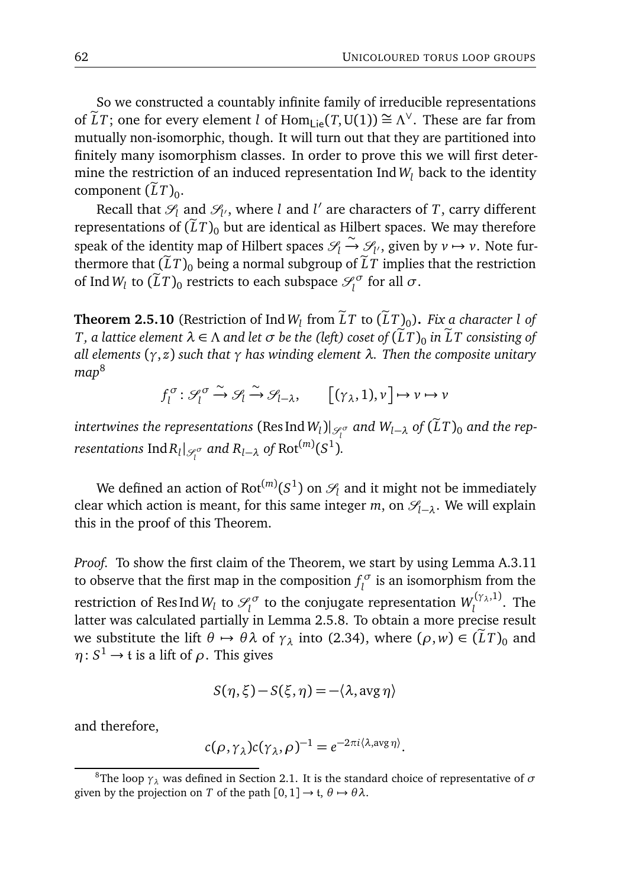So we constructed a countably infinite family of irreducible representations of $\widetilde{L}T$; one for every element $l$ of $\mathrm{Hom}_{\mathsf{Lie}}(T, \mathrm{U}(1)) \cong \Lambda^\vee$. These are far from mutually non-isomorphic, though. It will turn out that they are partitioned into finitely many isomorphism classes. In order to prove this we will first determine the restriction of an induced representation $\operatorname{Ind} W_l$ back to the identity component $(\widetilde{L}T)_0$.

Recall that $\mathscr{S}_l$ and $\mathscr{S}_{l'}$, where $l$ and $l'$ are characters of $T$, carry different representations of $(\widetilde{L}T)_0$ but are identical as Hilbert spaces. We may therefore speak of the identity map of Hilbert spaces $\mathscr{S}_l \xrightarrow{\sim} \mathscr{S}_{l'}$, given by $v \mapsto v$. Note furthermore that $(\widetilde{L}T)_0$ being a normal subgroup of $\widetilde{L}T$ implies that the restriction of $\operatorname{Ind} W_l$ to $(\widetilde{L}T)_0$ restricts to each subspace $\mathscr{S}_l^\sigma$ for all $\sigma$.

**Theorem 2.5.10** (Restriction of $\operatorname{Ind} W_l$ from $\widetilde{L}T$ to $(\widetilde{L}T)_0$)**.** *Fix a character $l$ of $T$, a lattice element $\lambda \in \Lambda$ and let $\sigma$ be the (left) coset of $(\widetilde{L}T)_0$ in $\widetilde{L}T$ consisting of all elements $(\gamma, z)$ such that $\gamma$ has winding element $\lambda$. Then the composite unitary map*[8]

$$f_l^\sigma \colon \mathscr{S}_l^\sigma \xrightarrow{\sim} \mathscr{S}_l \xrightarrow{\sim} \mathscr{S}_{l-\lambda}, \qquad \big[(\gamma_\lambda, 1), v\big] \mapsto v \mapsto v$$

*intertwines the representations $(\operatorname{Res}\operatorname{Ind} W_l)|_{\mathscr{S}_l^\sigma}$ and $W_{l-\lambda}$ of $(\widetilde{L}T)_0$ and the representations $\operatorname{Ind} R_l|_{\mathscr{S}_l^\sigma}$ and $R_{l-\lambda}$ of $\mathrm{Rot}^{(m)}(S^1)$.*

We defined an action of $\mathrm{Rot}^{(m)}(S^1)$ on $\mathscr{S}_l$ and it might not be immediately clear which action is meant, for this same integer $m$, on $\mathscr{S}_{l-\lambda}$. We will explain this in the proof of this Theorem.

*Proof.* To show the first claim of the Theorem, we start by using Lemma A.3.11 to observe that the first map in the composition $f_l^\sigma$ is an isomorphism from the restriction of $\operatorname{Res}\operatorname{Ind} W_l$ to $\mathscr{S}_l^\sigma$ to the conjugate representation $W_l^{(\gamma_\lambda, 1)}$. The latter was calculated partially in Lemma 2.5.8. To obtain a more precise result we substitute the lift $\theta \mapsto \theta\lambda$ of $\gamma_\lambda$ into (2.34), where $(\rho, w) \in (\widetilde{L}T)_0$ and $\eta \colon S^1 \to \mathfrak{t}$ is a lift of $\rho$. This gives

$$S(\eta, \xi) - S(\xi, \eta) = -\langle \lambda, \operatorname{avg} \eta \rangle$$

and therefore,

$$c(\rho, \gamma_\lambda) c(\gamma_\lambda, \rho)^{-1} = e^{-2\pi i \langle \lambda, \operatorname{avg} \eta \rangle}.$$

---

[8] The loop $\gamma_\lambda$ was defined in Section 2.1. It is the standard choice of representative of $\sigma$ given by the projection on $T$ of the path $[0,1] \to \mathfrak{t}$, $\theta \mapsto \theta\lambda$.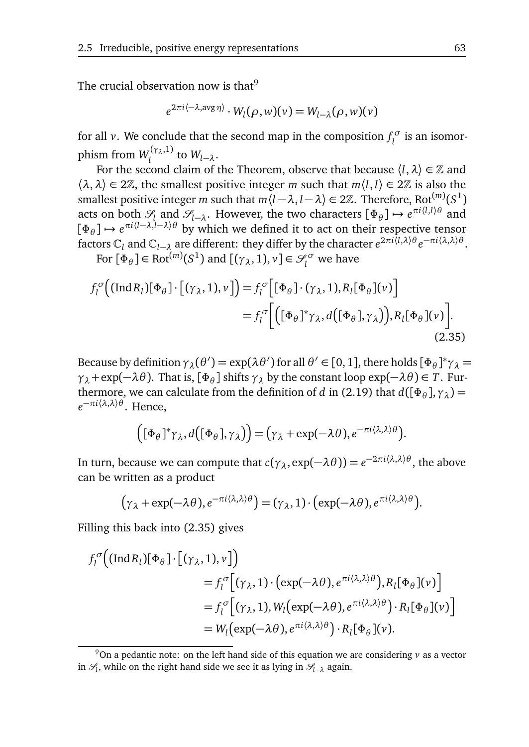The crucial observation now is that[9]

$$e^{2\pi i \langle -\lambda, \operatorname{avg} \eta \rangle} \cdot W_l(\rho, w)(v) = W_{l-\lambda}(\rho, w)(v)$$

for all $v$. We conclude that the second map in the composition $f_l^\sigma$ is an isomorphism from $W_l^{(\gamma_\lambda, 1)}$ to $W_{l-\lambda}$.

For the second claim of the Theorem, observe that because $\langle l, \lambda \rangle \in \mathbb{Z}$ and $\langle \lambda, \lambda \rangle \in 2\mathbb{Z}$, the smallest positive integer $m$ such that $m\langle l, l \rangle \in 2\mathbb{Z}$ is also the smallest positive integer $m$ such that $m\langle l-\lambda, l-\lambda \rangle \in 2\mathbb{Z}$. Therefore, $\operatorname{Rot}^{(m)}(S^1)$ acts on both $\mathscr{S}_l$ and $\mathscr{S}_{l-\lambda}$. However, the two characters $[\Phi_\theta] \mapsto e^{\pi i \langle l, l \rangle \theta}$ and $[\Phi_\theta] \mapsto e^{\pi i \langle l-\lambda, l-\lambda \rangle \theta}$ by which we defined it to act on their respective tensor factors $\mathbb{C}_l$ and $\mathbb{C}_{l-\lambda}$ are different: they differ by the character $e^{2\pi i \langle l, \lambda \rangle \theta} e^{-\pi i \langle \lambda, \lambda \rangle \theta}$.

For $[\Phi_\theta] \in \operatorname{Rot}^{(m)}(S^1)$ and $[(\gamma_\lambda, 1), v] \in \mathscr{S}_l^\sigma$ we have

$$\begin{aligned} f_l^\sigma\Big((\operatorname{Ind} R_l)[\Phi_\theta] \cdot \big[(\gamma_\lambda, 1), v\big]\Big) &= f_l^\sigma\Big[[\Phi_\theta] \cdot (\gamma_\lambda, 1), R_l[\Phi_\theta](v)\Big] \\ &= f_l^\sigma\Big[\Big([\Phi_\theta]^* \gamma_\lambda, d\big([\Phi_\theta], \gamma_\lambda\big)\Big), R_l[\Phi_\theta](v)\Big]. \end{aligned} \tag{2.35}$$

Because by definition $\gamma_\lambda(\theta') = \exp(\lambda \theta')$ for all $\theta' \in [0,1]$, there holds $[\Phi_\theta]^* \gamma_\lambda = \gamma_\lambda + \exp(-\lambda\theta)$. That is, $[\Phi_\theta]$ shifts $\gamma_\lambda$ by the constant loop $\exp(-\lambda\theta) \in T$. Furthermore, we can calculate from the definition of $d$ in (2.19) that $d([\Phi_\theta], \gamma_\lambda) = e^{-\pi i \langle \lambda, \lambda \rangle \theta}$. Hence,

$$\Big([\Phi_\theta]^* \gamma_\lambda, d\big([\Phi_\theta], \gamma_\lambda\big)\Big) = \big(\gamma_\lambda + \exp(-\lambda\theta), e^{-\pi i \langle \lambda, \lambda \rangle \theta}\big).$$

In turn, because we can compute that $c(\gamma_\lambda, \exp(-\lambda\theta)) = e^{-2\pi i \langle \lambda, \lambda \rangle \theta}$, the above can be written as a product

$$\big(\gamma_\lambda + \exp(-\lambda\theta), e^{-\pi i \langle \lambda, \lambda \rangle \theta}\big) = (\gamma_\lambda, 1) \cdot \big(\exp(-\lambda\theta), e^{\pi i \langle \lambda, \lambda \rangle \theta}\big).$$

Filling this back into (2.35) gives

$$\begin{aligned} f_l^\sigma\Big((\operatorname{Ind} R_l)&[\Phi_\theta] \cdot \big[(\gamma_\lambda, 1), v\big]\Big) \\ &= f_l^\sigma\Big[(\gamma_\lambda, 1) \cdot \big(\exp(-\lambda\theta), e^{\pi i \langle \lambda, \lambda \rangle \theta}\big), R_l[\Phi_\theta](v)\Big] \\ &= f_l^\sigma\Big[(\gamma_\lambda, 1), W_l\big(\exp(-\lambda\theta), e^{\pi i \langle \lambda, \lambda \rangle \theta}\big) \cdot R_l[\Phi_\theta](v)\Big] \\ &= W_l\big(\exp(-\lambda\theta), e^{\pi i \langle \lambda, \lambda \rangle \theta}\big) \cdot R_l[\Phi_\theta](v). \end{aligned}$$

[9] On a pedantic note: on the left hand side of this equation we are considering $v$ as a vector in $\mathscr{S}_l$, while on the right hand side we see it as lying in $\mathscr{S}_{l-\lambda}$ again.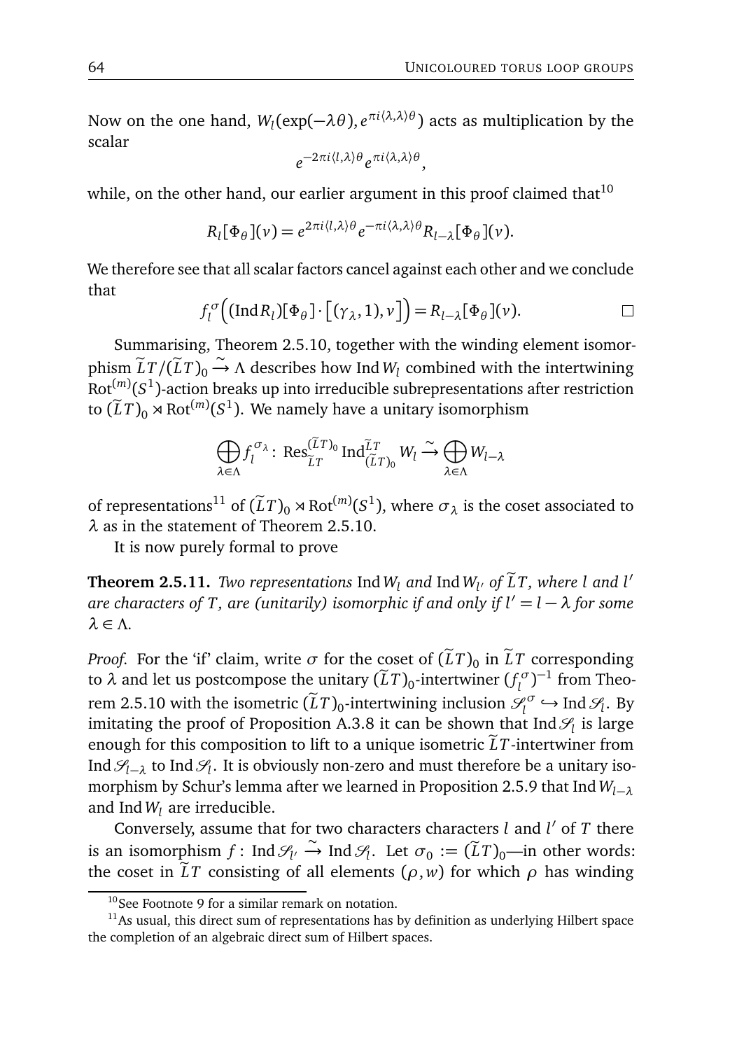Now on the one hand, $W_l(\exp(-\lambda\theta), e^{\pi i\langle\lambda,\lambda\rangle\theta})$ acts as multiplication by the scalar

$$e^{-2\pi i\langle l,\lambda\rangle\theta} e^{\pi i\langle\lambda,\lambda\rangle\theta},$$

while, on the other hand, our earlier argument in this proof claimed that[10]

$$R_l[\Phi_\theta](v) = e^{2\pi i\langle l,\lambda\rangle\theta} e^{-\pi i\langle\lambda,\lambda\rangle\theta} R_{l-\lambda}[\Phi_\theta](v).$$

We therefore see that all scalar factors cancel against each other and we conclude that

$$f_l^\sigma\Big((\operatorname{Ind} R_l)[\Phi_\theta]\cdot\big[(\gamma_\lambda, 1), v\big]\Big) = R_{l-\lambda}[\Phi_\theta](v). \qquad \square$$

Summarising, Theorem 2.5.10, together with the winding element isomorphism $\widetilde{L}T/(\widetilde{L}T)_0 \xrightarrow{\sim} \Lambda$ describes how $\operatorname{Ind} W_l$ combined with the intertwining $\operatorname{Rot}^{(m)}(S^1)$-action breaks up into irreducible subrepresentations after restriction to $(\widetilde{L}T)_0 \rtimes \operatorname{Rot}^{(m)}(S^1)$. We namely have a unitary isomorphism

$$\bigoplus_{\lambda\in\Lambda} f_l^{\sigma_\lambda} \colon \operatorname{Res}^{(\widetilde{L}T)_0}_{\widetilde{L}T} \operatorname{Ind}^{\widetilde{L}T}_{(\widetilde{L}T)_0} W_l \xrightarrow{\sim} \bigoplus_{\lambda\in\Lambda} W_{l-\lambda}$$

of representations[11] of $(\widetilde{L}T)_0 \rtimes \operatorname{Rot}^{(m)}(S^1)$, where $\sigma_\lambda$ is the coset associated to $\lambda$ as in the statement of Theorem 2.5.10.

It is now purely formal to prove

**Theorem 2.5.11.** *Two representations* $\operatorname{Ind} W_l$ *and* $\operatorname{Ind} W_{l'}$ *of* $\widetilde{L}T$*, where* $l$ *and* $l'$ *are characters of* $T$*, are (unitarily) isomorphic if and only if* $l' = l - \lambda$ *for some* $\lambda \in \Lambda$*.*

*Proof.* For the 'if' claim, write $\sigma$ for the coset of $(\widetilde{L}T)_0$ in $\widetilde{L}T$ corresponding to $\lambda$ and let us postcompose the unitary $(\widetilde{L}T)_0$-intertwiner $(f_l^\sigma)^{-1}$ from Theorem 2.5.10 with the isometric $(\widetilde{L}T)_0$-intertwining inclusion $\mathscr{S}_l^\sigma \hookrightarrow \operatorname{Ind}\mathscr{S}_l$. By imitating the proof of Proposition A.3.8 it can be shown that $\operatorname{Ind}\mathscr{S}_l$ is large enough for this composition to lift to a unique isometric $\widetilde{L}T$-intertwiner from $\operatorname{Ind}\mathscr{S}_{l-\lambda}$ to $\operatorname{Ind}\mathscr{S}_l$. It is obviously non-zero and must therefore be a unitary isomorphism by Schur's lemma after we learned in Proposition 2.5.9 that $\operatorname{Ind} W_{l-\lambda}$ and $\operatorname{Ind} W_l$ are irreducible.

Conversely, assume that for two characters characters $l$ and $l'$ of $T$ there is an isomorphism $f\colon \operatorname{Ind}\mathscr{S}_{l'} \xrightarrow{\sim} \operatorname{Ind}\mathscr{S}_l$. Let $\sigma_0 := (\widetilde{L}T)_0$—in other words: the coset in $\widetilde{L}T$ consisting of all elements $(\rho, w)$ for which $\rho$ has winding

[10] See Footnote 9 for a similar remark on notation.

[11] As usual, this direct sum of representations has by definition as underlying Hilbert space the completion of an algebraic direct sum of Hilbert spaces.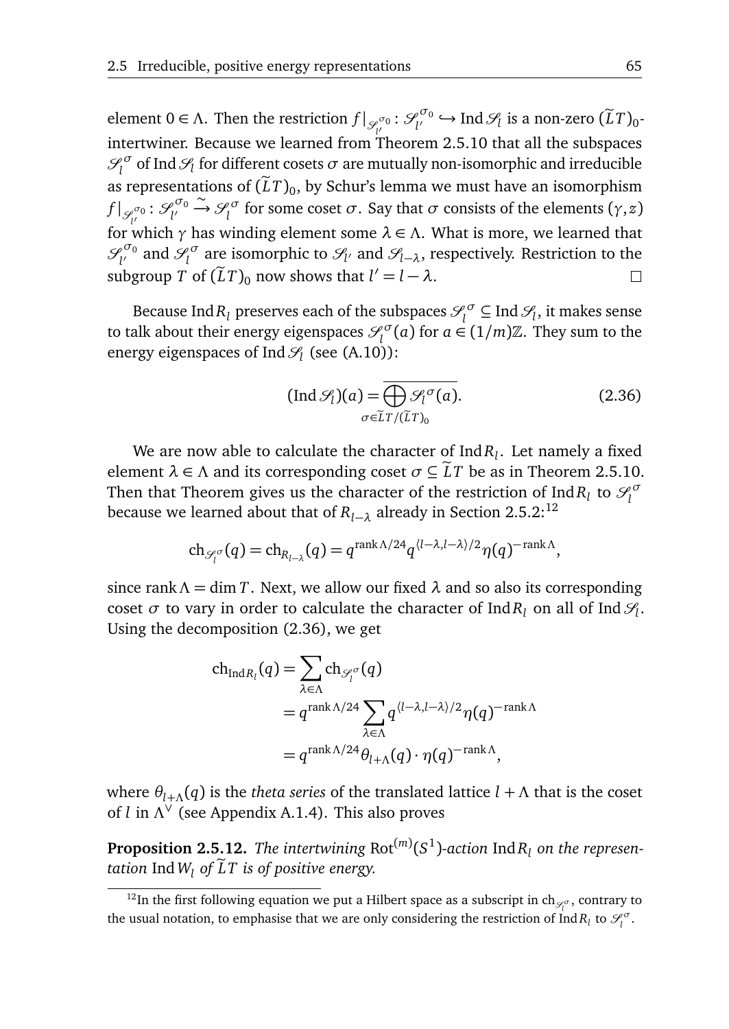element $0 \in \Lambda$. Then the restriction $f|_{\mathscr{S}_{l'}^{\sigma_0}} : \mathscr{S}_{l'}^{\sigma_0} \hookrightarrow \operatorname{Ind} \mathscr{S}_l$ is a non-zero $(\widetilde{L}T)_0$-intertwiner. Because we learned from Theorem 2.5.10 that all the subspaces $\mathscr{S}_l^{\sigma}$ of $\operatorname{Ind} \mathscr{S}_l$ for different cosets $\sigma$ are mutually non-isomorphic and irreducible as representations of $(\widetilde{L}T)_0$, by Schur's lemma we must have an isomorphism $f|_{\mathscr{S}_{l'}^{\sigma_0}} : \mathscr{S}_{l'}^{\sigma_0} \xrightarrow{\sim} \mathscr{S}_l^{\sigma}$ for some coset $\sigma$. Say that $\sigma$ consists of the elements $(\gamma, z)$ for which $\gamma$ has winding element some $\lambda \in \Lambda$. What is more, we learned that $\mathscr{S}_{l'}^{\sigma_0}$ and $\mathscr{S}_l^{\sigma}$ are isomorphic to $\mathscr{S}_{l'}$ and $\mathscr{S}_{l-\lambda}$, respectively. Restriction to the subgroup $T$ of $(\widetilde{L}T)_0$ now shows that $l' = l - \lambda$. □

Because $\operatorname{Ind} R_l$ preserves each of the subspaces $\mathscr{S}_l^{\sigma} \subseteq \operatorname{Ind} \mathscr{S}_l$, it makes sense to talk about their energy eigenspaces $\mathscr{S}_l^{\sigma}(a)$ for $a \in (1/m)\mathbb{Z}$. They sum to the energy eigenspaces of $\operatorname{Ind} \mathscr{S}_l$ (see (A.10)):

$$(\operatorname{Ind} \mathscr{S}_l)(a) = \overline{\bigoplus_{\sigma \in \widetilde{L}T/(\widetilde{L}T)_0} \mathscr{S}_l^{\sigma}(a)}. \tag{2.36}$$

We are now able to calculate the character of $\operatorname{Ind} R_l$. Let namely a fixed element $\lambda \in \Lambda$ and its corresponding coset $\sigma \subseteq \widetilde{L}T$ be as in Theorem 2.5.10. Then that Theorem gives us the character of the restriction of $\operatorname{Ind} R_l$ to $\mathscr{S}_l^{\sigma}$ because we learned about that of $R_{l-\lambda}$ already in Section 2.5.2:[12]

$$\operatorname{ch}_{\mathscr{S}_l^{\sigma}}(q) = \operatorname{ch}_{R_{l-\lambda}}(q) = q^{\operatorname{rank}\Lambda/24} q^{\langle l-\lambda, l-\lambda\rangle/2} \eta(q)^{-\operatorname{rank}\Lambda},$$

since $\operatorname{rank}\Lambda = \dim T$. Next, we allow our fixed $\lambda$ and so also its corresponding coset $\sigma$ to vary in order to calculate the character of $\operatorname{Ind} R_l$ on all of $\operatorname{Ind} \mathscr{S}_l$. Using the decomposition (2.36), we get

$$\begin{aligned}
\operatorname{ch}_{\operatorname{Ind} R_l}(q) &= \sum_{\lambda \in \Lambda} \operatorname{ch}_{\mathscr{S}_l^{\sigma}}(q) \\
&= q^{\operatorname{rank}\Lambda/24} \sum_{\lambda \in \Lambda} q^{\langle l-\lambda, l-\lambda\rangle/2} \eta(q)^{-\operatorname{rank}\Lambda} \\
&= q^{\operatorname{rank}\Lambda/24} \theta_{l+\Lambda}(q) \cdot \eta(q)^{-\operatorname{rank}\Lambda},
\end{aligned}$$

where $\theta_{l+\Lambda}(q)$ is the *theta series* of the translated lattice $l + \Lambda$ that is the coset of $l$ in $\Lambda^{\vee}$ (see Appendix A.1.4). This also proves

**Proposition 2.5.12.** *The intertwining* $\operatorname{Rot}^{(m)}(S^1)$*-action* $\operatorname{Ind} R_l$ *on the representation* $\operatorname{Ind} W_l$ *of* $\widetilde{L}T$ *is of positive energy.*

---

[12] In the first following equation we put a Hilbert space as a subscript in $\operatorname{ch}_{\mathscr{S}_l^{\sigma}}$, contrary to the usual notation, to emphasise that we are only considering the restriction of $\operatorname{Ind} R_l$ to $\mathscr{S}_l^{\sigma}$.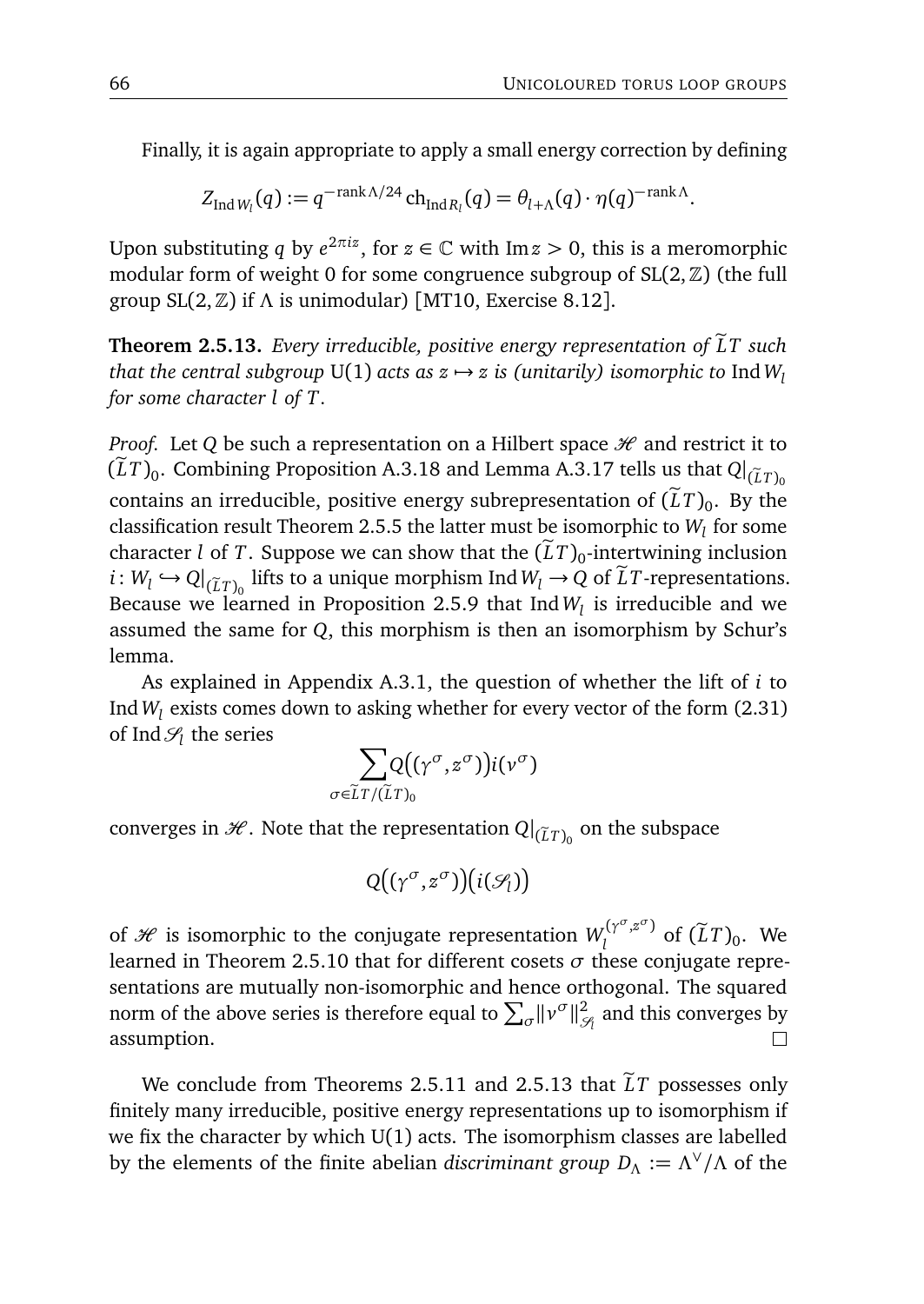Finally, it is again appropriate to apply a small energy correction by defining

$$Z_{\operatorname{Ind} W_l}(q) := q^{-\operatorname{rank}\Lambda/24}\operatorname{ch}_{\operatorname{Ind} R_l}(q) = \theta_{l+\Lambda}(q)\cdot\eta(q)^{-\operatorname{rank}\Lambda}.$$

Upon substituting $q$ by $e^{2\pi i z}$, for $z \in \mathbb{C}$ with $\operatorname{Im} z > 0$, this is a meromorphic modular form of weight 0 for some congruence subgroup of $\mathrm{SL}(2,\mathbb{Z})$ (the full group $\mathrm{SL}(2,\mathbb{Z})$ if $\Lambda$ is unimodular) [MT10, Exercise 8.12].

**Theorem 2.5.13.** *Every irreducible, positive energy representation of $\widetilde{L}T$ such that the central subgroup* $\mathrm{U}(1)$ *acts as $z \mapsto z$ is (unitarily) isomorphic to* $\operatorname{Ind} W_l$ *for some character $l$ of $T$.*

*Proof.* Let $Q$ be such a representation on a Hilbert space $\mathscr{H}$ and restrict it to $(\widetilde{L}T)_0$. Combining Proposition A.3.18 and Lemma A.3.17 tells us that $Q|_{(\widetilde{L}T)_0}$ contains an irreducible, positive energy subrepresentation of $(\widetilde{L}T)_0$. By the classification result Theorem 2.5.5 the latter must be isomorphic to $W_l$ for some character $l$ of $T$. Suppose we can show that the $(\widetilde{L}T)_0$-intertwining inclusion $i\colon W_l \hookrightarrow Q|_{(\widetilde{L}T)_0}$ lifts to a unique morphism $\operatorname{Ind} W_l \to Q$ of $\widetilde{L}T$-representations. Because we learned in Proposition 2.5.9 that $\operatorname{Ind} W_l$ is irreducible and we assumed the same for $Q$, this morphism is then an isomorphism by Schur's lemma.

As explained in Appendix A.3.1, the question of whether the lift of $i$ to $\operatorname{Ind} W_l$ exists comes down to asking whether for every vector of the form (2.31) of $\operatorname{Ind} \mathscr{S}_l$ the series

$$\sum_{\sigma \in \widetilde{L}T/(\widetilde{L}T)_0} Q\big((\gamma^\sigma, z^\sigma)\big) i(v^\sigma)$$

converges in $\mathscr{H}$. Note that the representation $Q|_{(\widetilde{L}T)_0}$ on the subspace

$$Q\big((\gamma^\sigma, z^\sigma)\big)\big(i(\mathscr{S}_l)\big)$$

of $\mathscr{H}$ is isomorphic to the conjugate representation $W_l^{(\gamma^\sigma, z^\sigma)}$ of $(\widetilde{L}T)_0$. We learned in Theorem 2.5.10 that for different cosets $\sigma$ these conjugate representations are mutually non-isomorphic and hence orthogonal. The squared norm of the above series is therefore equal to $\sum_\sigma \|v^\sigma\|^2_{\mathscr{S}_l}$ and this converges by assumption. □

We conclude from Theorems 2.5.11 and 2.5.13 that $\widetilde{L}T$ possesses only finitely many irreducible, positive energy representations up to isomorphism if we fix the character by which $\mathrm{U}(1)$ acts. The isomorphism classes are labelled by the elements of the finite abelian *discriminant group* $D_\Lambda := \Lambda^\vee/\Lambda$ of the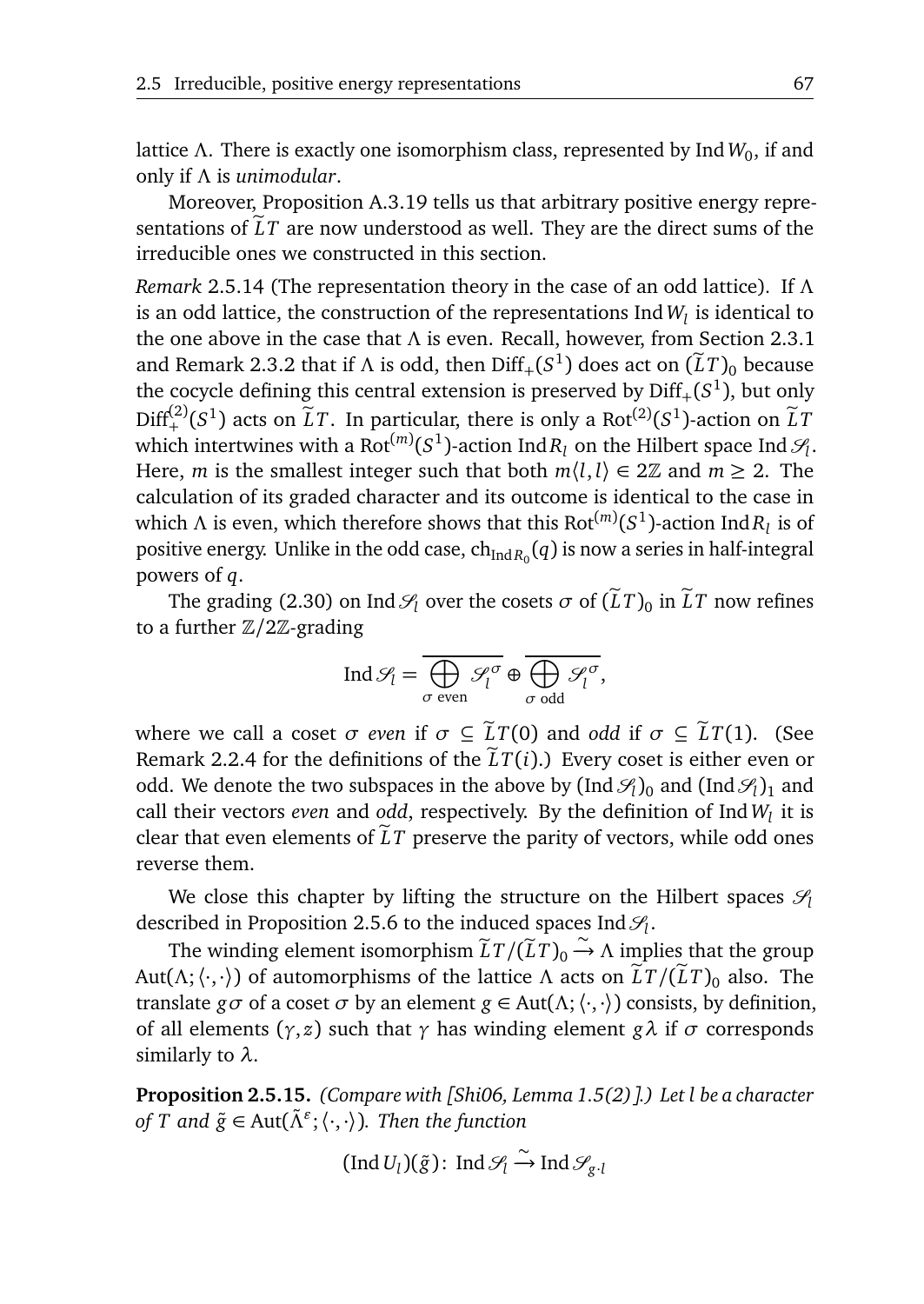lattice $\Lambda$. There is exactly one isomorphism class, represented by $\operatorname{Ind} W_0$, if and only if $\Lambda$ is *unimodular*.

Moreover, Proposition A.3.19 tells us that arbitrary positive energy representations of $\widetilde{L}T$ are now understood as well. They are the direct sums of the irreducible ones we constructed in this section.

*Remark* 2.5.14 (The representation theory in the case of an odd lattice). If $\Lambda$ is an odd lattice, the construction of the representations $\operatorname{Ind} W_l$ is identical to the one above in the case that $\Lambda$ is even. Recall, however, from Section 2.3.1 and Remark 2.3.2 that if $\Lambda$ is odd, then $\operatorname{Diff}_+(S^1)$ does act on $(\widetilde{L}T)_0$ because the cocycle defining this central extension is preserved by $\operatorname{Diff}_+(S^1)$, but only $\operatorname{Diff}_+^{(2)}(S^1)$ acts on $\widetilde{L}T$. In particular, there is only a $\operatorname{Rot}^{(2)}(S^1)$-action on $\widetilde{L}T$ which intertwines with a $\operatorname{Rot}^{(m)}(S^1)$-action $\operatorname{Ind} R_l$ on the Hilbert space $\operatorname{Ind} \mathscr{S}_l$. Here, $m$ is the smallest integer such that both $m\langle l, l\rangle \in 2\mathbb{Z}$ and $m \geq 2$. The calculation of its graded character and its outcome is identical to the case in which $\Lambda$ is even, which therefore shows that this $\operatorname{Rot}^{(m)}(S^1)$-action $\operatorname{Ind} R_l$ is of positive energy. Unlike in the odd case, $\operatorname{ch}_{\operatorname{Ind} R_0}(q)$ is now a series in half-integral powers of $q$.

The grading (2.30) on $\operatorname{Ind} \mathscr{S}_l$ over the cosets $\sigma$ of $(\widetilde{L}T)_0$ in $\widetilde{L}T$ now refines to a further $\mathbb{Z}/2\mathbb{Z}$-grading

$$\operatorname{Ind} \mathscr{S}_l = \overline{\bigoplus_{\sigma \text{ even}} \mathscr{S}_l^{\sigma}} \oplus \overline{\bigoplus_{\sigma \text{ odd}} \mathscr{S}_l^{\sigma}},$$

where we call a coset $\sigma$ *even* if $\sigma \subseteq \widetilde{L}T(0)$ and *odd* if $\sigma \subseteq \widetilde{L}T(1)$. (See Remark 2.2.4 for the definitions of the $\widetilde{L}T(i)$.) Every coset is either even or odd. We denote the two subspaces in the above by $(\operatorname{Ind} \mathscr{S}_l)_0$ and $(\operatorname{Ind} \mathscr{S}_l)_1$ and call their vectors *even* and *odd*, respectively. By the definition of $\operatorname{Ind} W_l$ it is clear that even elements of $\widetilde{L}T$ preserve the parity of vectors, while odd ones reverse them.

We close this chapter by lifting the structure on the Hilbert spaces $\mathscr{S}_l$ described in Proposition 2.5.6 to the induced spaces $\operatorname{Ind} \mathscr{S}_l$.

The winding element isomorphism $\widetilde{L}T/(\widetilde{L}T)_0 \xrightarrow{\sim} \Lambda$ implies that the group $\operatorname{Aut}(\Lambda; \langle\cdot,\cdot\rangle)$ of automorphisms of the lattice $\Lambda$ acts on $\widetilde{L}T/(\widetilde{L}T)_0$ also. The translate $g\sigma$ of a coset $\sigma$ by an element $g \in \operatorname{Aut}(\Lambda; \langle\cdot,\cdot\rangle)$ consists, by definition, of all elements $(\gamma, z)$ such that $\gamma$ has winding element $g\lambda$ if $\sigma$ corresponds similarly to $\lambda$.

**Proposition 2.5.15.** *(Compare with [Shi06, Lemma 1.5(2)].) Let $l$ be a character of $T$ and $\tilde{g} \in \operatorname{Aut}(\tilde{\Lambda}^{\varepsilon}; \langle\cdot,\cdot\rangle)$. Then the function*

$$(\operatorname{Ind} U_l)(\tilde{g}) \colon \operatorname{Ind} \mathscr{S}_l \xrightarrow{\sim} \operatorname{Ind} \mathscr{S}_{g\cdot l}$$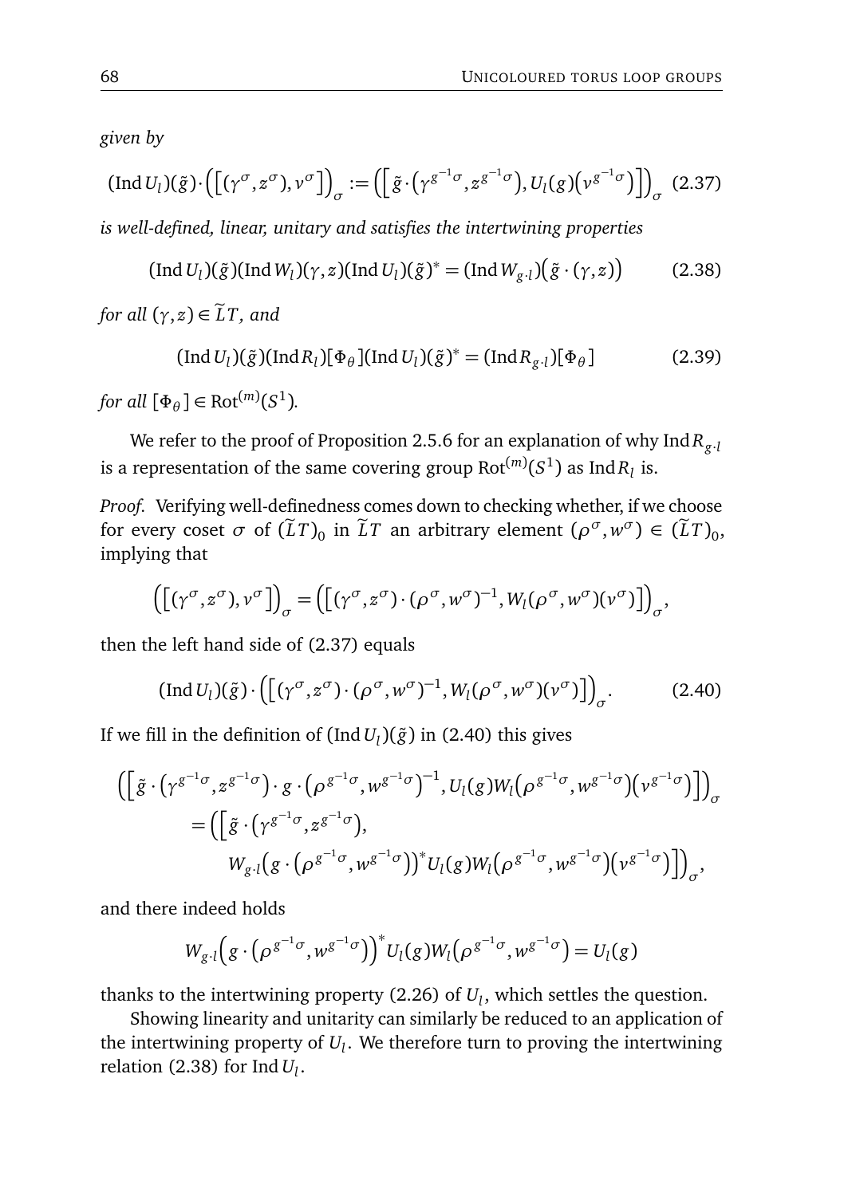*given by*

$$(\operatorname{Ind} U_l)(\tilde{g}) \cdot \Big(\big[(\gamma^\sigma, z^\sigma), v^\sigma\big]\Big)_\sigma := \Big(\Big[\tilde{g} \cdot \big(\gamma^{g^{-1}\sigma}, z^{g^{-1}\sigma}\big), U_l(g)\big(v^{g^{-1}\sigma}\big)\Big]\Big)_\sigma \quad (2.37)$$

*is well-defined, linear, unitary and satisfies the intertwining properties*

$$(\operatorname{Ind} U_l)(\tilde{g})(\operatorname{Ind} W_l)(\gamma, z)(\operatorname{Ind} U_l)(\tilde{g})^* = (\operatorname{Ind} W_{g\cdot l})\big(\tilde{g} \cdot (\gamma, z)\big) \qquad (2.38)$$

*for all* $(\gamma, z) \in \widetilde{L}T$*, and*

$$(\operatorname{Ind} U_l)(\tilde{g})(\operatorname{Ind} R_l)[\Phi_\theta](\operatorname{Ind} U_l)(\tilde{g})^* = (\operatorname{Ind} R_{g\cdot l})[\Phi_\theta] \qquad (2.39)$$

*for all* $[\Phi_\theta] \in \operatorname{Rot}^{(m)}(S^1)$*.*

We refer to the proof of Proposition 2.5.6 for an explanation of why $\operatorname{Ind} R_{g\cdot l}$ is a representation of the same covering group $\operatorname{Rot}^{(m)}(S^1)$ as $\operatorname{Ind} R_l$ is.

*Proof.* Verifying well-definedness comes down to checking whether, if we choose for every coset $\sigma$ of $(\widetilde{L}T)_0$ in $\widetilde{L}T$ an arbitrary element $(\rho^\sigma, w^\sigma) \in (\widetilde{L}T)_0$, implying that

$$\Big(\big[(\gamma^\sigma, z^\sigma), v^\sigma\big]\Big)_\sigma = \Big(\big[(\gamma^\sigma, z^\sigma) \cdot (\rho^\sigma, w^\sigma)^{-1}, W_l(\rho^\sigma, w^\sigma)(v^\sigma)\big]\Big)_\sigma,$$

then the left hand side of (2.37) equals

$$(\operatorname{Ind} U_l)(\tilde{g}) \cdot \Big(\big[(\gamma^\sigma, z^\sigma) \cdot (\rho^\sigma, w^\sigma)^{-1}, W_l(\rho^\sigma, w^\sigma)(v^\sigma)\big]\Big)_\sigma. \qquad (2.40)$$

If we fill in the definition of $(\operatorname{Ind} U_l)(\tilde{g})$ in (2.40) this gives

$$\begin{aligned}
&\Big(\Big[\tilde{g} \cdot \big(\gamma^{g^{-1}\sigma}, z^{g^{-1}\sigma}\big) \cdot g \cdot \big(\rho^{g^{-1}\sigma}, w^{g^{-1}\sigma}\big)^{-1}, U_l(g) W_l\big(\rho^{g^{-1}\sigma}, w^{g^{-1}\sigma}\big)\big(v^{g^{-1}\sigma}\big)\Big]\Big)_\sigma \\
&\quad = \Big(\Big[\tilde{g} \cdot \big(\gamma^{g^{-1}\sigma}, z^{g^{-1}\sigma}\big), \\
&\qquad\qquad W_{g\cdot l}\big(g \cdot \big(\rho^{g^{-1}\sigma}, w^{g^{-1}\sigma}\big)\big)^* U_l(g) W_l\big(\rho^{g^{-1}\sigma}, w^{g^{-1}\sigma}\big)\big(v^{g^{-1}\sigma}\big)\Big]\Big)_\sigma,
\end{aligned}$$

and there indeed holds

$$W_{g\cdot l}\Big(g \cdot \big(\rho^{g^{-1}\sigma}, w^{g^{-1}\sigma}\big)\Big)^* U_l(g) W_l\big(\rho^{g^{-1}\sigma}, w^{g^{-1}\sigma}\big) = U_l(g)$$

thanks to the intertwining property (2.26) of $U_l$, which settles the question.

Showing linearity and unitarity can similarly be reduced to an application of the intertwining property of $U_l$. We therefore turn to proving the intertwining relation (2.38) for $\operatorname{Ind} U_l$.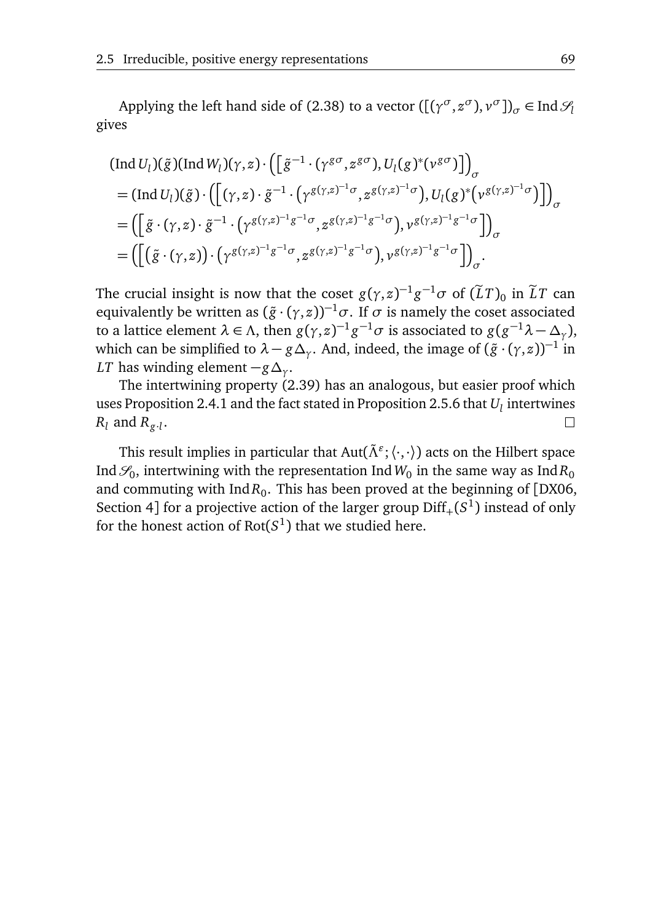Applying the left hand side of (2.38) to a vector $([(\gamma^\sigma, z^\sigma), v^\sigma])_\sigma \in \operatorname{Ind}\mathscr{S}_l$ gives

$$
\begin{aligned}
&(\operatorname{Ind} U_l)(\tilde{g})(\operatorname{Ind} W_l)(\gamma, z) \cdot \Big(\Big[\tilde{g}^{-1} \cdot (\gamma^{g\sigma}, z^{g\sigma}), U_l(g)^*(v^{g\sigma})\Big]\Big)_\sigma \\
&= (\operatorname{Ind} U_l)(\tilde{g}) \cdot \Big(\Big[(\gamma, z) \cdot \tilde{g}^{-1} \cdot \big(\gamma^{g(\gamma,z)^{-1}\sigma}, z^{g(\gamma,z)^{-1}\sigma}\big), U_l(g)^*\big(v^{g(\gamma,z)^{-1}\sigma}\big)\Big]\Big)_\sigma \\
&= \Big(\Big[\tilde{g} \cdot (\gamma, z) \cdot \tilde{g}^{-1} \cdot \big(\gamma^{g(\gamma,z)^{-1}g^{-1}\sigma}, z^{g(\gamma,z)^{-1}g^{-1}\sigma}\big), v^{g(\gamma,z)^{-1}g^{-1}\sigma}\Big]\Big)_\sigma \\
&= \Big(\Big[\big(\tilde{g} \cdot (\gamma, z)\big) \cdot \big(\gamma^{g(\gamma,z)^{-1}g^{-1}\sigma}, z^{g(\gamma,z)^{-1}g^{-1}\sigma}\big), v^{g(\gamma,z)^{-1}g^{-1}\sigma}\Big]\Big)_\sigma.
\end{aligned}
$$

The crucial insight is now that the coset $g(\gamma, z)^{-1}g^{-1}\sigma$ of $(\widetilde{L}T)_0$ in $\widetilde{L}T$ can equivalently be written as $(\tilde{g} \cdot (\gamma, z))^{-1}\sigma$. If $\sigma$ is namely the coset associated to a lattice element $\lambda \in \Lambda$, then $g(\gamma, z)^{-1}g^{-1}\sigma$ is associated to $g(g^{-1}\lambda - \Delta_\gamma)$, which can be simplified to $\lambda - g\Delta_\gamma$. And, indeed, the image of $(\tilde{g} \cdot (\gamma, z))^{-1}$ in $LT$ has winding element $-g\Delta_\gamma$.

The intertwining property (2.39) has an analogous, but easier proof which uses Proposition 2.4.1 and the fact stated in Proposition 2.5.6 that $U_l$ intertwines $R_l$ and $R_{g \cdot l}$. □

This result implies in particular that $\operatorname{Aut}(\tilde{\Lambda}^\varepsilon; \langle\cdot,\cdot\rangle)$ acts on the Hilbert space $\operatorname{Ind}\mathscr{S}_0$, intertwining with the representation $\operatorname{Ind} W_0$ in the same way as $\operatorname{Ind} R_0$ and commuting with $\operatorname{Ind} R_0$. This has been proved at the beginning of [DX06, Section 4] for a projective action of the larger group $\operatorname{Diff}_+(S^1)$ instead of only for the honest action of $\operatorname{Rot}(S^1)$ that we studied here.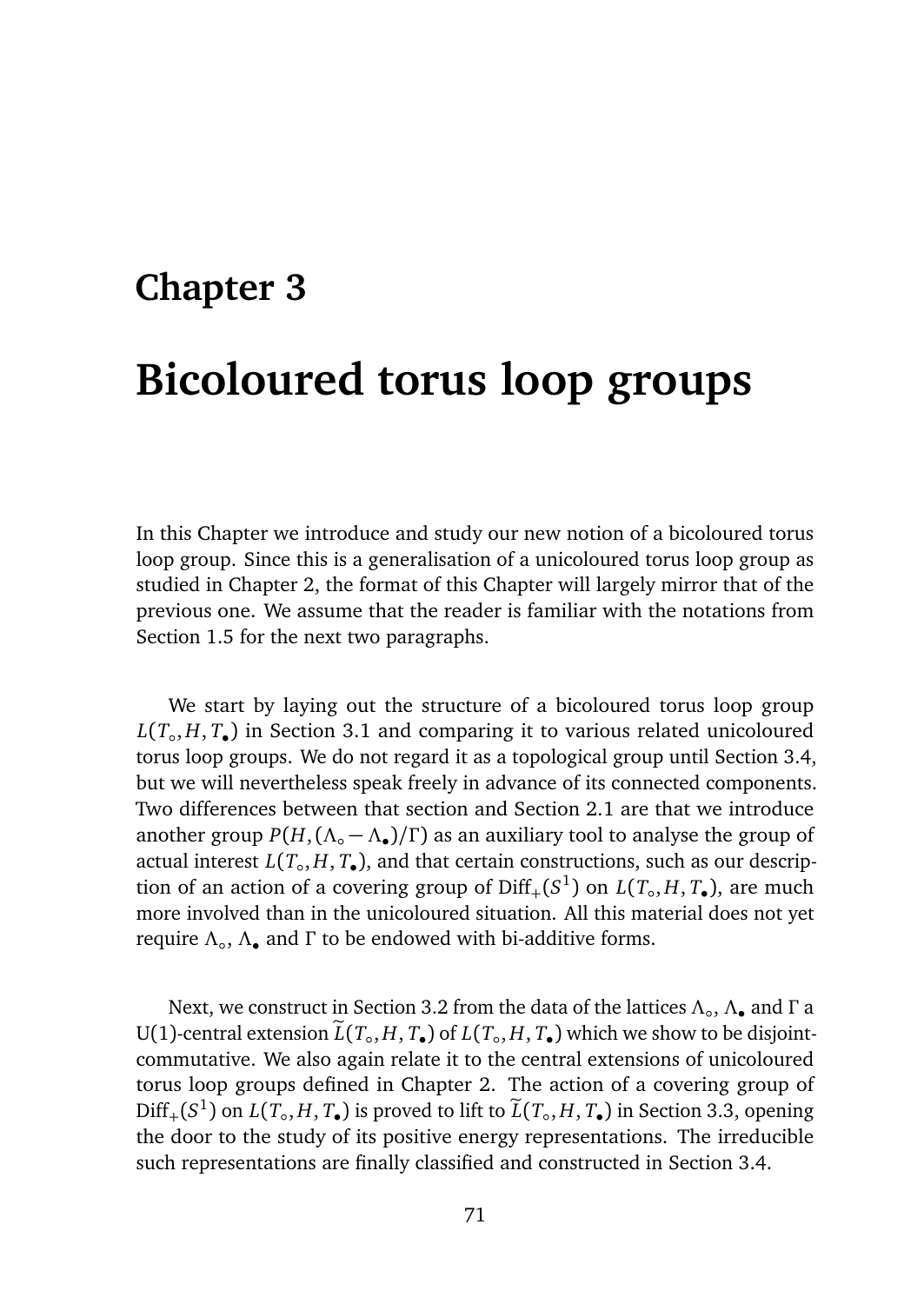# Chapter 3

# Bicoloured torus loop groups

In this Chapter we introduce and study our new notion of a bicoloured torus loop group. Since this is a generalisation of a unicoloured torus loop group as studied in Chapter 2, the format of this Chapter will largely mirror that of the previous one. We assume that the reader is familiar with the notations from Section 1.5 for the next two paragraphs.

We start by laying out the structure of a bicoloured torus loop group $L(T_\circ, H, T_\bullet)$ in Section 3.1 and comparing it to various related unicoloured torus loop groups. We do not regard it as a topological group until Section 3.4, but we will nevertheless speak freely in advance of its connected components. Two differences between that section and Section 2.1 are that we introduce another group $P(H, (\Lambda_\circ - \Lambda_\bullet)/\Gamma)$ as an auxiliary tool to analyse the group of actual interest $L(T_\circ, H, T_\bullet)$, and that certain constructions, such as our description of an action of a covering group of $\mathrm{Diff}_+(S^1)$ on $L(T_\circ, H, T_\bullet)$, are much more involved than in the unicoloured situation. All this material does not yet require $\Lambda_\circ$, $\Lambda_\bullet$ and $\Gamma$ to be endowed with bi-additive forms.

Next, we construct in Section 3.2 from the data of the lattices $\Lambda_\circ$, $\Lambda_\bullet$ and $\Gamma$ a U(1)-central extension $\widetilde{L}(T_\circ, H, T_\bullet)$ of $L(T_\circ, H, T_\bullet)$ which we show to be disjoint-commutative. We also again relate it to the central extensions of unicoloured torus loop groups defined in Chapter 2. The action of a covering group of $\mathrm{Diff}_+(S^1)$ on $L(T_\circ, H, T_\bullet)$ is proved to lift to $\widetilde{L}(T_\circ, H, T_\bullet)$ in Section 3.3, opening the door to the study of its positive energy representations. The irreducible such representations are finally classified and constructed in Section 3.4.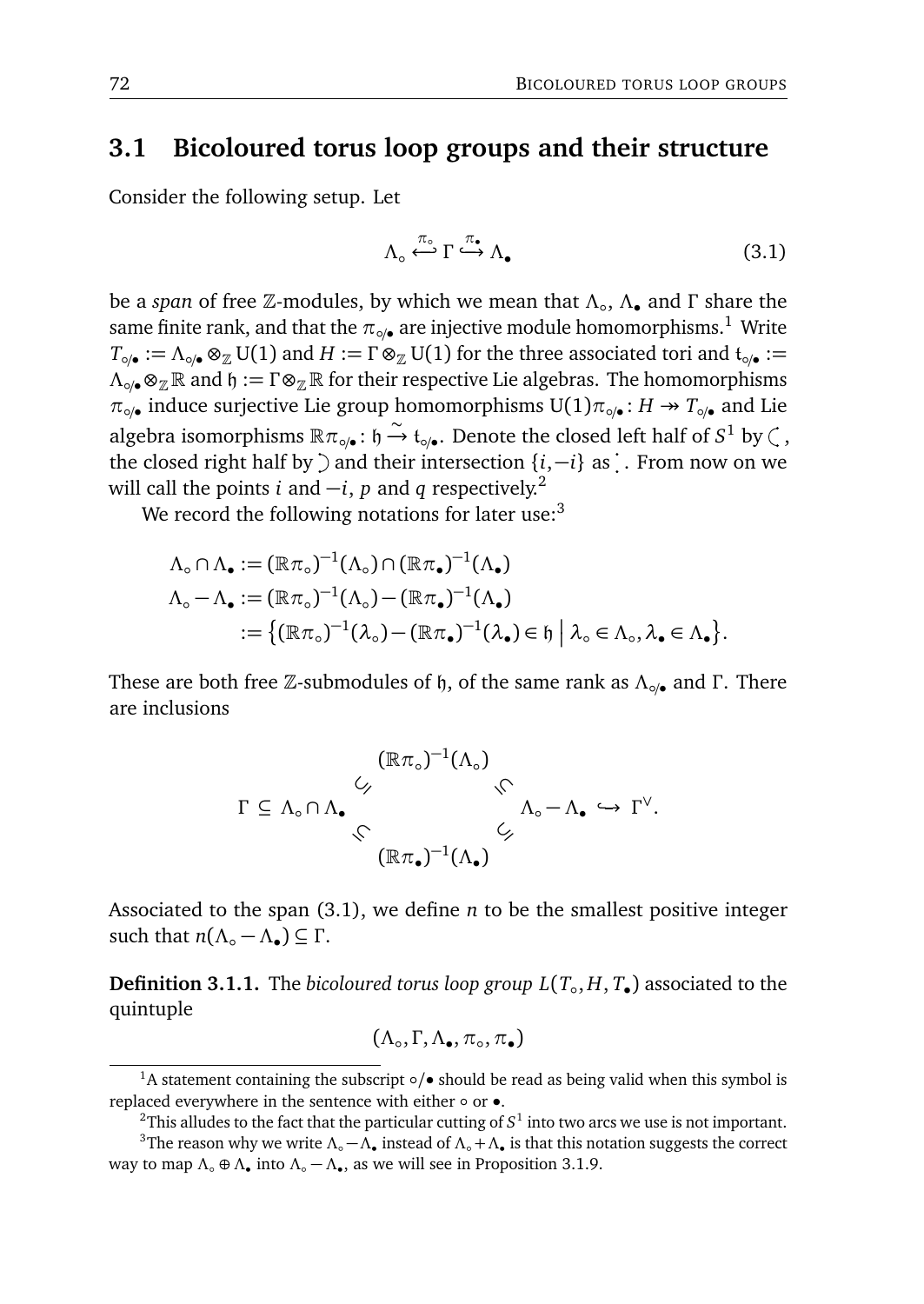## 3.1 Bicoloured torus loop groups and their structure

Consider the following setup. Let

$$\Lambda_\circ \overset{\pi_\circ}{\hookleftarrow} \Gamma \overset{\pi_\bullet}{\hookrightarrow} \Lambda_\bullet \tag{3.1}$$

be a *span* of free $\mathbb{Z}$-modules, by which we mean that $\Lambda_\circ$, $\Lambda_\bullet$ and $\Gamma$ share the same finite rank, and that the $\pi_{\circ/\bullet}$ are injective module homomorphisms.[1] Write $T_{\circ/\bullet} := \Lambda_{\circ/\bullet} \otimes_{\mathbb{Z}} \mathrm{U}(1)$ and $H := \Gamma \otimes_{\mathbb{Z}} \mathrm{U}(1)$ for the three associated tori and $\mathfrak{t}_{\circ/\bullet} := \Lambda_{\circ/\bullet} \otimes_{\mathbb{Z}} \mathbb{R}$ and $\mathfrak{h} := \Gamma \otimes_{\mathbb{Z}} \mathbb{R}$ for their respective Lie algebras. The homomorphisms $\pi_{\circ/\bullet}$ induce surjective Lie group homomorphisms $\mathrm{U}(1)\pi_{\circ/\bullet} \colon H \twoheadrightarrow T_{\circ/\bullet}$ and Lie algebra isomorphisms $\mathbb{R}\pi_{\circ/\bullet} \colon \mathfrak{h} \xrightarrow{\sim} \mathfrak{t}_{\circ/\bullet}$. Denote the closed left half of $S^1$ by ◖, the closed right half by ◗ and their intersection $\{i, -i\}$ as ⁚. From now on we will call the points $i$ and $-i$, $p$ and $q$ respectively.[2]

We record the following notations for later use:[3]

$$\begin{aligned}
\Lambda_\circ \cap \Lambda_\bullet &:= (\mathbb{R}\pi_\circ)^{-1}(\Lambda_\circ) \cap (\mathbb{R}\pi_\bullet)^{-1}(\Lambda_\bullet) \\
\Lambda_\circ - \Lambda_\bullet &:= (\mathbb{R}\pi_\circ)^{-1}(\Lambda_\circ) - (\mathbb{R}\pi_\bullet)^{-1}(\Lambda_\bullet) \\
&:= \left\{ (\mathbb{R}\pi_\circ)^{-1}(\lambda_\circ) - (\mathbb{R}\pi_\bullet)^{-1}(\lambda_\bullet) \in \mathfrak{h} \;\middle|\; \lambda_\circ \in \Lambda_\circ, \lambda_\bullet \in \Lambda_\bullet \right\}.
\end{aligned}$$

These are both free $\mathbb{Z}$-submodules of $\mathfrak{h}$, of the same rank as $\Lambda_{\circ/\bullet}$ and $\Gamma$. There are inclusions

$$\Gamma \subseteq \Lambda_\circ \cap \Lambda_\bullet \subseteq (\mathbb{R}\pi_\circ)^{-1}(\Lambda_\circ),\ (\mathbb{R}\pi_\bullet)^{-1}(\Lambda_\bullet) \subseteq \Lambda_\circ - \Lambda_\bullet \hookrightarrow \Gamma^\vee.$$

Associated to the span (3.1), we define $n$ to be the smallest positive integer such that $n(\Lambda_\circ - \Lambda_\bullet) \subseteq \Gamma$.

**Definition 3.1.1.** The *bicoloured torus loop group* $L(T_\circ, H, T_\bullet)$ associated to the quintuple

$$(\Lambda_\circ, \Gamma, \Lambda_\bullet, \pi_\circ, \pi_\bullet)$$

---

[1] A statement containing the subscript $\circ/\bullet$ should be read as being valid when this symbol is replaced everywhere in the sentence with either $\circ$ or $\bullet$.

[2] This alludes to the fact that the particular cutting of $S^1$ into two arcs we use is not important.

[3] The reason why we write $\Lambda_\circ - \Lambda_\bullet$ instead of $\Lambda_\circ + \Lambda_\bullet$ is that this notation suggests the correct way to map $\Lambda_\circ \oplus \Lambda_\bullet$ into $\Lambda_\circ - \Lambda_\bullet$, as we will see in Proposition 3.1.9.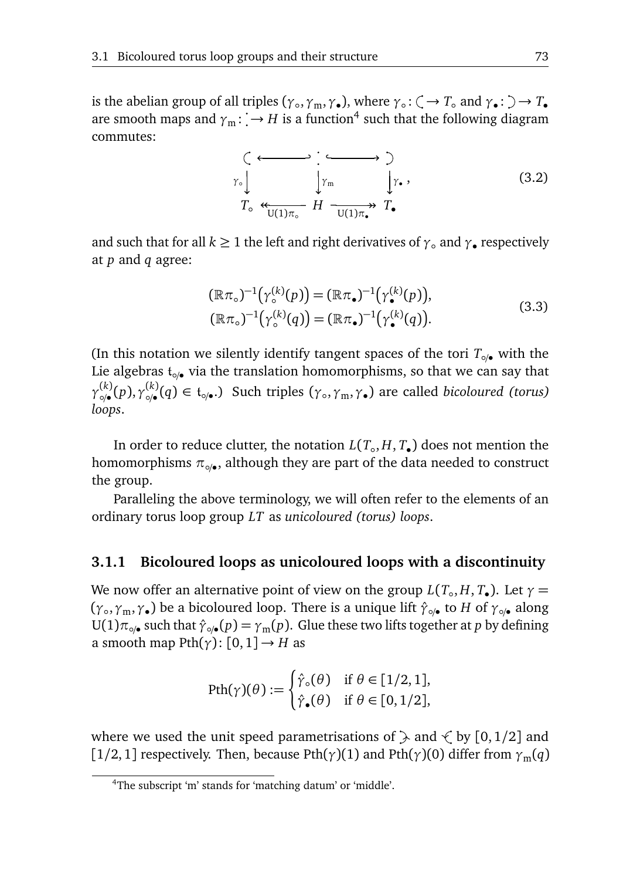is the abelian group of all triples $(\gamma_\circ, \gamma_\mathrm{m}, \gamma_\bullet)$, where $\gamma_\circ \colon \circlearrowleft \to T_\circ$ and $\gamma_\bullet \colon \circlearrowright \to T_\bullet$ are smooth maps and $\gamma_\mathrm{m} \colon \vdots \to H$ is a function[4] such that the following diagram commutes:

$$
\begin{array}{ccccc}
\circlearrowleft & \hookleftarrow & \vdots & \hookrightarrow & \circlearrowright \\
\downarrow \gamma_\circ & & \downarrow \gamma_\mathrm{m} & & \downarrow \gamma_\bullet \\
T_\circ & \xleftarrow{\mathrm{U}(1)\pi_\circ} & H & \xrightarrow{\mathrm{U}(1)\pi_\bullet} & T_\bullet
\end{array}, \tag{3.2}
$$

and such that for all $k \geq 1$ the left and right derivatives of $\gamma_\circ$ and $\gamma_\bullet$ respectively at $p$ and $q$ agree:

$$
\begin{aligned}
(\mathbb{R}\pi_\circ)^{-1}\big(\gamma_\circ^{(k)}(p)\big) &= (\mathbb{R}\pi_\bullet)^{-1}\big(\gamma_\bullet^{(k)}(p)\big), \\
(\mathbb{R}\pi_\circ)^{-1}\big(\gamma_\circ^{(k)}(q)\big) &= (\mathbb{R}\pi_\bullet)^{-1}\big(\gamma_\bullet^{(k)}(q)\big).
\end{aligned} \tag{3.3}
$$

(In this notation we silently identify tangent spaces of the tori $T_{\circ/\bullet}$ with the Lie algebras $\mathfrak{t}_{\circ/\bullet}$ via the translation homomorphisms, so that we can say that $\gamma_{\circ/\bullet}^{(k)}(p), \gamma_{\circ/\bullet}^{(k)}(q) \in \mathfrak{t}_{\circ/\bullet}$.) Such triples $(\gamma_\circ, \gamma_\mathrm{m}, \gamma_\bullet)$ are called *bicoloured (torus) loops*.

In order to reduce clutter, the notation $L(T_\circ, H, T_\bullet)$ does not mention the homomorphisms $\pi_{\circ/\bullet}$, although they are part of the data needed to construct the group.

Paralleling the above terminology, we will often refer to the elements of an ordinary torus loop group $LT$ as *unicoloured (torus) loops*.

### 3.1.1 Bicoloured loops as unicoloured loops with a discontinuity

We now offer an alternative point of view on the group $L(T_\circ, H, T_\bullet)$. Let $\gamma = (\gamma_\circ, \gamma_\mathrm{m}, \gamma_\bullet)$ be a bicoloured loop. There is a unique lift $\hat{\gamma}_{\circ/\bullet}$ to $H$ of $\gamma_{\circ/\bullet}$ along $\mathrm{U}(1)\pi_{\circ/\bullet}$ such that $\hat{\gamma}_{\circ/\bullet}(p) = \gamma_\mathrm{m}(p)$. Glue these two lifts together at $p$ by defining a smooth map $\mathrm{Pth}(\gamma) \colon [0,1] \to H$ as

$$
\mathrm{Pth}(\gamma)(\theta) := \begin{cases} \hat{\gamma}_\circ(\theta) & \text{if } \theta \in [1/2, 1], \\ \hat{\gamma}_\bullet(\theta) & \text{if } \theta \in [0, 1/2], \end{cases}
$$

where we used the unit speed parametrisations of $\circlearrowright$ and $\circlearrowleft$ by $[0,1/2]$ and $[1/2,1]$ respectively. Then, because $\mathrm{Pth}(\gamma)(1)$ and $\mathrm{Pth}(\gamma)(0)$ differ from $\gamma_\mathrm{m}(q)$

[4] The subscript 'm' stands for 'matching datum' or 'middle'.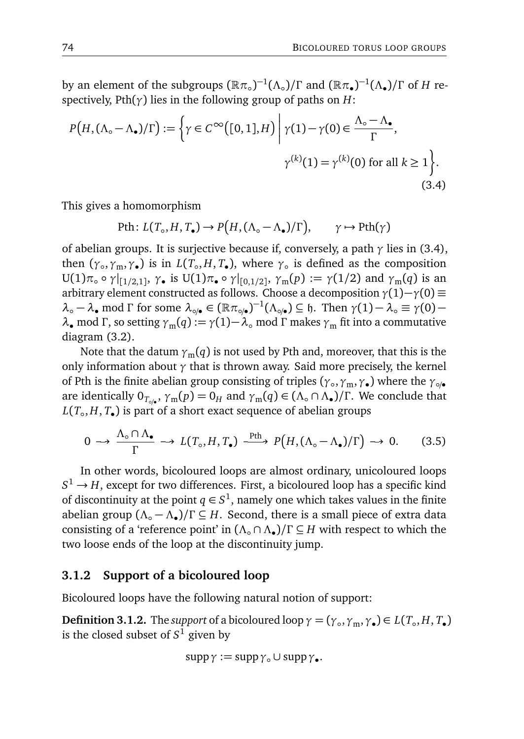by an element of the subgroups $(\mathbb{R}\pi_\circ)^{-1}(\Lambda_\circ)/\Gamma$ and $(\mathbb{R}\pi_\bullet)^{-1}(\Lambda_\bullet)/\Gamma$ of $H$ respectively, $\mathrm{Pth}(\gamma)$ lies in the following group of paths on $H$:

$$P\big(H,(\Lambda_\circ - \Lambda_\bullet)/\Gamma\big) := \left\{ \gamma \in C^\infty\big([0,1],H\big) \;\middle|\; \gamma(1)-\gamma(0) \in \frac{\Lambda_\circ - \Lambda_\bullet}{\Gamma}, \right.$$
$$\left. \gamma^{(k)}(1) = \gamma^{(k)}(0) \text{ for all } k \geq 1 \right\}. \tag{3.4}$$

This gives a homomorphism

$$\mathrm{Pth}\colon L(T_\circ, H, T_\bullet) \to P\big(H,(\Lambda_\circ - \Lambda_\bullet)/\Gamma\big), \qquad \gamma \mapsto \mathrm{Pth}(\gamma)$$

of abelian groups. It is surjective because if, conversely, a path $\gamma$ lies in (3.4), then $(\gamma_\circ, \gamma_\mathrm{m}, \gamma_\bullet)$ is in $L(T_\circ, H, T_\bullet)$, where $\gamma_\circ$ is defined as the composition $\mathrm{U}(1)\pi_\circ \circ \gamma|_{[1/2,1]}$, $\gamma_\bullet$ is $\mathrm{U}(1)\pi_\bullet \circ \gamma|_{[0,1/2]}$, $\gamma_\mathrm{m}(p) := \gamma(1/2)$ and $\gamma_\mathrm{m}(q)$ is an arbitrary element constructed as follows. Choose a decomposition $\gamma(1) - \gamma(0) \equiv \lambda_\circ - \lambda_\bullet \bmod \Gamma$ for some $\lambda_{\circ/\bullet} \in (\mathbb{R}\pi_{\circ/\bullet})^{-1}(\Lambda_{\circ/\bullet}) \subseteq \mathfrak{h}$. Then $\gamma(1) - \lambda_\circ \equiv \gamma(0) - \lambda_\bullet \bmod \Gamma$, so setting $\gamma_\mathrm{m}(q) := \gamma(1) - \lambda_\circ \bmod \Gamma$ makes $\gamma_\mathrm{m}$ fit into a commutative diagram (3.2).

Note that the datum $\gamma_\mathrm{m}(q)$ is not used by Pth and, moreover, that this is the only information about $\gamma$ that is thrown away. Said more precisely, the kernel of Pth is the finite abelian group consisting of triples $(\gamma_\circ, \gamma_\mathrm{m}, \gamma_\bullet)$ where the $\gamma_{\circ/\bullet}$ are identically $0_{T_{\circ/\bullet}}$, $\gamma_\mathrm{m}(p) = 0_H$ and $\gamma_\mathrm{m}(q) \in (\Lambda_\circ \cap \Lambda_\bullet)/\Gamma$. We conclude that $L(T_\circ, H, T_\bullet)$ is part of a short exact sequence of abelian groups

$$0 \longrightarrow \frac{\Lambda_\circ \cap \Lambda_\bullet}{\Gamma} \longrightarrow L(T_\circ, H, T_\bullet) \xrightarrow{\ \mathrm{Pth}\ } P\big(H,(\Lambda_\circ - \Lambda_\bullet)/\Gamma\big) \longrightarrow 0. \tag{3.5}$$

In other words, bicoloured loops are almost ordinary, unicoloured loops $S^1 \to H$, except for two differences. First, a bicoloured loop has a specific kind of discontinuity at the point $q \in S^1$, namely one which takes values in the finite abelian group $(\Lambda_\circ - \Lambda_\bullet)/\Gamma \subseteq H$. Second, there is a small piece of extra data consisting of a 'reference point' in $(\Lambda_\circ \cap \Lambda_\bullet)/\Gamma \subseteq H$ with respect to which the two loose ends of the loop at the discontinuity jump.

### 3.1.2 Support of a bicoloured loop

Bicoloured loops have the following natural notion of support:

**Definition 3.1.2.** The *support* of a bicoloured loop $\gamma = (\gamma_\circ, \gamma_\mathrm{m}, \gamma_\bullet) \in L(T_\circ, H, T_\bullet)$ is the closed subset of $S^1$ given by

$$\operatorname{supp}\gamma := \operatorname{supp}\gamma_\circ \cup \operatorname{supp}\gamma_\bullet.$$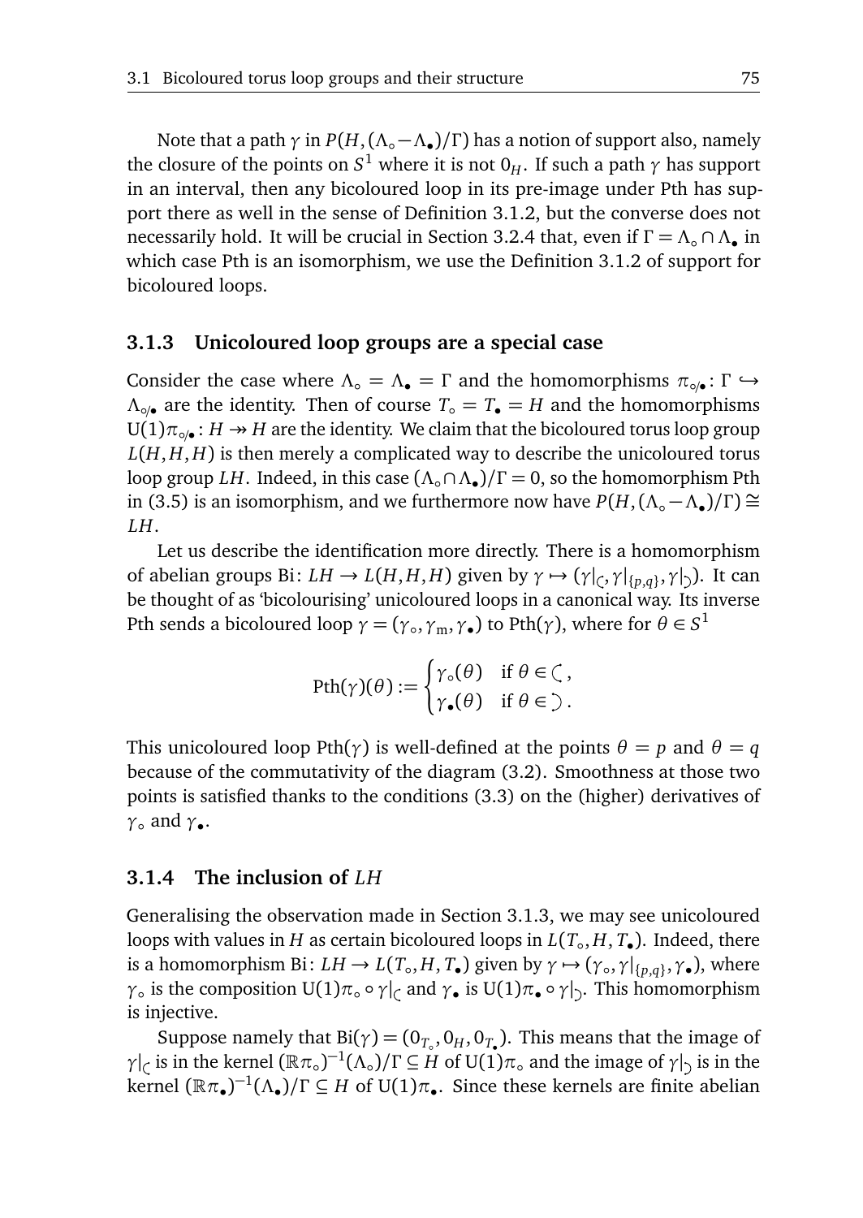Note that a path $\gamma$ in $P(H,(\Lambda_\circ - \Lambda_\bullet)/\Gamma)$ has a notion of support also, namely the closure of the points on $S^1$ where it is not $0_H$. If such a path $\gamma$ has support in an interval, then any bicoloured loop in its pre-image under Pth has support there as well in the sense of Definition 3.1.2, but the converse does not necessarily hold. It will be crucial in Section 3.2.4 that, even if $\Gamma = \Lambda_\circ \cap \Lambda_\bullet$ in which case Pth is an isomorphism, we use the Definition 3.1.2 of support for bicoloured loops.

### 3.1.3 Unicoloured loop groups are a special case

Consider the case where $\Lambda_\circ = \Lambda_\bullet = \Gamma$ and the homomorphisms $\pi_{\circ/\bullet}\colon \Gamma \hookrightarrow \Lambda_{\circ/\bullet}$ are the identity. Then of course $T_\circ = T_\bullet = H$ and the homomorphisms $\mathrm{U}(1)\pi_{\circ/\bullet}\colon H \twoheadrightarrow H$ are the identity. We claim that the bicoloured torus loop group $L(H,H,H)$ is then merely a complicated way to describe the unicoloured torus loop group $LH$. Indeed, in this case $(\Lambda_\circ \cap \Lambda_\bullet)/\Gamma = 0$, so the homomorphism Pth in (3.5) is an isomorphism, and we furthermore now have $P(H,(\Lambda_\circ - \Lambda_\bullet)/\Gamma) \cong LH$.

Let us describe the identification more directly. There is a homomorphism of abelian groups $\mathrm{Bi}\colon LH \to L(H,H,H)$ given by $\gamma \mapsto (\gamma|_{\text{◖}}, \gamma|_{\{p,q\}}, \gamma|_{\text{◗}})$. It can be thought of as 'bicolourising' unicoloured loops in a canonical way. Its inverse Pth sends a bicoloured loop $\gamma = (\gamma_\circ, \gamma_{\mathrm{m}}, \gamma_\bullet)$ to $\mathrm{Pth}(\gamma)$, where for $\theta \in S^1$

$$\mathrm{Pth}(\gamma)(\theta) := \begin{cases} \gamma_\circ(\theta) & \text{if } \theta \in \text{◖}, \\ \gamma_\bullet(\theta) & \text{if } \theta \in \text{◗}. \end{cases}$$

This unicoloured loop $\mathrm{Pth}(\gamma)$ is well-defined at the points $\theta = p$ and $\theta = q$ because of the commutativity of the diagram (3.2). Smoothness at those two points is satisfied thanks to the conditions (3.3) on the (higher) derivatives of $\gamma_\circ$ and $\gamma_\bullet$.

### 3.1.4 The inclusion of $LH$

Generalising the observation made in Section 3.1.3, we may see unicoloured loops with values in $H$ as certain bicoloured loops in $L(T_\circ, H, T_\bullet)$. Indeed, there is a homomorphism $\mathrm{Bi}\colon LH \to L(T_\circ, H, T_\bullet)$ given by $\gamma \mapsto (\gamma_\circ, \gamma|_{\{p,q\}}, \gamma_\bullet)$, where $\gamma_\circ$ is the composition $\mathrm{U}(1)\pi_\circ \circ \gamma|_{\text{◖}}$ and $\gamma_\bullet$ is $\mathrm{U}(1)\pi_\bullet \circ \gamma|_{\text{◗}}$. This homomorphism is injective.

Suppose namely that $\mathrm{Bi}(\gamma) = (0_{T_\circ}, 0_H, 0_{T_\bullet})$. This means that the image of $\gamma|_{\text{◖}}$ is in the kernel $(\mathbb{R}\pi_\circ)^{-1}(\Lambda_\circ)/\Gamma \subseteq H$ of $\mathrm{U}(1)\pi_\circ$ and the image of $\gamma|_{\text{◗}}$ is in the kernel $(\mathbb{R}\pi_\bullet)^{-1}(\Lambda_\bullet)/\Gamma \subseteq H$ of $\mathrm{U}(1)\pi_\bullet$. Since these kernels are finite abelian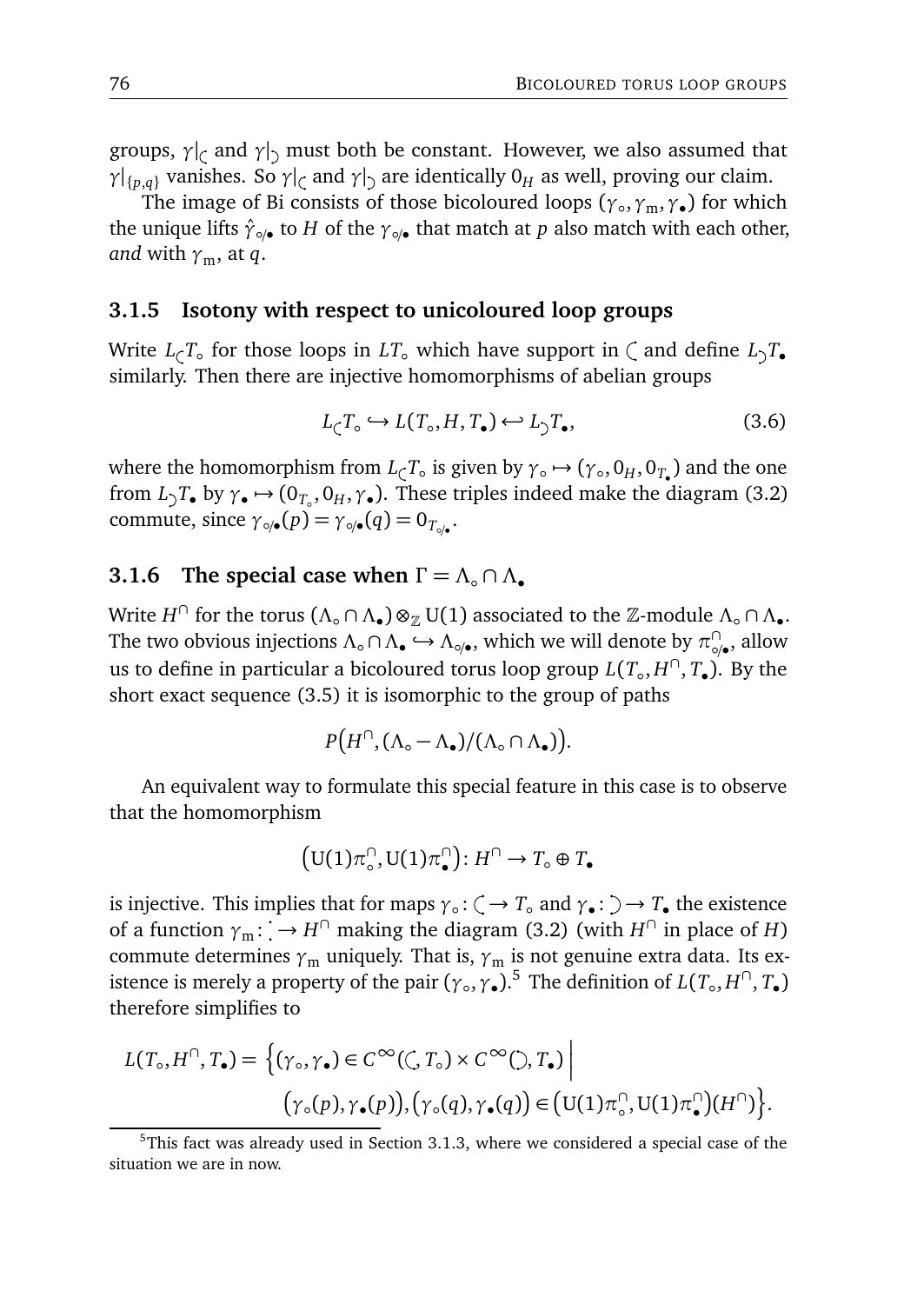groups, $\gamma|_{\text{(}}$ and $\gamma|_{\text{)}}$ must both be constant. However, we also assumed that $\gamma|_{\{p,q\}}$ vanishes. So $\gamma|_{\text{(}}$ and $\gamma|_{\text{)}}$ are identically $0_H$ as well, proving our claim.

The image of Bi consists of those bicoloured loops $(\gamma_\circ, \gamma_{\text{m}}, \gamma_\bullet)$ for which the unique lifts $\hat{\gamma}_{\circ/\bullet}$ to $H$ of the $\gamma_{\circ/\bullet}$ that match at $p$ also match with each other, *and* with $\gamma_{\text{m}}$, at $q$.

### 3.1.5 Isotony with respect to unicoloured loop groups

Write $L_{\text{(}}T_\circ$ for those loops in $LT_\circ$ which have support in ( and define $L_{\text{)}}T_\bullet$ similarly. Then there are injective homomorphisms of abelian groups

$$L_{\text{(}}T_\circ \hookrightarrow L(T_\circ, H, T_\bullet) \hookleftarrow L_{\text{)}}T_\bullet, \tag{3.6}$$

where the homomorphism from $L_{\text{(}}T_\circ$ is given by $\gamma_\circ \mapsto (\gamma_\circ, 0_H, 0_{T_\bullet})$ and the one from $L_{\text{)}}T_\bullet$ by $\gamma_\bullet \mapsto (0_{T_\circ}, 0_H, \gamma_\bullet)$. These triples indeed make the diagram (3.2) commute, since $\gamma_{\circ/\bullet}(p) = \gamma_{\circ/\bullet}(q) = 0_{T_{\circ/\bullet}}$.

### 3.1.6 The special case when $\Gamma = \Lambda_\circ \cap \Lambda_\bullet$

Write $H^\cap$ for the torus $(\Lambda_\circ \cap \Lambda_\bullet) \otimes_{\mathbb{Z}} \mathrm{U}(1)$ associated to the $\mathbb{Z}$-module $\Lambda_\circ \cap \Lambda_\bullet$. The two obvious injections $\Lambda_\circ \cap \Lambda_\bullet \hookrightarrow \Lambda_{\circ/\bullet}$, which we will denote by $\pi^\cap_{\circ/\bullet}$, allow us to define in particular a bicoloured torus loop group $L(T_\circ, H^\cap, T_\bullet)$. By the short exact sequence (3.5) it is isomorphic to the group of paths

$$P\big(H^\cap, (\Lambda_\circ - \Lambda_\bullet)/(\Lambda_\circ \cap \Lambda_\bullet)\big).$$

An equivalent way to formulate this special feature in this case is to observe that the homomorphism

$$\big(\mathrm{U}(1)\pi^\cap_\circ, \mathrm{U}(1)\pi^\cap_\bullet\big) \colon H^\cap \to T_\circ \oplus T_\bullet$$

is injective. This implies that for maps $\gamma_\circ \colon \text{(} \to T_\circ$ and $\gamma_\bullet \colon \text{)} \to T_\bullet$ the existence of a function $\gamma_{\text{m}} \colon \text{:} \to H^\cap$ making the diagram (3.2) (with $H^\cap$ in place of $H$) commute determines $\gamma_{\text{m}}$ uniquely. That is, $\gamma_{\text{m}}$ is not genuine extra data. Its existence is merely a property of the pair $(\gamma_\circ, \gamma_\bullet)$.[5] The definition of $L(T_\circ, H^\cap, T_\bullet)$ therefore simplifies to

$$L(T_\circ, H^\cap, T_\bullet) = \Big\{(\gamma_\circ, \gamma_\bullet) \in C^\infty(\text{(}, T_\circ) \times C^\infty(\text{)}, T_\bullet) \;\Big|\; \big(\gamma_\circ(p), \gamma_\bullet(p)\big), \big(\gamma_\circ(q), \gamma_\bullet(q)\big) \in \big(\mathrm{U}(1)\pi^\cap_\circ, \mathrm{U}(1)\pi^\cap_\bullet\big)(H^\cap)\Big\}.$$

[5] This fact was already used in Section 3.1.3, where we considered a special case of the situation we are in now.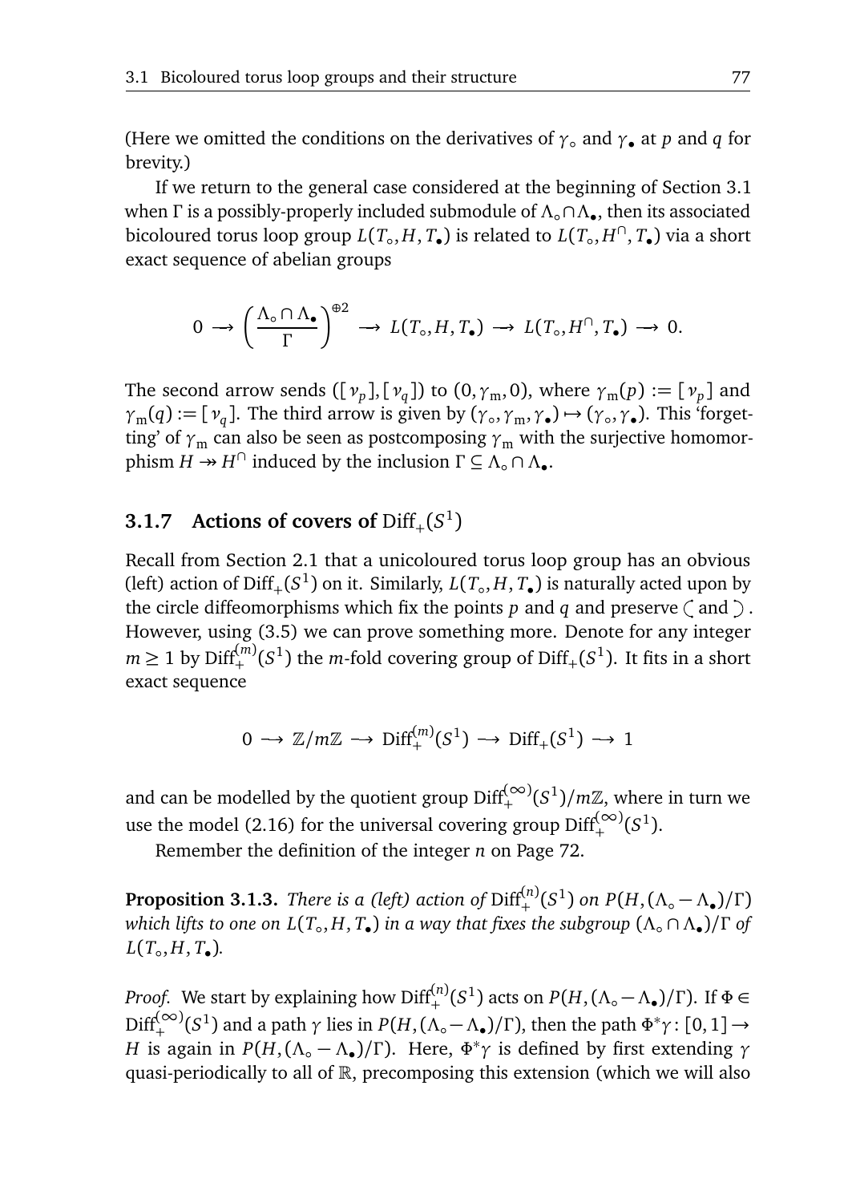(Here we omitted the conditions on the derivatives of $\gamma_\circ$ and $\gamma_\bullet$ at $p$ and $q$ for brevity.)

If we return to the general case considered at the beginning of Section 3.1 when $\Gamma$ is a possibly-properly included submodule of $\Lambda_\circ \cap \Lambda_\bullet$, then its associated bicoloured torus loop group $L(T_\circ, H, T_\bullet)$ is related to $L(T_\circ, H^\cap, T_\bullet)$ via a short exact sequence of abelian groups

$$0 \longrightarrow \left(\frac{\Lambda_\circ \cap \Lambda_\bullet}{\Gamma}\right)^{\oplus 2} \longrightarrow L(T_\circ, H, T_\bullet) \longrightarrow L(T_\circ, H^\cap, T_\bullet) \longrightarrow 0.$$

The second arrow sends $([\nu_p], [\nu_q])$ to $(0, \gamma_{\mathrm{m}}, 0)$, where $\gamma_{\mathrm{m}}(p) := [\nu_p]$ and $\gamma_{\mathrm{m}}(q) := [\nu_q]$. The third arrow is given by $(\gamma_\circ, \gamma_{\mathrm{m}}, \gamma_\bullet) \mapsto (\gamma_\circ, \gamma_\bullet)$. This 'forgetting' of $\gamma_{\mathrm{m}}$ can also be seen as postcomposing $\gamma_{\mathrm{m}}$ with the surjective homomorphism $H \twoheadrightarrow H^\cap$ induced by the inclusion $\Gamma \subseteq \Lambda_\circ \cap \Lambda_\bullet$.

### 3.1.7 Actions of covers of $\mathrm{Diff}_+(S^1)$

Recall from Section 2.1 that a unicoloured torus loop group has an obvious (left) action of $\mathrm{Diff}_+(S^1)$ on it. Similarly, $L(T_\circ, H, T_\bullet)$ is naturally acted upon by the circle diffeomorphisms which fix the points $p$ and $q$ and preserve ◖ and ◗. However, using (3.5) we can prove something more. Denote for any integer $m \geq 1$ by $\mathrm{Diff}_+^{(m)}(S^1)$ the $m$-fold covering group of $\mathrm{Diff}_+(S^1)$. It fits in a short exact sequence

$$0 \longrightarrow \mathbb{Z}/m\mathbb{Z} \longrightarrow \mathrm{Diff}_+^{(m)}(S^1) \longrightarrow \mathrm{Diff}_+(S^1) \longrightarrow 1$$

and can be modelled by the quotient group $\mathrm{Diff}_+^{(\infty)}(S^1)/m\mathbb{Z}$, where in turn we use the model (2.16) for the universal covering group $\mathrm{Diff}_+^{(\infty)}(S^1)$.

Remember the definition of the integer $n$ on Page 72.

**Proposition 3.1.3.** *There is a (left) action of* $\mathrm{Diff}_+^{(n)}(S^1)$ *on* $P(H, (\Lambda_\circ - \Lambda_\bullet)/\Gamma)$ *which lifts to one on* $L(T_\circ, H, T_\bullet)$ *in a way that fixes the subgroup* $(\Lambda_\circ \cap \Lambda_\bullet)/\Gamma$ *of* $L(T_\circ, H, T_\bullet)$*.*

*Proof.* We start by explaining how $\mathrm{Diff}_+^{(n)}(S^1)$ acts on $P(H, (\Lambda_\circ - \Lambda_\bullet)/\Gamma)$. If $\Phi \in \mathrm{Diff}_+^{(\infty)}(S^1)$ and a path $\gamma$ lies in $P(H, (\Lambda_\circ - \Lambda_\bullet)/\Gamma)$, then the path $\Phi^*\gamma \colon [0,1] \to H$ is again in $P(H, (\Lambda_\circ - \Lambda_\bullet)/\Gamma)$. Here, $\Phi^*\gamma$ is defined by first extending $\gamma$ quasi-periodically to all of $\mathbb{R}$, precomposing this extension (which we will also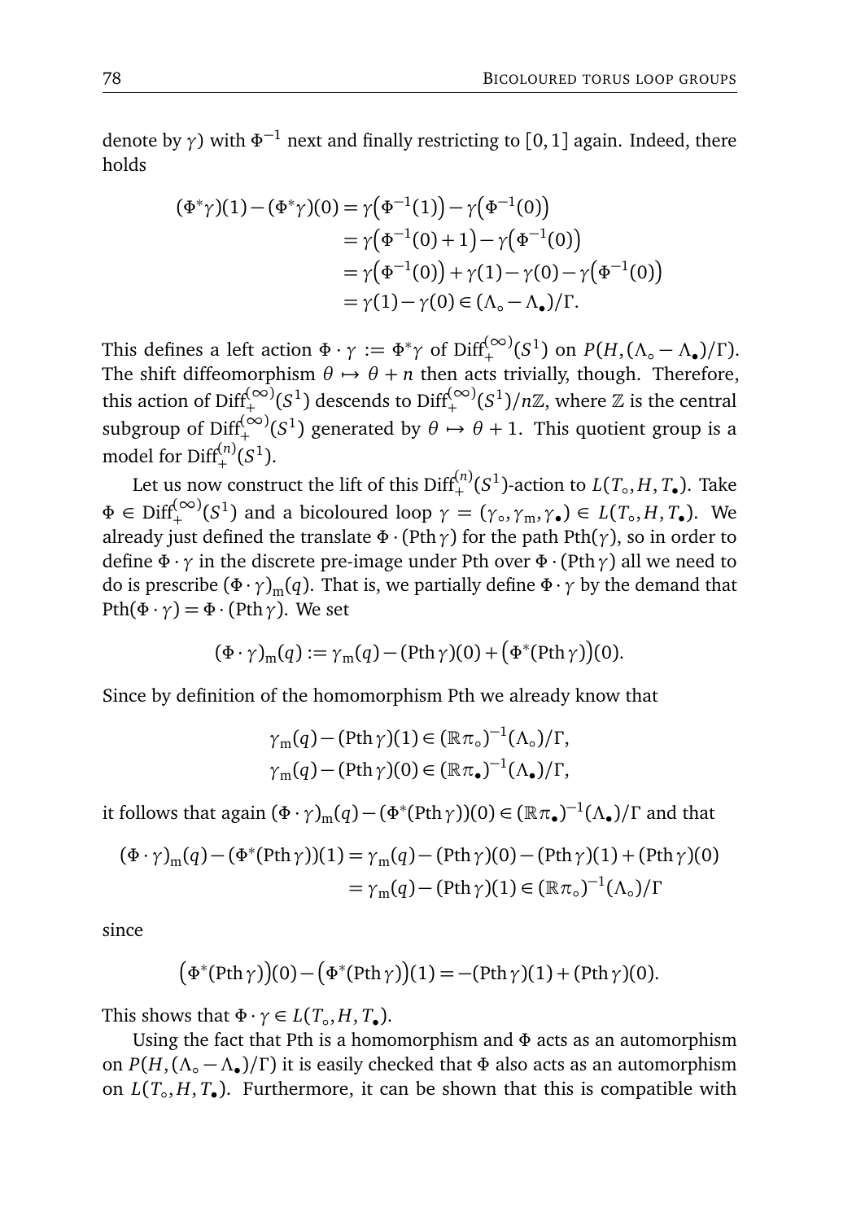denote by $\gamma$) with $\Phi^{-1}$ next and finally restricting to $[0,1]$ again. Indeed, there holds

$$
\begin{aligned}
(\Phi^*\gamma)(1) - (\Phi^*\gamma)(0) &= \gamma\big(\Phi^{-1}(1)\big) - \gamma\big(\Phi^{-1}(0)\big) \\
&= \gamma\big(\Phi^{-1}(0)+1\big) - \gamma\big(\Phi^{-1}(0)\big) \\
&= \gamma\big(\Phi^{-1}(0)\big) + \gamma(1) - \gamma(0) - \gamma\big(\Phi^{-1}(0)\big) \\
&= \gamma(1) - \gamma(0) \in (\Lambda_\circ - \Lambda_\bullet)/\Gamma.
\end{aligned}
$$

This defines a left action $\Phi \cdot \gamma := \Phi^*\gamma$ of $\mathrm{Diff}_+^{(\infty)}(S^1)$ on $P(H, (\Lambda_\circ - \Lambda_\bullet)/\Gamma)$. The shift diffeomorphism $\theta \mapsto \theta + n$ then acts trivially, though. Therefore, this action of $\mathrm{Diff}_+^{(\infty)}(S^1)$ descends to $\mathrm{Diff}_+^{(\infty)}(S^1)/n\mathbb{Z}$, where $\mathbb{Z}$ is the central subgroup of $\mathrm{Diff}_+^{(\infty)}(S^1)$ generated by $\theta \mapsto \theta + 1$. This quotient group is a model for $\mathrm{Diff}_+^{(n)}(S^1)$.

Let us now construct the lift of this $\mathrm{Diff}_+^{(n)}(S^1)$-action to $L(T_\circ, H, T_\bullet)$. Take $\Phi \in \mathrm{Diff}_+^{(\infty)}(S^1)$ and a bicoloured loop $\gamma = (\gamma_\circ, \gamma_\mathrm{m}, \gamma_\bullet) \in L(T_\circ, H, T_\bullet)$. We already just defined the translate $\Phi \cdot (\mathrm{Pth}\,\gamma)$ for the path $\mathrm{Pth}(\gamma)$, so in order to define $\Phi \cdot \gamma$ in the discrete pre-image under Pth over $\Phi \cdot (\mathrm{Pth}\,\gamma)$ all we need to do is prescribe $(\Phi \cdot \gamma)_\mathrm{m}(q)$. That is, we partially define $\Phi \cdot \gamma$ by the demand that $\mathrm{Pth}(\Phi \cdot \gamma) = \Phi \cdot (\mathrm{Pth}\,\gamma)$. We set

$$
(\Phi \cdot \gamma)_\mathrm{m}(q) := \gamma_\mathrm{m}(q) - (\mathrm{Pth}\,\gamma)(0) + \big(\Phi^*(\mathrm{Pth}\,\gamma)\big)(0).
$$

Since by definition of the homomorphism Pth we already know that

$$
\begin{aligned}
\gamma_\mathrm{m}(q) - (\mathrm{Pth}\,\gamma)(1) &\in (\mathbb{R}\pi_\circ)^{-1}(\Lambda_\circ)/\Gamma, \\
\gamma_\mathrm{m}(q) - (\mathrm{Pth}\,\gamma)(0) &\in (\mathbb{R}\pi_\bullet)^{-1}(\Lambda_\bullet)/\Gamma,
\end{aligned}
$$

it follows that again $(\Phi \cdot \gamma)_\mathrm{m}(q) - (\Phi^*(\mathrm{Pth}\,\gamma))(0) \in (\mathbb{R}\pi_\bullet)^{-1}(\Lambda_\bullet)/\Gamma$ and that

$$
\begin{aligned}
(\Phi \cdot \gamma)_\mathrm{m}(q) - (\Phi^*(\mathrm{Pth}\,\gamma))(1) &= \gamma_\mathrm{m}(q) - (\mathrm{Pth}\,\gamma)(0) - (\mathrm{Pth}\,\gamma)(1) + (\mathrm{Pth}\,\gamma)(0) \\
&= \gamma_\mathrm{m}(q) - (\mathrm{Pth}\,\gamma)(1) \in (\mathbb{R}\pi_\circ)^{-1}(\Lambda_\circ)/\Gamma
\end{aligned}
$$

since

$$
\big(\Phi^*(\mathrm{Pth}\,\gamma)\big)(0) - \big(\Phi^*(\mathrm{Pth}\,\gamma)\big)(1) = -(\mathrm{Pth}\,\gamma)(1) + (\mathrm{Pth}\,\gamma)(0).
$$

This shows that $\Phi \cdot \gamma \in L(T_\circ, H, T_\bullet)$.

Using the fact that Pth is a homomorphism and $\Phi$ acts as an automorphism on $P(H, (\Lambda_\circ - \Lambda_\bullet)/\Gamma)$ it is easily checked that $\Phi$ also acts as an automorphism on $L(T_\circ, H, T_\bullet)$. Furthermore, it can be shown that this is compatible with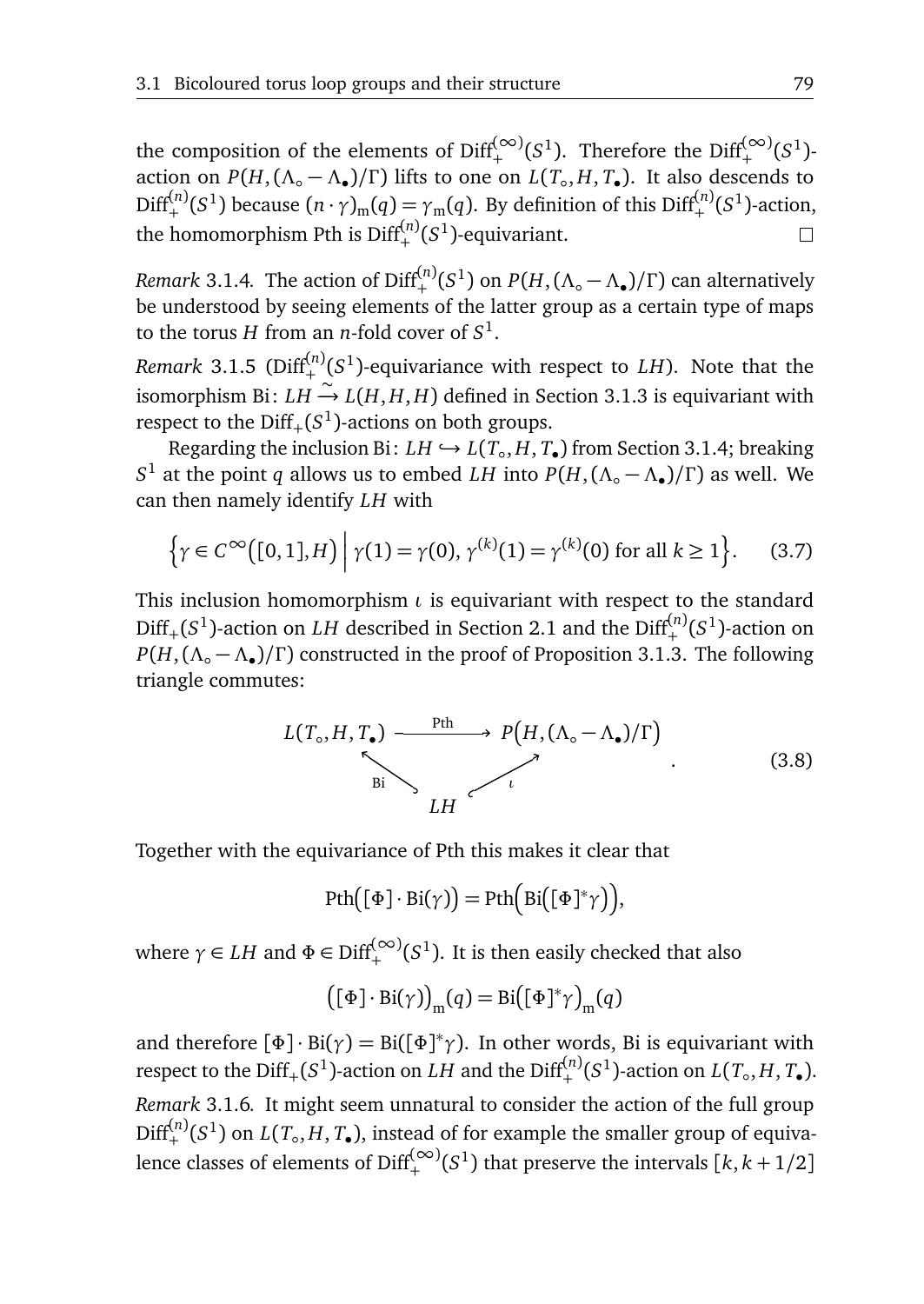the composition of the elements of $\mathrm{Diff}_+^{(\infty)}(S^1)$. Therefore the $\mathrm{Diff}_+^{(\infty)}(S^1)$-action on $P(H,(\Lambda_\circ - \Lambda_\bullet)/\Gamma)$ lifts to one on $L(T_\circ, H, T_\bullet)$. It also descends to $\mathrm{Diff}_+^{(n)}(S^1)$ because $(n\cdot\gamma)_{\mathrm{m}}(q) = \gamma_{\mathrm{m}}(q)$. By definition of this $\mathrm{Diff}_+^{(n)}(S^1)$-action, the homomorphism Pth is $\mathrm{Diff}_+^{(n)}(S^1)$-equivariant. □

*Remark* 3.1.4. The action of $\mathrm{Diff}_+^{(n)}(S^1)$ on $P(H,(\Lambda_\circ - \Lambda_\bullet)/\Gamma)$ can alternatively be understood by seeing elements of the latter group as a certain type of maps to the torus $H$ from an $n$-fold cover of $S^1$.

*Remark* 3.1.5 ($\mathrm{Diff}_+^{(n)}(S^1)$-equivariance with respect to $LH$). Note that the isomorphism $\mathrm{Bi}\colon LH \xrightarrow{\sim} L(H,H,H)$ defined in Section 3.1.3 is equivariant with respect to the $\mathrm{Diff}_+(S^1)$-actions on both groups.

Regarding the inclusion $\mathrm{Bi}\colon LH \hookrightarrow L(T_\circ, H, T_\bullet)$ from Section 3.1.4; breaking $S^1$ at the point $q$ allows us to embed $LH$ into $P(H,(\Lambda_\circ - \Lambda_\bullet)/\Gamma)$ as well. We can then namely identify $LH$ with

$$\Big\{\gamma \in C^\infty\big([0,1],H\big) \,\Big|\, \gamma(1)=\gamma(0),\, \gamma^{(k)}(1)=\gamma^{(k)}(0) \text{ for all } k\geq 1\Big\}. \tag{3.7}$$

This inclusion homomorphism $\iota$ is equivariant with respect to the standard $\mathrm{Diff}_+(S^1)$-action on $LH$ described in Section 2.1 and the $\mathrm{Diff}_+^{(n)}(S^1)$-action on $P(H,(\Lambda_\circ - \Lambda_\bullet)/\Gamma)$ constructed in the proof of Proposition 3.1.3. The following triangle commutes:

$$\begin{array}{ccc} L(T_\circ,H,T_\bullet) & \xrightarrow{\ \mathrm{Pth}\ } & P\big(H,(\Lambda_\circ-\Lambda_\bullet)/\Gamma\big) \\ & {}_{\mathrm{Bi}}\nwarrow \quad \nearrow_{\iota} & \\ & LH & \end{array} . \tag{3.8}$$

Together with the equivariance of Pth this makes it clear that

$$\mathrm{Pth}\big([\Phi]\cdot \mathrm{Bi}(\gamma)\big) = \mathrm{Pth}\Big(\mathrm{Bi}\big([\Phi]^*\gamma\big)\Big),$$

where $\gamma \in LH$ and $\Phi \in \mathrm{Diff}_+^{(\infty)}(S^1)$. It is then easily checked that also

$$\big([\Phi]\cdot \mathrm{Bi}(\gamma)\big)_{\mathrm{m}}(q) = \mathrm{Bi}\big([\Phi]^*\gamma\big)_{\mathrm{m}}(q)$$

and therefore $[\Phi]\cdot \mathrm{Bi}(\gamma) = \mathrm{Bi}([\Phi]^*\gamma)$. In other words, Bi is equivariant with respect to the $\mathrm{Diff}_+(S^1)$-action on $LH$ and the $\mathrm{Diff}_+^{(n)}(S^1)$-action on $L(T_\circ, H, T_\bullet)$.

*Remark* 3.1.6. It might seem unnatural to consider the action of the full group $\mathrm{Diff}_+^{(n)}(S^1)$ on $L(T_\circ, H, T_\bullet)$, instead of for example the smaller group of equivalence classes of elements of $\mathrm{Diff}_+^{(\infty)}(S^1)$ that preserve the intervals $[k, k+1/2]$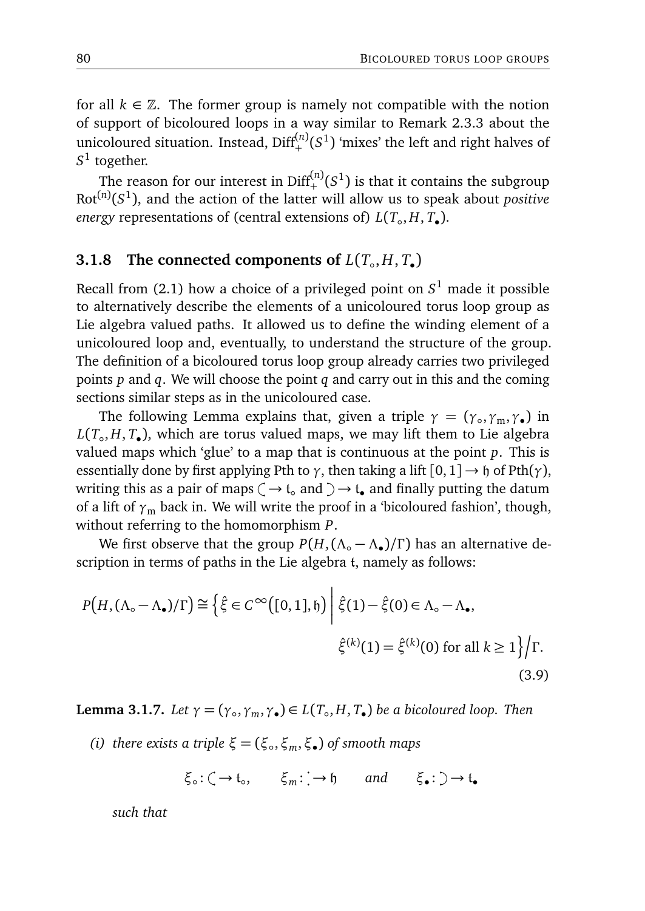for all $k \in \mathbb{Z}$. The former group is namely not compatible with the notion of support of bicoloured loops in a way similar to Remark 2.3.3 about the unicoloured situation. Instead, $\mathrm{Diff}_+^{(n)}(S^1)$ 'mixes' the left and right halves of $S^1$ together.

The reason for our interest in $\mathrm{Diff}_+^{(n)}(S^1)$ is that it contains the subgroup $\mathrm{Rot}^{(n)}(S^1)$, and the action of the latter will allow us to speak about *positive energy* representations of (central extensions of) $L(T_\circ, H, T_\bullet)$.

### 3.1.8 The connected components of $L(T_\circ, H, T_\bullet)$

Recall from (2.1) how a choice of a privileged point on $S^1$ made it possible to alternatively describe the elements of a unicoloured torus loop group as Lie algebra valued paths. It allowed us to define the winding element of a unicoloured loop and, eventually, to understand the structure of the group. The definition of a bicoloured torus loop group already carries two privileged points $p$ and $q$. We will choose the point $q$ and carry out in this and the coming sections similar steps as in the unicoloured case.

The following Lemma explains that, given a triple $\gamma = (\gamma_\circ, \gamma_\mathrm{m}, \gamma_\bullet)$ in $L(T_\circ, H, T_\bullet)$, which are torus valued maps, we may lift them to Lie algebra valued maps which 'glue' to a map that is continuous at the point $p$. This is essentially done by first applying Pth to $\gamma$, then taking a lift $[0,1] \to \mathfrak{h}$ of $\mathrm{Pth}(\gamma)$, writing this as a pair of maps $\text{(} \to \mathfrak{t}_\circ$ and $\text{)} \to \mathfrak{t}_\bullet$ and finally putting the datum of a lift of $\gamma_\mathrm{m}$ back in. We will write the proof in a 'bicoloured fashion', though, without referring to the homomorphism $P$.

We first observe that the group $P(H, (\Lambda_\circ - \Lambda_\bullet)/\Gamma)$ has an alternative description in terms of paths in the Lie algebra $\mathfrak{t}$, namely as follows:

$$P\big(H, (\Lambda_\circ - \Lambda_\bullet)/\Gamma\big) \cong \Big\{ \hat{\xi} \in C^\infty\big([0,1], \mathfrak{h}\big) \;\Big|\; \hat{\xi}(1) - \hat{\xi}(0) \in \Lambda_\circ - \Lambda_\bullet, \\ \hat{\xi}^{(k)}(1) = \hat{\xi}^{(k)}(0) \text{ for all } k \geq 1 \Big\} \Big/ \Gamma. \tag{3.9}$$

**Lemma 3.1.7.** *Let $\gamma = (\gamma_\circ, \gamma_m, \gamma_\bullet) \in L(T_\circ, H, T_\bullet)$ be a bicoloured loop. Then*

*(i) there exists a triple $\xi = (\xi_\circ, \xi_m, \xi_\bullet)$ of smooth maps*

$$\xi_\circ : \text{(} \to \mathfrak{t}_\circ, \qquad \xi_m : \colon \to \mathfrak{h} \qquad \text{and} \qquad \xi_\bullet : \text{)} \to \mathfrak{t}_\bullet$$

*such that*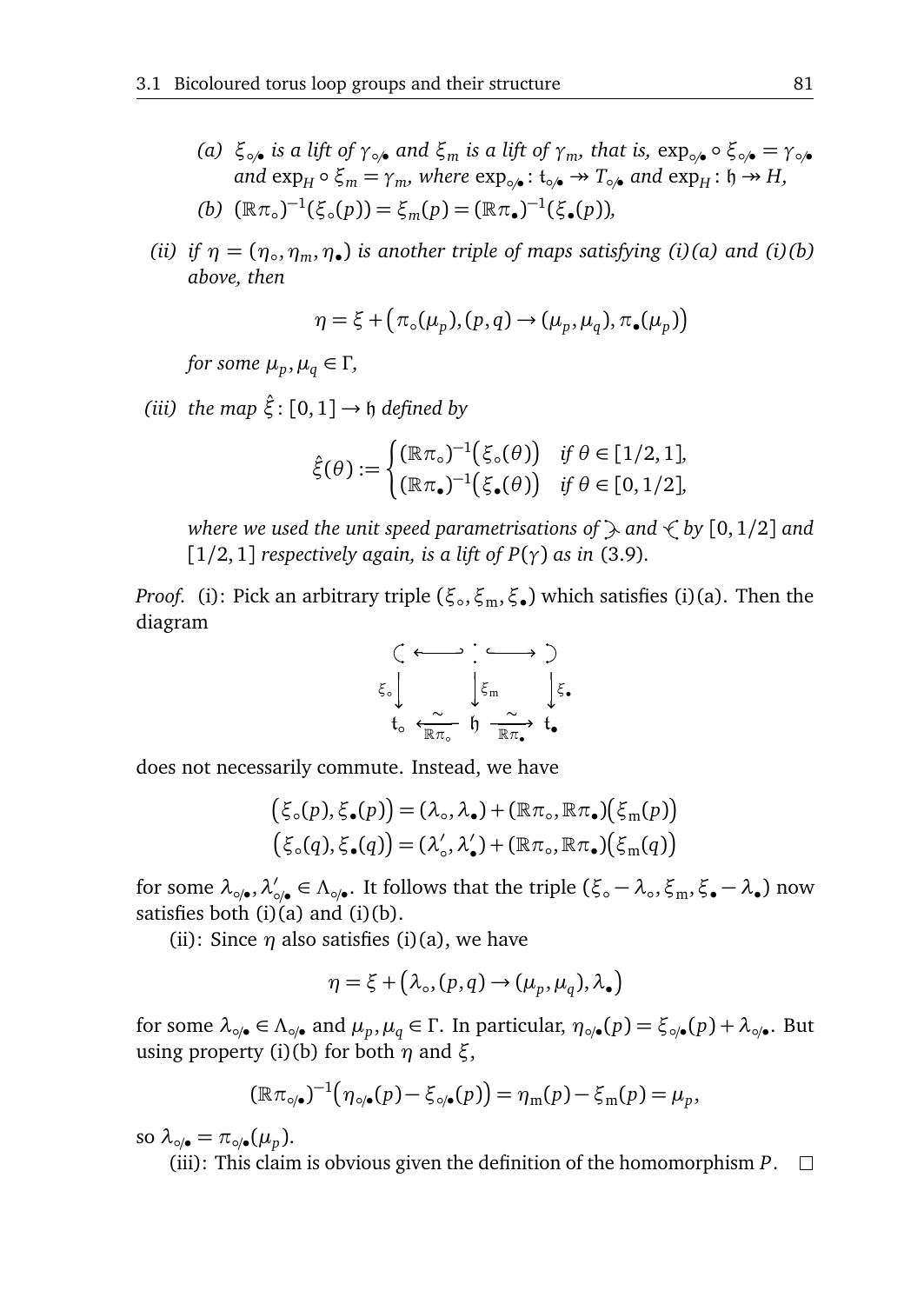*(a)* $\xi_{\circ/\bullet}$ *is a lift of* $\gamma_{\circ/\bullet}$ *and* $\xi_m$ *is a lift of* $\gamma_m$*, that is,* $\exp_{\circ/\bullet} \circ \xi_{\circ/\bullet} = \gamma_{\circ/\bullet}$ *and* $\exp_H \circ \xi_m = \gamma_m$*, where* $\exp_{\circ/\bullet} \colon \mathfrak{t}_{\circ/\bullet} \twoheadrightarrow T_{\circ/\bullet}$ *and* $\exp_H \colon \mathfrak{h} \twoheadrightarrow H$*,*

*(b)* $(\mathbb{R}\pi_\circ)^{-1}(\xi_\circ(p)) = \xi_m(p) = (\mathbb{R}\pi_\bullet)^{-1}(\xi_\bullet(p))$*,*

*(ii) if* $\eta = (\eta_\circ, \eta_m, \eta_\bullet)$ *is another triple of maps satisfying (i)(a) and (i)(b) above, then*

$$\eta = \xi + \big(\pi_\circ(\mu_p), (p,q) \to (\mu_p, \mu_q), \pi_\bullet(\mu_p)\big)$$

*for some* $\mu_p, \mu_q \in \Gamma$*,*

*(iii) the map* $\hat{\xi} \colon [0,1] \to \mathfrak{h}$ *defined by*

$$\hat{\xi}(\theta) := \begin{cases} (\mathbb{R}\pi_\circ)^{-1}\big(\xi_\circ(\theta)\big) & \text{if } \theta \in [1/2, 1], \\ (\mathbb{R}\pi_\bullet)^{-1}\big(\xi_\bullet(\theta)\big) & \text{if } \theta \in [0, 1/2], \end{cases}$$

*where we used the unit speed parametrisations of* $\rightarrow$ *and* $\leftarrow$ *by* $[0,1/2]$ *and* $[1/2,1]$ *respectively again, is a lift of* $P(\gamma)$ *as in* (3.9)*.*

*Proof.* (i): Pick an arbitrary triple $(\xi_\circ, \xi_{\mathrm{m}}, \xi_\bullet)$ which satisfies (i)(a). Then the diagram

$$\begin{array}{ccccc} \text{(} & \hookleftarrow & : & \hookrightarrow & \text{)} \\ \downarrow \xi_\circ & & \downarrow \xi_{\mathrm{m}} & & \downarrow \xi_\bullet \\ \mathfrak{t}_\circ & \xleftarrow[\mathbb{R}\pi_\circ]{\sim} & \mathfrak{h} & \xrightarrow[\mathbb{R}\pi_\bullet]{\sim} & \mathfrak{t}_\bullet \end{array}$$

does not necessarily commute. Instead, we have

$$\big(\xi_\circ(p), \xi_\bullet(p)\big) = (\lambda_\circ, \lambda_\bullet) + (\mathbb{R}\pi_\circ, \mathbb{R}\pi_\bullet)\big(\xi_{\mathrm{m}}(p)\big)$$
$$\big(\xi_\circ(q), \xi_\bullet(q)\big) = (\lambda'_\circ, \lambda'_\bullet) + (\mathbb{R}\pi_\circ, \mathbb{R}\pi_\bullet)\big(\xi_{\mathrm{m}}(q)\big)$$

for some $\lambda_{\circ/\bullet}, \lambda'_{\circ/\bullet} \in \Lambda_{\circ/\bullet}$. It follows that the triple $(\xi_\circ - \lambda_\circ, \xi_{\mathrm{m}}, \xi_\bullet - \lambda_\bullet)$ now satisfies both (i)(a) and (i)(b).

(ii): Since $\eta$ also satisfies (i)(a), we have

$$\eta = \xi + \big(\lambda_\circ, (p,q) \to (\mu_p, \mu_q), \lambda_\bullet\big)$$

for some $\lambda_{\circ/\bullet} \in \Lambda_{\circ/\bullet}$ and $\mu_p, \mu_q \in \Gamma$. In particular, $\eta_{\circ/\bullet}(p) = \xi_{\circ/\bullet}(p) + \lambda_{\circ/\bullet}$. But using property (i)(b) for both $\eta$ and $\xi$,

$$(\mathbb{R}\pi_{\circ/\bullet})^{-1}\big(\eta_{\circ/\bullet}(p) - \xi_{\circ/\bullet}(p)\big) = \eta_{\mathrm{m}}(p) - \xi_{\mathrm{m}}(p) = \mu_p,$$

so $\lambda_{\circ/\bullet} = \pi_{\circ/\bullet}(\mu_p)$.

(iii): This claim is obvious given the definition of the homomorphism $P$. □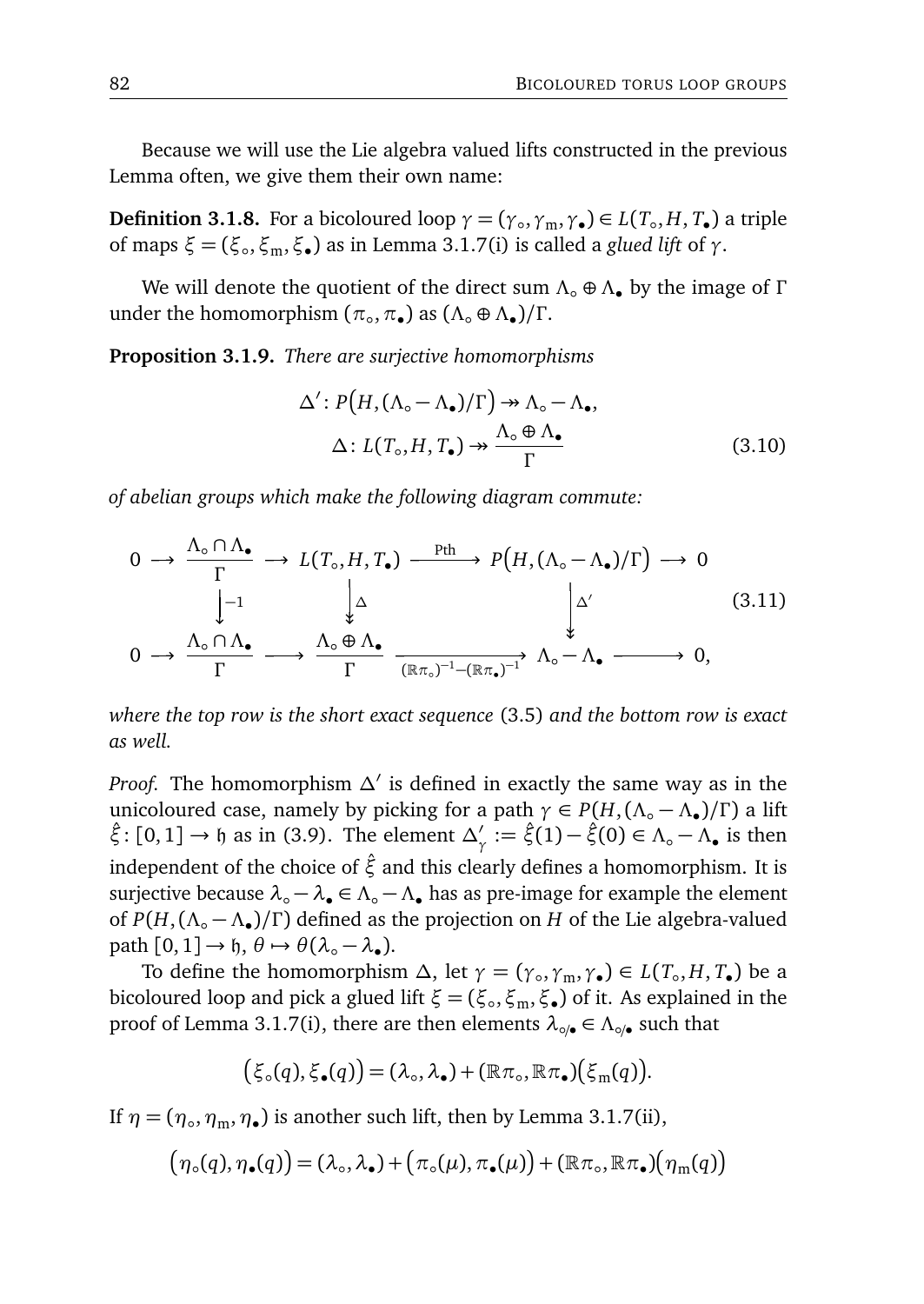Because we will use the Lie algebra valued lifts constructed in the previous Lemma often, we give them their own name:

**Definition 3.1.8.** For a bicoloured loop $\gamma = (\gamma_\circ, \gamma_\mathrm{m}, \gamma_\bullet) \in L(T_\circ, H, T_\bullet)$ a triple of maps $\xi = (\xi_\circ, \xi_\mathrm{m}, \xi_\bullet)$ as in Lemma 3.1.7(i) is called a *glued lift* of $\gamma$.

We will denote the quotient of the direct sum $\Lambda_\circ \oplus \Lambda_\bullet$ by the image of $\Gamma$ under the homomorphism $(\pi_\circ, \pi_\bullet)$ as $(\Lambda_\circ \oplus \Lambda_\bullet)/\Gamma$.

**Proposition 3.1.9.** *There are surjective homomorphisms*

$$\begin{aligned} \Delta' \colon P\big(H, (\Lambda_\circ - \Lambda_\bullet)/\Gamma\big) &\twoheadrightarrow \Lambda_\circ - \Lambda_\bullet, \\ \Delta \colon L(T_\circ, H, T_\bullet) &\twoheadrightarrow \frac{\Lambda_\circ \oplus \Lambda_\bullet}{\Gamma} \end{aligned} \tag{3.10}$$

*of abelian groups which make the following diagram commute:*

$$\begin{array}{ccccccccc} 0 & \longrightarrow & \dfrac{\Lambda_\circ \cap \Lambda_\bullet}{\Gamma} & \longrightarrow & L(T_\circ, H, T_\bullet) & \xrightarrow{\ \mathrm{Pth}\ } & P\big(H, (\Lambda_\circ - \Lambda_\bullet)/\Gamma\big) & \longrightarrow & 0 \\ & & \big\downarrow{\scriptstyle -1} & & \big\downarrow{\scriptstyle \Delta} & & \big\downarrow{\scriptstyle \Delta'} & & \\ 0 & \longrightarrow & \dfrac{\Lambda_\circ \cap \Lambda_\bullet}{\Gamma} & \longrightarrow & \dfrac{\Lambda_\circ \oplus \Lambda_\bullet}{\Gamma} & \xrightarrow[(\mathbb{R}\pi_\circ)^{-1} - (\mathbb{R}\pi_\bullet)^{-1}]{} & \Lambda_\circ - \Lambda_\bullet & \longrightarrow & 0, \end{array} \tag{3.11}$$

*where the top row is the short exact sequence* (3.5) *and the bottom row is exact as well.*

*Proof.* The homomorphism $\Delta'$ is defined in exactly the same way as in the unicoloured case, namely by picking for a path $\gamma \in P(H, (\Lambda_\circ - \Lambda_\bullet)/\Gamma)$ a lift $\hat{\xi} \colon [0,1] \to \mathfrak{h}$ as in (3.9). The element $\Delta'_\gamma := \hat{\xi}(1) - \hat{\xi}(0) \in \Lambda_\circ - \Lambda_\bullet$ is then independent of the choice of $\hat{\xi}$ and this clearly defines a homomorphism. It is surjective because $\lambda_\circ - \lambda_\bullet \in \Lambda_\circ - \Lambda_\bullet$ has as pre-image for example the element of $P(H, (\Lambda_\circ - \Lambda_\bullet)/\Gamma)$ defined as the projection on $H$ of the Lie algebra-valued path $[0,1] \to \mathfrak{h}$, $\theta \mapsto \theta(\lambda_\circ - \lambda_\bullet)$.

To define the homomorphism $\Delta$, let $\gamma = (\gamma_\circ, \gamma_\mathrm{m}, \gamma_\bullet) \in L(T_\circ, H, T_\bullet)$ be a bicoloured loop and pick a glued lift $\xi = (\xi_\circ, \xi_\mathrm{m}, \xi_\bullet)$ of it. As explained in the proof of Lemma 3.1.7(i), there are then elements $\lambda_{\circ/\bullet} \in \Lambda_{\circ/\bullet}$ such that

$$\big(\xi_\circ(q), \xi_\bullet(q)\big) = (\lambda_\circ, \lambda_\bullet) + (\mathbb{R}\pi_\circ, \mathbb{R}\pi_\bullet)\big(\xi_\mathrm{m}(q)\big).$$

If $\eta = (\eta_\circ, \eta_\mathrm{m}, \eta_\bullet)$ is another such lift, then by Lemma 3.1.7(ii),

$$\big(\eta_\circ(q), \eta_\bullet(q)\big) = (\lambda_\circ, \lambda_\bullet) + \big(\pi_\circ(\mu), \pi_\bullet(\mu)\big) + (\mathbb{R}\pi_\circ, \mathbb{R}\pi_\bullet)\big(\eta_\mathrm{m}(q)\big)$$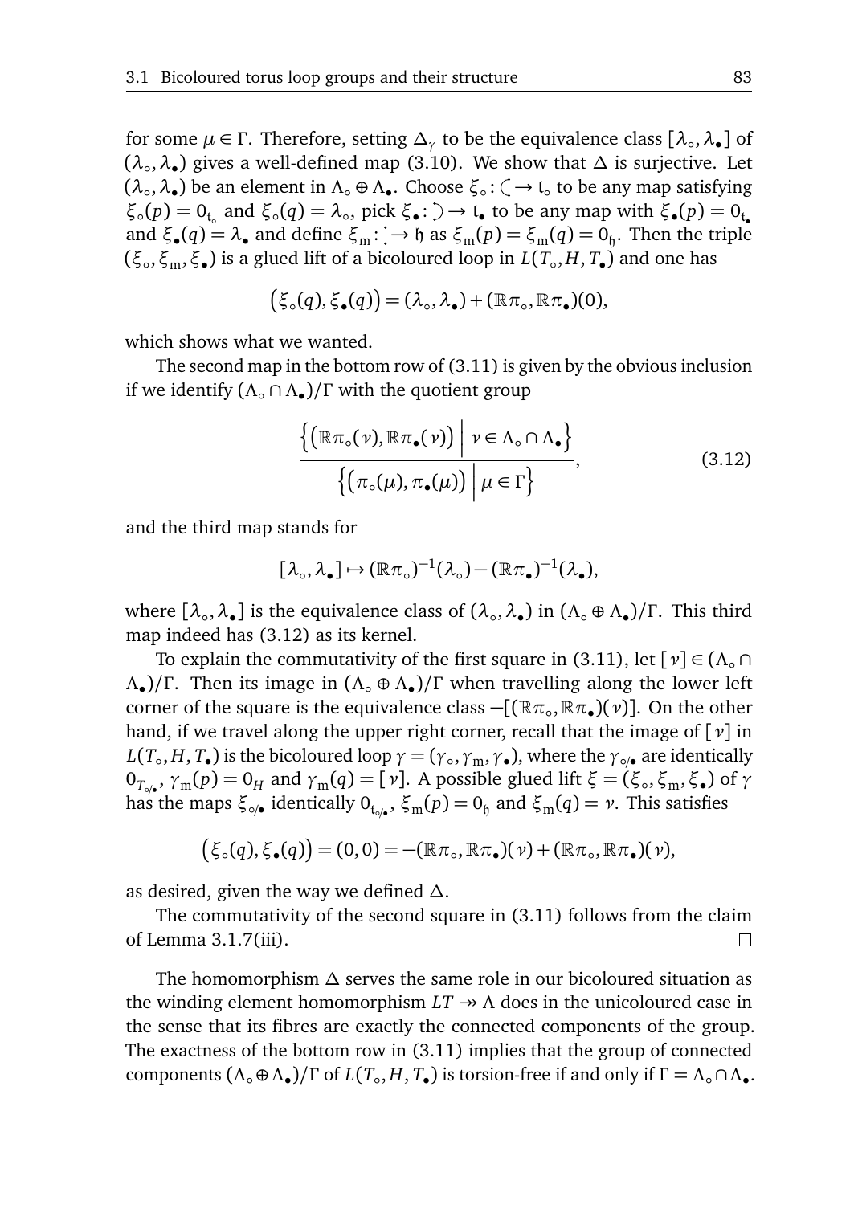for some $\mu \in \Gamma$. Therefore, setting $\Delta_\gamma$ to be the equivalence class $[\lambda_\circ, \lambda_\bullet]$ of $(\lambda_\circ, \lambda_\bullet)$ gives a well-defined map (3.10). We show that $\Delta$ is surjective. Let $(\lambda_\circ, \lambda_\bullet)$ be an element in $\Lambda_\circ \oplus \Lambda_\bullet$. Choose $\xi_\circ \colon ( \to \mathfrak{t}_\circ$ to be any map satisfying $\xi_\circ(p) = 0_{\mathfrak{t}_\circ}$ and $\xi_\circ(q) = \lambda_\circ$, pick $\xi_\bullet \colon ) \to \mathfrak{t}_\bullet$ to be any map with $\xi_\bullet(p) = 0_{\mathfrak{t}_\bullet}$ and $\xi_\bullet(q) = \lambda_\bullet$ and define $\xi_{\mathrm{m}} \colon \vdots \to \mathfrak{h}$ as $\xi_{\mathrm{m}}(p) = \xi_{\mathrm{m}}(q) = 0_{\mathfrak{h}}$. Then the triple $(\xi_\circ, \xi_{\mathrm{m}}, \xi_\bullet)$ is a glued lift of a bicoloured loop in $L(T_\circ, H, T_\bullet)$ and one has

$$\big(\xi_\circ(q), \xi_\bullet(q)\big) = (\lambda_\circ, \lambda_\bullet) + (\mathbb{R}\pi_\circ, \mathbb{R}\pi_\bullet)(0),$$

which shows what we wanted.

The second map in the bottom row of (3.11) is given by the obvious inclusion if we identify $(\Lambda_\circ \cap \Lambda_\bullet)/\Gamma$ with the quotient group

$$\frac{\Big\{\big(\mathbb{R}\pi_\circ(\nu), \mathbb{R}\pi_\bullet(\nu)\big) \;\Big|\; \nu \in \Lambda_\circ \cap \Lambda_\bullet\Big\}}{\Big\{\big(\pi_\circ(\mu), \pi_\bullet(\mu)\big) \;\Big|\; \mu \in \Gamma\Big\}}, \tag{3.12}$$

and the third map stands for

$$[\lambda_\circ, \lambda_\bullet] \mapsto (\mathbb{R}\pi_\circ)^{-1}(\lambda_\circ) - (\mathbb{R}\pi_\bullet)^{-1}(\lambda_\bullet),$$

where $[\lambda_\circ, \lambda_\bullet]$ is the equivalence class of $(\lambda_\circ, \lambda_\bullet)$ in $(\Lambda_\circ \oplus \Lambda_\bullet)/\Gamma$. This third map indeed has (3.12) as its kernel.

To explain the commutativity of the first square in (3.11), let $[\nu] \in (\Lambda_\circ \cap \Lambda_\bullet)/\Gamma$. Then its image in $(\Lambda_\circ \oplus \Lambda_\bullet)/\Gamma$ when travelling along the lower left corner of the square is the equivalence class $-[(\mathbb{R}\pi_\circ, \mathbb{R}\pi_\bullet)(\nu)]$. On the other hand, if we travel along the upper right corner, recall that the image of $[\nu]$ in $L(T_\circ, H, T_\bullet)$ is the bicoloured loop $\gamma = (\gamma_\circ, \gamma_{\mathrm{m}}, \gamma_\bullet)$, where the $\gamma_{\circ/\bullet}$ are identically $0_{T_{\circ/\bullet}}$, $\gamma_{\mathrm{m}}(p) = 0_H$ and $\gamma_{\mathrm{m}}(q) = [\nu]$. A possible glued lift $\xi = (\xi_\circ, \xi_{\mathrm{m}}, \xi_\bullet)$ of $\gamma$ has the maps $\xi_{\circ/\bullet}$ identically $0_{\mathfrak{t}_{\circ/\bullet}}$, $\xi_{\mathrm{m}}(p) = 0_{\mathfrak{h}}$ and $\xi_{\mathrm{m}}(q) = \nu$. This satisfies

$$\big(\xi_\circ(q), \xi_\bullet(q)\big) = (0, 0) = -(\mathbb{R}\pi_\circ, \mathbb{R}\pi_\bullet)(\nu) + (\mathbb{R}\pi_\circ, \mathbb{R}\pi_\bullet)(\nu),$$

as desired, given the way we defined $\Delta$.

The commutativity of the second square in (3.11) follows from the claim of Lemma 3.1.7(iii). □

The homomorphism $\Delta$ serves the same role in our bicoloured situation as the winding element homomorphism $LT \twoheadrightarrow \Lambda$ does in the unicoloured case in the sense that its fibres are exactly the connected components of the group. The exactness of the bottom row in (3.11) implies that the group of connected components $(\Lambda_\circ \oplus \Lambda_\bullet)/\Gamma$ of $L(T_\circ, H, T_\bullet)$ is torsion-free if and only if $\Gamma = \Lambda_\circ \cap \Lambda_\bullet$.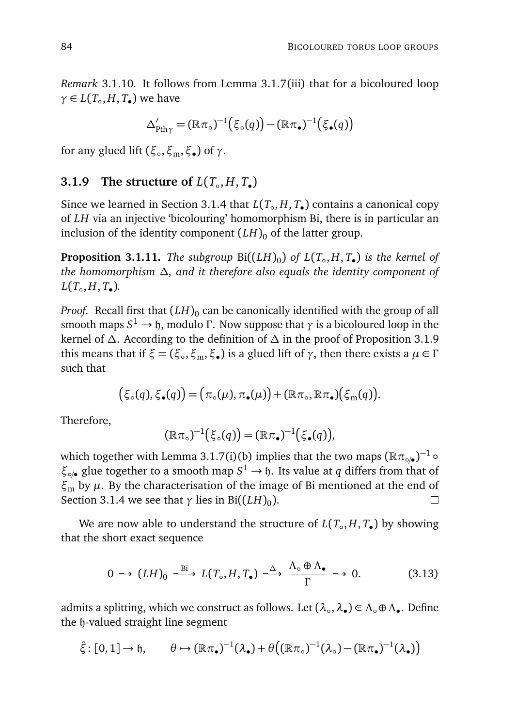*Remark* 3.1.10. It follows from Lemma 3.1.7(iii) that for a bicoloured loop $\gamma \in L(T_\circ, H, T_\bullet)$ we have

$$\Delta'_{\mathrm{Pth}\,\gamma} = (\mathbb{R}\pi_\circ)^{-1}\big(\xi_\circ(q)\big) - (\mathbb{R}\pi_\bullet)^{-1}\big(\xi_\bullet(q)\big)$$

for any glued lift $(\xi_\circ, \xi_\mathrm{m}, \xi_\bullet)$ of $\gamma$.

### 3.1.9 The structure of $L(T_\circ, H, T_\bullet)$

Since we learned in Section 3.1.4 that $L(T_\circ, H, T_\bullet)$ contains a canonical copy of $LH$ via an injective 'bicolouring' homomorphism Bi, there is in particular an inclusion of the identity component $(LH)_0$ of the latter group.

**Proposition 3.1.11.** *The subgroup* $\mathrm{Bi}((LH)_0)$ *of* $L(T_\circ, H, T_\bullet)$ *is the kernel of the homomorphism* $\Delta$*, and it therefore also equals the identity component of* $L(T_\circ, H, T_\bullet)$*.*

*Proof.* Recall first that $(LH)_0$ can be canonically identified with the group of all smooth maps $S^1 \to \mathfrak{h}$, modulo $\Gamma$. Now suppose that $\gamma$ is a bicoloured loop in the kernel of $\Delta$. According to the definition of $\Delta$ in the proof of Proposition 3.1.9 this means that if $\xi = (\xi_\circ, \xi_\mathrm{m}, \xi_\bullet)$ is a glued lift of $\gamma$, then there exists a $\mu \in \Gamma$ such that

$$\big(\xi_\circ(q), \xi_\bullet(q)\big) = \big(\pi_\circ(\mu), \pi_\bullet(\mu)\big) + (\mathbb{R}\pi_\circ, \mathbb{R}\pi_\bullet)\big(\xi_\mathrm{m}(q)\big).$$

Therefore,

$$(\mathbb{R}\pi_\circ)^{-1}\big(\xi_\circ(q)\big) = (\mathbb{R}\pi_\bullet)^{-1}\big(\xi_\bullet(q)\big),$$

which together with Lemma 3.1.7(i)(b) implies that the two maps $(\mathbb{R}\pi_{\circ/\bullet})^{-1} \circ \xi_{\circ/\bullet}$ glue together to a smooth map $S^1 \to \mathfrak{h}$. Its value at $q$ differs from that of $\xi_\mathrm{m}$ by $\mu$. By the characterisation of the image of Bi mentioned at the end of Section 3.1.4 we see that $\gamma$ lies in $\mathrm{Bi}((LH)_0)$. $\square$

We are now able to understand the structure of $L(T_\circ, H, T_\bullet)$ by showing that the short exact sequence

$$0 \longrightarrow (LH)_0 \xrightarrow{\ \mathrm{Bi}\ } L(T_\circ, H, T_\bullet) \xrightarrow{\ \Delta\ } \frac{\Lambda_\circ \oplus \Lambda_\bullet}{\Gamma} \longrightarrow 0. \tag{3.13}$$

admits a splitting, which we construct as follows. Let $(\lambda_\circ, \lambda_\bullet) \in \Lambda_\circ \oplus \Lambda_\bullet$. Define the $\mathfrak{h}$-valued straight line segment

$$\hat{\xi} \colon [0,1] \to \mathfrak{h}, \qquad \theta \mapsto (\mathbb{R}\pi_\bullet)^{-1}(\lambda_\bullet) + \theta\big((\mathbb{R}\pi_\circ)^{-1}(\lambda_\circ) - (\mathbb{R}\pi_\bullet)^{-1}(\lambda_\bullet)\big)$$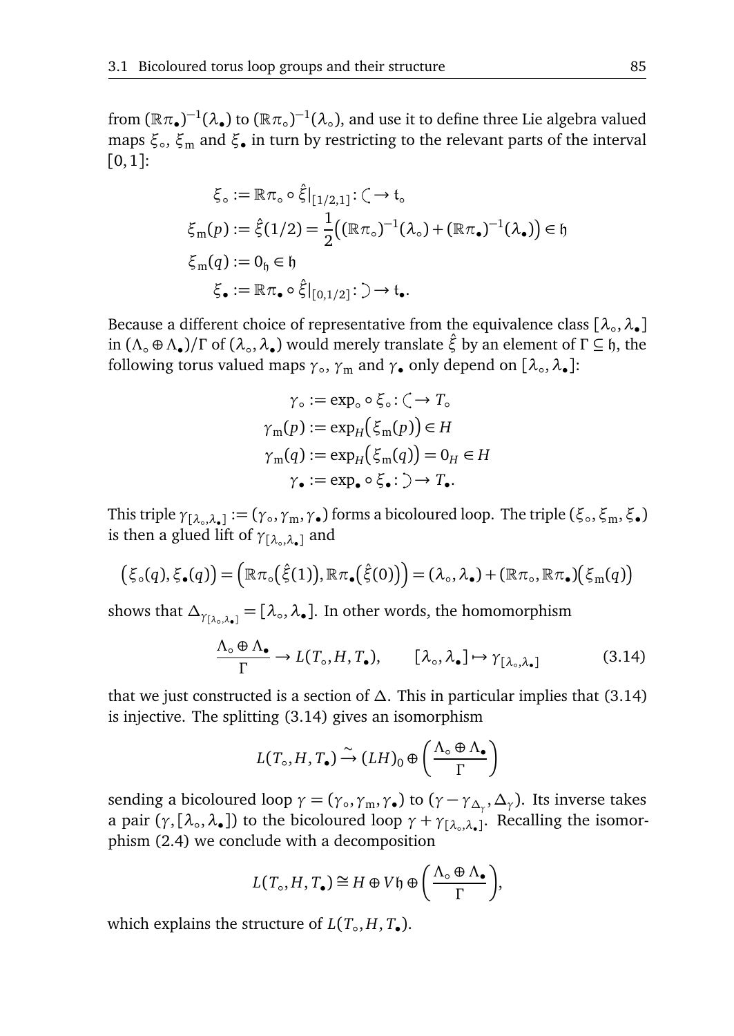from $(\mathbb{R}\pi_\bullet)^{-1}(\lambda_\bullet)$ to $(\mathbb{R}\pi_\circ)^{-1}(\lambda_\circ)$, and use it to define three Lie algebra valued maps $\xi_\circ$, $\xi_{\mathrm{m}}$ and $\xi_\bullet$ in turn by restricting to the relevant parts of the interval $[0,1]$:

$$
\begin{aligned}
\xi_\circ &:= \mathbb{R}\pi_\circ \circ \hat{\xi}|_{[1/2,1]} \colon \zeta \to \mathfrak{t}_\circ \\
\xi_{\mathrm{m}}(p) &:= \hat{\xi}(1/2) = \frac{1}{2}\big((\mathbb{R}\pi_\circ)^{-1}(\lambda_\circ) + (\mathbb{R}\pi_\bullet)^{-1}(\lambda_\bullet)\big) \in \mathfrak{h} \\
\xi_{\mathrm{m}}(q) &:= 0_{\mathfrak{h}} \in \mathfrak{h} \\
\xi_\bullet &:= \mathbb{R}\pi_\bullet \circ \hat{\xi}|_{[0,1/2]} \colon \rangle \to \mathfrak{t}_\bullet.
\end{aligned}
$$

Because a different choice of representative from the equivalence class $[\lambda_\circ, \lambda_\bullet]$ in $(\Lambda_\circ \oplus \Lambda_\bullet)/\Gamma$ of $(\lambda_\circ, \lambda_\bullet)$ would merely translate $\hat{\xi}$ by an element of $\Gamma \subseteq \mathfrak{h}$, the following torus valued maps $\gamma_\circ$, $\gamma_{\mathrm{m}}$ and $\gamma_\bullet$ only depend on $[\lambda_\circ, \lambda_\bullet]$:

$$
\begin{aligned}
\gamma_\circ &:= \exp_\circ \circ \xi_\circ \colon \zeta \to T_\circ \\
\gamma_{\mathrm{m}}(p) &:= \exp_H\big(\xi_{\mathrm{m}}(p)\big) \in H \\
\gamma_{\mathrm{m}}(q) &:= \exp_H\big(\xi_{\mathrm{m}}(q)\big) = 0_H \in H \\
\gamma_\bullet &:= \exp_\bullet \circ \xi_\bullet \colon \rangle \to T_\bullet.
\end{aligned}
$$

This triple $\gamma_{[\lambda_\circ,\lambda_\bullet]} := (\gamma_\circ, \gamma_{\mathrm{m}}, \gamma_\bullet)$ forms a bicoloured loop. The triple $(\xi_\circ, \xi_{\mathrm{m}}, \xi_\bullet)$ is then a glued lift of $\gamma_{[\lambda_\circ,\lambda_\bullet]}$ and

$$
\big(\xi_\circ(q), \xi_\bullet(q)\big) = \Big(\mathbb{R}\pi_\circ\big(\hat{\xi}(1)\big), \mathbb{R}\pi_\bullet\big(\hat{\xi}(0)\big)\Big) = (\lambda_\circ, \lambda_\bullet) + (\mathbb{R}\pi_\circ, \mathbb{R}\pi_\bullet)\big(\xi_{\mathrm{m}}(q)\big)
$$

shows that $\Delta_{\gamma_{[\lambda_\circ,\lambda_\bullet]}} = [\lambda_\circ, \lambda_\bullet]$. In other words, the homomorphism

$$
\frac{\Lambda_\circ \oplus \Lambda_\bullet}{\Gamma} \to L(T_\circ, H, T_\bullet), \qquad [\lambda_\circ, \lambda_\bullet] \mapsto \gamma_{[\lambda_\circ,\lambda_\bullet]} \tag{3.14}
$$

that we just constructed is a section of $\Delta$. This in particular implies that (3.14) is injective. The splitting (3.14) gives an isomorphism

$$
L(T_\circ, H, T_\bullet) \xrightarrow{\sim} (LH)_0 \oplus \left(\frac{\Lambda_\circ \oplus \Lambda_\bullet}{\Gamma}\right)
$$

sending a bicoloured loop $\gamma = (\gamma_\circ, \gamma_{\mathrm{m}}, \gamma_\bullet)$ to $(\gamma - \gamma_{\Delta_\gamma}, \Delta_\gamma)$. Its inverse takes a pair $(\gamma, [\lambda_\circ, \lambda_\bullet])$ to the bicoloured loop $\gamma + \gamma_{[\lambda_\circ,\lambda_\bullet]}$. Recalling the isomorphism (2.4) we conclude with a decomposition

$$
L(T_\circ, H, T_\bullet) \cong H \oplus V\mathfrak{h} \oplus \left(\frac{\Lambda_\circ \oplus \Lambda_\bullet}{\Gamma}\right),
$$

which explains the structure of $L(T_\circ, H, T_\bullet)$.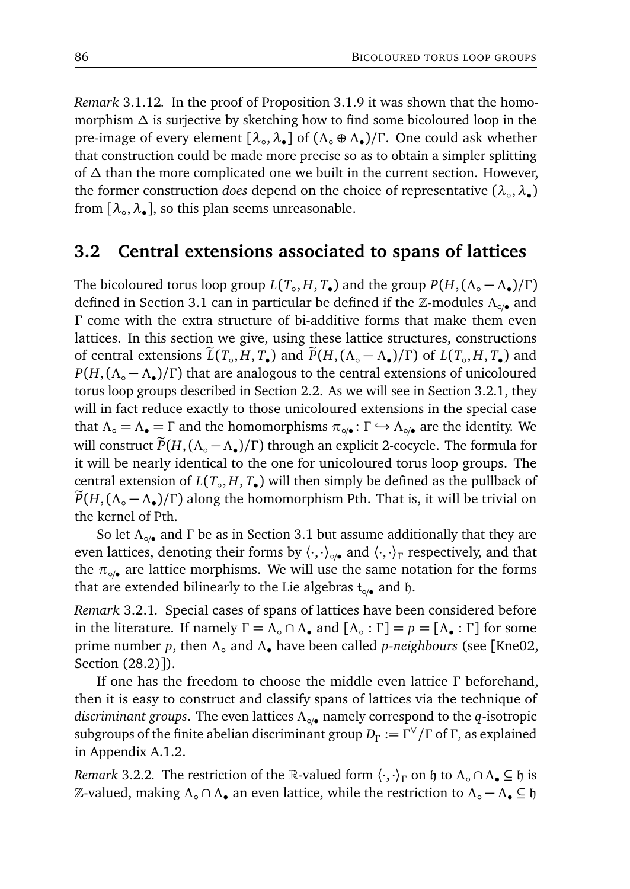*Remark* 3.1.12. In the proof of Proposition 3.1.9 it was shown that the homomorphism $\Delta$ is surjective by sketching how to find some bicoloured loop in the pre-image of every element $[\lambda_\circ, \lambda_\bullet]$ of $(\Lambda_\circ \oplus \Lambda_\bullet)/\Gamma$. One could ask whether that construction could be made more precise so as to obtain a simpler splitting of $\Delta$ than the more complicated one we built in the current section. However, the former construction *does* depend on the choice of representative $(\lambda_\circ, \lambda_\bullet)$ from $[\lambda_\circ, \lambda_\bullet]$, so this plan seems unreasonable.

## 3.2 Central extensions associated to spans of lattices

The bicoloured torus loop group $L(T_\circ, H, T_\bullet)$ and the group $P(H, (\Lambda_\circ - \Lambda_\bullet)/\Gamma)$ defined in Section 3.1 can in particular be defined if the $\mathbb{Z}$-modules $\Lambda_{\circ/\bullet}$ and $\Gamma$ come with the extra structure of bi-additive forms that make them even lattices. In this section we give, using these lattice structures, constructions of central extensions $\widetilde{L}(T_\circ, H, T_\bullet)$ and $\widetilde{P}(H, (\Lambda_\circ - \Lambda_\bullet)/\Gamma)$ of $L(T_\circ, H, T_\bullet)$ and $P(H, (\Lambda_\circ - \Lambda_\bullet)/\Gamma)$ that are analogous to the central extensions of unicoloured torus loop groups described in Section 2.2. As we will see in Section 3.2.1, they will in fact reduce exactly to those unicoloured extensions in the special case that $\Lambda_\circ = \Lambda_\bullet = \Gamma$ and the homomorphisms $\pi_{\circ/\bullet} : \Gamma \hookrightarrow \Lambda_{\circ/\bullet}$ are the identity. We will construct $\widetilde{P}(H, (\Lambda_\circ - \Lambda_\bullet)/\Gamma)$ through an explicit 2-cocycle. The formula for it will be nearly identical to the one for unicoloured torus loop groups. The central extension of $L(T_\circ, H, T_\bullet)$ will then simply be defined as the pullback of $\widetilde{P}(H, (\Lambda_\circ - \Lambda_\bullet)/\Gamma)$ along the homomorphism Pth. That is, it will be trivial on the kernel of Pth.

So let $\Lambda_{\circ/\bullet}$ and $\Gamma$ be as in Section 3.1 but assume additionally that they are even lattices, denoting their forms by $\langle \cdot, \cdot \rangle_{\circ/\bullet}$ and $\langle \cdot, \cdot \rangle_\Gamma$ respectively, and that the $\pi_{\circ/\bullet}$ are lattice morphisms. We will use the same notation for the forms that are extended bilinearly to the Lie algebras $\mathfrak{t}_{\circ/\bullet}$ and $\mathfrak{h}$.

*Remark* 3.2.1. Special cases of spans of lattices have been considered before in the literature. If namely $\Gamma = \Lambda_\circ \cap \Lambda_\bullet$ and $[\Lambda_\circ : \Gamma] = p = [\Lambda_\bullet : \Gamma]$ for some prime number $p$, then $\Lambda_\circ$ and $\Lambda_\bullet$ have been called *p-neighbours* (see [Kne02, Section (28.2)]).

If one has the freedom to choose the middle even lattice $\Gamma$ beforehand, then it is easy to construct and classify spans of lattices via the technique of *discriminant groups*. The even lattices $\Lambda_{\circ/\bullet}$ namely correspond to the *q*-isotropic subgroups of the finite abelian discriminant group $D_\Gamma := \Gamma^\vee/\Gamma$ of $\Gamma$, as explained in Appendix A.1.2.

*Remark* 3.2.2. The restriction of the $\mathbb{R}$-valued form $\langle \cdot, \cdot \rangle_\Gamma$ on $\mathfrak{h}$ to $\Lambda_\circ \cap \Lambda_\bullet \subseteq \mathfrak{h}$ is $\mathbb{Z}$-valued, making $\Lambda_\circ \cap \Lambda_\bullet$ an even lattice, while the restriction to $\Lambda_\circ - \Lambda_\bullet \subseteq \mathfrak{h}$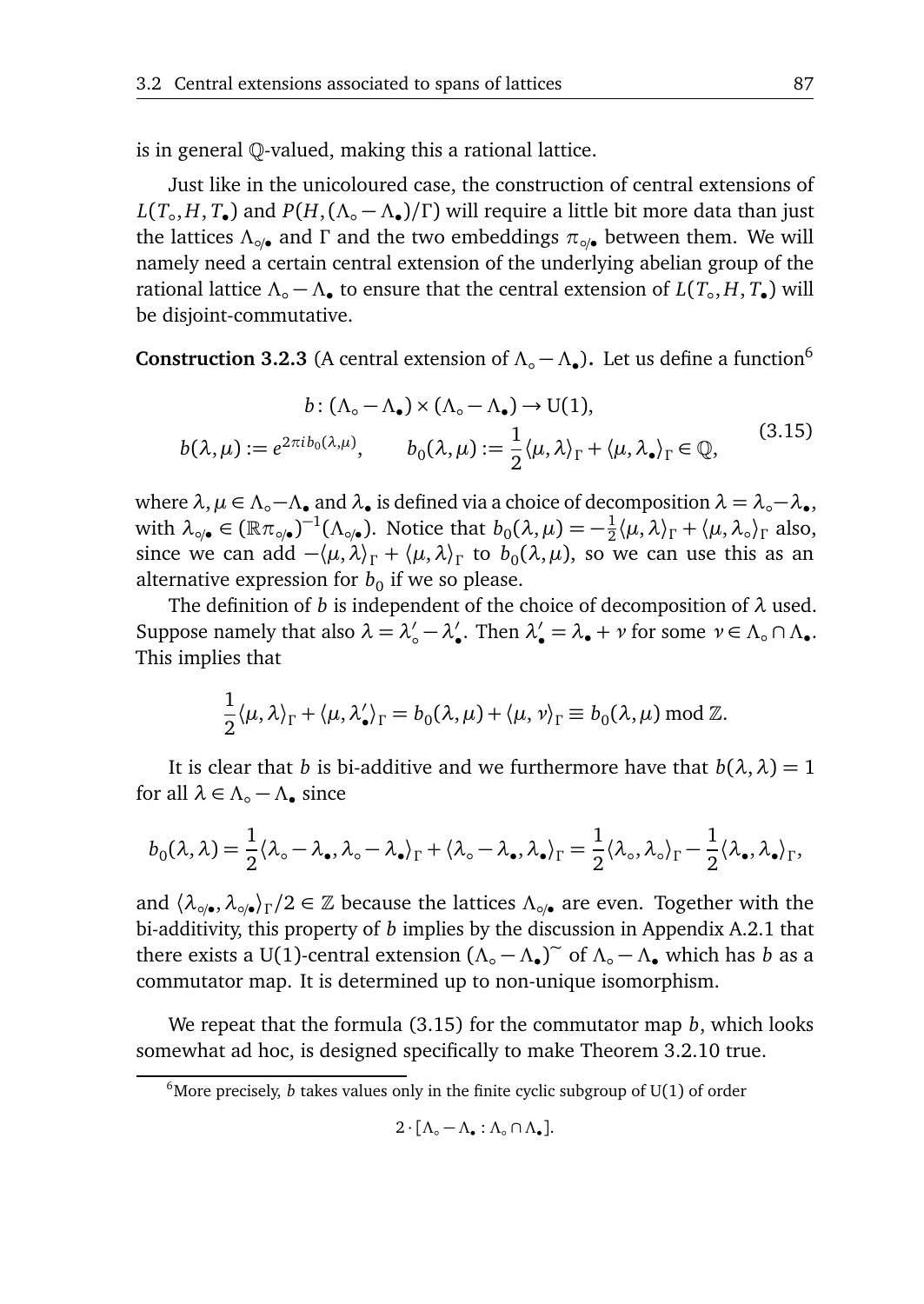is in general $\mathbb{Q}$-valued, making this a rational lattice.

Just like in the unicoloured case, the construction of central extensions of $L(T_\circ, H, T_\bullet)$ and $P(H, (\Lambda_\circ - \Lambda_\bullet)/\Gamma)$ will require a little bit more data than just the lattices $\Lambda_{\circ/\bullet}$ and $\Gamma$ and the two embeddings $\pi_{\circ/\bullet}$ between them. We will namely need a certain central extension of the underlying abelian group of the rational lattice $\Lambda_\circ - \Lambda_\bullet$ to ensure that the central extension of $L(T_\circ, H, T_\bullet)$ will be disjoint-commutative.

**Construction 3.2.3** (A central extension of $\Lambda_\circ - \Lambda_\bullet$)**.** Let us define a function[6]

$$
\begin{gathered}
b\colon (\Lambda_\circ - \Lambda_\bullet) \times (\Lambda_\circ - \Lambda_\bullet) \to \mathrm{U}(1), \\
b(\lambda, \mu) := e^{2\pi i b_0(\lambda, \mu)}, \qquad b_0(\lambda, \mu) := \frac{1}{2}\langle \mu, \lambda \rangle_\Gamma + \langle \mu, \lambda_\bullet \rangle_\Gamma \in \mathbb{Q},
\end{gathered}
\tag{3.15}
$$

where $\lambda, \mu \in \Lambda_\circ - \Lambda_\bullet$ and $\lambda_\bullet$ is defined via a choice of decomposition $\lambda = \lambda_\circ - \lambda_\bullet$, with $\lambda_{\circ/\bullet} \in (\mathbb{R}\pi_{\circ/\bullet})^{-1}(\Lambda_{\circ/\bullet})$. Notice that $b_0(\lambda, \mu) = -\frac{1}{2}\langle \mu, \lambda \rangle_\Gamma + \langle \mu, \lambda_\circ \rangle_\Gamma$ also, since we can add $-\langle \mu, \lambda \rangle_\Gamma + \langle \mu, \lambda \rangle_\Gamma$ to $b_0(\lambda, \mu)$, so we can use this as an alternative expression for $b_0$ if we so please.

The definition of $b$ is independent of the choice of decomposition of $\lambda$ used. Suppose namely that also $\lambda = \lambda'_\circ - \lambda'_\bullet$. Then $\lambda'_\bullet = \lambda_\bullet + \nu$ for some $\nu \in \Lambda_\circ \cap \Lambda_\bullet$. This implies that

$$
\frac{1}{2}\langle \mu, \lambda \rangle_\Gamma + \langle \mu, \lambda'_\bullet \rangle_\Gamma = b_0(\lambda, \mu) + \langle \mu, \nu \rangle_\Gamma \equiv b_0(\lambda, \mu) \bmod \mathbb{Z}.
$$

It is clear that $b$ is bi-additive and we furthermore have that $b(\lambda, \lambda) = 1$ for all $\lambda \in \Lambda_\circ - \Lambda_\bullet$ since

$$
b_0(\lambda, \lambda) = \frac{1}{2}\langle \lambda_\circ - \lambda_\bullet, \lambda_\circ - \lambda_\bullet \rangle_\Gamma + \langle \lambda_\circ - \lambda_\bullet, \lambda_\bullet \rangle_\Gamma = \frac{1}{2}\langle \lambda_\circ, \lambda_\circ \rangle_\Gamma - \frac{1}{2}\langle \lambda_\bullet, \lambda_\bullet \rangle_\Gamma,
$$

and $\langle \lambda_{\circ/\bullet}, \lambda_{\circ/\bullet} \rangle_\Gamma / 2 \in \mathbb{Z}$ because the lattices $\Lambda_{\circ/\bullet}$ are even. Together with the bi-additivity, this property of $b$ implies by the discussion in Appendix A.2.1 that there exists a U(1)-central extension $(\Lambda_\circ - \Lambda_\bullet)^\sim$ of $\Lambda_\circ - \Lambda_\bullet$ which has $b$ as a commutator map. It is determined up to non-unique isomorphism.

We repeat that the formula (3.15) for the commutator map $b$, which looks somewhat ad hoc, is designed specifically to make Theorem 3.2.10 true.

---

[6] More precisely, $b$ takes values only in the finite cyclic subgroup of U(1) of order

$$
2 \cdot [\Lambda_\circ - \Lambda_\bullet : \Lambda_\circ \cap \Lambda_\bullet].
$$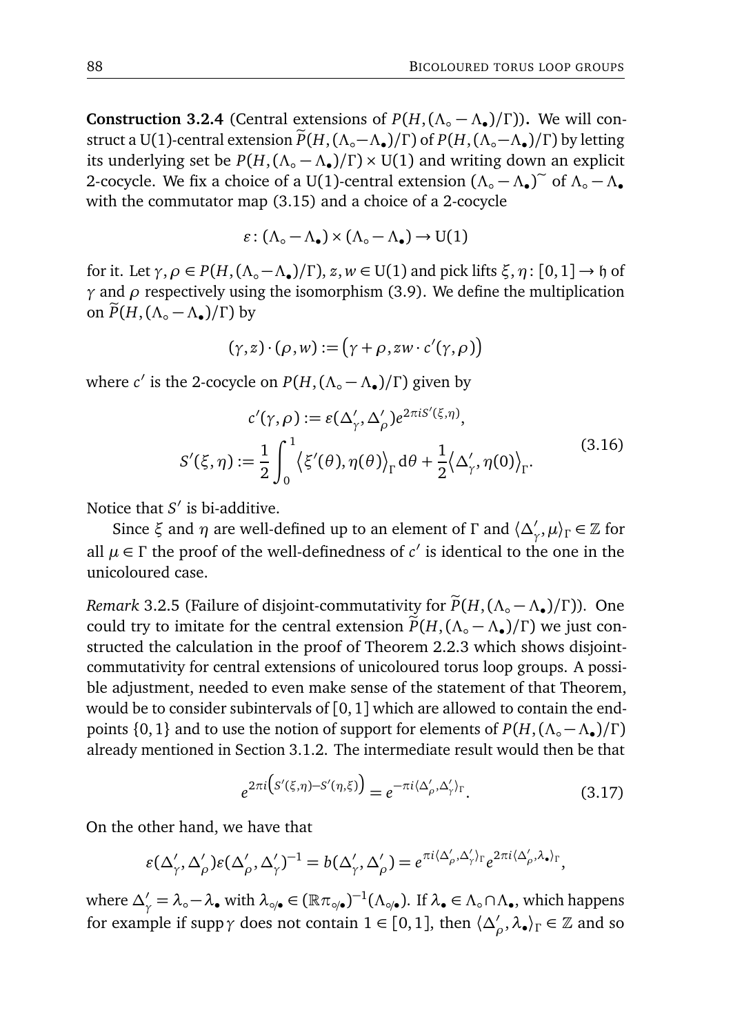**Construction 3.2.4** (Central extensions of $P(H,(\Lambda_\circ - \Lambda_\bullet)/\Gamma)$)**.** We will construct a U(1)-central extension $\widetilde{P}(H,(\Lambda_\circ - \Lambda_\bullet)/\Gamma)$ of $P(H,(\Lambda_\circ - \Lambda_\bullet)/\Gamma)$ by letting its underlying set be $P(H,(\Lambda_\circ - \Lambda_\bullet)/\Gamma) \times \mathrm{U}(1)$ and writing down an explicit 2-cocycle. We fix a choice of a U(1)-central extension $(\Lambda_\circ - \Lambda_\bullet)^\sim$ of $\Lambda_\circ - \Lambda_\bullet$ with the commutator map (3.15) and a choice of a 2-cocycle

$$\varepsilon\colon (\Lambda_\circ - \Lambda_\bullet) \times (\Lambda_\circ - \Lambda_\bullet) \to \mathrm{U}(1)$$

for it. Let $\gamma, \rho \in P(H,(\Lambda_\circ - \Lambda_\bullet)/\Gamma)$, $z, w \in \mathrm{U}(1)$ and pick lifts $\xi, \eta\colon [0,1] \to \mathfrak{h}$ of $\gamma$ and $\rho$ respectively using the isomorphism (3.9). We define the multiplication on $\widetilde{P}(H,(\Lambda_\circ - \Lambda_\bullet)/\Gamma)$ by

$$(\gamma, z)\cdot(\rho, w) := \big(\gamma + \rho, zw \cdot c'(\gamma,\rho)\big)$$

where $c'$ is the 2-cocycle on $P(H,(\Lambda_\circ - \Lambda_\bullet)/\Gamma)$ given by

$$\begin{aligned} c'(\gamma,\rho) &:= \varepsilon(\Delta'_\gamma, \Delta'_\rho) e^{2\pi i S'(\xi,\eta)}, \\ S'(\xi,\eta) &:= \frac{1}{2}\int_0^1 \big\langle \xi'(\theta), \eta(\theta)\big\rangle_\Gamma \,\mathrm{d}\theta + \frac{1}{2}\big\langle \Delta'_\gamma, \eta(0)\big\rangle_\Gamma. \end{aligned} \tag{3.16}$$

Notice that $S'$ is bi-additive.

Since $\xi$ and $\eta$ are well-defined up to an element of $\Gamma$ and $\langle \Delta'_\gamma, \mu\rangle_\Gamma \in \mathbb{Z}$ for all $\mu \in \Gamma$ the proof of the well-definedness of $c'$ is identical to the one in the unicoloured case.

*Remark* 3.2.5 (Failure of disjoint-commutativity for $\widetilde{P}(H,(\Lambda_\circ - \Lambda_\bullet)/\Gamma)$). One could try to imitate for the central extension $\widetilde{P}(H,(\Lambda_\circ - \Lambda_\bullet)/\Gamma)$ we just constructed the calculation in the proof of Theorem 2.2.3 which shows disjoint-commutativity for central extensions of unicoloured torus loop groups. A possible adjustment, needed to even make sense of the statement of that Theorem, would be to consider subintervals of $[0,1]$ which are allowed to contain the endpoints $\{0,1\}$ and to use the notion of support for elements of $P(H,(\Lambda_\circ - \Lambda_\bullet)/\Gamma)$ already mentioned in Section 3.1.2. The intermediate result would then be that

$$e^{2\pi i\left(S'(\xi,\eta) - S'(\eta,\xi)\right)} = e^{-\pi i \langle \Delta'_\rho, \Delta'_\gamma\rangle_\Gamma}. \tag{3.17}$$

On the other hand, we have that

$$\varepsilon(\Delta'_\gamma, \Delta'_\rho)\varepsilon(\Delta'_\rho, \Delta'_\gamma)^{-1} = b(\Delta'_\gamma, \Delta'_\rho) = e^{\pi i \langle \Delta'_\rho, \Delta'_\gamma\rangle_\Gamma} e^{2\pi i \langle \Delta'_\rho, \lambda_\bullet\rangle_\Gamma},$$

where $\Delta'_\gamma = \lambda_\circ - \lambda_\bullet$ with $\lambda_{\circ/\bullet} \in (\mathbb{R}\pi_{\circ/\bullet})^{-1}(\Lambda_{\circ/\bullet})$. If $\lambda_\bullet \in \Lambda_\circ \cap \Lambda_\bullet$, which happens for example if $\operatorname{supp}\gamma$ does not contain $1 \in [0,1]$, then $\langle \Delta'_\rho, \lambda_\bullet\rangle_\Gamma \in \mathbb{Z}$ and so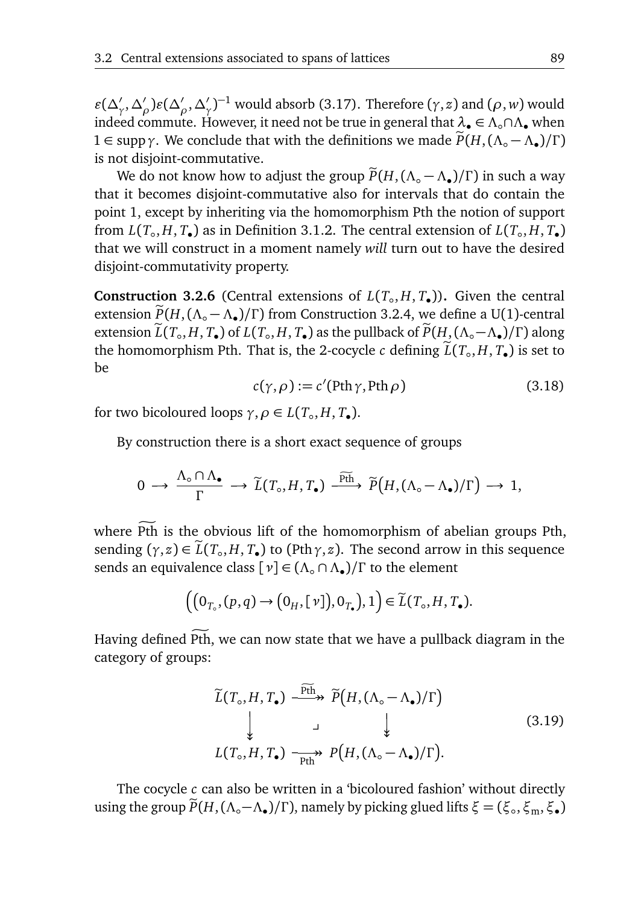$\varepsilon(\Delta'_\gamma, \Delta'_\rho)\varepsilon(\Delta'_\rho, \Delta'_\gamma)^{-1}$ would absorb (3.17). Therefore $(\gamma, z)$ and $(\rho, w)$ would indeed commute. However, it need not be true in general that $\lambda_\bullet \in \Lambda_\circ \cap \Lambda_\bullet$ when $1 \in \operatorname{supp}\gamma$. We conclude that with the definitions we made $\widetilde{P}(H, (\Lambda_\circ - \Lambda_\bullet)/\Gamma)$ is not disjoint-commutative.

We do not know how to adjust the group $\widetilde{P}(H, (\Lambda_\circ - \Lambda_\bullet)/\Gamma)$ in such a way that it becomes disjoint-commutative also for intervals that do contain the point 1, except by inheriting via the homomorphism Pth the notion of support from $L(T_\circ, H, T_\bullet)$ as in Definition 3.1.2. The central extension of $L(T_\circ, H, T_\bullet)$ that we will construct in a moment namely *will* turn out to have the desired disjoint-commutativity property.

**Construction 3.2.6** (Central extensions of $L(T_\circ, H, T_\bullet)$)**.** Given the central extension $\widetilde{P}(H, (\Lambda_\circ - \Lambda_\bullet)/\Gamma)$ from Construction 3.2.4, we define a U(1)-central extension $\widetilde{L}(T_\circ, H, T_\bullet)$ of $L(T_\circ, H, T_\bullet)$ as the pullback of $\widetilde{P}(H, (\Lambda_\circ - \Lambda_\bullet)/\Gamma)$ along the homomorphism Pth. That is, the 2-cocycle $c$ defining $\widetilde{L}(T_\circ, H, T_\bullet)$ is set to be

$$c(\gamma, \rho) := c'(\operatorname{Pth}\gamma, \operatorname{Pth}\rho) \tag{3.18}$$

for two bicoloured loops $\gamma, \rho \in L(T_\circ, H, T_\bullet)$.

By construction there is a short exact sequence of groups

$$0 \longrightarrow \frac{\Lambda_\circ \cap \Lambda_\bullet}{\Gamma} \longrightarrow \widetilde{L}(T_\circ, H, T_\bullet) \xrightarrow{\widetilde{\operatorname{Pth}}} \widetilde{P}\big(H, (\Lambda_\circ - \Lambda_\bullet)/\Gamma\big) \longrightarrow 1,$$

where $\widetilde{\operatorname{Pth}}$ is the obvious lift of the homomorphism of abelian groups Pth, sending $(\gamma, z) \in \widetilde{L}(T_\circ, H, T_\bullet)$ to $(\operatorname{Pth}\gamma, z)$. The second arrow in this sequence sends an equivalence class $[\nu] \in (\Lambda_\circ \cap \Lambda_\bullet)/\Gamma$ to the element

$$\Big(\big(0_{T_\circ}, (p,q) \to \big(0_H, [\nu]\big), 0_{T_\bullet}\big), 1\Big) \in \widetilde{L}(T_\circ, H, T_\bullet).$$

Having defined $\widetilde{\operatorname{Pth}}$, we can now state that we have a pullback diagram in the category of groups:

$$\begin{array}{ccc}
\widetilde{L}(T_\circ, H, T_\bullet) & \xrightarrow{\widetilde{\operatorname{Pth}}} & \widetilde{P}\big(H, (\Lambda_\circ - \Lambda_\bullet)/\Gamma\big) \\
\big\downarrow & \lrcorner & \big\downarrow \\
L(T_\circ, H, T_\bullet) & \xrightarrow[\operatorname{Pth}]{} & P\big(H, (\Lambda_\circ - \Lambda_\bullet)/\Gamma\big).
\end{array} \tag{3.19}$$

The cocycle $c$ can also be written in a 'bicoloured fashion' without directly using the group $\widetilde{P}(H, (\Lambda_\circ - \Lambda_\bullet)/\Gamma)$, namely by picking glued lifts $\xi = (\xi_\circ, \xi_{\mathrm{m}}, \xi_\bullet)$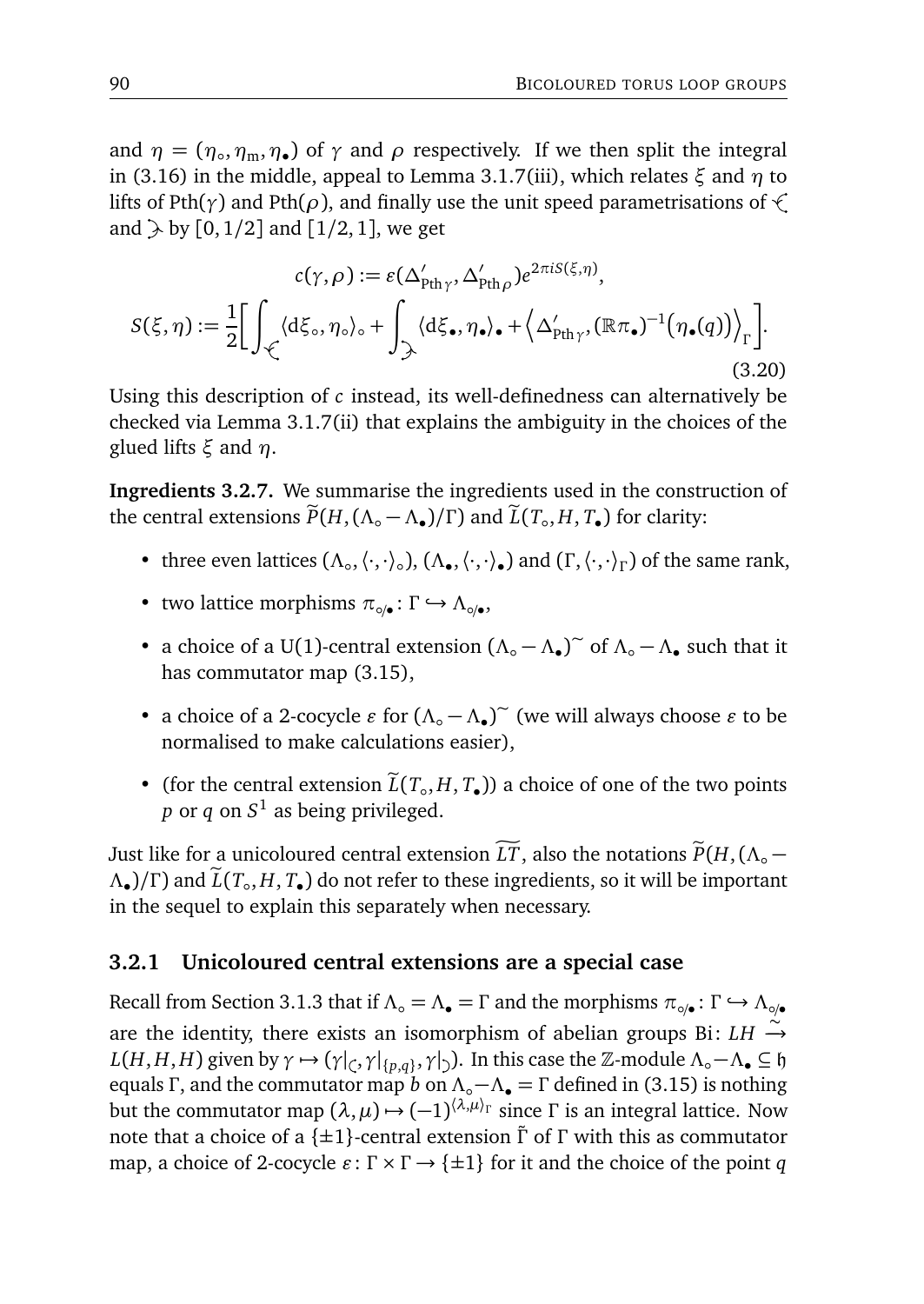and $\eta = (\eta_\circ, \eta_{\mathrm{m}}, \eta_\bullet)$ of $\gamma$ and $\rho$ respectively. If we then split the integral in (3.16) in the middle, appeal to Lemma 3.1.7(iii), which relates $\xi$ and $\eta$ to lifts of $\mathrm{Pth}(\gamma)$ and $\mathrm{Pth}(\rho)$, and finally use the unit speed parametrisations of $\wedge\!\!\!\!<$ and $\rangle\!\!\!-$ by $[0,1/2]$ and $[1/2,1]$, we get

$$
c(\gamma,\rho) := \varepsilon(\Delta'_{\mathrm{Pth}\,\gamma}, \Delta'_{\mathrm{Pth}\,\rho}) e^{2\pi i S(\xi,\eta)},
$$

$$
S(\xi,\eta) := \frac{1}{2}\Big[\int_{\wedge\!\!\!<} \langle \mathrm{d}\xi_\circ, \eta_\circ\rangle_\circ + \int_{\rangle\!\!-} \langle \mathrm{d}\xi_\bullet, \eta_\bullet\rangle_\bullet + \Big\langle \Delta'_{\mathrm{Pth}\,\gamma}, (\mathbb{R}\pi_\bullet)^{-1}\big(\eta_\bullet(q)\big)\Big\rangle_\Gamma\Big]. \tag{3.20}
$$

Using this description of $c$ instead, its well-definedness can alternatively be checked via Lemma 3.1.7(ii) that explains the ambiguity in the choices of the glued lifts $\xi$ and $\eta$.

**Ingredients 3.2.7.** We summarise the ingredients used in the construction of the central extensions $\widetilde{P}(H, (\Lambda_\circ - \Lambda_\bullet)/\Gamma)$ and $\widetilde{L}(T_\circ, H, T_\bullet)$ for clarity:

- three even lattices $(\Lambda_\circ, \langle\cdot,\cdot\rangle_\circ)$, $(\Lambda_\bullet, \langle\cdot,\cdot\rangle_\bullet)$ and $(\Gamma, \langle\cdot,\cdot\rangle_\Gamma)$ of the same rank,
- two lattice morphisms $\pi_{\circ/\bullet} \colon \Gamma \hookrightarrow \Lambda_{\circ/\bullet}$,
- a choice of a U(1)-central extension $(\Lambda_\circ - \Lambda_\bullet)^\sim$ of $\Lambda_\circ - \Lambda_\bullet$ such that it has commutator map (3.15),
- a choice of a 2-cocycle $\varepsilon$ for $(\Lambda_\circ - \Lambda_\bullet)^\sim$ (we will always choose $\varepsilon$ to be normalised to make calculations easier),
- (for the central extension $\widetilde{L}(T_\circ, H, T_\bullet)$) a choice of one of the two points $p$ or $q$ on $S^1$ as being privileged.

Just like for a unicoloured central extension $\widetilde{LT}$, also the notations $\widetilde{P}(H, (\Lambda_\circ - \Lambda_\bullet)/\Gamma)$ and $\widetilde{L}(T_\circ, H, T_\bullet)$ do not refer to these ingredients, so it will be important in the sequel to explain this separately when necessary.

### 3.2.1 Unicoloured central extensions are a special case

Recall from Section 3.1.3 that if $\Lambda_\circ = \Lambda_\bullet = \Gamma$ and the morphisms $\pi_{\circ/\bullet} \colon \Gamma \hookrightarrow \Lambda_{\circ/\bullet}$ are the identity, there exists an isomorphism of abelian groups $\mathrm{Bi} \colon LH \xrightarrow{\sim} L(H,H,H)$ given by $\gamma \mapsto (\gamma|_{\subset}, \gamma|_{\{p,q\}}, \gamma|_{\supset})$. In this case the $\mathbb{Z}$-module $\Lambda_\circ - \Lambda_\bullet \subseteq \mathfrak{h}$ equals $\Gamma$, and the commutator map $b$ on $\Lambda_\circ - \Lambda_\bullet = \Gamma$ defined in (3.15) is nothing but the commutator map $(\lambda,\mu) \mapsto (-1)^{\langle\lambda,\mu\rangle_\Gamma}$ since $\Gamma$ is an integral lattice. Now note that a choice of a $\{\pm 1\}$-central extension $\tilde{\Gamma}$ of $\Gamma$ with this as commutator map, a choice of 2-cocycle $\varepsilon \colon \Gamma \times \Gamma \to \{\pm 1\}$ for it and the choice of the point $q$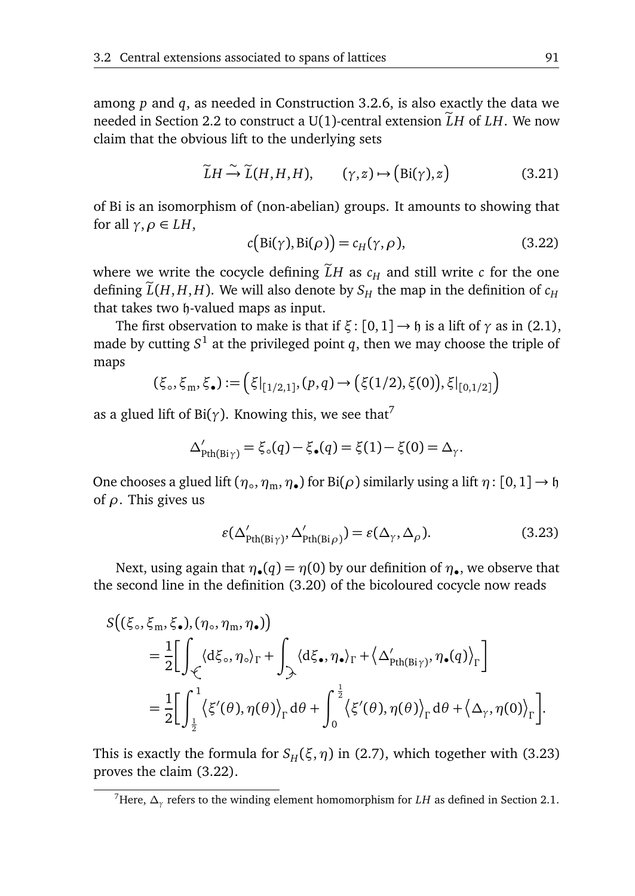among $p$ and $q$, as needed in Construction 3.2.6, is also exactly the data we needed in Section 2.2 to construct a U(1)-central extension $\widetilde{L}H$ of $LH$. We now claim that the obvious lift to the underlying sets

$$\widetilde{L}H \xrightarrow{\sim} \widetilde{L}(H,H,H), \qquad (\gamma, z) \mapsto \big(\mathrm{Bi}(\gamma), z\big) \tag{3.21}$$

of Bi is an isomorphism of (non-abelian) groups. It amounts to showing that for all $\gamma, \rho \in LH$,

$$c\big(\mathrm{Bi}(\gamma), \mathrm{Bi}(\rho)\big) = c_H(\gamma, \rho), \tag{3.22}$$

where we write the cocycle defining $\widetilde{L}H$ as $c_H$ and still write $c$ for the one defining $\widetilde{L}(H,H,H)$. We will also denote by $S_H$ the map in the definition of $c_H$ that takes two $\mathfrak{h}$-valued maps as input.

The first observation to make is that if $\xi\colon [0,1] \to \mathfrak{h}$ is a lift of $\gamma$ as in (2.1), made by cutting $S^1$ at the privileged point $q$, then we may choose the triple of maps

$$(\xi_\circ, \xi_\mathrm{m}, \xi_\bullet) := \Big(\xi|_{[1/2,1]}, (p,q) \to \big(\xi(1/2), \xi(0)\big), \xi|_{[0,1/2]}\Big)$$

as a glued lift of $\mathrm{Bi}(\gamma)$. Knowing this, we see that[7]

$$\Delta'_{\mathrm{Pth}(\mathrm{Bi}\,\gamma)} = \xi_\circ(q) - \xi_\bullet(q) = \xi(1) - \xi(0) = \Delta_\gamma.$$

One chooses a glued lift $(\eta_\circ, \eta_\mathrm{m}, \eta_\bullet)$ for $\mathrm{Bi}(\rho)$ similarly using a lift $\eta\colon [0,1] \to \mathfrak{h}$ of $\rho$. This gives us

$$\varepsilon(\Delta'_{\mathrm{Pth}(\mathrm{Bi}\,\gamma)}, \Delta'_{\mathrm{Pth}(\mathrm{Bi}\,\rho)}) = \varepsilon(\Delta_\gamma, \Delta_\rho). \tag{3.23}$$

Next, using again that $\eta_\bullet(q) = \eta(0)$ by our definition of $\eta_\bullet$, we observe that the second line in the definition (3.20) of the bicoloured cocycle now reads

$$\begin{aligned}
&S\big((\xi_\circ, \xi_\mathrm{m}, \xi_\bullet), (\eta_\circ, \eta_\mathrm{m}, \eta_\bullet)\big) \\
&\quad = \frac{1}{2}\Big[\int_{\leftarrow} \langle \mathrm{d}\xi_\circ, \eta_\circ\rangle_\Gamma + \int_{\rightarrow} \langle \mathrm{d}\xi_\bullet, \eta_\bullet\rangle_\Gamma + \big\langle \Delta'_{\mathrm{Pth}(\mathrm{Bi}\,\gamma)}, \eta_\bullet(q)\big\rangle_\Gamma\Big] \\
&\quad = \frac{1}{2}\Big[\int_{\frac{1}{2}}^{1} \big\langle \xi'(\theta), \eta(\theta)\big\rangle_\Gamma \,\mathrm{d}\theta + \int_0^{\frac{1}{2}} \big\langle \xi'(\theta), \eta(\theta)\big\rangle_\Gamma \,\mathrm{d}\theta + \big\langle \Delta_\gamma, \eta(0)\big\rangle_\Gamma\Big].
\end{aligned}$$

This is exactly the formula for $S_H(\xi, \eta)$ in (2.7), which together with (3.23) proves the claim (3.22).

---

[7] Here, $\Delta_\gamma$ refers to the winding element homomorphism for $LH$ as defined in Section 2.1.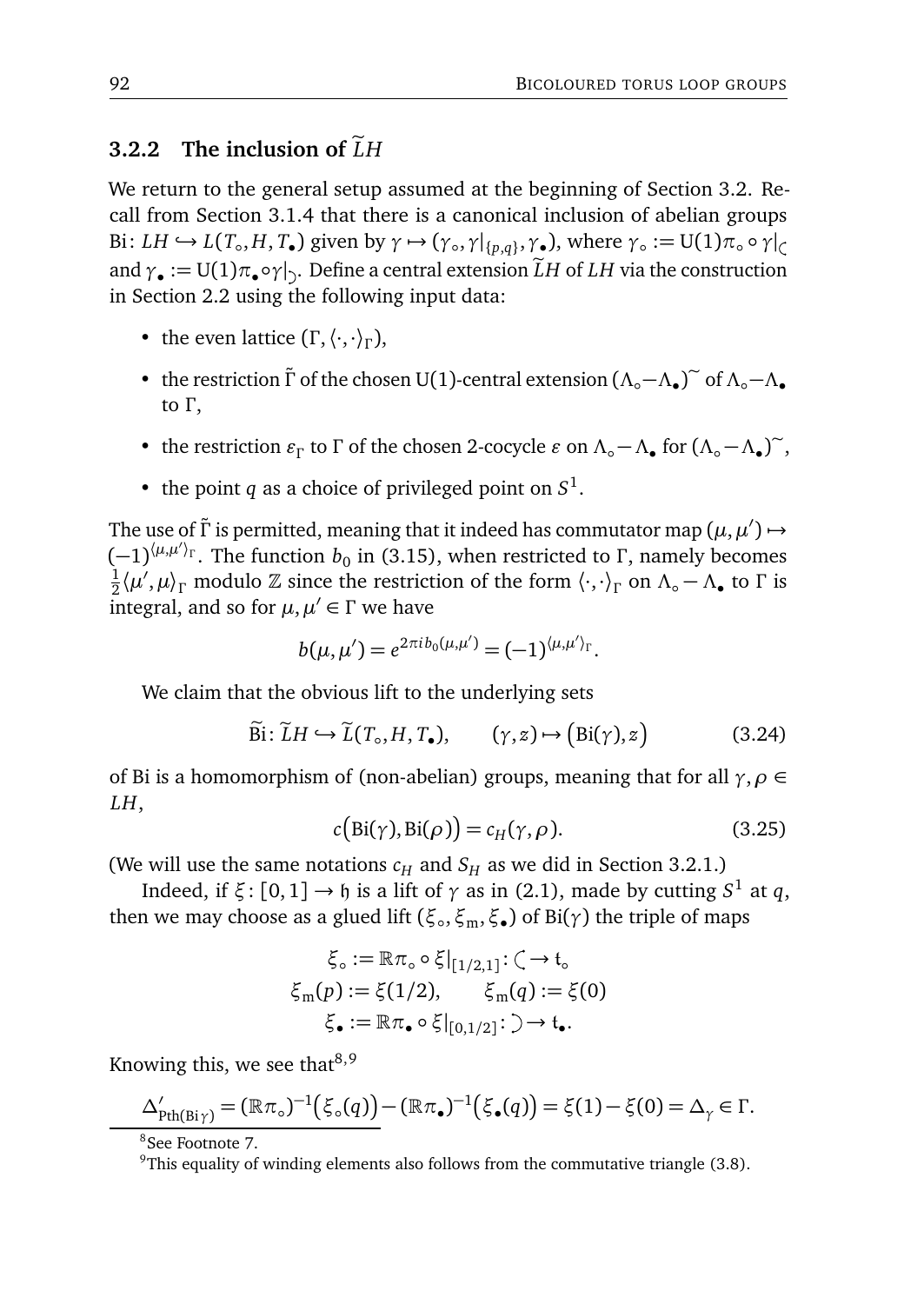### 3.2.2 The inclusion of $\widetilde{L}H$

We return to the general setup assumed at the beginning of Section 3.2. Recall from Section 3.1.4 that there is a canonical inclusion of abelian groups $\mathrm{Bi}\colon LH \hookrightarrow L(T_\circ, H, T_\bullet)$ given by $\gamma \mapsto (\gamma_\circ, \gamma|_{\{p,q\}}, \gamma_\bullet)$, where $\gamma_\circ := \mathrm{U}(1)\pi_\circ \circ \gamma|_{\frown}$ and $\gamma_\bullet := \mathrm{U}(1)\pi_\bullet \circ \gamma|_{\smile}$. Define a central extension $\widetilde{L}H$ of $LH$ via the construction in Section 2.2 using the following input data:

- the even lattice $(\Gamma, \langle\cdot,\cdot\rangle_\Gamma)$,
- the restriction $\tilde{\Gamma}$ of the chosen U(1)-central extension $(\Lambda_\circ - \Lambda_\bullet)^\sim$ of $\Lambda_\circ - \Lambda_\bullet$ to $\Gamma$,
- the restriction $\varepsilon_\Gamma$ to $\Gamma$ of the chosen 2-cocycle $\varepsilon$ on $\Lambda_\circ - \Lambda_\bullet$ for $(\Lambda_\circ - \Lambda_\bullet)^\sim$,
- the point $q$ as a choice of privileged point on $S^1$.

The use of $\tilde{\Gamma}$ is permitted, meaning that it indeed has commutator map $(\mu, \mu') \mapsto (-1)^{\langle \mu, \mu' \rangle_\Gamma}$. The function $b_0$ in (3.15), when restricted to $\Gamma$, namely becomes $\frac{1}{2}\langle \mu', \mu \rangle_\Gamma$ modulo $\mathbb{Z}$ since the restriction of the form $\langle\cdot,\cdot\rangle_\Gamma$ on $\Lambda_\circ - \Lambda_\bullet$ to $\Gamma$ is integral, and so for $\mu, \mu' \in \Gamma$ we have

$$b(\mu, \mu') = e^{2\pi i b_0(\mu, \mu')} = (-1)^{\langle \mu, \mu' \rangle_\Gamma}.$$

We claim that the obvious lift to the underlying sets

$$\widetilde{\mathrm{Bi}}\colon \widetilde{L}H \hookrightarrow \widetilde{L}(T_\circ, H, T_\bullet), \qquad (\gamma, z) \mapsto \big(\mathrm{Bi}(\gamma), z\big) \tag{3.24}$$

of Bi is a homomorphism of (non-abelian) groups, meaning that for all $\gamma, \rho \in LH$,

$$c\big(\mathrm{Bi}(\gamma), \mathrm{Bi}(\rho)\big) = c_H(\gamma, \rho). \tag{3.25}$$

(We will use the same notations $c_H$ and $S_H$ as we did in Section 3.2.1.)

Indeed, if $\xi\colon [0,1] \to \mathfrak{h}$ is a lift of $\gamma$ as in (2.1), made by cutting $S^1$ at $q$, then we may choose as a glued lift $(\xi_\circ, \xi_{\mathrm{m}}, \xi_\bullet)$ of $\mathrm{Bi}(\gamma)$ the triple of maps

$$\xi_\circ := \mathbb{R}\pi_\circ \circ \xi|_{[1/2,1]}\colon \frown \to \mathfrak{t}_\circ$$
$$\xi_{\mathrm{m}}(p) := \xi(1/2), \qquad \xi_{\mathrm{m}}(q) := \xi(0)$$
$$\xi_\bullet := \mathbb{R}\pi_\bullet \circ \xi|_{[0,1/2]}\colon \smile \to \mathfrak{t}_\bullet.$$

Knowing this, we see that[8,9]

$$\Delta'_{\mathrm{Pth}(\mathrm{Bi}\,\gamma)} = (\mathbb{R}\pi_\circ)^{-1}\big(\xi_\circ(q)\big) - (\mathbb{R}\pi_\bullet)^{-1}\big(\xi_\bullet(q)\big) = \xi(1) - \xi(0) = \Delta_\gamma \in \Gamma.$$

[8] See Footnote 7.

[9] This equality of winding elements also follows from the commutative triangle (3.8).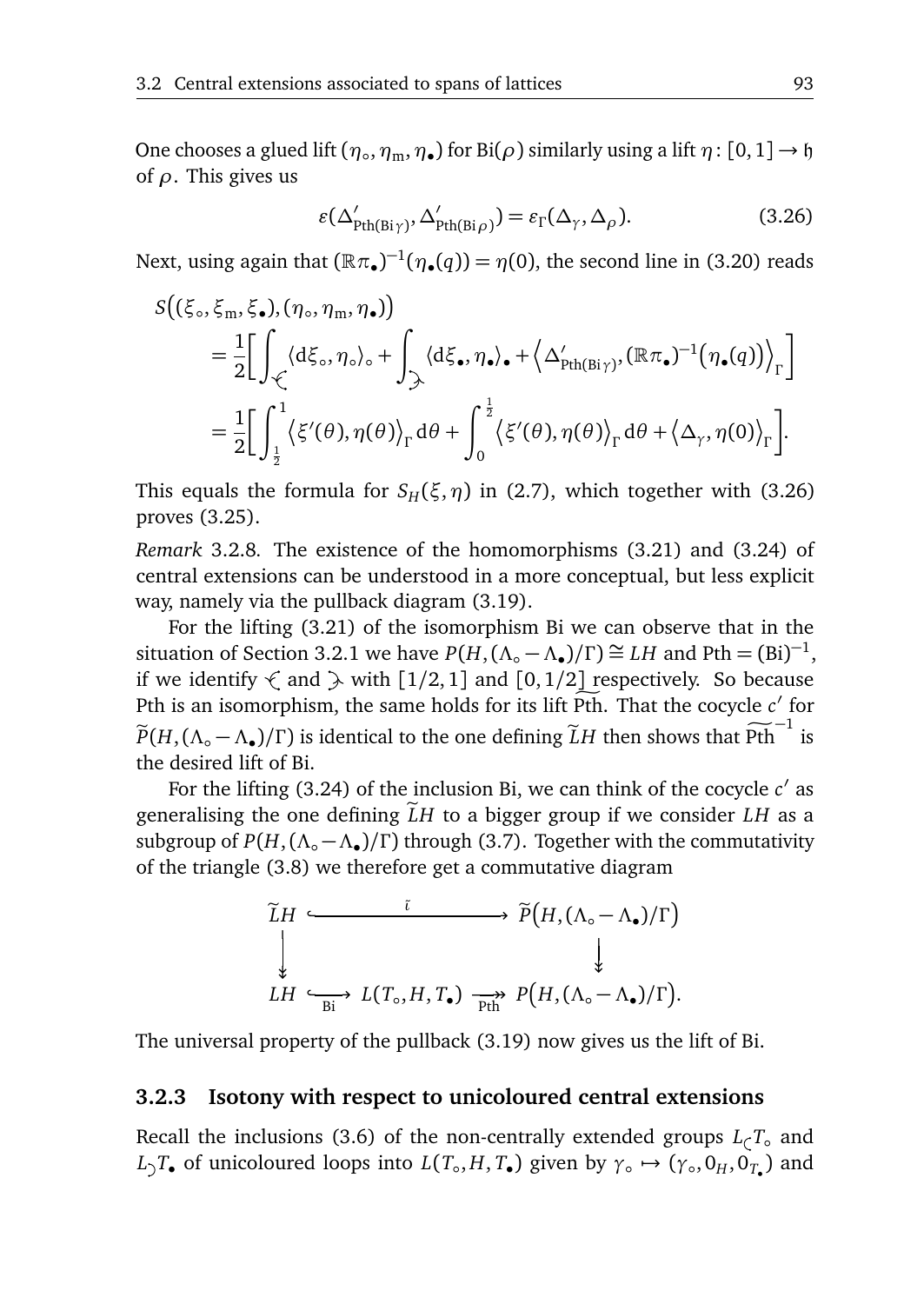One chooses a glued lift $(\eta_\circ, \eta_{\mathrm{m}}, \eta_\bullet)$ for $\mathrm{Bi}(\rho)$ similarly using a lift $\eta\colon [0,1] \to \mathfrak{h}$ of $\rho$. This gives us

$$\varepsilon(\Delta'_{\mathrm{Pth}(\mathrm{Bi}\,\gamma)}, \Delta'_{\mathrm{Pth}(\mathrm{Bi}\,\rho)}) = \varepsilon_\Gamma(\Delta_\gamma, \Delta_\rho). \tag{3.26}$$

Next, using again that $(\mathbb{R}\pi_\bullet)^{-1}(\eta_\bullet(q)) = \eta(0)$, the second line in (3.20) reads

$$\begin{aligned}
S\big((\xi_\circ, \xi_{\mathrm{m}}, \xi_\bullet), (\eta_\circ, \eta_{\mathrm{m}}, \eta_\bullet)\big)
&= \frac{1}{2}\Big[\int_{\curvearrowleft} \langle \mathrm{d}\xi_\circ, \eta_\circ\rangle_\circ + \int_{\curvearrowright} \langle \mathrm{d}\xi_\bullet, \eta_\bullet\rangle_\bullet + \Big\langle \Delta'_{\mathrm{Pth}(\mathrm{Bi}\,\gamma)}, (\mathbb{R}\pi_\bullet)^{-1}\big(\eta_\bullet(q)\big)\Big\rangle_\Gamma\Big] \\
&= \frac{1}{2}\Big[\int_{\frac{1}{2}}^{1} \big\langle \xi'(\theta), \eta(\theta)\big\rangle_\Gamma \,\mathrm{d}\theta + \int_0^{\frac{1}{2}} \big\langle \xi'(\theta), \eta(\theta)\big\rangle_\Gamma \,\mathrm{d}\theta + \big\langle \Delta_\gamma, \eta(0)\big\rangle_\Gamma\Big].
\end{aligned}$$

This equals the formula for $S_H(\xi, \eta)$ in (2.7), which together with (3.26) proves (3.25).

*Remark* 3.2.8. The existence of the homomorphisms (3.21) and (3.24) of central extensions can be understood in a more conceptual, but less explicit way, namely via the pullback diagram (3.19).

For the lifting (3.21) of the isomorphism Bi we can observe that in the situation of Section 3.2.1 we have $P(H, (\Lambda_\circ - \Lambda_\bullet)/\Gamma) \cong LH$ and $\mathrm{Pth} = (\mathrm{Bi})^{-1}$, if we identify $\curvearrowleft$ and $\curvearrowright$ with $[1/2, 1]$ and $[0, 1/2]$ respectively. So because Pth is an isomorphism, the same holds for its lift $\widetilde{\mathrm{Pth}}$. That the cocycle $c'$ for $\widetilde{P}(H, (\Lambda_\circ - \Lambda_\bullet)/\Gamma)$ is identical to the one defining $\widetilde{L}H$ then shows that $\widetilde{\mathrm{Pth}}^{-1}$ is the desired lift of Bi.

For the lifting (3.24) of the inclusion Bi, we can think of the cocycle $c'$ as generalising the one defining $\widetilde{L}H$ to a bigger group if we consider $LH$ as a subgroup of $P(H, (\Lambda_\circ - \Lambda_\bullet)/\Gamma)$ through (3.7). Together with the commutativity of the triangle (3.8) we therefore get a commutative diagram

$$\begin{array}{ccc}
\widetilde{L}H & \xhookrightarrow{\quad\tilde{\iota}\quad} & \widetilde{P}\big(H, (\Lambda_\circ - \Lambda_\bullet)/\Gamma\big) \\
\big\downarrow & & \big\downarrow \\
LH \xhookrightarrow[\mathrm{Bi}]{} & L(T_\circ, H, T_\bullet) \xrightarrow[\mathrm{Pth}]{} & P\big(H, (\Lambda_\circ - \Lambda_\bullet)/\Gamma\big).
\end{array}$$

The universal property of the pullback (3.19) now gives us the lift of Bi.

### 3.2.3 Isotony with respect to unicoloured central extensions

Recall the inclusions (3.6) of the non-centrally extended groups $L_{\curvearrowleft}T_\circ$ and $L_{\curvearrowright}T_\bullet$ of unicoloured loops into $L(T_\circ, H, T_\bullet)$ given by $\gamma_\circ \mapsto (\gamma_\circ, 0_H, 0_{T_\bullet})$ and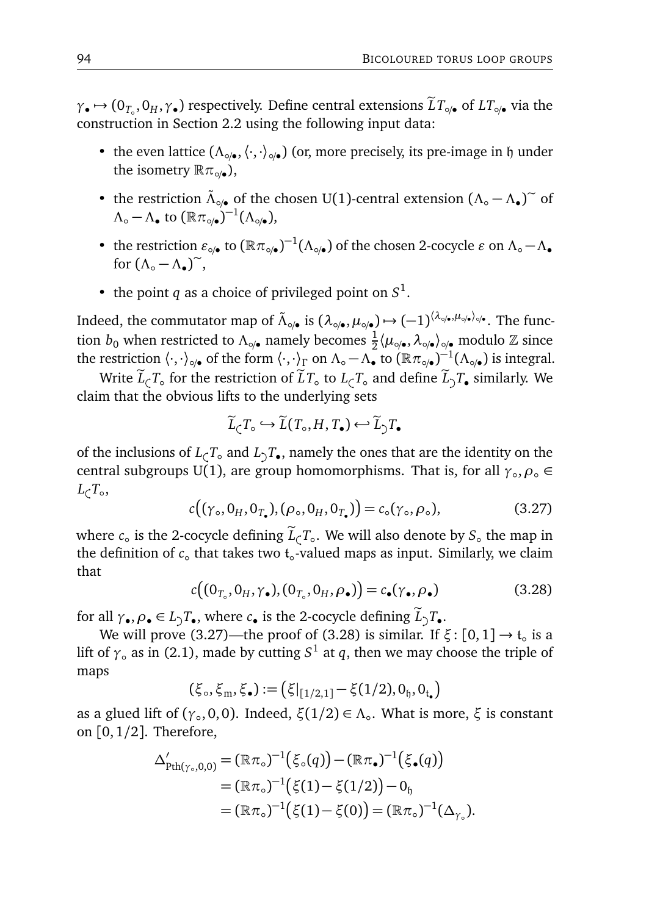$\gamma_\bullet \mapsto (0_{T_\circ}, 0_H, \gamma_\bullet)$ respectively. Define central extensions $\widetilde{L}T_{\circ/\bullet}$ of $LT_{\circ/\bullet}$ via the construction in Section 2.2 using the following input data:

- the even lattice $(\Lambda_{\circ/\bullet}, \langle\cdot,\cdot\rangle_{\circ/\bullet})$ (or, more precisely, its pre-image in $\mathfrak{h}$ under the isometry $\mathbb{R}\pi_{\circ/\bullet}$),
- the restriction $\tilde{\Lambda}_{\circ/\bullet}$ of the chosen U(1)-central extension $(\Lambda_\circ - \Lambda_\bullet)^\sim$ of $\Lambda_\circ - \Lambda_\bullet$ to $(\mathbb{R}\pi_{\circ/\bullet})^{-1}(\Lambda_{\circ/\bullet})$,
- the restriction $\varepsilon_{\circ/\bullet}$ to $(\mathbb{R}\pi_{\circ/\bullet})^{-1}(\Lambda_{\circ/\bullet})$ of the chosen 2-cocycle $\varepsilon$ on $\Lambda_\circ - \Lambda_\bullet$ for $(\Lambda_\circ - \Lambda_\bullet)^\sim$,
- the point $q$ as a choice of privileged point on $S^1$.

Indeed, the commutator map of $\tilde{\Lambda}_{\circ/\bullet}$ is $(\lambda_{\circ/\bullet}, \mu_{\circ/\bullet}) \mapsto (-1)^{\langle\lambda_{\circ/\bullet}, \mu_{\circ/\bullet}\rangle_{\circ/\bullet}}$. The function $b_0$ when restricted to $\Lambda_{\circ/\bullet}$ namely becomes $\frac{1}{2}\langle\mu_{\circ/\bullet}, \lambda_{\circ/\bullet}\rangle_{\circ/\bullet}$ modulo $\mathbb{Z}$ since the restriction $\langle\cdot,\cdot\rangle_{\circ/\bullet}$ of the form $\langle\cdot,\cdot\rangle_\Gamma$ on $\Lambda_\circ - \Lambda_\bullet$ to $(\mathbb{R}\pi_{\circ/\bullet})^{-1}(\Lambda_{\circ/\bullet})$ is integral.

Write $\widetilde{L}_{\subset}T_\circ$ for the restriction of $\widetilde{L}T_\circ$ to $L_{\subset}T_\circ$ and define $\widetilde{L}_{\supset}T_\bullet$ similarly. We claim that the obvious lifts to the underlying sets

$$\widetilde{L}_{\subset}T_\circ \hookrightarrow \widetilde{L}(T_\circ, H, T_\bullet) \hookleftarrow \widetilde{L}_{\supset}T_\bullet$$

of the inclusions of $L_{\subset}T_\circ$ and $L_{\supset}T_\bullet$, namely the ones that are the identity on the central subgroups U(1), are group homomorphisms. That is, for all $\gamma_\circ, \rho_\circ \in L_{\subset}T_\circ$,

$$c\big((\gamma_\circ, 0_H, 0_{T_\bullet}), (\rho_\circ, 0_H, 0_{T_\bullet})\big) = c_\circ(\gamma_\circ, \rho_\circ), \tag{3.27}$$

where $c_\circ$ is the 2-cocycle defining $\widetilde{L}_{\subset}T_\circ$. We will also denote by $S_\circ$ the map in the definition of $c_\circ$ that takes two $\mathfrak{t}_\circ$-valued maps as input. Similarly, we claim that

$$c\big((0_{T_\circ}, 0_H, \gamma_\bullet), (0_{T_\circ}, 0_H, \rho_\bullet)\big) = c_\bullet(\gamma_\bullet, \rho_\bullet) \tag{3.28}$$

for all $\gamma_\bullet, \rho_\bullet \in L_{\supset}T_\bullet$, where $c_\bullet$ is the 2-cocycle defining $\widetilde{L}_{\supset}T_\bullet$.

We will prove (3.27)—the proof of (3.28) is similar. If $\xi\colon [0,1] \to \mathfrak{t}_\circ$ is a lift of $\gamma_\circ$ as in (2.1), made by cutting $S^1$ at $q$, then we may choose the triple of maps

$$(\xi_\circ, \xi_{\mathrm{m}}, \xi_\bullet) := \big(\xi|_{[1/2,1]} - \xi(1/2), 0_{\mathfrak{h}}, 0_{\mathfrak{t}_\bullet}\big)$$

as a glued lift of $(\gamma_\circ, 0, 0)$. Indeed, $\xi(1/2) \in \Lambda_\circ$. What is more, $\xi$ is constant on $[0, 1/2]$. Therefore,

$$\begin{aligned}
\Delta'_{\mathrm{Pth}(\gamma_\circ,0,0)} &= (\mathbb{R}\pi_\circ)^{-1}\big(\xi_\circ(q)\big) - (\mathbb{R}\pi_\bullet)^{-1}\big(\xi_\bullet(q)\big) \\
&= (\mathbb{R}\pi_\circ)^{-1}\big(\xi(1) - \xi(1/2)\big) - 0_{\mathfrak{h}} \\
&= (\mathbb{R}\pi_\circ)^{-1}\big(\xi(1) - \xi(0)\big) = (\mathbb{R}\pi_\circ)^{-1}(\Delta_{\gamma_\circ}).
\end{aligned}$$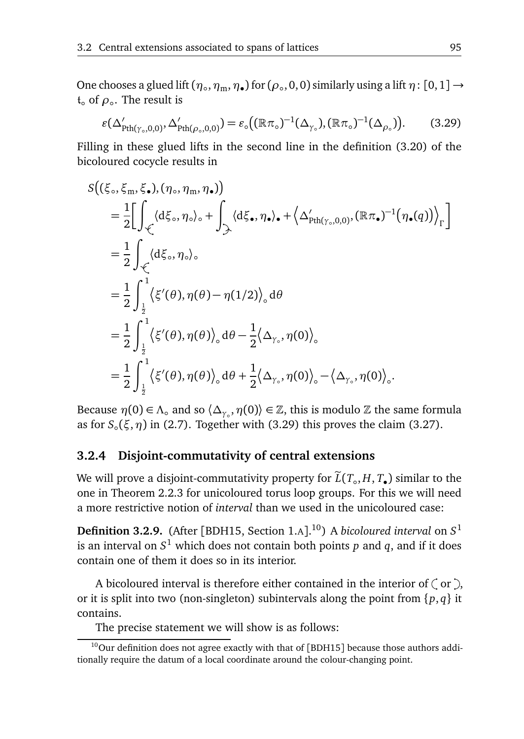One chooses a glued lift $(\eta_\circ, \eta_{\mathrm{m}}, \eta_\bullet)$ for $(\rho_\circ, 0, 0)$ similarly using a lift $\eta\colon [0,1] \to \mathfrak{t}_\circ$ of $\rho_\circ$. The result is

$$\varepsilon(\Delta'_{\mathrm{Pth}(\gamma_\circ,0,0)}, \Delta'_{\mathrm{Pth}(\rho_\circ,0,0)}) = \varepsilon_\circ\big((\mathbb{R}\pi_\circ)^{-1}(\Delta_{\gamma_\circ}), (\mathbb{R}\pi_\circ)^{-1}(\Delta_{\rho_\circ})\big). \tag{3.29}$$

Filling in these glued lifts in the second line in the definition (3.20) of the bicoloured cocycle results in

$$\begin{aligned}
S\big((\xi_\circ, \xi_{\mathrm{m}}, \xi_\bullet), (\eta_\circ, \eta_{\mathrm{m}}, \eta_\bullet)\big) &= \frac{1}{2}\Big[\int_{\Large\circlearrowleft} \langle \mathrm{d}\xi_\circ, \eta_\circ\rangle_\circ + \int_{\Large\circlearrowright} \langle \mathrm{d}\xi_\bullet, \eta_\bullet\rangle_\bullet + \Big\langle \Delta'_{\mathrm{Pth}(\gamma_\circ,0,0)}, (\mathbb{R}\pi_\bullet)^{-1}\big(\eta_\bullet(q)\big)\Big\rangle_\Gamma\Big] \\
&= \frac{1}{2}\int_{\Large\circlearrowleft} \langle \mathrm{d}\xi_\circ, \eta_\circ\rangle_\circ \\
&= \frac{1}{2}\int_{\frac{1}{2}}^{1} \big\langle \xi'(\theta), \eta(\theta) - \eta(1/2)\big\rangle_\circ \,\mathrm{d}\theta \\
&= \frac{1}{2}\int_{\frac{1}{2}}^{1} \big\langle \xi'(\theta), \eta(\theta)\big\rangle_\circ \,\mathrm{d}\theta - \frac{1}{2}\big\langle \Delta_{\gamma_\circ}, \eta(0)\big\rangle_\circ \\
&= \frac{1}{2}\int_{\frac{1}{2}}^{1} \big\langle \xi'(\theta), \eta(\theta)\big\rangle_\circ \,\mathrm{d}\theta + \frac{1}{2}\big\langle \Delta_{\gamma_\circ}, \eta(0)\big\rangle_\circ - \big\langle \Delta_{\gamma_\circ}, \eta(0)\big\rangle_\circ.
\end{aligned}$$

Because $\eta(0) \in \Lambda_\circ$ and so $\langle \Delta_{\gamma_\circ}, \eta(0)\rangle \in \mathbb{Z}$, this is modulo $\mathbb{Z}$ the same formula as for $S_\circ(\xi, \eta)$ in (2.7). Together with (3.29) this proves the claim (3.27).

### 3.2.4 Disjoint-commutativity of central extensions

We will prove a disjoint-commutativity property for $\widetilde{L}(T_\circ, H, T_\bullet)$ similar to the one in Theorem 2.2.3 for unicoloured torus loop groups. For this we will need a more restrictive notion of *interval* than we used in the unicoloured case:

**Definition 3.2.9.** (After [BDH15, Section 1.A].[10]) A *bicoloured interval* on $S^1$ is an interval on $S^1$ which does not contain both points $p$ and $q$, and if it does contain one of them it does so in its interior.

A bicoloured interval is therefore either contained in the interior of $\circlearrowleft$ or $\circlearrowright$, or it is split into two (non-singleton) subintervals along the point from $\{p, q\}$ it contains.

The precise statement we will show is as follows:

[10] Our definition does not agree exactly with that of [BDH15] because those authors additionally require the datum of a local coordinate around the colour-changing point.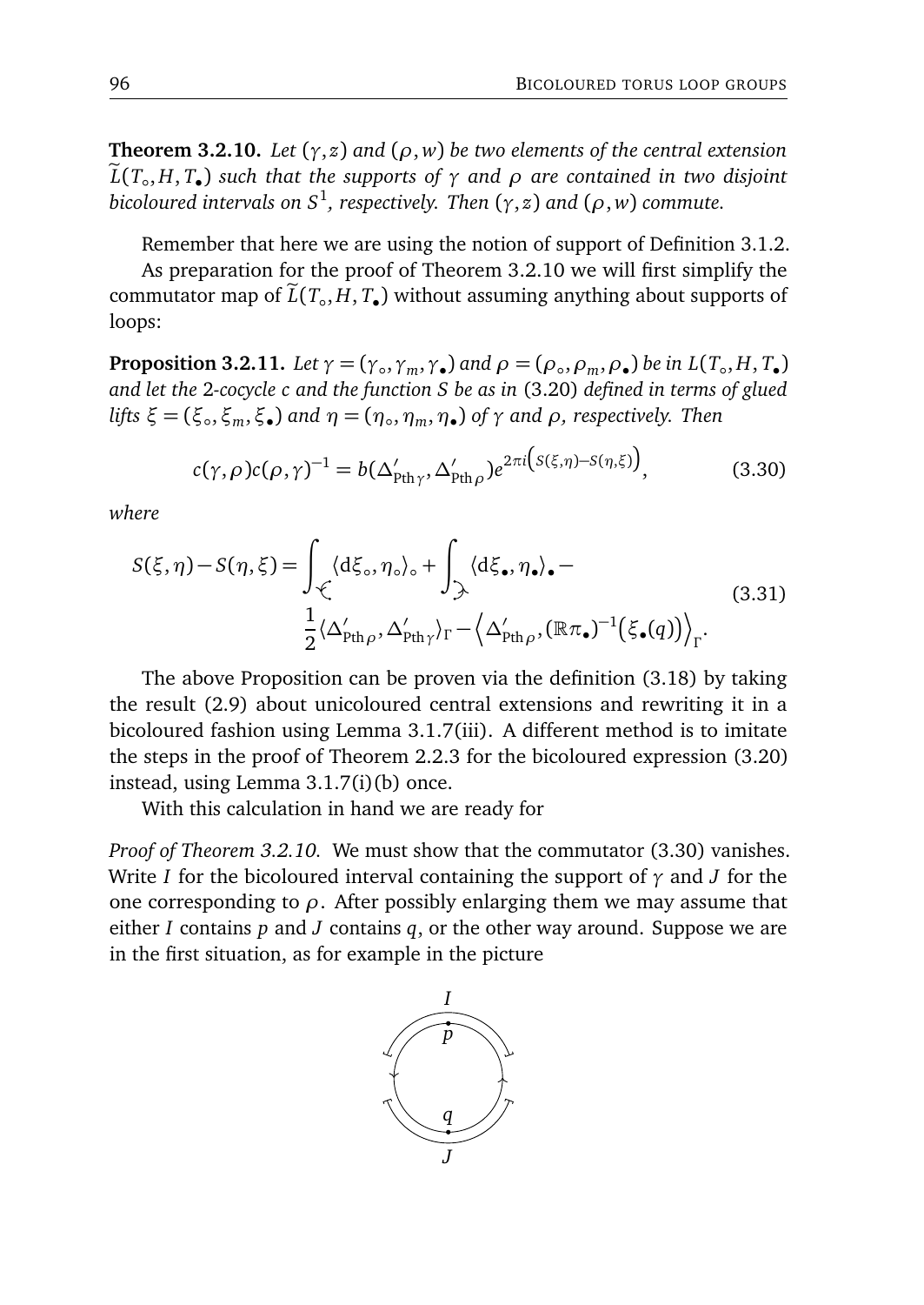**Theorem 3.2.10.** *Let $(\gamma, z)$ and $(\rho, w)$ be two elements of the central extension $\widetilde{L}(T_\circ, H, T_\bullet)$ such that the supports of $\gamma$ and $\rho$ are contained in two disjoint bicoloured intervals on $S^1$, respectively. Then $(\gamma, z)$ and $(\rho, w)$ commute.*

Remember that here we are using the notion of support of Definition 3.1.2.

As preparation for the proof of Theorem 3.2.10 we will first simplify the commutator map of $\widetilde{L}(T_\circ, H, T_\bullet)$ without assuming anything about supports of loops:

**Proposition 3.2.11.** *Let $\gamma = (\gamma_\circ, \gamma_m, \gamma_\bullet)$ and $\rho = (\rho_\circ, \rho_m, \rho_\bullet)$ be in $L(T_\circ, H, T_\bullet)$ and let the 2-cocycle $c$ and the function $S$ be as in (3.20) defined in terms of glued lifts $\xi = (\xi_\circ, \xi_m, \xi_\bullet)$ and $\eta = (\eta_\circ, \eta_m, \eta_\bullet)$ of $\gamma$ and $\rho$, respectively. Then*

$$c(\gamma, \rho) c(\rho, \gamma)^{-1} = b(\Delta'_{\mathrm{Pth}\,\gamma}, \Delta'_{\mathrm{Pth}\,\rho}) e^{2\pi i \left(S(\xi, \eta) - S(\eta, \xi)\right)}, \tag{3.30}$$

*where*

$$\begin{aligned} S(\xi, \eta) - S(\eta, \xi) = \int_{\curvearrowleft} \langle \mathrm{d}\xi_\circ, \eta_\circ \rangle_\circ + \int_{\curvearrowright} \langle \mathrm{d}\xi_\bullet, \eta_\bullet \rangle_\bullet - \\ \frac{1}{2} \langle \Delta'_{\mathrm{Pth}\,\rho}, \Delta'_{\mathrm{Pth}\,\gamma} \rangle_\Gamma - \left\langle \Delta'_{\mathrm{Pth}\,\rho}, (\mathbb{R}\pi_\bullet)^{-1}\big(\xi_\bullet(q)\big) \right\rangle_\Gamma. \end{aligned} \tag{3.31}$$

The above Proposition can be proven via the definition (3.18) by taking the result (2.9) about unicoloured central extensions and rewriting it in a bicoloured fashion using Lemma 3.1.7(iii). A different method is to imitate the steps in the proof of Theorem 2.2.3 for the bicoloured expression (3.20) instead, using Lemma 3.1.7(i)(b) once.

With this calculation in hand we are ready for

*Proof of Theorem 3.2.10.* We must show that the commutator (3.30) vanishes. Write $I$ for the bicoloured interval containing the support of $\gamma$ and $J$ for the one corresponding to $\rho$. After possibly enlarging them we may assume that either $I$ contains $p$ and $J$ contains $q$, or the other way around. Suppose we are in the first situation, as for example in the picture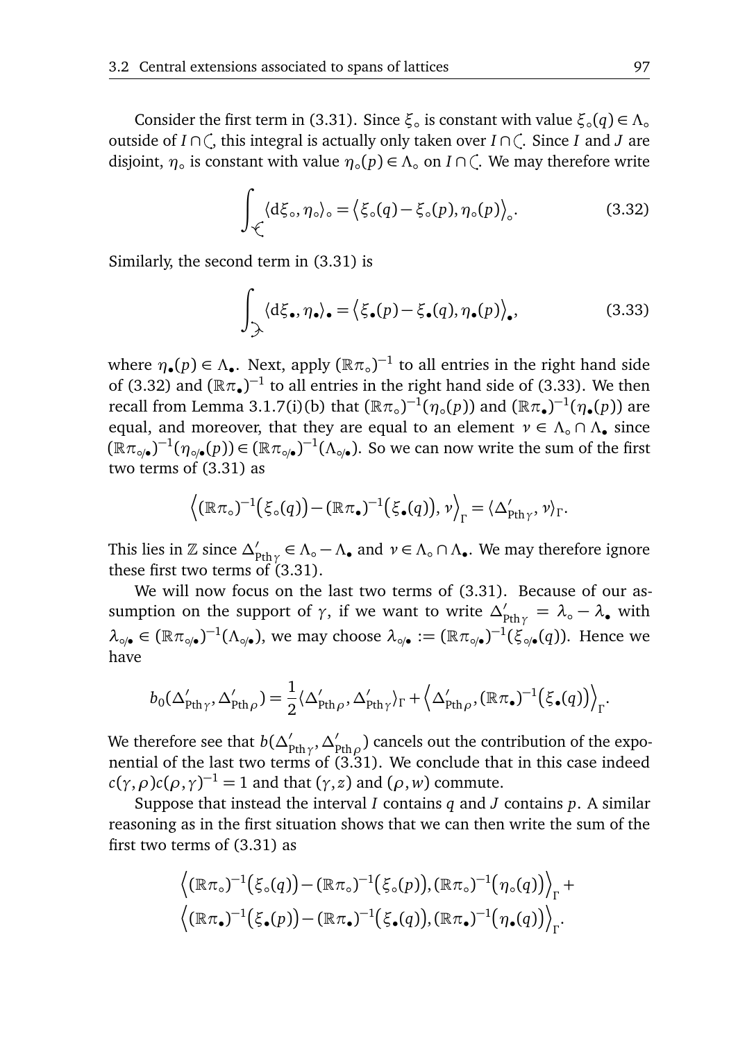Consider the first term in (3.31). Since $\xi_\circ$ is constant with value $\xi_\circ(q) \in \Lambda_\circ$ outside of $I \cap \circlearrowleft$, this integral is actually only taken over $I \cap \circlearrowleft$. Since $I$ and $J$ are disjoint, $\eta_\circ$ is constant with value $\eta_\circ(p) \in \Lambda_\circ$ on $I \cap \circlearrowleft$. We may therefore write

$$\int_{\circlearrowleft} \langle \mathrm{d}\xi_\circ, \eta_\circ \rangle_\circ = \big\langle \xi_\circ(q) - \xi_\circ(p), \eta_\circ(p) \big\rangle_\circ. \tag{3.32}$$

Similarly, the second term in (3.31) is

$$\int_{\circlearrowright} \langle \mathrm{d}\xi_\bullet, \eta_\bullet \rangle_\bullet = \big\langle \xi_\bullet(p) - \xi_\bullet(q), \eta_\bullet(p) \big\rangle_\bullet, \tag{3.33}$$

where $\eta_\bullet(p) \in \Lambda_\bullet$. Next, apply $(\mathbb{R}\pi_\circ)^{-1}$ to all entries in the right hand side of (3.32) and $(\mathbb{R}\pi_\bullet)^{-1}$ to all entries in the right hand side of (3.33). We then recall from Lemma 3.1.7(i)(b) that $(\mathbb{R}\pi_\circ)^{-1}(\eta_\circ(p))$ and $(\mathbb{R}\pi_\bullet)^{-1}(\eta_\bullet(p))$ are equal, and moreover, that they are equal to an element $\nu \in \Lambda_\circ \cap \Lambda_\bullet$ since $(\mathbb{R}\pi_{\circ/\bullet})^{-1}(\eta_{\circ/\bullet}(p)) \in (\mathbb{R}\pi_{\circ/\bullet})^{-1}(\Lambda_{\circ/\bullet})$. So we can now write the sum of the first two terms of (3.31) as

$$\Big\langle (\mathbb{R}\pi_\circ)^{-1}\big(\xi_\circ(q)\big) - (\mathbb{R}\pi_\bullet)^{-1}\big(\xi_\bullet(q)\big), \nu \Big\rangle_\Gamma = \langle \Delta'_{\mathrm{Pth}\,\gamma}, \nu \rangle_\Gamma.$$

This lies in $\mathbb{Z}$ since $\Delta'_{\mathrm{Pth}\,\gamma} \in \Lambda_\circ - \Lambda_\bullet$ and $\nu \in \Lambda_\circ \cap \Lambda_\bullet$. We may therefore ignore these first two terms of (3.31).

We will now focus on the last two terms of (3.31). Because of our assumption on the support of $\gamma$, if we want to write $\Delta'_{\mathrm{Pth}\,\gamma} = \lambda_\circ - \lambda_\bullet$ with $\lambda_{\circ/\bullet} \in (\mathbb{R}\pi_{\circ/\bullet})^{-1}(\Lambda_{\circ/\bullet})$, we may choose $\lambda_{\circ/\bullet} := (\mathbb{R}\pi_{\circ/\bullet})^{-1}(\xi_{\circ/\bullet}(q))$. Hence we have

$$b_0(\Delta'_{\mathrm{Pth}\,\gamma}, \Delta'_{\mathrm{Pth}\,\rho}) = \frac{1}{2}\langle \Delta'_{\mathrm{Pth}\,\rho}, \Delta'_{\mathrm{Pth}\,\gamma} \rangle_\Gamma + \Big\langle \Delta'_{\mathrm{Pth}\,\rho}, (\mathbb{R}\pi_\bullet)^{-1}\big(\xi_\bullet(q)\big) \Big\rangle_\Gamma.$$

We therefore see that $b(\Delta'_{\mathrm{Pth}\,\gamma}, \Delta'_{\mathrm{Pth}\,\rho})$ cancels out the contribution of the exponential of the last two terms of (3.31). We conclude that in this case indeed $c(\gamma,\rho)c(\rho,\gamma)^{-1} = 1$ and that $(\gamma, z)$ and $(\rho, w)$ commute.

Suppose that instead the interval $I$ contains $q$ and $J$ contains $p$. A similar reasoning as in the first situation shows that we can then write the sum of the first two terms of (3.31) as

$$\Big\langle (\mathbb{R}\pi_\circ)^{-1}\big(\xi_\circ(q)\big) - (\mathbb{R}\pi_\circ)^{-1}\big(\xi_\circ(p)\big), (\mathbb{R}\pi_\circ)^{-1}\big(\eta_\circ(q)\big) \Big\rangle_\Gamma +$$
$$\Big\langle (\mathbb{R}\pi_\bullet)^{-1}\big(\xi_\bullet(p)\big) - (\mathbb{R}\pi_\bullet)^{-1}\big(\xi_\bullet(q)\big), (\mathbb{R}\pi_\bullet)^{-1}\big(\eta_\bullet(q)\big) \Big\rangle_\Gamma.$$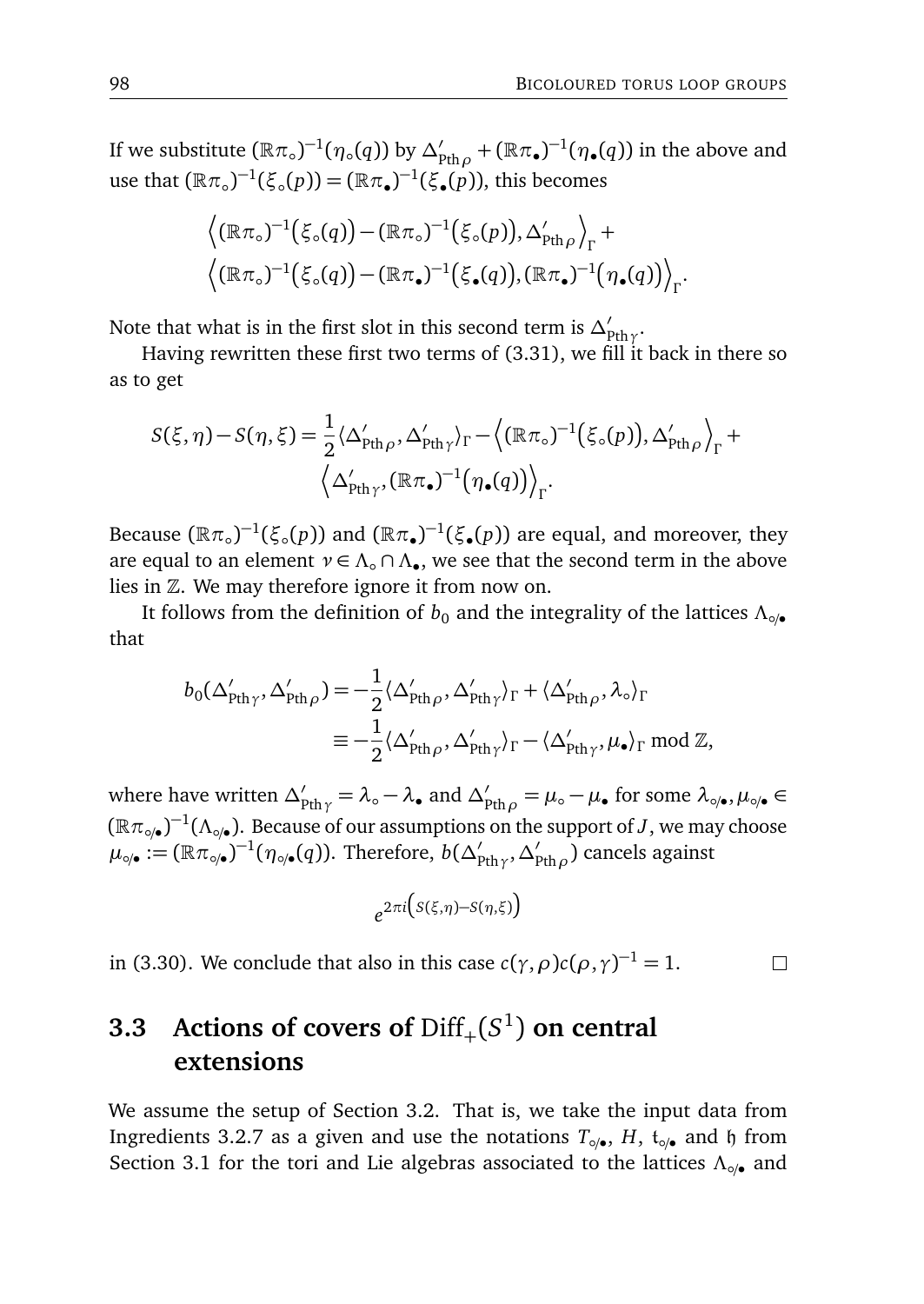If we substitute $(\mathbb{R}\pi_\circ)^{-1}(\eta_\circ(q))$ by $\Delta'_{\mathrm{Pth}\,\rho} + (\mathbb{R}\pi_\bullet)^{-1}(\eta_\bullet(q))$ in the above and use that $(\mathbb{R}\pi_\circ)^{-1}(\xi_\circ(p)) = (\mathbb{R}\pi_\bullet)^{-1}(\xi_\bullet(p))$, this becomes

$$\Big\langle (\mathbb{R}\pi_\circ)^{-1}\big(\xi_\circ(q)\big) - (\mathbb{R}\pi_\circ)^{-1}\big(\xi_\circ(p)\big), \Delta'_{\mathrm{Pth}\,\rho}\Big\rangle_\Gamma + \\ \Big\langle (\mathbb{R}\pi_\circ)^{-1}\big(\xi_\circ(q)\big) - (\mathbb{R}\pi_\bullet)^{-1}\big(\xi_\bullet(q)\big), (\mathbb{R}\pi_\bullet)^{-1}\big(\eta_\bullet(q)\big)\Big\rangle_\Gamma.$$

Note that what is in the first slot in this second term is $\Delta'_{\mathrm{Pth}\,\gamma}$.

Having rewritten these first two terms of (3.31), we fill it back in there so as to get

$$S(\xi,\eta) - S(\eta,\xi) = \frac{1}{2}\langle \Delta'_{\mathrm{Pth}\,\rho}, \Delta'_{\mathrm{Pth}\,\gamma}\rangle_\Gamma - \Big\langle (\mathbb{R}\pi_\circ)^{-1}\big(\xi_\circ(p)\big), \Delta'_{\mathrm{Pth}\,\rho}\Big\rangle_\Gamma + \\ \Big\langle \Delta'_{\mathrm{Pth}\,\gamma}, (\mathbb{R}\pi_\bullet)^{-1}\big(\eta_\bullet(q)\big)\Big\rangle_\Gamma.$$

Because $(\mathbb{R}\pi_\circ)^{-1}(\xi_\circ(p))$ and $(\mathbb{R}\pi_\bullet)^{-1}(\xi_\bullet(p))$ are equal, and moreover, they are equal to an element $v \in \Lambda_\circ \cap \Lambda_\bullet$, we see that the second term in the above lies in $\mathbb{Z}$. We may therefore ignore it from now on.

It follows from the definition of $b_0$ and the integrality of the lattices $\Lambda_{\circ/\bullet}$ that

$$\begin{aligned} b_0(\Delta'_{\mathrm{Pth}\,\gamma}, \Delta'_{\mathrm{Pth}\,\rho}) &= -\frac{1}{2}\langle \Delta'_{\mathrm{Pth}\,\rho}, \Delta'_{\mathrm{Pth}\,\gamma}\rangle_\Gamma + \langle \Delta'_{\mathrm{Pth}\,\rho}, \lambda_\circ\rangle_\Gamma \\ &\equiv -\frac{1}{2}\langle \Delta'_{\mathrm{Pth}\,\rho}, \Delta'_{\mathrm{Pth}\,\gamma}\rangle_\Gamma - \langle \Delta'_{\mathrm{Pth}\,\gamma}, \mu_\bullet\rangle_\Gamma \bmod \mathbb{Z}, \end{aligned}$$

where have written $\Delta'_{\mathrm{Pth}\,\gamma} = \lambda_\circ - \lambda_\bullet$ and $\Delta'_{\mathrm{Pth}\,\rho} = \mu_\circ - \mu_\bullet$ for some $\lambda_{\circ/\bullet}, \mu_{\circ/\bullet} \in (\mathbb{R}\pi_{\circ/\bullet})^{-1}(\Lambda_{\circ/\bullet})$. Because of our assumptions on the support of $J$, we may choose $\mu_{\circ/\bullet} := (\mathbb{R}\pi_{\circ/\bullet})^{-1}(\eta_{\circ/\bullet}(q))$. Therefore, $b(\Delta'_{\mathrm{Pth}\,\gamma}, \Delta'_{\mathrm{Pth}\,\rho})$ cancels against

$$e^{2\pi i\left(S(\xi,\eta) - S(\eta,\xi)\right)}$$

in (3.30). We conclude that also in this case $c(\gamma,\rho)c(\rho,\gamma)^{-1} = 1$. □

## 3.3 Actions of covers of $\mathrm{Diff}_+(S^1)$ on central extensions

We assume the setup of Section 3.2. That is, we take the input data from Ingredients 3.2.7 as a given and use the notations $T_{\circ/\bullet}$, $H$, $\mathfrak{t}_{\circ/\bullet}$ and $\mathfrak{h}$ from Section 3.1 for the tori and Lie algebras associated to the lattices $\Lambda_{\circ/\bullet}$ and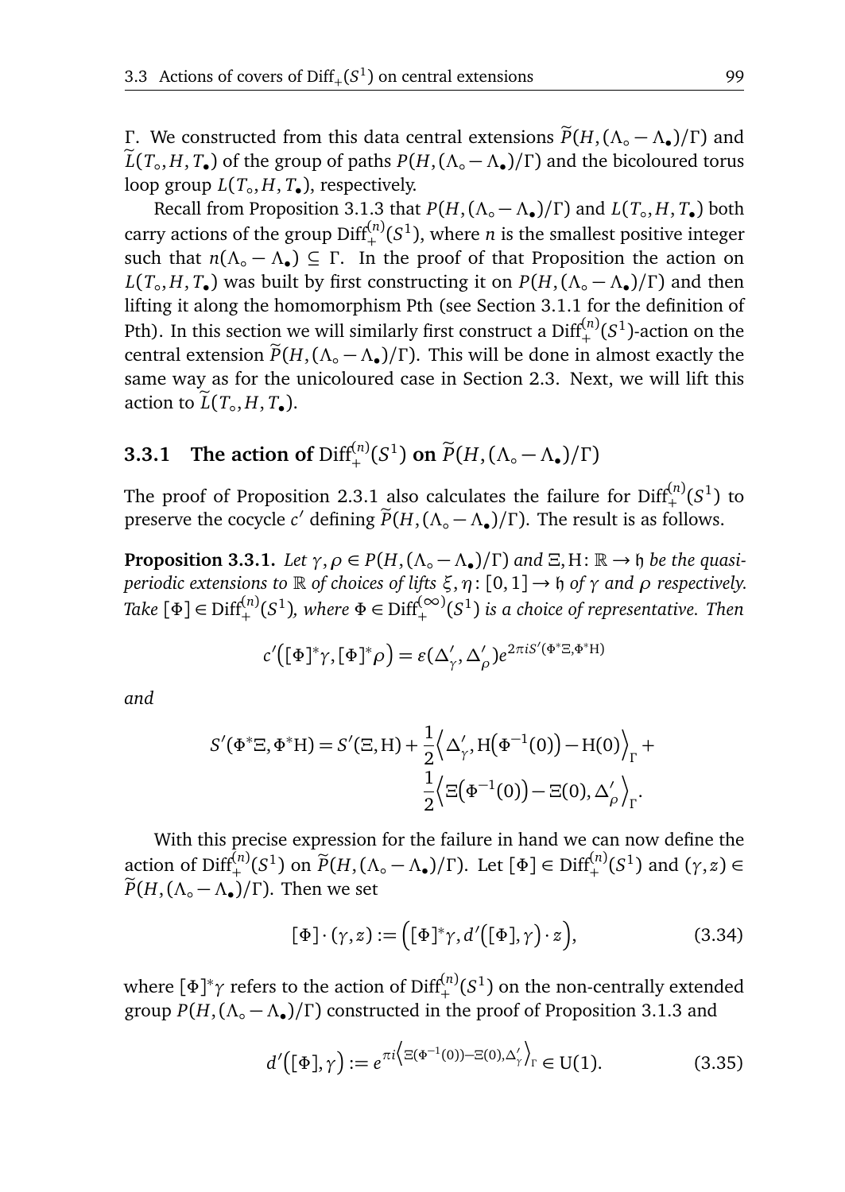$\Gamma$. We constructed from this data central extensions $\widetilde{P}(H,(\Lambda_\circ - \Lambda_\bullet)/\Gamma)$ and $\widetilde{L}(T_\circ, H, T_\bullet)$ of the group of paths $P(H,(\Lambda_\circ - \Lambda_\bullet)/\Gamma)$ and the bicoloured torus loop group $L(T_\circ, H, T_\bullet)$, respectively.

Recall from Proposition 3.1.3 that $P(H,(\Lambda_\circ - \Lambda_\bullet)/\Gamma)$ and $L(T_\circ, H, T_\bullet)$ both carry actions of the group $\mathrm{Diff}_+^{(n)}(S^1)$, where $n$ is the smallest positive integer such that $n(\Lambda_\circ - \Lambda_\bullet) \subseteq \Gamma$. In the proof of that Proposition the action on $L(T_\circ, H, T_\bullet)$ was built by first constructing it on $P(H,(\Lambda_\circ - \Lambda_\bullet)/\Gamma)$ and then lifting it along the homomorphism Pth (see Section 3.1.1 for the definition of Pth). In this section we will similarly first construct a $\mathrm{Diff}_+^{(n)}(S^1)$-action on the central extension $\widetilde{P}(H,(\Lambda_\circ - \Lambda_\bullet)/\Gamma)$. This will be done in almost exactly the same way as for the unicoloured case in Section 2.3. Next, we will lift this action to $\widetilde{L}(T_\circ, H, T_\bullet)$.

### 3.3.1 The action of $\mathrm{Diff}_+^{(n)}(S^1)$ on $\widetilde{P}(H,(\Lambda_\circ - \Lambda_\bullet)/\Gamma)$

The proof of Proposition 2.3.1 also calculates the failure for $\mathrm{Diff}_+^{(n)}(S^1)$ to preserve the cocycle $c'$ defining $\widetilde{P}(H,(\Lambda_\circ - \Lambda_\bullet)/\Gamma)$. The result is as follows.

**Proposition 3.3.1.** *Let $\gamma, \rho \in P(H,(\Lambda_\circ - \Lambda_\bullet)/\Gamma)$ and $\Xi, \mathrm{H} \colon \mathbb{R} \to \mathfrak{h}$ be the quasi-periodic extensions to $\mathbb{R}$ of choices of lifts $\xi, \eta \colon [0,1] \to \mathfrak{h}$ of $\gamma$ and $\rho$ respectively. Take $[\Phi] \in \mathrm{Diff}_+^{(n)}(S^1)$, where $\Phi \in \mathrm{Diff}_+^{(\infty)}(S^1)$ is a choice of representative. Then*

$$c'\big([\Phi]^*\gamma, [\Phi]^*\rho\big) = \varepsilon(\Delta'_\gamma, \Delta'_\rho)e^{2\pi i S'(\Phi^*\Xi, \Phi^*\mathrm{H})}$$

*and*

$$S'(\Phi^*\Xi, \Phi^*\mathrm{H}) = S'(\Xi, \mathrm{H}) + \frac{1}{2}\Big\langle \Delta'_\gamma, \mathrm{H}\big(\Phi^{-1}(0)\big) - \mathrm{H}(0)\Big\rangle_\Gamma + \frac{1}{2}\Big\langle \Xi\big(\Phi^{-1}(0)\big) - \Xi(0), \Delta'_\rho\Big\rangle_\Gamma.$$

With this precise expression for the failure in hand we can now define the action of $\mathrm{Diff}_+^{(n)}(S^1)$ on $\widetilde{P}(H,(\Lambda_\circ - \Lambda_\bullet)/\Gamma)$. Let $[\Phi] \in \mathrm{Diff}_+^{(n)}(S^1)$ and $(\gamma, z) \in \widetilde{P}(H,(\Lambda_\circ - \Lambda_\bullet)/\Gamma)$. Then we set

$$[\Phi] \cdot (\gamma, z) := \Big([\Phi]^*\gamma, d'\big([\Phi], \gamma\big) \cdot z\Big), \tag{3.34}$$

where $[\Phi]^*\gamma$ refers to the action of $\mathrm{Diff}_+^{(n)}(S^1)$ on the non-centrally extended group $P(H,(\Lambda_\circ - \Lambda_\bullet)/\Gamma)$ constructed in the proof of Proposition 3.1.3 and

$$d'\big([\Phi], \gamma\big) := e^{\pi i \left\langle \Xi(\Phi^{-1}(0)) - \Xi(0), \Delta'_\gamma \right\rangle_\Gamma} \in \mathrm{U}(1). \tag{3.35}$$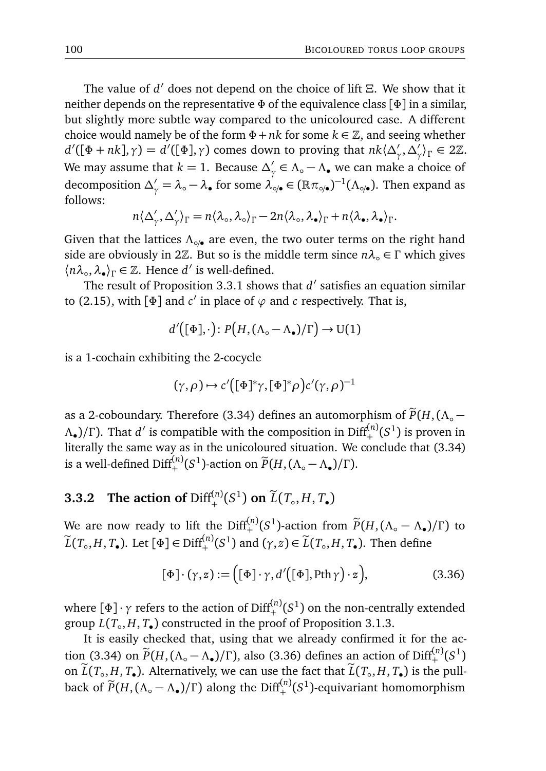The value of $d'$ does not depend on the choice of lift $\Xi$. We show that it neither depends on the representative $\Phi$ of the equivalence class $[\Phi]$ in a similar, but slightly more subtle way compared to the unicoloured case. A different choice would namely be of the form $\Phi + nk$ for some $k \in \mathbb{Z}$, and seeing whether $d'([\Phi + nk], \gamma) = d'([\Phi], \gamma)$ comes down to proving that $nk\langle \Delta'_\gamma, \Delta'_\gamma \rangle_\Gamma \in 2\mathbb{Z}$. We may assume that $k = 1$. Because $\Delta'_\gamma \in \Lambda_\circ - \Lambda_\bullet$ we can make a choice of decomposition $\Delta'_\gamma = \lambda_\circ - \lambda_\bullet$ for some $\lambda_{\circ/\bullet} \in (\mathbb{R}\pi_{\circ/\bullet})^{-1}(\Lambda_{\circ/\bullet})$. Then expand as follows:

$$n\langle \Delta'_\gamma, \Delta'_\gamma \rangle_\Gamma = n\langle \lambda_\circ, \lambda_\circ \rangle_\Gamma - 2n\langle \lambda_\circ, \lambda_\bullet \rangle_\Gamma + n\langle \lambda_\bullet, \lambda_\bullet \rangle_\Gamma.$$

Given that the lattices $\Lambda_{\circ/\bullet}$ are even, the two outer terms on the right hand side are obviously in $2\mathbb{Z}$. But so is the middle term since $n\lambda_\circ \in \Gamma$ which gives $\langle n\lambda_\circ, \lambda_\bullet \rangle_\Gamma \in \mathbb{Z}$. Hence $d'$ is well-defined.

The result of Proposition 3.3.1 shows that $d'$ satisfies an equation similar to (2.15), with $[\Phi]$ and $c'$ in place of $\varphi$ and $c$ respectively. That is,

$$d'\big([\Phi], \cdot\big) \colon P\big(H, (\Lambda_\circ - \Lambda_\bullet)/\Gamma\big) \to \mathrm{U}(1)$$

is a 1-cochain exhibiting the 2-cocycle

$$(\gamma, \rho) \mapsto c'\big([\Phi]^*\gamma, [\Phi]^*\rho\big) c'(\gamma, \rho)^{-1}$$

as a 2-coboundary. Therefore (3.34) defines an automorphism of $\widetilde{P}(H, (\Lambda_\circ - \Lambda_\bullet)/\Gamma)$. That $d'$ is compatible with the composition in $\mathrm{Diff}_+^{(n)}(S^1)$ is proven in literally the same way as in the unicoloured situation. We conclude that (3.34) is a well-defined $\mathrm{Diff}_+^{(n)}(S^1)$-action on $\widetilde{P}(H, (\Lambda_\circ - \Lambda_\bullet)/\Gamma)$.

### 3.3.2 The action of $\mathrm{Diff}_+^{(n)}(S^1)$ on $\widetilde{L}(T_\circ, H, T_\bullet)$

We are now ready to lift the $\mathrm{Diff}_+^{(n)}(S^1)$-action from $\widetilde{P}(H, (\Lambda_\circ - \Lambda_\bullet)/\Gamma)$ to $\widetilde{L}(T_\circ, H, T_\bullet)$. Let $[\Phi] \in \mathrm{Diff}_+^{(n)}(S^1)$ and $(\gamma, z) \in \widetilde{L}(T_\circ, H, T_\bullet)$. Then define

$$[\Phi] \cdot (\gamma, z) := \Big([\Phi] \cdot \gamma, d'\big([\Phi], \mathrm{Pth}\,\gamma\big) \cdot z\Big), \tag{3.36}$$

where $[\Phi] \cdot \gamma$ refers to the action of $\mathrm{Diff}_+^{(n)}(S^1)$ on the non-centrally extended group $L(T_\circ, H, T_\bullet)$ constructed in the proof of Proposition 3.1.3.

It is easily checked that, using that we already confirmed it for the action (3.34) on $\widetilde{P}(H, (\Lambda_\circ - \Lambda_\bullet)/\Gamma)$, also (3.36) defines an action of $\mathrm{Diff}_+^{(n)}(S^1)$ on $\widetilde{L}(T_\circ, H, T_\bullet)$. Alternatively, we can use the fact that $\widetilde{L}(T_\circ, H, T_\bullet)$ is the pullback of $\widetilde{P}(H, (\Lambda_\circ - \Lambda_\bullet)/\Gamma)$ along the $\mathrm{Diff}_+^{(n)}(S^1)$-equivariant homomorphism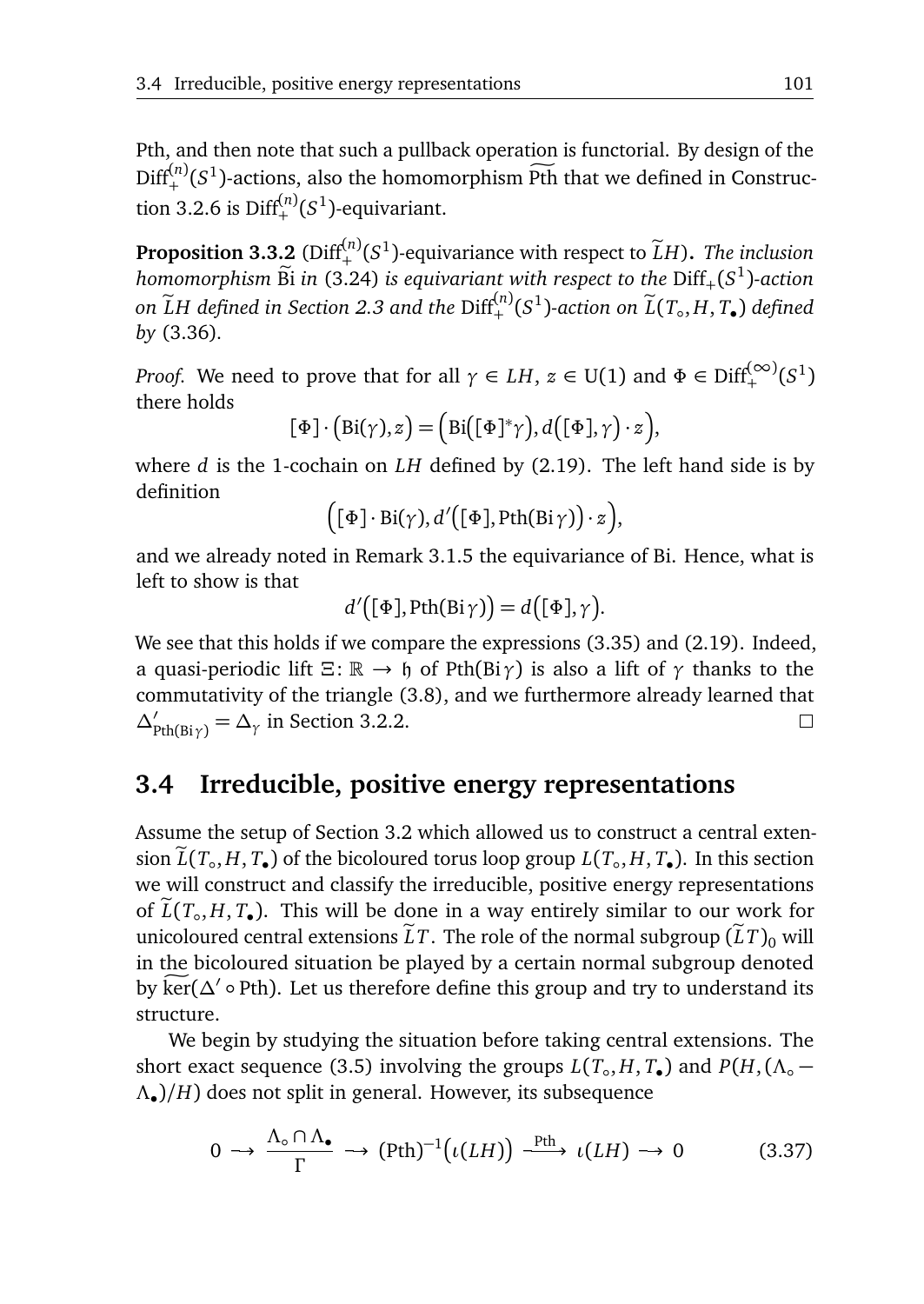Pth, and then note that such a pullback operation is functorial. By design of the $\mathrm{Diff}_+^{(n)}(S^1)$-actions, also the homomorphism $\widetilde{\mathrm{Pth}}$ that we defined in Construction 3.2.6 is $\mathrm{Diff}_+^{(n)}(S^1)$-equivariant.

**Proposition 3.3.2** ($\mathrm{Diff}_+^{(n)}(S^1)$-equivariance with respect to $\widetilde{L}H$)**.** *The inclusion homomorphism* $\widetilde{\mathrm{Bi}}$ *in* (3.24) *is equivariant with respect to the* $\mathrm{Diff}_+(S^1)$*-action on* $\widetilde{L}H$ *defined in Section 2.3 and the* $\mathrm{Diff}_+^{(n)}(S^1)$*-action on* $\widetilde{L}(T_\circ, H, T_\bullet)$ *defined by* (3.36).

*Proof.* We need to prove that for all $\gamma \in LH$, $z \in \mathrm{U}(1)$ and $\Phi \in \mathrm{Diff}_+^{(\infty)}(S^1)$ there holds

$$[\Phi] \cdot \big(\mathrm{Bi}(\gamma), z\big) = \Big(\mathrm{Bi}\big([\Phi]^*\gamma\big), d\big([\Phi], \gamma\big) \cdot z\Big),$$

where $d$ is the 1-cochain on $LH$ defined by (2.19). The left hand side is by definition

$$\Big([\Phi] \cdot \mathrm{Bi}(\gamma), d'\big([\Phi], \mathrm{Pth}(\mathrm{Bi}\,\gamma)\big) \cdot z\Big),$$

and we already noted in Remark 3.1.5 the equivariance of Bi. Hence, what is left to show is that

$$d'\big([\Phi], \mathrm{Pth}(\mathrm{Bi}\,\gamma)\big) = d\big([\Phi], \gamma\big).$$

We see that this holds if we compare the expressions (3.35) and (2.19). Indeed, a quasi-periodic lift $\Xi \colon \mathbb{R} \to \mathfrak{h}$ of $\mathrm{Pth}(\mathrm{Bi}\,\gamma)$ is also a lift of $\gamma$ thanks to the commutativity of the triangle (3.8), and we furthermore already learned that $\Delta'_{\mathrm{Pth}(\mathrm{Bi}\,\gamma)} = \Delta_\gamma$ in Section 3.2.2. ☐

## 3.4 Irreducible, positive energy representations

Assume the setup of Section 3.2 which allowed us to construct a central extension $\widetilde{L}(T_\circ, H, T_\bullet)$ of the bicoloured torus loop group $L(T_\circ, H, T_\bullet)$. In this section we will construct and classify the irreducible, positive energy representations of $\widetilde{L}(T_\circ, H, T_\bullet)$. This will be done in a way entirely similar to our work for unicoloured central extensions $\widetilde{L}T$. The role of the normal subgroup $(\widetilde{L}T)_0$ will in the bicoloured situation be played by a certain normal subgroup denoted by $\widetilde{\ker}(\Delta' \circ \mathrm{Pth})$. Let us therefore define this group and try to understand its structure.

We begin by studying the situation before taking central extensions. The short exact sequence (3.5) involving the groups $L(T_\circ, H, T_\bullet)$ and $P(H, (\Lambda_\circ - \Lambda_\bullet)/H)$ does not split in general. However, its subsequence

$$0 \longrightarrow \frac{\Lambda_\circ \cap \Lambda_\bullet}{\Gamma} \longrightarrow (\mathrm{Pth})^{-1}\big(\iota(LH)\big) \xrightarrow{\ \mathrm{Pth}\ } \iota(LH) \longrightarrow 0 \tag{3.37}$$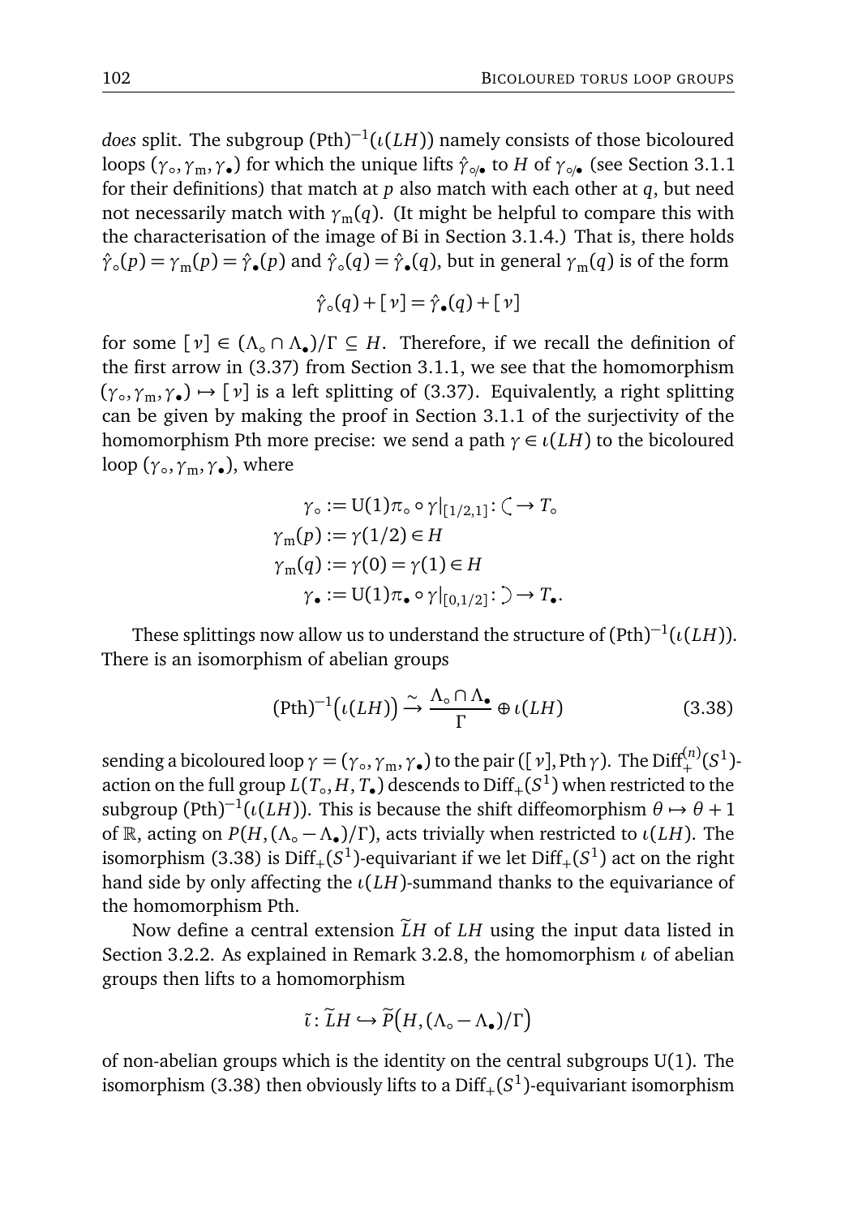*does* split. The subgroup $(\mathrm{Pth})^{-1}(\iota(LH))$ namely consists of those bicoloured loops $(\gamma_\circ, \gamma_\mathrm{m}, \gamma_\bullet)$ for which the unique lifts $\hat{\gamma}_{\circ/\bullet}$ to $H$ of $\gamma_{\circ/\bullet}$ (see Section 3.1.1 for their definitions) that match at $p$ also match with each other at $q$, but need not necessarily match with $\gamma_\mathrm{m}(q)$. (It might be helpful to compare this with the characterisation of the image of Bi in Section 3.1.4.) That is, there holds $\hat{\gamma}_\circ(p) = \gamma_\mathrm{m}(p) = \hat{\gamma}_\bullet(p)$ and $\hat{\gamma}_\circ(q) = \hat{\gamma}_\bullet(q)$, but in general $\gamma_\mathrm{m}(q)$ is of the form

$$\hat{\gamma}_\circ(q) + [\nu] = \hat{\gamma}_\bullet(q) + [\nu]$$

for some $[\nu] \in (\Lambda_\circ \cap \Lambda_\bullet)/\Gamma \subseteq H$. Therefore, if we recall the definition of the first arrow in (3.37) from Section 3.1.1, we see that the homomorphism $(\gamma_\circ, \gamma_\mathrm{m}, \gamma_\bullet) \mapsto [\nu]$ is a left splitting of (3.37). Equivalently, a right splitting can be given by making the proof in Section 3.1.1 of the surjectivity of the homomorphism Pth more precise: we send a path $\gamma \in \iota(LH)$ to the bicoloured loop $(\gamma_\circ, \gamma_\mathrm{m}, \gamma_\bullet)$, where

$$\begin{aligned}
\gamma_\circ &:= \mathrm{U}(1)\pi_\circ \circ \gamma|_{[1/2,1]} \colon \,\text{(} \to T_\circ \\
\gamma_\mathrm{m}(p) &:= \gamma(1/2) \in H \\
\gamma_\mathrm{m}(q) &:= \gamma(0) = \gamma(1) \in H \\
\gamma_\bullet &:= \mathrm{U}(1)\pi_\bullet \circ \gamma|_{[0,1/2]} \colon \,\text{)} \to T_\bullet.
\end{aligned}$$

These splittings now allow us to understand the structure of $(\mathrm{Pth})^{-1}(\iota(LH))$. There is an isomorphism of abelian groups

$$(\mathrm{Pth})^{-1}\big(\iota(LH)\big) \xrightarrow{\sim} \frac{\Lambda_\circ \cap \Lambda_\bullet}{\Gamma} \oplus \iota(LH) \tag{3.38}$$

sending a bicoloured loop $\gamma = (\gamma_\circ, \gamma_\mathrm{m}, \gamma_\bullet)$ to the pair $([\nu], \mathrm{Pth}\,\gamma)$. The $\mathrm{Diff}_+^{(n)}(S^1)$-action on the full group $L(T_\circ, H, T_\bullet)$ descends to $\mathrm{Diff}_+(S^1)$ when restricted to the subgroup $(\mathrm{Pth})^{-1}(\iota(LH))$. This is because the shift diffeomorphism $\theta \mapsto \theta + 1$ of $\mathbb{R}$, acting on $P(H, (\Lambda_\circ - \Lambda_\bullet)/\Gamma)$, acts trivially when restricted to $\iota(LH)$. The isomorphism (3.38) is $\mathrm{Diff}_+(S^1)$-equivariant if we let $\mathrm{Diff}_+(S^1)$ act on the right hand side by only affecting the $\iota(LH)$-summand thanks to the equivariance of the homomorphism Pth.

Now define a central extension $\widetilde{L}H$ of $LH$ using the input data listed in Section 3.2.2. As explained in Remark 3.2.8, the homomorphism $\iota$ of abelian groups then lifts to a homomorphism

$$\tilde{\iota} \colon \widetilde{L}H \hookrightarrow \widetilde{P}\big(H, (\Lambda_\circ - \Lambda_\bullet)/\Gamma\big)$$

of non-abelian groups which is the identity on the central subgroups $\mathrm{U}(1)$. The isomorphism (3.38) then obviously lifts to a $\mathrm{Diff}_+(S^1)$-equivariant isomorphism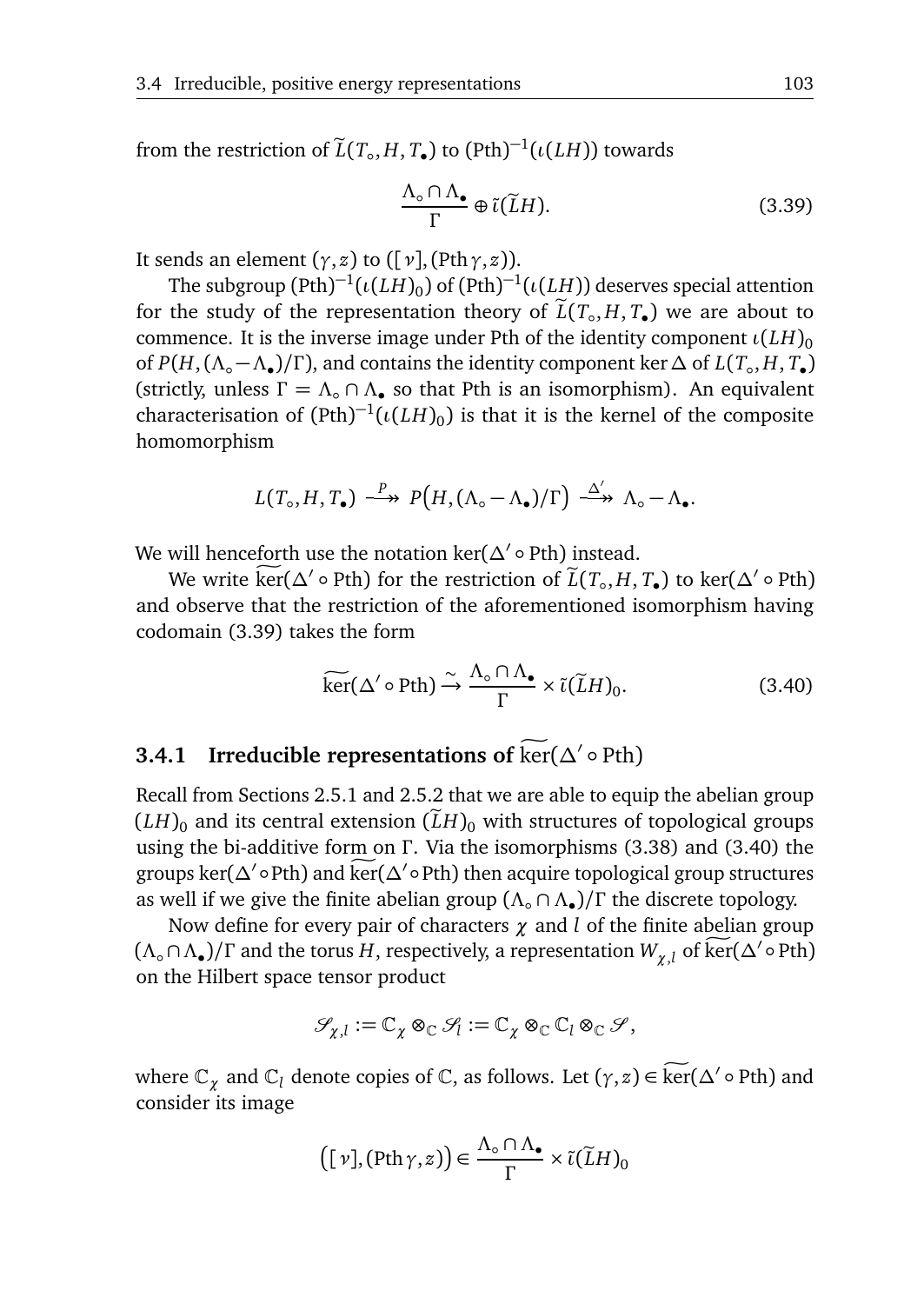from the restriction of $\widetilde{L}(T_\circ, H, T_\bullet)$ to $(\mathrm{Pth})^{-1}(\iota(LH))$ towards

$$\frac{\Lambda_\circ \cap \Lambda_\bullet}{\Gamma} \oplus \tilde{\iota}(\widetilde{L}H). \tag{3.39}$$

It sends an element $(\gamma, z)$ to $([\nu], (\mathrm{Pth}\,\gamma, z))$.

The subgroup $(\mathrm{Pth})^{-1}(\iota(LH)_0)$ of $(\mathrm{Pth})^{-1}(\iota(LH))$ deserves special attention for the study of the representation theory of $\widetilde{L}(T_\circ, H, T_\bullet)$ we are about to commence. It is the inverse image under Pth of the identity component $\iota(LH)_0$ of $P(H, (\Lambda_\circ - \Lambda_\bullet)/\Gamma)$, and contains the identity component $\ker\Delta$ of $L(T_\circ, H, T_\bullet)$ (strictly, unless $\Gamma = \Lambda_\circ \cap \Lambda_\bullet$ so that Pth is an isomorphism). An equivalent characterisation of $(\mathrm{Pth})^{-1}(\iota(LH)_0)$ is that it is the kernel of the composite homomorphism

$$L(T_\circ, H, T_\bullet) \overset{P}{\twoheadrightarrow} P\big(H, (\Lambda_\circ - \Lambda_\bullet)/\Gamma\big) \overset{\Delta'}{\twoheadrightarrow} \Lambda_\circ - \Lambda_\bullet.$$

We will henceforth use the notation $\ker(\Delta' \circ \mathrm{Pth})$ instead.

We write $\widetilde{\ker}(\Delta' \circ \mathrm{Pth})$ for the restriction of $\widetilde{L}(T_\circ, H, T_\bullet)$ to $\ker(\Delta' \circ \mathrm{Pth})$ and observe that the restriction of the aforementioned isomorphism having codomain (3.39) takes the form

$$\widetilde{\ker}(\Delta' \circ \mathrm{Pth}) \xrightarrow{\sim} \frac{\Lambda_\circ \cap \Lambda_\bullet}{\Gamma} \times \tilde{\iota}(\widetilde{L}H)_0. \tag{3.40}$$

### 3.4.1 Irreducible representations of $\widetilde{\ker}(\Delta' \circ \mathrm{Pth})$

Recall from Sections 2.5.1 and 2.5.2 that we are able to equip the abelian group $(LH)_0$ and its central extension $(\widetilde{L}H)_0$ with structures of topological groups using the bi-additive form on $\Gamma$. Via the isomorphisms (3.38) and (3.40) the groups $\ker(\Delta' \circ \mathrm{Pth})$ and $\widetilde{\ker}(\Delta' \circ \mathrm{Pth})$ then acquire topological group structures as well if we give the finite abelian group $(\Lambda_\circ \cap \Lambda_\bullet)/\Gamma$ the discrete topology.

Now define for every pair of characters $\chi$ and $l$ of the finite abelian group $(\Lambda_\circ \cap \Lambda_\bullet)/\Gamma$ and the torus $H$, respectively, a representation $W_{\chi,l}$ of $\widetilde{\ker}(\Delta' \circ \mathrm{Pth})$ on the Hilbert space tensor product

$$\mathscr{S}_{\chi,l} := \mathbb{C}_\chi \otimes_{\mathbb{C}} \mathscr{S}_l := \mathbb{C}_\chi \otimes_{\mathbb{C}} \mathbb{C}_l \otimes_{\mathbb{C}} \mathscr{S},$$

where $\mathbb{C}_\chi$ and $\mathbb{C}_l$ denote copies of $\mathbb{C}$, as follows. Let $(\gamma, z) \in \widetilde{\ker}(\Delta' \circ \mathrm{Pth})$ and consider its image

$$\big([\nu], (\mathrm{Pth}\,\gamma, z)\big) \in \frac{\Lambda_\circ \cap \Lambda_\bullet}{\Gamma} \times \tilde{\iota}(\widetilde{L}H)_0$$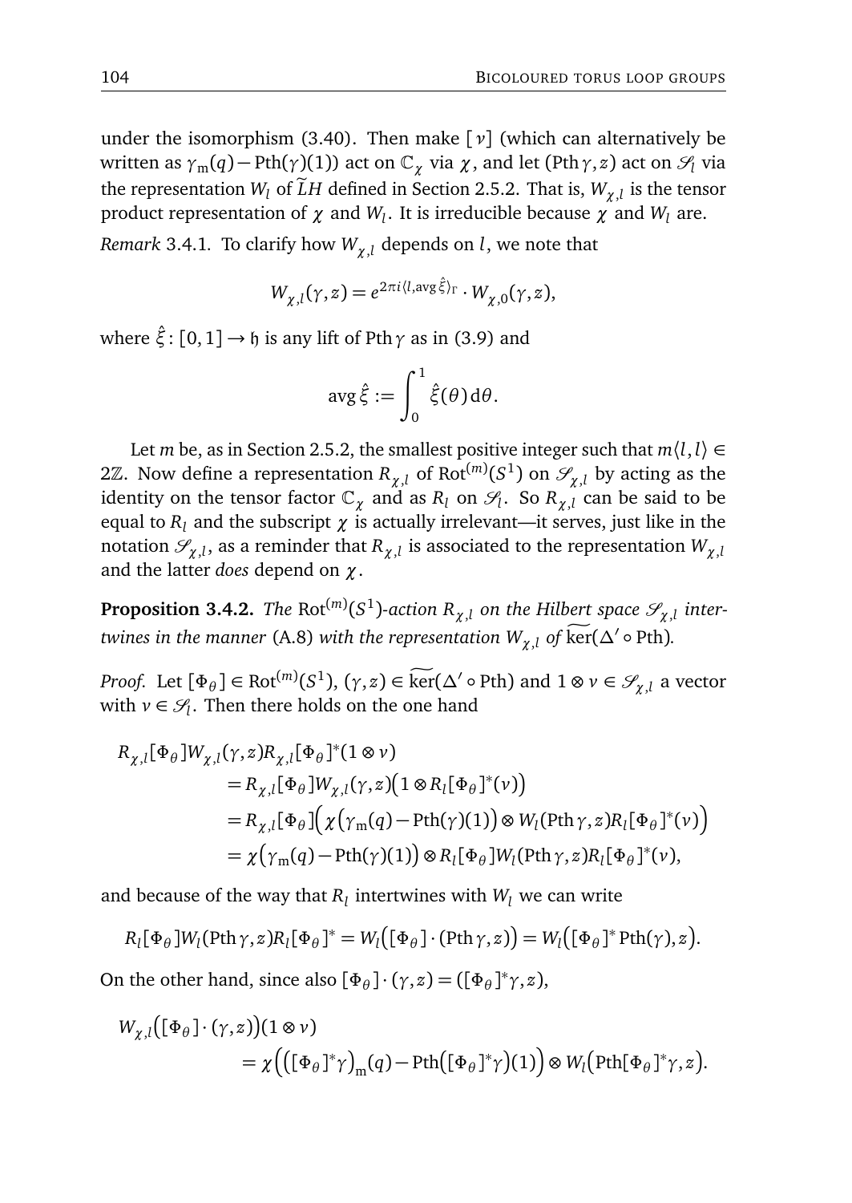under the isomorphism (3.40). Then make $[\nu]$ (which can alternatively be written as $\gamma_{\mathrm{m}}(q) - \mathrm{Pth}(\gamma)(1)$) act on $\mathbb{C}_\chi$ via $\chi$, and let $(\mathrm{Pth}\,\gamma, z)$ act on $\mathscr{S}_l$ via the representation $W_l$ of $\widetilde{L}H$ defined in Section 2.5.2. That is, $W_{\chi,l}$ is the tensor product representation of $\chi$ and $W_l$. It is irreducible because $\chi$ and $W_l$ are.

*Remark* 3.4.1. To clarify how $W_{\chi,l}$ depends on $l$, we note that

$$W_{\chi,l}(\gamma,z) = e^{2\pi i \langle l, \operatorname{avg}\hat{\xi}\rangle_\Gamma} \cdot W_{\chi,0}(\gamma,z),$$

where $\hat{\xi}\colon [0,1] \to \mathfrak{h}$ is any lift of $\mathrm{Pth}\,\gamma$ as in (3.9) and

$$\operatorname{avg}\hat{\xi} := \int_0^1 \hat{\xi}(\theta)\,\mathrm{d}\theta.$$

Let $m$ be, as in Section 2.5.2, the smallest positive integer such that $m\langle l, l\rangle \in 2\mathbb{Z}$. Now define a representation $R_{\chi,l}$ of $\mathrm{Rot}^{(m)}(S^1)$ on $\mathscr{S}_{\chi,l}$ by acting as the identity on the tensor factor $\mathbb{C}_\chi$ and as $R_l$ on $\mathscr{S}_l$. So $R_{\chi,l}$ can be said to be equal to $R_l$ and the subscript $\chi$ is actually irrelevant—it serves, just like in the notation $\mathscr{S}_{\chi,l}$, as a reminder that $R_{\chi,l}$ is associated to the representation $W_{\chi,l}$ and the latter *does* depend on $\chi$.

**Proposition 3.4.2.** *The* $\mathrm{Rot}^{(m)}(S^1)$*-action* $R_{\chi,l}$ *on the Hilbert space* $\mathscr{S}_{\chi,l}$ *intertwines in the manner* (A.8) *with the representation* $W_{\chi,l}$ *of* $\widetilde{\ker}(\Delta' \circ \mathrm{Pth})$*.*

*Proof.* Let $[\Phi_\theta] \in \mathrm{Rot}^{(m)}(S^1)$, $(\gamma,z) \in \widetilde{\ker}(\Delta' \circ \mathrm{Pth})$ and $1 \otimes v \in \mathscr{S}_{\chi,l}$ a vector with $v \in \mathscr{S}_l$. Then there holds on the one hand

$$\begin{aligned}
R_{\chi,l}&[\Phi_\theta] W_{\chi,l}(\gamma,z) R_{\chi,l}[\Phi_\theta]^*(1 \otimes v) \\
&= R_{\chi,l}[\Phi_\theta] W_{\chi,l}(\gamma,z)\big(1 \otimes R_l[\Phi_\theta]^*(v)\big) \\
&= R_{\chi,l}[\Phi_\theta]\Big(\chi\big(\gamma_{\mathrm{m}}(q) - \mathrm{Pth}(\gamma)(1)\big) \otimes W_l(\mathrm{Pth}\,\gamma, z) R_l[\Phi_\theta]^*(v)\Big) \\
&= \chi\big(\gamma_{\mathrm{m}}(q) - \mathrm{Pth}(\gamma)(1)\big) \otimes R_l[\Phi_\theta] W_l(\mathrm{Pth}\,\gamma, z) R_l[\Phi_\theta]^*(v),
\end{aligned}$$

and because of the way that $R_l$ intertwines with $W_l$ we can write

$$R_l[\Phi_\theta] W_l(\mathrm{Pth}\,\gamma, z) R_l[\Phi_\theta]^* = W_l\big([\Phi_\theta] \cdot (\mathrm{Pth}\,\gamma, z)\big) = W_l\big([\Phi_\theta]^* \mathrm{Pth}(\gamma), z\big).$$

On the other hand, since also $[\Phi_\theta] \cdot (\gamma, z) = ([\Phi_\theta]^*\gamma, z)$,

$$\begin{aligned}
W_{\chi,l}&\big([\Phi_\theta] \cdot (\gamma,z)\big)(1 \otimes v) \\
&= \chi\Big(\big([\Phi_\theta]^*\gamma\big)_{\mathrm{m}}(q) - \mathrm{Pth}\big([\Phi_\theta]^*\gamma\big)(1)\Big) \otimes W_l\big(\mathrm{Pth}[\Phi_\theta]^*\gamma, z\big).
\end{aligned}$$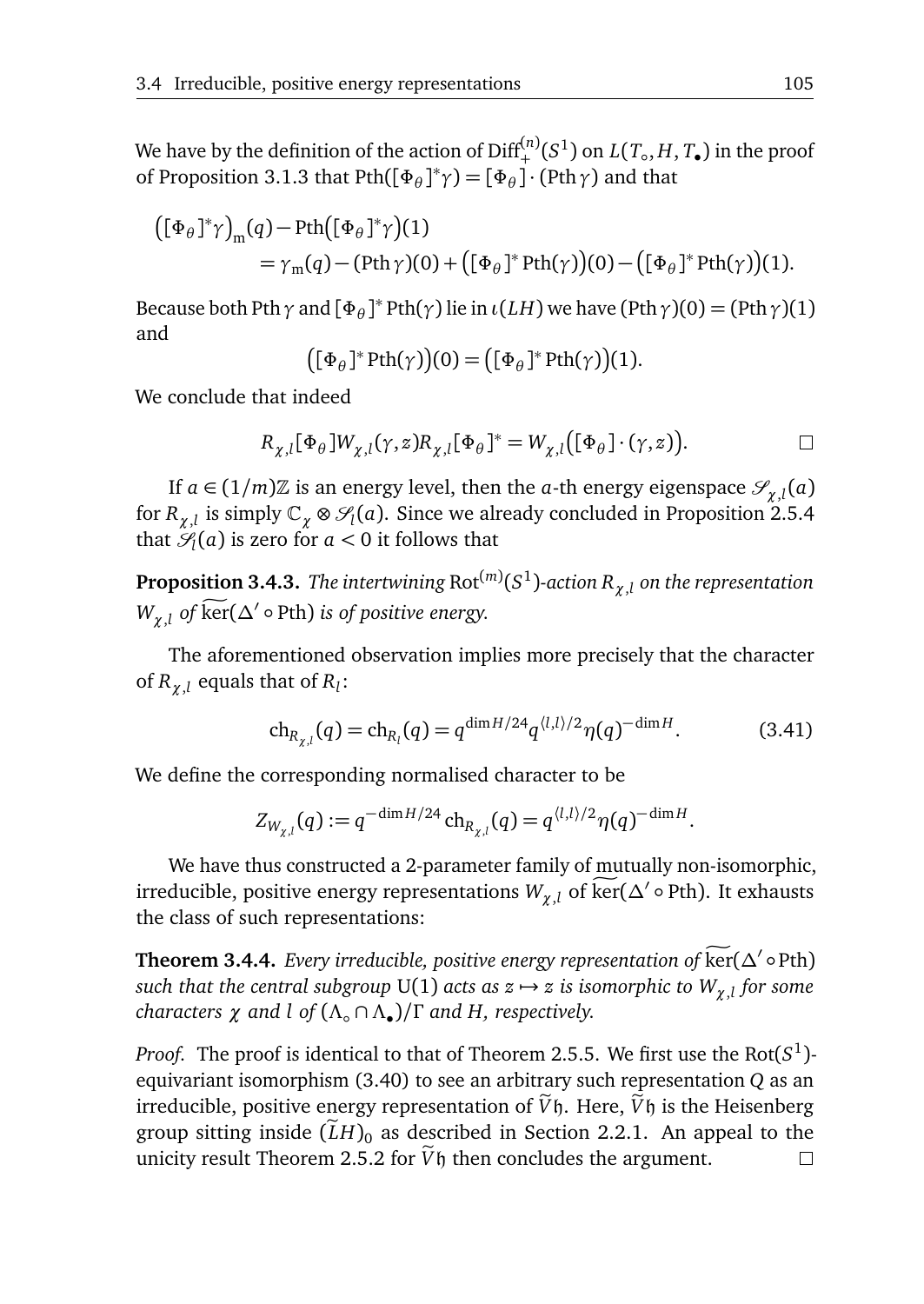We have by the definition of the action of $\mathrm{Diff}_+^{(n)}(S^1)$ on $L(T_\circ, H, T_\bullet)$ in the proof of Proposition 3.1.3 that $\mathrm{Pth}([\Phi_\theta]^*\gamma) = [\Phi_\theta] \cdot (\mathrm{Pth}\,\gamma)$ and that

$$\begin{aligned}
\big([\Phi_\theta]^*\gamma\big)_{\mathrm{m}}(q) - \mathrm{Pth}\big([\Phi_\theta]^*\gamma\big)(1) \\
= \gamma_{\mathrm{m}}(q) - (\mathrm{Pth}\,\gamma)(0) + \big([\Phi_\theta]^*\,\mathrm{Pth}(\gamma)\big)(0) - \big([\Phi_\theta]^*\,\mathrm{Pth}(\gamma)\big)(1).
\end{aligned}$$

Because both $\mathrm{Pth}\,\gamma$ and $[\Phi_\theta]^*\,\mathrm{Pth}(\gamma)$ lie in $\iota(LH)$ we have $(\mathrm{Pth}\,\gamma)(0) = (\mathrm{Pth}\,\gamma)(1)$ and

$$\big([\Phi_\theta]^*\,\mathrm{Pth}(\gamma)\big)(0) = \big([\Phi_\theta]^*\,\mathrm{Pth}(\gamma)\big)(1).$$

We conclude that indeed

$$R_{\chi,l}[\Phi_\theta] W_{\chi,l}(\gamma, z) R_{\chi,l}[\Phi_\theta]^* = W_{\chi,l}\big([\Phi_\theta] \cdot (\gamma, z)\big). \qquad \square$$

If $a \in (1/m)\mathbb{Z}$ is an energy level, then the $a$-th energy eigenspace $\mathscr{S}_{\chi,l}(a)$ for $R_{\chi,l}$ is simply $\mathbb{C}_\chi \otimes \mathscr{S}_l(a)$. Since we already concluded in Proposition 2.5.4 that $\mathscr{S}_l(a)$ is zero for $a < 0$ it follows that

**Proposition 3.4.3.** *The intertwining* $\mathrm{Rot}^{(m)}(S^1)$*-action* $R_{\chi,l}$ *on the representation* $W_{\chi,l}$ *of* $\widetilde{\ker}(\Delta' \circ \mathrm{Pth})$ *is of positive energy.*

The aforementioned observation implies more precisely that the character of $R_{\chi,l}$ equals that of $R_l$:

$$\mathrm{ch}_{R_{\chi,l}}(q) = \mathrm{ch}_{R_l}(q) = q^{\dim H/24} q^{\langle l,l\rangle/2} \eta(q)^{-\dim H}. \tag{3.41}$$

We define the corresponding normalised character to be

$$Z_{W_{\chi,l}}(q) := q^{-\dim H/24}\,\mathrm{ch}_{R_{\chi,l}}(q) = q^{\langle l,l\rangle/2}\eta(q)^{-\dim H}.$$

We have thus constructed a 2-parameter family of mutually non-isomorphic, irreducible, positive energy representations $W_{\chi,l}$ of $\widetilde{\ker}(\Delta' \circ \mathrm{Pth})$. It exhausts the class of such representations:

**Theorem 3.4.4.** *Every irreducible, positive energy representation of* $\widetilde{\ker}(\Delta' \circ \mathrm{Pth})$ *such that the central subgroup* $\mathrm{U}(1)$ *acts as* $z \mapsto z$ *is isomorphic to* $W_{\chi,l}$ *for some characters* $\chi$ *and* $l$ *of* $(\Lambda_\circ \cap \Lambda_\bullet)/\Gamma$ *and* $H$*, respectively.*

*Proof.* The proof is identical to that of Theorem 2.5.5. We first use the $\mathrm{Rot}(S^1)$-equivariant isomorphism (3.40) to see an arbitrary such representation $Q$ as an irreducible, positive energy representation of $\widetilde{V}\mathfrak{h}$. Here, $\widetilde{V}\mathfrak{h}$ is the Heisenberg group sitting inside $(\widetilde{L}H)_0$ as described in Section 2.2.1. An appeal to the unicity result Theorem 2.5.2 for $\widetilde{V}\mathfrak{h}$ then concludes the argument. $\square$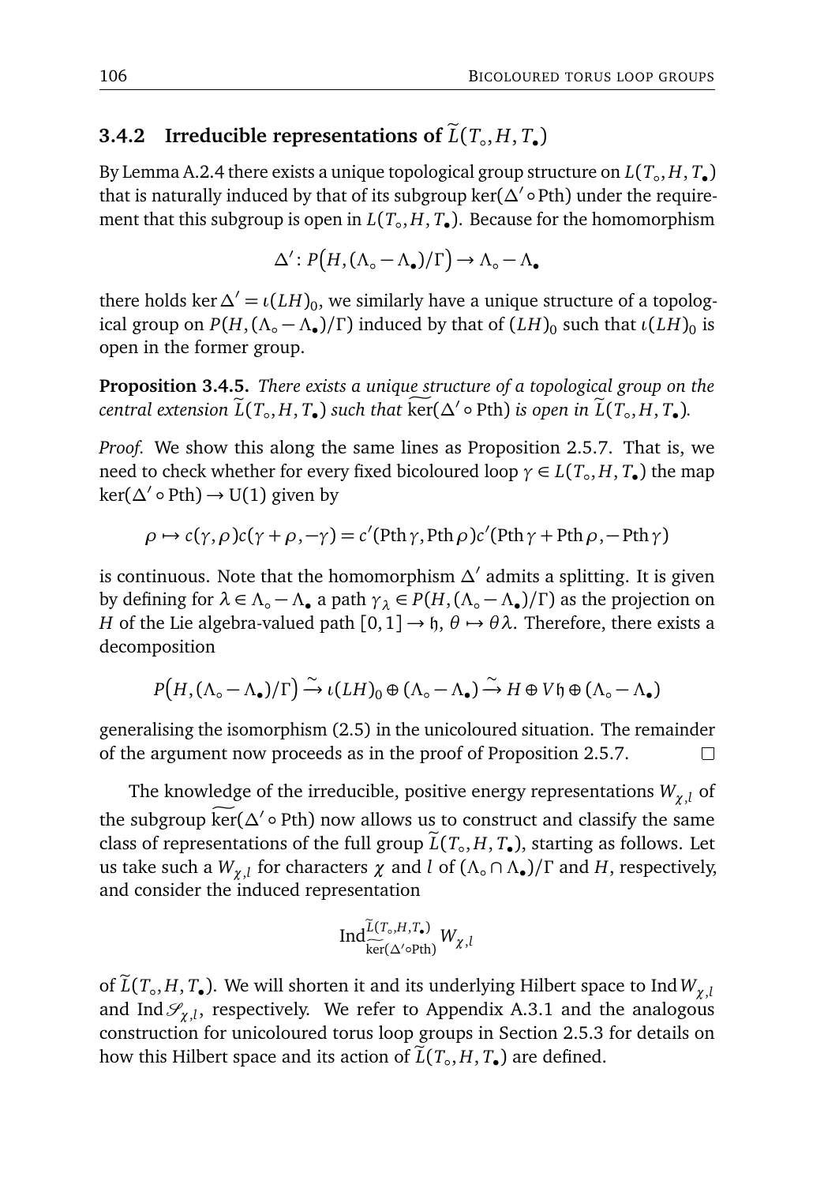### 3.4.2 Irreducible representations of $\widetilde{L}(T_\circ, H, T_\bullet)$

By Lemma A.2.4 there exists a unique topological group structure on $L(T_\circ, H, T_\bullet)$ that is naturally induced by that of its subgroup $\ker(\Delta' \circ \mathrm{Pth})$ under the requirement that this subgroup is open in $L(T_\circ, H, T_\bullet)$. Because for the homomorphism

$$\Delta' \colon P\big(H, (\Lambda_\circ - \Lambda_\bullet)/\Gamma\big) \to \Lambda_\circ - \Lambda_\bullet$$

there holds $\ker \Delta' = \iota(LH)_0$, we similarly have a unique structure of a topological group on $P(H, (\Lambda_\circ - \Lambda_\bullet)/\Gamma)$ induced by that of $(LH)_0$ such that $\iota(LH)_0$ is open in the former group.

**Proposition 3.4.5.** *There exists a unique structure of a topological group on the central extension $\widetilde{L}(T_\circ, H, T_\bullet)$ such that $\widetilde{\ker}(\Delta' \circ \mathrm{Pth})$ is open in $\widetilde{L}(T_\circ, H, T_\bullet)$.*

*Proof.* We show this along the same lines as Proposition 2.5.7. That is, we need to check whether for every fixed bicoloured loop $\gamma \in L(T_\circ, H, T_\bullet)$ the map $\ker(\Delta' \circ \mathrm{Pth}) \to \mathrm{U}(1)$ given by

$$\rho \mapsto c(\gamma, \rho)c(\gamma + \rho, -\gamma) = c'(\mathrm{Pth}\,\gamma, \mathrm{Pth}\,\rho)c'(\mathrm{Pth}\,\gamma + \mathrm{Pth}\,\rho, -\mathrm{Pth}\,\gamma)$$

is continuous. Note that the homomorphism $\Delta'$ admits a splitting. It is given by defining for $\lambda \in \Lambda_\circ - \Lambda_\bullet$ a path $\gamma_\lambda \in P(H, (\Lambda_\circ - \Lambda_\bullet)/\Gamma)$ as the projection on $H$ of the Lie algebra-valued path $[0,1] \to \mathfrak{h}$, $\theta \mapsto \theta\lambda$. Therefore, there exists a decomposition

$$P\big(H, (\Lambda_\circ - \Lambda_\bullet)/\Gamma\big) \xrightarrow{\sim} \iota(LH)_0 \oplus (\Lambda_\circ - \Lambda_\bullet) \xrightarrow{\sim} H \oplus V\mathfrak{h} \oplus (\Lambda_\circ - \Lambda_\bullet)$$

generalising the isomorphism (2.5) in the unicoloured situation. The remainder of the argument now proceeds as in the proof of Proposition 2.5.7. $\square$

The knowledge of the irreducible, positive energy representations $W_{\chi,l}$ of the subgroup $\widetilde{\ker}(\Delta' \circ \mathrm{Pth})$ now allows us to construct and classify the same class of representations of the full group $\widetilde{L}(T_\circ, H, T_\bullet)$, starting as follows. Let us take such a $W_{\chi,l}$ for characters $\chi$ and $l$ of $(\Lambda_\circ \cap \Lambda_\bullet)/\Gamma$ and $H$, respectively, and consider the induced representation

$$\mathrm{Ind}_{\widetilde{\ker}(\Delta' \circ \mathrm{Pth})}^{\widetilde{L}(T_\circ, H, T_\bullet)} W_{\chi,l}$$

of $\widetilde{L}(T_\circ, H, T_\bullet)$. We will shorten it and its underlying Hilbert space to $\mathrm{Ind}\, W_{\chi,l}$ and $\mathrm{Ind}\, \mathscr{S}_{\chi,l}$, respectively. We refer to Appendix A.3.1 and the analogous construction for unicoloured torus loop groups in Section 2.5.3 for details on how this Hilbert space and its action of $\widetilde{L}(T_\circ, H, T_\bullet)$ are defined.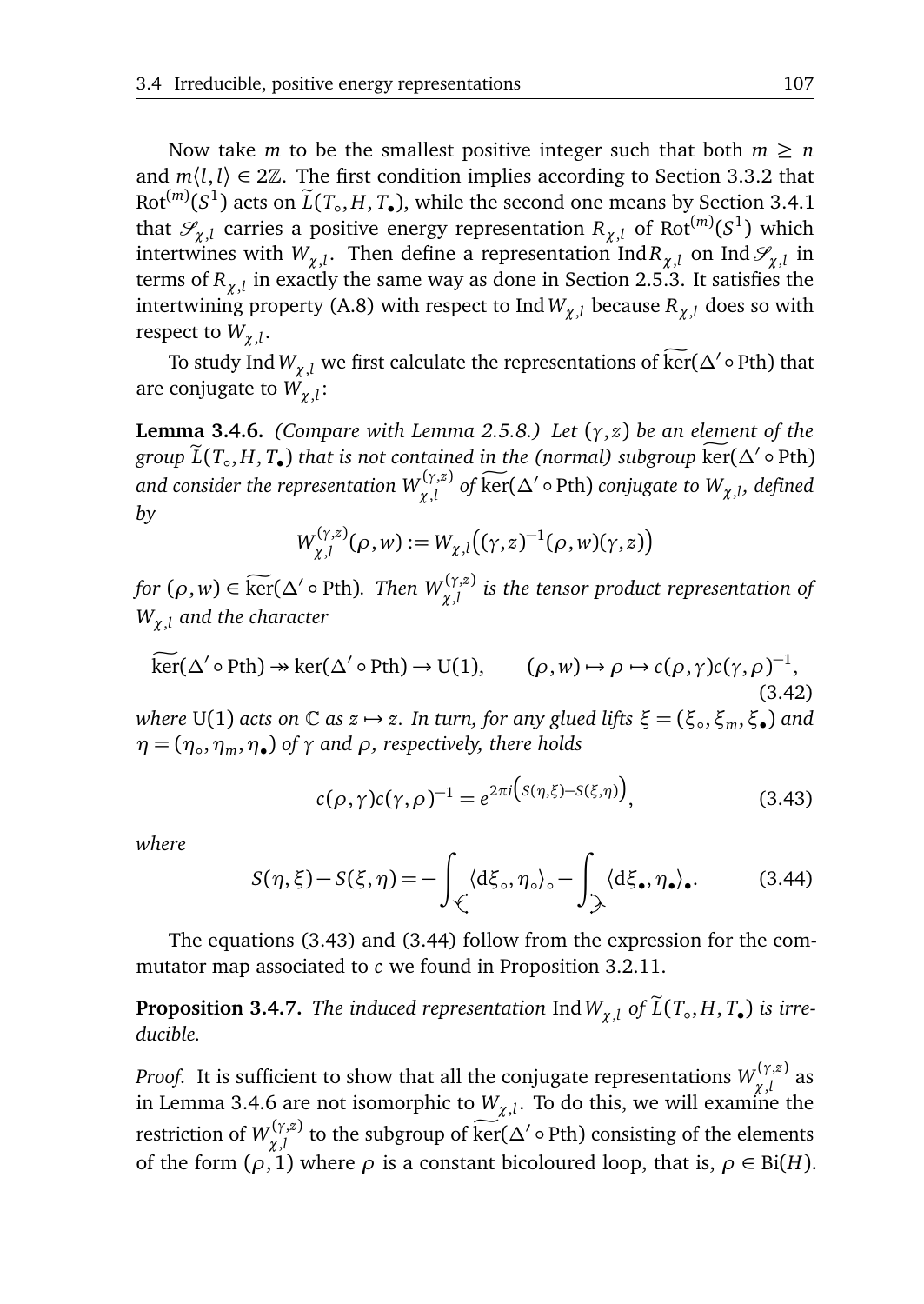Now take $m$ to be the smallest positive integer such that both $m \geq n$ and $m\langle l, l\rangle \in 2\mathbb{Z}$. The first condition implies according to Section 3.3.2 that $\mathrm{Rot}^{(m)}(S^1)$ acts on $\widetilde{L}(T_\circ, H, T_\bullet)$, while the second one means by Section 3.4.1 that $\mathscr{S}_{\chi,l}$ carries a positive energy representation $R_{\chi,l}$ of $\mathrm{Rot}^{(m)}(S^1)$ which intertwines with $W_{\chi,l}$. Then define a representation $\mathrm{Ind}\,R_{\chi,l}$ on $\mathrm{Ind}\,\mathscr{S}_{\chi,l}$ in terms of $R_{\chi,l}$ in exactly the same way as done in Section 2.5.3. It satisfies the intertwining property (A.8) with respect to $\mathrm{Ind}\,W_{\chi,l}$ because $R_{\chi,l}$ does so with respect to $W_{\chi,l}$.

To study $\mathrm{Ind}\,W_{\chi,l}$ we first calculate the representations of $\widetilde{\ker}(\Delta' \circ \mathrm{Pth})$ that are conjugate to $W_{\chi,l}$:

**Lemma 3.4.6.** *(Compare with Lemma 2.5.8.) Let $(\gamma, z)$ be an element of the group $\widetilde{L}(T_\circ, H, T_\bullet)$ that is not contained in the (normal) subgroup $\widetilde{\ker}(\Delta' \circ \mathrm{Pth})$ and consider the representation $W_{\chi,l}^{(\gamma,z)}$ of $\widetilde{\ker}(\Delta' \circ \mathrm{Pth})$ conjugate to $W_{\chi,l}$, defined by*

$$W_{\chi,l}^{(\gamma,z)}(\rho, w) := W_{\chi,l}\big((\gamma,z)^{-1}(\rho,w)(\gamma,z)\big)$$

*for $(\rho, w) \in \widetilde{\ker}(\Delta' \circ \mathrm{Pth})$. Then $W_{\chi,l}^{(\gamma,z)}$ is the tensor product representation of $W_{\chi,l}$ and the character*

$$\widetilde{\ker}(\Delta' \circ \mathrm{Pth}) \twoheadrightarrow \ker(\Delta' \circ \mathrm{Pth}) \to \mathrm{U}(1), \qquad (\rho, w) \mapsto \rho \mapsto c(\rho,\gamma)c(\gamma,\rho)^{-1}, \tag{3.42}$$

*where $\mathrm{U}(1)$ acts on $\mathbb{C}$ as $z \mapsto z$. In turn, for any glued lifts $\xi = (\xi_\circ, \xi_m, \xi_\bullet)$ and $\eta = (\eta_\circ, \eta_m, \eta_\bullet)$ of $\gamma$ and $\rho$, respectively, there holds*

$$c(\rho,\gamma)c(\gamma,\rho)^{-1} = e^{2\pi i\left(S(\eta,\xi) - S(\xi,\eta)\right)}, \tag{3.43}$$

*where*

$$S(\eta,\xi) - S(\xi,\eta) = -\int_{\curvearrowleft} \langle \mathrm{d}\xi_\circ, \eta_\circ\rangle_\circ - \int_{\curvearrowright} \langle \mathrm{d}\xi_\bullet, \eta_\bullet\rangle_\bullet. \tag{3.44}$$

The equations (3.43) and (3.44) follow from the expression for the commutator map associated to $c$ we found in Proposition 3.2.11.

**Proposition 3.4.7.** *The induced representation $\mathrm{Ind}\,W_{\chi,l}$ of $\widetilde{L}(T_\circ, H, T_\bullet)$ is irreducible.*

*Proof.* It is sufficient to show that all the conjugate representations $W_{\chi,l}^{(\gamma,z)}$ as in Lemma 3.4.6 are not isomorphic to $W_{\chi,l}$. To do this, we will examine the restriction of $W_{\chi,l}^{(\gamma,z)}$ to the subgroup of $\widetilde{\ker}(\Delta' \circ \mathrm{Pth})$ consisting of the elements of the form $(\rho, 1)$ where $\rho$ is a constant bicoloured loop, that is, $\rho \in \mathrm{Bi}(H)$.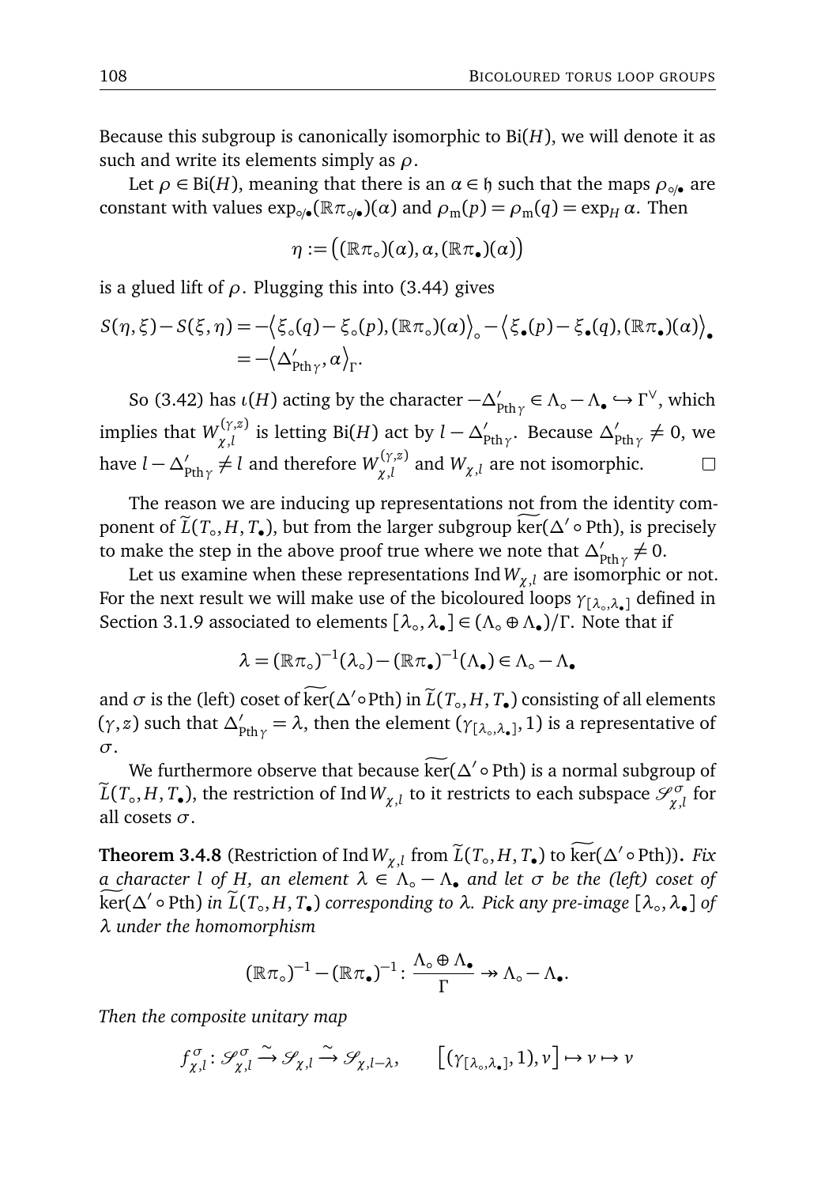Because this subgroup is canonically isomorphic to $\mathrm{Bi}(H)$, we will denote it as such and write its elements simply as $\rho$.

Let $\rho \in \mathrm{Bi}(H)$, meaning that there is an $\alpha \in \mathfrak{h}$ such that the maps $\rho_{\circ/\bullet}$ are constant with values $\exp_{\circ/\bullet}((\mathbb{R}\pi_{\circ/\bullet})(\alpha))$ and $\rho_{\mathrm{m}}(p) = \rho_{\mathrm{m}}(q) = \exp_H \alpha$. Then

$$\eta := \big((\mathbb{R}\pi_\circ)(\alpha), \alpha, (\mathbb{R}\pi_\bullet)(\alpha)\big)$$

is a glued lift of $\rho$. Plugging this into (3.44) gives

$$\begin{aligned} S(\eta,\xi) - S(\xi,\eta) &= -\big\langle \xi_\circ(q) - \xi_\circ(p), (\mathbb{R}\pi_\circ)(\alpha)\big\rangle_\circ - \big\langle \xi_\bullet(p) - \xi_\bullet(q), (\mathbb{R}\pi_\bullet)(\alpha)\big\rangle_\bullet \\ &= -\big\langle \Delta'_{\mathrm{Pth}\,\gamma}, \alpha\big\rangle_\Gamma. \end{aligned}$$

So (3.42) has $\iota(H)$ acting by the character $-\Delta'_{\mathrm{Pth}\,\gamma} \in \Lambda_\circ - \Lambda_\bullet \hookrightarrow \Gamma^\vee$, which implies that $W^{(\gamma,z)}_{\chi,l}$ is letting $\mathrm{Bi}(H)$ act by $l - \Delta'_{\mathrm{Pth}\,\gamma}$. Because $\Delta'_{\mathrm{Pth}\,\gamma} \neq 0$, we have $l - \Delta'_{\mathrm{Pth}\,\gamma} \neq l$ and therefore $W^{(\gamma,z)}_{\chi,l}$ and $W_{\chi,l}$ are not isomorphic. □

The reason we are inducing up representations not from the identity component of $\widetilde{L}(T_\circ, H, T_\bullet)$, but from the larger subgroup $\widetilde{\ker}(\Delta' \circ \mathrm{Pth})$, is precisely to make the step in the above proof true where we note that $\Delta'_{\mathrm{Pth}\,\gamma} \neq 0$.

Let us examine when these representations $\mathrm{Ind}\, W_{\chi,l}$ are isomorphic or not. For the next result we will make use of the bicoloured loops $\gamma_{[\lambda_\circ,\lambda_\bullet]}$ defined in Section 3.1.9 associated to elements $[\lambda_\circ, \lambda_\bullet] \in (\Lambda_\circ \oplus \Lambda_\bullet)/\Gamma$. Note that if

$$\lambda = (\mathbb{R}\pi_\circ)^{-1}(\lambda_\circ) - (\mathbb{R}\pi_\bullet)^{-1}(\Lambda_\bullet) \in \Lambda_\circ - \Lambda_\bullet$$

and $\sigma$ is the (left) coset of $\widetilde{\ker}(\Delta' \circ \mathrm{Pth})$ in $\widetilde{L}(T_\circ, H, T_\bullet)$ consisting of all elements $(\gamma, z)$ such that $\Delta'_{\mathrm{Pth}\,\gamma} = \lambda$, then the element $(\gamma_{[\lambda_\circ,\lambda_\bullet]}, 1)$ is a representative of $\sigma$.

We furthermore observe that because $\widetilde{\ker}(\Delta' \circ \mathrm{Pth})$ is a normal subgroup of $\widetilde{L}(T_\circ, H, T_\bullet)$, the restriction of $\mathrm{Ind}\, W_{\chi,l}$ to it restricts to each subspace $\mathscr{S}^\sigma_{\chi,l}$ for all cosets $\sigma$.

**Theorem 3.4.8** (Restriction of $\mathrm{Ind}\, W_{\chi,l}$ from $\widetilde{L}(T_\circ, H, T_\bullet)$ to $\widetilde{\ker}(\Delta' \circ \mathrm{Pth})$)**.** *Fix a character $l$ of $H$, an element $\lambda \in \Lambda_\circ - \Lambda_\bullet$ and let $\sigma$ be the (left) coset of $\widetilde{\ker}(\Delta' \circ \mathrm{Pth})$ in $\widetilde{L}(T_\circ, H, T_\bullet)$ corresponding to $\lambda$. Pick any pre-image $[\lambda_\circ, \lambda_\bullet]$ of $\lambda$ under the homomorphism*

$$(\mathbb{R}\pi_\circ)^{-1} - (\mathbb{R}\pi_\bullet)^{-1} \colon \frac{\Lambda_\circ \oplus \Lambda_\bullet}{\Gamma} \twoheadrightarrow \Lambda_\circ - \Lambda_\bullet.$$

*Then the composite unitary map*

$$f^\sigma_{\chi,l} \colon \mathscr{S}^\sigma_{\chi,l} \xrightarrow{\sim} \mathscr{S}_{\chi,l} \xrightarrow{\sim} \mathscr{S}_{\chi,l-\lambda}, \qquad \big[(\gamma_{[\lambda_\circ,\lambda_\bullet]}, 1), v\big] \mapsto v \mapsto v$$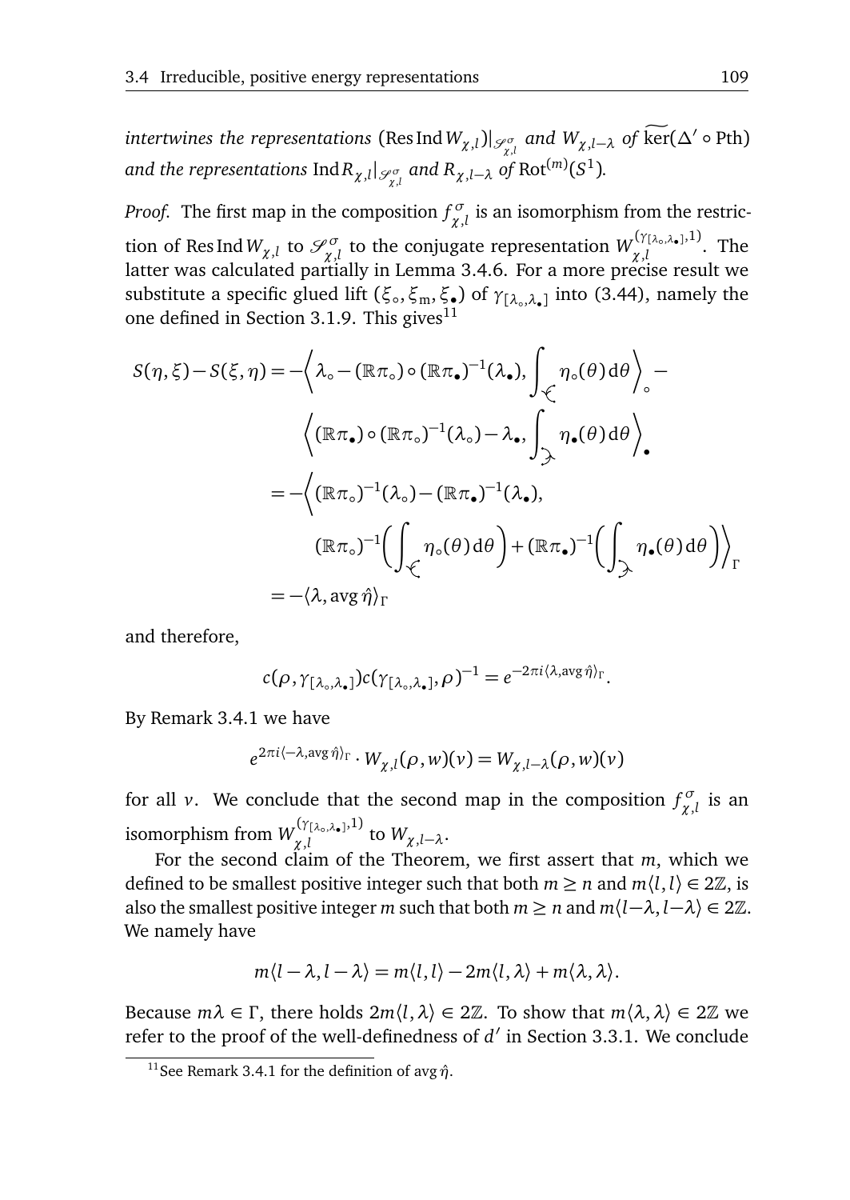*intertwines the representations* $(\operatorname{Res}\operatorname{Ind} W_{\chi,l})|_{\mathscr{S}^{\sigma}_{\chi,l}}$ *and* $W_{\chi,l-\lambda}$ *of* $\widetilde{\ker}(\Delta' \circ \mathrm{Pth})$ *and the representations* $\operatorname{Ind} R_{\chi,l}|_{\mathscr{S}^{\sigma}_{\chi,l}}$ *and* $R_{\chi,l-\lambda}$ *of* $\mathrm{Rot}^{(m)}(S^1)$.

*Proof.* The first map in the composition $f^{\sigma}_{\chi,l}$ is an isomorphism from the restriction of $\operatorname{Res}\operatorname{Ind} W_{\chi,l}$ to $\mathscr{S}^{\sigma}_{\chi,l}$ to the conjugate representation $W^{(\gamma_{[\lambda_\circ,\lambda_\bullet]},1)}_{\chi,l}$. The latter was calculated partially in Lemma 3.4.6. For a more precise result we substitute a specific glued lift $(\xi_\circ, \xi_{\mathrm{m}}, \xi_\bullet)$ of $\gamma_{[\lambda_\circ,\lambda_\bullet]}$ into (3.44), namely the one defined in Section 3.1.9. This gives[11]

$$
\begin{aligned}
S(\eta,\xi) - S(\xi,\eta) &= -\left\langle \lambda_\circ - (\mathbb{R}\pi_\circ)\circ(\mathbb{R}\pi_\bullet)^{-1}(\lambda_\bullet), \int_{\curvearrowleft} \eta_\circ(\theta)\,\mathrm{d}\theta \right\rangle_\circ - \\
&\qquad \left\langle (\mathbb{R}\pi_\bullet)\circ(\mathbb{R}\pi_\circ)^{-1}(\lambda_\circ) - \lambda_\bullet, \int_{\curvearrowright} \eta_\bullet(\theta)\,\mathrm{d}\theta \right\rangle_\bullet \\
&= -\Big\langle (\mathbb{R}\pi_\circ)^{-1}(\lambda_\circ) - (\mathbb{R}\pi_\bullet)^{-1}(\lambda_\bullet), \\
&\qquad (\mathbb{R}\pi_\circ)^{-1}\Big(\int_{\curvearrowleft} \eta_\circ(\theta)\,\mathrm{d}\theta\Big) + (\mathbb{R}\pi_\bullet)^{-1}\Big(\int_{\curvearrowright} \eta_\bullet(\theta)\,\mathrm{d}\theta\Big)\Big\rangle_\Gamma \\
&= -\langle \lambda, \operatorname{avg}\hat{\eta}\rangle_\Gamma
\end{aligned}
$$

and therefore,

$$
c(\rho, \gamma_{[\lambda_\circ,\lambda_\bullet]})c(\gamma_{[\lambda_\circ,\lambda_\bullet]}, \rho)^{-1} = e^{-2\pi i \langle \lambda, \operatorname{avg}\hat{\eta}\rangle_\Gamma}.
$$

By Remark 3.4.1 we have

$$
e^{2\pi i \langle -\lambda, \operatorname{avg}\hat{\eta}\rangle_\Gamma} \cdot W_{\chi,l}(\rho, w)(v) = W_{\chi,l-\lambda}(\rho, w)(v)
$$

for all $v$. We conclude that the second map in the composition $f^{\sigma}_{\chi,l}$ is an isomorphism from $W^{(\gamma_{[\lambda_\circ,\lambda_\bullet]},1)}_{\chi,l}$ to $W_{\chi,l-\lambda}$.

For the second claim of the Theorem, we first assert that $m$, which we defined to be smallest positive integer such that both $m \geq n$ and $m\langle l, l\rangle \in 2\mathbb{Z}$, is also the smallest positive integer $m$ such that both $m \geq n$ and $m\langle l-\lambda, l-\lambda\rangle \in 2\mathbb{Z}$. We namely have

$$
m\langle l-\lambda, l-\lambda\rangle = m\langle l, l\rangle - 2m\langle l, \lambda\rangle + m\langle \lambda, \lambda\rangle.
$$

Because $m\lambda \in \Gamma$, there holds $2m\langle l, \lambda\rangle \in 2\mathbb{Z}$. To show that $m\langle \lambda, \lambda\rangle \in 2\mathbb{Z}$ we refer to the proof of the well-definedness of $d'$ in Section 3.3.1. We conclude

[11] See Remark 3.4.1 for the definition of $\operatorname{avg}\hat{\eta}$.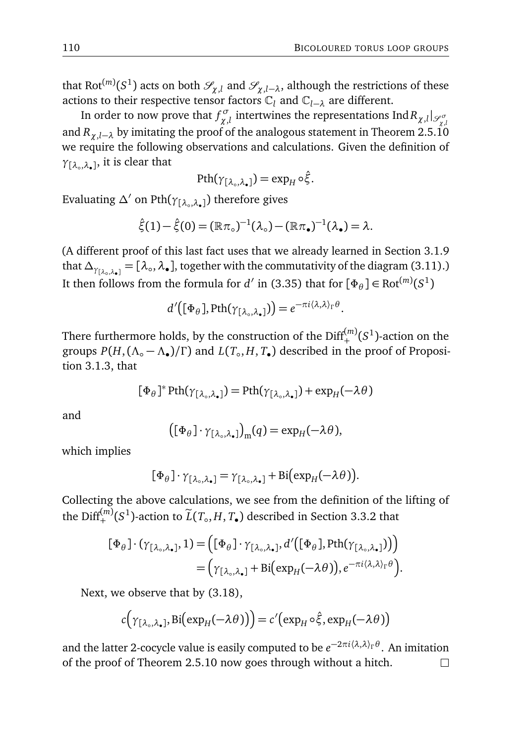that $\mathrm{Rot}^{(m)}(S^1)$ acts on both $\mathscr{S}_{\chi,l}$ and $\mathscr{S}_{\chi,l-\lambda}$, although the restrictions of these actions to their respective tensor factors $\mathbb{C}_l$ and $\mathbb{C}_{l-\lambda}$ are different.

In order to now prove that $f^{\sigma}_{\chi,l}$ intertwines the representations $\mathrm{Ind}R_{\chi,l}|_{\mathscr{S}^{\sigma}_{\chi,l}}$ and $R_{\chi,l-\lambda}$ by imitating the proof of the analogous statement in Theorem 2.5.10 we require the following observations and calculations. Given the definition of $\gamma_{[\lambda_\circ,\lambda_\bullet]}$, it is clear that

$$\mathrm{Pth}(\gamma_{[\lambda_\circ,\lambda_\bullet]}) = \exp_H \circ \hat{\xi}.$$

Evaluating $\Delta'$ on $\mathrm{Pth}(\gamma_{[\lambda_\circ,\lambda_\bullet]})$ therefore gives

$$\hat{\xi}(1) - \hat{\xi}(0) = (\mathbb{R}\pi_\circ)^{-1}(\lambda_\circ) - (\mathbb{R}\pi_\bullet)^{-1}(\lambda_\bullet) = \lambda.$$

(A different proof of this last fact uses that we already learned in Section 3.1.9 that $\Delta_{\gamma_{[\lambda_\circ,\lambda_\bullet]}} = [\lambda_\circ, \lambda_\bullet]$, together with the commutativity of the diagram (3.11).) It then follows from the formula for $d'$ in (3.35) that for $[\Phi_\theta] \in \mathrm{Rot}^{(m)}(S^1)$

$$d'\big([\Phi_\theta], \mathrm{Pth}(\gamma_{[\lambda_\circ,\lambda_\bullet]})\big) = e^{-\pi i \langle \lambda,\lambda\rangle_\Gamma \theta}.$$

There furthermore holds, by the construction of the $\mathrm{Diff}^{(m)}_+(S^1)$-action on the groups $P(H,(\Lambda_\circ - \Lambda_\bullet)/\Gamma)$ and $L(T_\circ, H, T_\bullet)$ described in the proof of Proposition 3.1.3, that

$$[\Phi_\theta]^* \,\mathrm{Pth}(\gamma_{[\lambda_\circ,\lambda_\bullet]}) = \mathrm{Pth}(\gamma_{[\lambda_\circ,\lambda_\bullet]}) + \exp_H(-\lambda\theta)$$

and

$$\big([\Phi_\theta] \cdot \gamma_{[\lambda_\circ,\lambda_\bullet]}\big)_{\mathrm{m}}(q) = \exp_H(-\lambda\theta),$$

which implies

$$[\Phi_\theta] \cdot \gamma_{[\lambda_\circ,\lambda_\bullet]} = \gamma_{[\lambda_\circ,\lambda_\bullet]} + \mathrm{Bi}\big(\exp_H(-\lambda\theta)\big).$$

Collecting the above calculations, we see from the definition of the lifting of the $\mathrm{Diff}^{(m)}_+(S^1)$-action to $\widetilde{L}(T_\circ, H, T_\bullet)$ described in Section 3.3.2 that

$$\begin{aligned}
[\Phi_\theta] \cdot (\gamma_{[\lambda_\circ,\lambda_\bullet]}, 1) &= \Big([\Phi_\theta] \cdot \gamma_{[\lambda_\circ,\lambda_\bullet]}, d'\big([\Phi_\theta], \mathrm{Pth}(\gamma_{[\lambda_\circ,\lambda_\bullet]})\big)\Big) \\
&= \Big(\gamma_{[\lambda_\circ,\lambda_\bullet]} + \mathrm{Bi}\big(\exp_H(-\lambda\theta)\big), e^{-\pi i \langle \lambda,\lambda\rangle_\Gamma \theta}\Big).
\end{aligned}$$

Next, we observe that by (3.18),

$$c\Big(\gamma_{[\lambda_\circ,\lambda_\bullet]}, \mathrm{Bi}\big(\exp_H(-\lambda\theta)\big)\Big) = c'\big(\exp_H \circ \hat{\xi}, \exp_H(-\lambda\theta)\big)$$

and the latter 2-cocycle value is easily computed to be $e^{-2\pi i \langle \lambda,\lambda\rangle_\Gamma \theta}$. An imitation of the proof of Theorem 2.5.10 now goes through without a hitch. □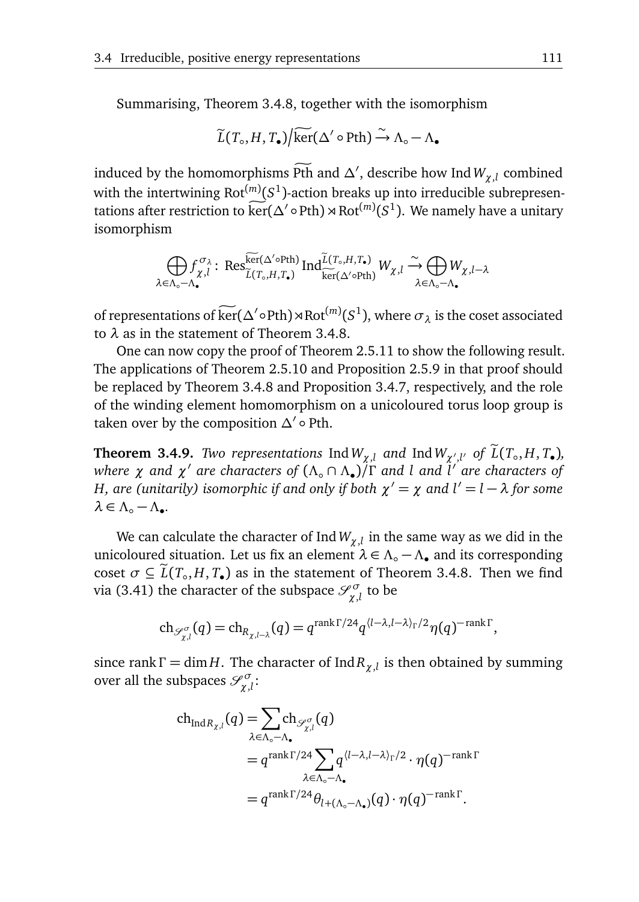Summarising, Theorem 3.4.8, together with the isomorphism

$$\widetilde{L}(T_\circ, H, T_\bullet)\big/\widetilde{\ker}(\Delta' \circ \mathrm{Pth}) \xrightarrow{\sim} \Lambda_\circ - \Lambda_\bullet$$

induced by the homomorphisms $\widetilde{\mathrm{Pth}}$ and $\Delta'$, describe how $\operatorname{Ind} W_{\chi,l}$ combined with the intertwining $\mathrm{Rot}^{(m)}(S^1)$-action breaks up into irreducible subrepresentations after restriction to $\widetilde{\ker}(\Delta' \circ \mathrm{Pth}) \rtimes \mathrm{Rot}^{(m)}(S^1)$. We namely have a unitary isomorphism

$$\bigoplus_{\lambda \in \Lambda_\circ - \Lambda_\bullet} f_{\chi,l}^{\sigma_\lambda} \colon \operatorname{Res}^{\widetilde{\ker}(\Delta' \circ \mathrm{Pth})}_{\widetilde{L}(T_\circ, H, T_\bullet)} \operatorname{Ind}^{\widetilde{L}(T_\circ, H, T_\bullet)}_{\widetilde{\ker}(\Delta' \circ \mathrm{Pth})} W_{\chi,l} \xrightarrow{\sim} \bigoplus_{\lambda \in \Lambda_\circ - \Lambda_\bullet} W_{\chi, l-\lambda}$$

of representations of $\widetilde{\ker}(\Delta' \circ \mathrm{Pth}) \rtimes \mathrm{Rot}^{(m)}(S^1)$, where $\sigma_\lambda$ is the coset associated to $\lambda$ as in the statement of Theorem 3.4.8.

One can now copy the proof of Theorem 2.5.11 to show the following result. The applications of Theorem 2.5.10 and Proposition 2.5.9 in that proof should be replaced by Theorem 3.4.8 and Proposition 3.4.7, respectively, and the role of the winding element homomorphism on a unicoloured torus loop group is taken over by the composition $\Delta' \circ \mathrm{Pth}$.

**Theorem 3.4.9.** *Two representations* $\operatorname{Ind} W_{\chi,l}$ *and* $\operatorname{Ind} W_{\chi',l'}$ *of* $\widetilde{L}(T_\circ, H, T_\bullet)$*, where* $\chi$ *and* $\chi'$ *are characters of* $(\Lambda_\circ \cap \Lambda_\bullet)/\Gamma$ *and* $l$ *and* $l'$ *are characters of* $H$*, are (unitarily) isomorphic if and only if both* $\chi' = \chi$ *and* $l' = l - \lambda$ *for some* $\lambda \in \Lambda_\circ - \Lambda_\bullet$*.*

We can calculate the character of $\operatorname{Ind} W_{\chi,l}$ in the same way as we did in the unicoloured situation. Let us fix an element $\lambda \in \Lambda_\circ - \Lambda_\bullet$ and its corresponding coset $\sigma \subseteq \widetilde{L}(T_\circ, H, T_\bullet)$ as in the statement of Theorem 3.4.8. Then we find via (3.41) the character of the subspace $\mathscr{S}^\sigma_{\chi,l}$ to be

$$\mathrm{ch}_{\mathscr{S}^\sigma_{\chi,l}}(q) = \mathrm{ch}_{R_{\chi,l-\lambda}}(q) = q^{\operatorname{rank}\Gamma/24} q^{\langle l-\lambda, l-\lambda\rangle_\Gamma/2} \eta(q)^{-\operatorname{rank}\Gamma},$$

since $\operatorname{rank}\Gamma = \dim H$. The character of $\operatorname{Ind} R_{\chi,l}$ is then obtained by summing over all the subspaces $\mathscr{S}^\sigma_{\chi,l}$:

$$\begin{aligned}
\mathrm{ch}_{\operatorname{Ind} R_{\chi,l}}(q) &= \sum_{\lambda \in \Lambda_\circ - \Lambda_\bullet} \mathrm{ch}_{\mathscr{S}^\sigma_{\chi,l}}(q) \\
&= q^{\operatorname{rank}\Gamma/24} \sum_{\lambda \in \Lambda_\circ - \Lambda_\bullet} q^{\langle l-\lambda, l-\lambda\rangle_\Gamma/2} \cdot \eta(q)^{-\operatorname{rank}\Gamma} \\
&= q^{\operatorname{rank}\Gamma/24} \theta_{l + (\Lambda_\circ - \Lambda_\bullet)}(q) \cdot \eta(q)^{-\operatorname{rank}\Gamma}.
\end{aligned}$$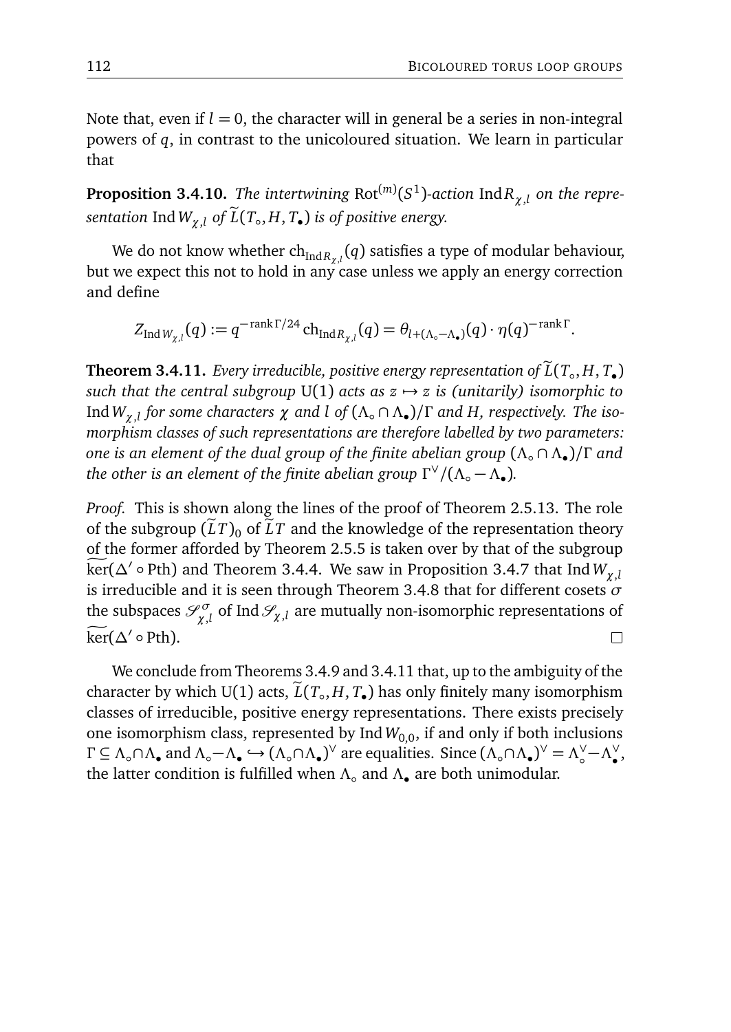Note that, even if $l = 0$, the character will in general be a series in non-integral powers of $q$, in contrast to the unicoloured situation. We learn in particular that

**Proposition 3.4.10.** *The intertwining* $\mathrm{Rot}^{(m)}(S^1)$*-action* $\mathrm{Ind}\, R_{\chi,l}$ *on the representation* $\mathrm{Ind}\, W_{\chi,l}$ *of* $\widetilde{L}(T_\circ, H, T_\bullet)$ *is of positive energy.*

We do not know whether $\mathrm{ch}_{\mathrm{Ind}\, R_{\chi,l}}(q)$ satisfies a type of modular behaviour, but we expect this not to hold in any case unless we apply an energy correction and define

$$Z_{\mathrm{Ind}\, W_{\chi,l}}(q) := q^{-\operatorname{rank}\Gamma/24}\, \mathrm{ch}_{\mathrm{Ind}\, R_{\chi,l}}(q) = \theta_{l+(\Lambda_\circ - \Lambda_\bullet)}(q) \cdot \eta(q)^{-\operatorname{rank}\Gamma}.$$

**Theorem 3.4.11.** *Every irreducible, positive energy representation of* $\widetilde{L}(T_\circ, H, T_\bullet)$ *such that the central subgroup* $\mathrm{U}(1)$ *acts as* $z \mapsto z$ *is (unitarily) isomorphic to* $\mathrm{Ind}\, W_{\chi,l}$ *for some characters* $\chi$ *and* $l$ *of* $(\Lambda_\circ \cap \Lambda_\bullet)/\Gamma$ *and* $H$*, respectively. The isomorphism classes of such representations are therefore labelled by two parameters: one is an element of the dual group of the finite abelian group* $(\Lambda_\circ \cap \Lambda_\bullet)/\Gamma$ *and the other is an element of the finite abelian group* $\Gamma^\vee/(\Lambda_\circ - \Lambda_\bullet)$*.*

*Proof.* This is shown along the lines of the proof of Theorem 2.5.13. The role of the subgroup $(\widetilde{L}T)_0$ of $\widetilde{L}T$ and the knowledge of the representation theory of the former afforded by Theorem 2.5.5 is taken over by that of the subgroup $\widetilde{\ker}(\Delta' \circ \mathrm{Pth})$ and Theorem 3.4.4. We saw in Proposition 3.4.7 that $\mathrm{Ind}\, W_{\chi,l}$ is irreducible and it is seen through Theorem 3.4.8 that for different cosets $\sigma$ the subspaces $\mathscr{S}^\sigma_{\chi,l}$ of $\mathrm{Ind}\, \mathscr{S}_{\chi,l}$ are mutually non-isomorphic representations of $\widetilde{\ker}(\Delta' \circ \mathrm{Pth})$. $\square$

We conclude from Theorems 3.4.9 and 3.4.11 that, up to the ambiguity of the character by which $\mathrm{U}(1)$ acts, $\widetilde{L}(T_\circ, H, T_\bullet)$ has only finitely many isomorphism classes of irreducible, positive energy representations. There exists precisely one isomorphism class, represented by $\mathrm{Ind}\, W_{0,0}$, if and only if both inclusions $\Gamma \subseteq \Lambda_\circ \cap \Lambda_\bullet$ and $\Lambda_\circ - \Lambda_\bullet \hookrightarrow (\Lambda_\circ \cap \Lambda_\bullet)^\vee$ are equalities. Since $(\Lambda_\circ \cap \Lambda_\bullet)^\vee = \Lambda_\circ^\vee - \Lambda_\bullet^\vee$, the latter condition is fulfilled when $\Lambda_\circ$ and $\Lambda_\bullet$ are both unimodular.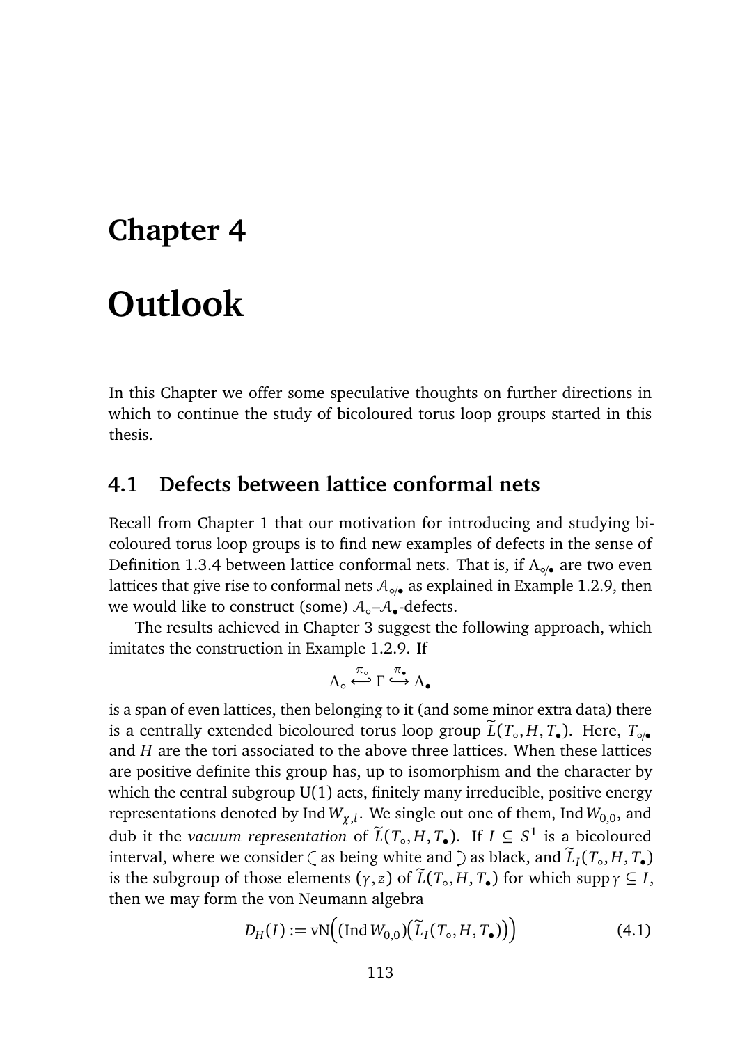# Chapter 4

# Outlook

In this Chapter we offer some speculative thoughts on further directions in which to continue the study of bicoloured torus loop groups started in this thesis.

## 4.1 Defects between lattice conformal nets

Recall from Chapter 1 that our motivation for introducing and studying bicoloured torus loop groups is to find new examples of defects in the sense of Definition 1.3.4 between lattice conformal nets. That is, if $\Lambda_{\circ/\bullet}$ are two even lattices that give rise to conformal nets $\mathcal{A}_{\circ/\bullet}$ as explained in Example 1.2.9, then we would like to construct (some) $\mathcal{A}_\circ$–$\mathcal{A}_\bullet$-defects.

The results achieved in Chapter 3 suggest the following approach, which imitates the construction in Example 1.2.9. If

$$\Lambda_\circ \overset{\pi_\circ}{\hookleftarrow} \Gamma \overset{\pi_\bullet}{\hookrightarrow} \Lambda_\bullet$$

is a span of even lattices, then belonging to it (and some minor extra data) there is a centrally extended bicoloured torus loop group $\widetilde{L}(T_\circ, H, T_\bullet)$. Here, $T_{\circ/\bullet}$ and $H$ are the tori associated to the above three lattices. When these lattices are positive definite this group has, up to isomorphism and the character by which the central subgroup U(1) acts, finitely many irreducible, positive energy representations denoted by $\operatorname{Ind} W_{\chi,l}$. We single out one of them, $\operatorname{Ind} W_{0,0}$, and dub it the *vacuum representation* of $\widetilde{L}(T_\circ, H, T_\bullet)$. If $I \subseteq S^1$ is a bicoloured interval, where we consider ☾ as being white and ☽ as black, and $\widetilde{L}_I(T_\circ, H, T_\bullet)$ is the subgroup of those elements $(\gamma, z)$ of $\widetilde{L}(T_\circ, H, T_\bullet)$ for which $\operatorname{supp}\gamma \subseteq I$, then we may form the von Neumann algebra

$$D_H(I) := \mathrm{vN}\Big((\operatorname{Ind} W_{0,0})\big(\widetilde{L}_I(T_\circ, H, T_\bullet)\big)\Big) \tag{4.1}$$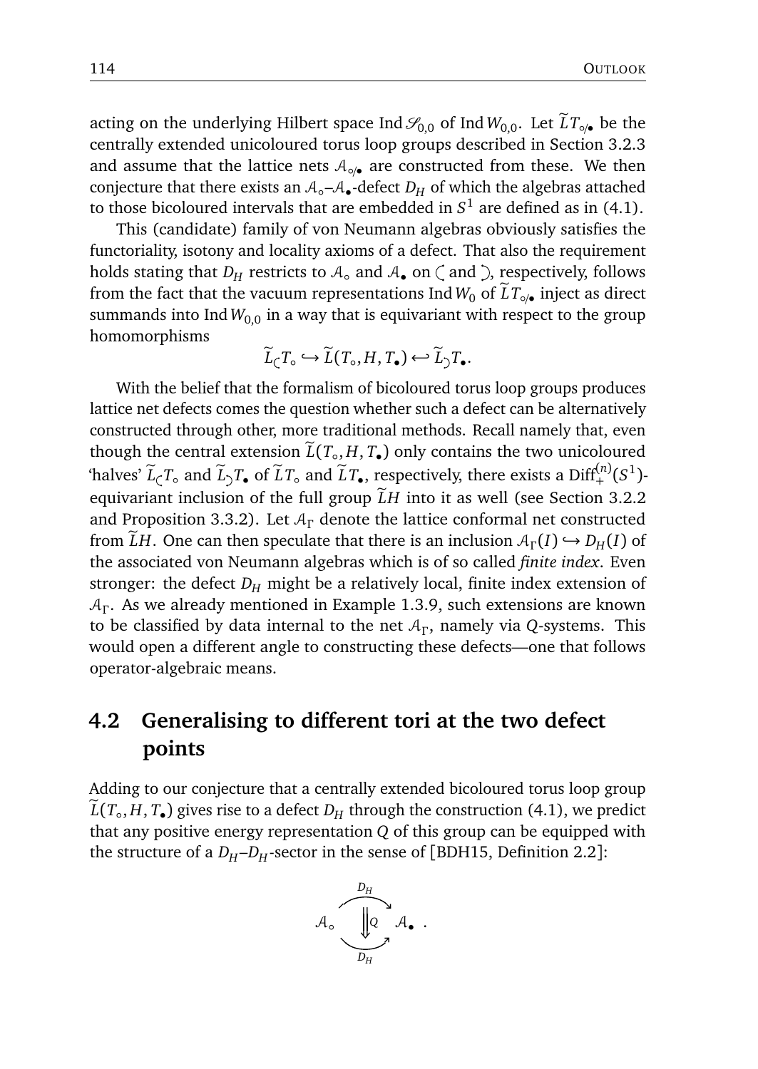acting on the underlying Hilbert space $\operatorname{Ind}\mathscr{S}_{0,0}$ of $\operatorname{Ind}W_{0,0}$. Let $\widetilde{L}T_{\circ/\bullet}$ be the centrally extended unicoloured torus loop groups described in Section 3.2.3 and assume that the lattice nets $\mathcal{A}_{\circ/\bullet}$ are constructed from these. We then conjecture that there exists an $\mathcal{A}_\circ$–$\mathcal{A}_\bullet$-defect $D_H$ of which the algebras attached to those bicoloured intervals that are embedded in $S^1$ are defined as in (4.1).

This (candidate) family of von Neumann algebras obviously satisfies the functoriality, isotony and locality axioms of a defect. That also the requirement holds stating that $D_H$ restricts to $\mathcal{A}_\circ$ and $\mathcal{A}_\bullet$ on $\subset$ and $\supset$, respectively, follows from the fact that the vacuum representations $\operatorname{Ind}W_0$ of $\widetilde{L}T_{\circ/\bullet}$ inject as direct summands into $\operatorname{Ind}W_{0,0}$ in a way that is equivariant with respect to the group homomorphisms

$$\widetilde{L}_{\subset}T_\circ \hookrightarrow \widetilde{L}(T_\circ, H, T_\bullet) \hookleftarrow \widetilde{L}_{\supset}T_\bullet.$$

With the belief that the formalism of bicoloured torus loop groups produces lattice net defects comes the question whether such a defect can be alternatively constructed through other, more traditional methods. Recall namely that, even though the central extension $\widetilde{L}(T_\circ, H, T_\bullet)$ only contains the two unicoloured 'halves' $\widetilde{L}_{\subset}T_\circ$ and $\widetilde{L}_{\supset}T_\bullet$ of $\widetilde{L}T_\circ$ and $\widetilde{L}T_\bullet$, respectively, there exists a $\operatorname{Diff}^{(n)}_+(S^1)$-equivariant inclusion of the full group $\widetilde{L}H$ into it as well (see Section 3.2.2 and Proposition 3.3.2). Let $\mathcal{A}_\Gamma$ denote the lattice conformal net constructed from $\widetilde{L}H$. One can then speculate that there is an inclusion $\mathcal{A}_\Gamma(I) \hookrightarrow D_H(I)$ of the associated von Neumann algebras which is of so called *finite index*. Even stronger: the defect $D_H$ might be a relatively local, finite index extension of $\mathcal{A}_\Gamma$. As we already mentioned in Example 1.3.9, such extensions are known to be classified by data internal to the net $\mathcal{A}_\Gamma$, namely via $Q$-systems. This would open a different angle to constructing these defects—one that follows operator-algebraic means.

## 4.2 Generalising to different tori at the two defect points

Adding to our conjecture that a centrally extended bicoloured torus loop group $\widetilde{L}(T_\circ, H, T_\bullet)$ gives rise to a defect $D_H$ through the construction (4.1), we predict that any positive energy representation $Q$ of this group can be equipped with the structure of a $D_H$–$D_H$-sector in the sense of [BDH15, Definition 2.2]:

$$\mathcal{A}_\circ \underset{D_H}{\overset{D_H}{\Downarrow Q}} \mathcal{A}_\bullet \; .$$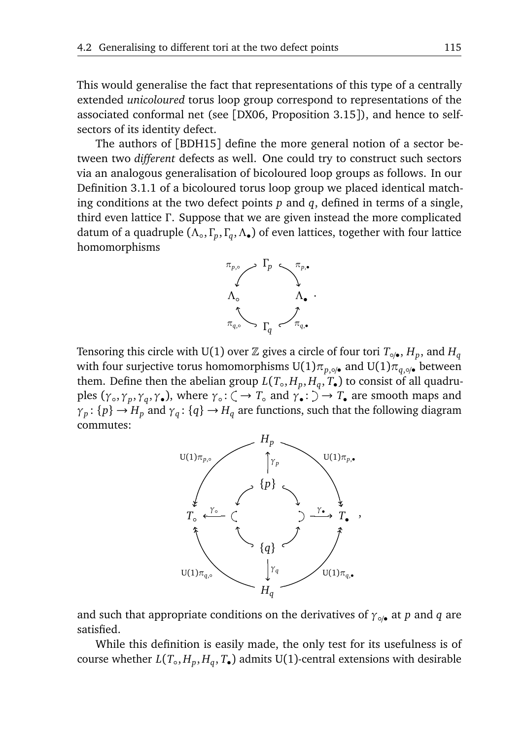This would generalise the fact that representations of this type of a centrally extended *unicoloured* torus loop group correspond to representations of the associated conformal net (see [DX06, Proposition 3.15]), and hence to self-sectors of its identity defect.

The authors of [BDH15] define the more general notion of a sector between two *different* defects as well. One could try to construct such sectors via an analogous generalisation of bicoloured loop groups as follows. In our Definition 3.1.1 of a bicoloured torus loop group we placed identical matching conditions at the two defect points $p$ and $q$, defined in terms of a single, third even lattice $\Gamma$. Suppose that we are given instead the more complicated datum of a quadruple $(\Lambda_\circ, \Gamma_p, \Gamma_q, \Lambda_\bullet)$ of even lattices, together with four lattice homomorphisms

$$
\begin{array}{ccccc}
 & & \Gamma_p & & \\
 & \swarrow^{\pi_{p,\circ}} & & \searrow^{\pi_{p,\bullet}} & \\
\Lambda_\circ & & & & \Lambda_\bullet \\
 & \nwarrow_{\pi_{q,\circ}} & & \nearrow_{\pi_{q,\bullet}} & \\
 & & \Gamma_q & &
\end{array}
.
$$

Tensoring this circle with $\mathrm{U}(1)$ over $\mathbb{Z}$ gives a circle of four tori $T_{\circ/\bullet}$, $H_p$, and $H_q$ with four surjective torus homomorphisms $\mathrm{U}(1)\pi_{p,\circ/\bullet}$ and $\mathrm{U}(1)\pi_{q,\circ/\bullet}$ between them. Define then the abelian group $L(T_\circ, H_p, H_q, T_\bullet)$ to consist of all quadruples $(\gamma_\circ, \gamma_p, \gamma_q, \gamma_\bullet)$, where $\gamma_\circ \colon \text{(} \to T_\circ$ and $\gamma_\bullet \colon \text{)} \to T_\bullet$ are smooth maps and $\gamma_p \colon \{p\} \to H_p$ and $\gamma_q \colon \{q\} \to H_q$ are functions, such that the following diagram commutes:

$$
\begin{array}{ccccccc}
 & & & H_p & & & \\
 & \swarrow^{\mathrm{U}(1)\pi_{p,\circ}} & & \uparrow \gamma_p & & \searrow^{\mathrm{U}(1)\pi_{p,\bullet}} & \\
 & & & \{p\} & & & \\
T_\circ & \xleftarrow{\gamma_\circ} & \text{(} & & \text{)} & \xrightarrow{\gamma_\bullet} & T_\bullet \\
 & & & \{q\} & & & \\
 & \nwarrow_{\mathrm{U}(1)\pi_{q,\circ}} & & \downarrow \gamma_q & & \nearrow_{\mathrm{U}(1)\pi_{q,\bullet}} & \\
 & & & H_q & & &
\end{array}
,
$$

and such that appropriate conditions on the derivatives of $\gamma_{\circ/\bullet}$ at $p$ and $q$ are satisfied.

While this definition is easily made, the only test for its usefulness is of course whether $L(T_\circ, H_p, H_q, T_\bullet)$ admits $\mathrm{U}(1)$-central extensions with desirable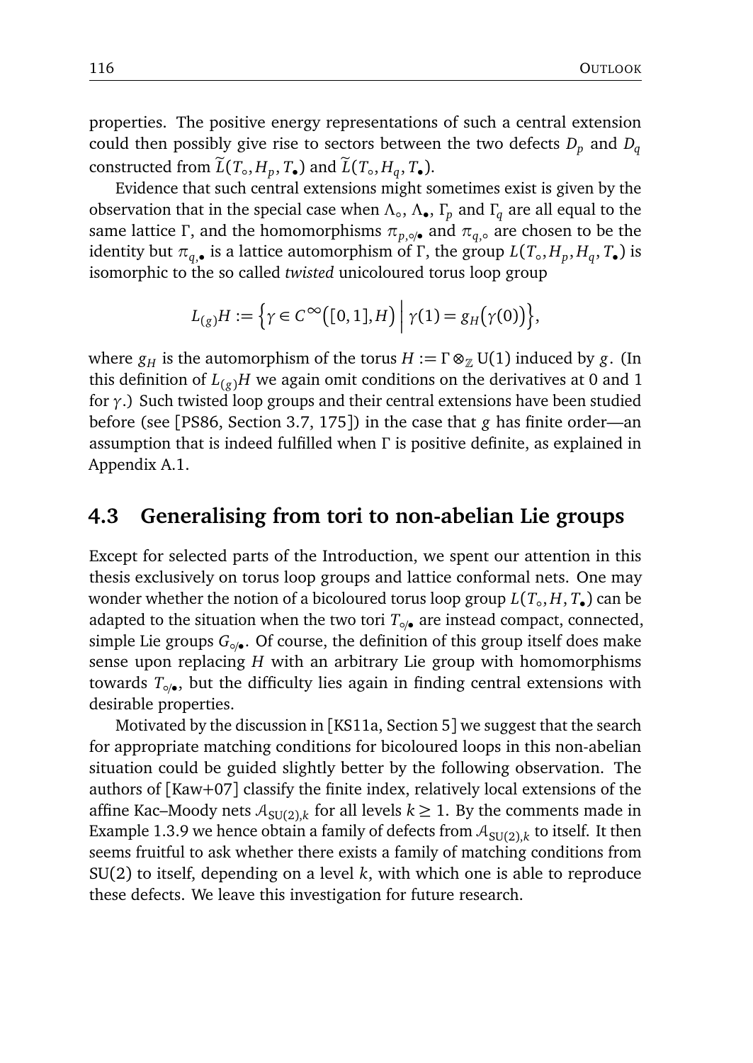properties. The positive energy representations of such a central extension could then possibly give rise to sectors between the two defects $D_p$ and $D_q$ constructed from $\widetilde{L}(T_\circ, H_p, T_\bullet)$ and $\widetilde{L}(T_\circ, H_q, T_\bullet)$.

Evidence that such central extensions might sometimes exist is given by the observation that in the special case when $\Lambda_\circ$, $\Lambda_\bullet$, $\Gamma_p$ and $\Gamma_q$ are all equal to the same lattice $\Gamma$, and the homomorphisms $\pi_{p,\circ/\bullet}$ and $\pi_{q,\circ}$ are chosen to be the identity but $\pi_{q,\bullet}$ is a lattice automorphism of $\Gamma$, the group $L(T_\circ, H_p, H_q, T_\bullet)$ is isomorphic to the so called *twisted* unicoloured torus loop group

$$L_{(g)}H := \Big\{ \gamma \in C^\infty\big([0,1], H\big) \,\Big|\, \gamma(1) = g_H\big(\gamma(0)\big) \Big\},$$

where $g_H$ is the automorphism of the torus $H := \Gamma \otimes_{\mathbb{Z}} \mathrm{U}(1)$ induced by $g$. (In this definition of $L_{(g)}H$ we again omit conditions on the derivatives at 0 and 1 for $\gamma$.) Such twisted loop groups and their central extensions have been studied before (see [PS86, Section 3.7, 175]) in the case that $g$ has finite order—an assumption that is indeed fulfilled when $\Gamma$ is positive definite, as explained in Appendix A.1.

## 4.3 Generalising from tori to non-abelian Lie groups

Except for selected parts of the Introduction, we spent our attention in this thesis exclusively on torus loop groups and lattice conformal nets. One may wonder whether the notion of a bicoloured torus loop group $L(T_\circ, H, T_\bullet)$ can be adapted to the situation when the two tori $T_{\circ/\bullet}$ are instead compact, connected, simple Lie groups $G_{\circ/\bullet}$. Of course, the definition of this group itself does make sense upon replacing $H$ with an arbitrary Lie group with homomorphisms towards $T_{\circ/\bullet}$, but the difficulty lies again in finding central extensions with desirable properties.

Motivated by the discussion in [KS11a, Section 5] we suggest that the search for appropriate matching conditions for bicoloured loops in this non-abelian situation could be guided slightly better by the following observation. The authors of [Kaw+07] classify the finite index, relatively local extensions of the affine Kac–Moody nets $\mathcal{A}_{\mathrm{SU}(2),k}$ for all levels $k \geq 1$. By the comments made in Example 1.3.9 we hence obtain a family of defects from $\mathcal{A}_{\mathrm{SU}(2),k}$ to itself. It then seems fruitful to ask whether there exists a family of matching conditions from $\mathrm{SU}(2)$ to itself, depending on a level $k$, with which one is able to reproduce these defects. We leave this investigation for future research.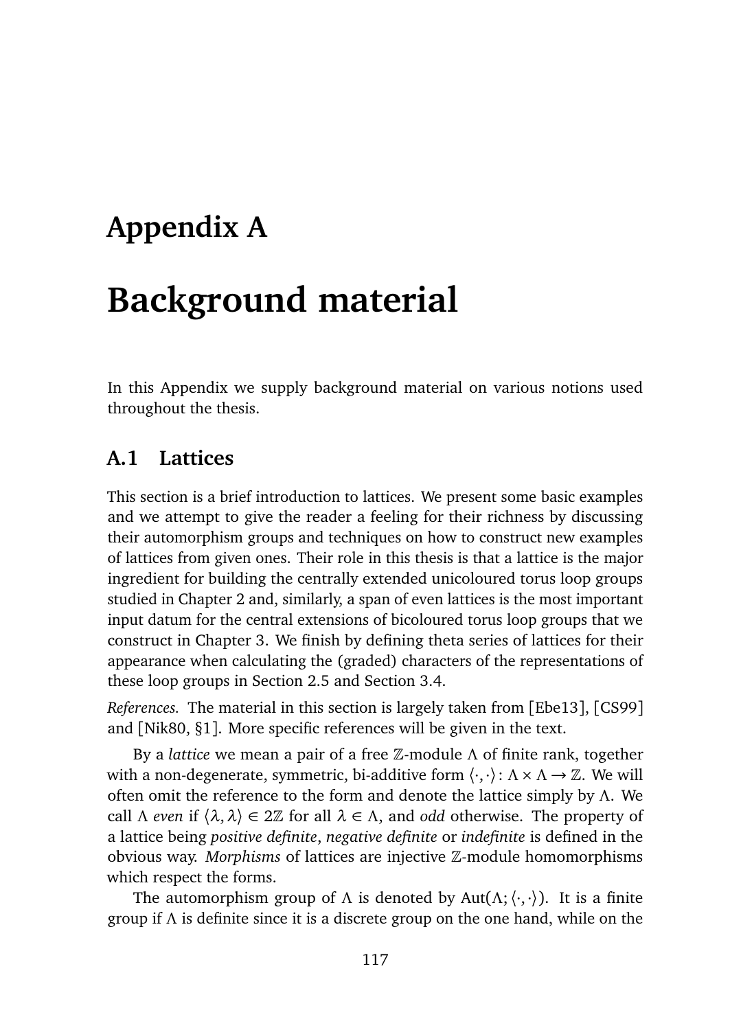# Appendix A

# Background material

In this Appendix we supply background material on various notions used throughout the thesis.

## A.1 Lattices

This section is a brief introduction to lattices. We present some basic examples and we attempt to give the reader a feeling for their richness by discussing their automorphism groups and techniques on how to construct new examples of lattices from given ones. Their role in this thesis is that a lattice is the major ingredient for building the centrally extended unicoloured torus loop groups studied in Chapter 2 and, similarly, a span of even lattices is the most important input datum for the central extensions of bicoloured torus loop groups that we construct in Chapter 3. We finish by defining theta series of lattices for their appearance when calculating the (graded) characters of the representations of these loop groups in Section 2.5 and Section 3.4.

*References.* The material in this section is largely taken from [Ebe13], [CS99] and [Nik80, §1]. More specific references will be given in the text.

By a *lattice* we mean a pair of a free $\mathbb{Z}$-module $\Lambda$ of finite rank, together with a non-degenerate, symmetric, bi-additive form $\langle\cdot,\cdot\rangle\colon \Lambda\times\Lambda\to\mathbb{Z}$. We will often omit the reference to the form and denote the lattice simply by $\Lambda$. We call $\Lambda$ *even* if $\langle\lambda,\lambda\rangle\in 2\mathbb{Z}$ for all $\lambda\in\Lambda$, and *odd* otherwise. The property of a lattice being *positive definite*, *negative definite* or *indefinite* is defined in the obvious way. *Morphisms* of lattices are injective $\mathbb{Z}$-module homomorphisms which respect the forms.

The automorphism group of $\Lambda$ is denoted by $\mathrm{Aut}(\Lambda;\langle\cdot,\cdot\rangle)$. It is a finite group if $\Lambda$ is definite since it is a discrete group on the one hand, while on the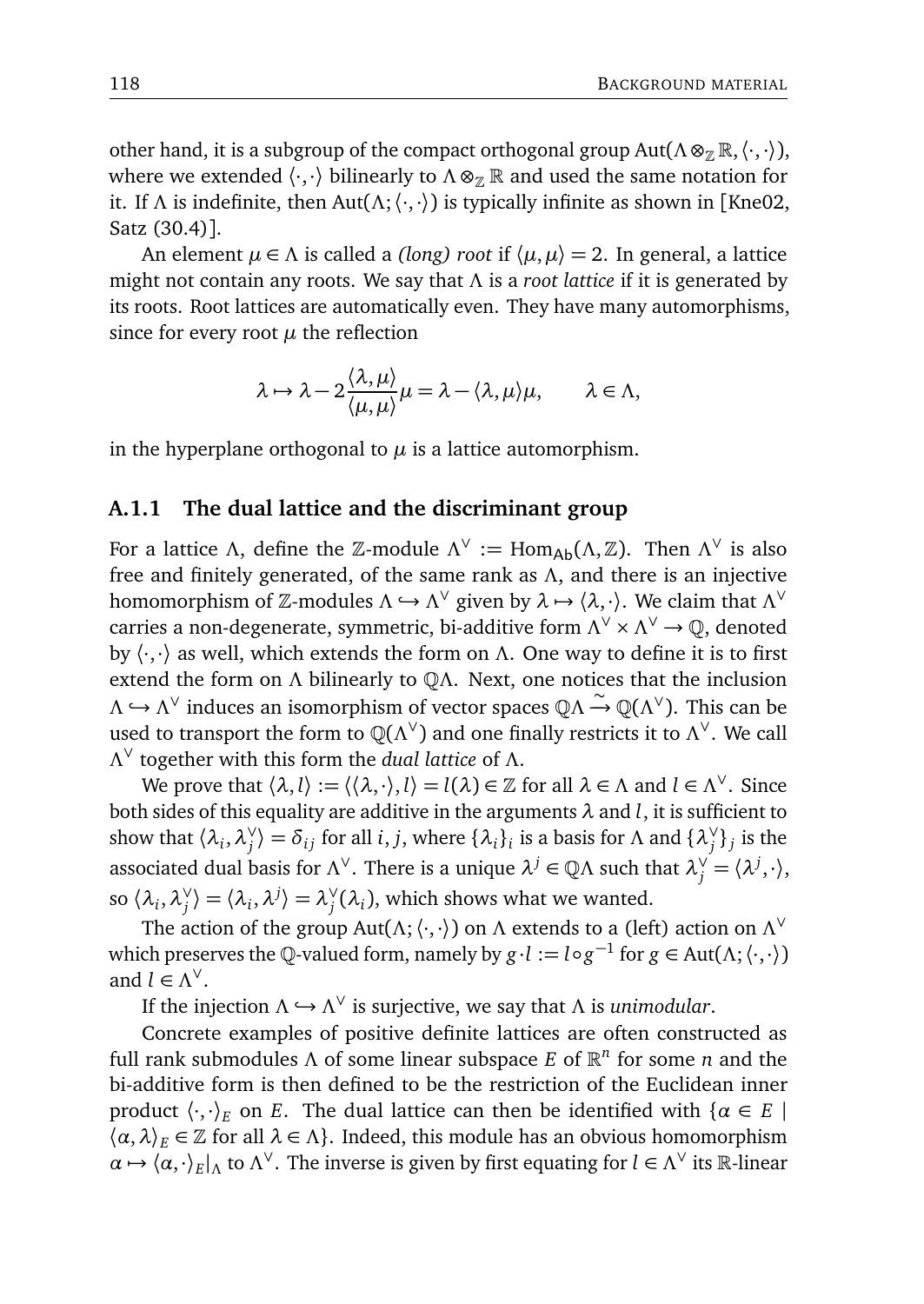other hand, it is a subgroup of the compact orthogonal group $\mathrm{Aut}(\Lambda \otimes_{\mathbb{Z}} \mathbb{R}, \langle \cdot, \cdot \rangle)$, where we extended $\langle \cdot, \cdot \rangle$ bilinearly to $\Lambda \otimes_{\mathbb{Z}} \mathbb{R}$ and used the same notation for it. If $\Lambda$ is indefinite, then $\mathrm{Aut}(\Lambda; \langle \cdot, \cdot \rangle)$ is typically infinite as shown in [Kne02, Satz (30.4)].

An element $\mu \in \Lambda$ is called a *(long) root* if $\langle \mu, \mu \rangle = 2$. In general, a lattice might not contain any roots. We say that $\Lambda$ is a *root lattice* if it is generated by its roots. Root lattices are automatically even. They have many automorphisms, since for every root $\mu$ the reflection

$$\lambda \mapsto \lambda - 2\frac{\langle \lambda, \mu \rangle}{\langle \mu, \mu \rangle}\mu = \lambda - \langle \lambda, \mu \rangle \mu, \qquad \lambda \in \Lambda,$$

in the hyperplane orthogonal to $\mu$ is a lattice automorphism.

### A.1.1 The dual lattice and the discriminant group

For a lattice $\Lambda$, define the $\mathbb{Z}$-module $\Lambda^\vee := \mathrm{Hom}_{\mathsf{Ab}}(\Lambda, \mathbb{Z})$. Then $\Lambda^\vee$ is also free and finitely generated, of the same rank as $\Lambda$, and there is an injective homomorphism of $\mathbb{Z}$-modules $\Lambda \hookrightarrow \Lambda^\vee$ given by $\lambda \mapsto \langle \lambda, \cdot \rangle$. We claim that $\Lambda^\vee$ carries a non-degenerate, symmetric, bi-additive form $\Lambda^\vee \times \Lambda^\vee \to \mathbb{Q}$, denoted by $\langle \cdot, \cdot \rangle$ as well, which extends the form on $\Lambda$. One way to define it is to first extend the form on $\Lambda$ bilinearly to $\mathbb{Q}\Lambda$. Next, one notices that the inclusion $\Lambda \hookrightarrow \Lambda^\vee$ induces an isomorphism of vector spaces $\mathbb{Q}\Lambda \xrightarrow{\sim} \mathbb{Q}(\Lambda^\vee)$. This can be used to transport the form to $\mathbb{Q}(\Lambda^\vee)$ and one finally restricts it to $\Lambda^\vee$. We call $\Lambda^\vee$ together with this form the *dual lattice* of $\Lambda$.

We prove that $\langle \lambda, l \rangle := \langle \langle \lambda, \cdot \rangle, l \rangle = l(\lambda) \in \mathbb{Z}$ for all $\lambda \in \Lambda$ and $l \in \Lambda^\vee$. Since both sides of this equality are additive in the arguments $\lambda$ and $l$, it is sufficient to show that $\langle \lambda_i, \lambda_j^\vee \rangle = \delta_{ij}$ for all $i, j$, where $\{\lambda_i\}_i$ is a basis for $\Lambda$ and $\{\lambda_j^\vee\}_j$ is the associated dual basis for $\Lambda^\vee$. There is a unique $\lambda^j \in \mathbb{Q}\Lambda$ such that $\lambda_j^\vee = \langle \lambda^j, \cdot \rangle$, so $\langle \lambda_i, \lambda_j^\vee \rangle = \langle \lambda_i, \lambda^j \rangle = \lambda_j^\vee(\lambda_i)$, which shows what we wanted.

The action of the group $\mathrm{Aut}(\Lambda; \langle \cdot, \cdot \rangle)$ on $\Lambda$ extends to a (left) action on $\Lambda^\vee$ which preserves the $\mathbb{Q}$-valued form, namely by $g \cdot l := l \circ g^{-1}$ for $g \in \mathrm{Aut}(\Lambda; \langle \cdot, \cdot \rangle)$ and $l \in \Lambda^\vee$.

If the injection $\Lambda \hookrightarrow \Lambda^\vee$ is surjective, we say that $\Lambda$ is *unimodular*.

Concrete examples of positive definite lattices are often constructed as full rank submodules $\Lambda$ of some linear subspace $E$ of $\mathbb{R}^n$ for some $n$ and the bi-additive form is then defined to be the restriction of the Euclidean inner product $\langle \cdot, \cdot \rangle_E$ on $E$. The dual lattice can then be identified with $\{\alpha \in E \mid \langle \alpha, \lambda \rangle_E \in \mathbb{Z} \text{ for all } \lambda \in \Lambda\}$. Indeed, this module has an obvious homomorphism $\alpha \mapsto \langle \alpha, \cdot \rangle_E|_\Lambda$ to $\Lambda^\vee$. The inverse is given by first equating for $l \in \Lambda^\vee$ its $\mathbb{R}$-linear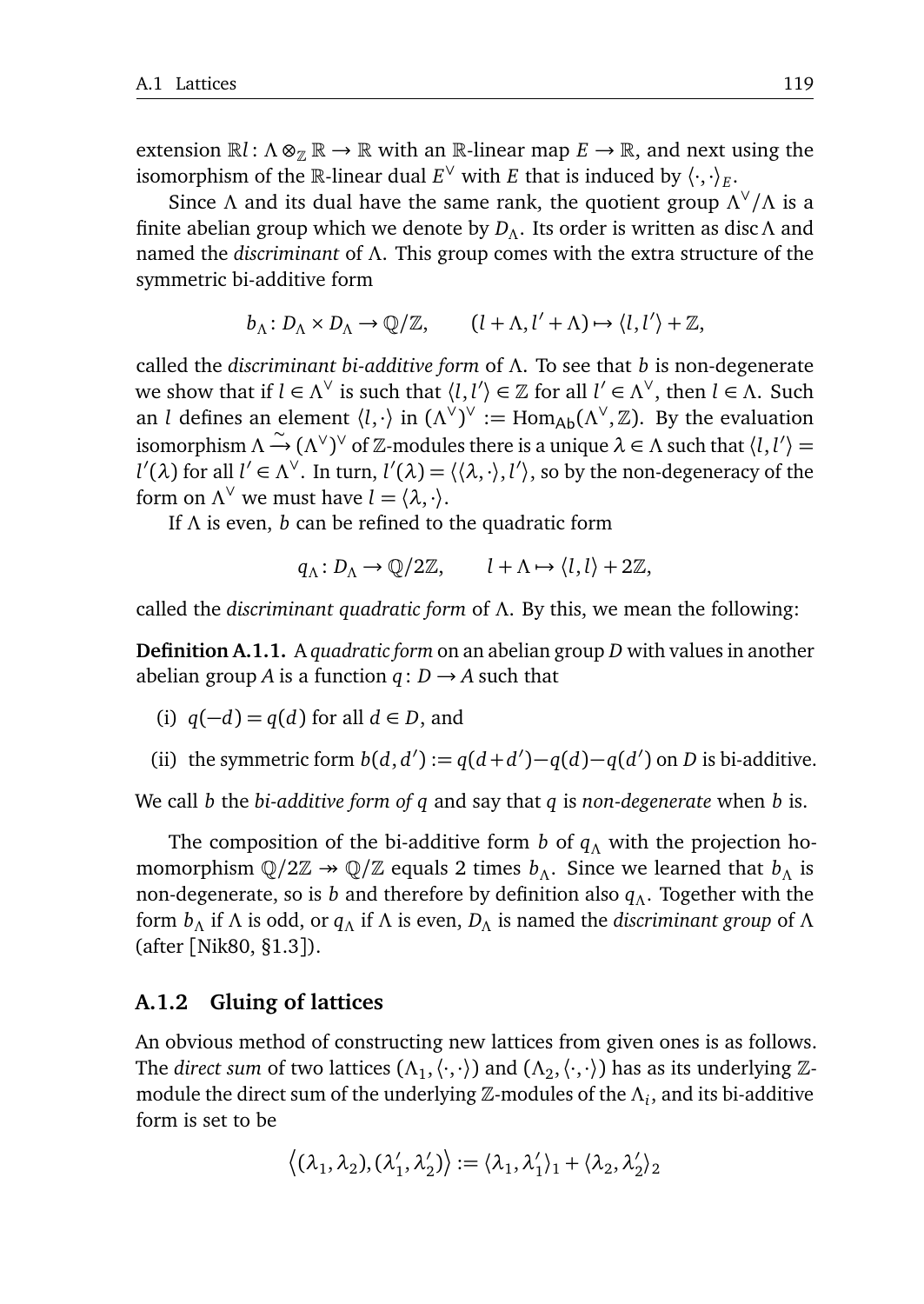extension $\mathbb{R}l \colon \Lambda \otimes_{\mathbb{Z}} \mathbb{R} \to \mathbb{R}$ with an $\mathbb{R}$-linear map $E \to \mathbb{R}$, and next using the isomorphism of the $\mathbb{R}$-linear dual $E^\vee$ with $E$ that is induced by $\langle \cdot, \cdot \rangle_E$.

Since $\Lambda$ and its dual have the same rank, the quotient group $\Lambda^\vee/\Lambda$ is a finite abelian group which we denote by $D_\Lambda$. Its order is written as $\operatorname{disc}\Lambda$ and named the *discriminant* of $\Lambda$. This group comes with the extra structure of the symmetric bi-additive form

$$b_\Lambda \colon D_\Lambda \times D_\Lambda \to \mathbb{Q}/\mathbb{Z}, \qquad (l + \Lambda, l' + \Lambda) \mapsto \langle l, l' \rangle + \mathbb{Z},$$

called the *discriminant bi-additive form* of $\Lambda$. To see that $b$ is non-degenerate we show that if $l \in \Lambda^\vee$ is such that $\langle l, l' \rangle \in \mathbb{Z}$ for all $l' \in \Lambda^\vee$, then $l \in \Lambda$. Such an $l$ defines an element $\langle l, \cdot \rangle$ in $(\Lambda^\vee)^\vee := \operatorname{Hom}_{\mathsf{Ab}}(\Lambda^\vee, \mathbb{Z})$. By the evaluation isomorphism $\Lambda \xrightarrow{\sim} (\Lambda^\vee)^\vee$ of $\mathbb{Z}$-modules there is a unique $\lambda \in \Lambda$ such that $\langle l, l' \rangle = l'(\lambda)$ for all $l' \in \Lambda^\vee$. In turn, $l'(\lambda) = \langle \langle \lambda, \cdot \rangle, l' \rangle$, so by the non-degeneracy of the form on $\Lambda^\vee$ we must have $l = \langle \lambda, \cdot \rangle$.

If $\Lambda$ is even, $b$ can be refined to the quadratic form

$$q_\Lambda \colon D_\Lambda \to \mathbb{Q}/2\mathbb{Z}, \qquad l + \Lambda \mapsto \langle l, l \rangle + 2\mathbb{Z},$$

called the *discriminant quadratic form* of $\Lambda$. By this, we mean the following:

**Definition A.1.1.** A *quadratic form* on an abelian group $D$ with values in another abelian group $A$ is a function $q \colon D \to A$ such that

(i) $q(-d) = q(d)$ for all $d \in D$, and

(ii) the symmetric form $b(d, d') := q(d + d') - q(d) - q(d')$ on $D$ is bi-additive.

We call $b$ the *bi-additive form of* $q$ and say that $q$ is *non-degenerate* when $b$ is.

The composition of the bi-additive form $b$ of $q_\Lambda$ with the projection homomorphism $\mathbb{Q}/2\mathbb{Z} \twoheadrightarrow \mathbb{Q}/\mathbb{Z}$ equals 2 times $b_\Lambda$. Since we learned that $b_\Lambda$ is non-degenerate, so is $b$ and therefore by definition also $q_\Lambda$. Together with the form $b_\Lambda$ if $\Lambda$ is odd, or $q_\Lambda$ if $\Lambda$ is even, $D_\Lambda$ is named the *discriminant group* of $\Lambda$ (after [Nik80, §1.3]).

### A.1.2 Gluing of lattices

An obvious method of constructing new lattices from given ones is as follows. The *direct sum* of two lattices $(\Lambda_1, \langle \cdot, \cdot \rangle)$ and $(\Lambda_2, \langle \cdot, \cdot \rangle)$ has as its underlying $\mathbb{Z}$-module the direct sum of the underlying $\mathbb{Z}$-modules of the $\Lambda_i$, and its bi-additive form is set to be

$$\big\langle (\lambda_1, \lambda_2), (\lambda_1', \lambda_2') \big\rangle := \langle \lambda_1, \lambda_1' \rangle_1 + \langle \lambda_2, \lambda_2' \rangle_2$$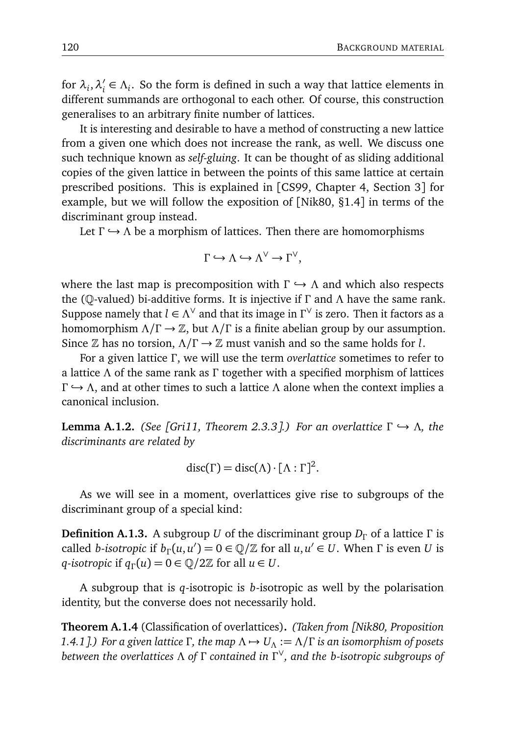for $\lambda_i, \lambda_i' \in \Lambda_i$. So the form is defined in such a way that lattice elements in different summands are orthogonal to each other. Of course, this construction generalises to an arbitrary finite number of lattices.

It is interesting and desirable to have a method of constructing a new lattice from a given one which does not increase the rank, as well. We discuss one such technique known as *self-gluing*. It can be thought of as sliding additional copies of the given lattice in between the points of this same lattice at certain prescribed positions. This is explained in [CS99, Chapter 4, Section 3] for example, but we will follow the exposition of [Nik80, §1.4] in terms of the discriminant group instead.

Let $\Gamma \hookrightarrow \Lambda$ be a morphism of lattices. Then there are homomorphisms

$$\Gamma \hookrightarrow \Lambda \hookrightarrow \Lambda^\vee \to \Gamma^\vee,$$

where the last map is precomposition with $\Gamma \hookrightarrow \Lambda$ and which also respects the ($\mathbb{Q}$-valued) bi-additive forms. It is injective if $\Gamma$ and $\Lambda$ have the same rank. Suppose namely that $l \in \Lambda^\vee$ and that its image in $\Gamma^\vee$ is zero. Then it factors as a homomorphism $\Lambda/\Gamma \to \mathbb{Z}$, but $\Lambda/\Gamma$ is a finite abelian group by our assumption. Since $\mathbb{Z}$ has no torsion, $\Lambda/\Gamma \to \mathbb{Z}$ must vanish and so the same holds for $l$.

For a given lattice $\Gamma$, we will use the term *overlattice* sometimes to refer to a lattice $\Lambda$ of the same rank as $\Gamma$ together with a specified morphism of lattices $\Gamma \hookrightarrow \Lambda$, and at other times to such a lattice $\Lambda$ alone when the context implies a canonical inclusion.

**Lemma A.1.2.** *(See [Gri11, Theorem 2.3.3].) For an overlattice $\Gamma \hookrightarrow \Lambda$, the discriminants are related by*

$$\operatorname{disc}(\Gamma) = \operatorname{disc}(\Lambda) \cdot [\Lambda : \Gamma]^2.$$

As we will see in a moment, overlattices give rise to subgroups of the discriminant group of a special kind:

**Definition A.1.3.** A subgroup $U$ of the discriminant group $D_\Gamma$ of a lattice $\Gamma$ is called *b-isotropic* if $b_\Gamma(u, u') = 0 \in \mathbb{Q}/\mathbb{Z}$ for all $u, u' \in U$. When $\Gamma$ is even $U$ is *q-isotropic* if $q_\Gamma(u) = 0 \in \mathbb{Q}/2\mathbb{Z}$ for all $u \in U$.

A subgroup that is $q$-isotropic is $b$-isotropic as well by the polarisation identity, but the converse does not necessarily hold.

**Theorem A.1.4** (Classification of overlattices)**.** *(Taken from [Nik80, Proposition 1.4.1].) For a given lattice $\Gamma$, the map $\Lambda \mapsto U_\Lambda := \Lambda/\Gamma$ is an isomorphism of posets between the overlattices $\Lambda$ of $\Gamma$ contained in $\Gamma^\vee$, and the $b$-isotropic subgroups of*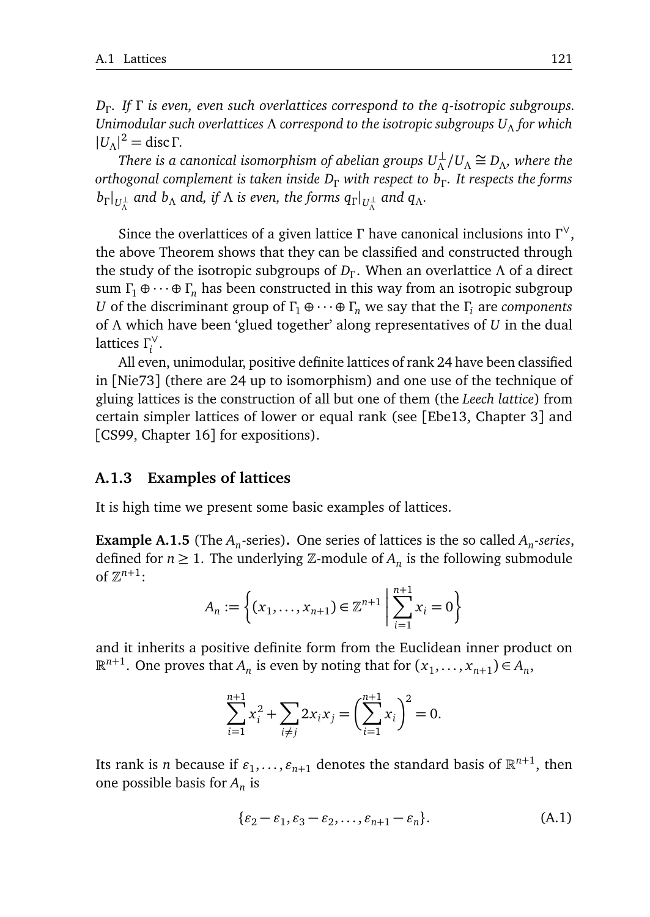*$D_\Gamma$. If $\Gamma$ is even, even such overlattices correspond to the q-isotropic subgroups. Unimodular such overlattices $\Lambda$ correspond to the isotropic subgroups $U_\Lambda$ for which $|U_\Lambda|^2 = \operatorname{disc}\Gamma$.*

*There is a canonical isomorphism of abelian groups $U_\Lambda^\perp/U_\Lambda \cong D_\Lambda$, where the orthogonal complement is taken inside $D_\Gamma$ with respect to $b_\Gamma$. It respects the forms $b_\Gamma|_{U_\Lambda^\perp}$ and $b_\Lambda$ and, if $\Lambda$ is even, the forms $q_\Gamma|_{U_\Lambda^\perp}$ and $q_\Lambda$.*

Since the overlattices of a given lattice $\Gamma$ have canonical inclusions into $\Gamma^\vee$, the above Theorem shows that they can be classified and constructed through the study of the isotropic subgroups of $D_\Gamma$. When an overlattice $\Lambda$ of a direct sum $\Gamma_1 \oplus \cdots \oplus \Gamma_n$ has been constructed in this way from an isotropic subgroup $U$ of the discriminant group of $\Gamma_1 \oplus \cdots \oplus \Gamma_n$ we say that the $\Gamma_i$ are *components* of $\Lambda$ which have been 'glued together' along representatives of $U$ in the dual lattices $\Gamma_i^\vee$.

All even, unimodular, positive definite lattices of rank 24 have been classified in [Nie73] (there are 24 up to isomorphism) and one use of the technique of gluing lattices is the construction of all but one of them (the *Leech lattice*) from certain simpler lattices of lower or equal rank (see [Ebe13, Chapter 3] and [CS99, Chapter 16] for expositions).

### A.1.3 Examples of lattices

It is high time we present some basic examples of lattices.

**Example A.1.5** (The $A_n$-series)**.** One series of lattices is the so called *$A_n$-series*, defined for $n \geq 1$. The underlying $\mathbb{Z}$-module of $A_n$ is the following submodule of $\mathbb{Z}^{n+1}$:

$$A_n := \left\{ (x_1, \ldots, x_{n+1}) \in \mathbb{Z}^{n+1} \;\middle|\; \sum_{i=1}^{n+1} x_i = 0 \right\}$$

and it inherits a positive definite form from the Euclidean inner product on $\mathbb{R}^{n+1}$. One proves that $A_n$ is even by noting that for $(x_1, \ldots, x_{n+1}) \in A_n$,

$$\sum_{i=1}^{n+1} x_i^2 + \sum_{i \neq j} 2x_i x_j = \left( \sum_{i=1}^{n+1} x_i \right)^2 = 0.$$

Its rank is $n$ because if $\varepsilon_1, \ldots, \varepsilon_{n+1}$ denotes the standard basis of $\mathbb{R}^{n+1}$, then one possible basis for $A_n$ is

$$\{\varepsilon_2 - \varepsilon_1, \varepsilon_3 - \varepsilon_2, \ldots, \varepsilon_{n+1} - \varepsilon_n\}. \tag{A.1}$$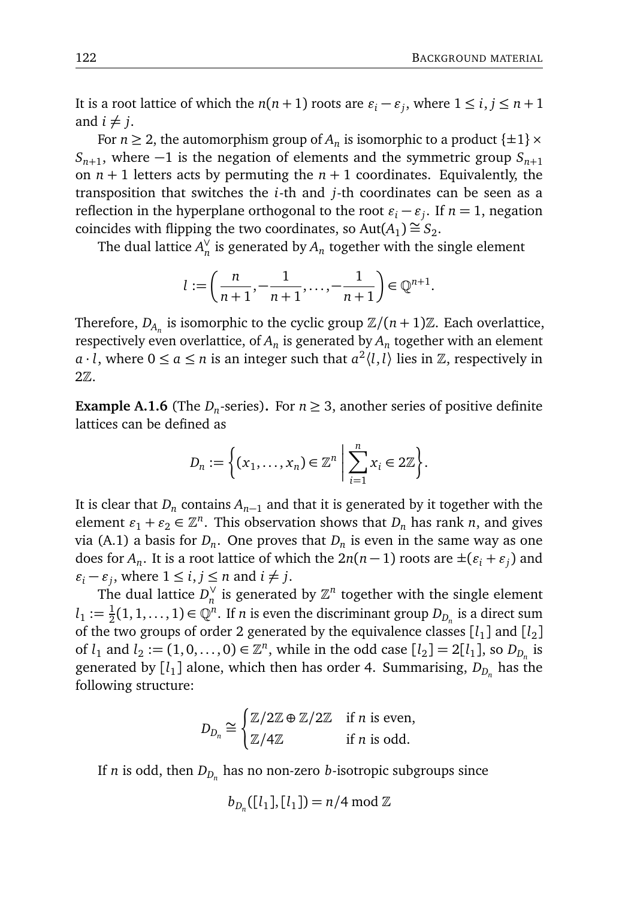It is a root lattice of which the $n(n+1)$ roots are $\varepsilon_i - \varepsilon_j$, where $1 \le i, j \le n+1$ and $i \ne j$.

For $n \ge 2$, the automorphism group of $A_n$ is isomorphic to a product $\{\pm 1\} \times S_{n+1}$, where $-1$ is the negation of elements and the symmetric group $S_{n+1}$ on $n+1$ letters acts by permuting the $n+1$ coordinates. Equivalently, the transposition that switches the $i$-th and $j$-th coordinates can be seen as a reflection in the hyperplane orthogonal to the root $\varepsilon_i - \varepsilon_j$. If $n = 1$, negation coincides with flipping the two coordinates, so $\mathrm{Aut}(A_1) \cong S_2$.

The dual lattice $A_n^\vee$ is generated by $A_n$ together with the single element

$$l := \left( \frac{n}{n+1}, -\frac{1}{n+1}, \ldots, -\frac{1}{n+1} \right) \in \mathbb{Q}^{n+1}.$$

Therefore, $D_{A_n}$ is isomorphic to the cyclic group $\mathbb{Z}/(n+1)\mathbb{Z}$. Each overlattice, respectively even overlattice, of $A_n$ is generated by $A_n$ together with an element $a \cdot l$, where $0 \le a \le n$ is an integer such that $a^2 \langle l, l \rangle$ lies in $\mathbb{Z}$, respectively in $2\mathbb{Z}$.

**Example A.1.6** (The $D_n$-series)**.** For $n \ge 3$, another series of positive definite lattices can be defined as

$$D_n := \left\{ (x_1, \ldots, x_n) \in \mathbb{Z}^n \;\middle|\; \sum_{i=1}^{n} x_i \in 2\mathbb{Z} \right\}.$$

It is clear that $D_n$ contains $A_{n-1}$ and that it is generated by it together with the element $\varepsilon_1 + \varepsilon_2 \in \mathbb{Z}^n$. This observation shows that $D_n$ has rank $n$, and gives via (A.1) a basis for $D_n$. One proves that $D_n$ is even in the same way as one does for $A_n$. It is a root lattice of which the $2n(n-1)$ roots are $\pm(\varepsilon_i + \varepsilon_j)$ and $\varepsilon_i - \varepsilon_j$, where $1 \le i, j \le n$ and $i \ne j$.

The dual lattice $D_n^\vee$ is generated by $\mathbb{Z}^n$ together with the single element $l_1 := \frac{1}{2}(1, 1, \ldots, 1) \in \mathbb{Q}^n$. If $n$ is even the discriminant group $D_{D_n}$ is a direct sum of the two groups of order 2 generated by the equivalence classes $[l_1]$ and $[l_2]$ of $l_1$ and $l_2 := (1, 0, \ldots, 0) \in \mathbb{Z}^n$, while in the odd case $[l_2] = 2[l_1]$, so $D_{D_n}$ is generated by $[l_1]$ alone, which then has order 4. Summarising, $D_{D_n}$ has the following structure:

$$D_{D_n} \cong \begin{cases} \mathbb{Z}/2\mathbb{Z} \oplus \mathbb{Z}/2\mathbb{Z} & \text{if } n \text{ is even,} \\ \mathbb{Z}/4\mathbb{Z} & \text{if } n \text{ is odd.} \end{cases}$$

If $n$ is odd, then $D_{D_n}$ has no non-zero $b$-isotropic subgroups since

$$b_{D_n}([l_1], [l_1]) = n/4 \bmod \mathbb{Z}$$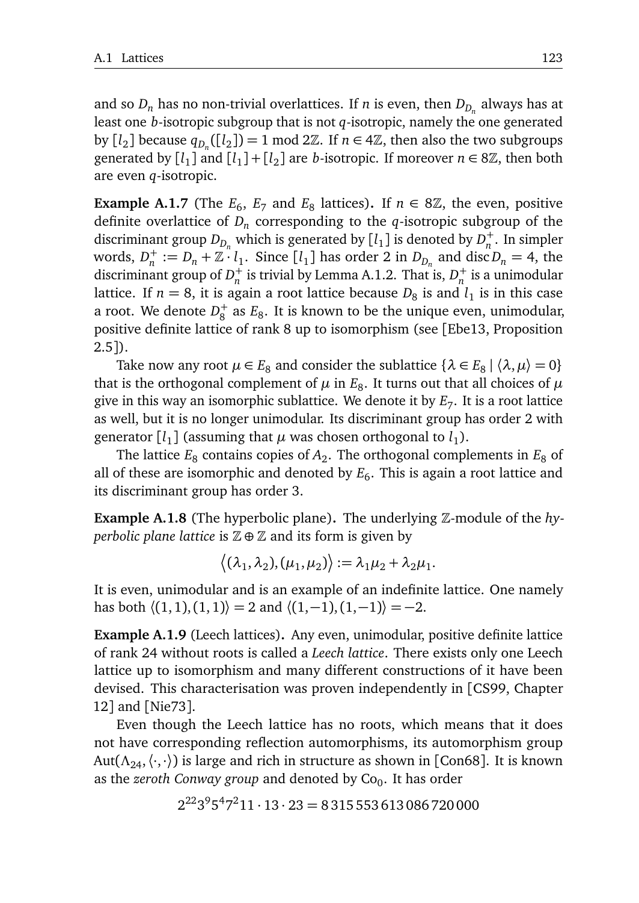and so $D_n$ has no non-trivial overlattices. If $n$ is even, then $D_{D_n}$ always has at least one $b$-isotropic subgroup that is not $q$-isotropic, namely the one generated by $[l_2]$ because $q_{D_n}([l_2]) = 1 \bmod 2\mathbb{Z}$. If $n \in 4\mathbb{Z}$, then also the two subgroups generated by $[l_1]$ and $[l_1] + [l_2]$ are $b$-isotropic. If moreover $n \in 8\mathbb{Z}$, then both are even $q$-isotropic.

**Example A.1.7** (The $E_6$, $E_7$ and $E_8$ lattices)**.** If $n \in 8\mathbb{Z}$, the even, positive definite overlattice of $D_n$ corresponding to the $q$-isotropic subgroup of the discriminant group $D_{D_n}$ which is generated by $[l_1]$ is denoted by $D_n^+$. In simpler words, $D_n^+ := D_n + \mathbb{Z} \cdot l_1$. Since $[l_1]$ has order 2 in $D_{D_n}$ and $\operatorname{disc} D_n = 4$, the discriminant group of $D_n^+$ is trivial by Lemma A.1.2. That is, $D_n^+$ is a unimodular lattice. If $n = 8$, it is again a root lattice because $D_8$ is and $l_1$ is in this case a root. We denote $D_8^+$ as $E_8$. It is known to be the unique even, unimodular, positive definite lattice of rank 8 up to isomorphism (see [Ebe13, Proposition 2.5]).

Take now any root $\mu \in E_8$ and consider the sublattice $\{\lambda \in E_8 \mid \langle \lambda, \mu \rangle = 0\}$ that is the orthogonal complement of $\mu$ in $E_8$. It turns out that all choices of $\mu$ give in this way an isomorphic sublattice. We denote it by $E_7$. It is a root lattice as well, but it is no longer unimodular. Its discriminant group has order 2 with generator $[l_1]$ (assuming that $\mu$ was chosen orthogonal to $l_1$).

The lattice $E_8$ contains copies of $A_2$. The orthogonal complements in $E_8$ of all of these are isomorphic and denoted by $E_6$. This is again a root lattice and its discriminant group has order 3.

**Example A.1.8** (The hyperbolic plane)**.** The underlying $\mathbb{Z}$-module of the *hyperbolic plane lattice* is $\mathbb{Z} \oplus \mathbb{Z}$ and its form is given by

$$\big\langle (\lambda_1, \lambda_2), (\mu_1, \mu_2) \big\rangle := \lambda_1 \mu_2 + \lambda_2 \mu_1.$$

It is even, unimodular and is an example of an indefinite lattice. One namely has both $\langle (1,1), (1,1) \rangle = 2$ and $\langle (1,-1), (1,-1) \rangle = -2$.

**Example A.1.9** (Leech lattices)**.** Any even, unimodular, positive definite lattice of rank 24 without roots is called a *Leech lattice*. There exists only one Leech lattice up to isomorphism and many different constructions of it have been devised. This characterisation was proven independently in [CS99, Chapter 12] and [Nie73].

Even though the Leech lattice has no roots, which means that it does not have corresponding reflection automorphisms, its automorphism group $\operatorname{Aut}(\Lambda_{24}, \langle \cdot, \cdot \rangle)$ is large and rich in structure as shown in [Con68]. It is known as the *zeroth Conway group* and denoted by $\mathrm{Co}_0$. It has order

$$2^{22} 3^9 5^4 7^2 11 \cdot 13 \cdot 23 = 8\,315\,553\,613\,086\,720\,000$$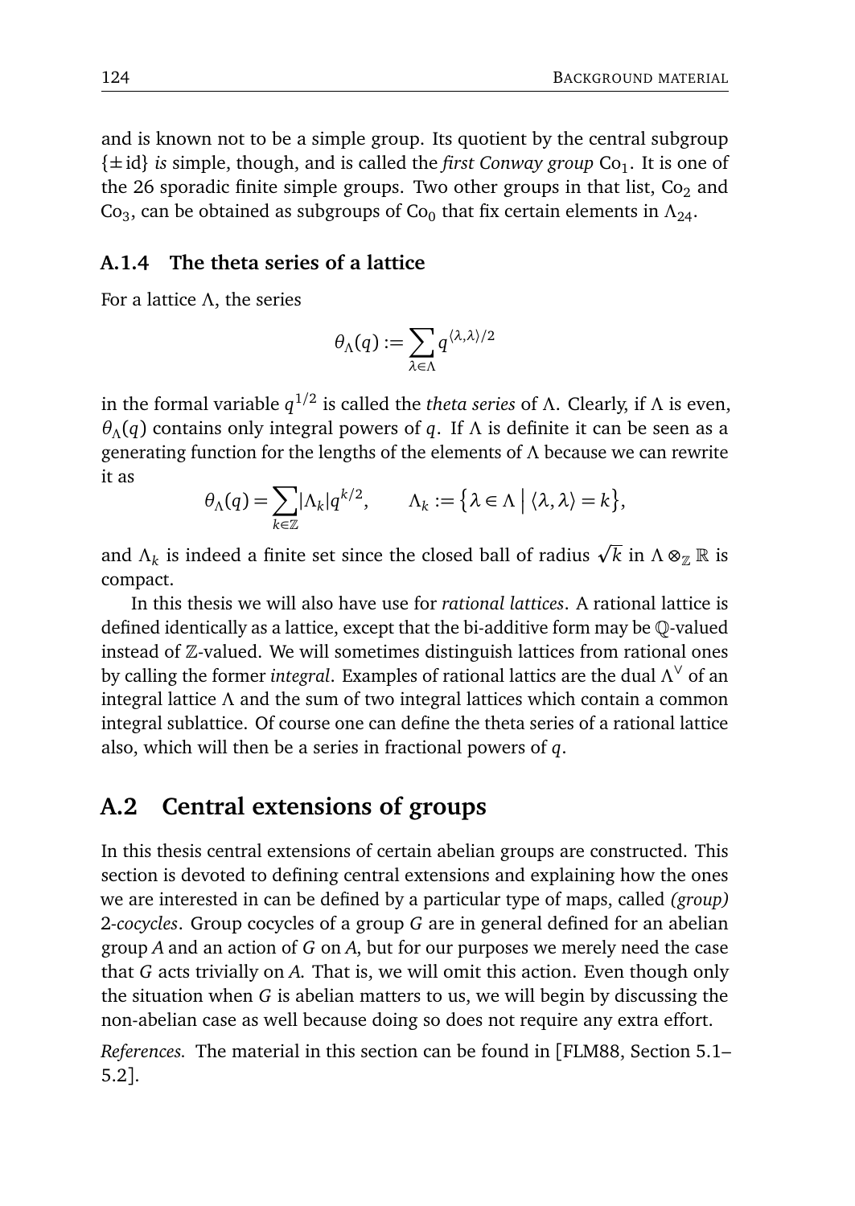and is known not to be a simple group. Its quotient by the central subgroup $\{\pm \mathrm{id}\}$ *is* simple, though, and is called the *first Conway group* $\mathrm{Co}_1$. It is one of the 26 sporadic finite simple groups. Two other groups in that list, $\mathrm{Co}_2$ and $\mathrm{Co}_3$, can be obtained as subgroups of $\mathrm{Co}_0$ that fix certain elements in $\Lambda_{24}$.

### A.1.4 The theta series of a lattice

For a lattice $\Lambda$, the series

$$\theta_\Lambda(q) := \sum_{\lambda \in \Lambda} q^{\langle \lambda, \lambda \rangle / 2}$$

in the formal variable $q^{1/2}$ is called the *theta series* of $\Lambda$. Clearly, if $\Lambda$ is even, $\theta_\Lambda(q)$ contains only integral powers of $q$. If $\Lambda$ is definite it can be seen as a generating function for the lengths of the elements of $\Lambda$ because we can rewrite it as

$$\theta_\Lambda(q) = \sum_{k \in \mathbb{Z}} |\Lambda_k| q^{k/2}, \qquad \Lambda_k := \left\{ \lambda \in \Lambda \,\middle|\, \langle \lambda, \lambda \rangle = k \right\},$$

and $\Lambda_k$ is indeed a finite set since the closed ball of radius $\sqrt{k}$ in $\Lambda \otimes_{\mathbb{Z}} \mathbb{R}$ is compact.

In this thesis we will also have use for *rational lattices*. A rational lattice is defined identically as a lattice, except that the bi-additive form may be $\mathbb{Q}$-valued instead of $\mathbb{Z}$-valued. We will sometimes distinguish lattices from rational ones by calling the former *integral*. Examples of rational lattics are the dual $\Lambda^\vee$ of an integral lattice $\Lambda$ and the sum of two integral lattices which contain a common integral sublattice. Of course one can define the theta series of a rational lattice also, which will then be a series in fractional powers of $q$.

## A.2 Central extensions of groups

In this thesis central extensions of certain abelian groups are constructed. This section is devoted to defining central extensions and explaining how the ones we are interested in can be defined by a particular type of maps, called *(group)* 2*-cocycles*. Group cocycles of a group $G$ are in general defined for an abelian group $A$ and an action of $G$ on $A$, but for our purposes we merely need the case that $G$ acts trivially on $A$. That is, we will omit this action. Even though only the situation when $G$ is abelian matters to us, we will begin by discussing the non-abelian case as well because doing so does not require any extra effort.

*References.* The material in this section can be found in [FLM88, Section 5.1–5.2].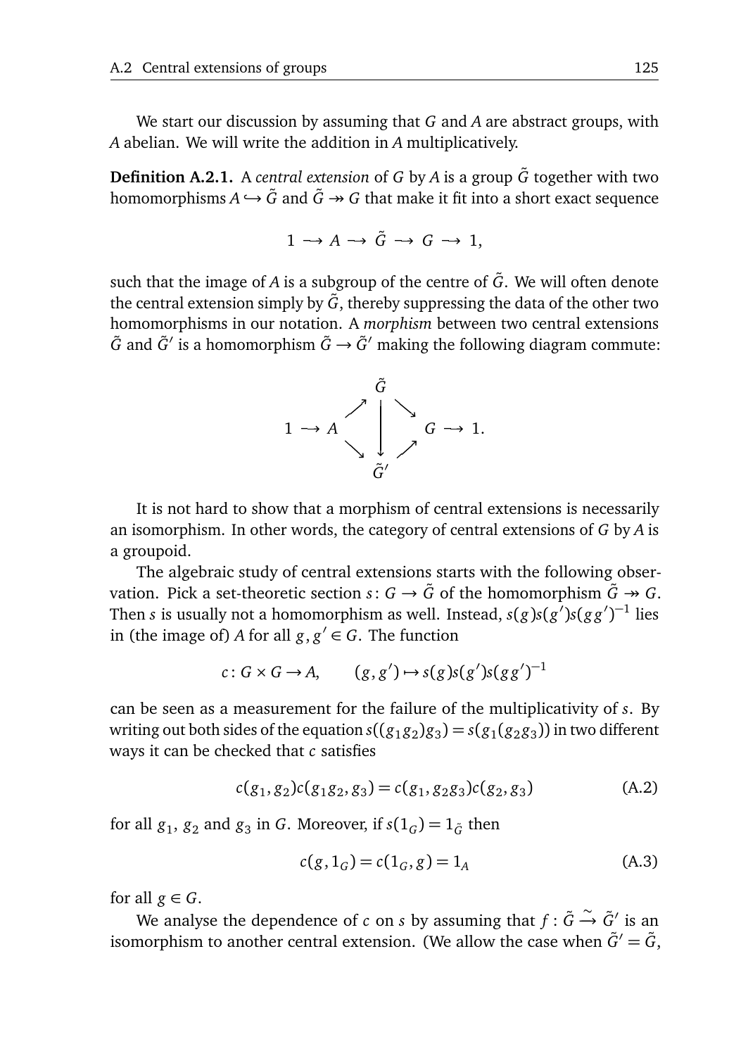We start our discussion by assuming that $G$ and $A$ are abstract groups, with $A$ abelian. We will write the addition in $A$ multiplicatively.

**Definition A.2.1.** A *central extension* of $G$ by $A$ is a group $\tilde{G}$ together with two homomorphisms $A \hookrightarrow \tilde{G}$ and $\tilde{G} \twoheadrightarrow G$ that make it fit into a short exact sequence

$$1 \longrightarrow A \longrightarrow \tilde{G} \longrightarrow G \longrightarrow 1,$$

such that the image of $A$ is a subgroup of the centre of $\tilde{G}$. We will often denote the central extension simply by $\tilde{G}$, thereby suppressing the data of the other two homomorphisms in our notation. A *morphism* between two central extensions $\tilde{G}$ and $\tilde{G}'$ is a homomorphism $\tilde{G} \to \tilde{G}'$ making the following diagram commute:

$$\begin{array}{ccccc} & & \tilde{G} & & \\ & \nearrow & \Big\downarrow & \searrow & \\ 1 \longrightarrow A & & & & G \longrightarrow 1. \\ & \searrow & & \nearrow & \\ & & \tilde{G}' & & \end{array}$$

It is not hard to show that a morphism of central extensions is necessarily an isomorphism. In other words, the category of central extensions of $G$ by $A$ is a groupoid.

The algebraic study of central extensions starts with the following observation. Pick a set-theoretic section $s \colon G \to \tilde{G}$ of the homomorphism $\tilde{G} \twoheadrightarrow G$. Then $s$ is usually not a homomorphism as well. Instead, $s(g)s(g')s(gg')^{-1}$ lies in (the image of) $A$ for all $g, g' \in G$. The function

$$c \colon G \times G \to A, \qquad (g, g') \mapsto s(g)s(g')s(gg')^{-1}$$

can be seen as a measurement for the failure of the multiplicativity of $s$. By writing out both sides of the equation $s((g_1 g_2)g_3) = s(g_1(g_2 g_3))$ in two different ways it can be checked that $c$ satisfies

$$c(g_1, g_2)c(g_1 g_2, g_3) = c(g_1, g_2 g_3)c(g_2, g_3) \tag{A.2}$$

for all $g_1$, $g_2$ and $g_3$ in $G$. Moreover, if $s(1_G) = 1_{\tilde{G}}$ then

$$c(g, 1_G) = c(1_G, g) = 1_A \tag{A.3}$$

for all $g \in G$.

We analyse the dependence of $c$ on $s$ by assuming that $f : \tilde{G} \xrightarrow{\sim} \tilde{G}'$ is an isomorphism to another central extension. (We allow the case when $\tilde{G}' = \tilde{G}$,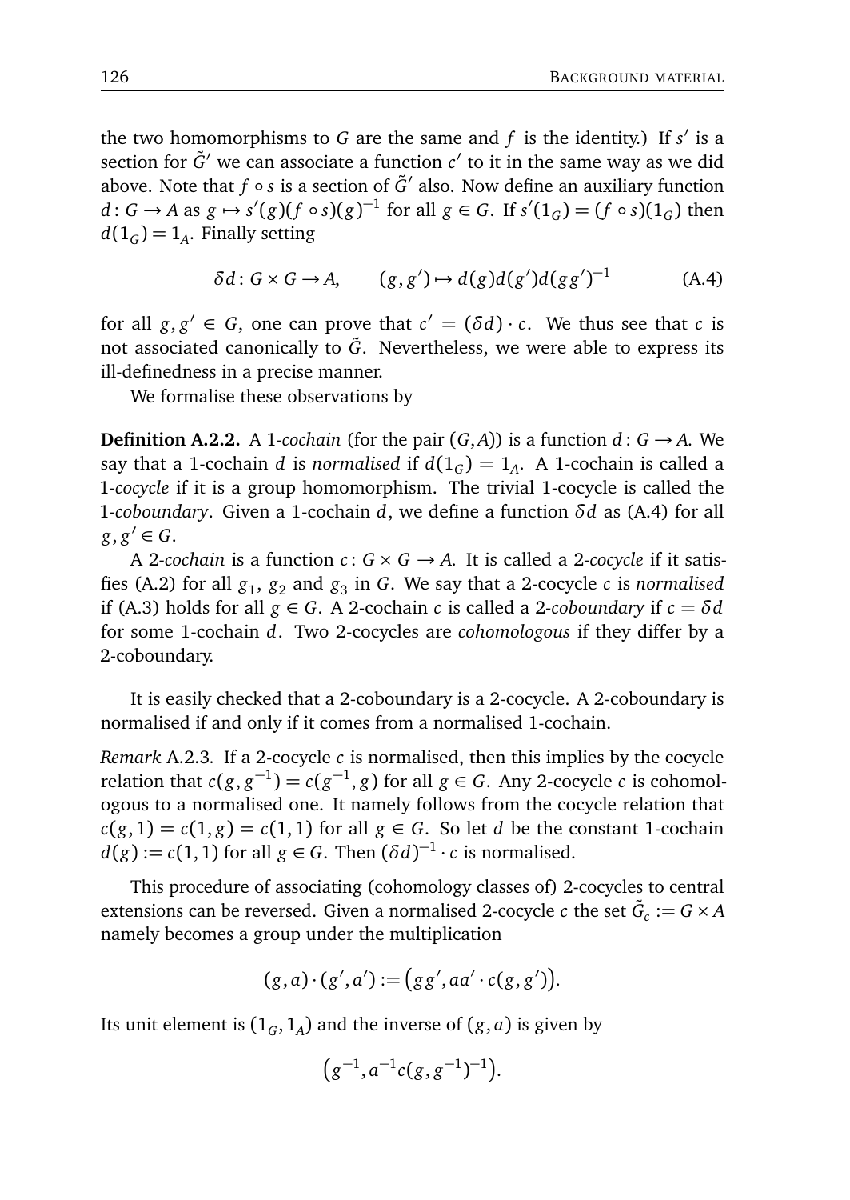the two homomorphisms to $G$ are the same and $f$ is the identity.) If $s'$ is a section for $\tilde{G}'$ we can associate a function $c'$ to it in the same way as we did above. Note that $f \circ s$ is a section of $\tilde{G}'$ also. Now define an auxiliary function $d\colon G \to A$ as $g \mapsto s'(g)(f \circ s)(g)^{-1}$ for all $g \in G$. If $s'(1_G) = (f \circ s)(1_G)$ then $d(1_G) = 1_A$. Finally setting

$$\delta d\colon G \times G \to A, \qquad (g, g') \mapsto d(g)d(g')d(gg')^{-1} \tag{A.4}$$

for all $g, g' \in G$, one can prove that $c' = (\delta d) \cdot c$. We thus see that $c$ is not associated canonically to $\tilde{G}$. Nevertheless, we were able to express its ill-definedness in a precise manner.

We formalise these observations by

**Definition A.2.2.** A 1-*cochain* (for the pair $(G,A)$) is a function $d\colon G \to A$. We say that a 1-cochain $d$ is *normalised* if $d(1_G) = 1_A$. A 1-cochain is called a 1-*cocycle* if it is a group homomorphism. The trivial 1-cocycle is called the 1-*coboundary*. Given a 1-cochain $d$, we define a function $\delta d$ as (A.4) for all $g, g' \in G$.

A 2-*cochain* is a function $c\colon G \times G \to A$. It is called a 2-*cocycle* if it satisfies (A.2) for all $g_1$, $g_2$ and $g_3$ in $G$. We say that a 2-cocycle $c$ is *normalised* if (A.3) holds for all $g \in G$. A 2-cochain $c$ is called a 2-*coboundary* if $c = \delta d$ for some 1-cochain $d$. Two 2-cocycles are *cohomologous* if they differ by a 2-coboundary.

It is easily checked that a 2-coboundary is a 2-cocycle. A 2-coboundary is normalised if and only if it comes from a normalised 1-cochain.

*Remark* A.2.3. If a 2-cocycle $c$ is normalised, then this implies by the cocycle relation that $c(g, g^{-1}) = c(g^{-1}, g)$ for all $g \in G$. Any 2-cocycle $c$ is cohomologous to a normalised one. It namely follows from the cocycle relation that $c(g, 1) = c(1, g) = c(1, 1)$ for all $g \in G$. So let $d$ be the constant 1-cochain $d(g) := c(1, 1)$ for all $g \in G$. Then $(\delta d)^{-1} \cdot c$ is normalised.

This procedure of associating (cohomology classes of) 2-cocycles to central extensions can be reversed. Given a normalised 2-cocycle $c$ the set $\tilde{G}_c := G \times A$ namely becomes a group under the multiplication

$$(g, a) \cdot (g', a') := \big(gg', aa' \cdot c(g, g')\big).$$

Its unit element is $(1_G, 1_A)$ and the inverse of $(g, a)$ is given by

$$\big(g^{-1}, a^{-1}c(g, g^{-1})^{-1}\big).$$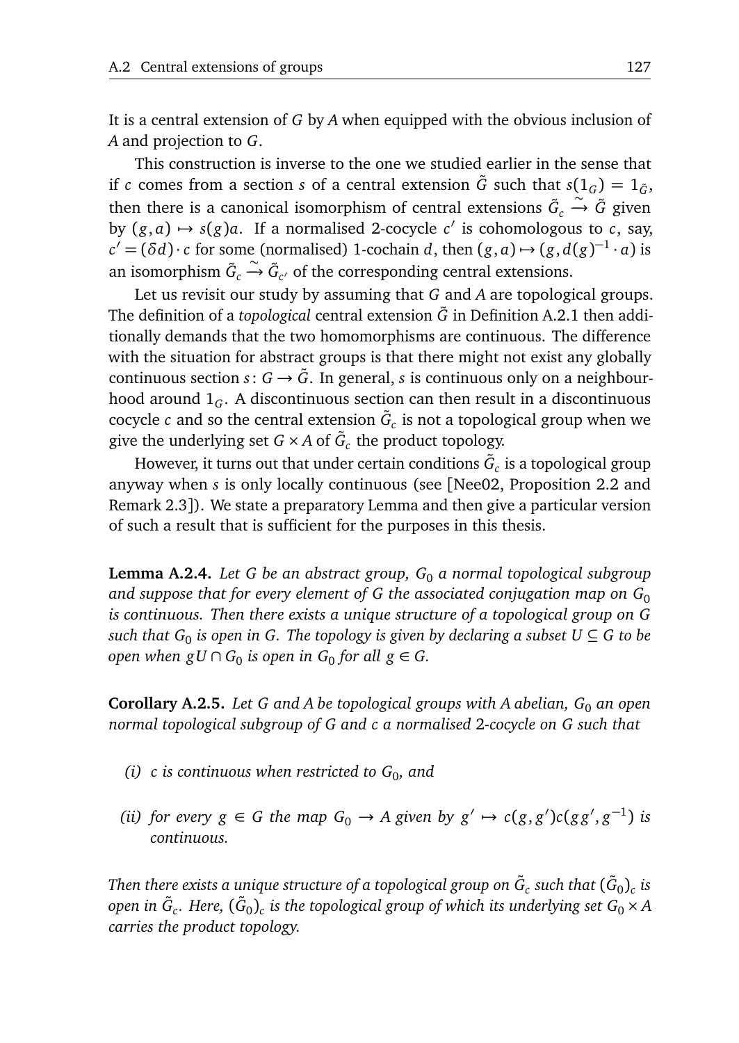It is a central extension of $G$ by $A$ when equipped with the obvious inclusion of $A$ and projection to $G$.

This construction is inverse to the one we studied earlier in the sense that if $c$ comes from a section $s$ of a central extension $\tilde{G}$ such that $s(1_G) = 1_{\tilde{G}}$, then there is a canonical isomorphism of central extensions $\tilde{G}_c \xrightarrow{\sim} \tilde{G}$ given by $(g,a) \mapsto s(g)a$. If a normalised 2-cocycle $c'$ is cohomologous to $c$, say, $c' = (\delta d) \cdot c$ for some (normalised) 1-cochain $d$, then $(g,a) \mapsto (g, d(g)^{-1} \cdot a)$ is an isomorphism $\tilde{G}_c \xrightarrow{\sim} \tilde{G}_{c'}$ of the corresponding central extensions.

Let us revisit our study by assuming that $G$ and $A$ are topological groups. The definition of a *topological* central extension $\tilde{G}$ in Definition A.2.1 then additionally demands that the two homomorphisms are continuous. The difference with the situation for abstract groups is that there might not exist any globally continuous section $s \colon G \to \tilde{G}$. In general, $s$ is continuous only on a neighbourhood around $1_G$. A discontinuous section can then result in a discontinuous cocycle $c$ and so the central extension $\tilde{G}_c$ is not a topological group when we give the underlying set $G \times A$ of $\tilde{G}_c$ the product topology.

However, it turns out that under certain conditions $\tilde{G}_c$ is a topological group anyway when $s$ is only locally continuous (see [Nee02, Proposition 2.2 and Remark 2.3]). We state a preparatory Lemma and then give a particular version of such a result that is sufficient for the purposes in this thesis.

**Lemma A.2.4.** *Let $G$ be an abstract group, $G_0$ a normal topological subgroup and suppose that for every element of $G$ the associated conjugation map on $G_0$ is continuous. Then there exists a unique structure of a topological group on $G$ such that $G_0$ is open in $G$. The topology is given by declaring a subset $U \subseteq G$ to be open when $gU \cap G_0$ is open in $G_0$ for all $g \in G$.*

**Corollary A.2.5.** *Let $G$ and $A$ be topological groups with $A$ abelian, $G_0$ an open normal topological subgroup of $G$ and $c$ a normalised 2-cocycle on $G$ such that*

*(i) $c$ is continuous when restricted to $G_0$, and*

*(ii) for every $g \in G$ the map $G_0 \to A$ given by $g' \mapsto c(g,g')c(gg',g^{-1})$ is continuous.*

*Then there exists a unique structure of a topological group on $\tilde{G}_c$ such that $(\tilde{G}_0)_c$ is open in $\tilde{G}_c$. Here, $(\tilde{G}_0)_c$ is the topological group of which its underlying set $G_0 \times A$ carries the product topology.*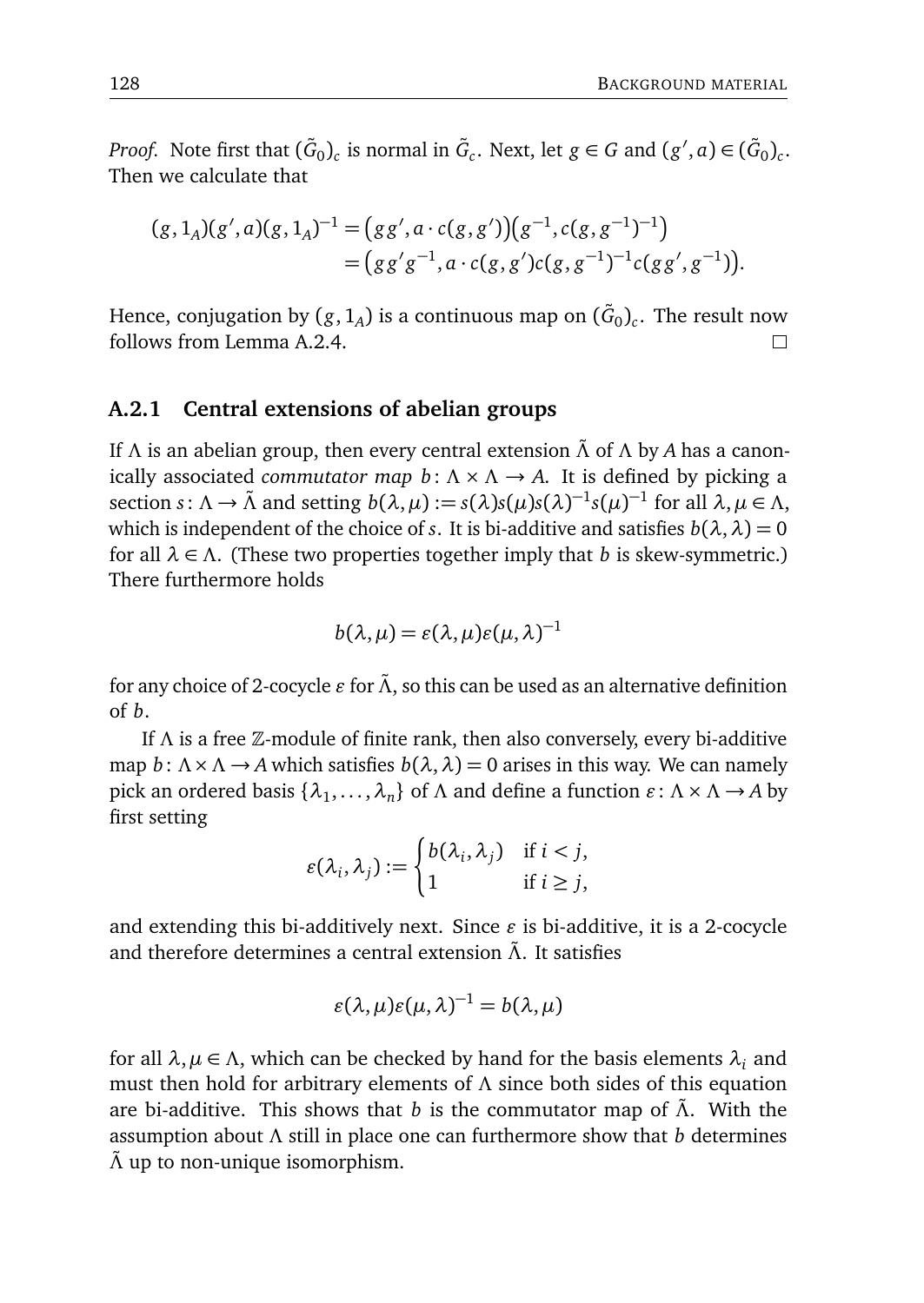*Proof.* Note first that $(\tilde{G}_0)_c$ is normal in $\tilde{G}_c$. Next, let $g \in G$ and $(g', a) \in (\tilde{G}_0)_c$. Then we calculate that

$$
\begin{aligned}
(g, 1_A)(g', a)(g, 1_A)^{-1} &= \big(gg', a \cdot c(g, g')\big)\big(g^{-1}, c(g, g^{-1})^{-1}\big) \\
&= \big(gg'g^{-1}, a \cdot c(g, g')c(g, g^{-1})^{-1}c(gg', g^{-1})\big).
\end{aligned}
$$

Hence, conjugation by $(g, 1_A)$ is a continuous map on $(\tilde{G}_0)_c$. The result now follows from Lemma A.2.4. □

### A.2.1 Central extensions of abelian groups

If $\Lambda$ is an abelian group, then every central extension $\tilde{\Lambda}$ of $\Lambda$ by $A$ has a canonically associated *commutator map* $b \colon \Lambda \times \Lambda \to A$. It is defined by picking a section $s \colon \Lambda \to \tilde{\Lambda}$ and setting $b(\lambda, \mu) := s(\lambda)s(\mu)s(\lambda)^{-1}s(\mu)^{-1}$ for all $\lambda, \mu \in \Lambda$, which is independent of the choice of $s$. It is bi-additive and satisfies $b(\lambda, \lambda) = 0$ for all $\lambda \in \Lambda$. (These two properties together imply that $b$ is skew-symmetric.) There furthermore holds

$$
b(\lambda, \mu) = \varepsilon(\lambda, \mu)\varepsilon(\mu, \lambda)^{-1}
$$

for any choice of 2-cocycle $\varepsilon$ for $\tilde{\Lambda}$, so this can be used as an alternative definition of $b$.

If $\Lambda$ is a free $\mathbb{Z}$-module of finite rank, then also conversely, every bi-additive map $b \colon \Lambda \times \Lambda \to A$ which satisfies $b(\lambda, \lambda) = 0$ arises in this way. We can namely pick an ordered basis $\{\lambda_1, \ldots, \lambda_n\}$ of $\Lambda$ and define a function $\varepsilon \colon \Lambda \times \Lambda \to A$ by first setting

$$
\varepsilon(\lambda_i, \lambda_j) := \begin{cases} b(\lambda_i, \lambda_j) & \text{if } i < j, \\ 1 & \text{if } i \geq j, \end{cases}
$$

and extending this bi-additively next. Since $\varepsilon$ is bi-additive, it is a 2-cocycle and therefore determines a central extension $\tilde{\Lambda}$. It satisfies

$$
\varepsilon(\lambda, \mu)\varepsilon(\mu, \lambda)^{-1} = b(\lambda, \mu)
$$

for all $\lambda, \mu \in \Lambda$, which can be checked by hand for the basis elements $\lambda_i$ and must then hold for arbitrary elements of $\Lambda$ since both sides of this equation are bi-additive. This shows that $b$ is the commutator map of $\tilde{\Lambda}$. With the assumption about $\Lambda$ still in place one can furthermore show that $b$ determines $\tilde{\Lambda}$ up to non-unique isomorphism.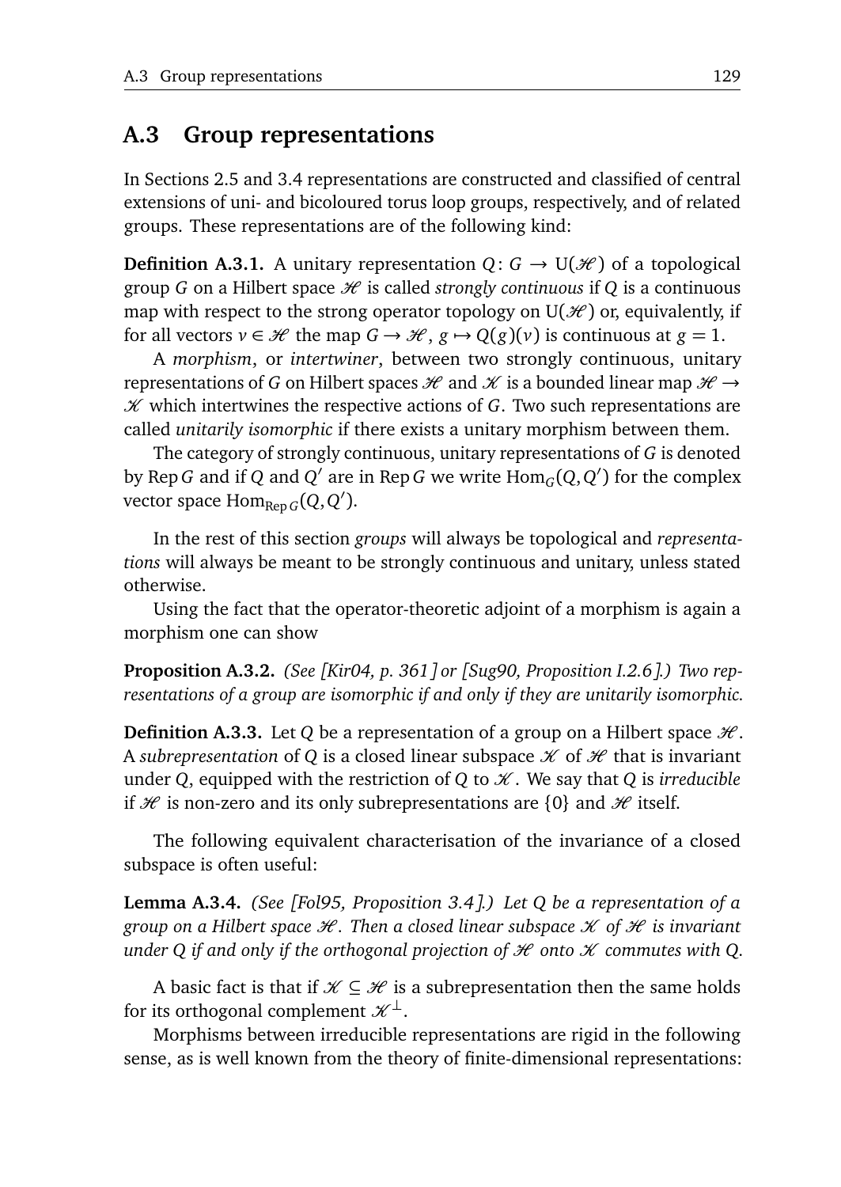## A.3 Group representations

In Sections 2.5 and 3.4 representations are constructed and classified of central extensions of uni- and bicoloured torus loop groups, respectively, and of related groups. These representations are of the following kind:

**Definition A.3.1.** A unitary representation $Q\colon G \to \mathrm{U}(\mathscr{H})$ of a topological group $G$ on a Hilbert space $\mathscr{H}$ is called *strongly continuous* if $Q$ is a continuous map with respect to the strong operator topology on $\mathrm{U}(\mathscr{H})$ or, equivalently, if for all vectors $v \in \mathscr{H}$ the map $G \to \mathscr{H}$, $g \mapsto Q(g)(v)$ is continuous at $g = 1$.

A *morphism*, or *intertwiner*, between two strongly continuous, unitary representations of $G$ on Hilbert spaces $\mathscr{H}$ and $\mathscr{K}$ is a bounded linear map $\mathscr{H} \to \mathscr{K}$ which intertwines the respective actions of $G$. Two such representations are called *unitarily isomorphic* if there exists a unitary morphism between them.

The category of strongly continuous, unitary representations of $G$ is denoted by $\operatorname{Rep} G$ and if $Q$ and $Q'$ are in $\operatorname{Rep} G$ we write $\operatorname{Hom}_G(Q, Q')$ for the complex vector space $\operatorname{Hom}_{\operatorname{Rep} G}(Q, Q')$.

In the rest of this section *groups* will always be topological and *representations* will always be meant to be strongly continuous and unitary, unless stated otherwise.

Using the fact that the operator-theoretic adjoint of a morphism is again a morphism one can show

**Proposition A.3.2.** *(See [Kir04, p. 361] or [Sug90, Proposition I.2.6].) Two representations of a group are isomorphic if and only if they are unitarily isomorphic.*

**Definition A.3.3.** Let $Q$ be a representation of a group on a Hilbert space $\mathscr{H}$. A *subrepresentation* of $Q$ is a closed linear subspace $\mathscr{K}$ of $\mathscr{H}$ that is invariant under $Q$, equipped with the restriction of $Q$ to $\mathscr{K}$. We say that $Q$ is *irreducible* if $\mathscr{H}$ is non-zero and its only subrepresentations are $\{0\}$ and $\mathscr{H}$ itself.

The following equivalent characterisation of the invariance of a closed subspace is often useful:

**Lemma A.3.4.** *(See [Fol95, Proposition 3.4].) Let $Q$ be a representation of a group on a Hilbert space $\mathscr{H}$. Then a closed linear subspace $\mathscr{K}$ of $\mathscr{H}$ is invariant under $Q$ if and only if the orthogonal projection of $\mathscr{H}$ onto $\mathscr{K}$ commutes with $Q$.*

A basic fact is that if $\mathscr{K} \subseteq \mathscr{H}$ is a subrepresentation then the same holds for its orthogonal complement $\mathscr{K}^{\perp}$.

Morphisms between irreducible representations are rigid in the following sense, as is well known from the theory of finite-dimensional representations: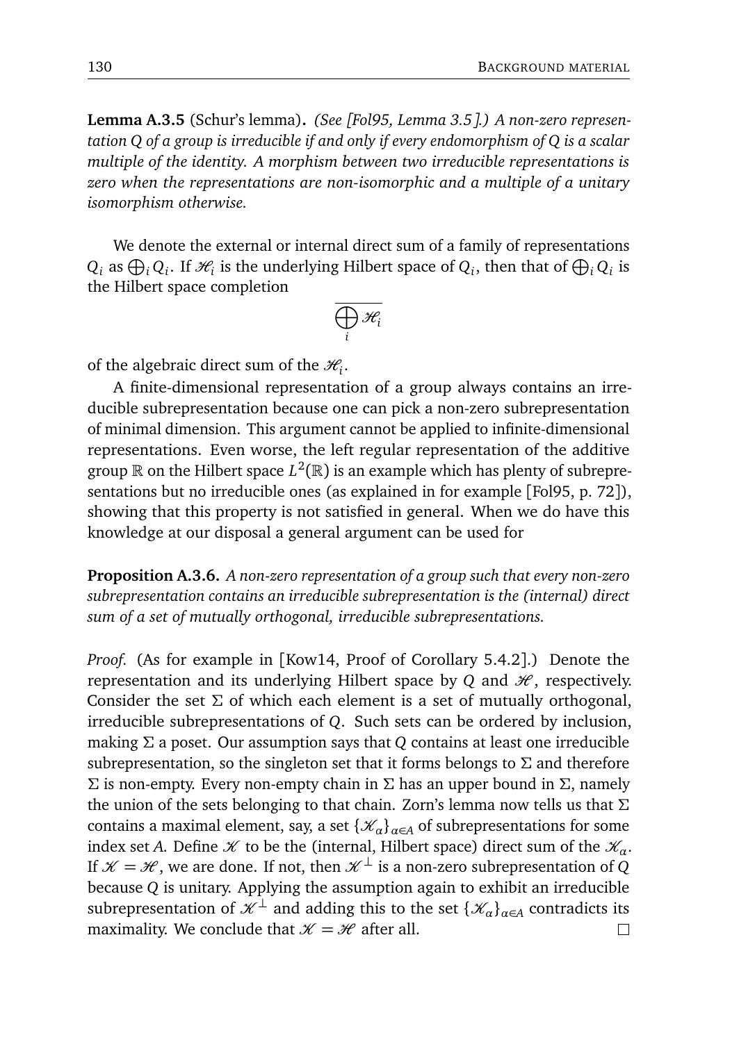**Lemma A.3.5** (Schur's lemma)**.** *(See [Fol95, Lemma 3.5].) A non-zero representation $Q$ of a group is irreducible if and only if every endomorphism of $Q$ is a scalar multiple of the identity. A morphism between two irreducible representations is zero when the representations are non-isomorphic and a multiple of a unitary isomorphism otherwise.*

We denote the external or internal direct sum of a family of representations $Q_i$ as $\bigoplus_i Q_i$. If $\mathscr{H}_i$ is the underlying Hilbert space of $Q_i$, then that of $\bigoplus_i Q_i$ is the Hilbert space completion

$$\overline{\bigoplus_i \mathscr{H}_i}$$

of the algebraic direct sum of the $\mathscr{H}_i$.

A finite-dimensional representation of a group always contains an irreducible subrepresentation because one can pick a non-zero subrepresentation of minimal dimension. This argument cannot be applied to infinite-dimensional representations. Even worse, the left regular representation of the additive group $\mathbb{R}$ on the Hilbert space $L^2(\mathbb{R})$ is an example which has plenty of subrepresentations but no irreducible ones (as explained in for example [Fol95, p. 72]), showing that this property is not satisfied in general. When we do have this knowledge at our disposal a general argument can be used for

**Proposition A.3.6.** *A non-zero representation of a group such that every non-zero subrepresentation contains an irreducible subrepresentation is the (internal) direct sum of a set of mutually orthogonal, irreducible subrepresentations.*

*Proof.* (As for example in [Kow14, Proof of Corollary 5.4.2].) Denote the representation and its underlying Hilbert space by $Q$ and $\mathscr{H}$, respectively. Consider the set $\Sigma$ of which each element is a set of mutually orthogonal, irreducible subrepresentations of $Q$. Such sets can be ordered by inclusion, making $\Sigma$ a poset. Our assumption says that $Q$ contains at least one irreducible subrepresentation, so the singleton set that it forms belongs to $\Sigma$ and therefore $\Sigma$ is non-empty. Every non-empty chain in $\Sigma$ has an upper bound in $\Sigma$, namely the union of the sets belonging to that chain. Zorn's lemma now tells us that $\Sigma$ contains a maximal element, say, a set $\{\mathscr{K}_\alpha\}_{\alpha \in A}$ of subrepresentations for some index set $A$. Define $\mathscr{K}$ to be the (internal, Hilbert space) direct sum of the $\mathscr{K}_\alpha$. If $\mathscr{K} = \mathscr{H}$, we are done. If not, then $\mathscr{K}^\perp$ is a non-zero subrepresentation of $Q$ because $Q$ is unitary. Applying the assumption again to exhibit an irreducible subrepresentation of $\mathscr{K}^\perp$ and adding this to the set $\{\mathscr{K}_\alpha\}_{\alpha \in A}$ contradicts its maximality. We conclude that $\mathscr{K} = \mathscr{H}$ after all. □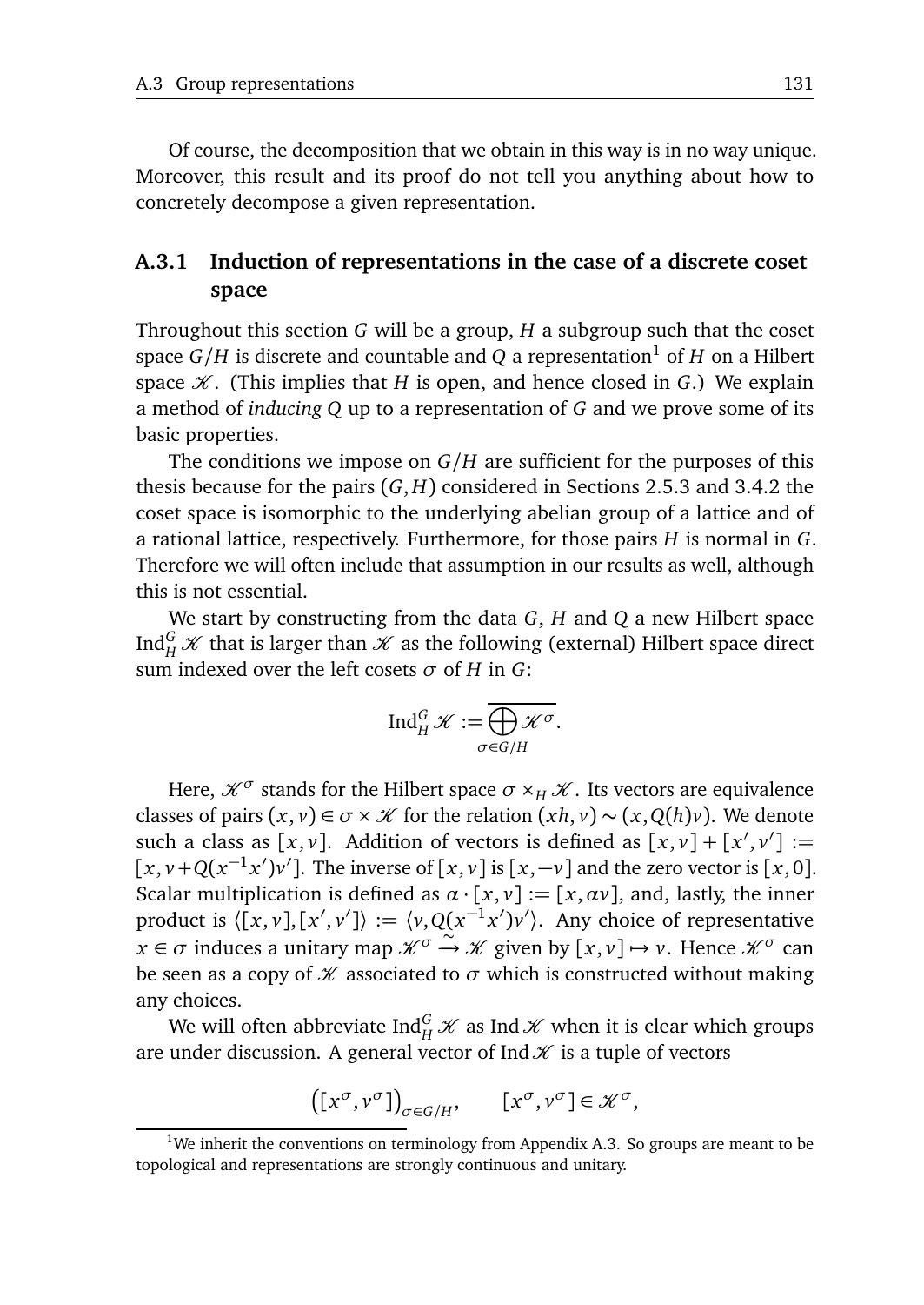Of course, the decomposition that we obtain in this way is in no way unique. Moreover, this result and its proof do not tell you anything about how to concretely decompose a given representation.

### A.3.1 Induction of representations in the case of a discrete coset space

Throughout this section $G$ will be a group, $H$ a subgroup such that the coset space $G/H$ is discrete and countable and $Q$ a representation[1] of $H$ on a Hilbert space $\mathscr{K}$. (This implies that $H$ is open, and hence closed in $G$.) We explain a method of *inducing* $Q$ up to a representation of $G$ and we prove some of its basic properties.

The conditions we impose on $G/H$ are sufficient for the purposes of this thesis because for the pairs $(G,H)$ considered in Sections 2.5.3 and 3.4.2 the coset space is isomorphic to the underlying abelian group of a lattice and of a rational lattice, respectively. Furthermore, for those pairs $H$ is normal in $G$. Therefore we will often include that assumption in our results as well, although this is not essential.

We start by constructing from the data $G$, $H$ and $Q$ a new Hilbert space $\operatorname{Ind}_H^G \mathscr{K}$ that is larger than $\mathscr{K}$ as the following (external) Hilbert space direct sum indexed over the left cosets $\sigma$ of $H$ in $G$:

$$\operatorname{Ind}_H^G \mathscr{K} := \overline{\bigoplus_{\sigma \in G/H} \mathscr{K}^\sigma}.$$

Here, $\mathscr{K}^\sigma$ stands for the Hilbert space $\sigma \times_H \mathscr{K}$. Its vectors are equivalence classes of pairs $(x,v) \in \sigma \times \mathscr{K}$ for the relation $(xh, v) \sim (x, Q(h)v)$. We denote such a class as $[x,v]$. Addition of vectors is defined as $[x,v] + [x',v'] := [x, v + Q(x^{-1}x')v']$. The inverse of $[x,v]$ is $[x,-v]$ and the zero vector is $[x,0]$. Scalar multiplication is defined as $\alpha \cdot [x,v] := [x, \alpha v]$, and, lastly, the inner product is $\langle [x,v],[x',v'] \rangle := \langle v, Q(x^{-1}x')v' \rangle$. Any choice of representative $x \in \sigma$ induces a unitary map $\mathscr{K}^\sigma \xrightarrow{\sim} \mathscr{K}$ given by $[x,v] \mapsto v$. Hence $\mathscr{K}^\sigma$ can be seen as a copy of $\mathscr{K}$ associated to $\sigma$ which is constructed without making any choices.

We will often abbreviate $\operatorname{Ind}_H^G \mathscr{K}$ as $\operatorname{Ind} \mathscr{K}$ when it is clear which groups are under discussion. A general vector of $\operatorname{Ind} \mathscr{K}$ is a tuple of vectors

$$\big([x^\sigma, v^\sigma]\big)_{\sigma \in G/H}, \qquad [x^\sigma, v^\sigma] \in \mathscr{K}^\sigma,$$

[1] We inherit the conventions on terminology from Appendix A.3. So groups are meant to be topological and representations are strongly continuous and unitary.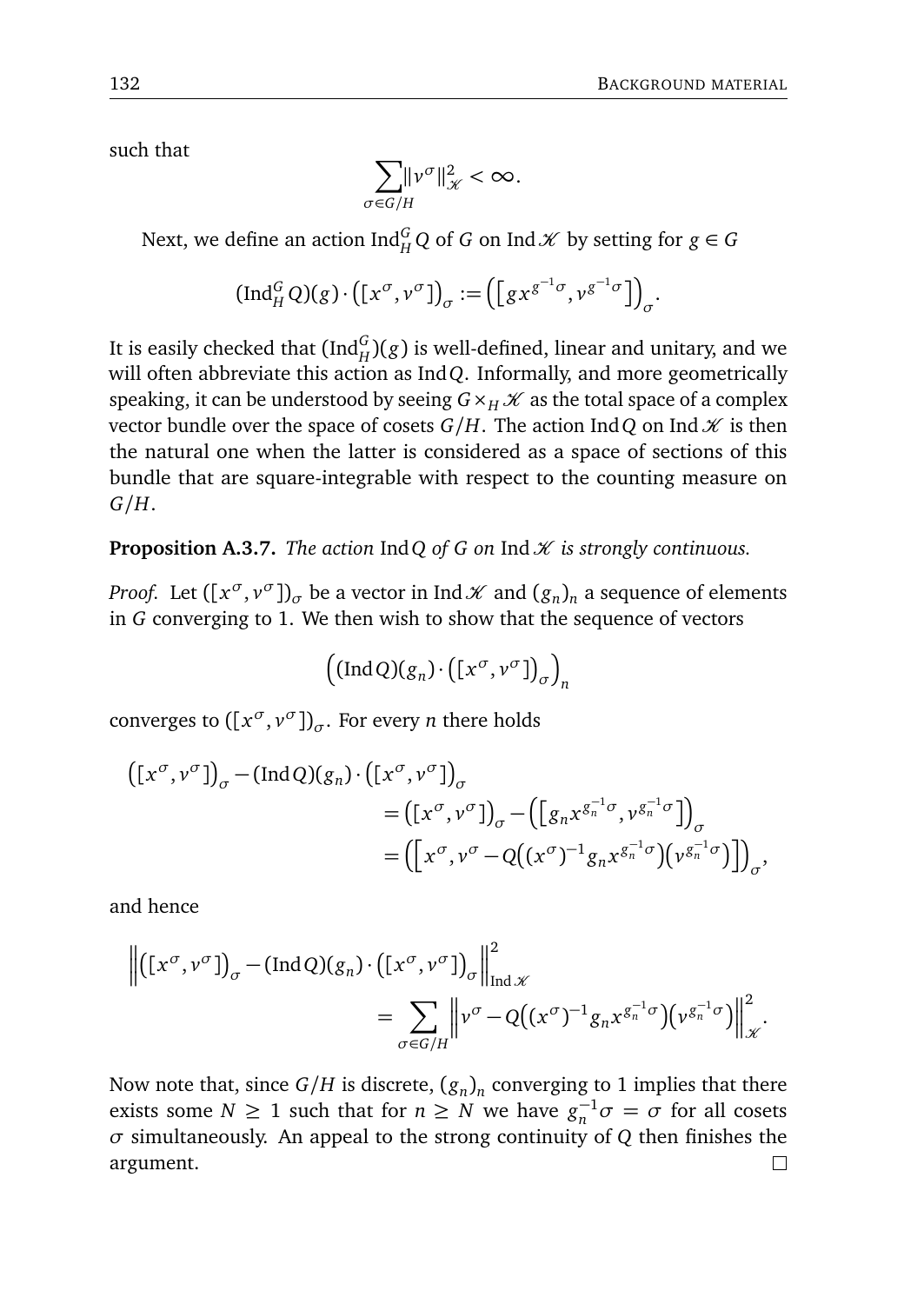such that

$$\sum_{\sigma \in G/H} \|v^\sigma\|_{\mathscr{K}}^2 < \infty.$$

Next, we define an action $\operatorname{Ind}_H^G Q$ of $G$ on $\operatorname{Ind} \mathscr{K}$ by setting for $g \in G$

$$(\operatorname{Ind}_H^G Q)(g) \cdot \big([x^\sigma, v^\sigma]\big)_\sigma := \Big(\big[g x^{g^{-1}\sigma}, v^{g^{-1}\sigma}\big]\Big)_\sigma.$$

It is easily checked that $(\operatorname{Ind}_H^G)(g)$ is well-defined, linear and unitary, and we will often abbreviate this action as $\operatorname{Ind} Q$. Informally, and more geometrically speaking, it can be understood by seeing $G \times_H \mathscr{K}$ as the total space of a complex vector bundle over the space of cosets $G/H$. The action $\operatorname{Ind} Q$ on $\operatorname{Ind} \mathscr{K}$ is then the natural one when the latter is considered as a space of sections of this bundle that are square-integrable with respect to the counting measure on $G/H$.

**Proposition A.3.7.** *The action* $\operatorname{Ind} Q$ *of* $G$ *on* $\operatorname{Ind} \mathscr{K}$ *is strongly continuous.*

*Proof.* Let $([x^\sigma, v^\sigma])_\sigma$ be a vector in $\operatorname{Ind} \mathscr{K}$ and $(g_n)_n$ a sequence of elements in $G$ converging to 1. We then wish to show that the sequence of vectors

$$\Big((\operatorname{Ind} Q)(g_n) \cdot \big([x^\sigma, v^\sigma]\big)_\sigma\Big)_n$$

converges to $([x^\sigma, v^\sigma])_\sigma$. For every $n$ there holds

$$\begin{aligned}
\big([x^\sigma, v^\sigma]\big)_\sigma &- (\operatorname{Ind} Q)(g_n) \cdot \big([x^\sigma, v^\sigma]\big)_\sigma \\
&= \big([x^\sigma, v^\sigma]\big)_\sigma - \Big(\big[g_n x^{g_n^{-1}\sigma}, v^{g_n^{-1}\sigma}\big]\Big)_\sigma \\
&= \Big(\Big[x^\sigma, v^\sigma - Q\big((x^\sigma)^{-1} g_n x^{g_n^{-1}\sigma}\big)\big(v^{g_n^{-1}\sigma}\big)\Big]\Big)_\sigma,
\end{aligned}$$

and hence

$$\begin{aligned}
\Big\|\big([x^\sigma, v^\sigma]\big)_\sigma &- (\operatorname{Ind} Q)(g_n) \cdot \big([x^\sigma, v^\sigma]\big)_\sigma\Big\|_{\operatorname{Ind} \mathscr{K}}^2 \\
&= \sum_{\sigma \in G/H} \Big\|v^\sigma - Q\big((x^\sigma)^{-1} g_n x^{g_n^{-1}\sigma}\big)\big(v^{g_n^{-1}\sigma}\big)\Big\|_{\mathscr{K}}^2.
\end{aligned}$$

Now note that, since $G/H$ is discrete, $(g_n)_n$ converging to 1 implies that there exists some $N \geq 1$ such that for $n \geq N$ we have $g_n^{-1}\sigma = \sigma$ for all cosets $\sigma$ simultaneously. An appeal to the strong continuity of $Q$ then finishes the argument. □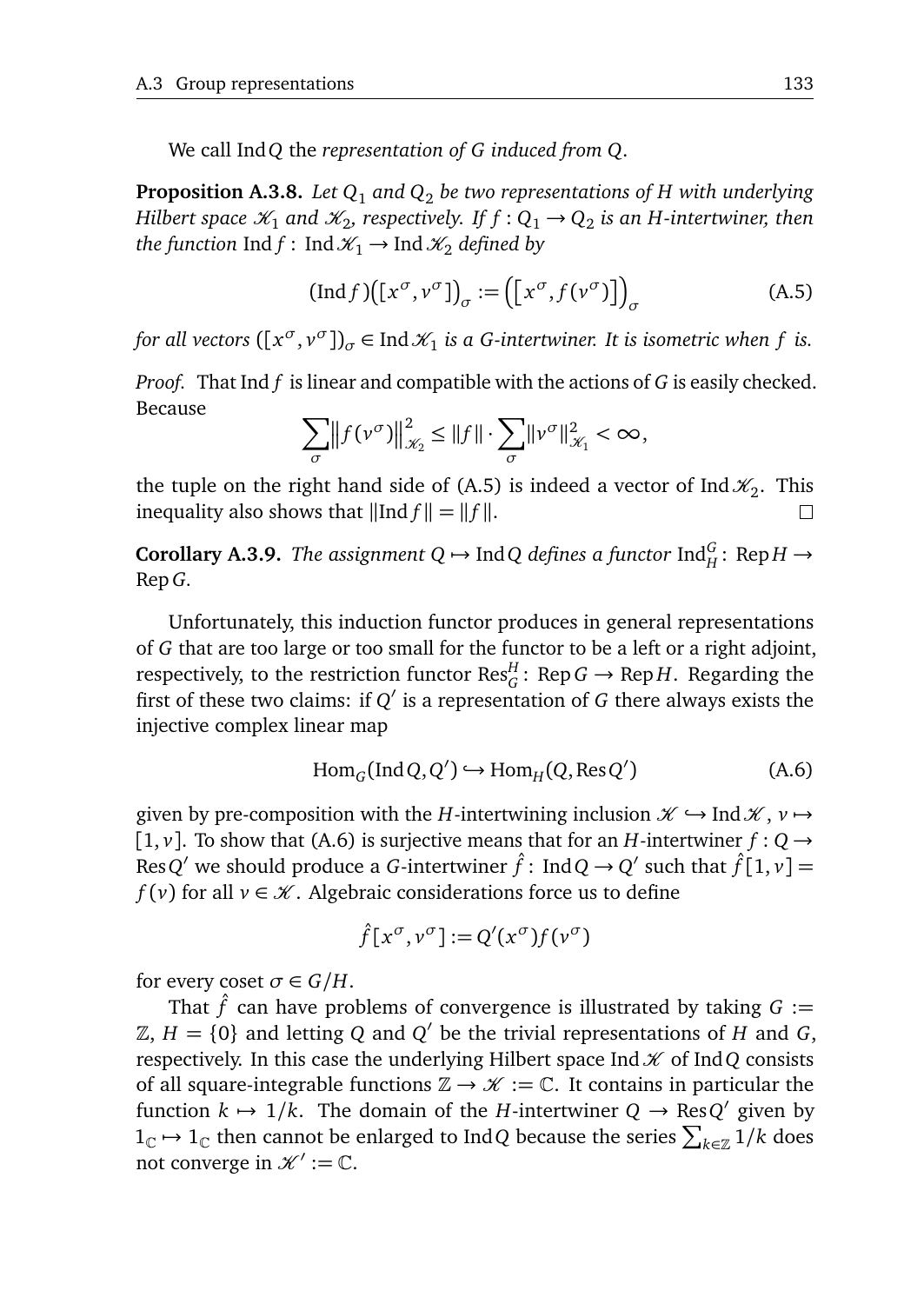We call $\operatorname{Ind} Q$ the *representation of $G$ induced from $Q$*.

**Proposition A.3.8.** *Let $Q_1$ and $Q_2$ be two representations of $H$ with underlying Hilbert space $\mathscr{K}_1$ and $\mathscr{K}_2$, respectively. If $f : Q_1 \to Q_2$ is an $H$-intertwiner, then the function $\operatorname{Ind} f : \operatorname{Ind} \mathscr{K}_1 \to \operatorname{Ind} \mathscr{K}_2$ defined by*

$$(\operatorname{Ind} f)\big([x^\sigma, v^\sigma]\big)_\sigma := \Big(\big[x^\sigma, f(v^\sigma)\big]\Big)_\sigma \tag{A.5}$$

*for all vectors $([x^\sigma, v^\sigma])_\sigma \in \operatorname{Ind} \mathscr{K}_1$ is a $G$-intertwiner. It is isometric when $f$ is.*

*Proof.* That $\operatorname{Ind} f$ is linear and compatible with the actions of $G$ is easily checked. Because

$$\sum_\sigma \big\| f(v^\sigma) \big\|^2_{\mathscr{K}_2} \leq \|f\| \cdot \sum_\sigma \|v^\sigma\|^2_{\mathscr{K}_1} < \infty,$$

the tuple on the right hand side of (A.5) is indeed a vector of $\operatorname{Ind} \mathscr{K}_2$. This inequality also shows that $\|\operatorname{Ind} f\| = \|f\|$. $\square$

**Corollary A.3.9.** *The assignment $Q \mapsto \operatorname{Ind} Q$ defines a functor $\operatorname{Ind}^G_H : \operatorname{Rep} H \to \operatorname{Rep} G$.*

Unfortunately, this induction functor produces in general representations of $G$ that are too large or too small for the functor to be a left or a right adjoint, respectively, to the restriction functor $\operatorname{Res}^H_G : \operatorname{Rep} G \to \operatorname{Rep} H$. Regarding the first of these two claims: if $Q'$ is a representation of $G$ there always exists the injective complex linear map

$$\operatorname{Hom}_G(\operatorname{Ind} Q, Q') \hookrightarrow \operatorname{Hom}_H(Q, \operatorname{Res} Q') \tag{A.6}$$

given by pre-composition with the $H$-intertwining inclusion $\mathscr{K} \hookrightarrow \operatorname{Ind} \mathscr{K}$, $v \mapsto [1, v]$. To show that (A.6) is surjective means that for an $H$-intertwiner $f : Q \to \operatorname{Res} Q'$ we should produce a $G$-intertwiner $\hat{f} : \operatorname{Ind} Q \to Q'$ such that $\hat{f}[1, v] = f(v)$ for all $v \in \mathscr{K}$. Algebraic considerations force us to define

$$\hat{f}[x^\sigma, v^\sigma] := Q'(x^\sigma) f(v^\sigma)$$

for every coset $\sigma \in G/H$.

That $\hat{f}$ can have problems of convergence is illustrated by taking $G := \mathbb{Z}$, $H = \{0\}$ and letting $Q$ and $Q'$ be the trivial representations of $H$ and $G$, respectively. In this case the underlying Hilbert space $\operatorname{Ind} \mathscr{K}$ of $\operatorname{Ind} Q$ consists of all square-integrable functions $\mathbb{Z} \to \mathscr{K} := \mathbb{C}$. It contains in particular the function $k \mapsto 1/k$. The domain of the $H$-intertwiner $Q \to \operatorname{Res} Q'$ given by $1_\mathbb{C} \mapsto 1_\mathbb{C}$ then cannot be enlarged to $\operatorname{Ind} Q$ because the series $\sum_{k \in \mathbb{Z}} 1/k$ does not converge in $\mathscr{K}' := \mathbb{C}$.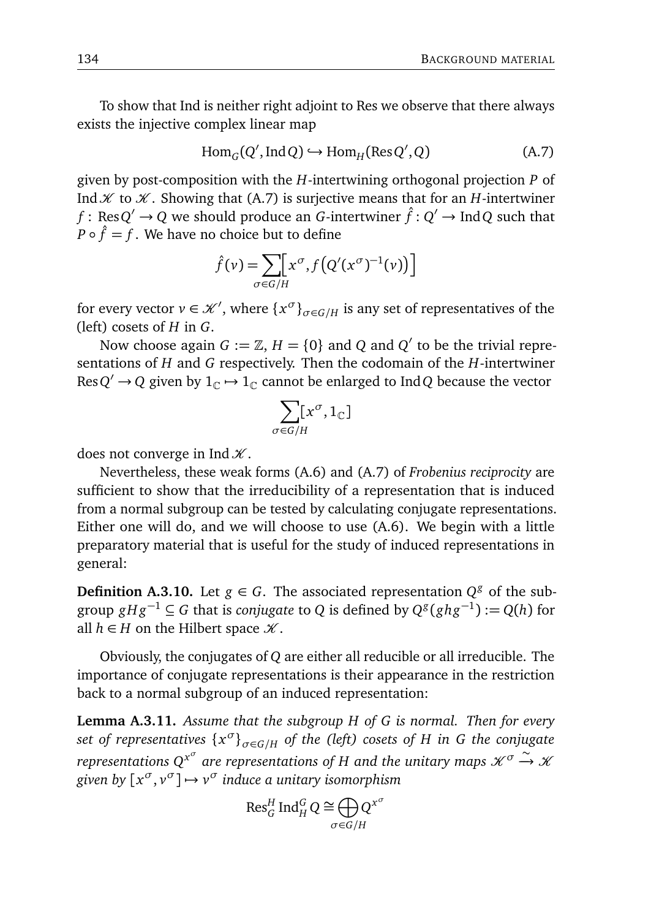To show that Ind is neither right adjoint to Res we observe that there always exists the injective complex linear map

$$\mathrm{Hom}_G(Q', \mathrm{Ind}\, Q) \hookrightarrow \mathrm{Hom}_H(\mathrm{Res}\, Q', Q) \tag{A.7}$$

given by post-composition with the $H$-intertwining orthogonal projection $P$ of $\mathrm{Ind}\,\mathscr{K}$ to $\mathscr{K}$. Showing that (A.7) is surjective means that for an $H$-intertwiner $f\colon \mathrm{Res}\, Q' \to Q$ we should produce an $G$-intertwiner $\hat{f}\colon Q' \to \mathrm{Ind}\, Q$ such that $P \circ \hat{f} = f$. We have no choice but to define

$$\hat{f}(v) = \sum_{\sigma \in G/H} \Big[ x^\sigma, f\big(Q'(x^\sigma)^{-1}(v)\big) \Big]$$

for every vector $v \in \mathscr{K}'$, where $\{x^\sigma\}_{\sigma \in G/H}$ is any set of representatives of the (left) cosets of $H$ in $G$.

Now choose again $G := \mathbb{Z}$, $H = \{0\}$ and $Q$ and $Q'$ to be the trivial representations of $H$ and $G$ respectively. Then the codomain of the $H$-intertwiner $\mathrm{Res}\, Q' \to Q$ given by $1_{\mathbb{C}} \mapsto 1_{\mathbb{C}}$ cannot be enlarged to $\mathrm{Ind}\, Q$ because the vector

$$\sum_{\sigma \in G/H} [x^\sigma, 1_{\mathbb{C}}]$$

does not converge in $\mathrm{Ind}\,\mathscr{K}$.

Nevertheless, these weak forms (A.6) and (A.7) of *Frobenius reciprocity* are sufficient to show that the irreducibility of a representation that is induced from a normal subgroup can be tested by calculating conjugate representations. Either one will do, and we will choose to use (A.6). We begin with a little preparatory material that is useful for the study of induced representations in general:

**Definition A.3.10.** Let $g \in G$. The associated representation $Q^g$ of the subgroup $gHg^{-1} \subseteq G$ that is *conjugate* to $Q$ is defined by $Q^g(ghg^{-1}) := Q(h)$ for all $h \in H$ on the Hilbert space $\mathscr{K}$.

Obviously, the conjugates of $Q$ are either all reducible or all irreducible. The importance of conjugate representations is their appearance in the restriction back to a normal subgroup of an induced representation:

**Lemma A.3.11.** *Assume that the subgroup $H$ of $G$ is normal. Then for every set of representatives $\{x^\sigma\}_{\sigma \in G/H}$ of the (left) cosets of $H$ in $G$ the conjugate representations $Q^{x^\sigma}$ are representations of $H$ and the unitary maps $\mathscr{K}^\sigma \xrightarrow{\sim} \mathscr{K}$ given by $[x^\sigma, v^\sigma] \mapsto v^\sigma$ induce a unitary isomorphism*

$$\mathrm{Res}^H_G \,\mathrm{Ind}^G_H\, Q \cong \bigoplus_{\sigma \in G/H} Q^{x^\sigma}$$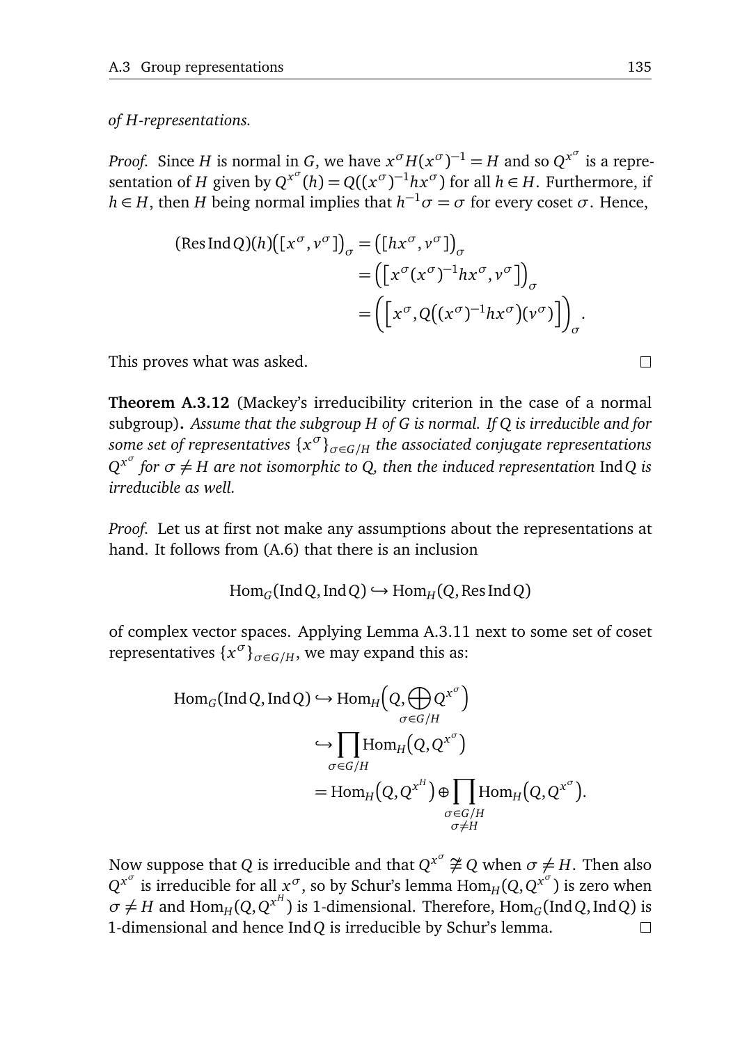*of H-representations.*

*Proof.* Since $H$ is normal in $G$, we have $x^\sigma H (x^\sigma)^{-1} = H$ and so $Q^{x^\sigma}$ is a representation of $H$ given by $Q^{x^\sigma}(h) = Q((x^\sigma)^{-1} h x^\sigma)$ for all $h \in H$. Furthermore, if $h \in H$, then $H$ being normal implies that $h^{-1}\sigma = \sigma$ for every coset $\sigma$. Hence,

$$
\begin{aligned}
(\operatorname{Res}\operatorname{Ind} Q)(h)\big([x^\sigma, v^\sigma]\big)_\sigma &= \big([hx^\sigma, v^\sigma]\big)_\sigma \\
&= \Big(\big[x^\sigma (x^\sigma)^{-1} h x^\sigma, v^\sigma\big]\Big)_\sigma \\
&= \Big(\Big[x^\sigma, Q\big((x^\sigma)^{-1} h x^\sigma\big)(v^\sigma)\Big]\Big)_\sigma .
\end{aligned}
$$

This proves what was asked. $\square$

**Theorem A.3.12** (Mackey's irreducibility criterion in the case of a normal subgroup)**.** *Assume that the subgroup $H$ of $G$ is normal. If $Q$ is irreducible and for some set of representatives $\{x^\sigma\}_{\sigma \in G/H}$ the associated conjugate representations $Q^{x^\sigma}$ for $\sigma \neq H$ are not isomorphic to $Q$, then the induced representation* $\operatorname{Ind} Q$ *is irreducible as well.*

*Proof.* Let us at first not make any assumptions about the representations at hand. It follows from (A.6) that there is an inclusion

$$
\operatorname{Hom}_G(\operatorname{Ind} Q, \operatorname{Ind} Q) \hookrightarrow \operatorname{Hom}_H(Q, \operatorname{Res}\operatorname{Ind} Q)
$$

of complex vector spaces. Applying Lemma A.3.11 next to some set of coset representatives $\{x^\sigma\}_{\sigma \in G/H}$, we may expand this as:

$$
\begin{aligned}
\operatorname{Hom}_G(\operatorname{Ind} Q, \operatorname{Ind} Q) &\hookrightarrow \operatorname{Hom}_H\Big(Q, \bigoplus_{\sigma \in G/H} Q^{x^\sigma}\Big) \\
&\hookrightarrow \prod_{\sigma \in G/H} \operatorname{Hom}_H\big(Q, Q^{x^\sigma}\big) \\
&= \operatorname{Hom}_H\big(Q, Q^{x^H}\big) \oplus \prod_{\substack{\sigma \in G/H \\ \sigma \neq H}} \operatorname{Hom}_H\big(Q, Q^{x^\sigma}\big).
\end{aligned}
$$

Now suppose that $Q$ is irreducible and that $Q^{x^\sigma} \ncong Q$ when $\sigma \neq H$. Then also $Q^{x^\sigma}$ is irreducible for all $x^\sigma$, so by Schur's lemma $\operatorname{Hom}_H(Q, Q^{x^\sigma})$ is zero when $\sigma \neq H$ and $\operatorname{Hom}_H(Q, Q^{x^H})$ is 1-dimensional. Therefore, $\operatorname{Hom}_G(\operatorname{Ind} Q, \operatorname{Ind} Q)$ is 1-dimensional and hence $\operatorname{Ind} Q$ is irreducible by Schur's lemma. $\square$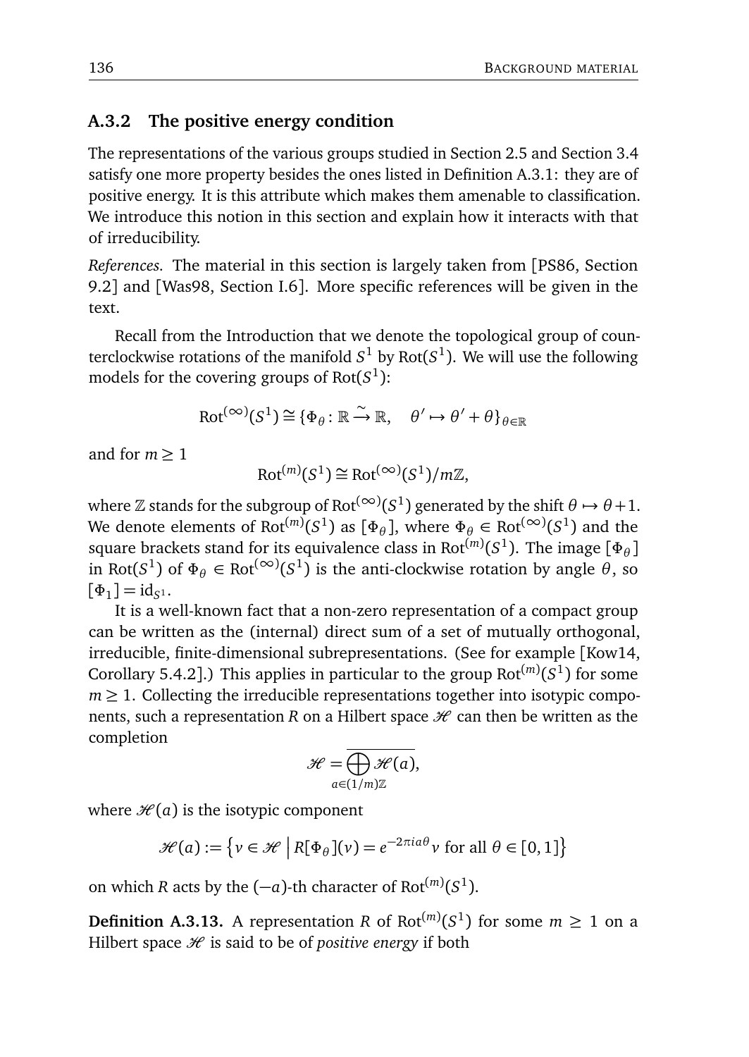### A.3.2 The positive energy condition

The representations of the various groups studied in Section 2.5 and Section 3.4 satisfy one more property besides the ones listed in Definition A.3.1: they are of positive energy. It is this attribute which makes them amenable to classification. We introduce this notion in this section and explain how it interacts with that of irreducibility.

*References.* The material in this section is largely taken from [PS86, Section 9.2] and [Was98, Section I.6]. More specific references will be given in the text.

Recall from the Introduction that we denote the topological group of counterclockwise rotations of the manifold $S^1$ by $\mathrm{Rot}(S^1)$. We will use the following models for the covering groups of $\mathrm{Rot}(S^1)$:

$$\mathrm{Rot}^{(\infty)}(S^1) \cong \{\Phi_\theta : \mathbb{R} \xrightarrow{\sim} \mathbb{R}, \quad \theta' \mapsto \theta' + \theta\}_{\theta \in \mathbb{R}}$$

and for $m \geq 1$

$$\mathrm{Rot}^{(m)}(S^1) \cong \mathrm{Rot}^{(\infty)}(S^1)/m\mathbb{Z},$$

where $\mathbb{Z}$ stands for the subgroup of $\mathrm{Rot}^{(\infty)}(S^1)$ generated by the shift $\theta \mapsto \theta + 1$. We denote elements of $\mathrm{Rot}^{(m)}(S^1)$ as $[\Phi_\theta]$, where $\Phi_\theta \in \mathrm{Rot}^{(\infty)}(S^1)$ and the square brackets stand for its equivalence class in $\mathrm{Rot}^{(m)}(S^1)$. The image $[\Phi_\theta]$ in $\mathrm{Rot}(S^1)$ of $\Phi_\theta \in \mathrm{Rot}^{(\infty)}(S^1)$ is the anti-clockwise rotation by angle $\theta$, so $[\Phi_1] = \mathrm{id}_{S^1}$.

It is a well-known fact that a non-zero representation of a compact group can be written as the (internal) direct sum of a set of mutually orthogonal, irreducible, finite-dimensional subrepresentations. (See for example [Kow14, Corollary 5.4.2].) This applies in particular to the group $\mathrm{Rot}^{(m)}(S^1)$ for some $m \geq 1$. Collecting the irreducible representations together into isotypic components, such a representation $R$ on a Hilbert space $\mathscr{H}$ can then be written as the completion

$$\mathscr{H} = \overline{\bigoplus_{a \in (1/m)\mathbb{Z}} \mathscr{H}(a)},$$

where $\mathscr{H}(a)$ is the isotypic component

$$\mathscr{H}(a) := \left\{ v \in \mathscr{H} \;\middle|\; R[\Phi_\theta](v) = e^{-2\pi i a \theta} v \text{ for all } \theta \in [0,1] \right\}$$

on which $R$ acts by the $(-a)$-th character of $\mathrm{Rot}^{(m)}(S^1)$.

**Definition A.3.13.** A representation $R$ of $\mathrm{Rot}^{(m)}(S^1)$ for some $m \geq 1$ on a Hilbert space $\mathscr{H}$ is said to be of *positive energy* if both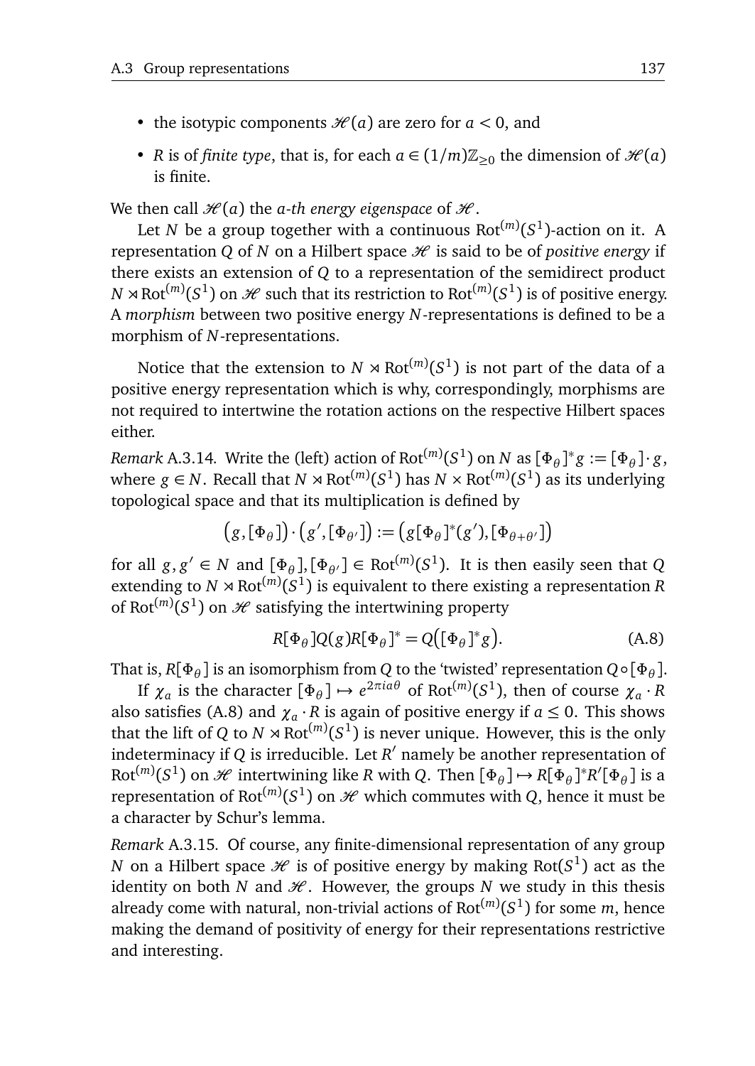- the isotypic components $\mathscr{H}(a)$ are zero for $a < 0$, and
- $R$ is of *finite type*, that is, for each $a \in (1/m)\mathbb{Z}_{\geq 0}$ the dimension of $\mathscr{H}(a)$ is finite.

We then call $\mathscr{H}(a)$ the *a-th energy eigenspace* of $\mathscr{H}$.

Let $N$ be a group together with a continuous $\mathrm{Rot}^{(m)}(S^1)$-action on it. A representation $Q$ of $N$ on a Hilbert space $\mathscr{H}$ is said to be of *positive energy* if there exists an extension of $Q$ to a representation of the semidirect product $N \rtimes \mathrm{Rot}^{(m)}(S^1)$ on $\mathscr{H}$ such that its restriction to $\mathrm{Rot}^{(m)}(S^1)$ is of positive energy. A *morphism* between two positive energy $N$-representations is defined to be a morphism of $N$-representations.

Notice that the extension to $N \rtimes \mathrm{Rot}^{(m)}(S^1)$ is not part of the data of a positive energy representation which is why, correspondingly, morphisms are not required to intertwine the rotation actions on the respective Hilbert spaces either.

*Remark* A.3.14. Write the (left) action of $\mathrm{Rot}^{(m)}(S^1)$ on $N$ as $[\Phi_\theta]^* g := [\Phi_\theta] \cdot g$, where $g \in N$. Recall that $N \rtimes \mathrm{Rot}^{(m)}(S^1)$ has $N \times \mathrm{Rot}^{(m)}(S^1)$ as its underlying topological space and that its multiplication is defined by

$$\big(g, [\Phi_\theta]\big) \cdot \big(g', [\Phi_{\theta'}]\big) := \big(g[\Phi_\theta]^*(g'), [\Phi_{\theta+\theta'}]\big)$$

for all $g, g' \in N$ and $[\Phi_\theta], [\Phi_{\theta'}] \in \mathrm{Rot}^{(m)}(S^1)$. It is then easily seen that $Q$ extending to $N \rtimes \mathrm{Rot}^{(m)}(S^1)$ is equivalent to there existing a representation $R$ of $\mathrm{Rot}^{(m)}(S^1)$ on $\mathscr{H}$ satisfying the intertwining property

$$R[\Phi_\theta]Q(g)R[\Phi_\theta]^* = Q\big([\Phi_\theta]^* g\big). \tag{A.8}$$

That is, $R[\Phi_\theta]$ is an isomorphism from $Q$ to the 'twisted' representation $Q \circ [\Phi_\theta]$.

If $\chi_a$ is the character $[\Phi_\theta] \mapsto e^{2\pi i a\theta}$ of $\mathrm{Rot}^{(m)}(S^1)$, then of course $\chi_a \cdot R$ also satisfies (A.8) and $\chi_a \cdot R$ is again of positive energy if $a \leq 0$. This shows that the lift of $Q$ to $N \rtimes \mathrm{Rot}^{(m)}(S^1)$ is never unique. However, this is the only indeterminacy if $Q$ is irreducible. Let $R'$ namely be another representation of $\mathrm{Rot}^{(m)}(S^1)$ on $\mathscr{H}$ intertwining like $R$ with $Q$. Then $[\Phi_\theta] \mapsto R[\Phi_\theta]^* R'[\Phi_\theta]$ is a representation of $\mathrm{Rot}^{(m)}(S^1)$ on $\mathscr{H}$ which commutes with $Q$, hence it must be a character by Schur's lemma.

*Remark* A.3.15. Of course, any finite-dimensional representation of any group $N$ on a Hilbert space $\mathscr{H}$ is of positive energy by making $\mathrm{Rot}(S^1)$ act as the identity on both $N$ and $\mathscr{H}$. However, the groups $N$ we study in this thesis already come with natural, non-trivial actions of $\mathrm{Rot}^{(m)}(S^1)$ for some $m$, hence making the demand of positivity of energy for their representations restrictive and interesting.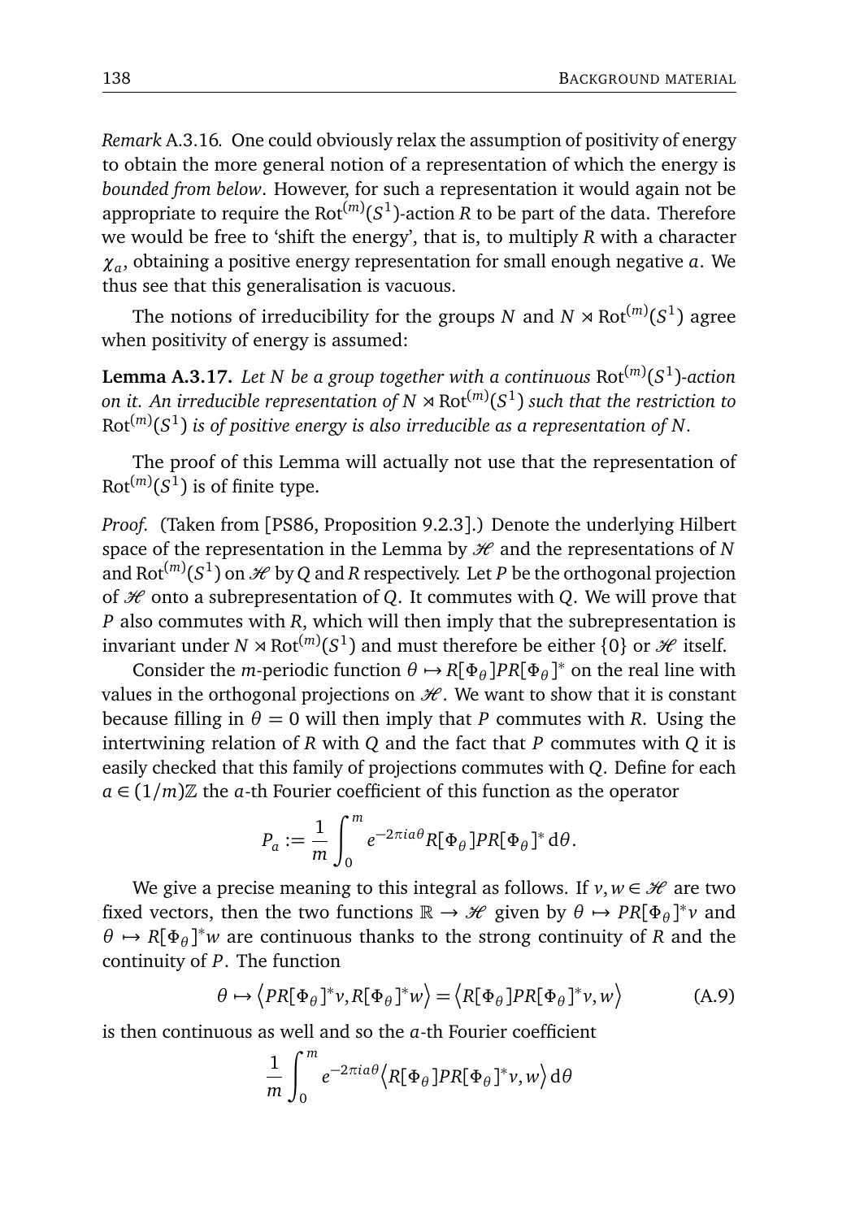*Remark* A.3.16*.* One could obviously relax the assumption of positivity of energy to obtain the more general notion of a representation of which the energy is *bounded from below*. However, for such a representation it would again not be appropriate to require the $\mathrm{Rot}^{(m)}(S^1)$-action $R$ to be part of the data. Therefore we would be free to 'shift the energy', that is, to multiply $R$ with a character $\chi_a$, obtaining a positive energy representation for small enough negative $a$. We thus see that this generalisation is vacuous.

The notions of irreducibility for the groups $N$ and $N \rtimes \mathrm{Rot}^{(m)}(S^1)$ agree when positivity of energy is assumed:

**Lemma A.3.17.** *Let $N$ be a group together with a continuous $\mathrm{Rot}^{(m)}(S^1)$-action on it. An irreducible representation of $N \rtimes \mathrm{Rot}^{(m)}(S^1)$ such that the restriction to $\mathrm{Rot}^{(m)}(S^1)$ is of positive energy is also irreducible as a representation of $N$.*

The proof of this Lemma will actually not use that the representation of $\mathrm{Rot}^{(m)}(S^1)$ is of finite type.

*Proof.* (Taken from [PS86, Proposition 9.2.3].) Denote the underlying Hilbert space of the representation in the Lemma by $\mathscr{H}$ and the representations of $N$ and $\mathrm{Rot}^{(m)}(S^1)$ on $\mathscr{H}$ by $Q$ and $R$ respectively. Let $P$ be the orthogonal projection of $\mathscr{H}$ onto a subrepresentation of $Q$. It commutes with $Q$. We will prove that $P$ also commutes with $R$, which will then imply that the subrepresentation is invariant under $N \rtimes \mathrm{Rot}^{(m)}(S^1)$ and must therefore be either $\{0\}$ or $\mathscr{H}$ itself.

Consider the $m$-periodic function $\theta \mapsto R[\Phi_\theta]PR[\Phi_\theta]^*$ on the real line with values in the orthogonal projections on $\mathscr{H}$. We want to show that it is constant because filling in $\theta = 0$ will then imply that $P$ commutes with $R$. Using the intertwining relation of $R$ with $Q$ and the fact that $P$ commutes with $Q$ it is easily checked that this family of projections commutes with $Q$. Define for each $a \in (1/m)\mathbb{Z}$ the $a$-th Fourier coefficient of this function as the operator

$$P_a := \frac{1}{m}\int_0^m e^{-2\pi i a\theta} R[\Phi_\theta]PR[\Phi_\theta]^* \,\mathrm{d}\theta.$$

We give a precise meaning to this integral as follows. If $v, w \in \mathscr{H}$ are two fixed vectors, then the two functions $\mathbb{R} \to \mathscr{H}$ given by $\theta \mapsto PR[\Phi_\theta]^*v$ and $\theta \mapsto R[\Phi_\theta]^*w$ are continuous thanks to the strong continuity of $R$ and the continuity of $P$. The function

$$\theta \mapsto \left\langle PR[\Phi_\theta]^*v, R[\Phi_\theta]^*w\right\rangle = \left\langle R[\Phi_\theta]PR[\Phi_\theta]^*v, w\right\rangle \tag{A.9}$$

is then continuous as well and so the $a$-th Fourier coefficient

$$\frac{1}{m}\int_0^m e^{-2\pi i a\theta}\left\langle R[\Phi_\theta]PR[\Phi_\theta]^*v, w\right\rangle \mathrm{d}\theta$$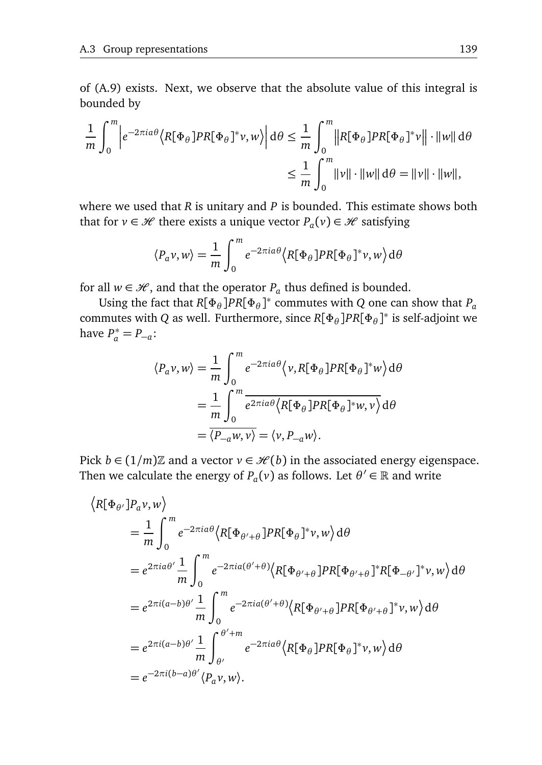of (A.9) exists. Next, we observe that the absolute value of this integral is bounded by

$$\frac{1}{m}\int_0^m \left| e^{-2\pi i a\theta}\left\langle R[\Phi_\theta]PR[\Phi_\theta]^* v, w\right\rangle \right| \mathrm{d}\theta \leq \frac{1}{m}\int_0^m \left\| R[\Phi_\theta]PR[\Phi_\theta]^* v\right\| \cdot \|w\| \,\mathrm{d}\theta$$
$$\leq \frac{1}{m}\int_0^m \|v\|\cdot\|w\|\,\mathrm{d}\theta = \|v\|\cdot\|w\|,$$

where we used that $R$ is unitary and $P$ is bounded. This estimate shows both that for $v \in \mathscr{H}$ there exists a unique vector $P_a(v) \in \mathscr{H}$ satisfying

$$\langle P_a v, w\rangle = \frac{1}{m}\int_0^m e^{-2\pi i a\theta}\left\langle R[\Phi_\theta]PR[\Phi_\theta]^* v, w\right\rangle \mathrm{d}\theta$$

for all $w \in \mathscr{H}$, and that the operator $P_a$ thus defined is bounded.

Using the fact that $R[\Phi_\theta]PR[\Phi_\theta]^*$ commutes with $Q$ one can show that $P_a$ commutes with $Q$ as well. Furthermore, since $R[\Phi_\theta]PR[\Phi_\theta]^*$ is self-adjoint we have $P_a^* = P_{-a}$:

$$\begin{aligned}
\langle P_a v, w\rangle &= \frac{1}{m}\int_0^m e^{-2\pi i a\theta}\left\langle v, R[\Phi_\theta]PR[\Phi_\theta]^* w\right\rangle \mathrm{d}\theta \\
&= \frac{1}{m}\int_0^m \overline{e^{2\pi i a\theta}\left\langle R[\Phi_\theta]PR[\Phi_\theta]^* w, v\right\rangle}\,\mathrm{d}\theta \\
&= \overline{\langle P_{-a} w, v\rangle} = \langle v, P_{-a} w\rangle.
\end{aligned}$$

Pick $b \in (1/m)\mathbb{Z}$ and a vector $v \in \mathscr{H}(b)$ in the associated energy eigenspace. Then we calculate the energy of $P_a(v)$ as follows. Let $\theta' \in \mathbb{R}$ and write

$$\begin{aligned}
&\left\langle R[\Phi_{\theta'}]P_a v, w\right\rangle \\
&\quad= \frac{1}{m}\int_0^m e^{-2\pi i a\theta}\left\langle R[\Phi_{\theta'+\theta}]PR[\Phi_\theta]^* v, w\right\rangle \mathrm{d}\theta \\
&\quad= e^{2\pi i a\theta'}\frac{1}{m}\int_0^m e^{-2\pi i a(\theta'+\theta)}\left\langle R[\Phi_{\theta'+\theta}]PR[\Phi_{\theta'+\theta}]^* R[\Phi_{-\theta'}]^* v, w\right\rangle \mathrm{d}\theta \\
&\quad= e^{2\pi i(a-b)\theta'}\frac{1}{m}\int_0^m e^{-2\pi i a(\theta'+\theta)}\left\langle R[\Phi_{\theta'+\theta}]PR[\Phi_{\theta'+\theta}]^* v, w\right\rangle \mathrm{d}\theta \\
&\quad= e^{2\pi i(a-b)\theta'}\frac{1}{m}\int_{\theta'}^{\theta'+m} e^{-2\pi i a\theta}\left\langle R[\Phi_\theta]PR[\Phi_\theta]^* v, w\right\rangle \mathrm{d}\theta \\
&\quad= e^{-2\pi i(b-a)\theta'}\langle P_a v, w\rangle.
\end{aligned}$$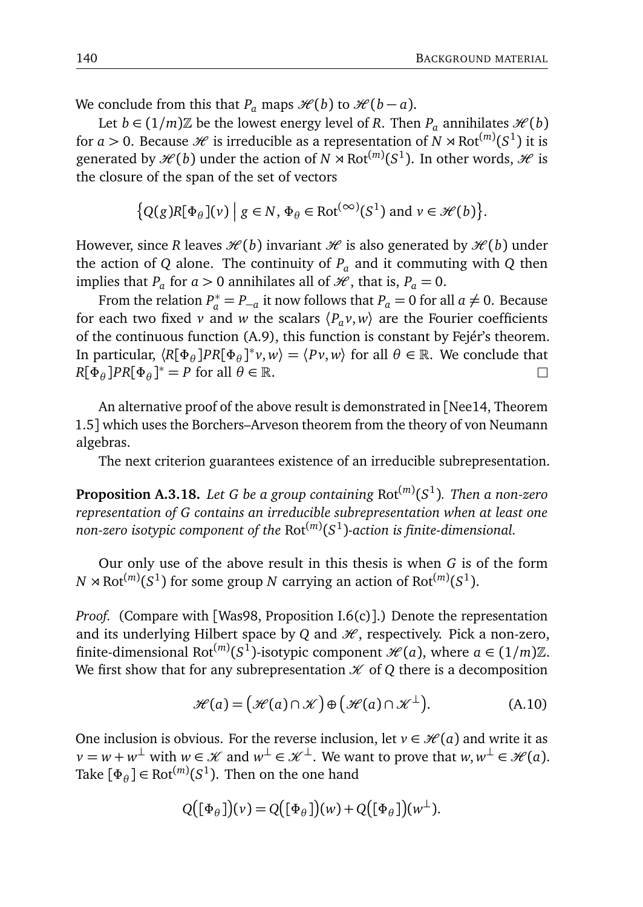We conclude from this that $P_a$ maps $\mathscr{H}(b)$ to $\mathscr{H}(b-a)$.

Let $b \in (1/m)\mathbb{Z}$ be the lowest energy level of $R$. Then $P_a$ annihilates $\mathscr{H}(b)$ for $a > 0$. Because $\mathscr{H}$ is irreducible as a representation of $N \rtimes \mathrm{Rot}^{(m)}(S^1)$ it is generated by $\mathscr{H}(b)$ under the action of $N \rtimes \mathrm{Rot}^{(m)}(S^1)$. In other words, $\mathscr{H}$ is the closure of the span of the set of vectors

$$\left\{ Q(g)R[\Phi_\theta](v) \;\middle|\; g \in N,\, \Phi_\theta \in \mathrm{Rot}^{(\infty)}(S^1) \text{ and } v \in \mathscr{H}(b) \right\}.$$

However, since $R$ leaves $\mathscr{H}(b)$ invariant $\mathscr{H}$ is also generated by $\mathscr{H}(b)$ under the action of $Q$ alone. The continuity of $P_a$ and it commuting with $Q$ then implies that $P_a$ for $a > 0$ annihilates all of $\mathscr{H}$, that is, $P_a = 0$.

From the relation $P_a^* = P_{-a}$ it now follows that $P_a = 0$ for all $a \neq 0$. Because for each two fixed $v$ and $w$ the scalars $\langle P_a v, w\rangle$ are the Fourier coefficients of the continuous function (A.9), this function is constant by Fejér's theorem. In particular, $\langle R[\Phi_\theta] P R[\Phi_\theta]^* v, w\rangle = \langle P v, w\rangle$ for all $\theta \in \mathbb{R}$. We conclude that $R[\Phi_\theta] P R[\Phi_\theta]^* = P$ for all $\theta \in \mathbb{R}$. □

An alternative proof of the above result is demonstrated in [Nee14, Theorem 1.5] which uses the Borchers–Arveson theorem from the theory of von Neumann algebras.

The next criterion guarantees existence of an irreducible subrepresentation.

**Proposition A.3.18.** *Let $G$ be a group containing $\mathrm{Rot}^{(m)}(S^1)$. Then a non-zero representation of $G$ contains an irreducible subrepresentation when at least one non-zero isotypic component of the $\mathrm{Rot}^{(m)}(S^1)$-action is finite-dimensional.*

Our only use of the above result in this thesis is when $G$ is of the form $N \rtimes \mathrm{Rot}^{(m)}(S^1)$ for some group $N$ carrying an action of $\mathrm{Rot}^{(m)}(S^1)$.

*Proof.* (Compare with [Was98, Proposition I.6(c)].) Denote the representation and its underlying Hilbert space by $Q$ and $\mathscr{H}$, respectively. Pick a non-zero, finite-dimensional $\mathrm{Rot}^{(m)}(S^1)$-isotypic component $\mathscr{H}(a)$, where $a \in (1/m)\mathbb{Z}$. We first show that for any subrepresentation $\mathscr{K}$ of $Q$ there is a decomposition

$$\mathscr{H}(a) = \left(\mathscr{H}(a) \cap \mathscr{K}\right) \oplus \left(\mathscr{H}(a) \cap \mathscr{K}^\perp\right). \tag{A.10}$$

One inclusion is obvious. For the reverse inclusion, let $v \in \mathscr{H}(a)$ and write it as $v = w + w^\perp$ with $w \in \mathscr{K}$ and $w^\perp \in \mathscr{K}^\perp$. We want to prove that $w, w^\perp \in \mathscr{H}(a)$. Take $[\Phi_\theta] \in \mathrm{Rot}^{(m)}(S^1)$. Then on the one hand

$$Q\big([\Phi_\theta]\big)(v) = Q\big([\Phi_\theta]\big)(w) + Q\big([\Phi_\theta]\big)(w^\perp).$$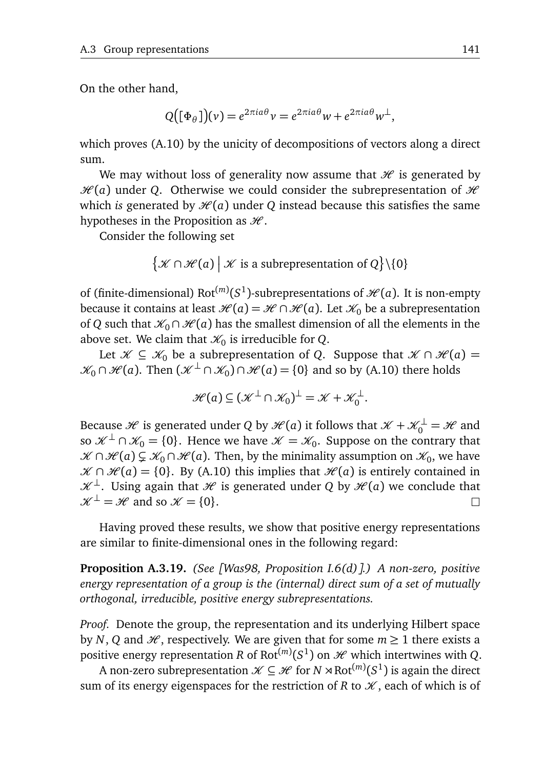On the other hand,

$$Q\big([\Phi_\theta]\big)(v) = e^{2\pi i a\theta} v = e^{2\pi i a\theta} w + e^{2\pi i a\theta} w^\perp,$$

which proves (A.10) by the unicity of decompositions of vectors along a direct sum.

We may without loss of generality now assume that $\mathscr{H}$ is generated by $\mathscr{H}(a)$ under $Q$. Otherwise we could consider the subrepresentation of $\mathscr{H}$ which *is* generated by $\mathscr{H}(a)$ under $Q$ instead because this satisfies the same hypotheses in the Proposition as $\mathscr{H}$.

Consider the following set

$$\big\{\mathscr{K} \cap \mathscr{H}(a) \,\big|\, \mathscr{K} \text{ is a subrepresentation of } Q\big\}\backslash\{0\}$$

of (finite-dimensional) $\mathrm{Rot}^{(m)}(S^1)$-subrepresentations of $\mathscr{H}(a)$. It is non-empty because it contains at least $\mathscr{H}(a) = \mathscr{H} \cap \mathscr{H}(a)$. Let $\mathscr{K}_0$ be a subrepresentation of $Q$ such that $\mathscr{K}_0 \cap \mathscr{H}(a)$ has the smallest dimension of all the elements in the above set. We claim that $\mathscr{K}_0$ is irreducible for $Q$.

Let $\mathscr{K} \subseteq \mathscr{K}_0$ be a subrepresentation of $Q$. Suppose that $\mathscr{K} \cap \mathscr{H}(a) = \mathscr{K}_0 \cap \mathscr{H}(a)$. Then $(\mathscr{K}^\perp \cap \mathscr{K}_0) \cap \mathscr{H}(a) = \{0\}$ and so by (A.10) there holds

$$\mathscr{H}(a) \subseteq (\mathscr{K}^\perp \cap \mathscr{K}_0)^\perp = \mathscr{K} + \mathscr{K}_0^\perp.$$

Because $\mathscr{H}$ is generated under $Q$ by $\mathscr{H}(a)$ it follows that $\mathscr{K} + \mathscr{K}_0^\perp = \mathscr{H}$ and so $\mathscr{K}^\perp \cap \mathscr{K}_0 = \{0\}$. Hence we have $\mathscr{K} = \mathscr{K}_0$. Suppose on the contrary that $\mathscr{K} \cap \mathscr{H}(a) \subsetneq \mathscr{K}_0 \cap \mathscr{H}(a)$. Then, by the minimality assumption on $\mathscr{K}_0$, we have $\mathscr{K} \cap \mathscr{H}(a) = \{0\}$. By (A.10) this implies that $\mathscr{H}(a)$ is entirely contained in $\mathscr{K}^\perp$. Using again that $\mathscr{H}$ is generated under $Q$ by $\mathscr{H}(a)$ we conclude that $\mathscr{K}^\perp = \mathscr{H}$ and so $\mathscr{K} = \{0\}$. □

Having proved these results, we show that positive energy representations are similar to finite-dimensional ones in the following regard:

**Proposition A.3.19.** *(See [Was98, Proposition I.6(d)].) A non-zero, positive energy representation of a group is the (internal) direct sum of a set of mutually orthogonal, irreducible, positive energy subrepresentations.*

*Proof.* Denote the group, the representation and its underlying Hilbert space by $N$, $Q$ and $\mathscr{H}$, respectively. We are given that for some $m \geq 1$ there exists a positive energy representation $R$ of $\mathrm{Rot}^{(m)}(S^1)$ on $\mathscr{H}$ which intertwines with $Q$.

A non-zero subrepresentation $\mathscr{K} \subseteq \mathscr{H}$ for $N \rtimes \mathrm{Rot}^{(m)}(S^1)$ is again the direct sum of its energy eigenspaces for the restriction of $R$ to $\mathscr{K}$, each of which is of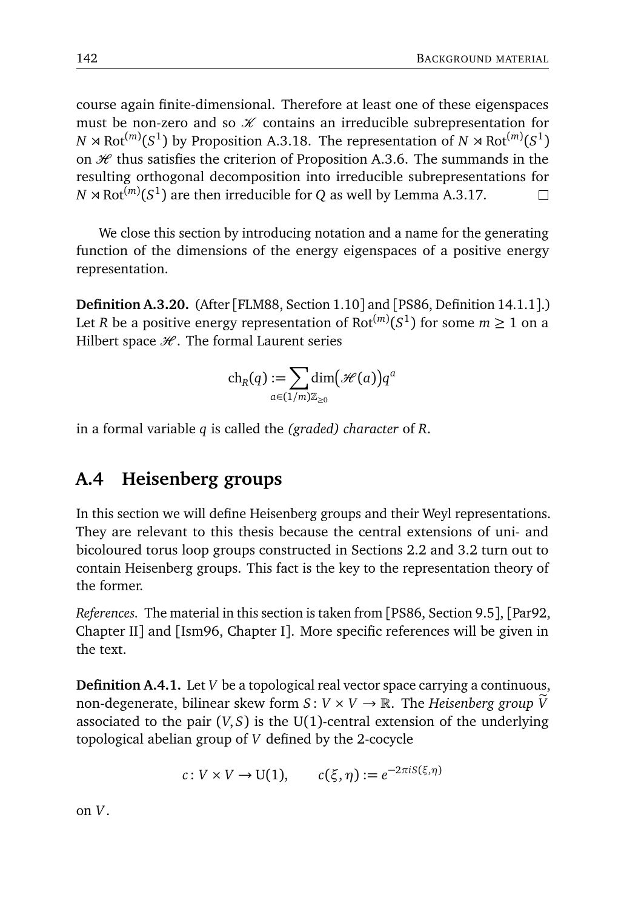course again finite-dimensional. Therefore at least one of these eigenspaces must be non-zero and so $\mathscr{K}$ contains an irreducible subrepresentation for $N \rtimes \mathrm{Rot}^{(m)}(S^1)$ by Proposition A.3.18. The representation of $N \rtimes \mathrm{Rot}^{(m)}(S^1)$ on $\mathscr{H}$ thus satisfies the criterion of Proposition A.3.6. The summands in the resulting orthogonal decomposition into irreducible subrepresentations for $N \rtimes \mathrm{Rot}^{(m)}(S^1)$ are then irreducible for $Q$ as well by Lemma A.3.17. □

We close this section by introducing notation and a name for the generating function of the dimensions of the energy eigenspaces of a positive energy representation.

**Definition A.3.20.** (After [FLM88, Section 1.10] and [PS86, Definition 14.1.1].) Let $R$ be a positive energy representation of $\mathrm{Rot}^{(m)}(S^1)$ for some $m \geq 1$ on a Hilbert space $\mathscr{H}$. The formal Laurent series

$$\mathrm{ch}_R(q) := \sum_{a \in (1/m)\mathbb{Z}_{\geq 0}} \dim\bigl(\mathscr{H}(a)\bigr) q^a$$

in a formal variable $q$ is called the *(graded) character* of $R$.

## A.4 Heisenberg groups

In this section we will define Heisenberg groups and their Weyl representations. They are relevant to this thesis because the central extensions of uni- and bicoloured torus loop groups constructed in Sections 2.2 and 3.2 turn out to contain Heisenberg groups. This fact is the key to the representation theory of the former.

*References.* The material in this section is taken from [PS86, Section 9.5], [Par92, Chapter II] and [Ism96, Chapter I]. More specific references will be given in the text.

**Definition A.4.1.** Let $V$ be a topological real vector space carrying a continuous, non-degenerate, bilinear skew form $S \colon V \times V \to \mathbb{R}$. The *Heisenberg group* $\widetilde{V}$ associated to the pair $(V, S)$ is the $\mathrm{U}(1)$-central extension of the underlying topological abelian group of $V$ defined by the 2-cocycle

$$c \colon V \times V \to \mathrm{U}(1), \qquad c(\xi, \eta) := e^{-2\pi i S(\xi, \eta)}$$

on $V$.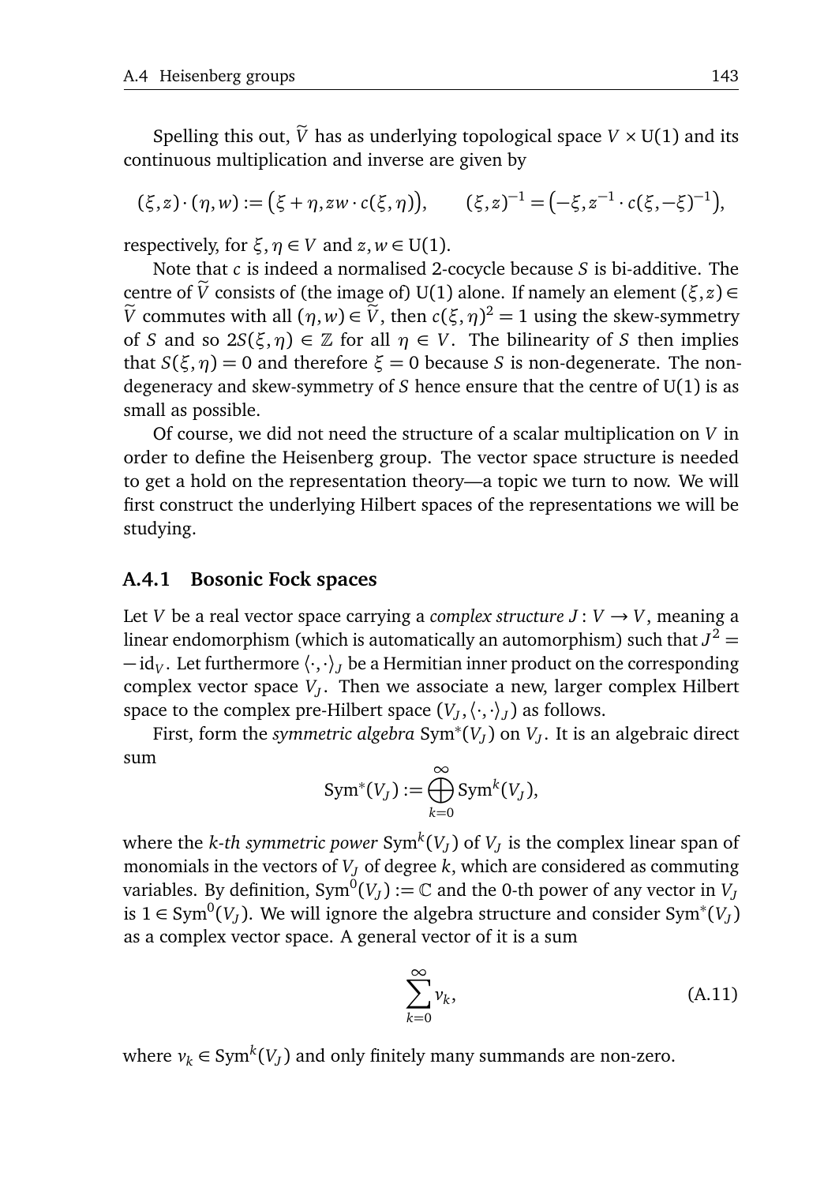Spelling this out, $\widetilde{V}$ has as underlying topological space $V \times \mathrm{U}(1)$ and its continuous multiplication and inverse are given by

$$(\xi, z) \cdot (\eta, w) := \big(\xi + \eta, zw \cdot c(\xi, \eta)\big), \qquad (\xi, z)^{-1} = \big(-\xi, z^{-1} \cdot c(\xi, -\xi)^{-1}\big),$$

respectively, for $\xi, \eta \in V$ and $z, w \in \mathrm{U}(1)$.

Note that $c$ is indeed a normalised 2-cocycle because $S$ is bi-additive. The centre of $\widetilde{V}$ consists of (the image of) $\mathrm{U}(1)$ alone. If namely an element $(\xi, z) \in \widetilde{V}$ commutes with all $(\eta, w) \in \widetilde{V}$, then $c(\xi, \eta)^2 = 1$ using the skew-symmetry of $S$ and so $2S(\xi, \eta) \in \mathbb{Z}$ for all $\eta \in V$. The bilinearity of $S$ then implies that $S(\xi, \eta) = 0$ and therefore $\xi = 0$ because $S$ is non-degenerate. The non-degeneracy and skew-symmetry of $S$ hence ensure that the centre of $\mathrm{U}(1)$ is as small as possible.

Of course, we did not need the structure of a scalar multiplication on $V$ in order to define the Heisenberg group. The vector space structure is needed to get a hold on the representation theory—a topic we turn to now. We will first construct the underlying Hilbert spaces of the representations we will be studying.

### A.4.1 Bosonic Fock spaces

Let $V$ be a real vector space carrying a *complex structure* $J : V \to V$, meaning a linear endomorphism (which is automatically an automorphism) such that $J^2 = -\mathrm{id}_V$. Let furthermore $\langle \cdot, \cdot \rangle_J$ be a Hermitian inner product on the corresponding complex vector space $V_J$. Then we associate a new, larger complex Hilbert space to the complex pre-Hilbert space $(V_J, \langle \cdot, \cdot \rangle_J)$ as follows.

First, form the *symmetric algebra* $\mathrm{Sym}^*(V_J)$ on $V_J$. It is an algebraic direct sum

$$\mathrm{Sym}^*(V_J) := \bigoplus_{k=0}^{\infty} \mathrm{Sym}^k(V_J),$$

where the *k-th symmetric power* $\mathrm{Sym}^k(V_J)$ of $V_J$ is the complex linear span of monomials in the vectors of $V_J$ of degree $k$, which are considered as commuting variables. By definition, $\mathrm{Sym}^0(V_J) := \mathbb{C}$ and the 0-th power of any vector in $V_J$ is $1 \in \mathrm{Sym}^0(V_J)$. We will ignore the algebra structure and consider $\mathrm{Sym}^*(V_J)$ as a complex vector space. A general vector of it is a sum

$$\sum_{k=0}^{\infty} v_k, \tag{A.11}$$

where $v_k \in \mathrm{Sym}^k(V_J)$ and only finitely many summands are non-zero.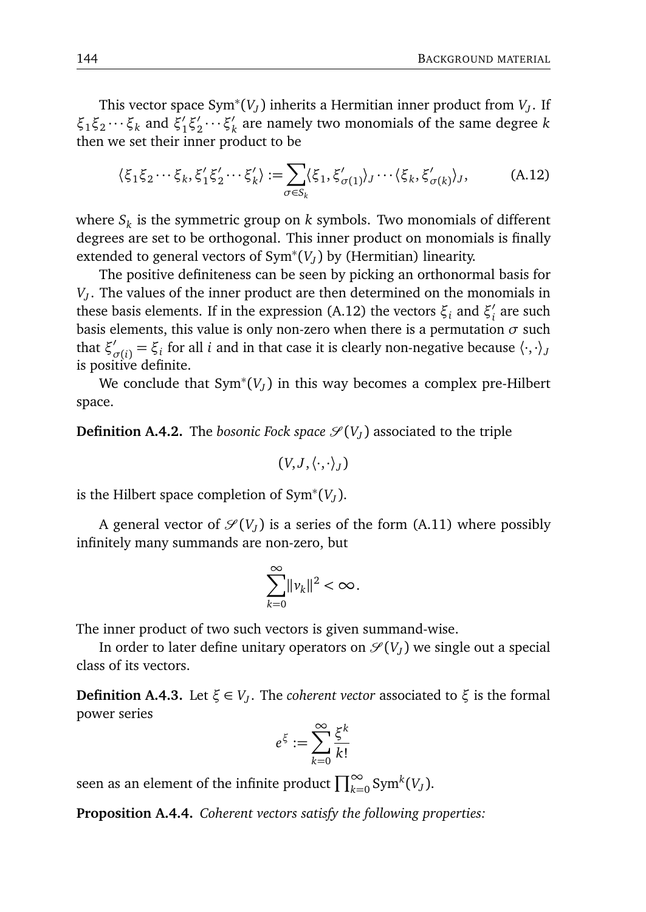This vector space $\mathrm{Sym}^*(V_J)$ inherits a Hermitian inner product from $V_J$. If $\xi_1\xi_2\cdots\xi_k$ and $\xi_1'\xi_2'\cdots\xi_k'$ are namely two monomials of the same degree $k$ then we set their inner product to be

$$\langle \xi_1\xi_2\cdots\xi_k, \xi_1'\xi_2'\cdots\xi_k'\rangle := \sum_{\sigma\in S_k}\langle \xi_1, \xi'_{\sigma(1)}\rangle_J\cdots\langle \xi_k, \xi'_{\sigma(k)}\rangle_J, \tag{A.12}$$

where $S_k$ is the symmetric group on $k$ symbols. Two monomials of different degrees are set to be orthogonal. This inner product on monomials is finally extended to general vectors of $\mathrm{Sym}^*(V_J)$ by (Hermitian) linearity.

The positive definiteness can be seen by picking an orthonormal basis for $V_J$. The values of the inner product are then determined on the monomials in these basis elements. If in the expression (A.12) the vectors $\xi_i$ and $\xi_i'$ are such basis elements, this value is only non-zero when there is a permutation $\sigma$ such that $\xi'_{\sigma(i)} = \xi_i$ for all $i$ and in that case it is clearly non-negative because $\langle\cdot,\cdot\rangle_J$ is positive definite.

We conclude that $\mathrm{Sym}^*(V_J)$ in this way becomes a complex pre-Hilbert space.

**Definition A.4.2.** The *bosonic Fock space* $\mathscr{S}(V_J)$ associated to the triple

$$(V, J, \langle\cdot,\cdot\rangle_J)$$

is the Hilbert space completion of $\mathrm{Sym}^*(V_J)$.

A general vector of $\mathscr{S}(V_J)$ is a series of the form (A.11) where possibly infinitely many summands are non-zero, but

$$\sum_{k=0}^{\infty}\|v_k\|^2 < \infty.$$

The inner product of two such vectors is given summand-wise.

In order to later define unitary operators on $\mathscr{S}(V_J)$ we single out a special class of its vectors.

**Definition A.4.3.** Let $\xi \in V_J$. The *coherent vector* associated to $\xi$ is the formal power series

$$e^{\xi} := \sum_{k=0}^{\infty}\frac{\xi^k}{k!}$$

seen as an element of the infinite product $\prod_{k=0}^{\infty}\mathrm{Sym}^k(V_J)$.

**Proposition A.4.4.** *Coherent vectors satisfy the following properties:*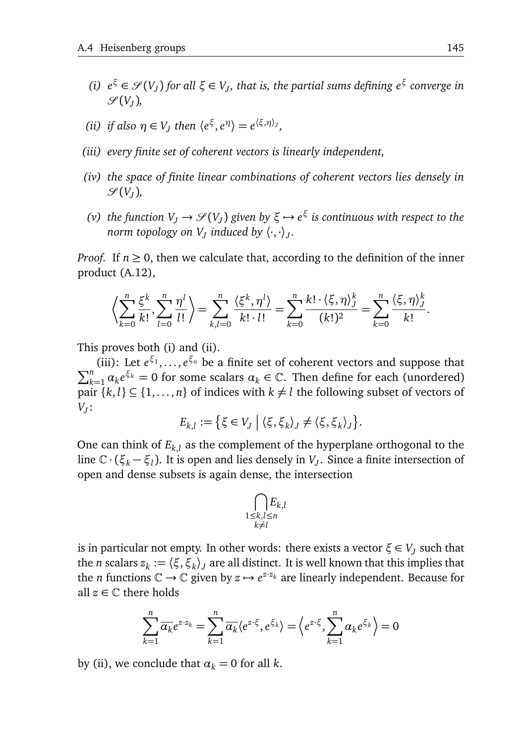*(i)* $e^{\xi} \in \mathscr{S}(V_J)$ *for all* $\xi \in V_J$*, that is, the partial sums defining* $e^{\xi}$ *converge in* $\mathscr{S}(V_J)$*,*

*(ii) if also* $\eta \in V_J$ *then* $\langle e^{\xi}, e^{\eta} \rangle = e^{\langle \xi, \eta \rangle_J}$*,*

*(iii) every finite set of coherent vectors is linearly independent,*

*(iv) the space of finite linear combinations of coherent vectors lies densely in* $\mathscr{S}(V_J)$*,*

*(v) the function* $V_J \to \mathscr{S}(V_J)$ *given by* $\xi \mapsto e^{\xi}$ *is continuous with respect to the norm topology on* $V_J$ *induced by* $\langle \cdot, \cdot \rangle_J$*.*

*Proof.* If $n \geq 0$, then we calculate that, according to the definition of the inner product (A.12),

$$\left\langle \sum_{k=0}^{n} \frac{\xi^k}{k!}, \sum_{l=0}^{n} \frac{\eta^l}{l!} \right\rangle = \sum_{k,l=0}^{n} \frac{\langle \xi^k, \eta^l \rangle}{k! \cdot l!} = \sum_{k=0}^{n} \frac{k! \cdot \langle \xi, \eta \rangle_J^k}{(k!)^2} = \sum_{k=0}^{n} \frac{\langle \xi, \eta \rangle_J^k}{k!}.$$

This proves both (i) and (ii).

(iii): Let $e^{\xi_1}, \ldots, e^{\xi_n}$ be a finite set of coherent vectors and suppose that $\sum_{k=1}^{n} \alpha_k e^{\xi_k} = 0$ for some scalars $\alpha_k \in \mathbb{C}$. Then define for each (unordered) pair $\{k, l\} \subseteq \{1, \ldots, n\}$ of indices with $k \neq l$ the following subset of vectors of $V_J$:

$$E_{k,l} := \left\{ \xi \in V_J \;\middle|\; \langle \xi, \xi_k \rangle_J \neq \langle \xi, \xi_k \rangle_J \right\}.$$

One can think of $E_{k,l}$ as the complement of the hyperplane orthogonal to the line $\mathbb{C} \cdot (\xi_k - \xi_l)$. It is open and lies densely in $V_J$. Since a finite intersection of open and dense subsets is again dense, the intersection

$$\bigcap_{\substack{1 \leq k,l \leq n \\ k \neq l}} E_{k,l}$$

is in particular not empty. In other words: there exists a vector $\xi \in V_J$ such that the $n$ scalars $z_k := \langle \xi, \xi_k \rangle_J$ are all distinct. It is well known that this implies that the $n$ functions $\mathbb{C} \to \mathbb{C}$ given by $z \mapsto e^{z \cdot z_k}$ are linearly independent. Because for all $z \in \mathbb{C}$ there holds

$$\sum_{k=1}^{n} \overline{\alpha_k} e^{z \cdot z_k} = \sum_{k=1}^{n} \overline{\alpha_k} \langle e^{z \cdot \xi}, e^{\xi_k} \rangle = \left\langle e^{z \cdot \xi}, \sum_{k=1}^{n} \alpha_k e^{\xi_k} \right\rangle = 0$$

by (ii), we conclude that $\alpha_k = 0$ for all $k$.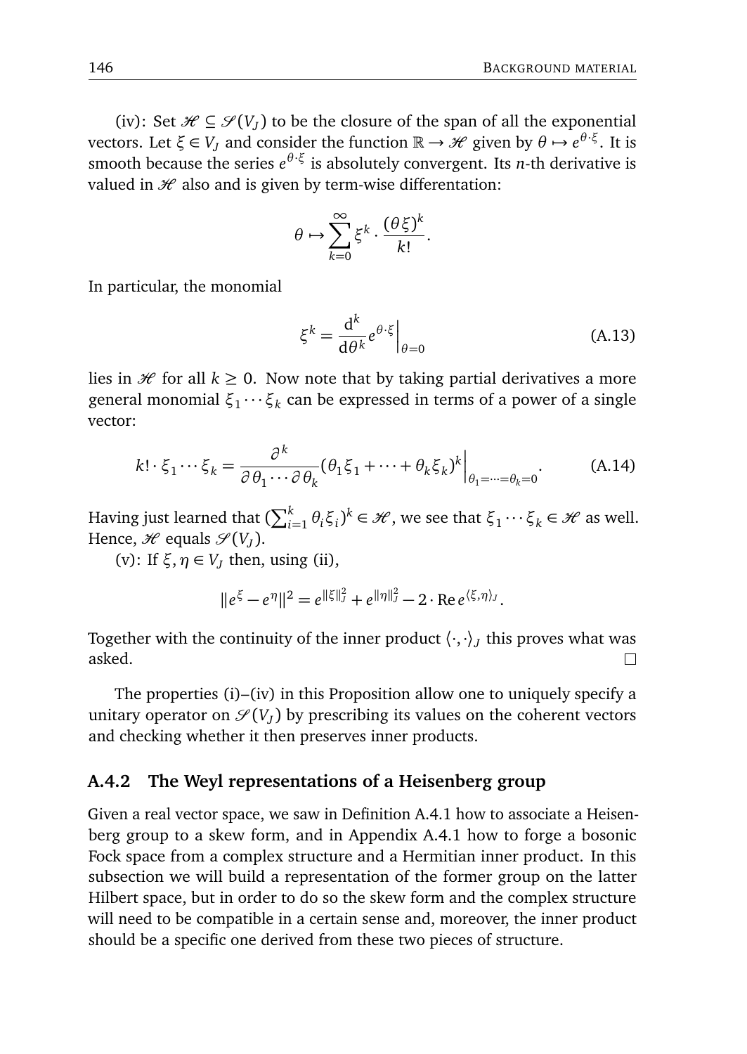(iv): Set $\mathscr{H} \subseteq \mathscr{S}(V_J)$ to be the closure of the span of all the exponential vectors. Let $\xi \in V_J$ and consider the function $\mathbb{R} \to \mathscr{H}$ given by $\theta \mapsto e^{\theta \cdot \xi}$. It is smooth because the series $e^{\theta \cdot \xi}$ is absolutely convergent. Its $n$-th derivative is valued in $\mathscr{H}$ also and is given by term-wise differentation:

$$\theta \mapsto \sum_{k=0}^{\infty} \xi^k \cdot \frac{(\theta \xi)^k}{k!}.$$

In particular, the monomial

$$\xi^k = \frac{\mathrm{d}^k}{\mathrm{d}\theta^k} e^{\theta \cdot \xi}\Big|_{\theta=0} \tag{A.13}$$

lies in $\mathscr{H}$ for all $k \geq 0$. Now note that by taking partial derivatives a more general monomial $\xi_1 \cdots \xi_k$ can be expressed in terms of a power of a single vector:

$$k! \cdot \xi_1 \cdots \xi_k = \frac{\partial^k}{\partial \theta_1 \cdots \partial \theta_k} (\theta_1 \xi_1 + \cdots + \theta_k \xi_k)^k \Big|_{\theta_1 = \cdots = \theta_k = 0}. \tag{A.14}$$

Having just learned that $(\sum_{i=1}^k \theta_i \xi_i)^k \in \mathscr{H}$, we see that $\xi_1 \cdots \xi_k \in \mathscr{H}$ as well. Hence, $\mathscr{H}$ equals $\mathscr{S}(V_J)$.

(v): If $\xi, \eta \in V_J$ then, using (ii),

$$\|e^{\xi} - e^{\eta}\|^2 = e^{\|\xi\|_J^2} + e^{\|\eta\|_J^2} - 2 \cdot \operatorname{Re} e^{\langle \xi, \eta \rangle_J}.$$

Together with the continuity of the inner product $\langle \cdot, \cdot \rangle_J$ this proves what was asked. □

The properties (i)–(iv) in this Proposition allow one to uniquely specify a unitary operator on $\mathscr{S}(V_J)$ by prescribing its values on the coherent vectors and checking whether it then preserves inner products.

### A.4.2 The Weyl representations of a Heisenberg group

Given a real vector space, we saw in Definition A.4.1 how to associate a Heisenberg group to a skew form, and in Appendix A.4.1 how to forge a bosonic Fock space from a complex structure and a Hermitian inner product. In this subsection we will build a representation of the former group on the latter Hilbert space, but in order to do so the skew form and the complex structure will need to be compatible in a certain sense and, moreover, the inner product should be a specific one derived from these two pieces of structure.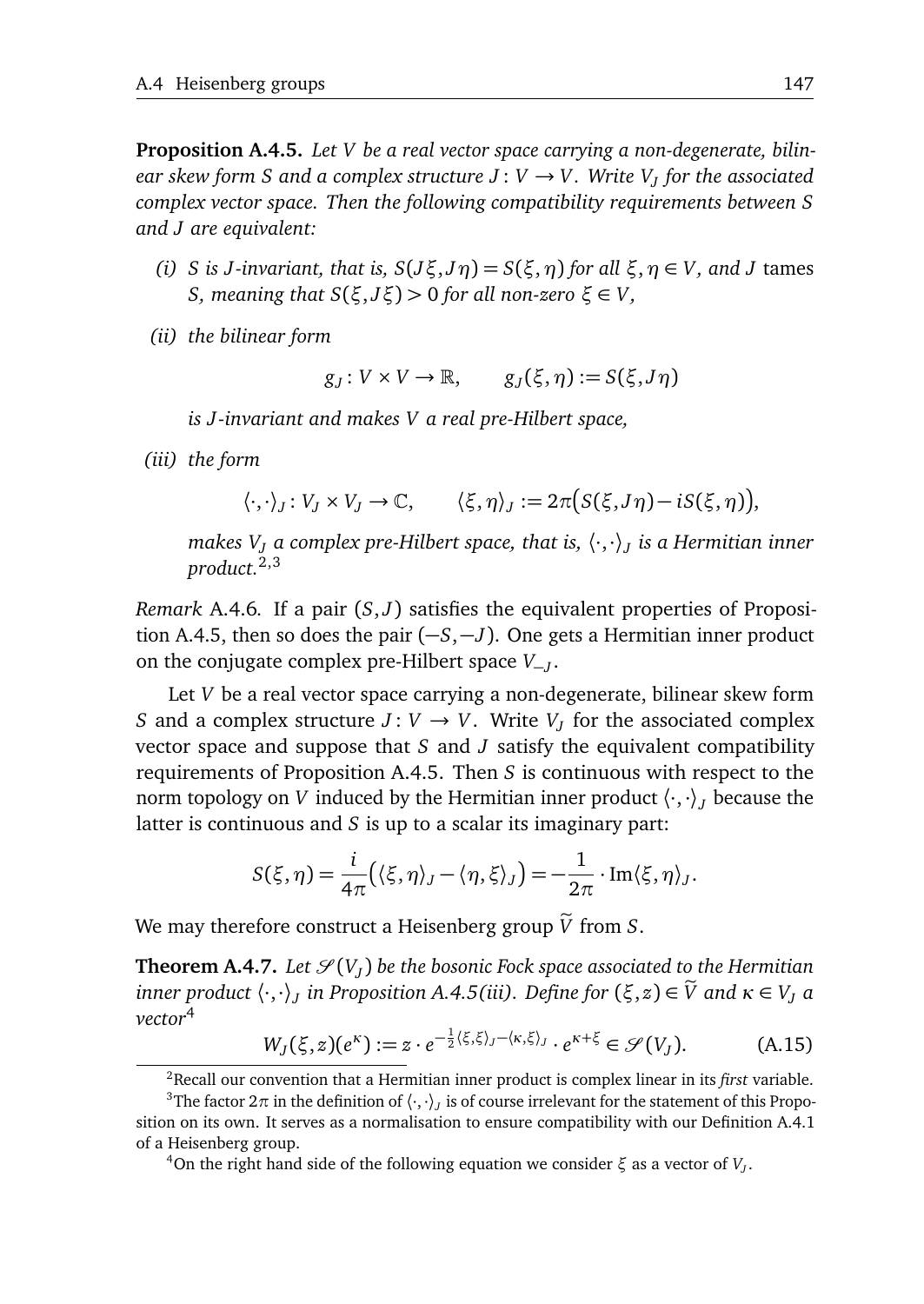**Proposition A.4.5.** *Let $V$ be a real vector space carrying a non-degenerate, bilinear skew form $S$ and a complex structure $J: V \to V$. Write $V_J$ for the associated complex vector space. Then the following compatibility requirements between $S$ and $J$ are equivalent:*

*(i) $S$ is $J$-invariant, that is, $S(J\xi, J\eta) = S(\xi, \eta)$ for all $\xi, \eta \in V$, and $J$* tames *$S$, meaning that $S(\xi, J\xi) > 0$ for all non-zero $\xi \in V$,*

*(ii) the bilinear form*

$$g_J : V \times V \to \mathbb{R}, \qquad g_J(\xi, \eta) := S(\xi, J\eta)$$

*is $J$-invariant and makes $V$ a real pre-Hilbert space,*

*(iii) the form*

$$\langle \cdot, \cdot \rangle_J : V_J \times V_J \to \mathbb{C}, \qquad \langle \xi, \eta \rangle_J := 2\pi\big(S(\xi, J\eta) - iS(\xi, \eta)\big),$$

*makes $V_J$ a complex pre-Hilbert space, that is, $\langle \cdot, \cdot \rangle_J$ is a Hermitian inner product.*[2,3]

*Remark* A.4.6. If a pair $(S, J)$ satisfies the equivalent properties of Proposition A.4.5, then so does the pair $(-S, -J)$. One gets a Hermitian inner product on the conjugate complex pre-Hilbert space $V_{-J}$.

Let $V$ be a real vector space carrying a non-degenerate, bilinear skew form $S$ and a complex structure $J: V \to V$. Write $V_J$ for the associated complex vector space and suppose that $S$ and $J$ satisfy the equivalent compatibility requirements of Proposition A.4.5. Then $S$ is continuous with respect to the norm topology on $V$ induced by the Hermitian inner product $\langle \cdot, \cdot \rangle_J$ because the latter is continuous and $S$ is up to a scalar its imaginary part:

$$S(\xi, \eta) = \frac{i}{4\pi}\big(\langle \xi, \eta \rangle_J - \langle \eta, \xi \rangle_J\big) = -\frac{1}{2\pi} \cdot \operatorname{Im}\langle \xi, \eta \rangle_J.$$

We may therefore construct a Heisenberg group $\widetilde{V}$ from $S$.

**Theorem A.4.7.** *Let $\mathscr{S}(V_J)$ be the bosonic Fock space associated to the Hermitian inner product $\langle \cdot, \cdot \rangle_J$ in Proposition A.4.5(iii). Define for $(\xi, z) \in \widetilde{V}$ and $\kappa \in V_J$ a vector*[4]

$$W_J(\xi, z)(e^{\kappa}) := z \cdot e^{-\frac{1}{2}\langle \xi, \xi \rangle_J - \langle \kappa, \xi \rangle_J} \cdot e^{\kappa + \xi} \in \mathscr{S}(V_J). \tag{A.15}$$

---

[2] Recall our convention that a Hermitian inner product is complex linear in its *first* variable.

[3] The factor $2\pi$ in the definition of $\langle \cdot, \cdot \rangle_J$ is of course irrelevant for the statement of this Proposition on its own. It serves as a normalisation to ensure compatibility with our Definition A.4.1 of a Heisenberg group.

[4] On the right hand side of the following equation we consider $\xi$ as a vector of $V_J$.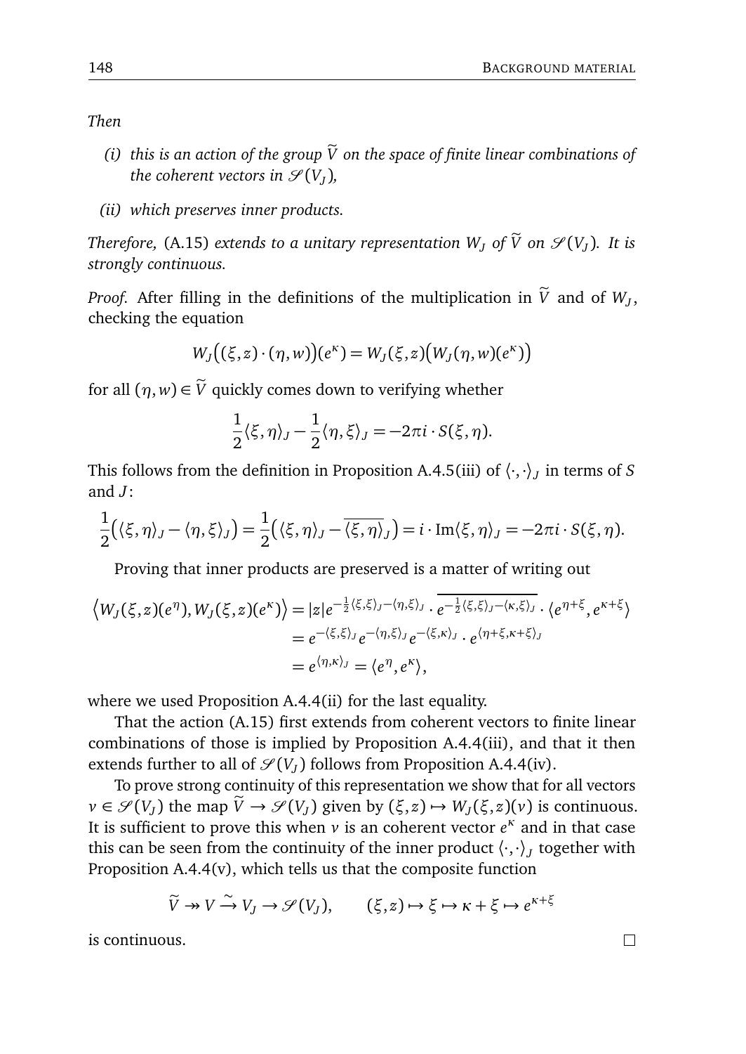*Then*

*(i) this is an action of the group $\widetilde{V}$ on the space of finite linear combinations of the coherent vectors in $\mathscr{S}(V_J)$,*

*(ii) which preserves inner products.*

*Therefore,* (A.15) *extends to a unitary representation $W_J$ of $\widetilde{V}$ on $\mathscr{S}(V_J)$. It is strongly continuous.*

*Proof.* After filling in the definitions of the multiplication in $\widetilde{V}$ and of $W_J$, checking the equation

$$W_J\big((\xi,z)\cdot(\eta,w)\big)(e^\kappa) = W_J(\xi,z)\big(W_J(\eta,w)(e^\kappa)\big)$$

for all $(\eta,w)\in\widetilde{V}$ quickly comes down to verifying whether

$$\frac{1}{2}\langle\xi,\eta\rangle_J - \frac{1}{2}\langle\eta,\xi\rangle_J = -2\pi i\cdot S(\xi,\eta).$$

This follows from the definition in Proposition A.4.5(iii) of $\langle\cdot,\cdot\rangle_J$ in terms of $S$ and $J$:

$$\frac{1}{2}\big(\langle\xi,\eta\rangle_J - \langle\eta,\xi\rangle_J\big) = \frac{1}{2}\big(\langle\xi,\eta\rangle_J - \overline{\langle\xi,\eta\rangle_J}\big) = i\cdot\operatorname{Im}\langle\xi,\eta\rangle_J = -2\pi i\cdot S(\xi,\eta).$$

Proving that inner products are preserved is a matter of writing out

$$\begin{aligned}\big\langle W_J(\xi,z)(e^\eta), W_J(\xi,z)(e^\kappa)\big\rangle &= |z| e^{-\frac{1}{2}\langle\xi,\xi\rangle_J - \langle\eta,\xi\rangle_J}\cdot\overline{e^{-\frac{1}{2}\langle\xi,\xi\rangle_J - \langle\kappa,\xi\rangle_J}}\cdot\langle e^{\eta+\xi}, e^{\kappa+\xi}\rangle \\ &= e^{-\langle\xi,\xi\rangle_J} e^{-\langle\eta,\xi\rangle_J} e^{-\langle\xi,\kappa\rangle_J}\cdot e^{\langle\eta+\xi,\kappa+\xi\rangle_J} \\ &= e^{\langle\eta,\kappa\rangle_J} = \langle e^\eta, e^\kappa\rangle,\end{aligned}$$

where we used Proposition A.4.4(ii) for the last equality.

That the action (A.15) first extends from coherent vectors to finite linear combinations of those is implied by Proposition A.4.4(iii), and that it then extends further to all of $\mathscr{S}(V_J)$ follows from Proposition A.4.4(iv).

To prove strong continuity of this representation we show that for all vectors $v\in\mathscr{S}(V_J)$ the map $\widetilde{V}\to\mathscr{S}(V_J)$ given by $(\xi,z)\mapsto W_J(\xi,z)(v)$ is continuous. It is sufficient to prove this when $v$ is an coherent vector $e^\kappa$ and in that case this can be seen from the continuity of the inner product $\langle\cdot,\cdot\rangle_J$ together with Proposition A.4.4(v), which tells us that the composite function

$$\widetilde{V}\twoheadrightarrow V \xrightarrow{\sim} V_J \to \mathscr{S}(V_J), \qquad (\xi,z)\mapsto\xi\mapsto\kappa+\xi\mapsto e^{\kappa+\xi}$$

is continuous. □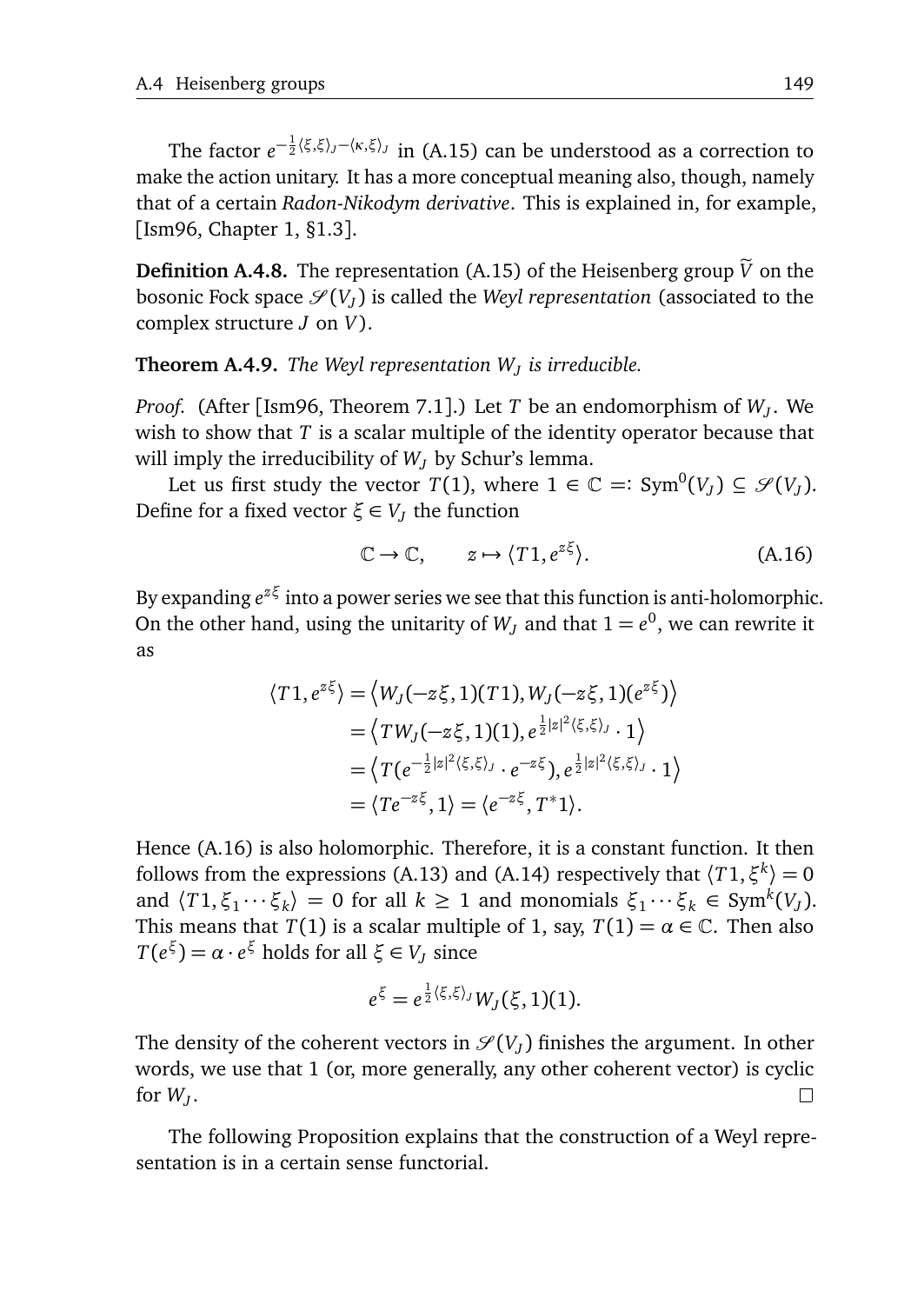The factor $e^{-\frac{1}{2}\langle \xi,\xi\rangle_J - \langle \kappa,\xi\rangle_J}$ in (A.15) can be understood as a correction to make the action unitary. It has a more conceptual meaning also, though, namely that of a certain *Radon-Nikodym derivative*. This is explained in, for example, [Ism96, Chapter 1, §1.3].

**Definition A.4.8.** The representation (A.15) of the Heisenberg group $\widetilde{V}$ on the bosonic Fock space $\mathscr{S}(V_J)$ is called the *Weyl representation* (associated to the complex structure $J$ on $V$).

**Theorem A.4.9.** *The Weyl representation $W_J$ is irreducible.*

*Proof.* (After [Ism96, Theorem 7.1].) Let $T$ be an endomorphism of $W_J$. We wish to show that $T$ is a scalar multiple of the identity operator because that will imply the irreducibility of $W_J$ by Schur's lemma.

Let us first study the vector $T(1)$, where $1 \in \mathbb{C} =: \mathrm{Sym}^0(V_J) \subseteq \mathscr{S}(V_J)$. Define for a fixed vector $\xi \in V_J$ the function

$$\mathbb{C} \to \mathbb{C}, \qquad z \mapsto \langle T1, e^{z\xi}\rangle. \tag{A.16}$$

By expanding $e^{z\xi}$ into a power series we see that this function is anti-holomorphic. On the other hand, using the unitarity of $W_J$ and that $1 = e^0$, we can rewrite it as

$$\begin{aligned}
\langle T1, e^{z\xi}\rangle &= \left\langle W_J(-z\xi,1)(T1), W_J(-z\xi,1)(e^{z\xi})\right\rangle \\
&= \left\langle T W_J(-z\xi,1)(1), e^{\frac{1}{2}|z|^2\langle\xi,\xi\rangle_J}\cdot 1\right\rangle \\
&= \left\langle T(e^{-\frac{1}{2}|z|^2\langle\xi,\xi\rangle_J}\cdot e^{-z\xi}), e^{\frac{1}{2}|z|^2\langle\xi,\xi\rangle_J}\cdot 1\right\rangle \\
&= \langle Te^{-z\xi}, 1\rangle = \langle e^{-z\xi}, T^*1\rangle.
\end{aligned}$$

Hence (A.16) is also holomorphic. Therefore, it is a constant function. It then follows from the expressions (A.13) and (A.14) respectively that $\langle T1, \xi^k\rangle = 0$ and $\langle T1, \xi_1\cdots\xi_k\rangle = 0$ for all $k \geq 1$ and monomials $\xi_1\cdots\xi_k \in \mathrm{Sym}^k(V_J)$. This means that $T(1)$ is a scalar multiple of 1, say, $T(1) = \alpha \in \mathbb{C}$. Then also $T(e^{\xi}) = \alpha\cdot e^{\xi}$ holds for all $\xi \in V_J$ since

$$e^{\xi} = e^{\frac{1}{2}\langle\xi,\xi\rangle_J} W_J(\xi,1)(1).$$

The density of the coherent vectors in $\mathscr{S}(V_J)$ finishes the argument. In other words, we use that 1 (or, more generally, any other coherent vector) is cyclic for $W_J$. □

The following Proposition explains that the construction of a Weyl representation is in a certain sense functorial.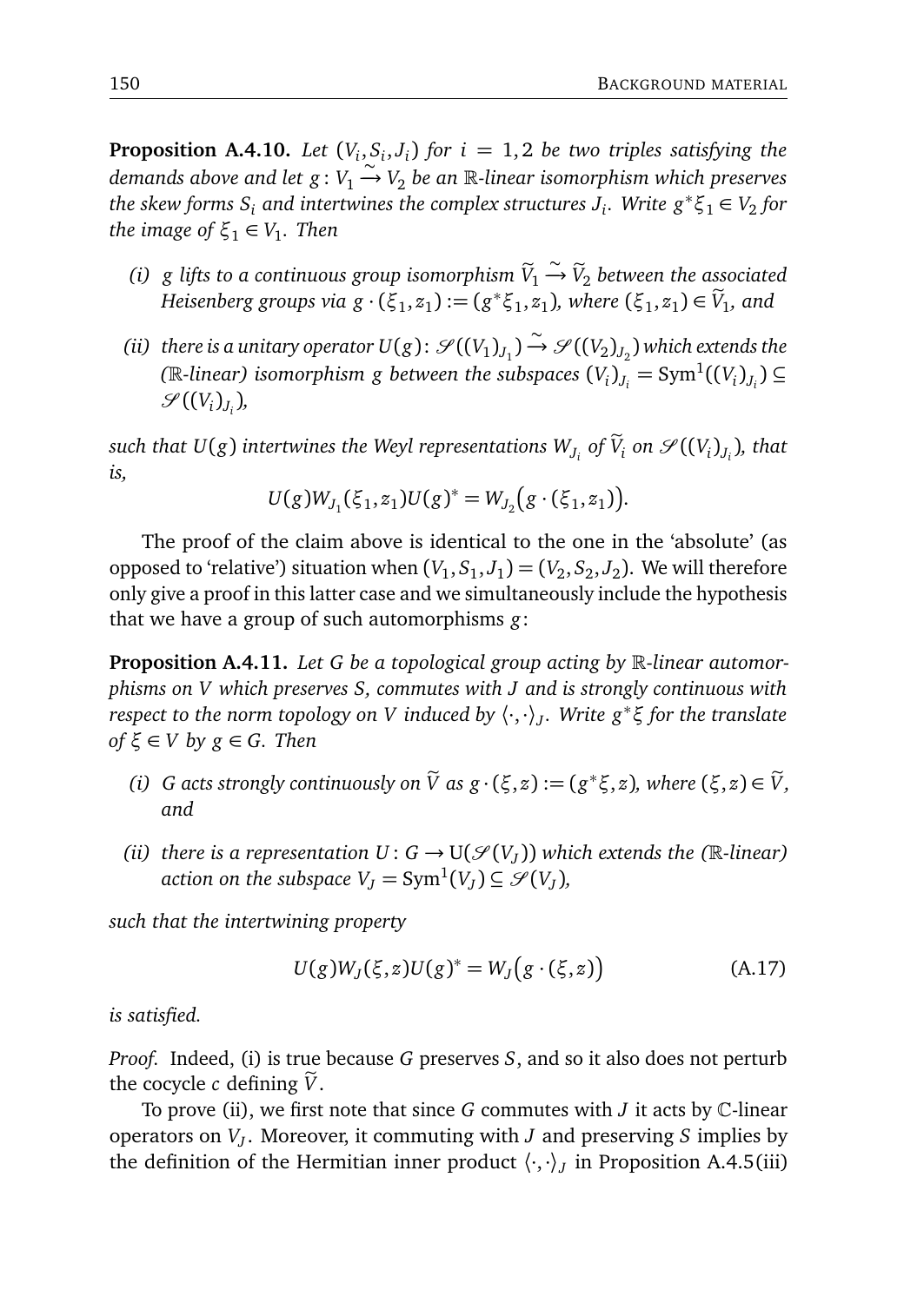**Proposition A.4.10.** *Let $(V_i, S_i, J_i)$ for $i = 1, 2$ be two triples satisfying the demands above and let $g\colon V_1 \xrightarrow{\sim} V_2$ be an $\mathbb{R}$-linear isomorphism which preserves the skew forms $S_i$ and intertwines the complex structures $J_i$. Write $g^*\xi_1 \in V_2$ for the image of $\xi_1 \in V_1$. Then*

- *(i) $g$ lifts to a continuous group isomorphism $\widetilde{V}_1 \xrightarrow{\sim} \widetilde{V}_2$ between the associated Heisenberg groups via $g \cdot (\xi_1, z_1) := (g^*\xi_1, z_1)$, where $(\xi_1, z_1) \in \widetilde{V}_1$, and*
- *(ii) there is a unitary operator $U(g)\colon \mathscr{S}((V_1)_{J_1}) \xrightarrow{\sim} \mathscr{S}((V_2)_{J_2})$ which extends the ($\mathbb{R}$-linear) isomorphism $g$ between the subspaces $(V_i)_{J_i} = \mathrm{Sym}^1((V_i)_{J_i}) \subseteq \mathscr{S}((V_i)_{J_i})$,*

*such that $U(g)$ intertwines the Weyl representations $W_{J_i}$ of $\widetilde{V}_i$ on $\mathscr{S}((V_i)_{J_i})$, that is,*

$$U(g) W_{J_1}(\xi_1, z_1) U(g)^* = W_{J_2}\big(g \cdot (\xi_1, z_1)\big).$$

The proof of the claim above is identical to the one in the 'absolute' (as opposed to 'relative') situation when $(V_1, S_1, J_1) = (V_2, S_2, J_2)$. We will therefore only give a proof in this latter case and we simultaneously include the hypothesis that we have a group of such automorphisms $g$:

**Proposition A.4.11.** *Let $G$ be a topological group acting by $\mathbb{R}$-linear automorphisms on $V$ which preserves $S$, commutes with $J$ and is strongly continuous with respect to the norm topology on $V$ induced by $\langle \cdot, \cdot \rangle_J$. Write $g^*\xi$ for the translate of $\xi \in V$ by $g \in G$. Then*

- *(i) $G$ acts strongly continuously on $\widetilde{V}$ as $g \cdot (\xi, z) := (g^*\xi, z)$, where $(\xi, z) \in \widetilde{V}$, and*
- *(ii) there is a representation $U\colon G \to \mathrm{U}(\mathscr{S}(V_J))$ which extends the ($\mathbb{R}$-linear) action on the subspace $V_J = \mathrm{Sym}^1(V_J) \subseteq \mathscr{S}(V_J)$,*

*such that the intertwining property*

$$U(g) W_J(\xi, z) U(g)^* = W_J\big(g \cdot (\xi, z)\big) \tag{A.17}$$

*is satisfied.*

*Proof.* Indeed, (i) is true because $G$ preserves $S$, and so it also does not perturb the cocycle $c$ defining $\widetilde{V}$.

To prove (ii), we first note that since $G$ commutes with $J$ it acts by $\mathbb{C}$-linear operators on $V_J$. Moreover, it commuting with $J$ and preserving $S$ implies by the definition of the Hermitian inner product $\langle \cdot, \cdot \rangle_J$ in Proposition A.4.5(iii)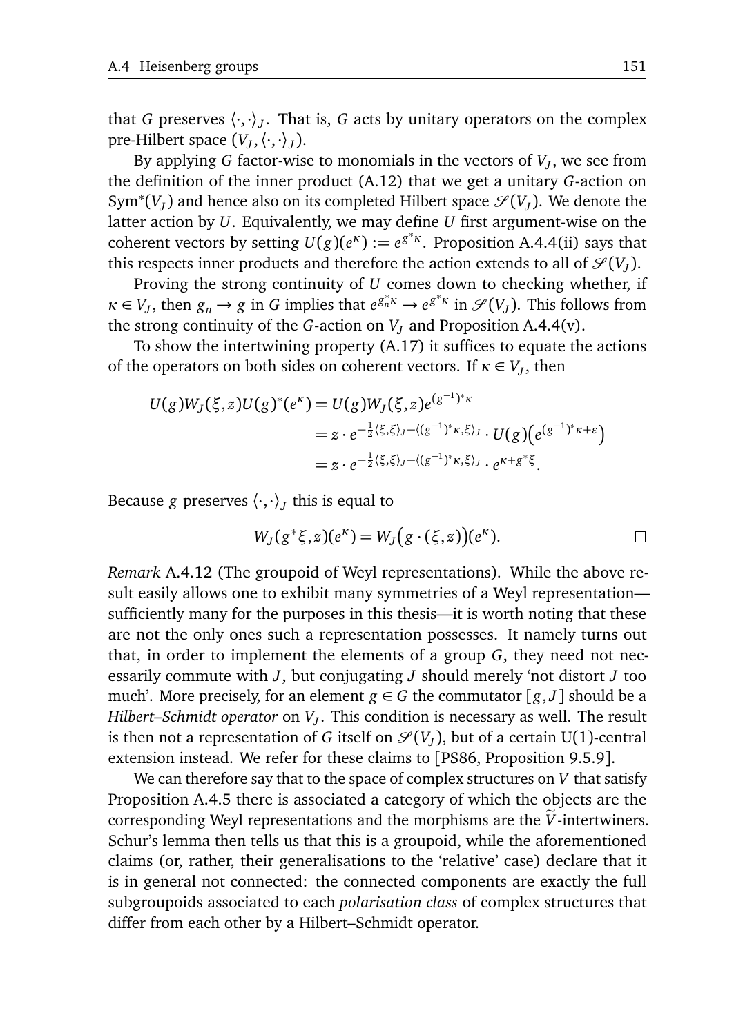that $G$ preserves $\langle\cdot,\cdot\rangle_J$. That is, $G$ acts by unitary operators on the complex pre-Hilbert space $(V_J, \langle\cdot,\cdot\rangle_J)$.

By applying $G$ factor-wise to monomials in the vectors of $V_J$, we see from the definition of the inner product (A.12) that we get a unitary $G$-action on $\mathrm{Sym}^*(V_J)$ and hence also on its completed Hilbert space $\mathscr{S}(V_J)$. We denote the latter action by $U$. Equivalently, we may define $U$ first argument-wise on the coherent vectors by setting $U(g)(e^\kappa) := e^{g^*\kappa}$. Proposition A.4.4(ii) says that this respects inner products and therefore the action extends to all of $\mathscr{S}(V_J)$.

Proving the strong continuity of $U$ comes down to checking whether, if $\kappa \in V_J$, then $g_n \to g$ in $G$ implies that $e^{g_n^*\kappa} \to e^{g^*\kappa}$ in $\mathscr{S}(V_J)$. This follows from the strong continuity of the $G$-action on $V_J$ and Proposition A.4.4(v).

To show the intertwining property (A.17) it suffices to equate the actions of the operators on both sides on coherent vectors. If $\kappa \in V_J$, then

$$
\begin{aligned}
U(g)W_J(\xi,z)U(g)^*(e^\kappa) &= U(g)W_J(\xi,z)e^{(g^{-1})^*\kappa} \\
&= z \cdot e^{-\frac{1}{2}\langle\xi,\xi\rangle_J - \langle (g^{-1})^*\kappa,\xi\rangle_J} \cdot U(g)\big(e^{(g^{-1})^*\kappa+\varepsilon}\big) \\
&= z \cdot e^{-\frac{1}{2}\langle\xi,\xi\rangle_J - \langle (g^{-1})^*\kappa,\xi\rangle_J} \cdot e^{\kappa + g^*\xi}.
\end{aligned}
$$

Because $g$ preserves $\langle\cdot,\cdot\rangle_J$ this is equal to

$$
W_J(g^*\xi,z)(e^\kappa) = W_J\big(g\cdot(\xi,z)\big)(e^\kappa). \qquad \square
$$

*Remark* A.4.12 (The groupoid of Weyl representations). While the above result easily allows one to exhibit many symmetries of a Weyl representation—sufficiently many for the purposes in this thesis—it is worth noting that these are not the only ones such a representation possesses. It namely turns out that, in order to implement the elements of a group $G$, they need not necessarily commute with $J$, but conjugating $J$ should merely 'not distort $J$ too much'. More precisely, for an element $g \in G$ the commutator $[g, J]$ should be a *Hilbert–Schmidt operator* on $V_J$. This condition is necessary as well. The result is then not a representation of $G$ itself on $\mathscr{S}(V_J)$, but of a certain U(1)-central extension instead. We refer for these claims to [PS86, Proposition 9.5.9].

We can therefore say that to the space of complex structures on $V$ that satisfy Proposition A.4.5 there is associated a category of which the objects are the corresponding Weyl representations and the morphisms are the $\widetilde{V}$-intertwiners. Schur's lemma then tells us that this is a groupoid, while the aforementioned claims (or, rather, their generalisations to the 'relative' case) declare that it is in general not connected: the connected components are exactly the full subgroupoids associated to each *polarisation class* of complex structures that differ from each other by a Hilbert–Schmidt operator.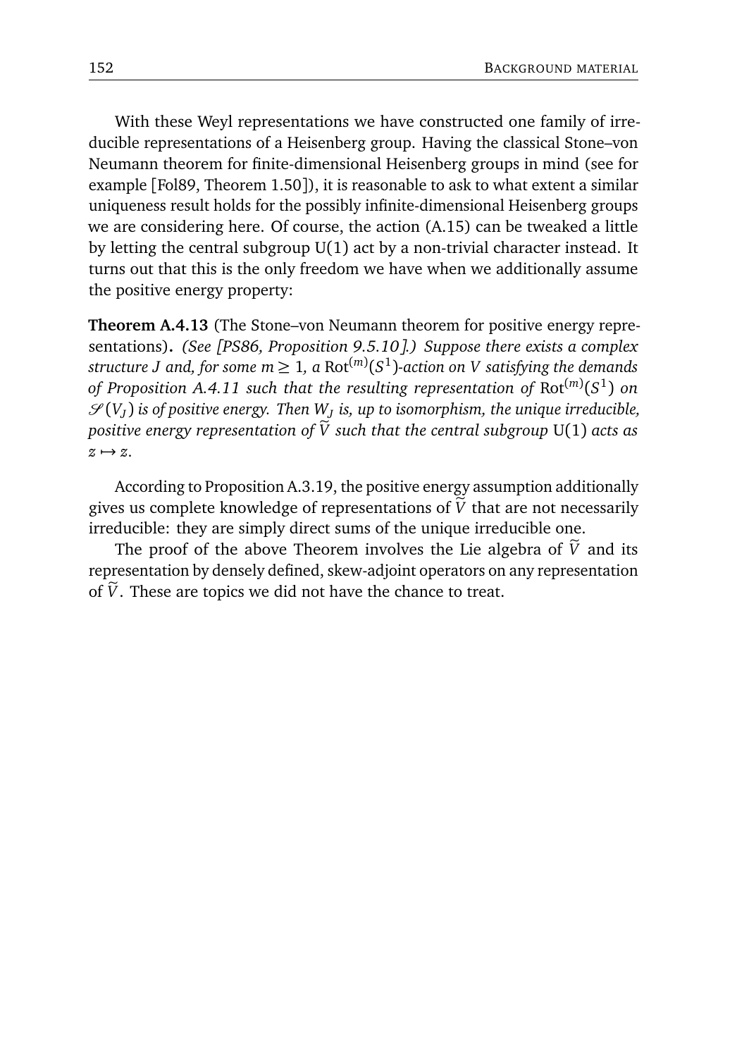With these Weyl representations we have constructed one family of irreducible representations of a Heisenberg group. Having the classical Stone–von Neumann theorem for finite-dimensional Heisenberg groups in mind (see for example [Fol89, Theorem 1.50]), it is reasonable to ask to what extent a similar uniqueness result holds for the possibly infinite-dimensional Heisenberg groups we are considering here. Of course, the action (A.15) can be tweaked a little by letting the central subgroup $\mathrm{U}(1)$ act by a non-trivial character instead. It turns out that this is the only freedom we have when we additionally assume the positive energy property:

**Theorem A.4.13** (The Stone–von Neumann theorem for positive energy representations)**.** *(See [PS86, Proposition 9.5.10].) Suppose there exists a complex structure $J$ and, for some $m \geq 1$, a $\mathrm{Rot}^{(m)}(S^1)$-action on $V$ satisfying the demands of Proposition A.4.11 such that the resulting representation of $\mathrm{Rot}^{(m)}(S^1)$ on $\mathscr{S}(V_J)$ is of positive energy. Then $W_J$ is, up to isomorphism, the unique irreducible, positive energy representation of $\widetilde{V}$ such that the central subgroup $\mathrm{U}(1)$ acts as $z \mapsto z$.*

According to Proposition A.3.19, the positive energy assumption additionally gives us complete knowledge of representations of $\widetilde{V}$ that are not necessarily irreducible: they are simply direct sums of the unique irreducible one.

The proof of the above Theorem involves the Lie algebra of $\widetilde{V}$ and its representation by densely defined, skew-adjoint operators on any representation of $\widetilde{V}$. These are topics we did not have the chance to treat.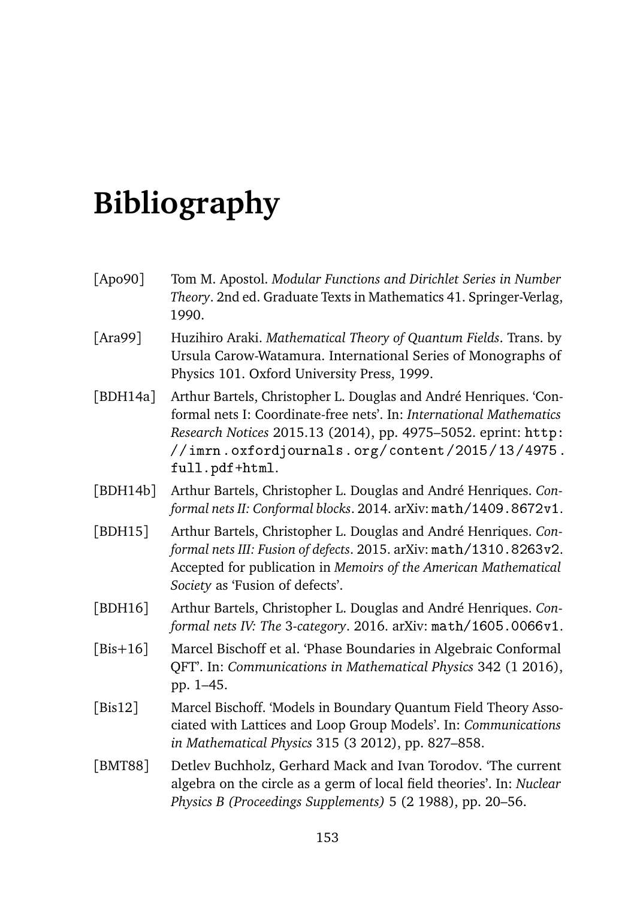# Bibliography

[Apo90] Tom M. Apostol. *Modular Functions and Dirichlet Series in Number Theory*. 2nd ed. Graduate Texts in Mathematics 41. Springer-Verlag, 1990.

[Ara99] Huzihiro Araki. *Mathematical Theory of Quantum Fields*. Trans. by Ursula Carow-Watamura. International Series of Monographs of Physics 101. Oxford University Press, 1999.

[BDH14a] Arthur Bartels, Christopher L. Douglas and André Henriques. 'Conformal nets I: Coordinate-free nets'. In: *International Mathematics Research Notices* 2015.13 (2014), pp. 4975–5052. eprint: `http://imrn.oxfordjournals.org/content/2015/13/4975.full.pdf+html`.

[BDH14b] Arthur Bartels, Christopher L. Douglas and André Henriques. *Conformal nets II: Conformal blocks*. 2014. arXiv: `math/1409.8672v1`.

[BDH15] Arthur Bartels, Christopher L. Douglas and André Henriques. *Conformal nets III: Fusion of defects*. 2015. arXiv: `math/1310.8263v2`. Accepted for publication in *Memoirs of the American Mathematical Society* as 'Fusion of defects'.

[BDH16] Arthur Bartels, Christopher L. Douglas and André Henriques. *Conformal nets IV: The* 3*-category*. 2016. arXiv: `math/1605.0066v1`.

[Bis+16] Marcel Bischoff et al. 'Phase Boundaries in Algebraic Conformal QFT'. In: *Communications in Mathematical Physics* 342 (1 2016), pp. 1–45.

[Bis12] Marcel Bischoff. 'Models in Boundary Quantum Field Theory Associated with Lattices and Loop Group Models'. In: *Communications in Mathematical Physics* 315 (3 2012), pp. 827–858.

[BMT88] Detlev Buchholz, Gerhard Mack and Ivan Torodov. 'The current algebra on the circle as a germ of local field theories'. In: *Nuclear Physics B (Proceedings Supplements)* 5 (2 1988), pp. 20–56.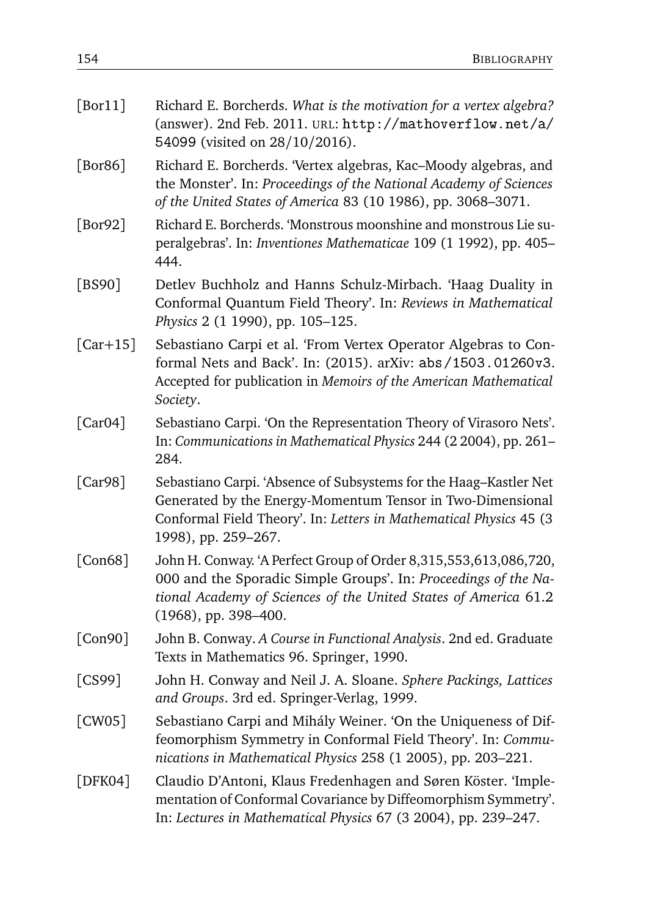[Bor11] Richard E. Borcherds. *What is the motivation for a vertex algebra?* (answer). 2nd Feb. 2011. URL: http://mathoverflow.net/a/54099 (visited on 28/10/2016).

[Bor86] Richard E. Borcherds. 'Vertex algebras, Kac–Moody algebras, and the Monster'. In: *Proceedings of the National Academy of Sciences of the United States of America* 83 (10 1986), pp. 3068–3071.

[Bor92] Richard E. Borcherds. 'Monstrous moonshine and monstrous Lie superalgebras'. In: *Inventiones Mathematicae* 109 (1 1992), pp. 405–444.

[BS90] Detlev Buchholz and Hanns Schulz-Mirbach. 'Haag Duality in Conformal Quantum Field Theory'. In: *Reviews in Mathematical Physics* 2 (1 1990), pp. 105–125.

[Car+15] Sebastiano Carpi et al. 'From Vertex Operator Algebras to Conformal Nets and Back'. In: (2015). arXiv: abs/1503.01260v3. Accepted for publication in *Memoirs of the American Mathematical Society*.

[Car04] Sebastiano Carpi. 'On the Representation Theory of Virasoro Nets'. In: *Communications in Mathematical Physics* 244 (2 2004), pp. 261–284.

[Car98] Sebastiano Carpi. 'Absence of Subsystems for the Haag–Kastler Net Generated by the Energy-Momentum Tensor in Two-Dimensional Conformal Field Theory'. In: *Letters in Mathematical Physics* 45 (3 1998), pp. 259–267.

[Con68] John H. Conway. 'A Perfect Group of Order 8,315,553,613,086,720,000 and the Sporadic Simple Groups'. In: *Proceedings of the National Academy of Sciences of the United States of America* 61.2 (1968), pp. 398–400.

[Con90] John B. Conway. *A Course in Functional Analysis*. 2nd ed. Graduate Texts in Mathematics 96. Springer, 1990.

[CS99] John H. Conway and Neil J. A. Sloane. *Sphere Packings, Lattices and Groups*. 3rd ed. Springer-Verlag, 1999.

[CW05] Sebastiano Carpi and Mihály Weiner. 'On the Uniqueness of Diffeomorphism Symmetry in Conformal Field Theory'. In: *Communications in Mathematical Physics* 258 (1 2005), pp. 203–221.

[DFK04] Claudio D'Antoni, Klaus Fredenhagen and Søren Köster. 'Implementation of Conformal Covariance by Diffeomorphism Symmetry'. In: *Lectures in Mathematical Physics* 67 (3 2004), pp. 239–247.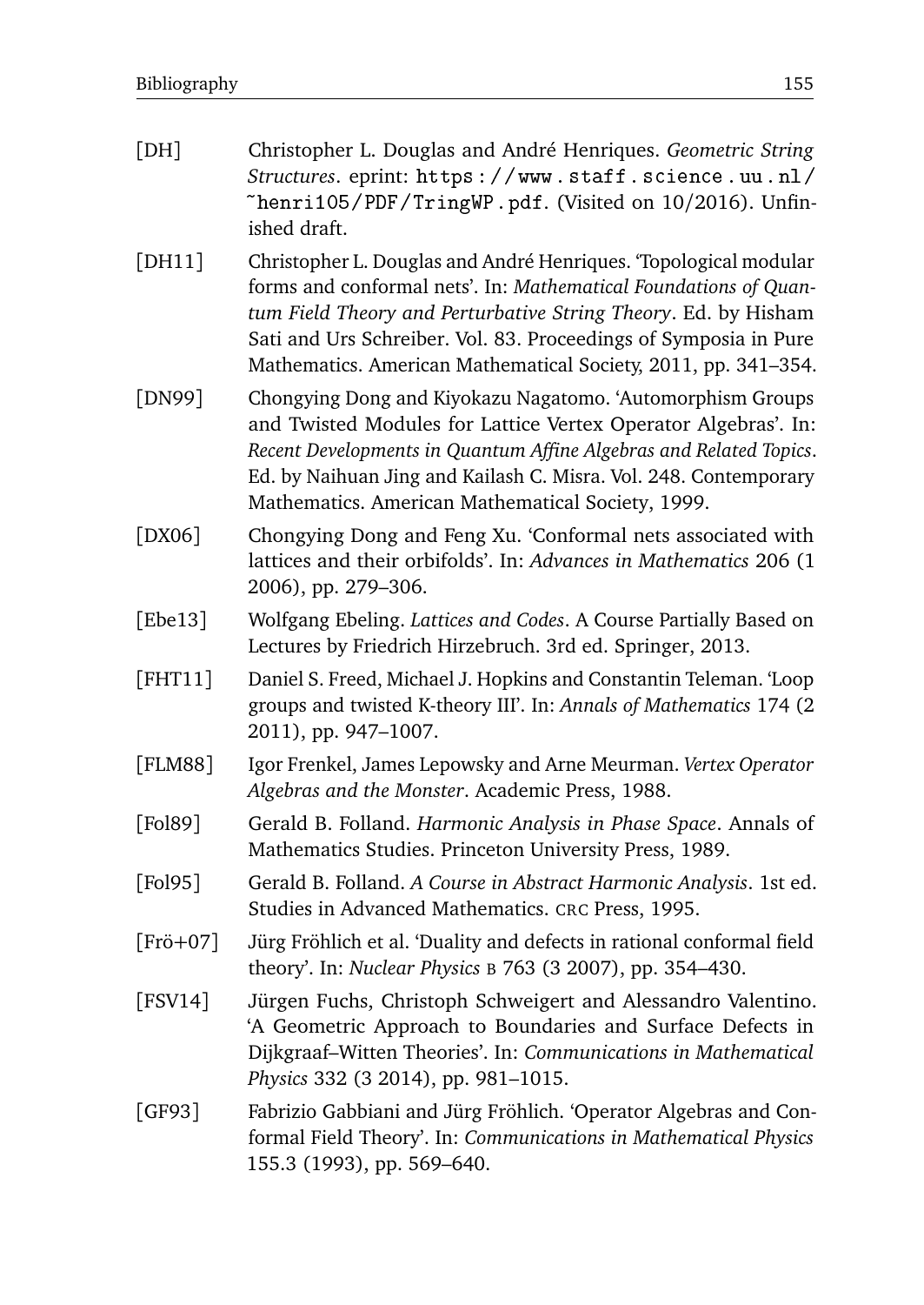[DH] Christopher L. Douglas and André Henriques. *Geometric String Structures*. eprint: https://www.staff.science.uu.nl/~henri105/PDF/TringWP.pdf. (Visited on 10/2016). Unfinished draft.

[DH11] Christopher L. Douglas and André Henriques. 'Topological modular forms and conformal nets'. In: *Mathematical Foundations of Quantum Field Theory and Perturbative String Theory*. Ed. by Hisham Sati and Urs Schreiber. Vol. 83. Proceedings of Symposia in Pure Mathematics. American Mathematical Society, 2011, pp. 341–354.

[DN99] Chongying Dong and Kiyokazu Nagatomo. 'Automorphism Groups and Twisted Modules for Lattice Vertex Operator Algebras'. In: *Recent Developments in Quantum Affine Algebras and Related Topics*. Ed. by Naihuan Jing and Kailash C. Misra. Vol. 248. Contemporary Mathematics. American Mathematical Society, 1999.

[DX06] Chongying Dong and Feng Xu. 'Conformal nets associated with lattices and their orbifolds'. In: *Advances in Mathematics* 206 (1 2006), pp. 279–306.

[Ebe13] Wolfgang Ebeling. *Lattices and Codes*. A Course Partially Based on Lectures by Friedrich Hirzebruch. 3rd ed. Springer, 2013.

[FHT11] Daniel S. Freed, Michael J. Hopkins and Constantin Teleman. 'Loop groups and twisted K-theory III'. In: *Annals of Mathematics* 174 (2 2011), pp. 947–1007.

[FLM88] Igor Frenkel, James Lepowsky and Arne Meurman. *Vertex Operator Algebras and the Monster*. Academic Press, 1988.

[Fol89] Gerald B. Folland. *Harmonic Analysis in Phase Space*. Annals of Mathematics Studies. Princeton University Press, 1989.

[Fol95] Gerald B. Folland. *A Course in Abstract Harmonic Analysis*. 1st ed. Studies in Advanced Mathematics. CRC Press, 1995.

[Frö+07] Jürg Fröhlich et al. 'Duality and defects in rational conformal field theory'. In: *Nuclear Physics* B 763 (3 2007), pp. 354–430.

[FSV14] Jürgen Fuchs, Christoph Schweigert and Alessandro Valentino. 'A Geometric Approach to Boundaries and Surface Defects in Dijkgraaf–Witten Theories'. In: *Communications in Mathematical Physics* 332 (3 2014), pp. 981–1015.

[GF93] Fabrizio Gabbiani and Jürg Fröhlich. 'Operator Algebras and Conformal Field Theory'. In: *Communications in Mathematical Physics* 155.3 (1993), pp. 569–640.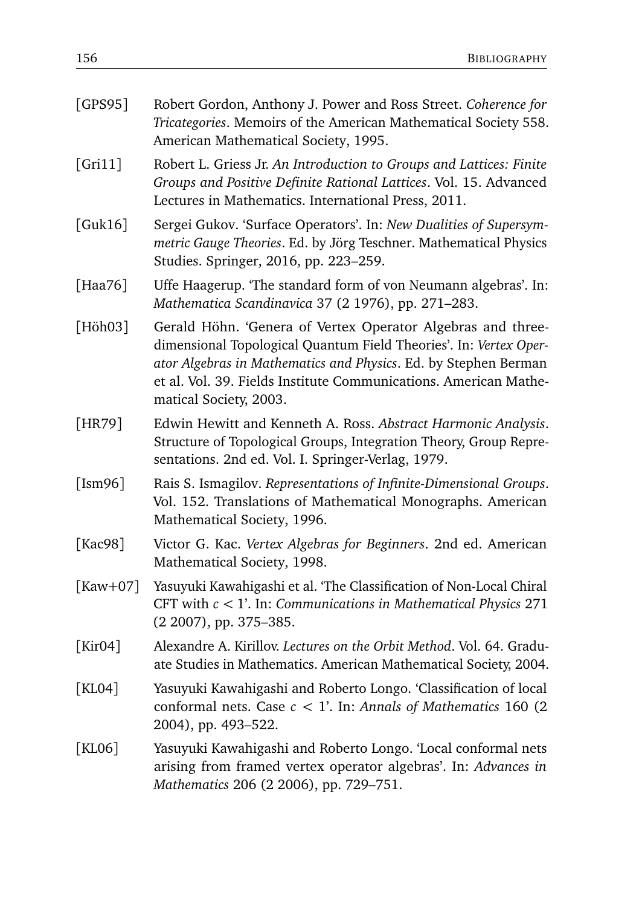[GPS95] Robert Gordon, Anthony J. Power and Ross Street. *Coherence for Tricategories*. Memoirs of the American Mathematical Society 558. American Mathematical Society, 1995.

[Gri11] Robert L. Griess Jr. *An Introduction to Groups and Lattices: Finite Groups and Positive Definite Rational Lattices*. Vol. 15. Advanced Lectures in Mathematics. International Press, 2011.

[Guk16] Sergei Gukov. 'Surface Operators'. In: *New Dualities of Supersymmetric Gauge Theories*. Ed. by Jörg Teschner. Mathematical Physics Studies. Springer, 2016, pp. 223–259.

[Haa76] Uffe Haagerup. 'The standard form of von Neumann algebras'. In: *Mathematica Scandinavica* 37 (2 1976), pp. 271–283.

[Höh03] Gerald Höhn. 'Genera of Vertex Operator Algebras and three-dimensional Topological Quantum Field Theories'. In: *Vertex Operator Algebras in Mathematics and Physics*. Ed. by Stephen Berman et al. Vol. 39. Fields Institute Communications. American Mathematical Society, 2003.

[HR79] Edwin Hewitt and Kenneth A. Ross. *Abstract Harmonic Analysis*. Structure of Topological Groups, Integration Theory, Group Representations. 2nd ed. Vol. I. Springer-Verlag, 1979.

[Ism96] Rais S. Ismagilov. *Representations of Infinite-Dimensional Groups*. Vol. 152. Translations of Mathematical Monographs. American Mathematical Society, 1996.

[Kac98] Victor G. Kac. *Vertex Algebras for Beginners*. 2nd ed. American Mathematical Society, 1998.

[Kaw+07] Yasuyuki Kawahigashi et al. 'The Classification of Non-Local Chiral CFT with $c < 1$'. In: *Communications in Mathematical Physics* 271 (2 2007), pp. 375–385.

[Kir04] Alexandre A. Kirillov. *Lectures on the Orbit Method*. Vol. 64. Graduate Studies in Mathematics. American Mathematical Society, 2004.

[KL04] Yasuyuki Kawahigashi and Roberto Longo. 'Classification of local conformal nets. Case $c < 1$'. In: *Annals of Mathematics* 160 (2 2004), pp. 493–522.

[KL06] Yasuyuki Kawahigashi and Roberto Longo. 'Local conformal nets arising from framed vertex operator algebras'. In: *Advances in Mathematics* 206 (2 2006), pp. 729–751.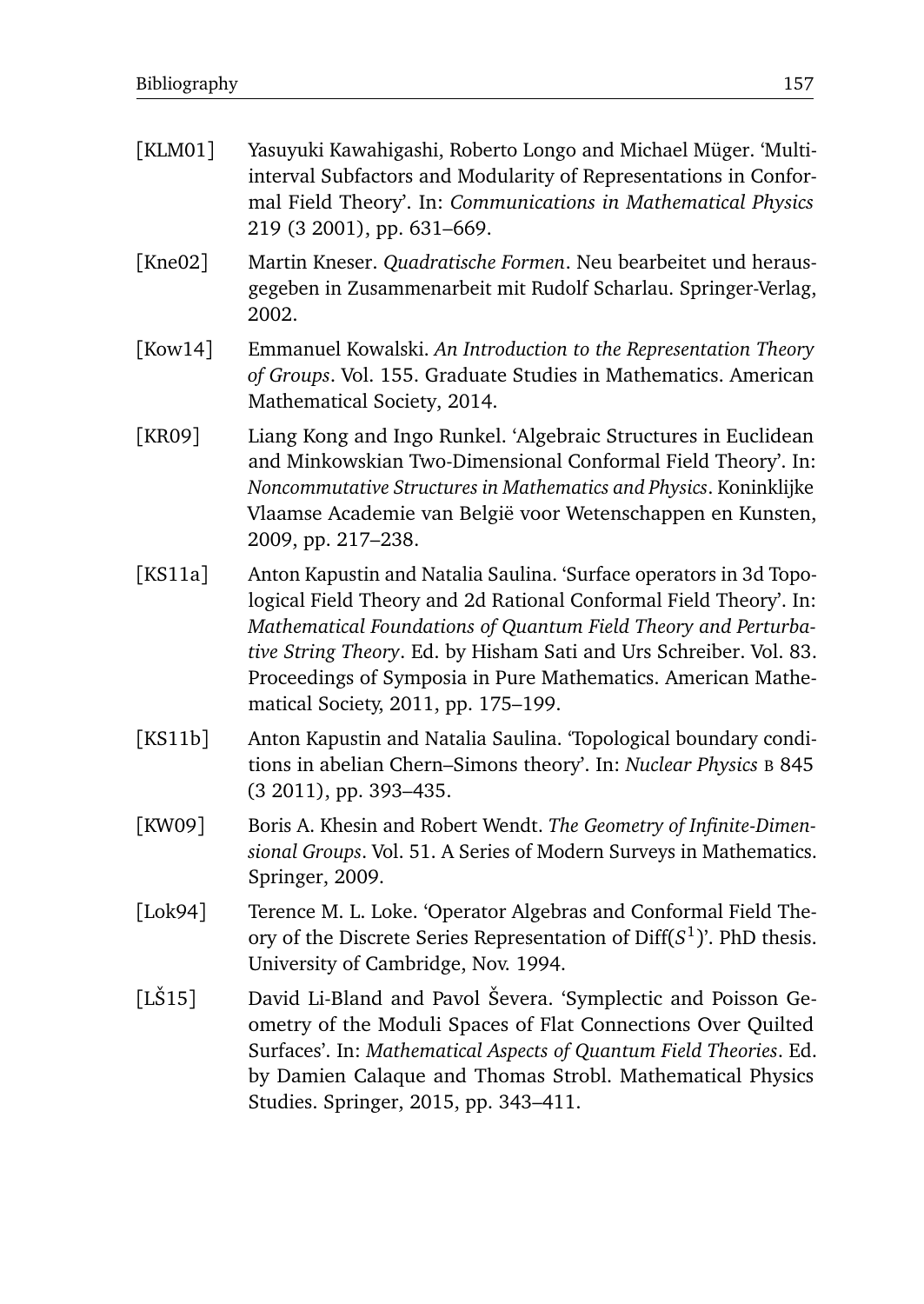[KLM01] Yasuyuki Kawahigashi, Roberto Longo and Michael Müger. 'Multi-interval Subfactors and Modularity of Representations in Conformal Field Theory'. In: *Communications in Mathematical Physics* 219 (3 2001), pp. 631–669.

[Kne02] Martin Kneser. *Quadratische Formen*. Neu bearbeitet und herausgegeben in Zusammenarbeit mit Rudolf Scharlau. Springer-Verlag, 2002.

[Kow14] Emmanuel Kowalski. *An Introduction to the Representation Theory of Groups*. Vol. 155. Graduate Studies in Mathematics. American Mathematical Society, 2014.

[KR09] Liang Kong and Ingo Runkel. 'Algebraic Structures in Euclidean and Minkowskian Two-Dimensional Conformal Field Theory'. In: *Noncommutative Structures in Mathematics and Physics*. Koninklijke Vlaamse Academie van België voor Wetenschappen en Kunsten, 2009, pp. 217–238.

[KS11a] Anton Kapustin and Natalia Saulina. 'Surface operators in 3d Topological Field Theory and 2d Rational Conformal Field Theory'. In: *Mathematical Foundations of Quantum Field Theory and Perturbative String Theory*. Ed. by Hisham Sati and Urs Schreiber. Vol. 83. Proceedings of Symposia in Pure Mathematics. American Mathematical Society, 2011, pp. 175–199.

[KS11b] Anton Kapustin and Natalia Saulina. 'Topological boundary conditions in abelian Chern–Simons theory'. In: *Nuclear Physics* B 845 (3 2011), pp. 393–435.

[KW09] Boris A. Khesin and Robert Wendt. *The Geometry of Infinite-Dimensional Groups*. Vol. 51. A Series of Modern Surveys in Mathematics. Springer, 2009.

[Lok94] Terence M. L. Loke. 'Operator Algebras and Conformal Field Theory of the Discrete Series Representation of Diff($S^1$)'. PhD thesis. University of Cambridge, Nov. 1994.

[LŠ15] David Li-Bland and Pavol Ševera. 'Symplectic and Poisson Geometry of the Moduli Spaces of Flat Connections Over Quilted Surfaces'. In: *Mathematical Aspects of Quantum Field Theories*. Ed. by Damien Calaque and Thomas Strobl. Mathematical Physics Studies. Springer, 2015, pp. 343–411.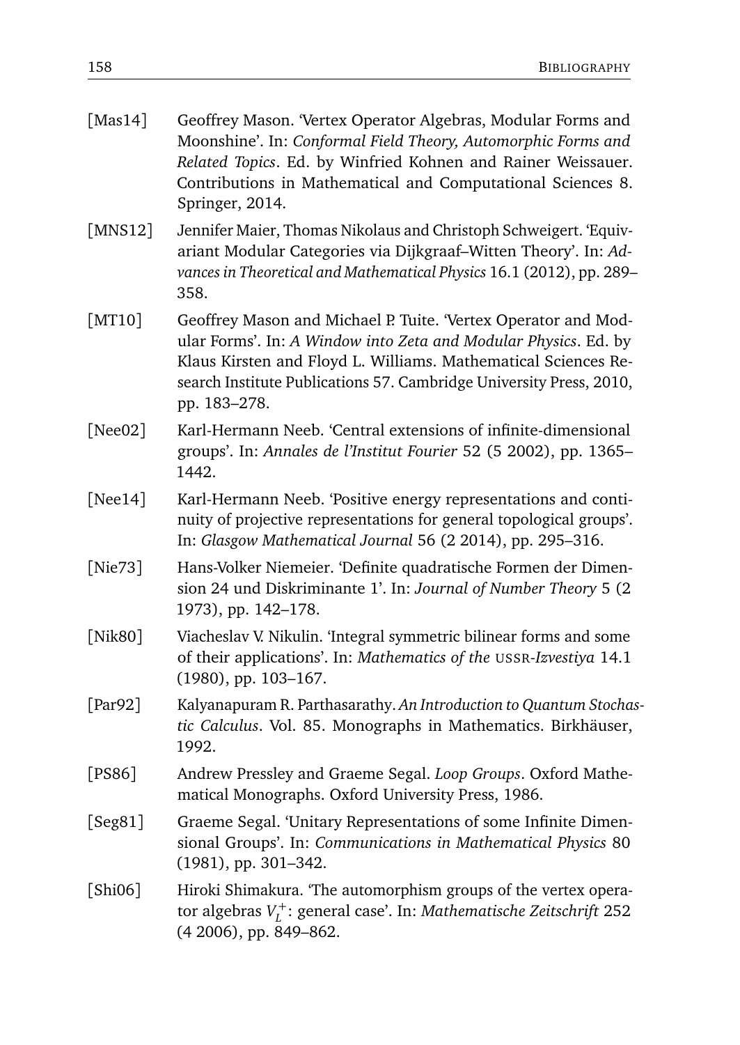[Mas14] Geoffrey Mason. 'Vertex Operator Algebras, Modular Forms and Moonshine'. In: *Conformal Field Theory, Automorphic Forms and Related Topics*. Ed. by Winfried Kohnen and Rainer Weissauer. Contributions in Mathematical and Computational Sciences 8. Springer, 2014.

[MNS12] Jennifer Maier, Thomas Nikolaus and Christoph Schweigert. 'Equivariant Modular Categories via Dijkgraaf–Witten Theory'. In: *Advances in Theoretical and Mathematical Physics* 16.1 (2012), pp. 289–358.

[MT10] Geoffrey Mason and Michael P. Tuite. 'Vertex Operator and Modular Forms'. In: *A Window into Zeta and Modular Physics*. Ed. by Klaus Kirsten and Floyd L. Williams. Mathematical Sciences Research Institute Publications 57. Cambridge University Press, 2010, pp. 183–278.

[Nee02] Karl-Hermann Neeb. 'Central extensions of infinite-dimensional groups'. In: *Annales de l'Institut Fourier* 52 (5 2002), pp. 1365–1442.

[Nee14] Karl-Hermann Neeb. 'Positive energy representations and continuity of projective representations for general topological groups'. In: *Glasgow Mathematical Journal* 56 (2 2014), pp. 295–316.

[Nie73] Hans-Volker Niemeier. 'Definite quadratische Formen der Dimension 24 und Diskriminante 1'. In: *Journal of Number Theory* 5 (2 1973), pp. 142–178.

[Nik80] Viacheslav V. Nikulin. 'Integral symmetric bilinear forms and some of their applications'. In: *Mathematics of the* USSR*-Izvestiya* 14.1 (1980), pp. 103–167.

[Par92] Kalyanapuram R. Parthasarathy. *An Introduction to Quantum Stochastic Calculus*. Vol. 85. Monographs in Mathematics. Birkhäuser, 1992.

[PS86] Andrew Pressley and Graeme Segal. *Loop Groups*. Oxford Mathematical Monographs. Oxford University Press, 1986.

[Seg81] Graeme Segal. 'Unitary Representations of some Infinite Dimensional Groups'. In: *Communications in Mathematical Physics* 80 (1981), pp. 301–342.

[Shi06] Hiroki Shimakura. 'The automorphism groups of the vertex operator algebras $V_L^+$: general case'. In: *Mathematische Zeitschrift* 252 (4 2006), pp. 849–862.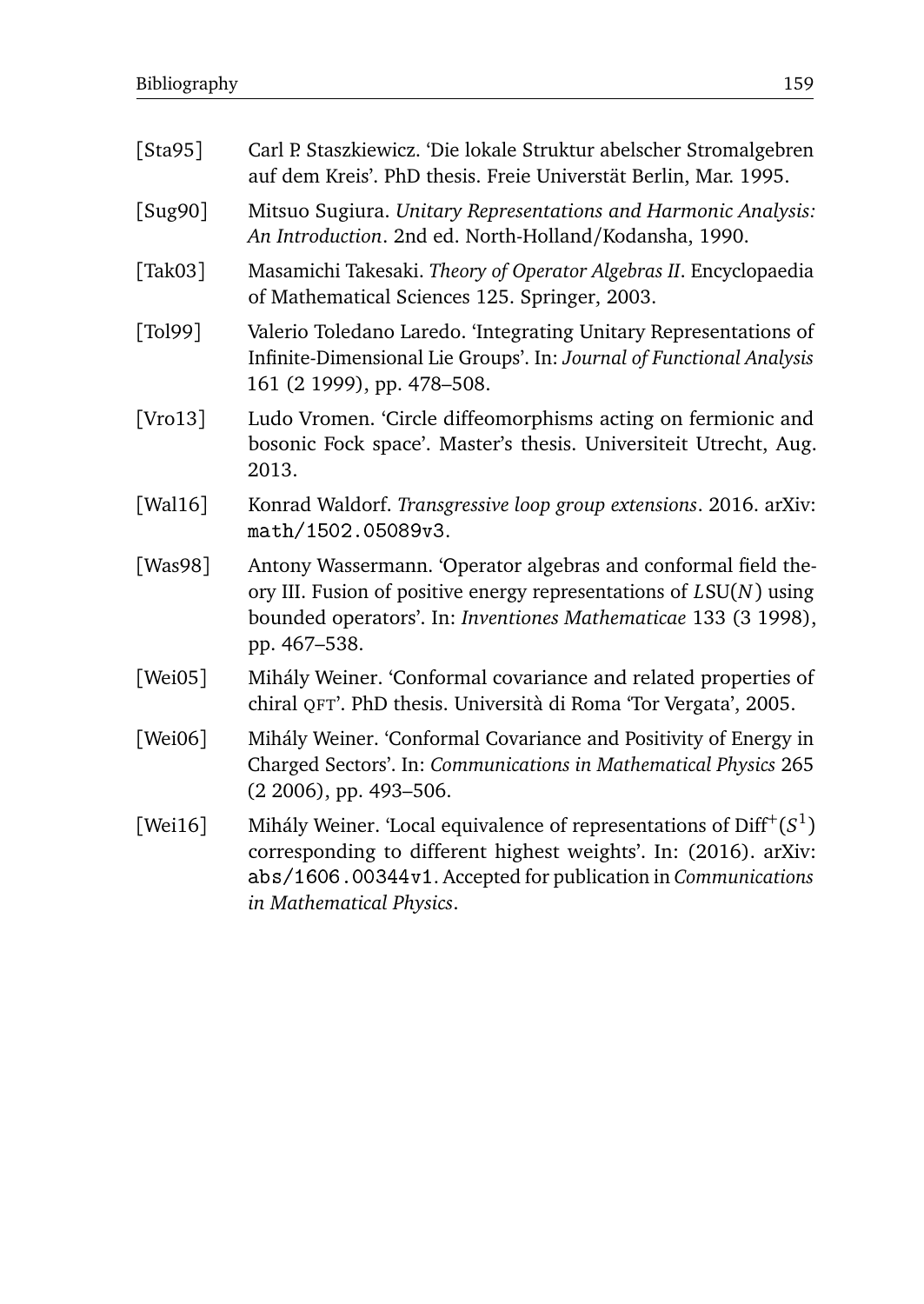[Sta95] Carl P. Staszkiewicz. 'Die lokale Struktur abelscher Stromalgebren auf dem Kreis'. PhD thesis. Freie Universtät Berlin, Mar. 1995.

[Sug90] Mitsuo Sugiura. *Unitary Representations and Harmonic Analysis: An Introduction*. 2nd ed. North-Holland/Kodansha, 1990.

[Tak03] Masamichi Takesaki. *Theory of Operator Algebras II*. Encyclopaedia of Mathematical Sciences 125. Springer, 2003.

[Tol99] Valerio Toledano Laredo. 'Integrating Unitary Representations of Infinite-Dimensional Lie Groups'. In: *Journal of Functional Analysis* 161 (2 1999), pp. 478–508.

[Vro13] Ludo Vromen. 'Circle diffeomorphisms acting on fermionic and bosonic Fock space'. Master's thesis. Universiteit Utrecht, Aug. 2013.

[Wal16] Konrad Waldorf. *Transgressive loop group extensions*. 2016. arXiv: `math/1502.05089v3`.

[Was98] Antony Wassermann. 'Operator algebras and conformal field theory III. Fusion of positive energy representations of $L\mathrm{SU}(N)$ using bounded operators'. In: *Inventiones Mathematicae* 133 (3 1998), pp. 467–538.

[Wei05] Mihály Weiner. 'Conformal covariance and related properties of chiral QFT'. PhD thesis. Università di Roma 'Tor Vergata', 2005.

[Wei06] Mihály Weiner. 'Conformal Covariance and Positivity of Energy in Charged Sectors'. In: *Communications in Mathematical Physics* 265 (2 2006), pp. 493–506.

[Wei16] Mihály Weiner. 'Local equivalence of representations of $\mathrm{Diff}^+(S^1)$ corresponding to different highest weights'. In: (2016). arXiv: `abs/1606.00344v1`. Accepted for publication in *Communications in Mathematical Physics*.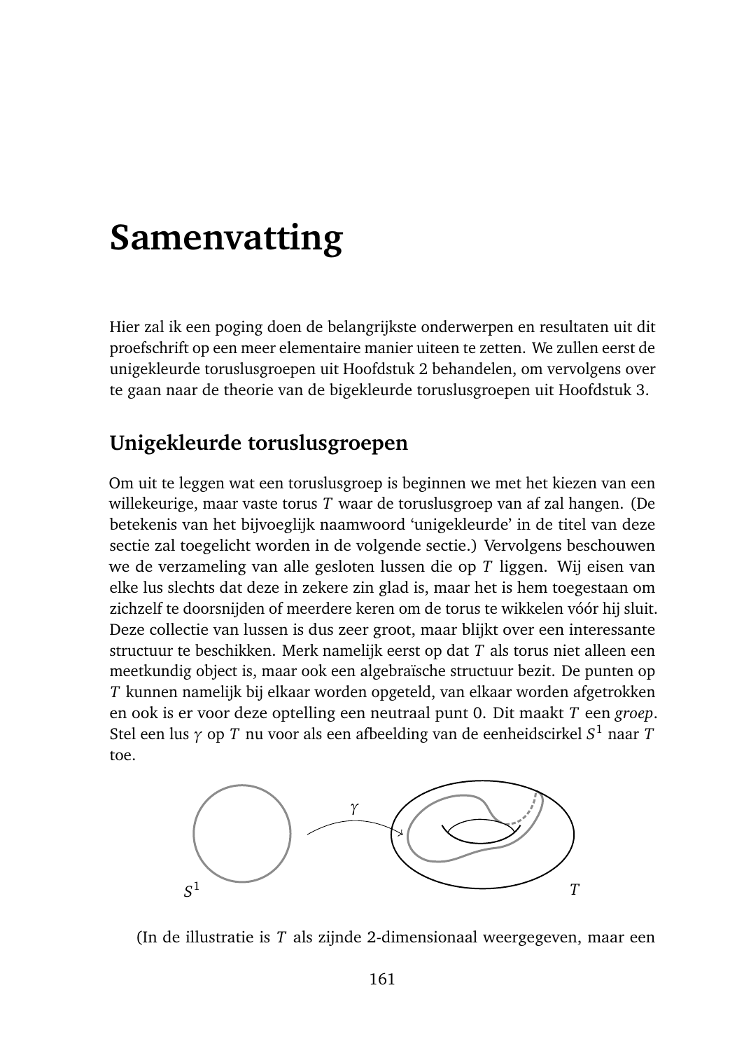# Samenvatting

Hier zal ik een poging doen de belangrijkste onderwerpen en resultaten uit dit proefschrift op een meer elementaire manier uiteen te zetten. We zullen eerst de unigekleurde toruslusgroepen uit Hoofdstuk 2 behandelen, om vervolgens over te gaan naar de theorie van de bigekleurde toruslusgroepen uit Hoofdstuk 3.

## Unigekleurde toruslusgroepen

Om uit te leggen wat een toruslusgroep is beginnen we met het kiezen van een willekeurige, maar vaste torus $T$ waar de toruslusgroep van af zal hangen. (De betekenis van het bijvoeglijk naamwoord 'unigekleurde' in de titel van deze sectie zal toegelicht worden in de volgende sectie.) Vervolgens beschouwen we de verzameling van alle gesloten lussen die op $T$ liggen. Wij eisen van elke lus slechts dat deze in zekere zin glad is, maar het is hem toegestaan om zichzelf te doorsnijden of meerdere keren om de torus te wikkelen vóór hij sluit. Deze collectie van lussen is dus zeer groot, maar blijkt over een interessante structuur te beschikken. Merk namelijk eerst op dat $T$ als torus niet alleen een meetkundig object is, maar ook een algebraïsche structuur bezit. De punten op $T$ kunnen namelijk bij elkaar worden opgeteld, van elkaar worden afgetrokken en ook is er voor deze optelling een neutraal punt 0. Dit maakt $T$ een *groep*. Stel een lus $\gamma$ op $T$ nu voor als een afbeelding van de eenheidscirkel $S^1$ naar $T$ toe.

(In de illustratie is $T$ als zijnde 2-dimensionaal weergegeven, maar een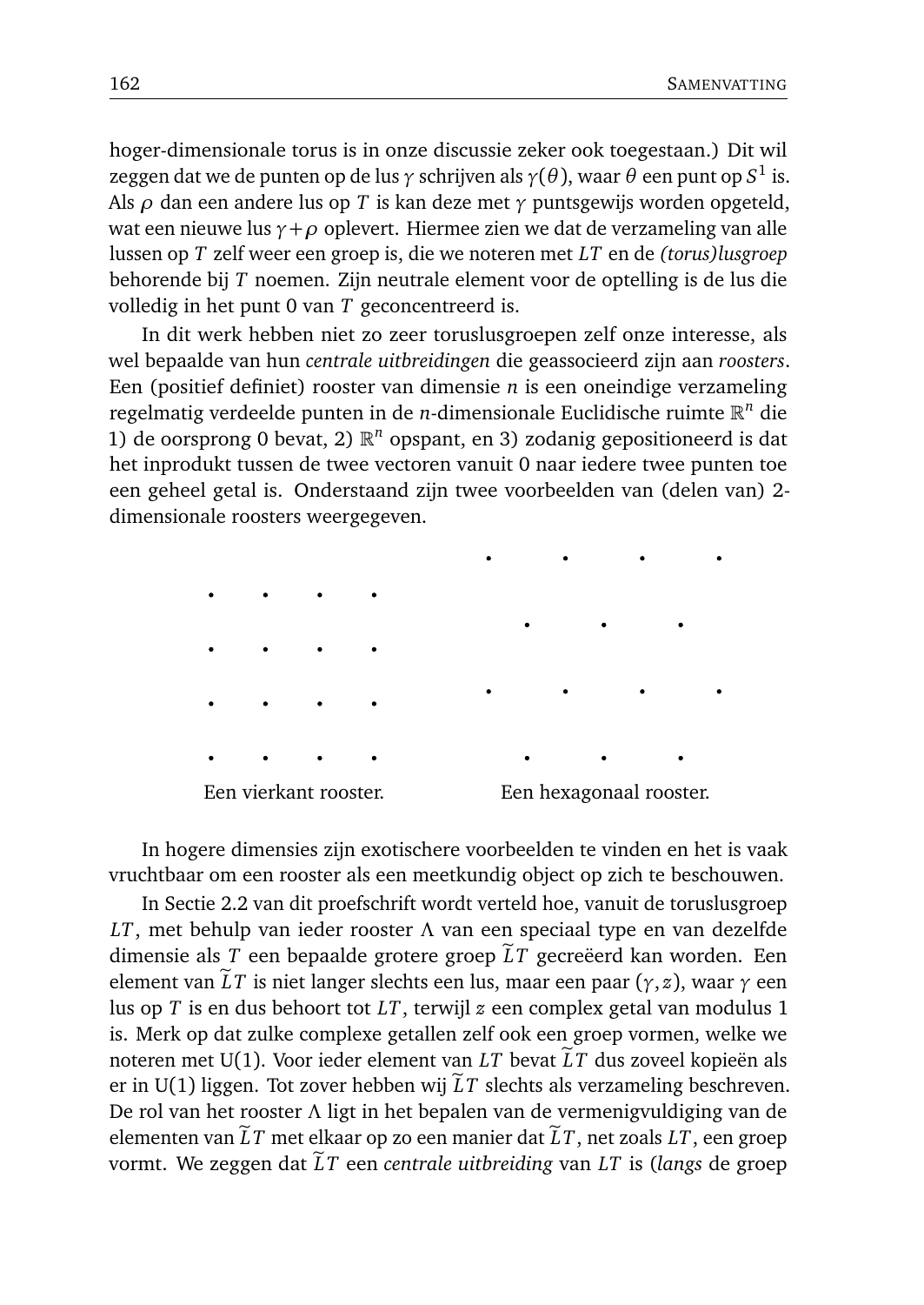hoger-dimensionale torus is in onze discussie zeker ook toegestaan.) Dit wil zeggen dat we de punten op de lus $\gamma$ schrijven als $\gamma(\theta)$, waar $\theta$ een punt op $S^1$ is. Als $\rho$ dan een andere lus op $T$ is kan deze met $\gamma$ puntsgewijs worden opgeteld, wat een nieuwe lus $\gamma + \rho$ oplevert. Hiermee zien we dat de verzameling van alle lussen op $T$ zelf weer een groep is, die we noteren met $LT$ en de *(torus)lusgroep* behorende bij $T$ noemen. Zijn neutrale element voor de optelling is de lus die volledig in het punt 0 van $T$ geconcentreerd is.

In dit werk hebben niet zo zeer toruslusgroepen zelf onze interesse, als wel bepaalde van hun *centrale uitbreidingen* die geassocieerd zijn aan *roosters*. Een (positief definiet) rooster van dimensie $n$ is een oneindige verzameling regelmatig verdeelde punten in de $n$-dimensionale Euclidische ruimte $\mathbb{R}^n$ die 1) de oorsprong 0 bevat, 2) $\mathbb{R}^n$ opspant, en 3) zodanig gepositioneerd is dat het inprodukt tussen de twee vectoren vanuit 0 naar iedere twee punten toe een geheel getal is. Onderstaand zijn twee voorbeelden van (delen van) 2-dimensionale roosters weergegeven.

Een vierkant rooster. Een hexagonaal rooster.

In hogere dimensies zijn exotischere voorbeelden te vinden en het is vaak vruchtbaar om een rooster als een meetkundig object op zich te beschouwen.

In Sectie 2.2 van dit proefschrift wordt verteld hoe, vanuit de toruslusgroep $LT$, met behulp van ieder rooster $\Lambda$ van een speciaal type en van dezelfde dimensie als $T$ een bepaalde grotere groep $\widetilde{L}T$ gecreëerd kan worden. Een element van $\widetilde{L}T$ is niet langer slechts een lus, maar een paar $(\gamma, z)$, waar $\gamma$ een lus op $T$ is en dus behoort tot $LT$, terwijl $z$ een complex getal van modulus 1 is. Merk op dat zulke complexe getallen zelf ook een groep vormen, welke we noteren met U(1). Voor ieder element van $LT$ bevat $\widetilde{L}T$ dus zoveel kopieën als er in U(1) liggen. Tot zover hebben wij $\widetilde{L}T$ slechts als verzameling beschreven. De rol van het rooster $\Lambda$ ligt in het bepalen van de vermenigvuldiging van de elementen van $\widetilde{L}T$ met elkaar op zo een manier dat $\widetilde{L}T$, net zoals $LT$, een groep vormt. We zeggen dat $\widetilde{L}T$ een *centrale uitbreiding* van $LT$ is (*langs* de groep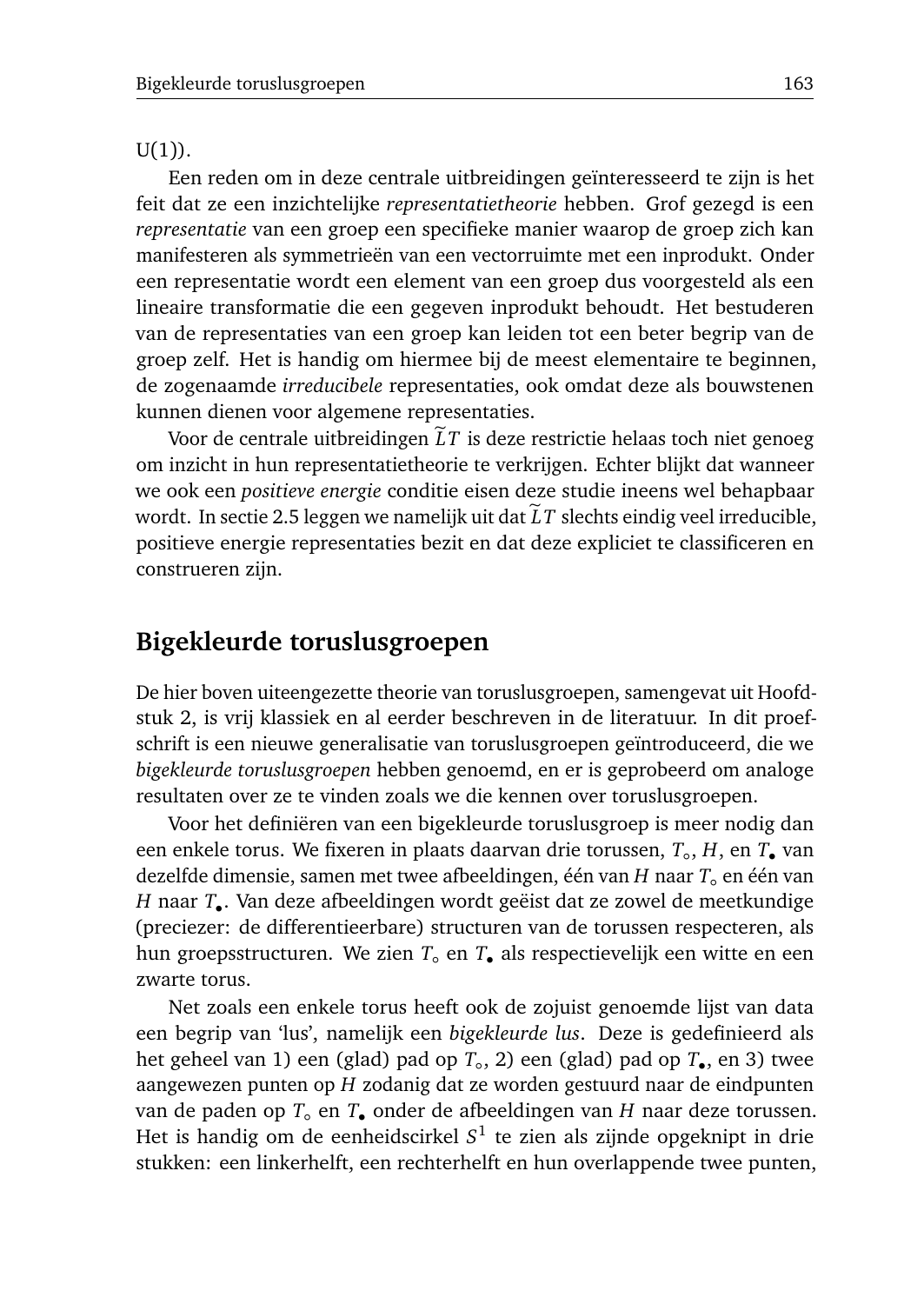U(1)).

Een reden om in deze centrale uitbreidingen geïnteresseerd te zijn is het feit dat ze een inzichtelijke *representatietheorie* hebben. Grof gezegd is een *representatie* van een groep een specifieke manier waarop de groep zich kan manifesteren als symmetrieën van een vectorruimte met een inprodukt. Onder een representatie wordt een element van een groep dus voorgesteld als een lineaire transformatie die een gegeven inprodukt behoudt. Het bestuderen van de representaties van een groep kan leiden tot een beter begrip van de groep zelf. Het is handig om hiermee bij de meest elementaire te beginnen, de zogenaamde *irreducibele* representaties, ook omdat deze als bouwstenen kunnen dienen voor algemene representaties.

Voor de centrale uitbreidingen $\widetilde{LT}$ is deze restrictie helaas toch niet genoeg om inzicht in hun representatietheorie te verkrijgen. Echter blijkt dat wanneer we ook een *positieve energie* conditie eisen deze studie ineens wel behapbaar wordt. In sectie 2.5 leggen we namelijk uit dat $\widetilde{LT}$ slechts eindig veel irreducible, positieve energie representaties bezit en dat deze expliciet te classificeren en construeren zijn.

## Bigekleurde toruslusgroepen

De hier boven uiteengezette theorie van toruslusgroepen, samengevat uit Hoofdstuk 2, is vrij klassiek en al eerder beschreven in de literatuur. In dit proefschrift is een nieuwe generalisatie van toruslusgroepen geïntroduceerd, die we *bigekleurde toruslusgroepen* hebben genoemd, en er is geprobeerd om analoge resultaten over ze te vinden zoals we die kennen over toruslusgroepen.

Voor het definiëren van een bigekleurde toruslusgroep is meer nodig dan een enkele torus. We fixeren in plaats daarvan drie torussen, $T_\circ$, $H$, en $T_\bullet$ van dezelfde dimensie, samen met twee afbeeldingen, één van $H$ naar $T_\circ$ en één van $H$ naar $T_\bullet$. Van deze afbeeldingen wordt geëist dat ze zowel de meetkundige (preciezer: de differentieerbare) structuren van de torussen respecteren, als hun groepsstructuren. We zien $T_\circ$ en $T_\bullet$ als respectievelijk een witte en een zwarte torus.

Net zoals een enkele torus heeft ook de zojuist genoemde lijst van data een begrip van 'lus', namelijk een *bigekleurde lus*. Deze is gedefinieerd als het geheel van 1) een (glad) pad op $T_\circ$, 2) een (glad) pad op $T_\bullet$, en 3) twee aangewezen punten op $H$ zodanig dat ze worden gestuurd naar de eindpunten van de paden op $T_\circ$ en $T_\bullet$ onder de afbeeldingen van $H$ naar deze torussen. Het is handig om de eenheidscirkel $S^1$ te zien als zijnde opgeknipt in drie stukken: een linkerhelft, een rechterhelft en hun overlappende twee punten,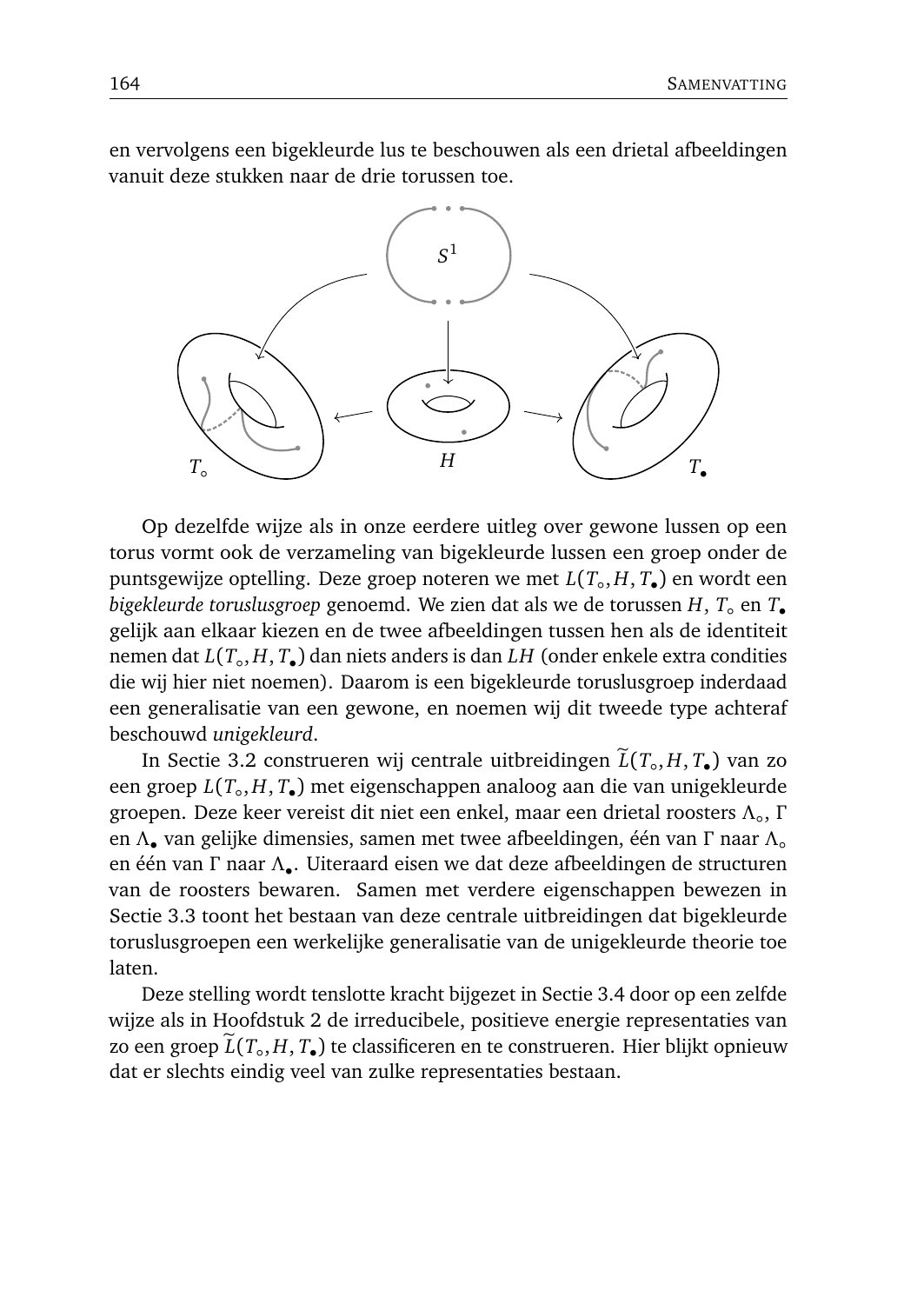en vervolgens een bigekleurde lus te beschouwen als een drietal afbeeldingen vanuit deze stukken naar de drie torussen toe.

Op dezelfde wijze als in onze eerdere uitleg over gewone lussen op een torus vormt ook de verzameling van bigekleurde lussen een groep onder de puntsgewijze optelling. Deze groep noteren we met $L(T_\circ, H, T_\bullet)$ en wordt een *bigekleurde toruslusgroep* genoemd. We zien dat als we de torussen $H$, $T_\circ$ en $T_\bullet$ gelijk aan elkaar kiezen en de twee afbeeldingen tussen hen als de identiteit nemen dat $L(T_\circ, H, T_\bullet)$ dan niets anders is dan $LH$ (onder enkele extra condities die wij hier niet noemen). Daarom is een bigekleurde toruslusgroep inderdaad een generalisatie van een gewone, en noemen wij dit tweede type achteraf beschouwd *unigekleurd*.

In Sectie 3.2 construeren wij centrale uitbreidingen $\widetilde{L}(T_\circ, H, T_\bullet)$ van zo een groep $L(T_\circ, H, T_\bullet)$ met eigenschappen analoog aan die van unigekleurde groepen. Deze keer vereist dit niet een enkel, maar een drietal roosters $\Lambda_\circ$, $\Gamma$ en $\Lambda_\bullet$ van gelijke dimensies, samen met twee afbeeldingen, één van $\Gamma$ naar $\Lambda_\circ$ en één van $\Gamma$ naar $\Lambda_\bullet$. Uiteraard eisen we dat deze afbeeldingen de structuren van de roosters bewaren. Samen met verdere eigenschappen bewezen in Sectie 3.3 toont het bestaan van deze centrale uitbreidingen dat bigekleurde toruslusgroepen een werkelijke generalisatie van de unigekleurde theorie toe laten.

Deze stelling wordt tenslotte kracht bijgezet in Sectie 3.4 door op een zelfde wijze als in Hoofdstuk 2 de irreducibele, positieve energie representaties van zo een groep $\widetilde{L}(T_\circ, H, T_\bullet)$ te classificeren en te construeren. Hier blijkt opnieuw dat er slechts eindig veel van zulke representaties bestaan.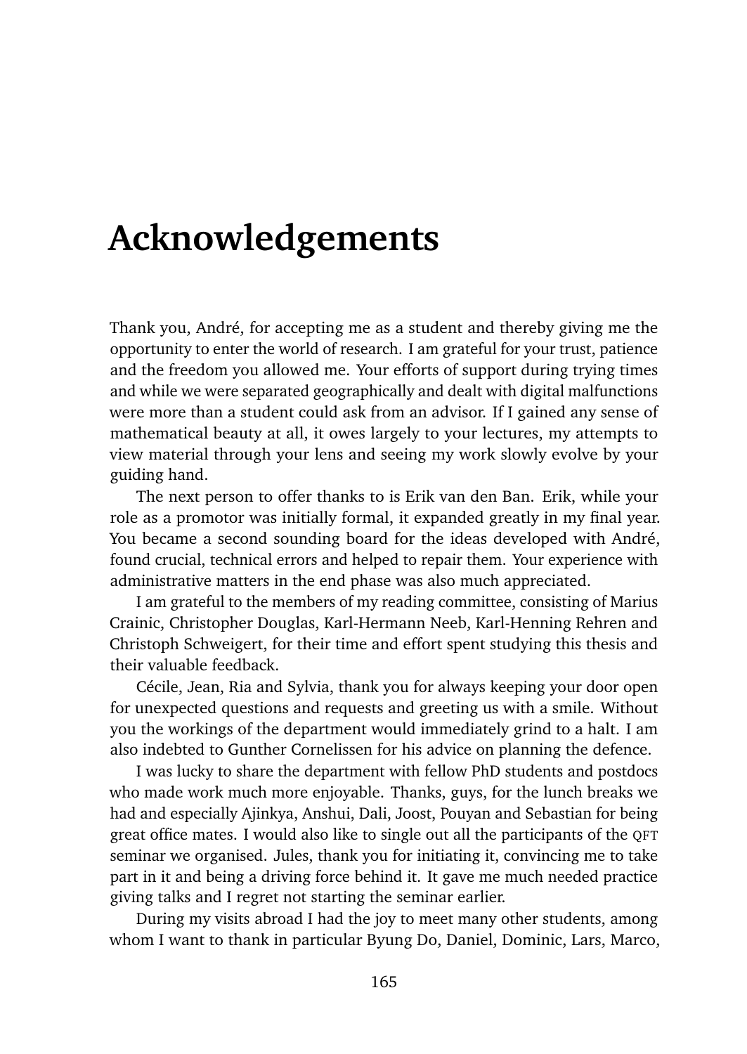# Acknowledgements

Thank you, André, for accepting me as a student and thereby giving me the opportunity to enter the world of research. I am grateful for your trust, patience and the freedom you allowed me. Your efforts of support during trying times and while we were separated geographically and dealt with digital malfunctions were more than a student could ask from an advisor. If I gained any sense of mathematical beauty at all, it owes largely to your lectures, my attempts to view material through your lens and seeing my work slowly evolve by your guiding hand.

The next person to offer thanks to is Erik van den Ban. Erik, while your role as a promotor was initially formal, it expanded greatly in my final year. You became a second sounding board for the ideas developed with André, found crucial, technical errors and helped to repair them. Your experience with administrative matters in the end phase was also much appreciated.

I am grateful to the members of my reading committee, consisting of Marius Crainic, Christopher Douglas, Karl-Hermann Neeb, Karl-Henning Rehren and Christoph Schweigert, for their time and effort spent studying this thesis and their valuable feedback.

Cécile, Jean, Ria and Sylvia, thank you for always keeping your door open for unexpected questions and requests and greeting us with a smile. Without you the workings of the department would immediately grind to a halt. I am also indebted to Gunther Cornelissen for his advice on planning the defence.

I was lucky to share the department with fellow PhD students and postdocs who made work much more enjoyable. Thanks, guys, for the lunch breaks we had and especially Ajinkya, Anshui, Dali, Joost, Pouyan and Sebastian for being great office mates. I would also like to single out all the participants of the QFT seminar we organised. Jules, thank you for initiating it, convincing me to take part in it and being a driving force behind it. It gave me much needed practice giving talks and I regret not starting the seminar earlier.

During my visits abroad I had the joy to meet many other students, among whom I want to thank in particular Byung Do, Daniel, Dominic, Lars, Marco,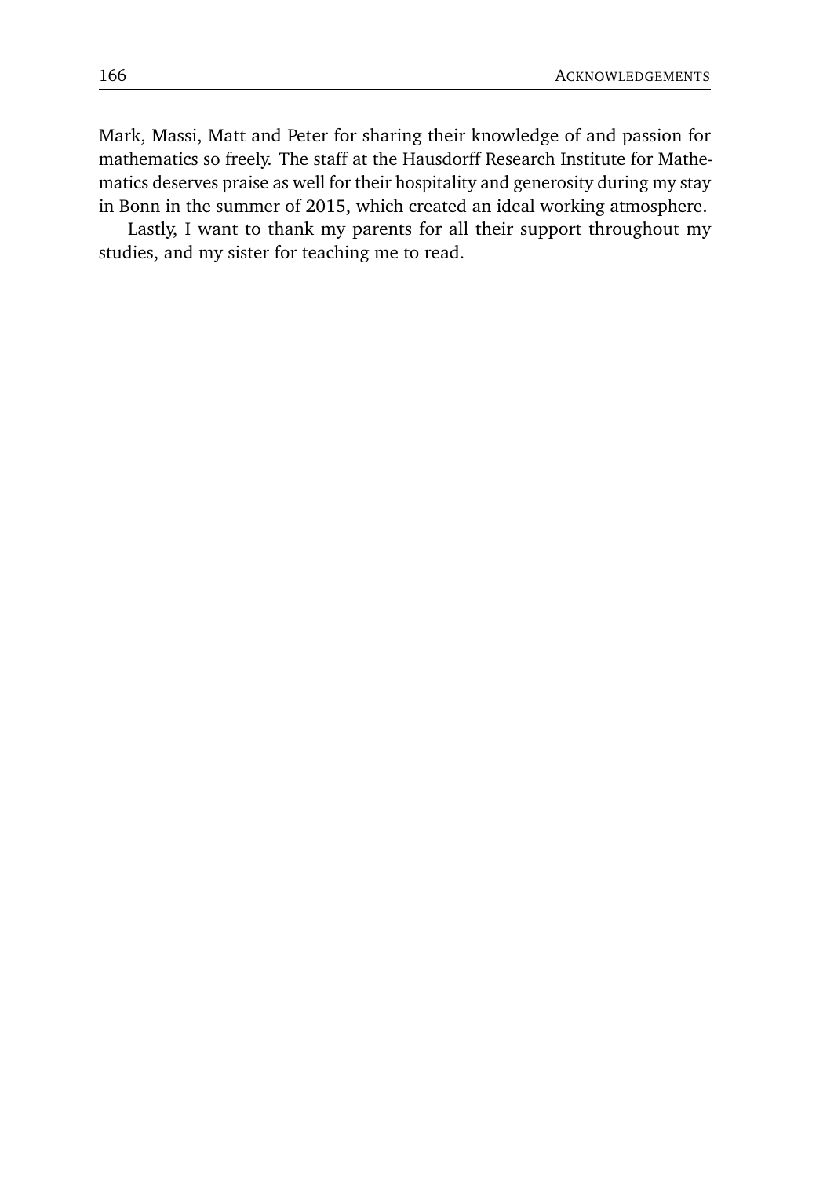Mark, Massi, Matt and Peter for sharing their knowledge of and passion for mathematics so freely. The staff at the Hausdorff Research Institute for Mathematics deserves praise as well for their hospitality and generosity during my stay in Bonn in the summer of 2015, which created an ideal working atmosphere.

Lastly, I want to thank my parents for all their support throughout my studies, and my sister for teaching me to read.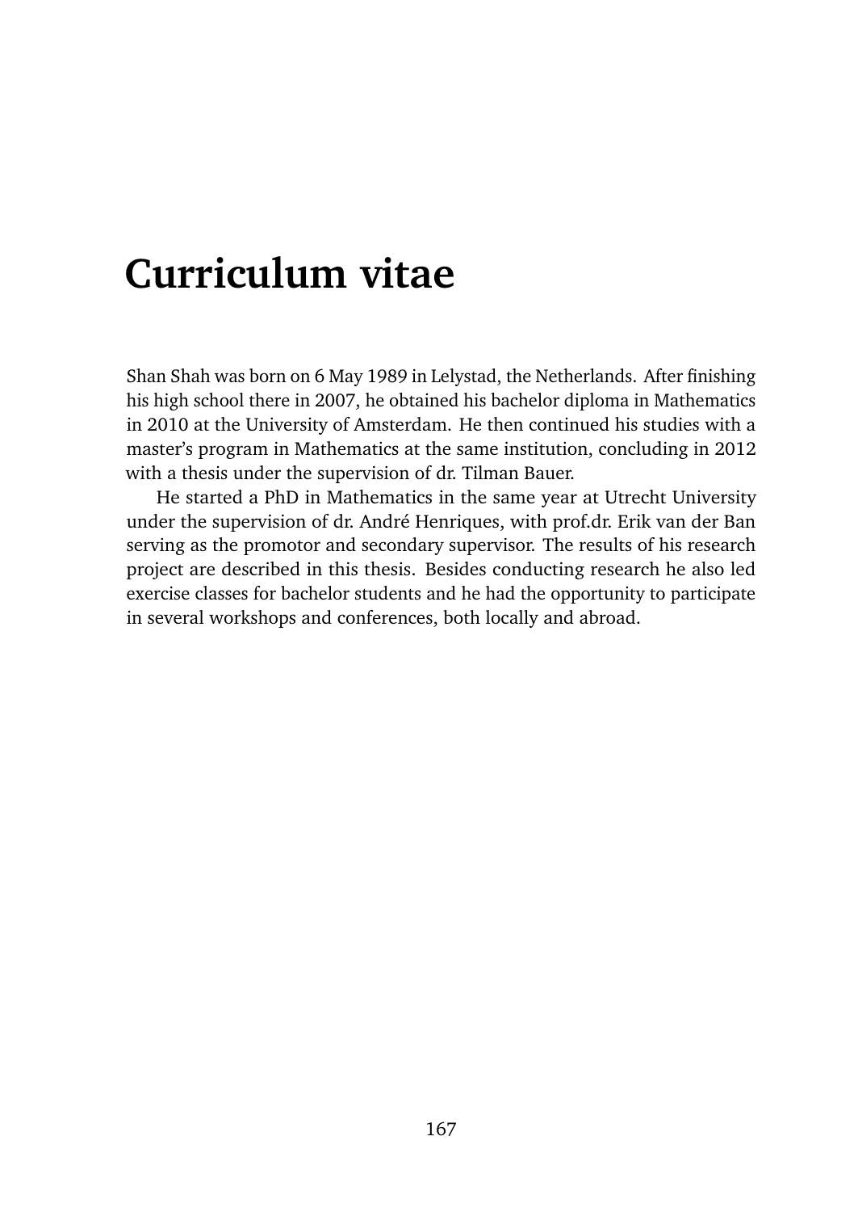# Curriculum vitae

Shan Shah was born on 6 May 1989 in Lelystad, the Netherlands. After finishing his high school there in 2007, he obtained his bachelor diploma in Mathematics in 2010 at the University of Amsterdam. He then continued his studies with a master's program in Mathematics at the same institution, concluding in 2012 with a thesis under the supervision of dr. Tilman Bauer.

He started a PhD in Mathematics in the same year at Utrecht University under the supervision of dr. André Henriques, with prof.dr. Erik van der Ban serving as the promotor and secondary supervisor. The results of his research project are described in this thesis. Besides conducting research he also led exercise classes for bachelor students and he had the opportunity to participate in several workshops and conferences, both locally and abroad.